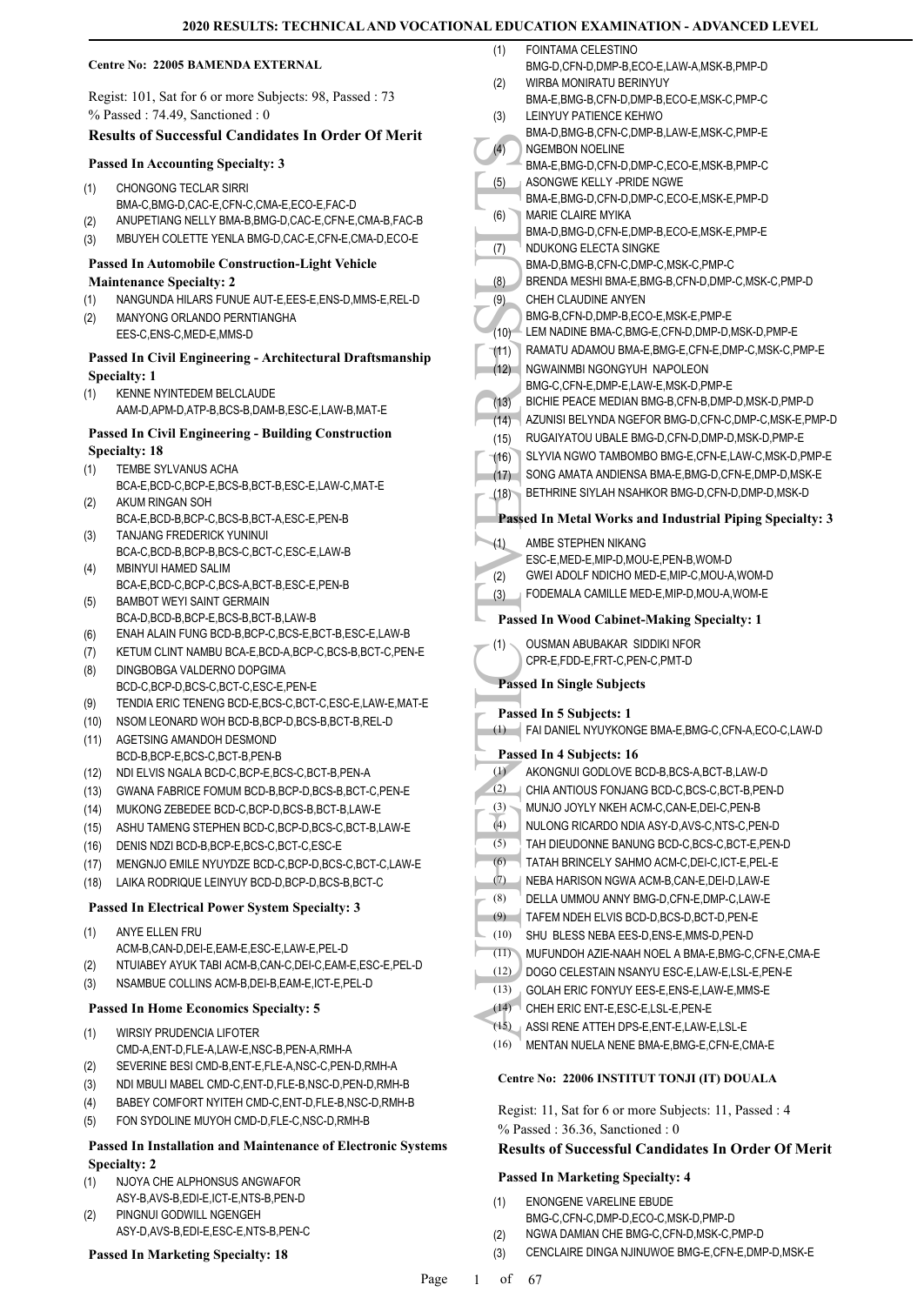# 2020 RESULTS: TECHNICAL AND VOCATIONAL EDUCATION EXAMINATION - ADVANCED LEVEL

## Centre No: 22005 BAMENDA EXTERNAL

Regist: 101, Sat for 6 or more Subjects: 98, Passed : 73
% Passed : 74.49, Sanctioned : 0

### Results of Successful Candidates In Order Of Merit

#### Passed In Accounting Specialty: 3

(1) CHONGONG TECLAR SIRRI BMA-C,BMG-D,CAC-E,CFN-C,CMA-E,ECO-E,FAC-D
(2) ANUPETIANG NELLY BMA-B,BMG-D,CAC-E,CFN-E,CMA-B,FAC-B
(3) MBUYEH COLETTE YENLA BMG-D,CAC-E,CFN-E,CMA-D,ECO-E

#### Passed In Automobile Construction-Light Vehicle Maintenance Specialty: 2

(1) NANGUNDA HILARS FUNUE AUT-E,EES-E,ENS-D,MMS-E,REL-D
(2) MANYONG ORLANDO PERNTIANGHA EES-C,ENS-C,MED-E,MMS-D

#### Passed In Civil Engineering - Architectural Draftsmanship Specialty: 1

(1) KENNE NYINTEDEM BELCLAUDE AAM-D,APM-D,ATP-B,BCS-B,DAM-B,ESC-E,LAW-B,MAT-E

#### Passed In Civil Engineering - Building Construction Specialty: 18

(1) TEMBE SYLVANUS ACHA BCA-E,BCD-C,BCP-E,BCS-B,BCT-B,ESC-E,LAW-C,MAT-E
(2) AKUM RINGAN SOH BCA-E,BCD-B,BCP-C,BCS-B,BCT-A,ESC-E,PEN-B
(3) TANJANG FREDERICK YUNINUI BCA-C,BCD-B,BCP-B,BCS-C,BCT-C,ESC-E,LAW-B
(4) MBINYUI HAMED SALIM BCA-E,BCD-C,BCP-C,BCS-A,BCT-B,ESC-E,PEN-B
(5) BAMBOT WEYI SAINT GERMAIN BCA-D,BCD-B,BCP-E,BCS-B,BCT-B,LAW-B
(6) ENAH ALAIN FUNG BCD-B,BCP-C,BCS-E,BCT-B,ESC-E,LAW-B
(7) KETUM CLINT NAMBU BCA-E,BCD-A,BCP-C,BCS-B,BCT-C,PEN-E
(8) DINGBOBGA VALDERNO DOPGIMA BCD-C,BCP-D,BCS-C,BCT-C,ESC-E,PEN-E
(9) TENDIA ERIC TENENG BCD-E,BCS-C,BCT-C,ESC-E,LAW-E,MAT-E
(10) NSOM LEONARD WOH BCD-B,BCP-D,BCS-B,BCT-B,REL-D
(11) AGETSING AMANDOH DESMOND BCD-B,BCP-E,BCS-C,BCT-B,PEN-B
(12) NDI ELVIS NGALA BCD-C,BCP-E,BCS-C,BCT-B,PEN-A
(13) GWANA FABRICE FOMUM BCD-B,BCP-D,BCS-B,BCT-C,PEN-E
(14) MUKONG ZEBEDEE BCD-C,BCP-D,BCS-B,BCT-B,LAW-E
(15) ASHU TAMENG STEPHEN BCD-C,BCP-D,BCS-C,BCT-B,LAW-E
(16) DENIS NDZI BCD-B,BCP-E,BCS-C,BCT-C,ESC-E
(17) MENGNJO EMILE NYUYDZE BCD-C,BCP-D,BCS-C,BCT-C,LAW-E
(18) LAIKA RODRIQUE LEINYUY BCD-D,BCP-D,BCS-B,BCT-C

#### Passed In Electrical Power System Specialty: 3

(1) ANYE ELLEN FRU ACM-B,CAN-D,DEI-E,EAM-E,ESC-E,LAW-E,PEL-D
(2) NTUIABEY AYUK TABI ACM-B,CAN-C,DEI-C,EAM-E,ESC-E,PEL-D
(3) NSAMBUE COLLINS ACM-B,DEI-B,EAM-E,ICT-E,PEL-D

#### Passed In Home Economics Specialty: 5

(1) WIRSIY PRUDENCIA LIFOTER CMD-A,ENT-D,FLE-A,LAW-E,NSC-B,PEN-A,RMH-A
(2) SEVERINE BESI CMD-B,ENT-E,FLE-A,NSC-C,PEN-D,RMH-E
(3) NDI MBULI MABEL CMD-C,ENT-D,FLE-B,NSC-D,PEN-D,RMH-B
(4) BABEY COMFORT NYITEH CMD-C,ENT-D,FLE-B,NSC-D,RMH-B
(5) FON SYDOLINE MUYOH CMD-D,FLE-C,NSC-D,RMH-B

#### Passed In Installation and Maintenance of Electronic Systems Specialty: 2

(1) NJOYA CHE ALPHONSUS ANGWAFOR ASY-B,AVS-B,EDI-E,ICT-E,NTS-B,PEN-D
(2) PINGNUI GODWILL NGENGEH ASY-D,AVS-B,EDI-E,ESC-E,NTS-B,PEN-C

#### Passed In Marketing Specialty: 18

(1) FOINTAMA CELESTINO BMG-D,CFN-D,DMP-B,ECO-E,LAW-A,MSK-B,PMP-D
(2) WIRBA MONIRATU BERINYUY BMA-E,BMG-B,CFN-D,DMP-B,ECO-E,MSK-C,PMP-C
(3) LEINYUY PATIENCE KEHWO BMA-D,BMG-B,CFN-C,DMP-B,LAW-E,MSK-C,PMP-E
(4) NGEMBON NOELINE BMA-E,BMG-D,CFN-D,DMP-C,ECO-E,MSK-B,PMP-C
(5) ASONGWE KELLY -PRIDE NGWE BMA-E,BMG-D,CFN-D,DMP-C,ECO-E,MSK-E,PMP-D
(6) MARIE CLAIRE MYIKA BMA-D,BMG-D,CFN-E,DMP-B,ECO-E,MSK-E,PMP-E
(7) NDUKONG ELECTA SINGKE BMA-D,BMG-B,CFN-C,DMP-C,MSK-C,PMP-C
(8) BRENDA MESHI BMA-E,BMG-B,CFN-D,DMP-C,MSK-C,PMP-D
(9) CHEH CLAUDINE ANYEN BMG-B,CFN-D,DMP-B,ECO-E,MSK-E,PMP-E
(10) LEM NADINE BMA-C,BMG-E,CFN-D,DMP-D,MSK-D,PMP-E
(11) RAMATU ADAMOU BMA-E,BMG-E,CFN-E,DMP-C,MSK-C,PMP-E
(12) NGWAINMBI NGONGYUH NAPOLEON BMG-C,CFN-E,DMP-E,LAW-E,MSK-D,PMP-E
(13) BICHIE PEACE MEDIAN BMG-B,CFN-B,DMP-D,MSK-D,PMP-D
(14) AZUNISI BELYNDA NGEFOR BMG-D,CFN-C,DMP-C,MSK-E,PMP-D
(15) RUGAIYATOU UBALE BMG-D,CFN-D,DMP-D,MSK-D,PMP-E
(16) SLYVIA NGWO TAMBOMBO BMG-E,CFN-E,LAW-C,MSK-D,PMP-E
(17) SONG AMATA ANDIENSA BMA-E,BMG-D,CFN-E,DMP-D,MSK-E
(18) BETHRINE SIYLAH NSAHKOR BMG-D,CFN-D,DMP-D,MSK-D

#### Passed In Metal Works and Industrial Piping Specialty: 3

(1) AMBE STEPHEN NIKANG ESC-E,MED-E,MIP-D,MOU-E,PEN-B,WOM-D
(2) GWEI ADOLF NDICHO MED-E,MIP-C,MOU-A,WOM-D
(3) FODEMALA CAMILLE MED-E,MIP-D,MOU-A,WOM-E

#### Passed In Wood Cabinet-Making Specialty: 1

(1) OUSMAN ABUBAKAR SIDDIKI NFOR CPR-E,FDD-E,FRT-C,PEN-C,PMT-D

#### Passed In Single Subjects

#### Passed In 5 Subjects: 1

(1) FAI DANIEL NYUYKONGE BMA-E,BMG-C,CFN-A,ECO-C,LAW-D

#### Passed In 4 Subjects: 16

(1) AKONGNUI GODLOVE BCD-B,BCS-A,BCT-B,LAW-D
(2) CHIA ANTIOUS FONJANG BCD-C,BCS-C,BCT-B,PEN-D
(3) MUNJO JOYLY NKEH ACM-C,CAN-E,DEI-C,PEN-B
(4) NULONG RICARDO NDIA ASY-D,AVS-C,NTS-C,PEN-D
(5) TAH DIEUDONNE BANUNG BCD-C,BCS-C,BCT-E,PEN-D
(6) TATAH BRINCELY SAHMO ACM-C,DEI-C,ICT-E,PEL-E
(7) NEBA HARISON NGWA ACM-B,CAN-E,DEI-D,LAW-E
(8) DELLA UMMOU ANNY BMG-D,CFN-E,DMP-C,LAW-E
(9) TAFEM NDEH ELVIS BCD-D,BCS-D,BCT-D,PEN-E
(10) SHU BLESS NEBA EES-D,ENS-E,MMS-D,PEN-D
(11) MUFUNDOH AZIE-NAAH NOEL A BMA-E,BMG-C,CFN-E,CMA-E
(12) DOGO CELESTAIN NSANYU ESC-E,LAW-E,LSL-E,PEN-E
(13) GOLAH ERIC FONYUY EES-E,ENS-E,LAW-E,MMS-E
(14) CHEH ERIC ENT-E,ESC-E,LSL-E,PEN-E
(15) ASSI RENE ATTEH DPS-E,ENT-E,LAW-E,LSL-E
(16) MENTAN NUELA NENE BMA-E,BMG-E,CFN-E,CMA-E

## Centre No: 22006 INSTITUT TONJI (IT) DOUALA

Regist: 11, Sat for 6 or more Subjects: 11, Passed : 4
% Passed : 36.36, Sanctioned : 0

### Results of Successful Candidates In Order Of Merit

#### Passed In Marketing Specialty: 4

(1) ENONGENE VARELINE EBUDE BMG-C,CFN-C,DMP-D,ECO-C,MSK-D,PMP-D
(2) NGWA DAMIAN CHE BMG-C,CFN-D,MSK-C,PMP-D
(3) CENCLAIRE DINGA NJINUWOE BMG-E,CFN-E,DMP-D,MSK-E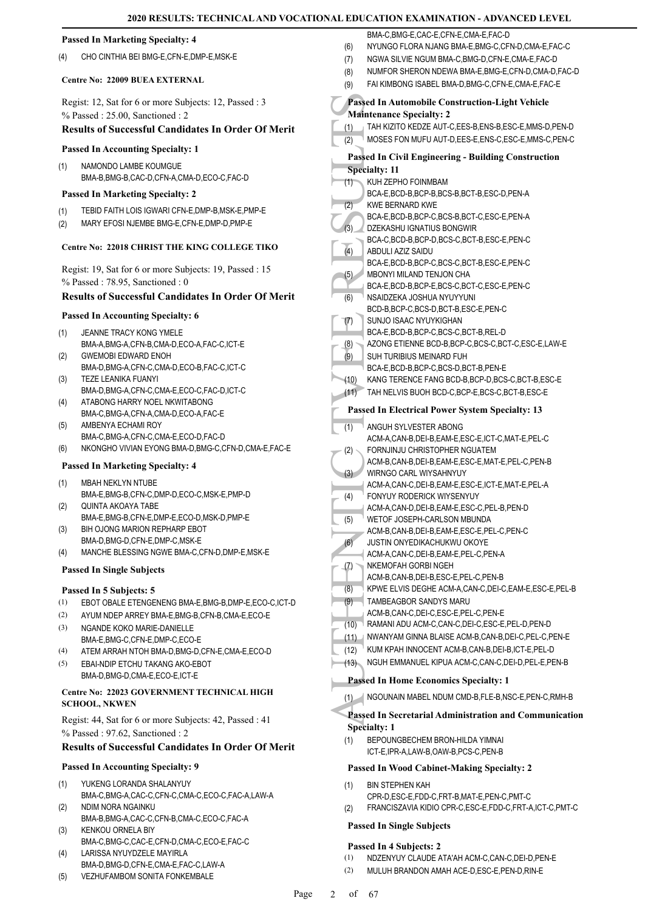#### Passed In Marketing Specialty: 4

(4) CHO CINTHIA BEI BMG-E,CFN-E,DMP-E,MSK-E

#### Centre No: 22009 BUEA EXTERNAL

Regist: 12, Sat for 6 or more Subjects: 12, Passed : 3
% Passed : 25.00, Sanctioned : 2

### Results of Successful Candidates In Order Of Merit

#### Passed In Accounting Specialty: 1

(1) NAMONDO LAMBE KOUMGUE
BMA-B,BMG-B,CAC-D,CFN-A,CMA-D,ECO-C,FAC-D

#### Passed In Marketing Specialty: 2

(1) TEBID FAITH LOIS IGWARI CFN-E,DMP-B,MSK-E,PMP-E
(2) MARY EFOSI NJEMBE BMG-E,CFN-E,DMP-D,PMP-E

#### Centre No: 22018 CHRIST THE KING COLLEGE TIKO

Regist: 19, Sat for 6 or more Subjects: 19, Passed : 15
% Passed : 78.95, Sanctioned : 0

### Results of Successful Candidates In Order Of Merit

#### Passed In Accounting Specialty: 6

(1) JEANNE TRACY KONG YMELE
BMA-A,BMG-A,CFN-B,CMA-D,ECO-A,FAC-C,ICT-E
(2) GWEMOBI EDWARD ENOH
BMA-D,BMG-A,CFN-C,CMA-D,ECO-B,FAC-C,ICT-C
(3) TEZE LEANIKA FUANYI
BMA-D,BMG-A,CFN-C,CMA-E,ECO-C,FAC-D,ICT-C
(4) ATABONG HARRY NOEL NKWITABONG
BMA-C,BMG-A,CFN-A,CMA-D,ECO-A,FAC-E
(5) AMBENYA ECHAMI ROY
BMA-C,BMG-A,CFN-C,CMA-E,ECO-D,FAC-D
(6) NKONGHO VIVIAN EYONG BMA-D,BMG-C,CFN-D,CMA-E,FAC-E

#### Passed In Marketing Specialty: 4

(1) MBAH NEKLYN NTUBE
BMA-E,BMG-B,CFN-C,DMP-D,ECO-C,MSK-E,PMP-D
(2) QUINTA AKOAYA TABE
BMA-E,BMG-B,CFN-E,DMP-E,ECO-D,MSK-D,PMP-E
(3) BIH OJONG MARION REPHARP EBOT
BMA-D,BMG-D,CFN-E,DMP-C,MSK-E
(4) MANCHE BLESSING NGWE BMA-C,CFN-D,DMP-E,MSK-E

#### Passed In Single Subjects

#### Passed In 5 Subjects: 5

(1) EBOT OBALE ETENGENENG BMA-E,BMG-B,DMP-E,ECO-C,ICT-D
(2) AYUM NDEP ARREY BMA-E,BMG-B,CFN-B,CMA-E,ECO-E
(3) NGANDE KOKO MARIE-DANIELLE
BMA-E,BMG-C,CFN-E,DMP-C,ECO-E
(4) ATEM ARRAH NTOH BMA-D,BMG-D,CFN-E,CMA-E,ECO-D
(5) EBAI-NDIP ETCHU TAKANG AKO-EBOT
BMA-D,BMG-D,CMA-E,ECO-E,ICT-E

#### Centre No: 22023 GOVERNMENT TECHNICAL HIGH SCHOOL, NKWEN

Regist: 44, Sat for 6 or more Subjects: 42, Passed : 41
% Passed : 97.62, Sanctioned : 2

### Results of Successful Candidates In Order Of Merit

#### Passed In Accounting Specialty: 9

(1) YUKENG LORANDA SHALANYUY
BMA-C,BMG-A,CAC-C,CFN-C,CMA-C,ECO-C,FAC-A,LAW-A
(2) NDIM NORA NGAINKU
BMA-B,BMG-A,CAC-C,CFN-B,CMA-C,ECO-C,FAC-A
(3) KENKOU ORNELA BIY
BMA-C,BMG-C,CAC-E,CFN-D,CMA-C,ECO-E,FAC-C
(4) LARISSA NYUYDZELE MAYIRLA
BMA-D,BMG-D,CFN-E,CMA-E,FAC-C,LAW-A
(5) VEZHUFAMBOM SONITA FONKEMBALE
BMA-C,BMG-E,CAC-E,CFN-E,CMA-E,FAC-D
(6) NYUNGO FLORA NJANG BMA-E,BMG-C,CFN-D,CMA-E,FAC-C
(7) NGWA SILVIE NGUM BMA-C,BMG-D,CFN-E,CMA-E,FAC-D
(8) NUMFOR SHERON NDEWA BMA-E,BMG-E,CFN-D,CMA-D,FAC-D
(9) FAI KIMBONG ISABEL BMA-D,BMG-C,CFN-E,CMA-E,FAC-E

#### Passed In Automobile Construction-Light Vehicle Maintenance Specialty: 2

(1) TAH KIZITO KEDZE AUT-C,EES-B,ENS-B,ESC-E,MMS-D,PEN-D
(2) MOSES FON MUFU AUT-D,EES-E,ENS-C,ESC-E,MMS-C,PEN-C

#### Passed In Civil Engineering - Building Construction Specialty: 11

(1) KUH ZEPHO FOINMBAM
BCA-E,BCD-B,BCP-B,BCS-B,BCT-B,ESC-D,PEN-A
(2) KWE BERNARD KWE
BCA-E,BCD-B,BCP-C,BCS-B,BCT-C,ESC-E,PEN-A
(3) DZEKASHU IGNATIUS BONGWIR
BCA-C,BCD-B,BCP-D,BCS-C,BCT-B,ESC-E,PEN-C
(4) ABDULI AZIZ SAIDU
BCA-E,BCD-B,BCP-C,BCS-C,BCT-B,ESC-E,PEN-C
(5) MBONYI MILAND TENJON CHA
BCA-E,BCD-B,BCP-E,BCS-C,BCT-C,ESC-E,PEN-C
(6) NSAIDZEKA JOSHUA NYUYYUNI
BCD-B,BCP-C,BCS-D,BCT-B,ESC-E,PEN-C
(7) SUNJO ISAAC NYUYKIGHAN
BCA-E,BCD-B,BCP-C,BCS-C,BCT-B,REL-D
(8) AZONG ETIENNE BCD-B,BCP-C,BCS-C,BCT-C,ESC-E,LAW-E
(9) SUH TURIBIUS MEINARD FUH
BCA-E,BCD-B,BCP-C,BCS-D,BCT-B,PEN-E
(10) KANG TERENCE FANG BCD-B,BCP-D,BCS-C,BCT-B,ESC-E
(11) TAH NELVIS BUOH BCD-C,BCP-E,BCS-C,BCT-B,ESC-E

#### Passed In Electrical Power System Specialty: 13

(1) ANGUH SYLVESTER ABONG
ACM-A,CAN-B,DEI-B,EAM-E,ESC-E,ICT-C,MAT-E,PEL-C
(2) FORNJINJU CHRISTOPHER NGUATEM
ACM-B,CAN-B,DEI-B,EAM-E,ESC-E,MAT-E,PEL-C,PEN-B
(3) WIRNGO CARL WIYSAHNYUY
ACM-A,CAN-C,DEI-B,EAM-E,ESC-E,ICT-E,MAT-E,PEL-A
(4) FONYUY RODERICK WIYSENYUY
ACM-A,CAN-D,DEI-B,EAM-E,ESC-C,PEL-B,PEN-D
(5) WETOF JOSEPH-CARLSON MBUNDA
ACM-B,CAN-B,DEI-B,EAM-E,ESC-E,PEL-C,PEN-C
(6) JUSTIN ONYEDIKACHUKWU OKOYE
ACM-A,CAN-C,DEI-B,EAM-E,PEL-C,PEN-A
(7) NKEMOFAH GORBI NGEH
ACM-B,CAN-B,DEI-B,ESC-E,PEL-C,PEN-B
(8) KPWE ELVIS DEGHE ACM-A,CAN-C,DEI-C,EAM-E,ESC-E,PEL-B
(9) TAMBEAGBOR SANDYS MARU
ACM-B,CAN-C,DEI-C,ESC-E,PEL-C,PEN-E
(10) RAMANI ADU ACM-C,CAN-C,DEI-C,ESC-E,PEL-D,PEN-D
(11) NWANYAM GINNA BLAISE ACM-B,CAN-B,DEI-C,PEL-C,PEN-E
(12) KUM KPAH INNOCENT ACM-B,CAN-B,DEI-B,ICT-E,PEL-D
(13) NGUH EMMANUEL KIPUA ACM-C,CAN-C,DEI-D,PEL-E,PEN-B

#### Passed In Home Economics Specialty: 1

(1) NGOUNAIN MABEL NDUM CMD-B,FLE-B,NSC-E,PEN-C,RMH-B

#### Passed In Secretarial Administration and Communication Specialty: 1

(1) BEPOUNGBECHEM BRON-HILDA YIMNAI
ICT-E,IPR-A,LAW-B,OAW-B,PCS-C,PEN-B

#### Passed In Wood Cabinet-Making Specialty: 2

(1) BIN STEPHEN KAH
CPR-D,ESC-E,FDD-C,FRT-B,MAT-E,PEN-C,PMT-C
(2) FRANCISZAVIA KIDIO CPR-C,ESC-E,FDD-C,FRT-A,ICT-C,PMT-C

#### Passed In Single Subjects

#### Passed In 4 Subjects: 2

(1) NDZENYUY CLAUDE ATA'AH ACM-C,CAN-C,DEI-D,PEN-E
(2) MULUH BRANDON AMAH ACE-D,ESC-E,PEN-D,RIN-E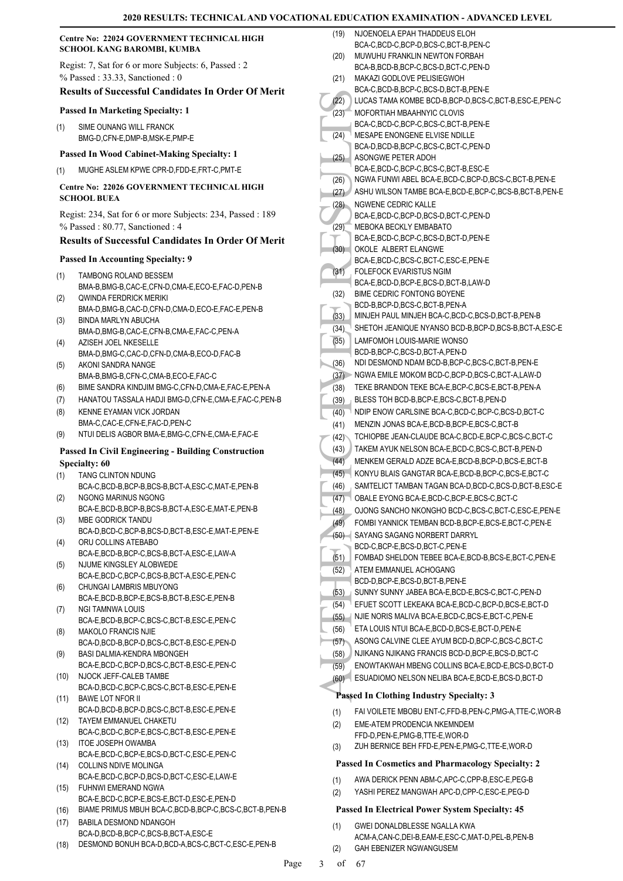**Centre No: 22024 GOVERNMENT TECHNICAL HIGH SCHOOL KANG BAROMBI, KUMBA**

Regist: 7, Sat for 6 or more Subjects: 6, Passed : 2
% Passed : 33.33, Sanctioned : 0

### Results of Successful Candidates In Order Of Merit

#### Passed In Marketing Specialty: 1

(1) SIME OUNANG WILL FRANCK
BMG-D,CFN-E,DMP-B,MSK-E,PMP-E

#### Passed In Wood Cabinet-Making Specialty: 1

(1) MUGHE ASLEM KPWE CPR-D,FDD-E,FRT-C,PMT-E

**Centre No: 22026 GOVERNMENT TECHNICAL HIGH SCHOOL BUEA**

Regist: 234, Sat for 6 or more Subjects: 234, Passed : 189
% Passed : 80.77, Sanctioned : 4

### Results of Successful Candidates In Order Of Merit

#### Passed In Accounting Specialty: 9

(1) TAMBONG ROLAND BESSEM
BMA-B,BMG-B,CAC-E,CFN-D,CMA-E,ECO-E,FAC-D,PEN-B
(2) QWINDA FERDRICK MERIKI
BMA-D,BMG-B,CAC-D,CFN-D,CMA-D,ECO-E,FAC-E,PEN-B
(3) BINDA MARLYN ABUCHA
BMA-D,BMG-B,CAC-E,CFN-B,CMA-E,FAC-C,PEN-A
(4) AZISEH JOEL NKESELLE
BMA-D,BMG-C,CAC-D,CFN-D,CMA-B,ECO-D,FAC-B
(5) AKONI SANDRA NANGE
BMA-B,BMG-B,CFN-C,CMA-B,ECO-E,FAC-C
(6) BIME SANDRA KINDJIM BMG-C,CFN-D,CMA-E,FAC-E,PEN-A
(7) HANATOU TASSALA HADJI BMG-D,CFN-E,CMA-E,FAC-C,PEN-B
(8) KENNE EYAMAN VICK JORDAN
BMA-C,CAC-E,CFN-E,FAC-D,PEN-C
(9) NTUI DELIS AGBOR BMA-E,BMG-C,CFN-E,CMA-E,FAC-E

#### Passed In Civil Engineering - Building Construction Specialty: 60

(1) TANG CLINTON NDUNG
BCA-C,BCD-B,BCP-B,BCS-B,BCT-A,ESC-C,MAT-E,PEN-B
(2) NGONG MARINUS NGONG
BCA-E,BCD-B,BCP-B,BCS-B,BCT-A,ESC-E,MAT-E,PEN-B
(3) MBE GODRICK TANDU
BCA-D,BCD-C,BCP-B,BCS-D,BCT-B,ESC-E,MAT-E,PEN-E
(4) ORU COLLINS ATEBABO
BCA-E,BCD-B,BCP-C,BCS-B,BCT-A,ESC-E,LAW-A
(5) NJUME KINGSLEY ALOBWEDE
BCA-E,BCD-C,BCP-C,BCS-B,BCT-A,ESC-E,PEN-C
(6) CHUNGAI LAMBRIS MBUYONG
BCA-E,BCD-B,BCP-E,BCS-B,BCT-B,ESC-E,PEN-B
(7) NGI TAMNWA LOUIS
BCA-E,BCD-B,BCP-C,BCS-C,BCT-B,ESC-E,PEN-C
(8) MAKOLO FRANCIS NJIE
BCA-D,BCD-B,BCP-D,BCS-C,BCT-B,ESC-E,PEN-D
(9) BASI DALMIA-KENDRA MBONGEH
BCA-E,BCD-C,BCP-D,BCS-C,BCT-B,ESC-E,PEN-C
(10) NJOCK JEFF-CALEB TAMBE
BCA-D,BCD-C,BCP-C,BCS-C,BCT-B,ESC-E,PEN-E
(11) BAWE LOT NFOR II
BCA-D,BCD-B,BCP-D,BCS-C,BCT-B,ESC-E,PEN-E
(12) TAYEM EMMANUEL CHAKETU
BCA-C,BCD-C,BCP-E,BCS-C,BCT-B,ESC-E,PEN-E
(13) ITOE JOSEPH OWAMBA
BCA-E,BCD-C,BCP-E,BCS-D,BCT-C,ESC-E,PEN-C
(14) COLLINS NDIVE MOLINGA
BCA-E,BCD-C,BCP-D,BCS-D,BCT-C,ESC-E,LAW-E
(15) FUHNWI EMERAND NGWA
BCA-E,BCD-C,BCP-E,BCS-E,BCT-D,ESC-E,PEN-D
(16) BIAME PRIMUS MBUH BCA-C,BCD-B,BCP-B,BCS-C,BCT-B,PEN-B
(17) BABILA DESMOND NDANGOH
BCA-D,BCD-B,BCP-C,BCS-B,BCT-A,ESC-E
(18) DESMOND BONUH BCA-D,BCD-A,BCS-C,BCT-C,ESC-E,PEN-B
(19) NJOENOELA EPAH THADDEUS ELOH
BCA-C,BCD-C,BCP-D,BCS-C,BCT-B,PEN-C
(20) MUWUHU FRANKLIN NEWTON FORBAH
BCA-B,BCD-B,BCP-C,BCS-D,BCT-C,PEN-D
(21) MAKAZI GODLOVE PELISIEGWOH
BCA-C,BCD-B,BCP-C,BCS-D,BCT-B,PEN-E
(22) LUCAS TAMA KOMBE BCD-B,BCP-D,BCS-C,BCT-B,ESC-E,PEN-C
(23) MOFORTIAH MBAAHNYIC CLOVIS
BCA-C,BCD-C,BCP-C,BCS-C,BCT-B,PEN-E
(24) MESAPE ENONGENE ELVISE NDILLE
BCA-D,BCD-B,BCP-C,BCS-C,BCT-C,PEN-D
(25) ASONGWE PETER ADOH
BCA-E,BCD-C,BCP-C,BCS-C,BCT-B,ESC-E
(26) NGWA FUNWI ABEL BCA-E,BCD-C,BCP-D,BCS-C,BCT-B,PEN-E
(27) ASHU WILSON TAMBE BCA-E,BCD-E,BCP-C,BCS-B,BCT-B,PEN-E
(28) NGWENE CEDRIC KALLE
BCA-E,BCD-C,BCP-D,BCS-D,BCT-C,PEN-D
(29) MEBOKA BECKLY EMBABATO
BCA-E,BCD-C,BCP-C,BCS-D,BCT-D,PEN-E
(30) OKOLE ALBERT ELANGWE
BCA-E,BCD-C,BCS-C,BCT-C,ESC-E,PEN-E
(31) FOLEFOCK EVARISTUS NGIM
BCA-E,BCD-D,BCP-E,BCS-D,BCT-B,LAW-D
(32) BIME CEDRIC FONTONG BOYENE
BCD-B,BCP-D,BCS-C,BCT-B,PEN-A
(33) MINJEH PAUL MINJEH BCA-C,BCD-C,BCS-D,BCT-B,PEN-B
(34) SHETOH JEANIQUE NYANSO BCD-B,BCP-D,BCS-B,BCT-A,ESC-E
(35) LAMFOMOH LOUIS-MARIE WONSO
BCD-B,BCP-C,BCS-D,BCT-A,PEN-D
(36) NDI DESMOND NDAM BCD-B,BCP-C,BCS-C,BCT-B,PEN-E
(37) NGWA EMILE MOKOM BCD-C,BCP-D,BCS-C,BCT-A,LAW-D
(38) TEKE BRANDON TEKE BCA-E,BCP-C,BCS-E,BCT-B,PEN-A
(39) BLESS TOH BCD-B,BCP-E,BCS-C,BCT-B,PEN-D
(40) NDIP ENOW CARLSINE BCA-C,BCD-C,BCP-C,BCS-D,BCT-C
(41) MENZIN JONAS BCA-E,BCD-B,BCP-E,BCS-C,BCT-B
(42) TCHIOPBE JEAN-CLAUDE BCA-C,BCD-E,BCP-C,BCS-C,BCT-C
(43) TAKEM AYUK NELSON BCA-E,BCD-C,BCS-C,BCT-B,PEN-D
(44) MENKEM GERALD ADZE BCA-E,BCD-B,BCP-D,BCS-E,BCT-B
(45) KONYU BLAIS GANGTAR BCA-E,BCD-B,BCP-C,BCS-E,BCT-C
(46) SAMTELICT TAMBAN TAGAN BCA-D,BCD-C,BCS-D,BCT-B,ESC-E
(47) OBALE EYONG BCA-E,BCD-C,BCP-E,BCS-C,BCT-C
(48) OJONG SANCHO NKONGHO BCD-C,BCS-C,BCT-C,ESC-E,PEN-E
(49) FOMBI YANNICK TEMBAN BCD-B,BCP-E,BCS-E,BCT-C,PEN-E
(50) SAYANG SAGANG NORBERT DARRYL
BCD-C,BCP-E,BCS-D,BCT-C,PEN-E
(51) FOMBAD SHELDON TEBEE BCA-E,BCD-B,BCS-E,BCT-C,PEN-E
(52) ATEM EMMANUEL ACHOGANG
BCD-D,BCP-E,BCS-D,BCT-B,PEN-E
(53) SUNNY SUNNY JABEA BCA-E,BCD-E,BCS-C,BCT-C,PEN-D
(54) EFUET SCOTT LEKEAKA BCA-E,BCD-C,BCP-D,BCS-E,BCT-D
(55) NJIE NORIS MALIVA BCA-E,BCD-C,BCS-E,BCT-C,PEN-E
(56) ETA LOUIS NTUI BCA-E,BCD-D,BCS-E,BCT-D,PEN-E
(57) ASONG CALVINE CLEE AYUM BCD-D,BCP-C,BCS-C,BCT-C
(58) NJIKANG NJIKANG FRANCIS BCD-D,BCP-E,BCS-D,BCT-C
(59) ENOWTAKWAH MBENG COLLINS BCA-E,BCD-E,BCS-D,BCT-D
(60) ESUADIOMO NELSON NELIBA BCA-E,BCD-E,BCS-D,BCT-D

#### Passed In Clothing Industry Specialty: 3

(1) FAI VOILETE MBOBU ENT-C,FFD-B,PEN-C,PMG-A,TTE-C,WOR-B
(2) EME-ATEM PRODENCIA NKEMNDEM
FFD-D,PEN-E,PMG-B,TTE-E,WOR-D
(3) ZUH BERNICE BEH FFD-E,PEN-E,PMG-C,TTE-E,WOR-D

#### Passed In Cosmetics and Pharmacology Specialty: 2

(1) AWA DERICK PENN ABM-C,APC-C,CPP-B,ESC-E,PEG-B
(2) YASHI PEREZ MANGWAH APC-D,CPP-C,ESC-E,PEG-D

#### Passed In Electrical Power System Specialty: 45

(1) GWEI DONALDBLESSE NGALLA KWA
ACM-A,CAN-C,DEI-B,EAM-E,ESC-C,MAT-D,PEL-B,PEN-B
(2) GAH EBENIZER NGWANGUSEM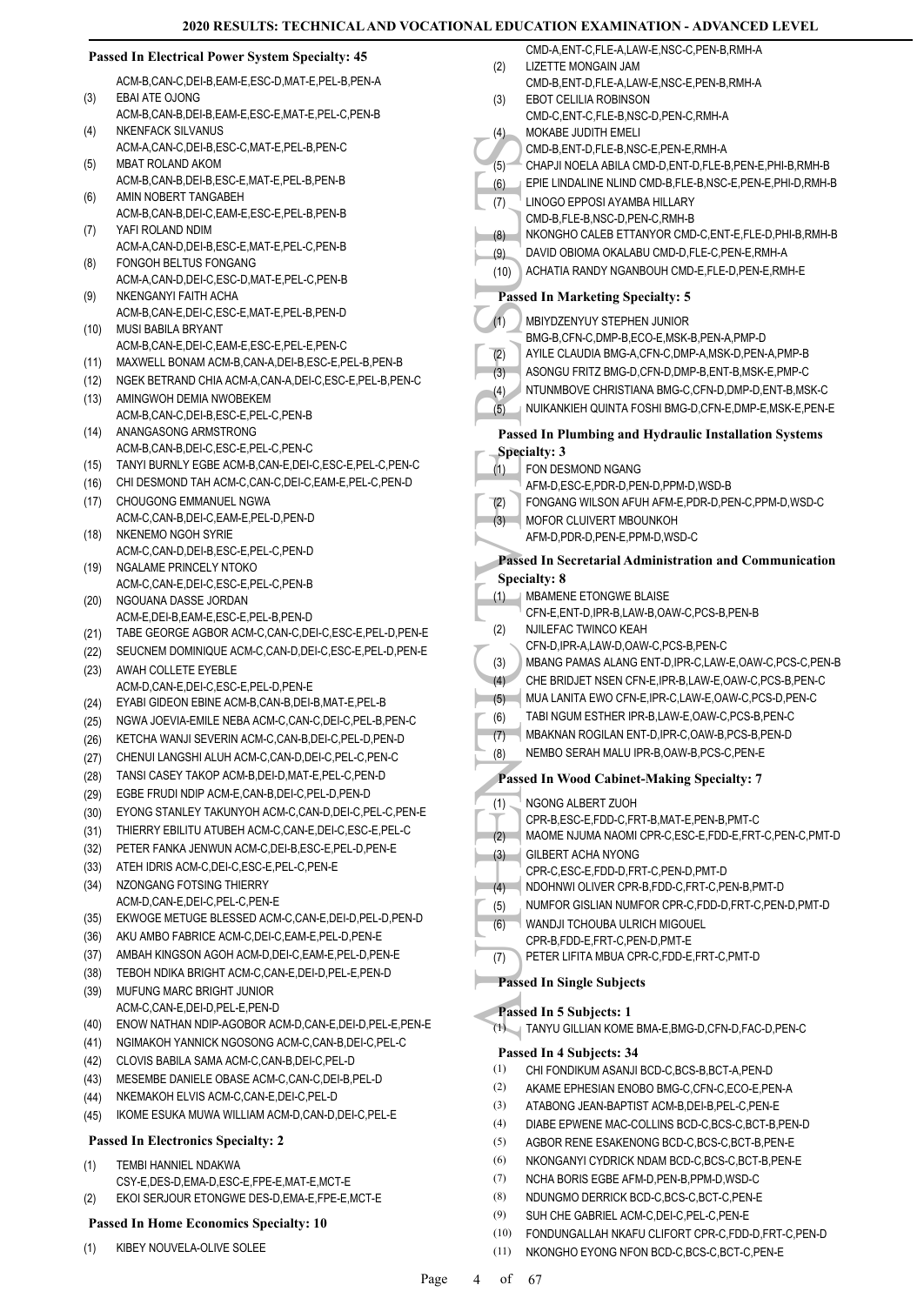### Passed In Electrical Power System Specialty: 45

ACM-B,CAN-C,DEI-B,EAM-E,ESC-D,MAT-E,PEL-B,PEN-A
(3) EBAI ATE OJONG
ACM-B,CAN-B,DEI-B,EAM-E,ESC-E,MAT-E,PEL-C,PEN-B
(4) NKENFACK SILVANUS
ACM-A,CAN-C,DEI-B,ESC-C,MAT-E,PEL-B,PEN-C
(5) MBAT ROLAND AKOM
ACM-B,CAN-B,DEI-B,ESC-E,MAT-E,PEL-B,PEN-B
(6) AMIN NOBERT TANGABEH
ACM-B,CAN-B,DEI-C,EAM-E,ESC-E,PEL-B,PEN-B
(7) YAFI ROLAND NDIM
ACM-A,CAN-D,DEI-B,ESC-E,MAT-E,PEL-C,PEN-B
(8) FONGOH BELTUS FONGANG
ACM-A,CAN-D,DEI-C,ESC-D,MAT-E,PEL-C,PEN-B
(9) NKENGANYI FAITH ACHA
ACM-B,CAN-E,DEI-C,ESC-E,MAT-E,PEL-B,PEN-D
(10) MUSI BABILA BRYANT
ACM-B,CAN-E,DEI-C,EAM-E,ESC-E,PEL-E,PEN-C
(11) MAXWELL BONAM ACM-B,CAN-A,DEI-B,ESC-E,PEL-B,PEN-B
(12) NGEK BETRAND CHIA ACM-A,CAN-A,DEI-C,ESC-E,PEL-B,PEN-C
(13) AMINGWOH DEMIA NWOBEKEM
ACM-B,CAN-C,DEI-B,ESC-E,PEL-C,PEN-B
(14) ANANGASONG ARMSTRONG
ACM-B,CAN-B,DEI-C,ESC-E,PEL-C,PEN-C
(15) TANYI BURNLY EGBE ACM-B,CAN-E,DEI-C,ESC-E,PEL-C,PEN-C
(16) CHI DESMOND TAH ACM-C,CAN-C,DEI-C,EAM-E,PEL-C,PEN-D
(17) CHOUGONG EMMANUEL NGWA
ACM-C,CAN-B,DEI-C,EAM-E,PEL-D,PEN-D
(18) NKENEMO NGOH SYRIE
ACM-C,CAN-D,DEI-B,ESC-E,PEL-C,PEN-D
(19) NGALAME PRINCELY NTOKO
ACM-C,CAN-E,DEI-C,ESC-E,PEL-C,PEN-B
(20) NGOUANA DASSE JORDAN
ACM-E,DEI-B,EAM-E,ESC-E,PEL-B,PEN-D
(21) TABE GEORGE AGBOR ACM-C,CAN-C,DEI-C,ESC-E,PEL-D,PEN-E
(22) SEUCNEM DOMINIQUE ACM-C,CAN-D,DEI-C,ESC-E,PEL-D,PEN-E
(23) AWAH COLLETE EYEBLE
ACM-D,CAN-E,DEI-C,ESC-E,PEL-D,PEN-E
(24) EYABI GIDEON EBINE ACM-B,CAN-B,DEI-B,MAT-E,PEL-B
(25) NGWA JOEVIA-EMILE NEBA ACM-C,CAN-C,DEI-C,PEL-B,PEN-C
(26) KETCHA WANJI SEVERIN ACM-C,CAN-B,DEI-C,PEL-D,PEN-D
(27) CHENUI LANGSHI ALUH ACM-C,CAN-D,DEI-C,PEL-C,PEN-C
(28) TANSI CASEY TAKOP ACM-B,DEI-D,MAT-E,PEL-C,PEN-D
(29) EGBE FRUDI NDIP ACM-E,CAN-B,DEI-C,PEL-D,PEN-D
(30) EYONG STANLEY TAKUNYOH ACM-C,CAN-D,DEI-C,PEL-C,PEN-E
(31) THIERRY EBILITU ATUBEH ACM-C,CAN-E,DEI-C,ESC-E,PEL-C
(32) PETER FANKA JENWUN ACM-C,DEI-B,ESC-E,PEL-D,PEN-E
(33) ATEH IDRIS ACM-C,DEI-C,ESC-E,PEL-C,PEN-E
(34) NZONGANG FOTSING THIERRY
ACM-D,CAN-E,DEI-C,PEL-C,PEN-E
(35) EKWOGE METUGE BLESSED ACM-C,CAN-E,DEI-D,PEL-D,PEN-D
(36) AKU AMBO FABRICE ACM-C,DEI-C,EAM-E,PEL-D,PEN-E
(37) AMBAH KINGSON AGOH ACM-D,DEI-C,EAM-E,PEL-D,PEN-E
(38) TEBOH NDIKA BRIGHT ACM-C,CAN-E,DEI-D,PEL-E,PEN-D
(39) MUFUNG MARC BRIGHT JUNIOR
ACM-C,CAN-E,DEI-D,PEL-E,PEN-D
(40) ENOW NATHAN NDIP-AGOBOR ACM-D,CAN-E,DEI-D,PEL-E,PEN-E
(41) NGIMAKOH YANNICK NGOSONG ACM-C,CAN-B,DEI-C,PEL-C
(42) CLOVIS BABILA SAMA ACM-C,CAN-B,DEI-C,PEL-D
(43) MESEMBE DANIELE OBASE ACM-C,CAN-C,DEI-B,PEL-D
(44) NKEMAKOH ELVIS ACM-C,CAN-E,DEI-C,PEL-D
(45) IKOME ESUKA MUWA WILLIAM ACM-D,CAN-D,DEI-C,PEL-E

### Passed In Electronics Specialty: 2

(1) TEMBI HANNIEL NDAKWA
CSY-E,DES-D,EMA-D,ESC-E,FPE-E,MAT-E,MCT-E
(2) EKOI SERJOUR ETONGWE DES-D,EMA-E,FPE-E,MCT-E

### Passed In Home Economics Specialty: 10

(1) KIBEY NOUVELA-OLIVE SOLEE
CMD-A,ENT-C,FLE-A,LAW-E,NSC-C,PEN-B,RMH-A
(2) LIZETTE MONGAIN JAM
CMD-B,ENT-D,FLE-A,LAW-E,NSC-E,PEN-B,RMH-A
(3) EBOT CELILIA ROBINSON
CMD-C,ENT-C,FLE-B,NSC-D,PEN-C,RMH-A
(4) MOKABE JUDITH EMELI
CMD-B,ENT-D,FLE-B,NSC-E,PEN-E,RMH-A
(5) CHAPJI NOELA ABILA CMD-D,ENT-D,FLE-B,PEN-E,PHI-B,RMH-B
(6) EPIE LINDALINE NLIND CMD-B,FLE-B,NSC-E,PEN-E,PHI-D,RMH-B
(7) LINOGO EPPOSI AYAMBA HILLARY
CMD-B,FLE-B,NSC-D,PEN-C,RMH-B
(8) NKONGHO CALEB ETTANYOR CMD-C,ENT-E,FLE-D,PHI-B,RMH-B
(9) DAVID OBIOMA OKALABU CMD-D,FLE-C,PEN-E,RMH-A
(10) ACHATIA RANDY NGANBOUH CMD-E,FLE-D,PEN-E,RMH-E

### Passed In Marketing Specialty: 5

(1) MBIYDZENYUY STEPHEN JUNIOR
BMG-B,CFN-C,DMP-B,ECO-E,MSK-B,PEN-A,PMP-D
(2) AYILE CLAUDIA BMG-A,CFN-C,DMP-A,MSK-D,PEN-A,PMP-B
(3) ASONGU FRITZ BMG-D,CFN-D,DMP-B,ENT-B,MSK-E,PMP-C
(4) NTUNMBOVE CHRISTIANA BMG-C,CFN-D,DMP-D,ENT-B,MSK-C
(5) NUIKANKIEH QUINTA FOSHI BMG-D,CFN-E,DMP-E,MSK-E,PEN-E

### Passed In Plumbing and Hydraulic Installation Systems Specialty: 3

(1) FON DESMOND NGANG
AFM-D,ESC-E,PDR-D,PEN-D,PPM-D,WSD-B
(2) FONGANG WILSON AFUH AFM-E,PDR-D,PEN-C,PPM-D,WSD-C
(3) MOFOR CLUIVERT MBOUNKOH
AFM-D,PDR-D,PEN-E,PPM-D,WSD-C

### Passed In Secretarial Administration and Communication Specialty: 8

(1) MBAMENE ETONGWE BLAISE
CFN-E,ENT-D,IPR-B,LAW-B,OAW-C,PCS-B,PEN-B
(2) NJILEFAC TWINCO KEAH
CFN-D,IPR-A,LAW-D,OAW-C,PCS-B,PEN-C
(3) MBANG PAMAS ALANG ENT-D,IPR-C,LAW-E,OAW-C,PCS-C,PEN-B
(4) CHE BRIDJET NSEN CFN-E,IPR-B,LAW-E,OAW-C,PCS-B,PEN-C
(5) MUA LANITA EWO CFN-E,IPR-C,LAW-E,OAW-C,PCS-D,PEN-C
(6) TABI NGUM ESTHER IPR-B,LAW-E,OAW-C,PCS-B,PEN-C
(7) MBAKNAN ROGILAN ENT-D,IPR-C,OAW-B,PCS-B,PEN-D
(8) NEMBO SERAH MALU IPR-B,OAW-B,PCS-C,PEN-E

### Passed In Wood Cabinet-Making Specialty: 7

(1) NGONG ALBERT ZUOH
CPR-B,ESC-E,FDD-C,FRT-B,MAT-E,PEN-B,PMT-C
(2) MAOME NJUMA NAOMI CPR-C,ESC-E,FDD-E,FRT-C,PEN-C,PMT-D
(3) GILBERT ACHA NYONG
CPR-C,ESC-E,FDD-D,FRT-C,PEN-D,PMT-D
(4) NDOHNWI OLIVER CPR-B,FDD-C,FRT-C,PEN-B,PMT-D
(5) NUMFOR GISLIAN NUMFOR CPR-C,FDD-D,FRT-C,PEN-D,PMT-D
(6) WANDJI TCHOUBA ULRICH MIGOUEL
CPR-B,FDD-E,FRT-C,PEN-D,PMT-E
(7) PETER LIFITA MBUA CPR-C,FDD-E,FRT-C,PMT-D

### Passed In Single Subjects

#### Passed In 5 Subjects: 1

(1) TANYU GILLIAN KOME BMA-E,BMG-D,CFN-D,FAC-D,PEN-C

#### Passed In 4 Subjects: 34

(1) CHI FONDIKUM ASANJI BCD-C,BCS-B,BCT-A,PEN-D
(2) AKAME EPHESIAN ENOBO BMG-C,CFN-C,ECO-E,PEN-A
(3) ATABONG JEAN-BAPTIST ACM-B,DEI-B,PEL-C,PEN-E
(4) DIABE EPWENE MAC-COLLINS BCD-C,BCS-C,BCT-B,PEN-D
(5) AGBOR RENE ESAKENONG BCD-C,BCS-C,BCT-B,PEN-E
(6) NKONGANYI CYDRICK NDAM BCD-C,BCS-C,BCT-B,PEN-E
(7) NCHA BORIS EGBE AFM-D,PEN-B,PPM-D,WSD-C
(8) NDUNGMO DERRICK BCD-C,BCS-C,BCT-C,PEN-E
(9) SUH CHE GABRIEL ACM-C,DEI-C,PEL-C,PEN-E
(10) FONDUNGALLAH NKAFU CLIFORT CPR-C,FDD-D,FRT-C,PEN-D
(11) NKONGHO EYONG NFON BCD-C,BCS-C,BCT-C,PEN-E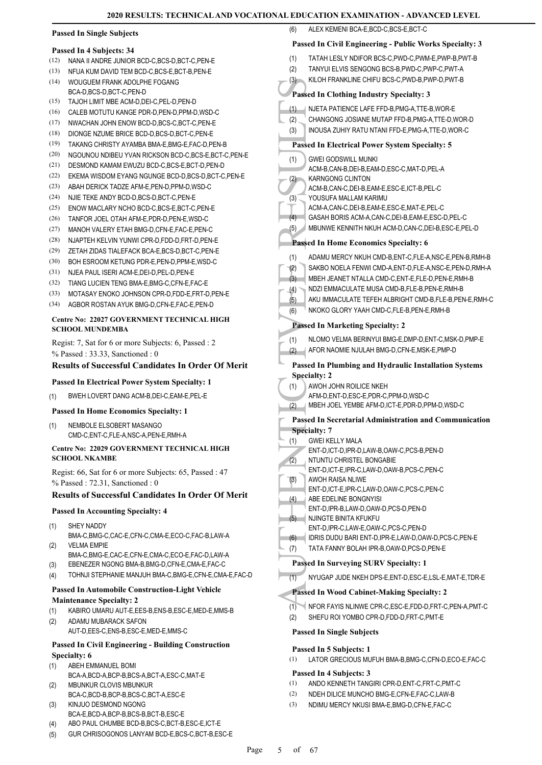### Passed In Single Subjects

#### Passed In 4 Subjects: 34

(12) NANA II ANDRE JUNIOR BCD-C,BCS-D,BCT-C,PEN-E
(13) NFUA KUM DAVID TEM BCD-C,BCS-E,BCT-B,PEN-E
(14) WOUGUEM FRANK ADOLPHE FOGANG BCA-D,BCS-D,BCT-C,PEN-D
(15) TAJOH LIMIT MBE ACM-D,DEI-C,PEL-D,PEN-D
(16) CALEB MOTUTU KANGE PDR-D,PEN-D,PPM-D,WSD-C
(17) NWACHAN JOHN ENOW BCD-D,BCS-C,BCT-C,PEN-E
(18) DIONGE NZUME BRICE BCD-D,BCS-D,BCT-C,PEN-E
(19) TAKANG CHRISTY AYAMBA BMA-E,BMG-E,FAC-D,PEN-B
(20) NGOUNOU NDIBEU YVAN RICKSON BCD-C,BCS-E,BCT-C,PEN-E
(21) DESMOND KAMAM EWUZU BCD-C,BCS-E,BCT-D,PEN-D
(22) EKEMA WISDOM EYANG NGUNGE BCD-D,BCS-D,BCT-C,PEN-E
(23) ABAH DERICK TADZE AFM-E,PEN-D,PPM-D,WSD-C
(24) NJIE TEKE ANDY BCD-D,BCS-D,BCT-C,PEN-E
(25) ENOW MACLARY NCHO BCD-C,BCS-E,BCT-C,PEN-E
(26) TANFOR JOEL OTAH AFM-E,PDR-D,PEN-E,WSD-C
(27) MANOH VALERY ETAH BMG-D,CFN-E,FAC-E,PEN-C
(28) NJAPTEH KELVIN YUNWI CPR-D,FDD-D,FRT-D,PEN-E
(29) ZETAH ZIDAS TIALEFACK BCA-E,BCS-D,BCT-C,PEN-E
(30) BOH ESROOM KETUNG PDR-E,PEN-D,PPM-E,WSD-C
(31) NJEA PAUL ISERI ACM-E,DEI-D,PEL-D,PEN-E
(32) TIANG LUCIEN TENG BMA-E,BMG-E,CFN-E,FAC-E
(33) MOTASAY ENOKO JOHNSON CPR-D,FDD-E,FRT-D,PEN-E
(34) AGBOR ROSTAN AYUK BMG-D,CFN-E,FAC-E,PEN-D

### Centre No: 22027 GOVERNMENT TECHNICAL HIGH SCHOOL MUNDEMBA

Regist: 7, Sat for 6 or more Subjects: 6, Passed : 2
% Passed : 33.33, Sanctioned : 0

### Results of Successful Candidates In Order Of Merit

#### Passed In Electrical Power System Specialty: 1

(1) BWEH LOVERT DANG ACM-B,DEI-C,EAM-E,PEL-E

#### Passed In Home Economics Specialty: 1

(1) NEMBOLE ELSOBERT MASANGO CMD-C,ENT-C,FLE-A,NSC-A,PEN-E,RMH-A

### Centre No: 22029 GOVERNMENT TECHNICAL HIGH SCHOOL NKAMBE

Regist: 66, Sat for 6 or more Subjects: 65, Passed : 47
% Passed : 72.31, Sanctioned : 0

### Results of Successful Candidates In Order Of Merit

#### Passed In Accounting Specialty: 4

(1) SHEY NADDY BMA-C,BMG-C,CAC-E,CFN-C,CMA-E,ECO-C,FAC-B,LAW-A
(2) VELMA EMPIE BMA-C,BMG-E,CAC-E,CFN-E,CMA-C,ECO-E,FAC-D,LAW-A
(3) EBENEZER NGONG BMA-B,BMG-D,CFN-E,CMA-E,FAC-C
(4) TOHNJI STEPHANIE MANJUH BMA-C,BMG-E,CFN-E,CMA-E,FAC-D

#### Passed In Automobile Construction-Light Vehicle Maintenance Specialty: 2

(1) KABIRO UMARU AUT-E,EES-B,ENS-B,ESC-E,MED-E,MMS-B
(2) ADAMU MUBARACK SAFON AUT-D,EES-C,ENS-B,ESC-E,MED-E,MMS-C

#### Passed In Civil Engineering - Building Construction Specialty: 6

(1) ABEH EMMANUEL BOMI BCA-A,BCD-A,BCP-B,BCS-A,BCT-A,ESC-C,MAT-E
(2) MBUNKUR CLOVIS MBUNKUR BCA-C,BCD-B,BCP-B,BCS-C,BCT-A,ESC-E
(3) KINJUO DESMOND NGONG BCA-E,BCD-A,BCP-B,BCS-B,BCT-B,ESC-E
(4) ABO PAUL CHUMBE BCD-B,BCS-C,BCT-B,ESC-E,ICT-E
(5) GUR CHRISOGONOS LANYAM BCD-E,BCS-C,BCT-B,ESC-E
(6) ALEX KEMENI BCA-E,BCD-C,BCS-E,BCT-C

#### Passed In Civil Engineering - Public Works Specialty: 3

(1) TATAH LESLY NDIFOR BCS-C,PWD-C,PWM-E,PWP-B,PWT-B
(2) TANYUI ELVIS SENGONG BCS-B,PWD-C,PWP-C,PWT-A
(3) KILOH FRANKLINE CHIFU BCS-C,PWD-B,PWP-D,PWT-B

#### Passed In Clothing Industry Specialty: 3

(1) NJETA PATIENCE LAFE FFD-B,PMG-A,TTE-B,WOR-E
(2) CHANGONG JOSIANE MUTAP FFD-B,PMG-A,TTE-D,WOR-D
(3) INOUSA ZUHIY RATU NTANI FFD-E,PMG-A,TTE-D,WOR-C

#### Passed In Electrical Power System Specialty: 5

(1) GWEI GODSWILL MUNKI ACM-B,CAN-B,DEI-B,EAM-D,ESC-C,MAT-D,PEL-A
(2) KARNGONG CLINTON ACM-B,CAN-C,DEI-B,EAM-E,ESC-E,ICT-B,PEL-C
(3) YOUSUFA MALLAM KARIMU ACM-A,CAN-C,DEI-B,EAM-E,ESC-E,MAT-E,PEL-C
(4) GASAH BORIS ACM-A,CAN-C,DEI-B,EAM-E,ESC-D,PEL-C
(5) MBUNWE KENNITH NKUH ACM-D,CAN-C,DEI-B,ESC-E,PEL-D

#### Passed In Home Economics Specialty: 6

(1) ADAMU MERCY NKUH CMD-B,ENT-C,FLE-A,NSC-E,PEN-B,RMH-B
(2) SAKBO NOELA FENWI CMD-A,ENT-D,FLE-A,NSC-E,PEN-D,RMH-A
(3) MBEH JEANET NTALLA CMD-C,ENT-E,FLE-D,PEN-E,RMH-B
(4) NDZI EMMACULATE MUSA CMD-B,FLE-B,PEN-E,RMH-B
(5) AKU IMMACULATE TEFEH ALBRIGHT CMD-B,FLE-B,PEN-E,RMH-C
(6) NKOKO GLORY YAAH CMD-C,FLE-B,PEN-E,RMH-B

#### Passed In Marketing Specialty: 2

(1) NLOMO VELMA BERINYUI BMG-E,DMP-D,ENT-C,MSK-D,PMP-E
(2) AFOR NAOMIE NJULAH BMG-D,CFN-E,MSK-E,PMP-D

#### Passed In Plumbing and Hydraulic Installation Systems Specialty: 2

(1) AWOH JOHN ROILICE NKEH AFM-D,ENT-D,ESC-E,PDR-C,PPM-D,WSD-C
(2) MBEH JOEL YEMBE AFM-D,ICT-E,PDR-D,PPM-D,WSD-C

#### Passed In Secretarial Administration and Communication Specialty: 7

(1) GWEI KELLY MALA ENT-D,ICT-D,IPR-D,LAW-B,OAW-C,PCS-B,PEN-D
(2) NTUNTU CHRISTEL BONGABIE ENT-D,ICT-E,IPR-C,LAW-D,OAW-B,PCS-C,PEN-C
(3) AWOH RAISA NLIWE ENT-D,ICT-E,IPR-C,LAW-D,OAW-C,PCS-C,PEN-C
(4) ABE EDELINE BONGNYISI ENT-D,IPR-B,LAW-D,OAW-D,PCS-D,PEN-D
(5) NJINGTE BINITA KFUKFU ENT-D,IPR-C,LAW-E,OAW-C,PCS-C,PEN-D
(6) IDRIS DUDU BARI ENT-D,IPR-E,LAW-D,OAW-D,PCS-C,PEN-E
(7) TATA FANNY BOLAH IPR-B,OAW-D,PCS-D,PEN-E

#### Passed In Surveying SURV Specialty: 1

(1) NYUGAP JUDE NKEH DPS-E,ENT-D,ESC-E,LSL-E,MAT-E,TDR-E

#### Passed In Wood Cabinet-Making Specialty: 2

(1) NFOR FAYIS NLINWE CPR-C,ESC-E,FDD-D,FRT-C,PEN-A,PMT-C
(2) SHEFU ROI YOMBO CPR-D,FDD-D,FRT-C,PMT-E

### Passed In Single Subjects

#### Passed In 5 Subjects: 1

(1) LATOR GRECIOUS MUFUH BMA-B,BMG-C,CFN-D,ECO-E,FAC-C

#### Passed In 4 Subjects: 3

(1) ANDO KENNETH TANGIRI CPR-D,ENT-C,FRT-C,PMT-C
(2) NDEH DILICE MUNCHO BMG-E,CFN-E,FAC-C,LAW-B
(3) NDIMU MERCY NKUSI BMA-E,BMG-D,CFN-E,FAC-C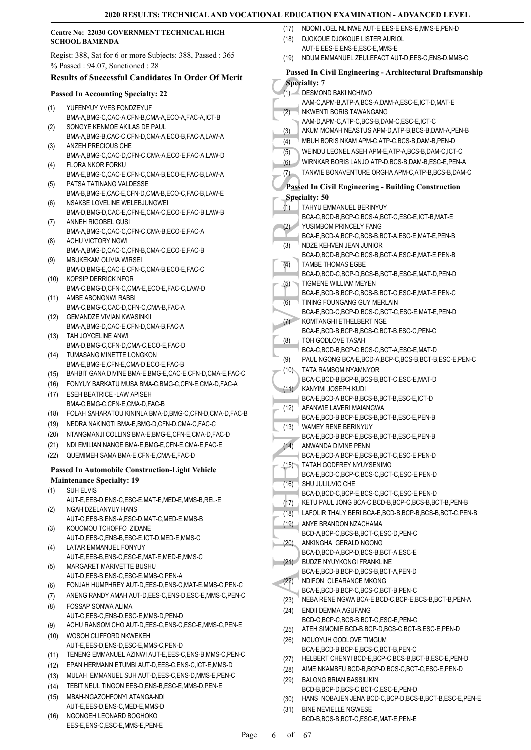**Centre No: 22030 GOVERNMENT TECHNICAL HIGH SCHOOL BAMENDA**

Regist: 388, Sat for 6 or more Subjects: 388, Passed : 365
% Passed : 94.07, Sanctioned : 28

### Results of Successful Candidates In Order Of Merit

#### Passed In Accounting Specialty: 22

(1) YUFENYUY YVES FONDZEYUF
BMA-A,BMG-C,CAC-A,CFN-B,CMA-A,ECO-A,FAC-A,ICT-B
(2) SONGYE KENMOE AKILAS DE PAUL
BMA-A,BMG-B,CAC-C,CFN-D,CMA-A,ECO-B,FAC-A,LAW-A
(3) ANZEH PRECIOUS CHE
BMA-A,BMG-C,CAC-D,CFN-C,CMA-A,ECO-E,FAC-A,LAW-D
(4) FLORA NKOR FORKU
BMA-E,BMG-C,CAC-E,CFN-C,CMA-B,ECO-E,FAC-B,LAW-A
(5) PATSA TATINANG VALDESSE
BMA-B,BMG-E,CAC-E,CFN-D,CMA-B,ECO-C,FAC-B,LAW-E
(6) NSAKSE LOVELINE WELEBJUNGWEI
BMA-D,BMG-D,CAC-E,CFN-E,CMA-C,ECO-E,FAC-B,LAW-B
(7) ANNEH RIGOBEL GUSI
BMA-A,BMG-C,CAC-C,CFN-C,CMA-B,ECO-E,FAC-A
(8) ACHU VICTORY NGWI
BMA-A,BMG-D,CAC-C,CFN-B,CMA-C,ECO-E,FAC-B
(9) MBUKEKAM OLIVIA WIRSEI
BMA-D,BMG-E,CAC-E,CFN-C,CMA-B,ECO-E,FAC-C
(10) KOPSIP DERRICK NFOR
BMA-C,BMG-D,CFN-C,CMA-E,ECO-E,FAC-C,LAW-D
(11) AMBE ABONGNWI RABBI
BMA-C,BMG-C,CAC-D,CFN-C,CMA-B,FAC-A
(12) GEMANDZE VIVIAN KWASINKII
BMA-A,BMG-D,CAC-E,CFN-D,CMA-B,FAC-A
(13) TAH JOYCELINE ANWI
BMA-D,BMG-C,CFN-D,CMA-C,ECO-E,FAC-D
(14) TUMASANG MINETTE LONGKON
BMA-E,BMG-E,CFN-E,CMA-D,ECO-E,FAC-B
(15) BAHBIT GANA DIVINE BMA-E,BMG-E,CAC-E,CFN-D,CMA-E,FAC-C
(16) FONYUY BARKATU MUSA BMA-C,BMG-C,CFN-E,CMA-D,FAC-A
(17) ESEH BEATRICE -LAW APISEH
BMA-C,BMG-C,CFN-E,CMA-D,FAC-B
(18) FOLAH SAHARATOU KININLA BMA-D,BMG-C,CFN-D,CMA-D,FAC-B
(19) NEDRA NAKINGTI BMA-E,BMG-D,CFN-D,CMA-C,FAC-C
(20) NTANGMANJI COLLINS BMA-E,BMG-E,CFN-E,CMA-D,FAC-D
(21) NDI EMILIAN NANGE BMA-E,BMG-E,CFN-E,CMA-E,FAC-E
(22) QUEMIMEH SAMA BMA-E,CFN-E,CMA-E,FAC-D

#### Passed In Automobile Construction-Light Vehicle Maintenance Specialty: 19

(1) SUH ELVIS
AUT-E,EES-D,ENS-C,ESC-E,MAT-E,MED-E,MMS-B,REL-E
(2) NGAH DZELANYUY HANS
AUT-C,EES-B,ENS-A,ESC-D,MAT-C,MED-E,MMS-B
(3) KOUOMOU TCHOFFO ZIDANE
AUT-D,EES-C,ENS-B,ESC-E,ICT-D,MED-E,MMS-C
(4) LATAR EMMANUEL FONYUY
AUT-E,EES-B,ENS-C,ESC-E,MAT-E,MED-E,MMS-C
(5) MARGARET MARIVETTE BUSHU
AUT-D,EES-B,ENS-C,ESC-E,MMS-C,PEN-A
(6) FONJAH HUMPHREY AUT-D,EES-D,ENS-C,MAT-E,MMS-C,PEN-C
(7) ANENG RANDY AMAH AUT-D,EES-C,ENS-D,ESC-E,MMS-C,PEN-C
(8) FOSSAP SONWA ALIMA
AUT-C,EES-C,ENS-D,ESC-E,MMS-D,PEN-D
(9) ACHU RANSOM CHO AUT-D,EES-C,ENS-C,ESC-E,MMS-C,PEN-E
(10) WOSOH CLIFFORD NKWEKEH
AUT-E,EES-D,ENS-D,ESC-E,MMS-C,PEN-D
(11) TENENG EMMANUEL AZINWI AUT-E,EES-C,ENS-B,MMS-C,PEN-C
(12) EPAN HERMANN ETUMBI AUT-D,EES-C,ENS-C,ICT-E,MMS-D
(13) MULAH EMMANUEL SUH AUT-D,EES-C,ENS-D,MMS-E,PEN-C
(14) TEBIT NEUL TINGON EES-D,ENS-B,ESC-E,MMS-D,PEN-E
(15) MBAH-NGAZOHFONYI ATANGA-NDI
AUT-E,EES-D,ENS-C,MED-E,MMS-D
(16) NGONGEH LEONARD BOGHOKO
EES-E,ENS-C,ESC-E,MMS-E,PEN-E
(17) NDOMI JOEL NLINWE AUT-E,EES-E,ENS-E,MMS-E,PEN-D
(18) DJOKOUE DJOKOUE LISTER AURIOL
AUT-E,EES-E,ENS-E,ESC-E,MMS-E
(19) NDUM EMMANUEL ZEULEFACT AUT-D,EES-C,ENS-D,MMS-C

#### Passed In Civil Engineering - Architectural Draftsmanship Specialty: 7

(1) DESMOND BAKI NCHIWO
AAM-C,APM-B,ATP-A,BCS-A,DAM-A,ESC-E,ICT-D,MAT-E
(2) NKWENTI BORIS TAWANGANG
AAM-D,APM-C,ATP-C,BCS-B,DAM-C,ESC-E,ICT-C
(3) AKUM MOMAH NEASTUS APM-D,ATP-B,BCS-B,DAM-A,PEN-B
(4) MBUH BORIS NKAM APM-C,ATP-C,BCS-B,DAM-B,PEN-D
(5) WEINDU LEONEL ASEH APM-E,ATP-A,BCS-B,DAM-C,ICT-C
(6) WIRNKAR BORIS LANJO ATP-D,BCS-B,DAM-B,ESC-E,PEN-A
(7) TANWIE BONAVENTURE ORGHA APM-C,ATP-B,BCS-B,DAM-C

#### Passed In Civil Engineering - Building Construction Specialty: 50

(1) TAHYU EMMANUEL BERINYUY
BCA-C,BCD-B,BCP-C,BCS-A,BCT-C,ESC-E,ICT-B,MAT-E
(2) YUSIMBOM PRINCELY FANG
BCA-E,BCD-A,BCP-C,BCS-B,BCT-A,ESC-E,MAT-E,PEN-B
(3) NDZE KEHVEN JEAN JUNIOR
BCA-D,BCD-B,BCP-C,BCS-B,BCT-A,ESC-E,MAT-E,PEN-B
(4) TAMBE THOMAS EGBE
BCA-D,BCD-C,BCP-D,BCS-B,BCT-B,ESC-E,MAT-D,PEN-D
(5) TIGMENE WILLIAM MEYEN
BCA-E,BCD-B,BCP-C,BCS-B,BCT-C,ESC-E,MAT-E,PEN-C
(6) TINING FOUNGANG GUY MERLAIN
BCA-E,BCD-C,BCP-D,BCS-C,BCT-C,ESC-E,MAT-E,PEN-D
(7) KOMTANGHI ETHELBERT NGE
BCA-E,BCD-B,BCP-B,BCS-C,BCT-B,ESC-C,PEN-C
(8) TOH GODLOVE TASAH
BCA-C,BCD-B,BCP-C,BCS-C,BCT-A,ESC-E,MAT-D
(9) PAUL NGONG BCA-E,BCD-A,BCP-C,BCS-B,BCT-B,ESC-E,PEN-C
(10) TATA RAMSOM NYAMNYOR
BCA-C,BCD-B,BCP-B,BCS-B,BCT-C,ESC-E,MAT-D
(11) KANYIMI JOSEPH KUDI
BCA-E,BCD-A,BCP-B,BCS-B,BCT-B,ESC-E,ICT-D
(12) AFANWIE LAVERI MAIANGWA
BCA-E,BCD-B,BCP-E,BCS-B,BCT-B,ESC-E,PEN-B
(13) WAMEY RENE BERINYUY
BCA-E,BCD-B,BCP-E,BCS-B,BCT-B,ESC-E,PEN-B
(14) ANWANDA DIVINE PENN
BCA-E,BCD-A,BCP-E,BCS-B,BCT-C,ESC-E,PEN-D
(15) TATAH GODFREY NYUYSENIMO
BCA-E,BCD-C,BCP-C,BCS-C,BCT-C,ESC-E,PEN-D
(16) SHU JULIUVIC CHE
BCA-D,BCD-C,BCP-E,BCS-C,BCT-C,ESC-E,PEN-D
(17) KETU PAUL JONG BCA-C,BCD-B,BCP-C,BCS-B,BCT-B,PEN-B
(18) LAFOLIR THALY BERI BCA-E,BCD-B,BCP-B,BCS-B,BCT-C,PEN-B
(19) ANYE BRANDON NZACHAMA
BCD-A,BCP-C,BCS-B,BCT-C,ESC-D,PEN-C
(20) ANKINGHA GERALD NGONG
BCA-D,BCD-A,BCP-D,BCS-B,BCT-A,ESC-E
(21) BUDZE NYUYKONGI FRANKLINE
BCA-E,BCD-B,BCP-D,BCS-B,BCT-A,PEN-D
(22) NDIFON CLEARANCE MKONG
BCA-E,BCD-B,BCP-C,BCS-C,BCT-B,PEN-C
(23) NEBA RENE NGWA BCA-E,BCD-C,BCP-E,BCS-B,BCT-B,PEN-A
(24) ENDII DEMMA AGUFANG
BCD-C,BCP-C,BCS-B,BCT-C,ESC-E,PEN-C
(25) ATEH SIMONIE BCD-B,BCP-D,BCS-C,BCT-B,ESC-E,PEN-D
(26) NGUOYUH GODLOVE TIMGUM
BCA-E,BCD-B,BCP-E,BCS-C,BCT-B,PEN-C
(27) HELBERT CHENYI BCD-E,BCP-C,BCS-B,BCT-B,ESC-E,PEN-D
(28) AIME NKAMBFU BCD-B,BCP-D,BCS-C,BCT-C,ESC-E,PEN-D
(29) BALONG BRIAN BASSILIKIN
BCD-B,BCP-D,BCS-C,BCT-C,ESC-E,PEN-D
(30) HANS NOBAJEN JENA BCD-C,BCP-D,BCS-B,BCT-B,ESC-E,PEN-E
(31) BINE NEVIELLE NGWESE
BCD-B,BCS-B,BCT-C,ESC-E,MAT-E,PEN-E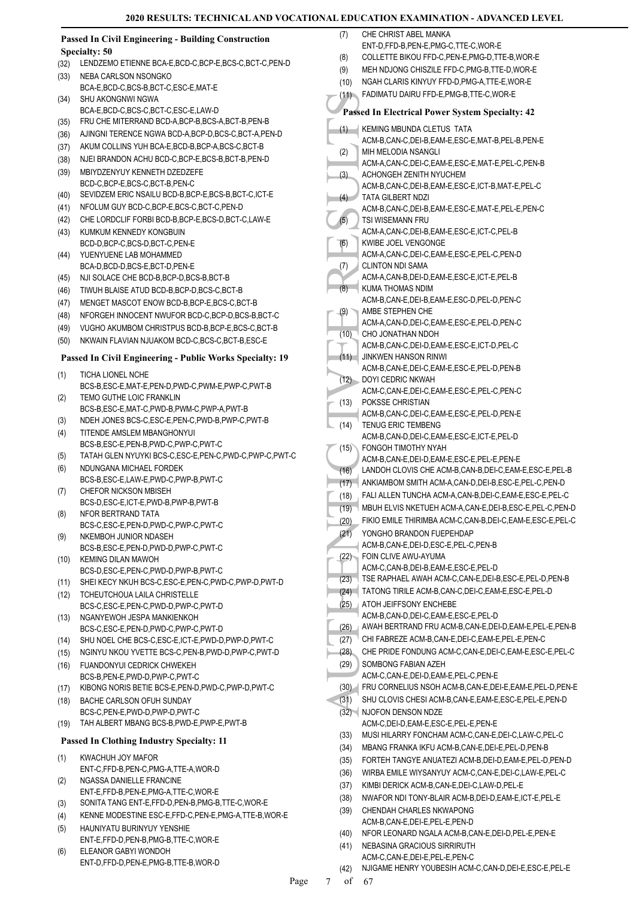### Passed In Civil Engineering - Building Construction Specialty: 50

(32) LENDZEMO ETIENNE BCA-E,BCD-C,BCP-E,BCS-C,BCT-C,PEN-D
(33) NEBA CARLSON NSONGKO BCA-E,BCD-C,BCS-B,BCT-C,ESC-E,MAT-E
(34) SHU AKONGNWI NGWA BCA-E,BCD-C,BCS-C,BCT-C,ESC-E,LAW-D
(35) FRU CHE MITERRAND BCD-A,BCP-B,BCS-A,BCT-B,PEN-B
(36) AJINGNI TERENCE NGWA BCD-A,BCP-D,BCS-C,BCT-A,PEN-D
(37) AKUM COLLINS YUH BCA-E,BCD-B,BCP-A,BCS-C,BCT-B
(38) NJEI BRANDON ACHU BCD-C,BCP-E,BCS-B,BCT-B,PEN-D
(39) MBIYDZENYUY KENNETH DZEDZEFE BCD-C,BCP-E,BCS-C,BCT-B,PEN-C
(40) SEVIDZEM ERIC NSAILU BCD-B,BCP-E,BCS-B,BCT-C,ICT-E
(41) NFOLUM GUY BCD-C,BCP-E,BCS-C,BCT-C,PEN-D
(42) CHE LORDCLIF FORBI BCD-B,BCP-E,BCS-D,BCT-C,LAW-E
(43) KUMKUM KENNEDY KONGBUIN BCD-D,BCP-C,BCS-D,BCT-C,PEN-E
(44) YUENYUENE LAB MOHAMMED BCA-D,BCD-D,BCS-E,BCT-D,PEN-E
(45) NJI SOLACE CHE BCD-B,BCP-D,BCS-B,BCT-B
(46) TIWUH BLAISE ATUD BCD-B,BCP-D,BCS-C,BCT-B
(47) MENGET MASCOT ENOW BCD-B,BCP-E,BCS-C,BCT-B
(48) NFORGEH INNOCENT NWUFOR BCD-C,BCP-D,BCS-B,BCT-C
(49) VUGHO AKUMBOM CHRISTPUS BCD-B,BCP-E,BCS-C,BCT-B
(50) NKWAIN FLAVIAN NJUAKOM BCD-C,BCS-C,BCT-B,ESC-E

### Passed In Civil Engineering - Public Works Specialty: 19

(1) TICHA LIONEL NCHE BCS-B,ESC-E,MAT-E,PEN-D,PWD-C,PWM-E,PWP-C,PWT-B
(2) TEMO GUTHE LOIC FRANKLIN BCS-B,ESC-E,MAT-C,PWD-B,PWM-C,PWP-A,PWT-B
(3) NDEH JONES BCS-C,ESC-E,PEN-C,PWD-B,PWP-C,PWT-B
(4) TITENDE AMSLEM MBANGHONYUI BCS-B,ESC-E,PEN-B,PWD-C,PWP-C,PWT-C
(5) TATAH GLEN NYUYKI BCS-C,ESC-E,PEN-C,PWD-C,PWP-C,PWT-C
(6) NDUNGANA MICHAEL FORDEK BCS-B,ESC-E,LAW-E,PWD-C,PWP-B,PWT-C
(7) CHEFOR NICKSON MBISEH BCS-D,ESC-E,ICT-E,PWD-B,PWP-B,PWT-B
(8) NFOR BERTRAND TATA BCS-C,ESC-E,PEN-D,PWD-C,PWP-C,PWT-C
(9) NKEMBOH JUNIOR NDASEH BCS-B,ESC-E,PEN-D,PWD-D,PWP-C,PWT-C
(10) KEMING DILAN MAWOH BCS-D,ESC-E,PEN-C,PWD-D,PWP-B,PWT-C
(11) SHEI KECY NKUH BCS-C,ESC-E,PEN-C,PWD-C,PWP-D,PWT-D
(12) TCHEUTCHOUA LAILA CHRISTELLE BCS-C,ESC-E,PEN-C,PWD-D,PWP-C,PWT-D
(13) NGANYEWOH JESPA MANKIENKOH BCS-C,ESC-E,PEN-D,PWD-C,PWP-C,PWT-D
(14) SHU NOEL CHE BCS-C,ESC-E,ICT-E,PWD-D,PWP-D,PWT-C
(15) NGINYU NKOU YVETTE BCS-C,PEN-B,PWD-C,PWP-C,PWT-D
(16) FUANDONYUI CEDRICK CHWEKEH BCS-B,PEN-E,PWD-D,PWP-C,PWT-C
(17) KIBONG NORIS BETIE BCS-E,PEN-D,PWD-C,PWP-D,PWT-C
(18) BACHE CARLSON OFUH SUNDAY BCS-C,PEN-E,PWD-D,PWP-D,PWT-C
(19) TAH ALBERT MBANG BCS-B,PWD-E,PWP-E,PWT-B

### Passed In Clothing Industry Specialty: 11

(1) KWACHUH JOY MAFOR ENT-C,FFD-B,PEN-C,PMG-A,TTE-A,WOR-D
(2) NGASSA DANIELLE FRANCINE ENT-E,FFD-B,PEN-E,PMG-A,TTE-C,WOR-E
(3) SONITA TANG ENT-E,FFD-D,PEN-B,PMG-B,TTE-C,WOR-E
(4) KENNE MODESTINE ESC-E,FFD-C,PEN-E,PMG-A,TTE-B,WOR-E
(5) HAUNIYATU BURINYUY YENSHIE ENT-E,FFD-D,PEN-B,PMG-B,TTE-C,WOR-E
(6) ELEANOR GABYI WONDOH ENT-D,FFD-D,PEN-E,PMG-B,TTE-B,WOR-D
(7) CHE CHRIST ABEL MANKA ENT-D,FFD-B,PEN-E,PMG-C,TTE-C,WOR-E
(8) COLLETTE BIKOU FFD-C,PEN-E,PMG-D,TTE-B,WOR-E
(9) MEH NDJONG CHISZILE FFD-C,PMG-B,TTE-D,WOR-E
(10) NGAH CLARIS KINYUY FFD-D,PMG-A,TTE-E,WOR-E
(11) FADIMATU DAIRU FFD-E,PMG-B,TTE-C,WOR-E

### Passed In Electrical Power System Specialty: 42

(1) KEMING MBUNDA CLETUS TATA ACM-B,CAN-C,DEI-B,EAM-E,ESC-E,MAT-B,PEL-B,PEN-E
(2) MIH MELODIA NSANGLI ACM-A,CAN-C,DEI-C,EAM-E,ESC-E,MAT-E,PEL-C,PEN-B
(3) ACHONGEH ZENITH NYUCHEM ACM-B,CAN-C,DEI-B,EAM-E,ESC-E,ICT-B,MAT-E,PEL-C
(4) TATA GILBERT NDZI ACM-B,CAN-C,DEI-B,EAM-E,ESC-E,MAT-E,PEL-E,PEN-C
(5) TSI WISEMANN FRU ACM-A,CAN-C,DEI-B,EAM-E,ESC-E,ICT-C,PEL-B
(6) KWIBE JOEL VENGONGE ACM-A,CAN-C,DEI-C,EAM-E,ESC-E,PEL-C,PEN-D
(7) CLINTON NDI SAMA ACM-A,CAN-B,DEI-D,EAM-E,ESC-E,ICT-E,PEL-B
(8) KUMA THOMAS NDIM ACM-B,CAN-E,DEI-B,EAM-E,ESC-D,PEL-D,PEN-C
(9) AMBE STEPHEN CHE ACM-A,CAN-D,DEI-C,EAM-E,ESC-E,PEL-D,PEN-C
(10) CHO JONATHAN NDOH ACM-B,CAN-C,DEI-D,EAM-E,ESC-E,ICT-D,PEL-C
(11) JINKWEN HANSON RINWI ACM-B,CAN-E,DEI-C,EAM-E,ESC-E,PEL-D,PEN-B
(12) DOYI CEDRIC NKWAH ACM-C,CAN-E,DEI-C,EAM-E,ESC-E,PEL-C,PEN-C
(13) POKSSE CHRISTIAN ACM-B,CAN-C,DEI-C,EAM-E,ESC-E,PEL-D,PEN-E
(14) TENUG ERIC TEMBENG ACM-B,CAN-D,DEI-C,EAM-E,ESC-E,ICT-E,PEL-D
(15) FONGOH TIMOTHY NYAH ACM-B,CAN-E,DEI-D,EAM-E,ESC-E,PEL-E,PEN-E
(16) LANDOH CLOVIS CHE ACM-B,CAN-B,DEI-C,EAM-E,ESC-E,PEL-B
(17) ANKIAMBOM SMITH ACM-A,CAN-D,DEI-B,ESC-E,PEL-C,PEN-D
(18) FALI ALLEN TUNCHA ACM-A,CAN-B,DEI-C,EAM-E,ESC-E,PEL-C
(19) MBUH ELVIS NKETUEH ACM-A,CAN-E,DEI-B,ESC-E,PEL-C,PEN-D
(20) FIKIO EMILE THIRIMBA ACM-C,CAN-B,DEI-C,EAM-E,ESC-E,PEL-C
(21) YONGHO BRANDON FUEPEHDAP ACM-B,CAN-E,DEI-D,ESC-E,PEL-C,PEN-B
(22) FOIN CLIVE AWU-AYUMA ACM-C,CAN-B,DEI-B,EAM-E,ESC-E,PEL-D
(23) TSE RAPHAEL AWAH ACM-C,CAN-E,DEI-B,ESC-E,PEL-D,PEN-B
(24) TATONG TIRILE ACM-B,CAN-C,DEI-C,EAM-E,ESC-E,PEL-D
(25) ATOH JEIFFSONY ENCHEBE ACM-B,CAN-D,DEI-C,EAM-E,ESC-E,PEL-D
(26) AWAH BERTRAND FRU ACM-B,CAN-E,DEI-D,EAM-E,PEL-E,PEN-B
(27) CHI FABREZE ACM-B,CAN-E,DEI-C,EAM-E,PEL-E,PEN-C
(28) CHE PRIDE FONDUNG ACM-C,CAN-E,DEI-C,EAM-E,ESC-E,PEL-C
(29) SOMBONG FABIAN AZEH ACM-C,CAN-E,DEI-D,EAM-E,PEL-C,PEN-E
(30) FRU CORNELIUS NSOH ACM-B,CAN-E,DEI-E,EAM-E,PEL-D,PEN-E
(31) SHU CLOVIS CHESI ACM-B,CAN-E,EAM-E,ESC-E,PEL-E,PEN-D
(32) NJOFON DENSON NDZE ACM-C,DEI-D,EAM-E,ESC-E,PEL-E,PEN-E
(33) MUSI HILARRY FONCHAM ACM-C,CAN-E,DEI-C,LAW-C,PEL-C
(34) MBANG FRANKA IKFU ACM-B,CAN-E,DEI-E,PEL-D,PEN-B
(35) FORTEH TANGYE ANUATEZI ACM-B,DEI-D,EAM-E,PEL-D,PEN-D
(36) WIRBA EMILE WIYSANYUY ACM-C,CAN-E,DEI-C,LAW-E,PEL-C
(37) KIMBI DERICK ACM-B,CAN-E,DEI-C,LAW-D,PEL-E
(38) NWAFOR NDI TONY-BLAIR ACM-B,DEI-D,EAM-E,ICT-E,PEL-E
(39) CHENDAH CHARLES NKWAPONG ACM-B,CAN-E,DEI-E,PEL-E,PEN-D
(40) NFOR LEONARD NGALA ACM-B,CAN-E,DEI-D,PEL-E,PEN-E
(41) NEBASINA GRACIOUS SIRRIRUTH ACM-C,CAN-E,DEI-E,PEL-E,PEN-C
(42) NJIGAME HENRY YOUBESIH ACM-C,CAN-D,DEI-E,ESC-E,PEL-E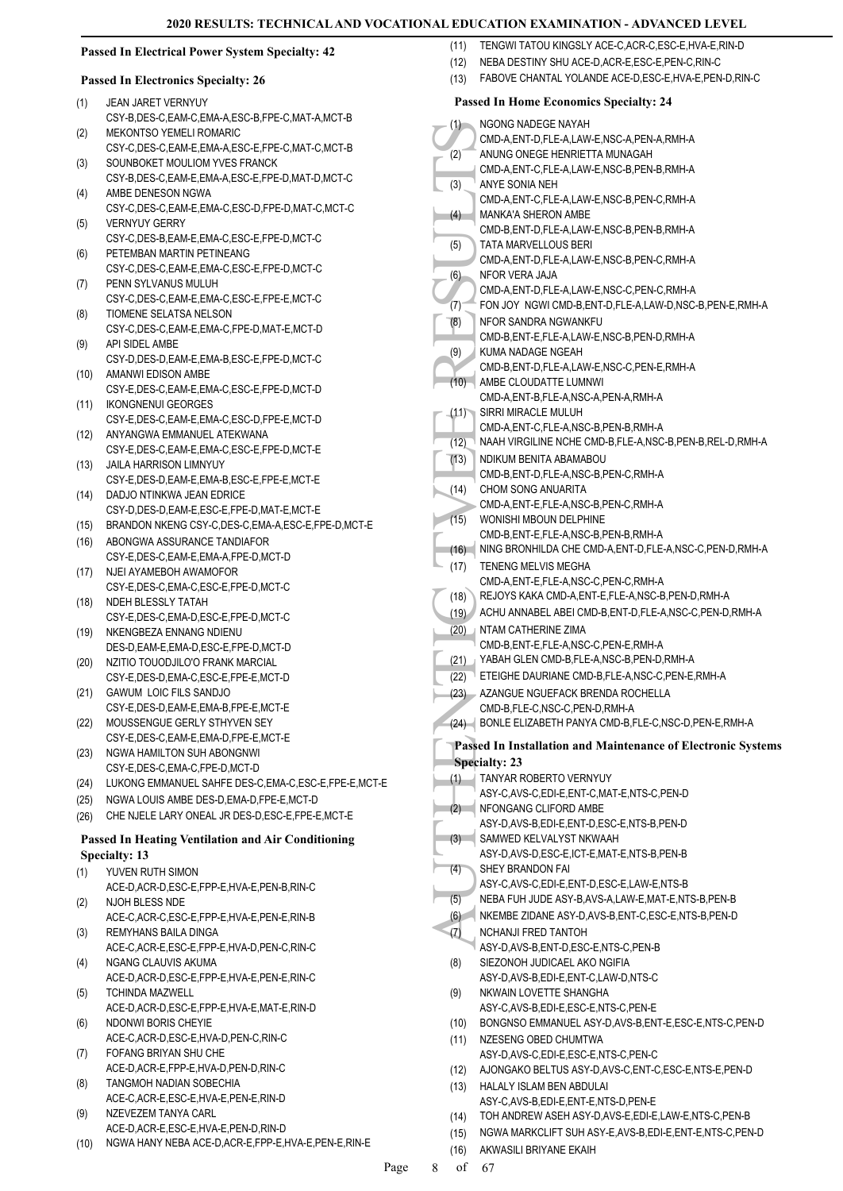### Passed In Electrical Power System Specialty: 42

### Passed In Electronics Specialty: 26

(1) JEAN JARET VERNYUY CSY-B,DES-C,EAM-C,EMA-A,ESC-B,FPE-C,MAT-A,MCT-B
(2) MEKONTSO YEMELI ROMARIC CSY-C,DES-C,EAM-E,EMA-A,ESC-E,FPE-C,MAT-C,MCT-B
(3) SOUNBOKET MOULIOM YVES FRANCK CSY-B,DES-C,EAM-E,EMA-A,ESC-E,FPE-D,MAT-D,MCT-C
(4) AMBE DENESON NGWA CSY-C,DES-C,EAM-E,EMA-C,ESC-D,FPE-D,MAT-C,MCT-C
(5) VERNYUY GERRY CSY-C,DES-B,EAM-E,EMA-C,ESC-E,FPE-D,MCT-C
(6) PETEMBAN MARTIN PETINEANG CSY-C,DES-C,EAM-E,EMA-C,ESC-E,FPE-D,MCT-C
(7) PENN SYLVANUS MULUH CSY-C,DES-C,EAM-E,EMA-C,ESC-E,FPE-E,MCT-C
(8) TIOMENE SELATSA NELSON CSY-C,DES-C,EAM-E,EMA-C,FPE-D,MAT-E,MCT-D
(9) API SIDEL AMBE CSY-D,DES-D,EAM-E,EMA-B,ESC-E,FPE-D,MCT-C
(10) AMANWI EDISON AMBE CSY-E,DES-C,EAM-E,EMA-C,ESC-E,FPE-D,MCT-D
(11) IKONGNENUI GEORGES CSY-E,DES-C,EAM-E,EMA-C,ESC-D,FPE-E,MCT-D
(12) ANYANGWA EMMANUEL ATEKWANA CSY-E,DES-C,EAM-E,EMA-C,ESC-E,FPE-D,MCT-E
(13) JAILA HARRISON LIMNYUY CSY-E,DES-D,EAM-E,EMA-B,ESC-E,FPE-E,MCT-E
(14) DADJO NTINKWA JEAN EDRICE CSY-D,DES-D,EAM-E,ESC-E,FPE-D,MAT-E,MCT-E
(15) BRANDON NKENG CSY-C,DES-C,EMA-A,ESC-E,FPE-D,MCT-E
(16) ABONGWA ASSURANCE TANDIAFOR CSY-E,DES-C,EAM-E,EMA-A,FPE-D,MCT-D
(17) NJEI AYAMEBOH AWAMOFOR CSY-E,DES-C,EMA-C,ESC-E,FPE-D,MCT-C
(18) NDEH BLESSLY TATAH CSY-E,DES-C,EMA-D,ESC-E,FPE-D,MCT-C
(19) NKENGBEZA ENNANG NDIENU DES-D,EAM-E,EMA-D,ESC-E,FPE-D,MCT-D
(20) NZITIO TOUODJILO'O FRANK MARCIAL CSY-E,DES-D,EMA-C,ESC-E,FPE-E,MCT-D
(21) GAWUM LOIC FILS SANDJO CSY-E,DES-D,EAM-E,EMA-B,FPE-E,MCT-E
(22) MOUSSENGUE GERLY STHYVEN SEY CSY-E,DES-C,EAM-E,EMA-D,FPE-E,MCT-E
(23) NGWA HAMILTON SUH ABONGNWI CSY-E,DES-C,EMA-C,FPE-D,MCT-D
(24) LUKONG EMMANUEL SAHFE DES-C,EMA-C,ESC-E,FPE-E,MCT-E
(25) NGWA LOUIS AMBE DES-D,EMA-D,FPE-E,MCT-D
(26) CHE NJELE LARY ONEAL JR DES-D,ESC-E,FPE-E,MCT-E

### Passed In Heating Ventilation and Air Conditioning Specialty: 13

(1) YUVEN RUTH SIMON ACE-D,ACR-D,ESC-E,FPP-E,HVA-E,PEN-B,RIN-C
(2) NJOH BLESS NDE ACE-C,ACR-C,ESC-E,FPP-E,HVA-E,PEN-E,RIN-B
(3) REMYHANS BAILA DINGA ACE-C,ACR-E,ESC-E,FPP-E,HVA-D,PEN-C,RIN-C
(4) NGANG CLAUVIS AKUMA ACE-D,ACR-D,ESC-E,FPP-E,HVA-E,PEN-E,RIN-C
(5) TCHINDA MAZWELL ACE-D,ACR-D,ESC-E,FPP-E,HVA-E,MAT-E,RIN-D
(6) NDONWI BORIS CHEYIE ACE-C,ACR-D,ESC-E,HVA-D,PEN-C,RIN-C
(7) FOFANG BRIYAN SHU CHE ACE-D,ACR-E,FPP-E,HVA-D,PEN-D,RIN-C
(8) TANGMOH NADIAN SOBECHIA ACE-C,ACR-E,ESC-E,HVA-E,PEN-E,RIN-D
(9) NZEVEZEM TANYA CARL ACE-D,ACR-E,ESC-E,HVA-E,PEN-D,RIN-D
(10) NGWA HANY NEBA ACE-D,ACR-E,FPP-E,HVA-E,PEN-E,RIN-E
(11) TENGWI TATOU KINGSLY ACE-C,ACR-C,ESC-E,HVA-E,RIN-D
(12) NEBA DESTINY SHU ACE-D,ACR-E,ESC-E,PEN-C,RIN-C
(13) FABOVE CHANTAL YOLANDE ACE-D,ESC-E,HVA-E,PEN-D,RIN-C

### Passed In Home Economics Specialty: 24

(1) NGONG NADEGE NAYAH CMD-A,ENT-D,FLE-A,LAW-E,NSC-A,PEN-A,RMH-A
(2) ANUNG ONEGE HENRIETTA MUNAGAH CMD-A,ENT-C,FLE-A,LAW-E,NSC-B,PEN-B,RMH-A
(3) ANYE SONIA NEH CMD-A,ENT-C,FLE-A,LAW-E,NSC-B,PEN-C,RMH-A
(4) MANKA'A SHERON AMBE CMD-B,ENT-D,FLE-A,LAW-E,NSC-B,PEN-B,RMH-A
(5) TATA MARVELLOUS BERI CMD-A,ENT-D,FLE-A,LAW-E,NSC-B,PEN-C,RMH-A
(6) NFOR VERA JAJA CMD-A,ENT-D,FLE-A,LAW-E,NSC-C,PEN-C,RMH-A
(7) FON JOY NGWI CMD-B,ENT-D,FLE-A,LAW-D,NSC-B,PEN-E,RMH-A
(8) NFOR SANDRA NGWANKFU CMD-B,ENT-E,FLE-A,LAW-E,NSC-B,PEN-D,RMH-A
(9) KUMA NADAGE NGEAH CMD-B,ENT-D,FLE-A,LAW-E,NSC-C,PEN-E,RMH-A
(10) AMBE CLOUDATTE LUMNWI CMD-A,ENT-B,FLE-A,NSC-A,PEN-A,RMH-A
(11) SIRRI MIRACLE MULUH CMD-A,ENT-C,FLE-A,NSC-B,PEN-B,RMH-A
(12) NAAH VIRGILINE NCHE CMD-B,FLE-A,NSC-B,PEN-B,REL-D,RMH-A
(13) NDIKUM BENITA ABAMABOU CMD-B,ENT-D,FLE-A,NSC-B,PEN-C,RMH-A
(14) CHOM SONG ANUARITA CMD-A,ENT-E,FLE-A,NSC-B,PEN-C,RMH-A
(15) WONISHI MBOUN DELPHINE CMD-B,ENT-E,FLE-A,NSC-B,PEN-B,RMH-A
(16) NING BRONHILDA CHE CMD-A,ENT-D,FLE-A,NSC-C,PEN-D,RMH-A
(17) TENENG MELVIS MEGHA CMD-A,ENT-E,FLE-A,NSC-C,PEN-C,RMH-A
(18) REJOYS KAKA CMD-A,ENT-E,FLE-A,NSC-B,PEN-D,RMH-A
(19) ACHU ANNABEL ABEI CMD-B,ENT-D,FLE-A,NSC-C,PEN-D,RMH-A
(20) NTAM CATHERINE ZIMA CMD-B,ENT-E,FLE-A,NSC-C,PEN-E,RMH-A
(21) YABAH GLEN CMD-B,FLE-A,NSC-B,PEN-D,RMH-A
(22) ETEIGHE DAURIANE CMD-B,FLE-A,NSC-C,PEN-E,RMH-A
(23) AZANGUE NGUEFACK BRENDA ROCHELLA CMD-B,FLE-C,NSC-C,PEN-D,RMH-A
(24) BONLE ELIZABETH PANYA CMD-B,FLE-C,NSC-D,PEN-E,RMH-A

### Passed In Installation and Maintenance of Electronic Systems Specialty: 23

(1) TANYAR ROBERTO VERNYUY ASY-C,AVS-C,EDI-E,ENT-C,MAT-E,NTS-C,PEN-D
(2) NFONGANG CLIFORD AMBE ASY-D,AVS-B,EDI-E,ENT-D,ESC-E,NTS-B,PEN-D
(3) SAMWED KELVALYST NKWAAH ASY-D,AVS-D,ESC-E,ICT-E,MAT-E,NTS-B,PEN-B
(4) SHEY BRANDON FAI ASY-C,AVS-C,EDI-E,ENT-D,ESC-E,LAW-E,NTS-B
(5) NEBA FUH JUDE ASY-B,AVS-A,LAW-E,MAT-E,NTS-B,PEN-B
(6) NKEMBE ZIDANE ASY-D,AVS-B,ENT-C,ESC-E,NTS-B,PEN-D
(7) NCHANJI FRED TANTOH ASY-D,AVS-B,ENT-D,ESC-E,NTS-C,PEN-B
(8) SIEZONOH JUDICAEL AKO NGIFIA ASY-D,AVS-B,EDI-E,ENT-C,LAW-D,NTS-C
(9) NKWAIN LOVETTE SHANGHA ASY-C,AVS-B,EDI-E,ESC-E,NTS-C,PEN-E
(10) BONGNSO EMMANUEL ASY-D,AVS-B,ENT-E,ESC-E,NTS-C,PEN-D
(11) NZESENG OBED CHUMTWA ASY-D,AVS-C,EDI-E,ESC-E,NTS-C,PEN-C
(12) AJONGAKO BELTUS ASY-D,AVS-C,ENT-C,ESC-E,NTS-E,PEN-D
(13) HALALY ISLAM BEN ABDULAI ASY-C,AVS-B,EDI-E,ENT-E,NTS-D,PEN-E
(14) TOH ANDREW ASEH ASY-D,AVS-E,EDI-E,LAW-E,NTS-C,PEN-B
(15) NGWA MARKCLIFT SUH ASY-E,AVS-B,EDI-E,ENT-E,NTS-C,PEN-D
(16) AKWASILI BRIYANE EKAIH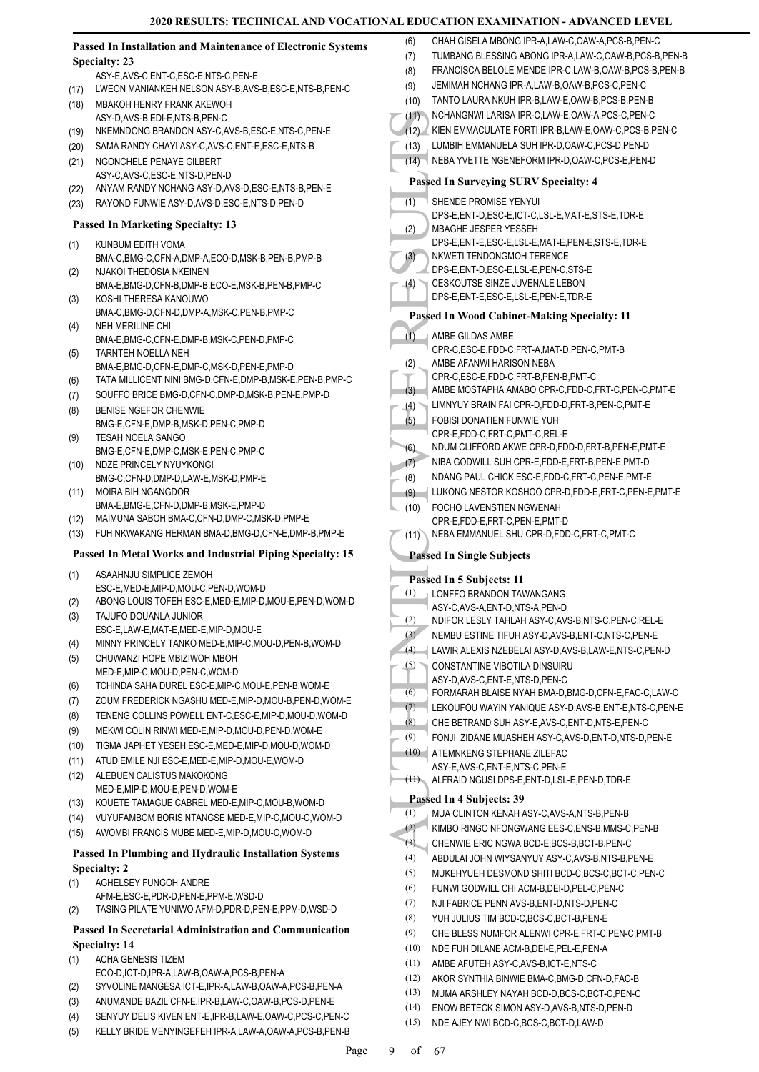### Passed In Installation and Maintenance of Electronic Systems Specialty: 23

ASY-E,AVS-C,ENT-C,ESC-E,NTS-C,PEN-E

(17) LWEON MANIANKEH NELSON ASY-B,AVS-B,ESC-E,NTS-B,PEN-C
(18) MBAKOH HENRY FRANK AKEWOH ASY-D,AVS-B,EDI-E,NTS-B,PEN-C
(19) NKEMNDONG BRANDON ASY-C,AVS-B,ESC-E,NTS-C,PEN-E
(20) SAMA RANDY CHAYI ASY-C,AVS-C,ENT-E,ESC-E,NTS-B
(21) NGONCHELE PENAYE GILBERT ASY-C,AVS-C,ESC-E,NTS-D,PEN-D
(22) ANYAM RANDY NCHANG ASY-D,AVS-D,ESC-E,NTS-B,PEN-E
(23) RAYOND FUNWIE ASY-D,AVS-D,ESC-E,NTS-D,PEN-D

### Passed In Marketing Specialty: 13

(1) KUNBUM EDITH VOMA BMA-C,BMG-C,CFN-A,DMP-A,ECO-D,MSK-B,PEN-B,PMP-B
(2) NJAKOI THEDOSIA NKEINEN BMA-E,BMG-D,CFN-B,DMP-B,ECO-E,MSK-B,PEN-B,PMP-C
(3) KOSHI THERESA KANOUWO BMA-C,BMG-D,CFN-D,DMP-A,MSK-C,PEN-B,PMP-C
(4) NEH MERILINE CHI BMA-E,BMG-C,CFN-E,DMP-B,MSK-C,PEN-D,PMP-C
(5) TARNTEH NOELLA NEH BMA-E,BMG-D,CFN-E,DMP-C,MSK-D,PEN-E,PMP-D
(6) TATA MILLICENT NINI BMG-D,CFN-E,DMP-B,MSK-E,PEN-B,PMP-C
(7) SOUFFO BRICE BMG-D,CFN-C,DMP-D,MSK-B,PEN-E,PMP-D
(8) BENISE NGEFOR CHENWIE BMG-E,CFN-E,DMP-B,MSK-D,PEN-C,PMP-D
(9) TESAH NOELA SANGO BMG-E,CFN-E,DMP-C,MSK-E,PEN-C,PMP-C
(10) NDZE PRINCELY NYUYKONGI BMG-C,CFN-D,DMP-D,LAW-E,MSK-D,PMP-E
(11) MOIRA BIH NGANGDOR BMA-E,BMG-E,CFN-D,DMP-B,MSK-E,PMP-D
(12) MAIMUNA SABOH BMA-C,CFN-D,DMP-C,MSK-D,PMP-E
(13) FUH NKWAKANG HERMAN BMA-D,BMG-D,CFN-E,DMP-B,PMP-E

### Passed In Metal Works and Industrial Piping Specialty: 15

(1) ASAAHNJU SIMPLICE ZEMOH ESC-E,MED-E,MIP-D,MOU-C,PEN-D,WOM-D
(2) ABONG LOUIS TOFEH ESC-E,MED-E,MIP-D,MOU-E,PEN-D,WOM-D
(3) TAJUFO DOUANLA JUNIOR ESC-E,LAW-E,MAT-E,MED-E,MIP-D,MOU-E
(4) MINNY PRINCELY TANKO MED-E,MIP-C,MOU-D,PEN-B,WOM-D
(5) CHUWANZI HOPE MBIZIWOH MBOH MED-E,MIP-C,MOU-D,PEN-C,WOM-D
(6) TCHINDA SAHA DUREL ESC-E,MIP-C,MOU-E,PEN-B,WOM-E
(7) ZOUM FREDERICK NGASHU MED-E,MIP-D,MOU-B,PEN-D,WOM-E
(8) TENENG COLLINS POWELL ENT-C,ESC-E,MIP-D,MOU-D,WOM-D
(9) MEKWI COLIN RINWI MED-E,MIP-D,MOU-D,PEN-D,WOM-E
(10) TIGMA JAPHET YESEH ESC-E,MED-E,MIP-D,MOU-D,WOM-D
(11) ATUD EMILE NJI ESC-E,MED-E,MIP-D,MOU-E,WOM-D
(12) ALEBUEN CALISTUS MAKOKONG MED-E,MIP-D,MOU-E,PEN-D,WOM-E
(13) KOUETE TAMAGUE CABREL MED-E,MIP-C,MOU-B,WOM-D
(14) VUYUFAMBOM BORIS NTANGSE MED-E,MIP-C,MOU-C,WOM-D
(15) AWOMBI FRANCIS MUBE MED-E,MIP-D,MOU-C,WOM-D

### Passed In Plumbing and Hydraulic Installation Systems Specialty: 2

(1) AGHELSEY FUNGOH ANDRE AFM-E,ESC-E,PDR-D,PEN-E,PPM-E,WSD-D
(2) TASING PILATE YUNIWO AFM-D,PDR-D,PEN-E,PPM-D,WSD-D

### Passed In Secretarial Administration and Communication Specialty: 14

(1) ACHA GENESIS TIZEM ECO-D,ICT-D,IPR-A,LAW-B,OAW-A,PCS-B,PEN-A
(2) SYVOLINE MANGESA ICT-E,IPR-A,LAW-B,OAW-A,PCS-B,PEN-A
(3) ANUMANDE BAZIL CFN-E,IPR-B,LAW-C,OAW-B,PCS-D,PEN-E
(4) SENYUY DELIS KIVEN ENT-E,IPR-B,LAW-E,OAW-C,PCS-C,PEN-C
(5) KELLY BRIDE MENYINGEFEH IPR-A,LAW-A,OAW-A,PCS-B,PEN-B
(6) CHAH GISELA MBONG IPR-A,LAW-C,OAW-A,PCS-B,PEN-C
(7) TUMBANG BLESSING ABONG IPR-A,LAW-C,OAW-B,PCS-B,PEN-B
(8) FRANCISCA BELOLE MENDE IPR-C,LAW-B,OAW-B,PCS-B,PEN-B
(9) JEMIMAH NCHANG IPR-A,LAW-B,OAW-B,PCS-C,PEN-C
(10) TANTO LAURA NKUH IPR-B,LAW-E,OAW-B,PCS-B,PEN-B
(11) NCHANGNWI LARISA IPR-C,LAW-E,OAW-A,PCS-C,PEN-C
(12) KIEN EMMACULATE FORTI IPR-B,LAW-E,OAW-C,PCS-B,PEN-C
(13) LUMBIH EMMANUELA SUH IPR-D,OAW-C,PCS-D,PEN-D
(14) NEBA YVETTE NGENEFORM IPR-D,OAW-C,PCS-E,PEN-D

### Passed In Surveying SURV Specialty: 4

(1) SHENDE PROMISE YENYUI DPS-E,ENT-D,ESC-E,ICT-C,LSL-E,MAT-E,STS-E,TDR-E
(2) MBAGHE JESPER YESSEH DPS-E,ENT-E,ESC-E,LSL-E,MAT-E,PEN-E,STS-E,TDR-E
(3) NKWETI TENDONGMOH TERENCE DPS-E,ENT-D,ESC-E,LSL-E,PEN-C,STS-E
(4) CESKOUTSE SINZE JUVENALE LEBON DPS-E,ENT-E,ESC-E,LSL-E,PEN-E,TDR-E

### Passed In Wood Cabinet-Making Specialty: 11

(1) AMBE GILDAS AMBE CPR-C,ESC-E,FDD-C,FRT-A,MAT-D,PEN-C,PMT-B
(2) AMBE AFANWI HARISON NEBA CPR-C,ESC-E,FDD-C,FRT-B,PEN-B,PMT-C
(3) AMBE MOSTAPHA AMABO CPR-C,FDD-C,FRT-C,PEN-C,PMT-E
(4) LIMNYUY BRAIN FAI CPR-D,FDD-D,FRT-B,PEN-C,PMT-E
(5) FOBISI DONATIEN FUNWIE YUH CPR-E,FDD-C,FRT-C,PMT-C,REL-E
(6) NDUM CLIFFORD AKWE CPR-D,FDD-D,FRT-B,PEN-E,PMT-E
(7) NIBA GODWILL SUH CPR-E,FDD-E,FRT-B,PEN-E,PMT-D
(8) NDANG PAUL CHICK ESC-E,FDD-C,FRT-C,PEN-E,PMT-E
(9) LUKONG NESTOR KOSHOO CPR-D,FDD-E,FRT-C,PEN-E,PMT-E
(10) FOCHO LAVENSTIEN NGWENAH CPR-E,FDD-E,FRT-C,PEN-E,PMT-D
(11) NEBA EMMANUEL SHU CPR-D,FDD-C,FRT-C,PMT-C

### Passed In Single Subjects

### Passed In 5 Subjects: 11

(1) LONFFO BRANDON TAWANGANG ASY-C,AVS-A,ENT-D,NTS-A,PEN-D
(2) NDIFOR LESLY TAHLAH ASY-C,AVS-B,NTS-C,PEN-C,REL-E
(3) NEMBU ESTINE TIFUH ASY-D,AVS-B,ENT-C,NTS-C,PEN-E
(4) LAWIR ALEXIS NZEBELAI ASY-D,AVS-B,LAW-E,NTS-C,PEN-D
(5) CONSTANTINE VIBOTILA DINSUIRU ASY-D,AVS-C,ENT-E,NTS-D,PEN-C
(6) FORMARAH BLAISE NYAH BMA-D,BMG-D,CFN-E,FAC-C,LAW-C
(7) LEKOUFOU WAYIN YANIQUE ASY-D,AVS-B,ENT-E,NTS-C,PEN-E
(8) CHE BETRAND SUH ASY-E,AVS-C,ENT-D,NTS-E,PEN-C
(9) FONJI ZIDANE MUASHEH ASY-C,AVS-D,ENT-D,NTS-D,PEN-E
(10) ATEMNKENG STEPHANE ZILEFAC ASY-E,AVS-C,ENT-E,NTS-C,PEN-E
(11) ALFRAID NGUSI DPS-E,ENT-D,LSL-E,PEN-D,TDR-E

### Passed In 4 Subjects: 39

(1) MUA CLINTON KENAH ASY-C,AVS-A,NTS-B,PEN-B
(2) KIMBO RINGO NFONGWANG EES-C,ENS-B,MMS-C,PEN-B
(3) CHENWIE ERIC NGWA BCD-E,BCS-B,BCT-B,PEN-C
(4) ABDULAI JOHN WIYSANYUY ASY-C,AVS-B,NTS-B,PEN-E
(5) MUKEHYUEH DESMOND SHITI BCD-C,BCS-C,BCT-C,PEN-C
(6) FUNWI GODWILL CHI ACM-B,DEI-D,PEL-C,PEN-C
(7) NJI FABRICE PENN AVS-B,ENT-D,NTS-D,PEN-C
(8) YUH JULIUS TIM BCD-C,BCS-C,BCT-B,PEN-E
(9) CHE BLESS NUMFOR ALENWI CPR-E,FRT-C,PEN-C,PMT-B
(10) NDE FUH DILANE ACM-B,DEI-E,PEL-E,PEN-A
(11) AMBE AFUTEH ASY-C,AVS-B,ICT-E,NTS-C
(12) AKOR SYNTHIA BINWIE BMA-C,BMG-D,CFN-D,FAC-B
(13) MUMA ARSHLEY NAYAH BCD-D,BCS-C,BCT-C,PEN-C
(14) ENOW BETECK SIMON ASY-D,AVS-B,NTS-D,PEN-D
(15) NDE AJEY NWI BCD-C,BCS-C,BCT-D,LAW-D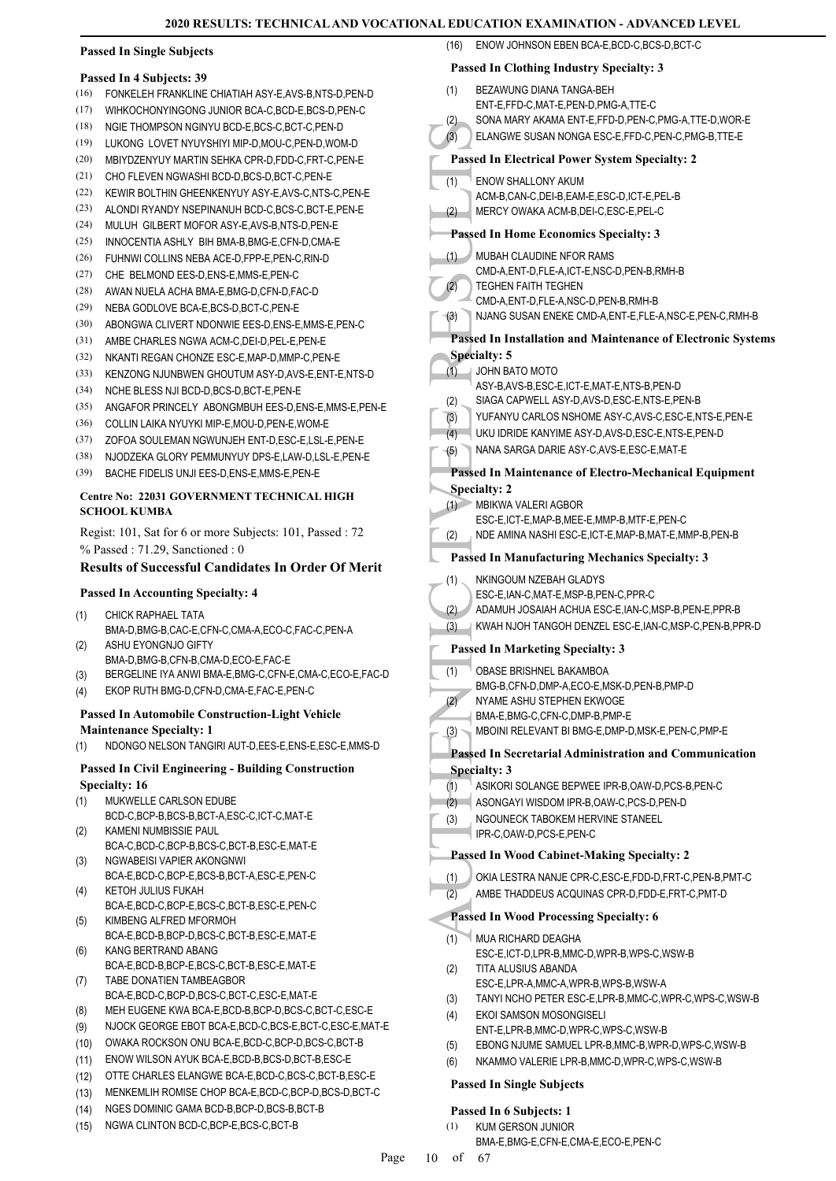#### Passed In Single Subjects

#### Passed In 4 Subjects: 39

(16) FONKELEH FRANKLINE CHIATIAH ASY-E,AVS-B,NTS-D,PEN-D
(17) WIHKOCHONYINGONG JUNIOR BCA-C,BCD-E,BCS-D,PEN-C
(18) NGIE THOMPSON NGINYU BCD-E,BCS-C,BCT-C,PEN-D
(19) LUKONG LOVET NYUYSHIYI MIP-D,MOU-C,PEN-D,WOM-D
(20) MBIYDZENYUY MARTIN SEHKA CPR-D,FDD-C,FRT-C,PEN-E
(21) CHO FLEVEN NGWASHI BCD-D,BCS-D,BCT-C,PEN-E
(22) KEWIR BOLTHIN GHEENKENYUY ASY-E,AVS-C,NTS-C,PEN-E
(23) ALONDI RYANDY NSEPINANUH BCD-E,BCS-C,BCT-E,PEN-E
(24) MULUH GILBERT MOFOR ASY-E,AVS-B,NTS-D,PEN-E
(25) INNOCENTIA ASHLY BIH BMA-B,BMG-E,CFN-D,CMA-E
(26) FUHNWI COLLINS NEBA ACE-D,FPP-E,PEN-C,RIN-D
(27) CHE BELMOND EES-D,ENS-E,MMS-E,PEN-C
(28) AWAN NUELA ACHA BMA-E,BMG-D,CFN-D,FAC-D
(29) NEBA GODLOVE BCA-E,BCS-D,BCT-C,PEN-E
(30) ABONGWA CLIVERT NDONWIE EES-D,ENS-E,MMS-E,PEN-C
(31) AMBE CHARLES NGWA ACM-C,DEI-D,PEL-E,PEN-E
(32) NKANTI REGAN CHONZE ESC-E,MAP-D,MMP-C,PEN-E
(33) KENZONG NJUNBWEN GHOUTUM ASY-D,AVS-E,ENT-E,NTS-D
(34) NCHE BLESS NJI BCD-D,BCS-D,BCT-E,PEN-E
(35) ANGAFOR PRINCELY ABONGMBUH EES-D,ENS-E,MMS-E,PEN-E
(36) COLLIN LAIKA NYUYKI MIP-E,MOU-D,PEN-E,WOM-E
(37) ZOFOA SOULEMAN NGWUNJEH ENT-D,ESC-E,LSL-E,PEN-E
(38) NJODZEKA GLORY PEMMUNYUY DPS-E,LAW-D,LSL-E,PEN-E
(39) BACHE FIDELIS UNJI EES-D,ENS-E,MMS-E,PEN-E

#### Centre No: 22031 GOVERNMENT TECHNICAL HIGH SCHOOL KUMBA

Regist: 101, Sat for 6 or more Subjects: 101, Passed : 72
% Passed : 71.29, Sanctioned : 0

### Results of Successful Candidates In Order Of Merit

#### Passed In Accounting Specialty: 4

(1) CHICK RAPHAEL TATA
BMA-D,BMG-B,CAC-E,CFN-C,CMA-A,ECO-C,FAC-C,PEN-A
(2) ASHU EYONGNJO GIFTY
BMA-D,BMG-B,CFN-B,CMA-D,ECO-E,FAC-E
(3) BERGELINE IYA ANWI BMA-E,BMG-C,CFN-E,CMA-C,ECO-E,FAC-D
(4) EKOP RUTH BMG-D,CFN-D,CMA-E,FAC-E,PEN-C

#### Passed In Automobile Construction-Light Vehicle Maintenance Specialty: 1

(1) NDONGO NELSON TANGIRI AUT-D,EES-E,ENS-E,ESC-E,MMS-D

#### Passed In Civil Engineering - Building Construction Specialty: 16

(1) MUKWELLE CARLSON EDUBE
BCD-C,BCP-B,BCS-B,BCT-A,ESC-C,ICT-C,MAT-E
(2) KAMENI NUMBISSIE PAUL
BCA-C,BCD-C,BCP-B,BCS-C,BCT-B,ESC-E,MAT-E
(3) NGWABEISI VAPIER AKONGNWI
BCA-E,BCD-C,BCP-E,BCS-B,BCT-A,ESC-E,PEN-C
(4) KETOH JULIUS FUKAH
BCA-E,BCD-C,BCP-E,BCS-C,BCT-B,ESC-E,PEN-C
(5) KIMBENG ALFRED MFORMOH
BCA-E,BCD-B,BCP-D,BCS-C,BCT-B,ESC-E,MAT-E
(6) KANG BERTRAND ABANG
BCA-E,BCD-B,BCP-E,BCS-C,BCT-B,ESC-E,MAT-E
(7) TABE DONATIEN TAMBEAGBOR
BCA-E,BCD-C,BCP-D,BCS-C,BCT-C,ESC-E,MAT-E
(8) MEH EUGENE KWA BCA-E,BCD-B,BCP-D,BCS-C,BCT-C,ESC-E
(9) NJOCK GEORGE EBOT BCA-E,BCD-C,BCS-E,BCT-C,ESC-E,MAT-E
(10) OWAKA ROCKSON ONU BCA-E,BCD-C,BCP-D,BCS-C,BCT-B
(11) ENOW WILSON AYUK BCA-E,BCD-B,BCS-D,BCT-B,ESC-E
(12) OTTE CHARLES ELANGWE BCA-E,BCD-C,BCS-C,BCT-B,ESC-E
(13) MENKEMLIH ROMISE CHOP BCA-E,BCD-C,BCP-D,BCS-D,BCT-C
(14) NGES DOMINIC GAMA BCD-B,BCP-D,BCS-B,BCT-B
(15) NGWA CLINTON BCD-C,BCP-E,BCS-C,BCT-B
(16) ENOW JOHNSON EBEN BCA-E,BCD-C,BCS-D,BCT-C

#### Passed In Clothing Industry Specialty: 3

(1) BEZAWUNG DIANA TANGA-BEH
ENT-E,FFD-C,MAT-E,PEN-D,PMG-A,TTE-C
(2) SONA MARY AKAMA ENT-E,FFD-D,PEN-C,PMG-A,TTE-D,WOR-E
(3) ELANGWE SUSAN NONGA ESC-E,FFD-C,PEN-C,PMG-B,TTE-E

#### Passed In Electrical Power System Specialty: 2

(1) ENOW SHALLONY AKUM
ACM-B,CAN-C,DEI-B,EAM-E,ESC-D,ICT-E,PEL-B
(2) MERCY OWAKA ACM-B,DEI-C,ESC-E,PEL-C

#### Passed In Home Economics Specialty: 3

(1) MUBAH CLAUDINE NFOR RAMS
CMD-A,ENT-D,FLE-A,ICT-E,NSC-D,PEN-B,RMH-B
(2) TEGHEN FAITH TEGHEN
CMD-A,ENT-D,FLE-A,NSC-D,PEN-B,RMH-B
(3) NJANG SUSAN ENEKE CMD-A,ENT-E,FLE-A,NSC-E,PEN-C,RMH-B

#### Passed In Installation and Maintenance of Electronic Systems Specialty: 5

(1) JOHN BATO MOTO
ASY-B,AVS-B,ESC-E,ICT-E,MAT-E,NTS-B,PEN-D
(2) SIAGA CAPWELL ASY-D,AVS-D,ESC-E,NTS-E,PEN-B
(3) YUFANYU CARLOS NSHOME ASY-C,AVS-C,ESC-E,NTS-E,PEN-E
(4) UKU IDRIDE KANYIME ASY-D,AVS-D,ESC-E,NTS-E,PEN-D
(5) NANA SARGA DARIE ASY-C,AVS-E,ESC-E,MAT-E

#### Passed In Maintenance of Electro-Mechanical Equipment Specialty: 2

(1) MBIKWA VALERI AGBOR
ESC-E,ICT-E,MAP-B,MEE-E,MMP-B,MTF-E,PEN-C
(2) NDE AMINA NASHI ESC-E,ICT-E,MAP-B,MAT-E,MMP-B,PEN-B

#### Passed In Manufacturing Mechanics Specialty: 3

(1) NKINGOUM NZEBAH GLADYS
ESC-E,IAN-C,MAT-E,MSP-B,PEN-C,PPR-C
(2) ADAMUH JOSAIAH ACHUA ESC-E,IAN-C,MSP-B,PEN-E,PPR-B
(3) KWAH NJOH TANGOH DENZEL ESC-E,IAN-C,MSP-C,PEN-B,PPR-D

#### Passed In Marketing Specialty: 3

(1) OBASE BRISHNEL BAKAMBOA
BMG-B,CFN-D,DMP-A,ECO-E,MSK-D,PEN-B,PMP-D
(2) NYAME ASHU STEPHEN EKWOGE
BMA-E,BMG-C,CFN-C,DMP-B,PMP-E
(3) MBOINI RELEVANT BI BMG-E,DMP-D,MSK-E,PEN-C,PMP-E

#### Passed In Secretarial Administration and Communication Specialty: 3

(1) ASIKORI SOLANGE BEPWEE IPR-B,OAW-D,PCS-B,PEN-C
(2) ASONGAYI WISDOM IPR-B,OAW-C,PCS-D,PEN-D
(3) NGOUNECK TABOKEM HERVINE STANEEL
IPR-C,OAW-D,PCS-E,PEN-C

#### Passed In Wood Cabinet-Making Specialty: 2

(1) OKIA LESTRA NANJE CPR-C,ESC-E,FDD-D,FRT-C,PEN-B,PMT-C
(2) AMBE THADDEUS ACQUINAS CPR-D,FDD-E,FRT-C,PMT-D

#### Passed In Wood Processing Specialty: 6

(1) MUA RICHARD DEAGHA
ESC-E,ICT-D,LPR-B,MMC-D,WPR-B,WPS-C,WSW-B
(2) TITA ALUSIUS ABANDA
ESC-E,LPR-A,MMC-A,WPR-B,WPS-B,WSW-A
(3) TANYI NCHO PETER ESC-E,LPR-B,MMC-C,WPR-C,WPS-C,WSW-B
(4) EKOI SAMSON MOSONGISELI
ENT-E,LPR-B,MMC-D,WPR-C,WPS-C,WSW-B
(5) EBONG NJUME SAMUEL LPR-B,MMC-B,WPR-D,WPS-C,WSW-B
(6) NKAMMO VALERIE LPR-B,MMC-D,WPR-C,WPS-C,WSW-B

#### Passed In Single Subjects

#### Passed In 6 Subjects: 1

(1) KUM GERSON JUNIOR
BMA-E,BMG-E,CFN-E,CMA-E,ECO-E,PEN-C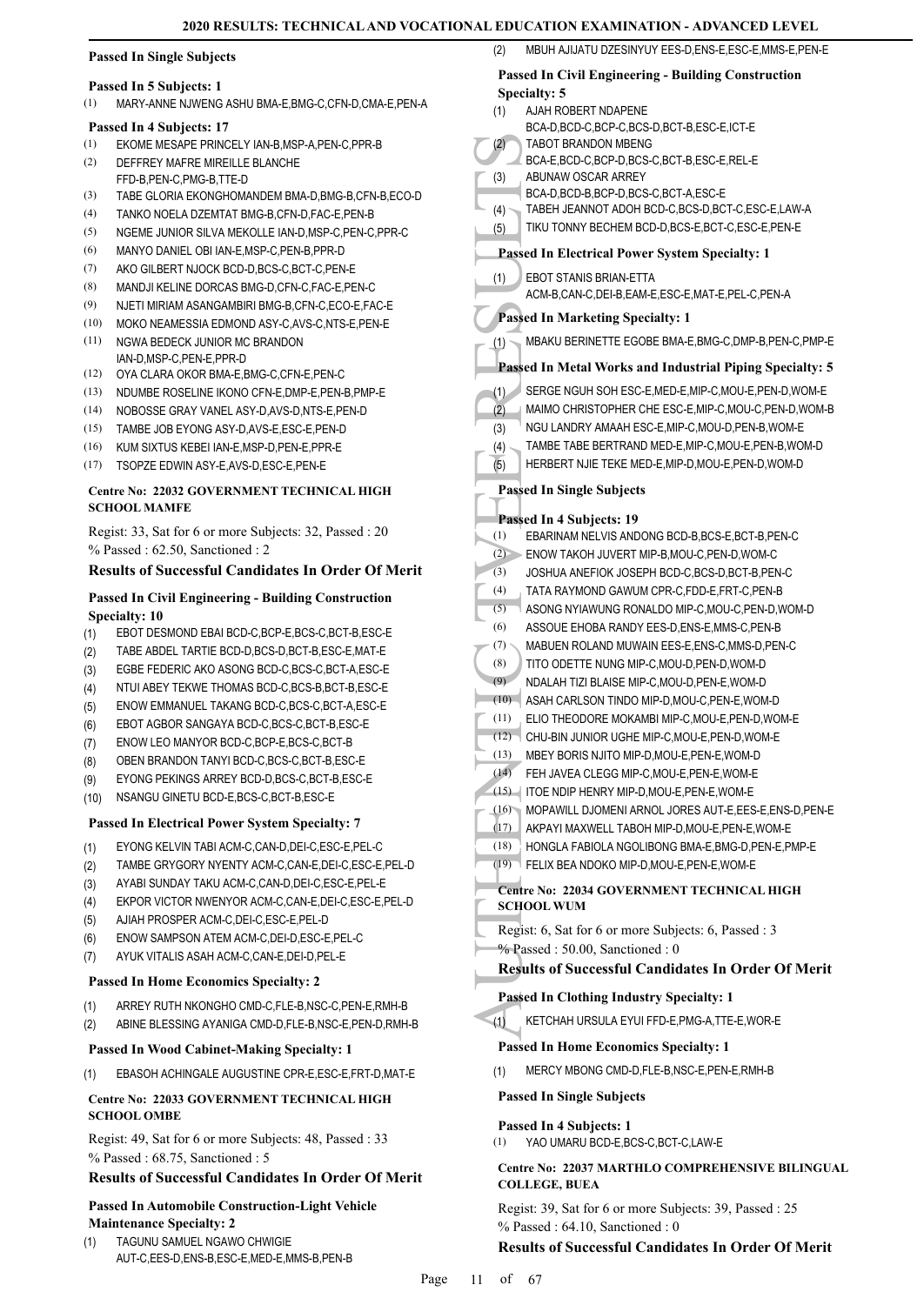### Passed In Single Subjects

#### Passed In 5 Subjects: 1

(1) MARY-ANNE NJWENG ASHU BMA-E,BMG-C,CFN-D,CMA-E,PEN-A

#### Passed In 4 Subjects: 17

(1) EKOME MESAPE PRINCELY IAN-B,MSP-A,PEN-C,PPR-B
(2) DEFFREY MAFRE MIREILLE BLANCHE FFD-B,PEN-C,PMG-B,TTE-D
(3) TABE GLORIA EKONGHOMANDEM BMA-D,BMG-B,CFN-B,ECO-D
(4) TANKO NOELA DZEMTAT BMG-B,CFN-D,FAC-E,PEN-B
(5) NGEME JUNIOR SILVA MEKOLLE IAN-D,MSP-C,PEN-C,PPR-C
(6) MANYO DANIEL OBI IAN-E,MSP-C,PEN-B,PPR-D
(7) AKO GILBERT NJOCK BCD-D,BCS-C,BCT-C,PEN-E
(8) MANDJI KELINE DORCAS BMG-D,CFN-C,FAC-E,PEN-C
(9) NJETI MIRIAM ASANGAMBIRI BMG-B,CFN-C,ECO-E,FAC-E
(10) MOKO NEAMESSIA EDMOND ASY-C,AVS-C,NTS-E,PEN-E
(11) NGWA BEDECK JUNIOR MC BRANDON IAN-D,MSP-C,PEN-E,PPR-D
(12) OYA CLARA OKOR BMA-E,BMG-C,CFN-E,PEN-C
(13) NDUMBE ROSELINE IKONO CFN-E,DMP-E,PEN-B,PMP-E
(14) NOBOSSE GRAY VANEL ASY-D,AVS-D,NTS-E,PEN-D
(15) TAMBE JOB EYONG ASY-D,AVS-E,ESC-E,PEN-D
(16) KUM SIXTUS KEBEI IAN-E,MSP-D,PEN-E,PPR-E
(17) TSOPZE EDWIN ASY-E,AVS-D,ESC-E,PEN-E

### Centre No: 22032 GOVERNMENT TECHNICAL HIGH SCHOOL MAMFE

Regist: 33, Sat for 6 or more Subjects: 32, Passed : 20
% Passed : 62.50, Sanctioned : 2

#### Results of Successful Candidates In Order Of Merit

#### Passed In Civil Engineering - Building Construction Specialty: 10

(1) EBOT DESMOND EBAI BCD-C,BCP-E,BCS-C,BCT-B,ESC-E
(2) TABE ABDEL TARTIE BCD-D,BCS-D,BCT-B,ESC-E,MAT-E
(3) EGBE FEDERIC AKO ASONG BCD-C,BCS-C,BCT-A,ESC-E
(4) NTUI ABEY TEKWE THOMAS BCD-C,BCS-B,BCT-B,ESC-E
(5) ENOW EMMANUEL TAKANG BCD-C,BCS-C,BCT-A,ESC-E
(6) EBOT AGBOR SANGAYA BCD-C,BCS-C,BCT-B,ESC-E
(7) ENOW LEO MANYOR BCD-C,BCP-E,BCS-C,BCT-B
(8) OBEN BRANDON TANYI BCD-C,BCS-C,BCT-B,ESC-E
(9) EYONG PEKINGS ARREY BCD-D,BCS-C,BCT-B,ESC-E
(10) NSANGU GINETU BCD-E,BCS-C,BCT-B,ESC-E

#### Passed In Electrical Power System Specialty: 7

(1) EYONG KELVIN TABI ACM-C,CAN-D,DEI-C,ESC-E,PEL-C
(2) TAMBE GRYGORY NYENTY ACM-C,CAN-E,DEI-C,ESC-E,PEL-D
(3) AYABI SUNDAY TAKU ACM-C,CAN-D,DEI-C,ESC-E,PEL-E
(4) EKPOR VICTOR NWENYOR ACM-C,CAN-E,DEI-C,ESC-E,PEL-D
(5) AJIAH PROSPER ACM-C,DEI-C,ESC-E,PEL-D
(6) ENOW SAMPSON ATEM ACM-C,DEI-D,ESC-E,PEL-C
(7) AYUK VITALIS ASAH ACM-C,CAN-E,DEI-D,PEL-E

#### Passed In Home Economics Specialty: 2

(1) ARREY RUTH NKONGHO CMD-C,FLE-B,NSC-C,PEN-E,RMH-B
(2) ABINE BLESSING AYANIGA CMD-D,FLE-B,NSC-E,PEN-D,RMH-B

#### Passed In Wood Cabinet-Making Specialty: 1

(1) EBASOH ACHINGALE AUGUSTINE CPR-E,ESC-E,FRT-D,MAT-E

### Centre No: 22033 GOVERNMENT TECHNICAL HIGH SCHOOL OMBE

Regist: 49, Sat for 6 or more Subjects: 48, Passed : 33
% Passed : 68.75, Sanctioned : 5

#### Results of Successful Candidates In Order Of Merit

#### Passed In Automobile Construction-Light Vehicle Maintenance Specialty: 2

(1) TAGUNU SAMUEL NGAWO CHWIGIE AUT-C,EES-D,ENS-B,ESC-E,MED-E,MMS-B,PEN-B
(2) MBUH AJIJATU DZESINYUY EES-D,ENS-E,ESC-E,MMS-E,PEN-E

#### Passed In Civil Engineering - Building Construction Specialty: 5

(1) AJAH ROBERT NDAPENE BCA-D,BCD-C,BCP-C,BCS-D,BCT-B,ESC-E,ICT-E
(2) TABOT BRANDON MBENG BCA-E,BCD-C,BCP-D,BCS-C,BCT-B,ESC-E,REL-E
(3) ABUNAW OSCAR ARREY BCA-D,BCD-B,BCP-D,BCS-C,BCT-A,ESC-E
(4) TABEH JEANNOT ADOH BCD-C,BCS-D,BCT-C,ESC-E,LAW-A
(5) TIKU TONNY BECHEM BCD-D,BCS-E,BCT-C,ESC-E,PEN-E

#### Passed In Electrical Power System Specialty: 1

(1) EBOT STANIS BRIAN-ETTA ACM-B,CAN-C,DEI-B,EAM-E,ESC-E,MAT-E,PEL-C,PEN-A

#### Passed In Marketing Specialty: 1

(1) MBAKU BERINETTE EGOBE BMA-E,BMG-C,DMP-B,PEN-C,PMP-E

#### Passed In Metal Works and Industrial Piping Specialty: 5

(1) SERGE NGUH SOH ESC-E,MED-E,MIP-C,MOU-E,PEN-D,WOM-E
(2) MAIMO CHRISTOPHER CHE ESC-E,MIP-C,MOU-C,PEN-D,WOM-B
(3) NGU LANDRY AMAAH ESC-E,MIP-C,MOU-D,PEN-B,WOM-E
(4) TAMBE TABE BERTRAND MED-E,MIP-C,MOU-E,PEN-B,WOM-D
(5) HERBERT NJIE TEKE MED-E,MIP-D,MOU-E,PEN-D,WOM-D

### Passed In Single Subjects

#### Passed In 4 Subjects: 19

(1) EBARINAM NELVIS ANDONG BCD-B,BCS-E,BCT-B,PEN-C
(2) ENOW TAKOH JUVERT MIP-B,MOU-C,PEN-D,WOM-C
(3) JOSHUA ANEFIOK JOSEPH BCD-C,BCS-D,BCT-B,PEN-C
(4) TATA RAYMOND GAWUM CPR-C,FDD-E,FRT-C,PEN-B
(5) ASONG NYIAWUNG RONALDO MIP-C,MOU-C,PEN-D,WOM-D
(6) ASSOUE EHOBA RANDY EES-D,ENS-E,MMS-C,PEN-B
(7) MABUEN ROLAND MUWAIN EES-E,ENS-C,MMS-D,PEN-C
(8) TITO ODETTE NUNG MIP-C,MOU-D,PEN-D,WOM-D
(9) NDALAH TIZI BLAISE MIP-C,MOU-D,PEN-E,WOM-D
(10) ASAH CARLSON TINDO MIP-D,MOU-C,PEN-E,WOM-D
(11) ELIO THEODORE MOKAMBI MIP-C,MOU-E,PEN-D,WOM-E
(12) CHU-BIN JUNIOR UGHE MIP-C,MOU-E,PEN-D,WOM-E
(13) MBEY BORIS NJITO MIP-D,MOU-E,PEN-E,WOM-D
(14) FEH JAVEA CLEGG MIP-C,MOU-E,PEN-E,WOM-E
(15) ITOE NDIP HENRY MIP-D,MOU-E,PEN-E,WOM-E
(16) MOPAWILL DJOMENI ARNOL JORES AUT-E,EES-E,ENS-D,PEN-E
(17) AKPAYI MAXWELL TABOH MIP-D,MOU-E,PEN-E,WOM-E
(18) HONGLA FABIOLA NGOLIBONG BMA-E,BMG-D,PEN-E,PMP-E
(19) FELIX BEA NDOKO MIP-D,MOU-E,PEN-E,WOM-E

### Centre No: 22034 GOVERNMENT TECHNICAL HIGH SCHOOL WUM

Regist: 6, Sat for 6 or more Subjects: 6, Passed : 3
% Passed : 50.00, Sanctioned : 0

#### Results of Successful Candidates In Order Of Merit

#### Passed In Clothing Industry Specialty: 1

(1) KETCHAH URSULA EYUI FFD-E,PMG-A,TTE-E,WOR-E

#### Passed In Home Economics Specialty: 1

(1) MERCY MBONG CMD-D,FLE-B,NSC-E,PEN-E,RMH-B

#### Passed In Single Subjects

#### Passed In 4 Subjects: 1

(1) YAO UMARU BCD-E,BCS-C,BCT-C,LAW-E

### Centre No: 22037 MARTHLO COMPREHENSIVE BILINGUAL COLLEGE, BUEA

Regist: 39, Sat for 6 or more Subjects: 39, Passed : 25
% Passed : 64.10, Sanctioned : 0

#### Results of Successful Candidates In Order Of Merit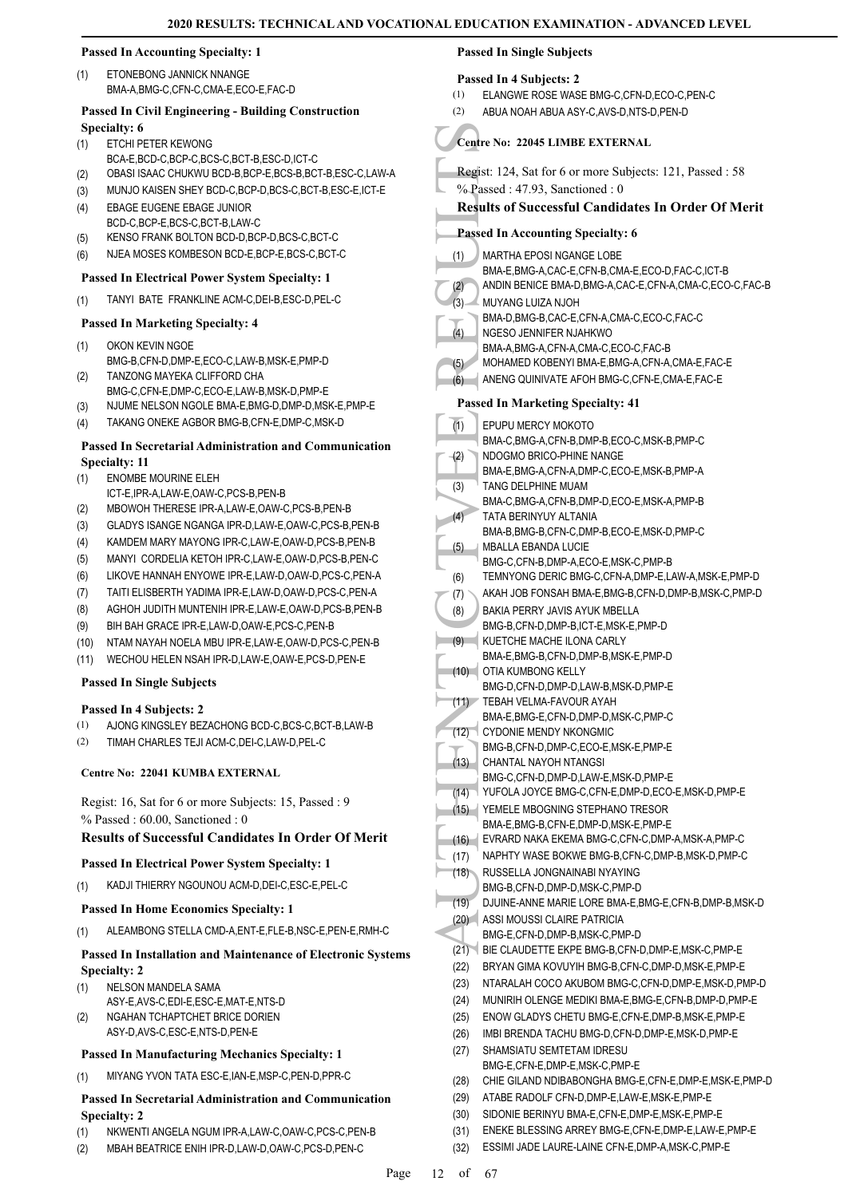#### Passed In Accounting Specialty: 1

(1) ETONEBONG JANNICK NNANGE BMA-A,BMG-C,CFN-C,CMA-E,ECO-E,FAC-D

#### Passed In Civil Engineering - Building Construction Specialty: 6

(1) ETCHI PETER KEWONG BCA-E,BCD-C,BCP-C,BCS-C,BCT-B,ESC-D,ICT-C
(2) OBASI ISAAC CHUKWU BCD-B,BCP-E,BCS-B,BCT-B,ESC-C,LAW-A
(3) MUNJO KAISEN SHEY BCD-C,BCP-D,BCS-C,BCT-B,ESC-E,ICT-E
(4) EBAGE EUGENE EBAGE JUNIOR BCD-C,BCP-E,BCS-C,BCT-B,LAW-C
(5) KENSO FRANK BOLTON BCD-D,BCP-D,BCS-C,BCT-C
(6) NJEA MOSES KOMBESON BCD-E,BCP-E,BCS-C,BCT-C

#### Passed In Electrical Power System Specialty: 1

(1) TANYI BATE FRANKLINE ACM-C,DEI-B,ESC-D,PEL-C

#### Passed In Marketing Specialty: 4

(1) OKON KEVIN NGOE BMG-B,CFN-D,DMP-E,ECO-C,LAW-B,MSK-E,PMP-D
(2) TANZONG MAYEKA CLIFFORD CHA BMG-C,CFN-E,DMP-C,ECO-E,LAW-B,MSK-D,PMP-E
(3) NJUME NELSON NGOLE BMA-E,BMG-D,DMP-D,MSK-E,PMP-E
(4) TAKANG ONEKE AGBOR BMG-B,CFN-E,DMP-C,MSK-D

#### Passed In Secretarial Administration and Communication Specialty: 11

(1) ENOMBE MOURINE ELEH ICT-E,IPR-A,LAW-E,OAW-C,PCS-B,PEN-B
(2) MBOWOH THERESE IPR-A,LAW-E,OAW-C,PCS-B,PEN-B
(3) GLADYS ISANGE NGANGA IPR-D,LAW-E,OAW-C,PCS-B,PEN-B
(4) KAMDEM MARY MAYONG IPR-C,LAW-E,OAW-D,PCS-B,PEN-B
(5) MANYI CORDELIA KETOH IPR-C,LAW-E,OAW-D,PCS-B,PEN-C
(6) LIKOVE HANNAH ENYOWE IPR-E,LAW-D,OAW-D,PCS-C,PEN-A
(7) TAITI ELISBERTH YADIMA IPR-E,LAW-D,OAW-D,PCS-C,PEN-A
(8) AGHOH JUDITH MUNTENIH IPR-E,LAW-E,OAW-D,PCS-B,PEN-B
(9) BIH BAH GRACE IPR-E,LAW-D,OAW-E,PCS-C,PEN-B
(10) NTAM NAYAH NOELA MBU IPR-E,LAW-E,OAW-D,PCS-C,PEN-B
(11) WECHOU HELEN NSAH IPR-D,LAW-E,OAW-E,PCS-D,PEN-E

#### Passed In Single Subjects

#### Passed In 4 Subjects: 2

(1) AJONG KINGSLEY BEZACHONG BCD-C,BCS-C,BCT-B,LAW-B
(2) TIMAH CHARLES TEJI ACM-C,DEI-C,LAW-D,PEL-C

### Centre No: 22041 KUMBA EXTERNAL

Regist: 16, Sat for 6 or more Subjects: 15, Passed : 9
% Passed : 60.00, Sanctioned : 0

### Results of Successful Candidates In Order Of Merit

#### Passed In Electrical Power System Specialty: 1

(1) KADJI THIERRY NGOUNOU ACM-D,DEI-C,ESC-E,PEL-C

#### Passed In Home Economics Specialty: 1

(1) ALEAMBONG STELLA CMD-A,ENT-E,FLE-B,NSC-E,PEN-E,RMH-C

#### Passed In Installation and Maintenance of Electronic Systems Specialty: 2

(1) NELSON MANDELA SAMA ASY-E,AVS-C,EDI-E,ESC-E,MAT-E,NTS-D
(2) NGAHAN TCHAPTCHET BRICE DORIEN ASY-D,AVS-C,ESC-E,NTS-D,PEN-E

#### Passed In Manufacturing Mechanics Specialty: 1

(1) MIYANG YVON TATA ESC-E,IAN-E,MSP-C,PEN-D,PPR-C

#### Passed In Secretarial Administration and Communication Specialty: 2

(1) NKWENTI ANGELA NGUM IPR-A,LAW-C,OAW-C,PCS-C,PEN-B
(2) MBAH BEATRICE ENIH IPR-D,LAW-D,OAW-C,PCS-D,PEN-C

#### Passed In Single Subjects

#### Passed In 4 Subjects: 2

(1) ELANGWE ROSE WASE BMG-C,CFN-D,ECO-C,PEN-C
(2) ABUA NOAH ABUA ASY-C,AVS-D,NTS-D,PEN-D

### Centre No: 22045 LIMBE EXTERNAL

Regist: 124, Sat for 6 or more Subjects: 121, Passed : 58
% Passed : 47.93, Sanctioned : 0

### Results of Successful Candidates In Order Of Merit

#### Passed In Accounting Specialty: 6

(1) MARTHA EPOSI NGANGE LOBE BMA-E,BMG-A,CAC-E,CFN-B,CMA-E,ECO-D,FAC-C,ICT-B
(2) ANDIN BENICE BMA-D,BMG-A,CAC-E,CFN-A,CMA-C,ECO-C,FAC-B
(3) MUYANG LUIZA NJOH BMA-D,BMG-B,CAC-E,CFN-A,CMA-C,ECO-C,FAC-C
(4) NGESO JENNIFER NJAHKWO BMA-A,BMG-A,CFN-A,CMA-C,ECO-C,FAC-B
(5) MOHAMED KOBENYI BMA-E,BMG-A,CFN-A,CMA-E,FAC-E
(6) ANENG QUINIVATE AFOH BMG-C,CFN-E,CMA-E,FAC-E

#### Passed In Marketing Specialty: 41

(1) EPUPU MERCY MOKOTO BMA-C,BMG-A,CFN-B,DMP-B,ECO-C,MSK-B,PMP-C
(2) NDOGMO BRICO-PHINE NANGE BMA-E,BMG-A,CFN-A,DMP-C,ECO-E,MSK-B,PMP-A
(3) TANG DELPHINE MUAM BMA-C,BMG-A,CFN-B,DMP-D,ECO-E,MSK-A,PMP-B
(4) TATA BERINYUY ALTANIA BMA-B,BMG-B,CFN-C,DMP-B,ECO-E,MSK-D,PMP-C
(5) MBALLA EBANDA LUCIE BMG-C,CFN-B,DMP-A,ECO-E,MSK-C,PMP-B
(6) TEMNYONG DERIC BMG-C,CFN-A,DMP-E,LAW-A,MSK-E,PMP-D
(7) AKAH JOB FONSAH BMA-E,BMG-B,CFN-D,DMP-B,MSK-C,PMP-D
(8) BAKIA PERRY JAVIS AYUK MBELLA BMG-B,CFN-D,DMP-B,ICT-E,MSK-E,PMP-D
(9) KUETCHE MACHE ILONA CARLY BMA-E,BMG-B,CFN-D,DMP-B,MSK-E,PMP-D
(10) OTIA KUMBONG KELLY BMG-D,CFN-D,DMP-D,LAW-B,MSK-D,PMP-E
(11) TEBAH VELMA-FAVOUR AYAH BMA-E,BMG-E,CFN-D,DMP-D,MSK-C,PMP-C
(12) CYDONIE MENDY NKONGMIC BMG-B,CFN-D,DMP-C,ECO-E,MSK-E,PMP-E
(13) CHANTAL NAYOH NTANGSI BMG-C,CFN-D,DMP-D,LAW-E,MSK-D,PMP-E
(14) YUFOLA JOYCE BMG-C,CFN-E,DMP-D,ECO-E,MSK-D,PMP-E
(15) YEMELE MBOGNING STEPHANO TRESOR BMA-E,BMG-B,CFN-E,DMP-D,MSK-E,PMP-E
(16) EVRARD NAKA EKEMA BMG-C,CFN-C,DMP-A,MSK-A,PMP-C
(17) NAPHTY WASE BOKWE BMG-B,CFN-C,DMP-B,MSK-D,PMP-C
(18) RUSSELLA JONGNAINABI NYAYING BMG-B,CFN-D,DMP-D,MSK-C,PMP-D
(19) DJUINE-ANNE MARIE LORE BMA-E,BMG-E,CFN-B,DMP-B,MSK-D
(20) ASSI MOUSSI CLAIRE PATRICIA BMG-E,CFN-D,DMP-B,MSK-C,PMP-D
(21) BIE CLAUDETTE EKPE BMG-B,CFN-D,DMP-E,MSK-C,PMP-E
(22) BRYAN GIMA KOVUYIH BMG-B,CFN-C,DMP-D,MSK-E,PMP-E
(23) NTARALAH COCO AKUBOM BMG-C,CFN-D,DMP-E,MSK-D,PMP-D
(24) MUNIRIH OLENGE MEDIKI BMA-E,BMG-E,CFN-B,DMP-D,PMP-E
(25) ENOW GLADYS CHETU BMG-E,CFN-E,DMP-B,MSK-E,PMP-E
(26) IMBI BRENDA TACHU BMG-D,CFN-D,DMP-E,MSK-D,PMP-E
(27) SHAMSIATU SEMTETAM IDRESU BMG-E,CFN-E,DMP-E,MSK-C,PMP-E
(28) CHIE GILAND NDIBABONGHA BMG-E,CFN-E,DMP-E,MSK-E,PMP-D
(29) ATABE RADOLF CFN-D,DMP-E,LAW-E,MSK-E,PMP-E
(30) SIDONIE BERINYU BMA-E,CFN-E,DMP-E,MSK-E,PMP-E
(31) ENEKE BLESSING ARREY BMG-E,CFN-E,DMP-E,LAW-E,PMP-E
(32) ESSIMI JADE LAURE-LAINE CFN-E,DMP-A,MSK-C,PMP-E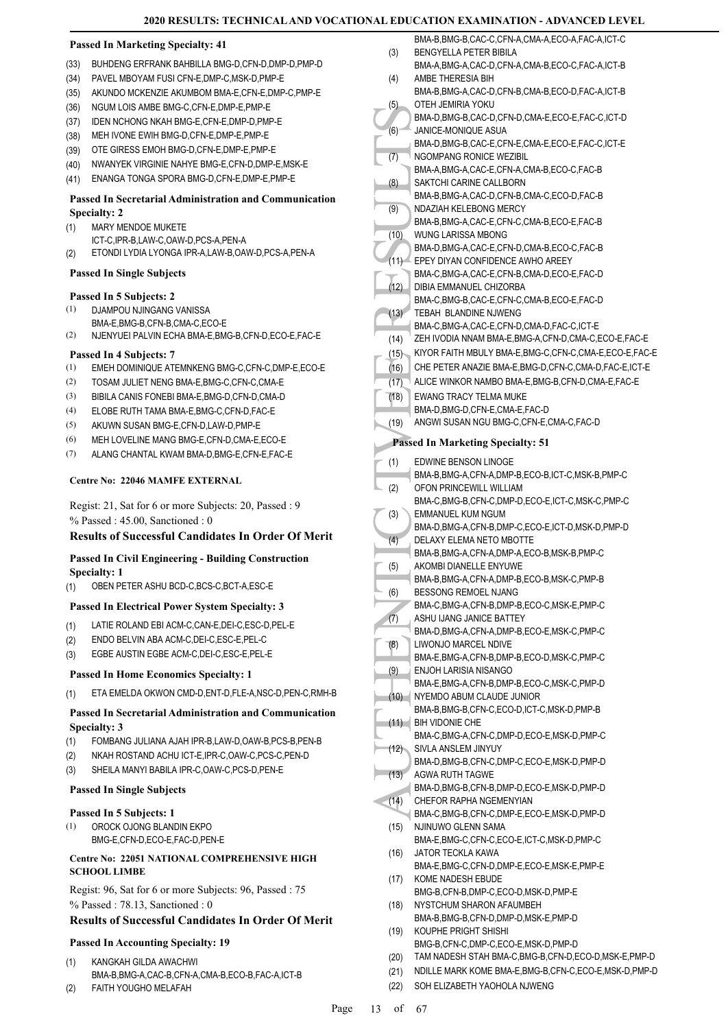**Passed In Marketing Specialty: 41**

(33) BUHDENG ERFRANK BAHBILLA BMG-D,CFN-D,DMP-D,PMP-D
(34) PAVEL MBOYAM FUSI CFN-E,DMP-C,MSK-D,PMP-E
(35) AKUNDO MCKENZIE AKUMBOM BMA-E,CFN-E,DMP-C,PMP-E
(36) NGUM LOIS AMBE BMG-C,CFN-E,DMP-E,PMP-E
(37) IDEN NCHONG NKAH BMG-E,CFN-E,DMP-D,PMP-E
(38) MEH IVONE EWIH BMG-D,CFN-E,DMP-E,PMP-E
(39) OTE GIRESS EMOH BMG-D,CFN-E,DMP-E,PMP-E
(40) NWANYEK VIRGINIE NAHYE BMG-E,CFN-D,DMP-E,MSK-E
(41) ENANGA TONGA SPORA BMG-D,CFN-E,DMP-E,PMP-E

**Passed In Secretarial Administration and Communication Specialty: 2**

(1) MARY MENDOE MUKETE ICT-C,IPR-B,LAW-C,OAW-D,PCS-A,PEN-A
(2) ETONDI LYDIA LYONGA IPR-A,LAW-B,OAW-D,PCS-A,PEN-A

**Passed In Single Subjects**

**Passed In 5 Subjects: 2**

(1) DJAMPOU NJINGANG VANISSA BMA-E,BMG-B,CFN-B,CMA-C,ECO-E
(2) NJENYUEI PALVIN ECHA BMA-E,BMG-B,CFN-D,ECO-E,FAC-E

**Passed In 4 Subjects: 7**

(1) EMEH DOMINIQUE ATEMNKENG BMG-C,CFN-C,DMP-E,ECO-E
(2) TOSAM JULIET NENG BMA-E,BMG-C,CFN-C,CMA-E
(3) BIBILA CANIS FONEBI BMA-E,BMG-D,CFN-D,CMA-D
(4) ELOBE RUTH TAMA BMA-E,BMG-C,CFN-D,FAC-E
(5) AKUWN SUSAN BMG-E,CFN-D,LAW-D,PMP-E
(6) MEH LOVELINE MANG BMG-E,CFN-D,CMA-E,ECO-E
(7) ALANG CHANTAL KWAM BMA-D,BMG-E,CFN-E,FAC-E

**Centre No: 22046 MAMFE EXTERNAL**

Regist: 21, Sat for 6 or more Subjects: 20, Passed : 9
% Passed : 45.00, Sanctioned : 0

**Results of Successful Candidates In Order Of Merit**

**Passed In Civil Engineering - Building Construction Specialty: 1**

(1) OBEN PETER ASHU BCD-C,BCS-C,BCT-A,ESC-E

**Passed In Electrical Power System Specialty: 3**

(1) LATIE ROLAND EBI ACM-C,CAN-E,DEI-C,ESC-D,PEL-E
(2) ENDO BELVIN ABA ACM-C,DEI-C,ESC-E,PEL-C
(3) EGBE AUSTIN EGBE ACM-C,DEI-C,ESC-E,PEL-E

**Passed In Home Economics Specialty: 1**

(1) ETA EMELDA OKWON CMD-D,ENT-D,FLE-A,NSC-D,PEN-C,RMH-B

**Passed In Secretarial Administration and Communication Specialty: 3**

(1) FOMBANG JULIANA AJAH IPR-B,LAW-D,OAW-B,PCS-B,PEN-B
(2) NKAH ROSTAND ACHU ICT-E,IPR-C,OAW-C,PCS-C,PEN-D
(3) SHEILA MANYI BABILA IPR-C,OAW-C,PCS-D,PEN-E

**Passed In Single Subjects**

**Passed In 5 Subjects: 1**

(1) OROCK OJONG BLANDIN EKPO BMG-E,CFN-D,ECO-E,FAC-D,PEN-E

**Centre No: 22051 NATIONAL COMPREHENSIVE HIGH SCHOOL LIMBE**

Regist: 96, Sat for 6 or more Subjects: 96, Passed : 75
% Passed : 78.13, Sanctioned : 0

**Results of Successful Candidates In Order Of Merit**

**Passed In Accounting Specialty: 19**

(1) KANGKAH GILDA AWACHWI BMA-B,BMG-A,CAC-B,CFN-A,CMA-B,ECO-B,FAC-A,ICT-B
(2) FAITH YOUGHO MELAFAH BMA-B,BMG-B,CAC-C,CFN-A,CMA-A,ECO-A,FAC-A,ICT-C
(3) BENGYELLA PETER BIBILA BMA-A,BMG-A,CAC-D,CFN-A,CMA-B,ECO-C,FAC-A,ICT-B
(4) AMBE THERESIA BIH BMA-B,BMG-A,CAC-D,CFN-B,CMA-B,ECO-D,FAC-A,ICT-B
(5) OTEH JEMIRIA YOKU BMA-D,BMG-B,CAC-D,CFN-D,CMA-E,ECO-E,FAC-C,ICT-D
(6) JANICE-MONIQUE ASUA BMA-D,BMG-B,CAC-E,CFN-E,CMA-E,ECO-E,FAC-C,ICT-E
(7) NGOMPANG RONICE WEZIBIL BMA-A,BMG-A,CAC-E,CFN-A,CMA-B,ECO-C,FAC-B
(8) SAKTCHI CARINE CALLBORN BMA-B,BMG-A,CAC-D,CFN-B,CMA-C,ECO-D,FAC-B
(9) NDAZIAH KELEBONG MERCY BMA-B,BMG-A,CAC-E,CFN-C,CMA-B,ECO-E,FAC-B
(10) WUNG LARISSA MBONG BMA-D,BMG-A,CAC-E,CFN-D,CMA-B,ECO-C,FAC-B
(11) EPEY DIYAN CONFIDENCE AWHO AREEY BMA-C,BMG-A,CAC-E,CFN-B,CMA-D,ECO-E,FAC-D
(12) DIBIA EMMANUEL CHIZORBA BMA-C,BMG-B,CAC-E,CFN-C,CMA-B,ECO-E,FAC-D
(13) TEBAH BLANDINE NJWENG BMA-C,BMG-A,CAC-E,CFN-D,CMA-D,FAC-C,ICT-E
(14) ZEH IVODIA NNAM BMA-E,BMG-A,CFN-D,CMA-C,ECO-E,FAC-E
(15) KIYOR FAITH MBULY BMA-E,BMG-C,CFN-C,CMA-E,ECO-E,FAC-E
(16) CHE PETER ANAZIE BMA-E,BMG-D,CFN-C,CMA-D,FAC-E,ICT-E
(17) ALICE WINKOR NAMBO BMA-E,BMG-B,CFN-D,CMA-E,FAC-E
(18) EWANG TRACY TELMA MUKE BMA-D,BMG-D,CFN-E,CMA-E,FAC-D
(19) ANGWI SUSAN NGU BMG-C,CFN-E,CMA-C,FAC-D

**Passed In Marketing Specialty: 51**

(1) EDWINE BENSON LINOGE BMA-B,BMG-A,CFN-A,DMP-B,ECO-B,ICT-C,MSK-B,PMP-C
(2) OFON PRINCEWILL WILLIAM BMA-C,BMG-B,CFN-C,DMP-D,ECO-E,ICT-C,MSK-C,PMP-C
(3) EMMANUEL KUM NGUM BMA-D,BMG-A,CFN-B,DMP-C,ECO-E,ICT-D,MSK-D,PMP-D
(4) DELAXY ELEMA NETO MBOTTE BMA-B,BMG-A,CFN-A,DMP-A,ECO-B,MSK-B,PMP-C
(5) AKOMBI DIANELLE ENYUWE BMA-B,BMG-A,CFN-A,DMP-B,ECO-B,MSK-C,PMP-B
(6) BESSONG REMOEL NJANG BMA-C,BMG-A,CFN-B,DMP-B,ECO-C,MSK-E,PMP-C
(7) ASHU IJANG JANICE BATTEY BMA-D,BMG-A,CFN-A,DMP-B,ECO-E,MSK-C,PMP-C
(8) LIWONJO MARCEL NDIVE BMA-E,BMG-A,CFN-B,DMP-B,ECO-D,MSK-C,PMP-C
(9) ENJOH LARISIA NISANGO BMA-E,BMG-A,CFN-B,DMP-B,ECO-C,MSK-C,PMP-D
(10) NYEMDO ABUM CLAUDE JUNIOR BMA-B,BMG-B,CFN-C,ECO-D,ICT-C,MSK-D,PMP-B
(11) BIH VIDONIE CHE BMA-C,BMG-A,CFN-C,DMP-D,ECO-E,MSK-D,PMP-C
(12) SIVLA ANSLEM JINYUY BMA-D,BMG-B,CFN-C,DMP-C,ECO-E,MSK-D,PMP-D
(13) AGWA RUTH TAGWE BMA-D,BMG-B,CFN-B,DMP-D,ECO-E,MSK-D,PMP-D
(14) CHEFOR RAPHA NGEMENYIAN BMA-C,BMG-B,CFN-C,DMP-E,ECO-E,MSK-D,PMP-D
(15) NJINUWO GLENN SAMA BMA-E,BMG-C,CFN-C,ECO-E,ICT-C,MSK-D,PMP-C
(16) JATOR TECKLA KAWA BMA-E,BMG-C,CFN-D,DMP-E,ECO-E,MSK-E,PMP-E
(17) KOME NADESH EBUDE BMG-B,CFN-B,DMP-C,ECO-D,MSK-D,PMP-E
(18) NYSTCHUM SHARON AFAUMBEH BMA-B,BMG-B,CFN-D,DMP-D,MSK-E,PMP-D
(19) KOUPHE PRIGHT SHISHI BMG-B,CFN-C,DMP-C,ECO-E,MSK-D,PMP-D
(20) TAM NADESH STAH BMA-C,BMG-B,CFN-D,ECO-D,MSK-E,PMP-D
(21) NDILLE MARK KOME BMA-E,BMG-B,CFN-C,ECO-E,MSK-D,PMP-D
(22) SOH ELIZABETH YAOHOLA NJWENG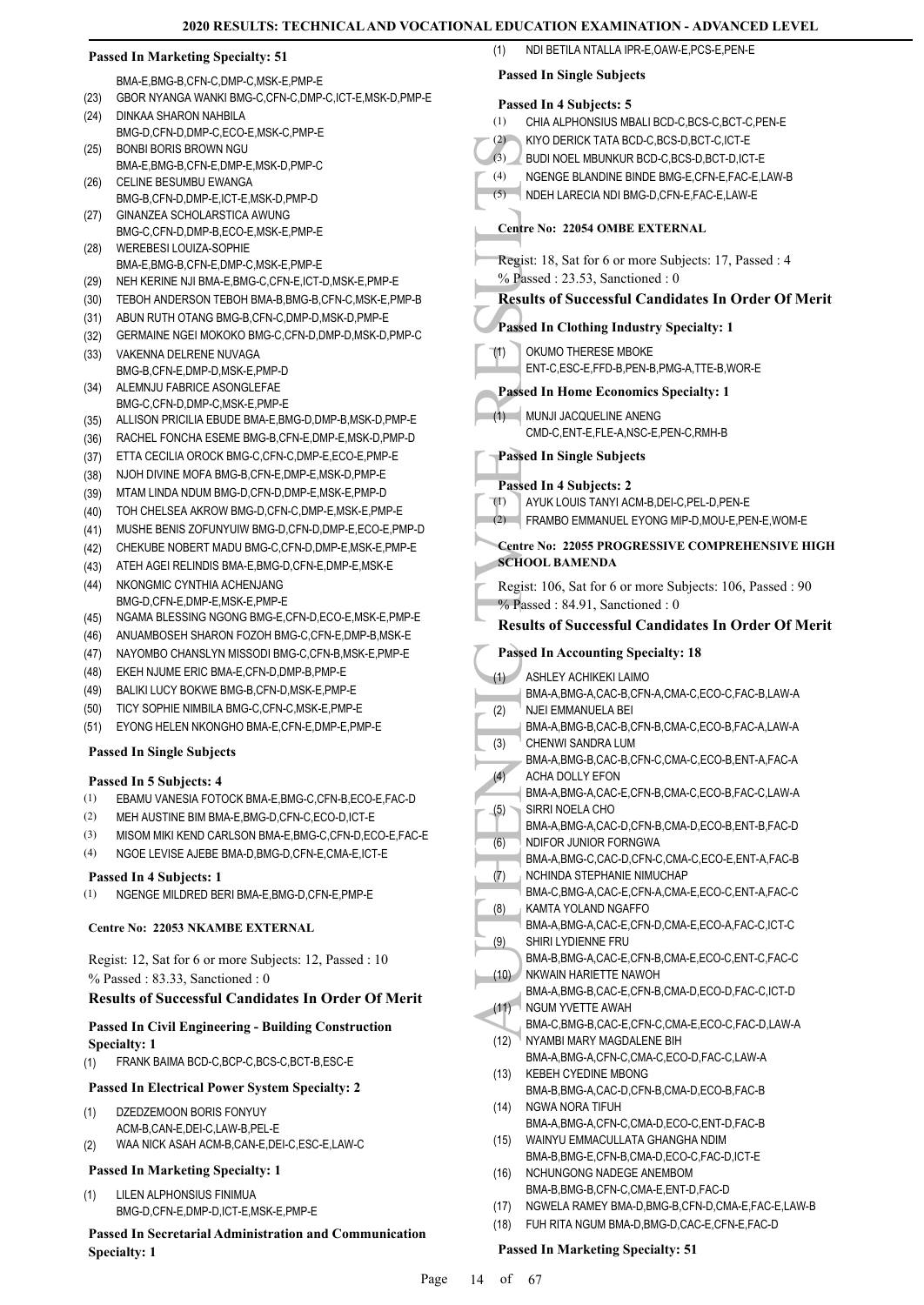**Passed In Marketing Specialty: 51**

BMA-E,BMG-B,CFN-C,DMP-C,MSK-E,PMP-E
(23) GBOR NYANGA WANKI BMG-C,CFN-C,DMP-C,ICT-E,MSK-D,PMP-E
(24) DINKAA SHARON NAHBILA BMG-D,CFN-D,DMP-C,ECO-E,MSK-C,PMP-E
(25) BONBI BORIS BROWN NGU BMA-E,BMG-B,CFN-E,DMP-E,MSK-D,PMP-C
(26) CELINE BESUMBU EWANGA BMG-B,CFN-D,DMP-E,ICT-E,MSK-D,PMP-D
(27) GINANZEA SCHOLARSTICA AWUNG BMG-C,CFN-D,DMP-B,ECO-E,MSK-E,PMP-E
(28) WEREBESI LOUIZA-SOPHIE BMA-E,BMG-B,CFN-E,DMP-C,MSK-E,PMP-E
(29) NEH KERINE NJI BMA-E,BMG-C,CFN-E,ICT-D,MSK-E,PMP-E
(30) TEBOH ANDERSON TEBOH BMA-B,BMG-B,CFN-C,MSK-E,PMP-B
(31) ABUN RUTH OTANG BMG-B,CFN-C,DMP-D,MSK-D,PMP-E
(32) GERMAINE NGEI MOKOKO BMG-C,CFN-D,DMP-D,MSK-D,PMP-C
(33) VAKENNA DELRENE NUVAGA BMG-B,CFN-E,DMP-D,MSK-E,PMP-D
(34) ALEMNJU FABRICE ASONGLEFAE BMG-C,CFN-D,DMP-C,MSK-E,PMP-E
(35) ALLISON PRICILIA EBUDE BMA-E,BMG-D,DMP-B,MSK-D,PMP-E
(36) RACHEL FONCHA ESEME BMG-B,CFN-E,DMP-E,MSK-D,PMP-D
(37) ETTA CECILIA OROCK BMG-C,CFN-C,DMP-E,ECO-E,PMP-E
(38) NJOH DIVINE MOFA BMG-B,CFN-E,DMP-E,MSK-D,PMP-E
(39) MTAM LINDA NDUM BMG-D,CFN-D,DMP-E,MSK-E,PMP-D
(40) TOH CHELSEA AKROW BMG-D,CFN-C,DMP-E,MSK-E,PMP-E
(41) MUSHE BENIS ZOFUNYUIW BMG-D,CFN-D,DMP-E,ECO-E,PMP-D
(42) CHEKUBE NOBERT MADU BMG-C,CFN-D,DMP-E,MSK-E,PMP-E
(43) ATEH AGEI RELINDIS BMA-E,BMG-D,CFN-E,DMP-E,MSK-E
(44) NKONGMIC CYNTHIA ACHENJANG BMG-D,CFN-E,DMP-E,MSK-E,PMP-E
(45) NGAMA BLESSING NGONG BMG-E,CFN-D,ECO-E,MSK-E,PMP-E
(46) ANUAMBOSEH SHARON FOZOH BMG-C,CFN-E,DMP-B,MSK-E
(47) NAYOMBO CHANSLYN MISSODI BMG-C,CFN-B,MSK-E,PMP-E
(48) EKEH NJUME ERIC BMA-E,CFN-D,DMP-B,PMP-E
(49) BALIKI LUCY BOKWE BMG-B,CFN-D,MSK-E,PMP-E
(50) TICY SOPHIE NIMBILA BMG-C,CFN-C,MSK-E,PMP-E
(51) EYONG HELEN NKONGHO BMA-E,CFN-E,DMP-E,PMP-E

**Passed In Single Subjects**

**Passed In 5 Subjects: 4**

(1) EBAMU VANESIA FOTOCK BMA-E,BMG-C,CFN-B,ECO-E,FAC-D
(2) MEH AUSTINE BIM BMA-E,BMG-D,CFN-C,ECO-D,ICT-E
(3) MISOM MIKI KEND CARLSON BMA-E,BMG-C,CFN-D,ECO-E,FAC-E
(4) NGOE LEVISE AJEBE BMA-D,BMG-D,CFN-E,CMA-E,ICT-E

**Passed In 4 Subjects: 1**

(1) NGENGE MILDRED BERI BMA-E,BMG-D,CFN-E,PMP-E

**Centre No: 22053 NKAMBE EXTERNAL**

Regist: 12, Sat for 6 or more Subjects: 12, Passed : 10
% Passed : 83.33, Sanctioned : 0

**Results of Successful Candidates In Order Of Merit**

**Passed In Civil Engineering - Building Construction Specialty: 1**

(1) FRANK BAIMA BCD-C,BCP-C,BCS-C,BCT-B,ESC-E

**Passed In Electrical Power System Specialty: 2**

(1) DZEDZEMOON BORIS FONYUY ACM-B,CAN-E,DEI-C,LAW-B,PEL-E
(2) WAA NICK ASAH ACM-B,CAN-E,DEI-C,ESC-E,LAW-C

**Passed In Marketing Specialty: 1**

(1) LILEN ALPHONSIUS FINIMUA BMG-D,CFN-E,DMP-D,ICT-E,MSK-E,PMP-E

**Passed In Secretarial Administration and Communication Specialty: 1**

(1) NDI BETILA NTALLA IPR-E,OAW-E,PCS-E,PEN-E

**Passed In Single Subjects**

**Passed In 4 Subjects: 5**

(1) CHIA ALPHONSIUS MBALI BCD-C,BCS-C,BCT-C,PEN-E
(2) KIYO DERICK TATA BCD-C,BCS-D,BCT-C,ICT-E
(3) BUDI NOEL MBUNKUR BCD-C,BCS-D,BCT-D,ICT-E
(4) NGENGE BLANDINE BINDE BMG-E,CFN-E,FAC-E,LAW-B
(5) NDEH LARECIA NDI BMG-D,CFN-E,FAC-E,LAW-E

**Centre No: 22054 OMBE EXTERNAL**

Regist: 18, Sat for 6 or more Subjects: 17, Passed : 4
% Passed : 23.53, Sanctioned : 0

**Results of Successful Candidates In Order Of Merit**

**Passed In Clothing Industry Specialty: 1**

(1) OKUMO THERESE MBOKE ENT-C,ESC-E,FFD-B,PEN-B,PMG-A,TTE-B,WOR-E

**Passed In Home Economics Specialty: 1**

(1) MUNJI JACQUELINE ANENG CMD-C,ENT-E,FLE-A,NSC-E,PEN-C,RMH-B

**Passed In Single Subjects**

**Passed In 4 Subjects: 2**

(1) AYUK LOUIS TANYI ACM-B,DEI-C,PEL-D,PEN-E
(2) FRAMBO EMMANUEL EYONG MIP-D,MOU-E,PEN-E,WOM-E

**Centre No: 22055 PROGRESSIVE COMPREHENSIVE HIGH SCHOOL BAMENDA**

Regist: 106, Sat for 6 or more Subjects: 106, Passed : 90
% Passed : 84.91, Sanctioned : 0

**Results of Successful Candidates In Order Of Merit**

**Passed In Accounting Specialty: 18**

(1) ASHLEY ACHIKEKI LAIMO BMA-A,BMG-A,CAC-B,CFN-A,CMA-C,ECO-C,FAC-B,LAW-A
(2) NJEI EMMANUELA BEI BMA-A,BMG-B,CAC-B,CFN-B,CMA-C,ECO-B,FAC-A,LAW-A
(3) CHENWI SANDRA LUM BMA-A,BMG-B,CAC-B,CFN-C,CMA-C,ECO-B,ENT-A,FAC-A
(4) ACHA DOLLY EFON BMA-A,BMG-A,CAC-E,CFN-B,CMA-C,ECO-B,FAC-C,LAW-A
(5) SIRRI NOELA CHO BMA-A,BMG-A,CAC-D,CFN-B,CMA-D,ECO-B,ENT-B,FAC-D
(6) NDIFOR JUNIOR FORNGWA BMA-A,BMG-C,CAC-D,CFN-C,CMA-C,ECO-E,ENT-A,FAC-B
(7) NCHINDA STEPHANIE NIMUCHAP BMA-C,BMG-A,CAC-E,CFN-A,CMA-E,ECO-C,ENT-A,FAC-C
(8) KAMTA YOLAND NGAFFO BMA-A,BMG-A,CAC-E,CFN-D,CMA-E,ECO-A,FAC-C,ICT-C
(9) SHIRI LYDIENNE FRU BMA-B,BMG-A,CAC-E,CFN-B,CMA-E,ECO-C,ENT-C,FAC-C
(10) NKWAIN HARIETTE NAWOH BMA-A,BMG-B,CAC-E,CFN-B,CMA-D,ECO-D,FAC-C,ICT-D
(11) NGUM YVETTE AWAH BMA-C,BMG-B,CAC-E,CFN-C,CMA-E,ECO-C,FAC-D,LAW-A
(12) NYAMBI MARY MAGDALENE BIH BMA-A,BMG-A,CFN-C,CMA-C,ECO-D,FAC-C,LAW-A
(13) KEBEH CYEDINE MBONG BMA-B,BMG-A,CAC-D,CFN-B,CMA-D,ECO-B,FAC-B
(14) NGWA NORA TIFUH BMA-A,BMG-A,CFN-C,CMA-D,ECO-C,ENT-D,FAC-B
(15) WAINYU EMMACULLATA GHANGHA NDIM BMA-B,BMG-E,CFN-B,CMA-D,ECO-C,FAC-D,ICT-E
(16) NCHUNGONG NADEGE ANEMBOM BMA-B,BMG-B,CFN-C,CMA-E,ENT-D,FAC-D
(17) NGWELA RAMEY BMA-D,BMG-B,CFN-D,CMA-E,FAC-E,LAW-B
(18) FUH RITA NGUM BMA-D,BMG-D,CAC-E,CFN-E,FAC-D

**Passed In Marketing Specialty: 51**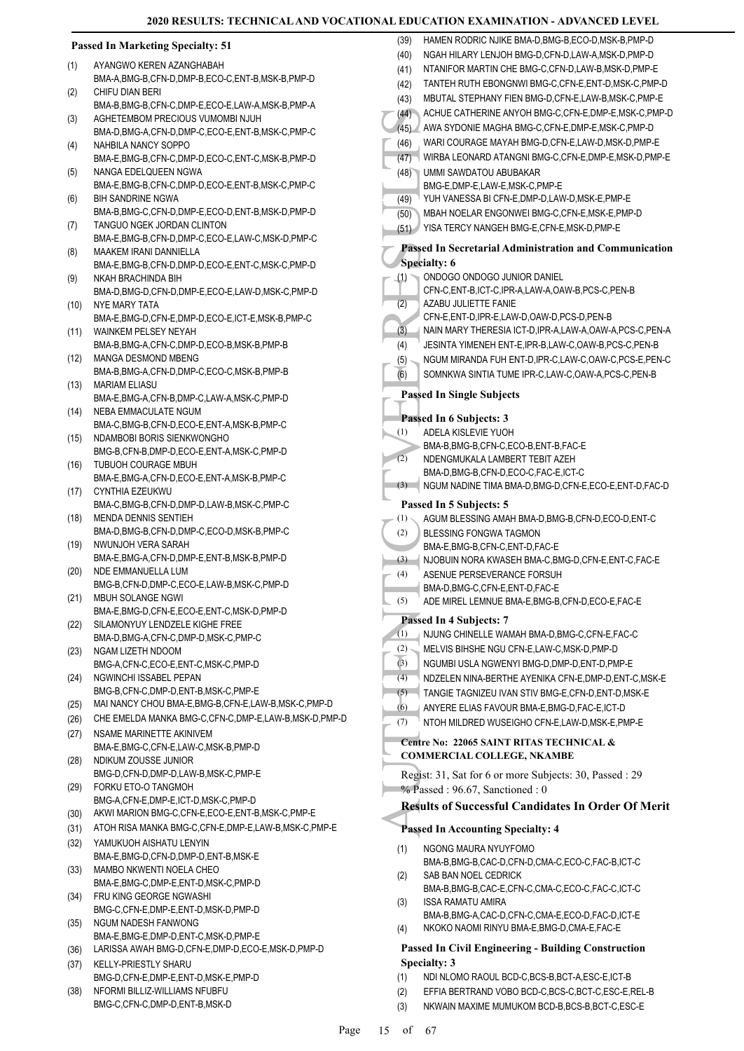### Passed In Marketing Specialty: 51

(1) AYANGWO KEREN AZANGHABAH
BMA-A,BMG-B,CFN-C,DMP-B,ECO-C,ENT-B,MSK-B,PMP-D
(2) CHIFU DIAN BERI
BMA-B,BMG-B,CFN-C,DMP-E,ECO-E,LAW-A,MSK-B,PMP-A
(3) AGHETEMBOM PRECIOUS VUMOMBI NJUH
BMA-D,BMG-A,CFN-D,DMP-C,ECO-E,ENT-B,MSK-C,PMP-C
(4) NAHBILA NANCY SOPPO
BMA-E,BMG-B,CFN-C,DMP-D,ECO-C,ENT-C,MSK-B,PMP-D
(5) NANGA EDELQUEEN NGWA
BMA-E,BMG-B,CFN-C,DMP-D,ECO-E,ENT-B,MSK-C,PMP-C
(6) BIH SANDRINE NGWA
BMA-B,BMG-C,CFN-D,DMP-E,ECO-D,ENT-B,MSK-D,PMP-D
(7) TANGUO NGEK JORDAN CLINTON
BMA-E,BMG-B,CFN-D,DMP-C,ECO-E,LAW-C,MSK-D,PMP-C
(8) MAAKEM IRANI DANNIELLA
BMA-E,BMG-B,CFN-D,DMP-D,ECO-E,ENT-C,MSK-C,PMP-D
(9) NKAH BRACHINDA BIH
BMA-D,BMG-D,CFN-D,DMP-E,ECO-E,LAW-D,MSK-C,PMP-D
(10) NYE MARY TATA
BMA-E,BMG-D,CFN-E,DMP-D,ECO-E,ICT-E,MSK-B,PMP-C
(11) WAINKEM PELSEY NEYAH
BMA-B,BMG-A,CFN-C,DMP-D,ECO-B,MSK-B,PMP-B
(12) MANGA DESMOND MBENG
BMA-B,BMG-A,CFN-D,DMP-C,ECO-C,MSK-B,PMP-B
(13) MARIAM ELIASU
BMA-E,BMG-A,CFN-B,DMP-C,LAW-A,MSK-C,PMP-D
(14) NEBA EMMACULATE NGUM
BMA-C,BMG-B,CFN-D,ECO-E,ENT-A,MSK-B,PMP-C
(15) NDAMBOBI BORIS SIENKWONGHO
BMG-B,CFN-B,DMP-D,ECO-E,ENT-A,MSK-C,PMP-D
(16) TUBUOH COURAGE MBUH
BMA-E,BMG-A,CFN-D,ECO-E,ENT-A,MSK-B,PMP-C
(17) CYNTHIA EZEUKWU
BMA-C,BMG-B,CFN-D,DMP-D,LAW-B,MSK-C,PMP-C
(18) MENDA DENNIS SENTIEH
BMA-D,BMG-B,CFN-D,DMP-C,ECO-D,MSK-B,PMP-C
(19) NWUNJOH VERA SARAH
BMA-E,BMG-A,CFN-D,DMP-E,ENT-B,MSK-B,PMP-D
(20) NDE EMMANUELLA LUM
BMG-B,CFN-D,DMP-C,ECO-E,LAW-B,MSK-C,PMP-D
(21) MBUH SOLANGE NGWI
BMA-E,BMG-D,CFN-E,ECO-E,ENT-C,MSK-D,PMP-D
(22) SILAMONYUY LENDZELE KIGHE FREE
BMA-D,BMG-A,CFN-C,DMP-D,MSK-C,PMP-C
(23) NGAM LIZETH NDOOM
BMG-A,CFN-C,ECO-E,ENT-C,MSK-C,PMP-D
(24) NGWINCHI ISSABEL PEPAN
BMG-B,CFN-C,DMP-D,ENT-B,MSK-C,PMP-E
(25) MAI NANCY CHOU BMA-E,BMG-B,CFN-E,LAW-B,MSK-C,PMP-D
(26) CHE EMELDA MANKA BMG-C,CFN-C,DMP-E,LAW-B,MSK-D,PMP-D
(27) NSAME MARINETTE AKINIVEM
BMA-E,BMG-C,CFN-E,LAW-C,MSK-B,PMP-D
(28) NDIKUM ZOUSSE JUNIOR
BMG-D,CFN-D,DMP-D,LAW-B,MSK-C,PMP-E
(29) FORKU ETO-O TANGMOH
BMG-A,CFN-E,DMP-E,ICT-D,MSK-C,PMP-D
(30) AKWI MARION BMG-C,CFN-E,ECO-E,ENT-B,MSK-C,PMP-E
(31) ATOH RISA MANKA BMG-C,CFN-E,DMP-E,LAW-B,MSK-C,PMP-E
(32) YAMUKUOH AISHATU LENYIN
BMA-E,BMG-D,CFN-D,DMP-D,ENT-B,MSK-E
(33) MAMBO NKWENTI NOELA CHEO
BMA-E,BMG-C,DMP-E,ENT-D,MSK-C,PMP-D
(34) FRU KING GEORGE NGWASHI
BMG-C,CFN-E,DMP-E,ENT-D,MSK-D,PMP-D
(35) NGUM NADESH FANWONG
BMA-E,BMG-E,DMP-D,ENT-C,MSK-D,PMP-E
(36) LARISSA AWAH BMG-D,CFN-E,DMP-D,ECO-E,MSK-D,PMP-D
(37) KELLY-PRIESTLY SHARU
BMG-D,CFN-E,DMP-E,ENT-D,MSK-E,PMP-D
(38) NFORMI BILLIZ-WILLIAMS NFUBFU
BMG-C,CFN-C,DMP-D,ENT-B,MSK-D
(39) HAMEN RODRIC NJIKE BMA-D,BMG-B,ECO-D,MSK-B,PMP-D
(40) NGAH HILARY LENJOH BMG-D,CFN-D,LAW-A,MSK-D,PMP-D
(41) NTANIFOR MARTIN CHE BMG-C,CFN-D,LAW-B,MSK-D,PMP-E
(42) TANTEH RUTH EBONGNWI BMG-C,CFN-E,ENT-D,MSK-C,PMP-D
(43) MBUTAL STEPHANY FIEN BMG-D,CFN-E,LAW-B,MSK-C,PMP-E
(44) ACHUE CATHERINE ANYOH BMG-C,CFN-E,DMP-E,MSK-C,PMP-D
(45) AWA SYDONIE MAGHA BMG-C,CFN-E,DMP-E,MSK-C,PMP-D
(46) WARI COURAGE MAYAH BMG-D,CFN-E,LAW-D,MSK-D,PMP-E
(47) WIRBA LEONARD ATANGNI BMG-C,CFN-E,DMP-E,MSK-D,PMP-E
(48) UMMI SAWDATOU ABUBAKAR
BMG-E,DMP-E,LAW-E,MSK-C,PMP-E
(49) YUH VANESSA BI CFN-E,DMP-D,LAW-D,MSK-E,PMP-E
(50) MBAH NOELAR ENGONWEI BMG-C,CFN-E,MSK-E,PMP-D
(51) YISA TERCY NANGEH BMG-E,CFN-E,MSK-D,PMP-E

### Passed In Secretarial Administration and Communication Specialty: 6

(1) ONDOGO ONDOGO JUNIOR DANIEL
CFN-C,ENT-B,ICT-C,IPR-A,LAW-A,OAW-B,PCS-C,PEN-B
(2) AZABU JULIETTE FANIE
CFN-E,ENT-D,IPR-E,LAW-D,OAW-D,PCS-D,PEN-B
(3) NAIN MARY THERESIA ICT-D,IPR-A,LAW-A,OAW-A,PCS-C,PEN-A
(4) JESINTA YIMENEH ENT-E,IPR-B,LAW-C,OAW-B,PCS-C,PEN-B
(5) NGUM MIRANDA FUH ENT-D,IPR-C,LAW-C,OAW-C,PCS-E,PEN-C
(6) SOMNKWA SINTIA TUME IPR-C,LAW-C,OAW-A,PCS-C,PEN-B

### Passed In Single Subjects

#### Passed In 6 Subjects: 3

(1) ADELA KISLEVIE YUOH
BMA-B,BMG-B,CFN-C,ECO-B,ENT-B,FAC-E
(2) NDENGMUKALA LAMBERT TEBIT AZEH
BMA-D,BMG-B,CFN-D,ECO-C,FAC-E,ICT-C
(3) NGUM NADINE TIMA BMA-D,BMG-D,CFN-E,ECO-E,ENT-D,FAC-D

#### Passed In 5 Subjects: 5

(1) AGUM BLESSING AMAH BMA-D,BMG-B,CFN-D,ECO-D,ENT-C
(2) BLESSING FONGWA TAGMON
BMA-E,BMG-B,CFN-C,ENT-D,FAC-E
(3) NJOBUIN NORA KWASEH BMA-C,BMG-D,CFN-E,ENT-C,FAC-E
(4) ASENUE PERSEVERANCE FORSUH
BMA-D,BMG-C,CFN-E,ENT-D,FAC-E
(5) ADE MIREL LEMNUE BMA-E,BMG-B,CFN-D,ECO-E,FAC-E

#### Passed In 4 Subjects: 7

(1) NJUNG CHINELLE WAMAH BMA-D,BMG-C,CFN-E,FAC-C
(2) MELVIS BIHSHE NGU CFN-E,LAW-C,MSK-D,PMP-D
(3) NGUMBI USLA NGWENYI BMG-D,DMP-D,ENT-D,PMP-E
(4) NDZELEN NINA-BERTHE AYENIKA CFN-E,DMP-D,ENT-C,MSK-E
(5) TANGIE TAGNIZEU IVAN STIV BMG-E,CFN-D,ENT-D,MSK-E
(6) ANYERE ELIAS FAVOUR BMA-E,BMG-D,FAC-E,ICT-D
(7) NTOH MILDRED WUSEIGHO CFN-E,LAW-D,MSK-E,PMP-E

## Centre No: 22065 SAINT RITAS TECHNICAL & COMMERCIAL COLLEGE, NKAMBE

Regist: 31, Sat for 6 or more Subjects: 30, Passed : 29
% Passed : 96.67, Sanctioned : 0

### Results of Successful Candidates In Order Of Merit

### Passed In Accounting Specialty: 4

(1) NGONG MAURA NYUYFOMO
BMA-B,BMG-B,CAC-D,CFN-D,CMA-C,ECO-C,FAC-B,ICT-C
(2) SAB BAN NOEL CEDRICK
BMA-B,BMG-B,CAC-E,CFN-C,CMA-C,ECO-C,FAC-C,ICT-C
(3) ISSA RAMATU AMIRA
BMA-B,BMG-A,CAC-D,CFN-C,CMA-E,ECO-D,FAC-D,ICT-E
(4) NKOKO NAOMI RINYU BMA-E,BMG-D,CMA-E,FAC-E

### Passed In Civil Engineering - Building Construction Specialty: 3

(1) NDI NLOMO RAOUL BCD-C,BCS-B,BCT-A,ESC-E,ICT-B
(2) EFFIA BERTRAND VOBO BCD-C,BCS-C,BCT-C,ESC-E,REL-B
(3) NKWAIN MAXIME MUMUKOM BCD-B,BCS-B,BCT-C,ESC-E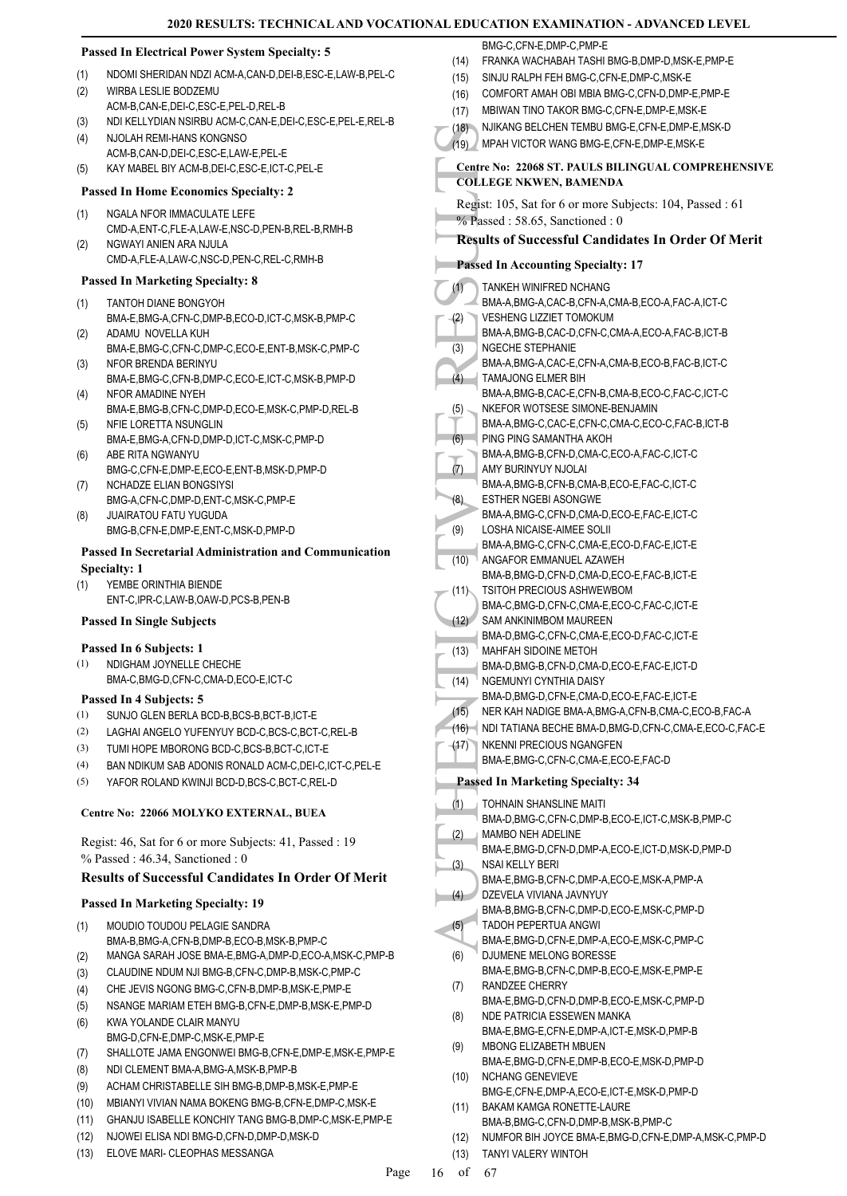### Passed In Electrical Power System Specialty: 5

(1) NDOMI SHERIDAN NDZI ACM-A,CAN-D,DEI-B,ESC-E,LAW-B,PEL-C
(2) WIRBA LESLIE BODZEMU ACM-B,CAN-E,DEI-C,ESC-E,PEL-D,REL-B
(3) NDI KELLYDIAN NSIRBU ACM-C,CAN-E,DEI-C,ESC-E,PEL-E,REL-B
(4) NJOLAH REMI-HANS KONGNSO ACM-B,CAN-D,DEI-C,ESC-E,LAW-E,PEL-E
(5) KAY MABEL BIY ACM-B,DEI-C,ESC-E,ICT-C,PEL-E

### Passed In Home Economics Specialty: 2

(1) NGALA NFOR IMMACULATE LEFE CMD-A,ENT-C,FLE-A,LAW-E,NSC-D,PEN-B,REL-B,RMH-B
(2) NGWAYI ANIEN ARA NJULA CMD-A,FLE-A,LAW-C,NSC-D,PEN-C,REL-C,RMH-B

### Passed In Marketing Specialty: 8

(1) TANTOH DIANE BONGYOH BMA-E,BMG-A,CFN-C,DMP-B,ECO-D,ICT-C,MSK-B,PMP-C
(2) ADAMU NOVELLA KUH BMA-E,BMG-C,CFN-E,DMP-C,ECO-E,ENT-B,MSK-C,PMP-C
(3) NFOR BRENDA BERINYU BMA-E,BMG-C,CFN-B,DMP-C,ECO-E,ICT-C,MSK-B,PMP-D
(4) NFOR AMADINE NYEH BMA-E,BMG-B,CFN-C,DMP-D,ECO-E,MSK-C,PMP-D,REL-B
(5) NFIE LORETTA NSUNGLIN BMA-E,BMG-A,CFN-D,DMP-D,ICT-C,MSK-C,PMP-D
(6) ABE RITA NGWANYU BMG-C,CFN-E,DMP-E,ECO-E,ENT-B,MSK-D,PMP-D
(7) NCHADZE ELIAN BONGSIYSI BMG-A,CFN-C,DMP-D,ENT-C,MSK-C,PMP-E
(8) JUAIRATOU FATU YUGUDA BMG-B,CFN-E,DMP-E,ENT-C,MSK-D,PMP-D

### Passed In Secretarial Administration and Communication Specialty: 1

(1) YEMBE ORINTHIA BIENDE ENT-C,IPR-C,LAW-B,OAW-D,PCS-B,PEN-B

### Passed In Single Subjects

### Passed In 6 Subjects: 1

(1) NDIGHAM JOYNELLE CHECHE BMA-C,BMG-D,CFN-C,CMA-D,ECO-E,ICT-C

### Passed In 4 Subjects: 5

(1) SUNJO GLEN BERLA BCD-B,BCS-B,BCT-B,ICT-E
(2) LAGHAI ANGELO YUFENYUY BCD-C,BCS-C,BCT-C,REL-B
(3) TUMI HOPE MBORONG BCD-C,BCS-B,BCT-C,ICT-E
(4) BAN NDIKUM SAB ADONIS RONALD ACM-C,DEI-C,ICT-C,PEL-E
(5) YAFOR ROLAND KWINJI BCD-D,BCS-C,BCT-C,REL-D

## Centre No: 22066 MOLYKO EXTERNAL, BUEA

Regist: 46, Sat for 6 or more Subjects: 41, Passed : 19
% Passed : 46.34, Sanctioned : 0

### Results of Successful Candidates In Order Of Merit

### Passed In Marketing Specialty: 19

(1) MOUDIO TOUDOU PELAGIE SANDRA BMA-B,BMG-A,CFN-B,DMP-B,ECO-B,MSK-B,PMP-C
(2) MANGA SARAH JOSE BMA-E,BMG-A,DMP-D,ECO-A,MSK-C,PMP-B
(3) CLAUDINE NDUM NJI BMG-B,CFN-C,DMP-B,MSK-C,PMP-C
(4) CHE JEVIS NGONG BMG-C,CFN-B,DMP-B,MSK-E,PMP-E
(5) NSANGE MARIAM ETEH BMG-B,CFN-E,DMP-B,MSK-E,PMP-D
(6) KWA YOLANDE CLAIR MANYU BMG-D,CFN-E,DMP-C,MSK-E,PMP-E
(7) SHALLOTE JAMA ENGONWEI BMG-B,CFN-E,DMP-E,MSK-E,PMP-E
(8) NDI CLEMENT BMA-A,BMG-A,MSK-B,PMP-B
(9) ACHAM CHRISTABELLE SIH BMG-B,DMP-B,MSK-E,PMP-E
(10) MBIANYI VIVIAN NAMA BOKENG BMG-B,CFN-E,DMP-C,MSK-E
(11) GHANJU ISABELLE KONCHIY TANG BMG-B,DMP-C,MSK-E,PMP-E
(12) NJOWEI ELISA NDI BMG-D,CFN-D,DMP-D,MSK-D
(13) ELOVE MARI- CLEOPHAS MESSANGA BMG-C,CFN-E,DMP-C,PMP-E
(14) FRANKA WACHABAH TASHI BMG-B,DMP-D,MSK-E,PMP-E
(15) SINJU RALPH FEH BMG-C,CFN-E,DMP-C,MSK-E
(16) COMFORT AMAH OBI MBIA BMG-C,CFN-D,DMP-E,PMP-E
(17) MBIWAN TINO TAKOR BMG-C,CFN-E,DMP-E,MSK-E
(18) NJIKANG BELCHEN TEMBU BMG-E,CFN-E,DMP-E,MSK-D
(19) MPAH VICTOR WANG BMG-E,CFN-E,DMP-E,MSK-E

## Centre No: 22068 ST. PAULS BILINGUAL COMPREHENSIVE COLLEGE NKWEN, BAMENDA

Regist: 105, Sat for 6 or more Subjects: 104, Passed : 61
% Passed : 58.65, Sanctioned : 0

### Results of Successful Candidates In Order Of Merit

### Passed In Accounting Specialty: 17

(1) TANKEH WINIFRED NCHANG BMA-A,BMG-A,CAC-B,CFN-A,CMA-B,ECO-A,FAC-A,ICT-C
(2) VESHENG LIZZIET TOMOKUM BMA-A,BMG-B,CAC-D,CFN-C,CMA-A,ECO-A,FAC-B,ICT-B
(3) NGECHE STEPHANIE BMA-A,BMG-A,CAC-E,CFN-A,CMA-B,ECO-B,FAC-B,ICT-C
(4) TAMAJONG ELMER BIH BMA-A,BMG-B,CAC-E,CFN-B,CMA-B,ECO-C,FAC-C,ICT-C
(5) NKEFOR WOTSESE SIMONE-BENJAMIN BMA-A,BMG-C,CAC-E,CFN-C,CMA-C,ECO-C,FAC-B,ICT-B
(6) PING PING SAMANTHA AKOH BMA-A,BMG-B,CFN-D,CMA-C,ECO-A,FAC-C,ICT-C
(7) AMY BURINYUY NJOLAI BMA-A,BMG-B,CFN-B,CMA-B,ECO-E,FAC-C,ICT-C
(8) ESTHER NGEBI ASONGWE BMA-A,BMG-C,CFN-D,CMA-D,ECO-E,FAC-E,ICT-C
(9) LOSHA NICAISE-AIMEE SOLII BMA-A,BMG-C,CFN-C,CMA-E,ECO-D,FAC-E,ICT-E
(10) ANGAFOR EMMANUEL AZAWEH BMA-B,BMG-D,CFN-D,CMA-D,ECO-E,FAC-B,ICT-E
(11) TSITOH PRECIOUS ASHWEWBOM BMA-C,BMG-D,CFN-C,CMA-E,ECO-C,FAC-C,ICT-E
(12) SAM ANKINIMBOM MAUREEN BMA-D,BMG-C,CFN-C,CMA-E,ECO-D,FAC-C,ICT-E
(13) MAHFAH SIDOINE METOH BMA-D,BMG-B,CFN-D,CMA-D,ECO-E,FAC-E,ICT-D
(14) NGEMUNYI CYNTHIA DAISY BMA-D,BMG-D,CFN-E,CMA-D,ECO-E,FAC-E,ICT-E
(15) NER KAH NADIGE BMA-A,BMG-A,CFN-B,CMA-C,ECO-B,FAC-A
(16) NDI TATIANA BECHE BMA-D,BMG-D,CFN-C,CMA-E,ECO-C,FAC-E
(17) NKENNI PRECIOUS NGANGFEN BMA-E,BMG-C,CFN-C,CMA-E,ECO-E,FAC-D

### Passed In Marketing Specialty: 34

(1) TOHNAIN SHANSLINE MAITI BMA-D,BMG-C,CFN-C,DMP-B,ECO-E,ICT-C,MSK-B,PMP-C
(2) MAMBO NEH ADELINE BMA-E,BMG-D,CFN-D,DMP-A,ECO-E,ICT-D,MSK-D,PMP-D
(3) NSAI KELLY BERI BMA-E,BMG-B,CFN-C,DMP-A,ECO-E,MSK-A,PMP-A
(4) DZEVELA VIVIANA JAVNYUY BMA-B,BMG-B,CFN-C,DMP-D,ECO-E,MSK-C,PMP-D
(5) TADOH PEPERTUA ANGWI BMA-E,BMG-D,CFN-E,DMP-A,ECO-E,MSK-C,PMP-C
(6) DJUMENE MELONG BORESSE BMA-E,BMG-B,CFN-C,DMP-B,ECO-E,MSK-E,PMP-E
(7) RANDZEE CHERRY BMA-E,BMG-D,CFN-D,DMP-B,ECO-E,MSK-C,PMP-D
(8) NDE PATRICIA ESSEWEN MANKA BMA-E,BMG-E,CFN-E,DMP-A,ICT-E,MSK-D,PMP-B
(9) MBONG ELIZABETH MBUEN BMA-E,BMG-D,CFN-E,DMP-B,ECO-E,MSK-D,PMP-D
(10) NCHANG GENEVIEVE BMG-E,CFN-E,DMP-A,ECO-E,ICT-E,MSK-D,PMP-D
(11) BAKAM KAMGA RONETTE-LAURE BMA-B,BMG-C,CFN-D,DMP-B,MSK-B,PMP-C
(12) NUMFOR BIH JOYCE BMA-E,BMG-D,CFN-E,DMP-A,MSK-C,PMP-D
(13) TANYI VALERY WINTOH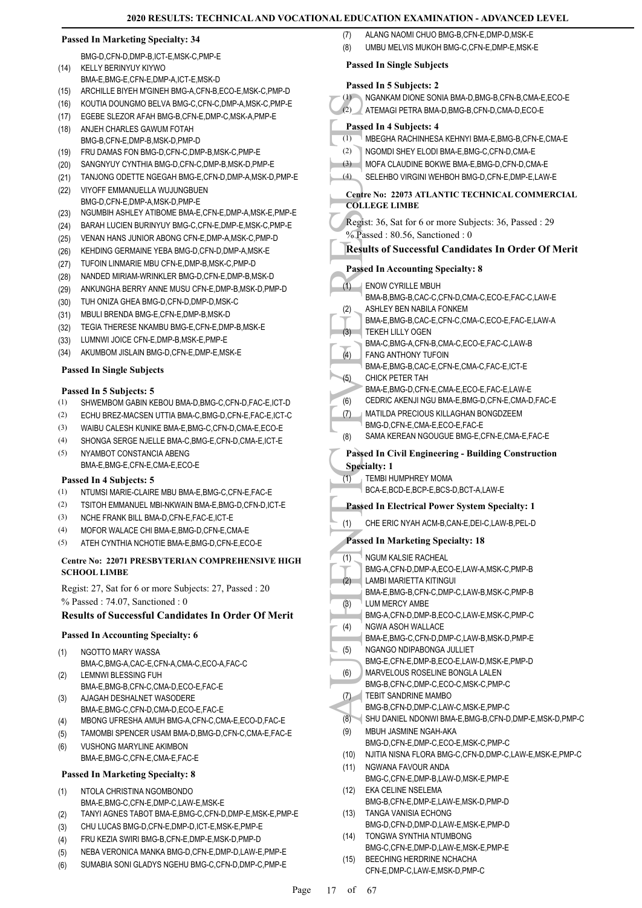#### Passed In Marketing Specialty: 34

BMG-D,CFN-D,DMP-B,ICT-E,MSK-C,PMP-E

(14) KELLY BERINYUY KIYWO
BMA-E,BMG-E,CFN-E,DMP-A,ICT-E,MSK-D
(15) ARCHILLE BIYEH M'GINEH BMG-A,CFN-B,ECO-E,MSK-C,PMP-D
(16) KOUTIA DOUNGMO BELVA BMG-C,CFN-C,DMP-A,MSK-C,PMP-E
(17) EGEBE SLEZOR AFAH BMG-B,CFN-E,DMP-C,MSK-A,PMP-E
(18) ANJEH CHARLES GAWUM FOTAH
BMG-B,CFN-E,DMP-B,MSK-D,PMP-D
(19) FRU DAMAS FON BMG-D,CFN-C,DMP-B,MSK-C,PMP-E
(20) SANGNYUY CYNTHIA BMG-D,CFN-C,DMP-B,MSK-D,PMP-E
(21) TANJONG ODETTE NGEGAH BMG-E,CFN-D,DMP-A,MSK-D,PMP-E
(22) VIYOFF EMMANUELLA WUJUNGBUEN
BMG-D,CFN-E,DMP-A,MSK-D,PMP-E
(23) NGUMBIH ASHLEY ATIBOME BMA-E,CFN-E,DMP-A,MSK-E,PMP-E
(24) BARAH LUCIEN BURINYUY BMG-C,CFN-E,DMP-E,MSK-C,PMP-E
(25) VENAN HANS JUNIOR ABONG CFN-E,DMP-A,MSK-C,PMP-D
(26) KEHDING GERMAINE YEBA BMG-D,CFN-D,DMP-A,MSK-E
(27) TUFOIN LINMARIE MBU CFN-E,DMP-B,MSK-C,PMP-D
(28) NANDED MIRIAM-WRINKLER BMG-D,CFN-E,DMP-B,MSK-D
(29) ANKUNGHA BERRY ANNE MUSU CFN-E,DMP-B,MSK-D,PMP-D
(30) TUH ONIZA GHEA BMG-D,CFN-D,DMP-D,MSK-C
(31) MBULI BRENDA BMG-E,CFN-E,DMP-B,MSK-D
(32) TEGIA THERESE NKAMBU BMG-E,CFN-E,DMP-B,MSK-E
(33) LUMNWI JOICE CFN-E,DMP-B,MSK-E,PMP-E
(34) AKUMBOM JISLAIN BMG-D,CFN-E,DMP-E,MSK-E

#### Passed In Single Subjects

#### Passed In 5 Subjects: 5

(1) SHWEMBOM GABIN KEBOU BMA-D,BMG-C,CFN-D,FAC-E,ICT-D
(2) ECHU BREZ-MACSEN UTTIA BMA-C,BMG-D,CFN-E,FAC-E,ICT-C
(3) WAIBU CALESH KUNIKE BMA-E,BMG-C,CFN-D,CMA-E,ECO-E
(4) SHONGA SERGE NJELLE BMA-C,BMG-E,CFN-D,CMA-E,ICT-E
(5) NYAMBOT CONSTANCIA ABENG
BMA-E,BMG-E,CFN-E,CMA-E,ECO-E

#### Passed In 4 Subjects: 5

(1) NTUMSI MARIE-CLAIRE MBU BMA-E,BMG-C,CFN-E,FAC-E
(2) TSITOH EMMANUEL MBI-NKWAIN BMA-E,BMG-D,CFN-D,ICT-E
(3) NCHE FRANK BILL BMA-D,CFN-E,FAC-E,ICT-E
(4) MOFOR WALACE CHI BMA-E,BMG-D,CFN-E,CMA-E
(5) ATEH CYNTHIA NCHOTIE BMA-E,BMG-D,CFN-E,ECO-E

### Centre No: 22071 PRESBYTERIAN COMPREHENSIVE HIGH SCHOOL LIMBE

Regist: 27, Sat for 6 or more Subjects: 27, Passed : 20
% Passed : 74.07, Sanctioned : 0

### Results of Successful Candidates In Order Of Merit

#### Passed In Accounting Specialty: 6

(1) NGOTTO MARY WASSA
BMA-C,BMG-A,CAC-E,CFN-A,CMA-C,ECO-A,FAC-C
(2) LEMNWI BLESSING FUH
BMA-E,BMG-B,CFN-C,CMA-D,ECO-E,FAC-E
(3) AJAGAH DESHALNET WASODERE
BMA-E,BMG-C,CFN-D,CMA-D,ECO-E,FAC-E
(4) MBONG UFRESHA AMUH BMG-A,CFN-C,CMA-E,ECO-D,FAC-E
(5) TAMOMBI SPENCER USAM BMA-D,BMG-D,CFN-C,CMA-E,FAC-E
(6) VUSHONG MARYLINE AKIMBON
BMA-E,BMG-C,CFN-E,CMA-E,FAC-E

#### Passed In Marketing Specialty: 8

(1) NTOLA CHRISTINA NGOMBONDO
BMA-E,BMG-C,CFN-E,DMP-C,LAW-E,MSK-E
(2) TANYI AGNES TABOT BMA-E,BMG-C,CFN-D,DMP-E,MSK-E,PMP-E
(3) CHU LUCAS BMG-D,CFN-E,DMP-D,ICT-E,MSK-E,PMP-E
(4) FRU KEZIA SWIRI BMG-B,CFN-E,DMP-E,MSK-D,PMP-D
(5) NEBA VERONICA MANKA BMG-D,CFN-E,DMP-D,LAW-E,PMP-E
(6) SUMABIA SONI GLADYS NGEHU BMG-C,CFN-D,DMP-C,PMP-E
(7) ALANG NAOMI CHUO BMG-B,CFN-E,DMP-D,MSK-E
(8) UMBU MELVIS MUKOH BMG-C,CFN-E,DMP-E,MSK-E

#### Passed In Single Subjects

#### Passed In 5 Subjects: 2

(1) NGANKAM DIONE SONIA BMA-D,BMG-B,CFN-B,CMA-E,ECO-E
(2) ATEMAGI PETRA BMA-D,BMG-B,CFN-D,CMA-D,ECO-E

#### Passed In 4 Subjects: 4

(1) MBEGHA RACHINHESA KEHNYI BMA-E,BMG-B,CFN-E,CMA-E
(2) NGOMDI SHEY ELODI BMA-E,BMG-C,CFN-D,CMA-E
(3) MOFA CLAUDINE BOKWE BMA-E,BMG-D,CFN-D,CMA-E
(4) SELEHBO VIRGINI WEHBOH BMG-D,CFN-E,DMP-E,LAW-E

### Centre No: 22073 ATLANTIC TECHNICAL COMMERCIAL COLLEGE LIMBE

Regist: 36, Sat for 6 or more Subjects: 36, Passed : 29
% Passed : 80.56, Sanctioned : 0

### Results of Successful Candidates In Order Of Merit

#### Passed In Accounting Specialty: 8

(1) ENOW CYRILLE MBUH
BMA-B,BMG-B,CAC-C,CFN-D,CMA-C,ECO-E,FAC-C,LAW-E
(2) ASHLEY BEN NABILA FONKEM
BMA-E,BMG-B,CAC-E,CFN-C,CMA-C,ECO-E,FAC-E,LAW-A
(3) TEKEH LILLY OGEN
BMA-C,BMG-A,CFN-B,CMA-C,ECO-E,FAC-C,LAW-B
(4) FANG ANTHONY TUFOIN
BMA-E,BMG-B,CAC-E,CFN-E,CMA-C,FAC-E,ICT-E
(5) CHICK PETER TAH
BMA-E,BMG-D,CFN-E,CMA-E,ECO-E,FAC-E,LAW-E
(6) CEDRIC AKENJI NGU BMA-E,BMG-D,CFN-E,CMA-D,FAC-E
(7) MATILDA PRECIOUS KILLAGHAN BONGDZEEM
BMG-D,CFN-E,CMA-E,ECO-E,FAC-E
(8) SAMA KEREAN NGOUGUE BMG-E,CFN-E,CMA-E,FAC-E

#### Passed In Civil Engineering - Building Construction Specialty: 1

(1) TEMBI HUMPHREY MOMA
BCA-E,BCD-E,BCP-E,BCS-D,BCT-A,LAW-E

#### Passed In Electrical Power System Specialty: 1

(1) CHE ERIC NYAH ACM-B,CAN-E,DEI-C,LAW-B,PEL-D

#### Passed In Marketing Specialty: 18

(1) NGUM KALSIE RACHEAL
BMG-A,CFN-D,DMP-A,ECO-E,LAW-A,MSK-C,PMP-B
(2) LAMBI MARIETTA KITINGUI
BMA-E,BMG-B,CFN-C,DMP-C,LAW-B,MSK-C,PMP-B
(3) LUM MERCY AMBE
BMG-A,CFN-D,DMP-B,ECO-C,LAW-E,MSK-C,PMP-C
(4) NGWA ASOH WALLACE
BMA-E,BMG-C,CFN-D,DMP-C,LAW-B,MSK-D,PMP-E
(5) NGANGO NDIPABONGA JULLIET
BMG-E,CFN-E,DMP-B,ECO-E,LAW-D,MSK-E,PMP-D
(6) MARVELOUS ROSELINE BONGLA LALEN
BMG-B,CFN-C,DMP-C,ECO-C,MSK-C,PMP-C
(7) TEBIT SANDRINE MAMBO
BMG-B,CFN-D,DMP-C,LAW-C,MSK-E,PMP-C
(8) SHU DANIEL NDONWI BMA-E,BMG-B,CFN-D,DMP-E,MSK-D,PMP-C
(9) MBUH JASMINE NGAH-AKA
BMG-D,CFN-E,DMP-C,ECO-E,MSK-C,PMP-C
(10) NJITIA NISNA FLORA BMG-C,CFN-D,DMP-C,LAW-E,MSK-E,PMP-C
(11) NGWANA FAVOUR ANDA
BMG-C,CFN-E,DMP-B,LAW-D,MSK-E,PMP-E
(12) EKA CELINE NSELEMA
BMG-B,CFN-E,DMP-E,LAW-E,MSK-D,PMP-D
(13) TANGA VANISIA ECHONG
BMG-D,CFN-D,DMP-D,LAW-E,MSK-E,PMP-D
(14) TONGWA SYNTHIA NTUMBONG
BMG-C,CFN-E,DMP-D,LAW-E,MSK-E,PMP-E
(15) BEECHING HERDRINE NCHACHA
CFN-E,DMP-C,LAW-E,MSK-D,PMP-C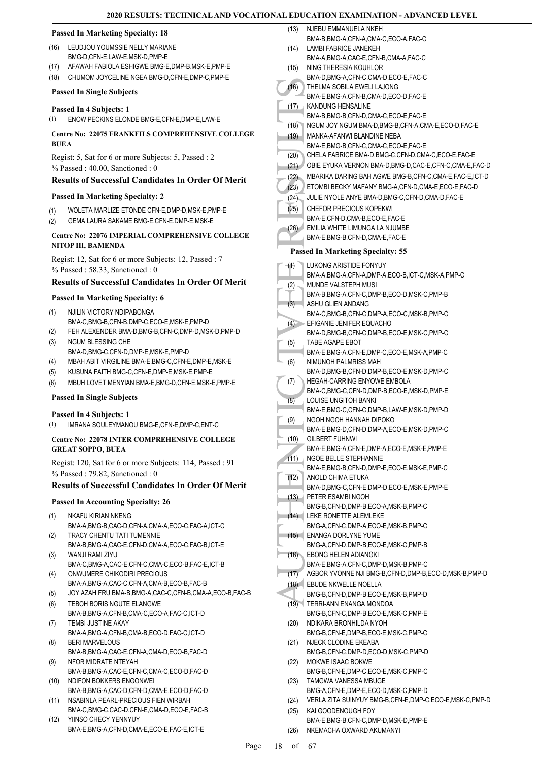**Passed In Marketing Specialty: 18**

(16) LEUDJOU YOUMSSIE NELLY MARIANE BMG-D,CFN-E,LAW-E,MSK-D,PMP-E
(17) AFAWAH FABIOLA ESHIGWE BMG-E,DMP-B,MSK-E,PMP-E
(18) CHUMOM JOYCELINE NGEA BMG-D,CFN-E,DMP-C,PMP-E

**Passed In Single Subjects**

**Passed In 4 Subjects: 1**

(1) ENOW PECKINS ELONDE BMG-E,CFN-E,DMP-E,LAW-E

**Centre No: 22075 FRANKFILS COMPREHENSIVE COLLEGE BUEA**

Regist: 5, Sat for 6 or more Subjects: 5, Passed : 2
% Passed : 40.00, Sanctioned : 0

### Results of Successful Candidates In Order Of Merit

**Passed In Marketing Specialty: 2**

(1) WOLETA MARLIZE ETONDE CFN-E,DMP-D,MSK-E,PMP-E
(2) GEMA LAURA SAKAME BMG-E,CFN-E,DMP-E,MSK-E

**Centre No: 22076 IMPERIAL COMPREHENSIVE COLLEGE NITOP III, BAMENDA**

Regist: 12, Sat for 6 or more Subjects: 12, Passed : 7
% Passed : 58.33, Sanctioned : 0

### Results of Successful Candidates In Order Of Merit

**Passed In Marketing Specialty: 6**

(1) NJILIN VICTORY NDIPABONGA BMA-C,BMG-B,CFN-B,DMP-C,ECO-E,MSK-E,PMP-D
(2) FEH ALEXENDER BMA-D,BMG-B,CFN-C,DMP-D,MSK-D,PMP-D
(3) NGUM BLESSING CHE BMA-D,BMG-C,CFN-D,DMP-E,MSK-E,PMP-D
(4) MBAH ABIT VIRGILINE BMA-E,BMG-C,CFN-E,DMP-E,MSK-E
(5) KUSUNA FAITH BMG-C,CFN-E,DMP-E,MSK-E,PMP-E
(6) MBUH LOVET MENYIAN BMA-E,BMG-D,CFN-E,MSK-E,PMP-E

**Passed In Single Subjects**

**Passed In 4 Subjects: 1**

(1) IMRANA SOULEYMANOU BMG-E,CFN-E,DMP-C,ENT-C

**Centre No: 22078 INTER COMPREHENSIVE COLLEGE GREAT SOPPO, BUEA**

Regist: 120, Sat for 6 or more Subjects: 114, Passed : 91
% Passed : 79.82, Sanctioned : 0

### Results of Successful Candidates In Order Of Merit

**Passed In Accounting Specialty: 26**

(1) NKAFU KIRIAN NKENG BMA-A,BMG-B,CAC-D,CFN-A,CMA-A,ECO-C,FAC-A,ICT-C
(2) TRACY CHENTU TATI TUMENNIE BMA-B,BMG-A,CAC-E,CFN-D,CMA-A,ECO-C,FAC-B,ICT-E
(3) WANJI RAMI ZIYU BMA-C,BMG-A,CAC-E,CFN-C,CMA-C,ECO-B,FAC-E,ICT-B
(4) ONWUMERE CHIKODIRI PRECIOUS BMA-A,BMG-A,CAC-C,CFN-A,CMA-B,ECO-B,FAC-B
(5) JOY AZAH FRU BMA-B,BMG-A,CAC-C,CFN-B,CMA-A,ECO-B,FAC-B
(6) TEBOH BORIS NGUTE ELANGWE BMA-B,BMG-A,CFN-B,CMA-C,ECO-A,FAC-C,ICT-D
(7) TEMBI JUSTINE AKAY BMA-A,BMG-A,CFN-B,CMA-B,ECO-D,FAC-C,ICT-D
(8) BERI MARVELOUS BMA-B,BMG-A,CAC-E,CFN-A,CMA-D,ECO-B,FAC-D
(9) NFOR MIDRATE NTEYAH BMA-B,BMG-A,CAC-E,CFN-C,CMA-C,ECO-D,FAC-D
(10) NDIFON BOKKERS ENGONWEI BMA-B,BMG-A,CAC-D,CFN-D,CMA-E,ECO-D,FAC-D
(11) NSABINLA PEARL-PRECIOUS FIEN WIRBAH BMA-C,BMG-C,CAC-D,CFN-E,CMA-D,ECO-E,FAC-B
(12) YIINSO CHECY YENNYUY BMA-E,BMG-A,CFN-D,CMA-E,ECO-E,FAC-E,ICT-E
(13) NJEBU EMMANUELA NKEH BMA-B,BMG-A,CFN-A,CMA-C,ECO-A,FAC-C
(14) LAMBI FABRICE JANEKEH BMA-A,BMG-A,CAC-E,CFN-B,CMA-A,FAC-C
(15) NING THERESIA KOUHLOR BMA-D,BMG-A,CFN-C,CMA-D,ECO-E,FAC-C
(16) THELMA SOBILA EWELI LAJONG BMA-E,BMG-A,CFN-B,CMA-D,ECO-D,FAC-E
(17) KANDUNG HENSALINE BMA-B,BMG-B,CFN-D,CMA-C,ECO-E,FAC-E
(18) NGUM JOY NGUM BMA-D,BMG-B,CFN-A,CMA-E,ECO-D,FAC-E
(19) MANKA-AFANWI BLANDINE NEBA BMA-E,BMG-B,CFN-C,CMA-C,ECO-E,FAC-E
(20) CHELA FABRICE BMA-D,BMG-C,CFN-D,CMA-C,ECO-E,FAC-E
(21) OBIE EYUKA VERNON BMA-D,BMG-D,CAC-E,CFN-C,CMA-E,FAC-D
(22) MBARIKA DARING BAH AGWE BMG-B,CFN-C,CMA-E,FAC-E,ICT-D
(23) ETOMBI BECKY MAFANY BMG-A,CFN-D,CMA-E,ECO-E,FAC-D
(24) JULIE NYOLE ANYE BMA-D,BMG-C,CFN-D,CMA-D,FAC-E
(25) CHEFOR PRECIOUS KOPEKWI BMA-E,CFN-D,CMA-B,ECO-E,FAC-E
(26) EMILIA WHITE LIMUNGA LA NJUMBE BMA-E,BMG-B,CFN-D,CMA-E,FAC-E

**Passed In Marketing Specialty: 55**

(1) LUKONG ARISTIDE FONYUY BMA-A,BMG-A,CFN-A,DMP-A,ECO-B,ICT-C,MSK-A,PMP-C
(2) MUNDE VALSTEPH MUSI BMA-B,BMG-A,CFN-C,DMP-B,ECO-D,MSK-C,PMP-B
(3) ASHU GLIEN ANDANG BMA-C,BMG-B,CFN-C,DMP-A,ECO-C,MSK-B,PMP-C
(4) EFIGANIE JENIFER EQUACHO BMA-D,BMG-B,CFN-C,DMP-B,ECO-E,MSK-C,PMP-C
(5) TABE AGAPE EBOT BMA-E,BMG-A,CFN-E,DMP-C,ECO-E,MSK-A,PMP-C
(6) NIMUNOH PALMRISS MAH BMA-D,BMG-B,CFN-D,DMP-B,ECO-E,MSK-D,PMP-C
(7) HEGAH-CARRING ENYOWE EMBOLA BMA-C,BMG-C,CFN-D,DMP-B,ECO-E,MSK-D,PMP-E
(8) LOUISE UNGITOH BANKI BMA-E,BMG-C,CFN-C,DMP-B,LAW-E,MSK-D,PMP-D
(9) NGOH NGOH HANNAH DIPOKO BMA-E,BMG-D,CFN-D,DMP-A,ECO-E,MSK-D,PMP-C
(10) GILBERT FUHNWI BMA-E,BMG-A,CFN-E,DMP-A,ECO-E,MSK-E,PMP-E
(11) NGOE BELLE STEPHANNIE BMA-E,BMG-B,CFN-D,DMP-E,ECO-E,MSK-E,PMP-C
(12) ANOLD CHIMA ETUKA BMA-D,BMG-C,CFN-E,DMP-D,ECO-E,MSK-E,PMP-E
(13) PETER ESAMBI NGOH BMG-B,CFN-D,DMP-B,ECO-A,MSK-B,PMP-C
(14) LEKE RONETTE ALEMLEKE BMG-A,CFN-C,DMP-A,ECO-E,MSK-B,PMP-C
(15) ENANGA DORLYNE YUME BMG-A,CFN-D,DMP-B,ECO-E,MSK-C,PMP-B
(16) EBONG HELEN ADIANGKI BMA-E,BMG-A,CFN-C,DMP-D,MSK-B,PMP-C
(17) AGBOR YVONNE NJI BMG-B,CFN-D,DMP-B,ECO-D,MSK-B,PMP-D
(18) EBUDE NKWELLE NOELLA BMG-B,CFN-D,DMP-B,ECO-E,MSK-B,PMP-D
(19) TERRI-ANN ENANGA MONDOA BMG-B,CFN-C,DMP-B,ECO-E,MSK-C,PMP-E
(20) NDIKARA BRONHILDA NYOH BMG-B,CFN-E,DMP-B,ECO-E,MSK-C,PMP-C
(21) NJECK CLODINE EKEABA BMG-B,CFN-C,DMP-D,ECO-D,MSK-C,PMP-D
(22) MOKWE ISAAC BOKWE BMG-B,CFN-E,DMP-C,ECO-E,MSK-C,PMP-C
(23) TAMGWA VANESSA MBUGE BMG-A,CFN-E,DMP-E,ECO-D,MSK-C,PMP-D
(24) VERLA ZITA SUINYUY BMG-B,CFN-E,DMP-C,ECO-E,MSK-C,PMP-D
(25) KAI GOODENOUGH FOY BMA-E,BMG-B,CFN-C,DMP-D,MSK-D,PMP-E
(26) NKEMACHA OXWARD AKUMANYI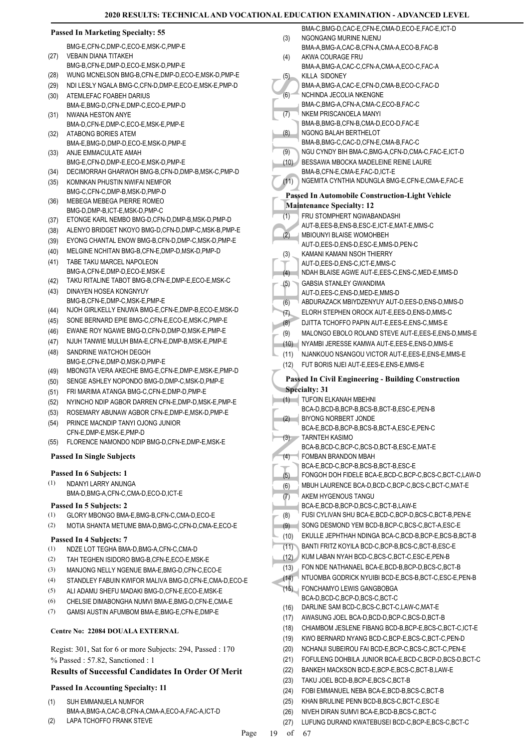### Passed In Marketing Specialty: 55

BMG-E,CFN-C,DMP-C,ECO-E,MSK-C,PMP-E

(27) VEBAIN DIANA TITAKEH
BMG-B,CFN-E,DMP-D,ECO-E,MSK-D,PMP-E

(28) WUNG MCNELSON BMG-B,CFN-E,DMP-D,ECO-E,MSK-D,PMP-E

(29) NDI LESLY NGALA BMG-C,CFN-D,DMP-E,ECO-E,MSK-E,PMP-D

(30) ATEMLEFAC FOABEH DARIUS
BMA-E,BMG-D,CFN-E,DMP-C,ECO-E,PMP-D

(31) NWANA HESTON ANYE
BMA-D,CFN-E,DMP-C,ECO-E,MSK-E,PMP-E

(32) ATABONG BORIES ATEM
BMA-E,BMG-D,DMP-D,ECO-E,MSK-D,PMP-E

(33) ANJE EMMACULATE AMAH
BMG-E,CFN-D,DMP-E,ECO-E,MSK-D,PMP-E

(34) DECIMORRAH GHARWOH BMG-B,CFN-D,DMP-B,MSK-C,PMP-D

(35) KOMNKAN PHUSTIN NWIFAI NEMFOR
BMG-C,CFN-C,DMP-B,MSK-D,PMP-D

(36) MEBEGA MEBEGA PIERRE ROMEO
BMG-D,DMP-B,ICT-E,MSK-D,PMP-C

(37) ETONGE KARL NEMBO BMG-D,CFN-D,DMP-B,MSK-D,PMP-D

(38) ALENYO BRIDGET NKOYO BMG-D,CFN-D,DMP-C,MSK-B,PMP-E

(39) EYONG CHANTAL ENOW BMG-B,CFN-D,DMP-C,MSK-D,PMP-E

(40) MELGINE NCHITAN BMG-B,CFN-E,DMP-D,MSK-D,PMP-D

(41) TABE TAKU MARCEL NAPOLEON
BMG-A,CFN-E,DMP-D,ECO-E,MSK-E

(42) TAKU RITALINE TABOT BMG-B,CFN-E,DMP-E,ECO-E,MSK-C

(43) DINAYEN HOSEA KONGNYUY
BMG-B,CFN-E,DMP-C,MSK-E,PMP-E

(44) NJOH GIRLKELLY ENUWA BMG-E,CFN-E,DMP-B,ECO-E,MSK-D

(45) SONE BERNARD EPIE BMG-C,CFN-E,ECO-E,MSK-C,PMP-E

(46) EWANE ROY NGAWE BMG-D,CFN-D,DMP-D,MSK-E,PMP-E

(47) NJUH TANWIE MULUH BMA-E,CFN-E,DMP-B,MSK-E,PMP-E

(48) SANDRINE WATCHOH DEGOH
BMG-E,CFN-E,DMP-D,MSK-D,PMP-E

(49) MBONGTA VERA AKECHE BMG-E,CFN-E,DMP-E,MSK-E,PMP-D

(50) SENGE ASHLEY NOPONDO BMG-D,DMP-C,MSK-D,PMP-E

(51) FRI MARIMA ATANGA BMG-C,CFN-E,DMP-D,PMP-E

(52) NYINCHO NDIP AGBOR DARREN CFN-E,DMP-D,MSK-E,PMP-E

(53) ROSEMARY ABUNAW AGBOR CFN-E,DMP-E,MSK-D,PMP-E

(54) PRINCE MACNDIP TANYI OJONG JUNIOR
CFN-E,DMP-E,MSK-E,PMP-D

(55) FLORENCE NAMONDO NDIP BMG-D,CFN-E,DMP-E,MSK-E

### Passed In Single Subjects

#### Passed In 6 Subjects: 1

(1) NDANYI LARRY ANUNGA
BMA-D,BMG-A,CFN-C,CMA-D,ECO-D,ICT-E

#### Passed In 5 Subjects: 2

(1) GLORY MBONGO BMA-E,BMG-B,CFN-C,CMA-D,ECO-E

(2) MOTIA SHANTA METUME BMA-D,BMG-C,CFN-D,CMA-E,ECO-E

#### Passed In 4 Subjects: 7

(1) NDZE LOT TEGHA BMA-D,BMG-A,CFN-C,CMA-D

(2) TAH TEGHEN ISIDORO BMG-B,CFN-E,ECO-E,MSK-E

(3) MANJONG NELLY NGENUE BMA-E,BMG-D,CFN-C,ECO-E

(4) STANDLEY FABUIN KWIFOR MALIVA BMG-D,CFN-E,CMA-D,ECO-E

(5) ALI ADAMU SHEFU MADAKI BMG-D,CFN-E,ECO-E,MSK-E

(6) CHELSIE DIMABONGHA NUMVI BMA-E,BMG-D,CFN-E,CMA-E

(7) GAMSI AUSTIN AFUMBOM BMA-E,BMG-E,CFN-E,DMP-E

## Centre No: 22084 DOUALA EXTERNAL

Regist: 301, Sat for 6 or more Subjects: 294, Passed : 170
% Passed : 57.82, Sanctioned : 1

### Results of Successful Candidates In Order Of Merit

### Passed In Accounting Specialty: 11

(1) SUH EMMANUELA NUMFOR
BMA-A,BMG-A,CAC-B,CFN-A,CMA-A,ECO-A,FAC-A,ICT-D

(2) LAPA TCHOFFO FRANK STEVE
BMA-C,BMG-D,CAC-E,CFN-E,CMA-D,ECO-E,FAC-E,ICT-D

(3) NGONGANG MURINE NJENU
BMA-A,BMG-A,CAC-B,CFN-A,CMA-A,ECO-B,FAC-B

(4) AKWA COURAGE FRU
BMA-A,BMG-A,CAC-C,CFN-A,CMA-A,ECO-C,FAC-A

(5) KILLA SIDONEY
BMA-A,BMG-A,CAC-E,CFN-D,CMA-B,ECO-C,FAC-D

(6) NCHINDA JECOLIA NKENGNE
BMA-C,BMG-A,CFN-A,CMA-C,ECO-B,FAC-C

(7) NKEM PRISCANOELA MANYI
BMA-B,BMG-B,CFN-B,CMA-D,ECO-D,FAC-E

(8) NGONG BALAH BERTHELOT
BMA-B,BMG-C,CAC-D,CFN-E,CMA-B,FAC-C

(9) NGU CYNDY BIH BMA-C,BMG-A,CFN-D,CMA-C,FAC-E,ICT-D

(10) BESSAWA MBOCKA MADELEINE REINE LAURE
BMA-B,CFN-E,CMA-E,FAC-D,ICT-E

(11) NGEMITA CYNTHIA NDUNGLA BMG-E,CFN-E,CMA-E,FAC-E

### Passed In Automobile Construction-Light Vehicle Maintenance Specialty: 12

(1) FRU STOMPHERT NGWABANDASHI
AUT-B,EES-B,ENS-B,ESC-E,ICT-E,MAT-E,MMS-C

(2) MBIOUNYI BLAISE WOMOHBEH
AUT-D,EES-D,ENS-D,ESC-E,MMS-D,PEN-C

(3) KAMANI KAMANI NSOH THIERRY
AUT-D,EES-D,ENS-C,ICT-E,MMS-C

(4) NDAH BLAISE AGWE AUT-E,EES-C,ENS-C,MED-E,MMS-D

(5) GABSIA STANLEY GWANDIMA
AUT-D,EES-C,ENS-D,MED-E,MMS-D

(6) ABDURAZACK MBIYDZENYUY AUT-D,EES-D,ENS-D,MMS-D

(7) ELORH STEPHEN OROCK AUT-E,EES-D,ENS-D,MMS-C

(8) DJITTA TCHOFFO PAPIN AUT-E,EES-E,ENS-C,MMS-E

(9) MALONGO EBOLO ROLAND STEVE AUT-E,EES-E,ENS-D,MMS-E

(10) NYAMBI JERESSE KAMWA AUT-E,EES-E,ENS-D,MMS-E

(11) NJANKOUO NSANGOU VICTOR AUT-E,EES-E,ENS-E,MMS-E

(12) FUT BORIS NJEI AUT-E,EES-E,ENS-E,MMS-E

### Passed In Civil Engineering - Building Construction Specialty: 31

(1) TUFOIN ELKANAH MBEHNI
BCA-D,BCD-B,BCP-B,BCS-B,BCT-B,ESC-E,PEN-B

(2) BIYONG NORBERT JONDE
BCA-E,BCD-B,BCP-B,BCS-B,BCT-A,ESC-E,PEN-C

(3) TARNTEH KASIMO
BCA-B,BCD-C,BCP-C,BCS-D,BCT-B,ESC-E,MAT-E

(4) FOMBAN BRANDON MBAH
BCA-E,BCD-C,BCP-B,BCS-B,BCT-B,ESC-E

(5) FONGOH DOH FIDELE BCA-E,BCD-C,BCP-C,BCS-C,BCT-C,LAW-D

(6) MBUH LAURENCE BCA-D,BCD-C,BCP-C,BCS-C,BCT-C,MAT-E

(7) AKEM HYGENOUS TANGU
BCA-E,BCD-B,BCP-D,BCS-C,BCT-B,LAW-E

(8) FUSI CYLIVAN SHU BCA-E,BCD-C,BCP-D,BCS-C,BCT-B,PEN-E

(9) SONG DESMOND YEM BCD-B,BCP-C,BCS-C,BCT-A,ESC-E

(10) EKULLE JEPHTHAH NDINGA BCA-C,BCD-B,BCP-E,BCS-B,BCT-B

(11) BANTI FRITZ KOYILA BCD-C,BCP-B,BCS-C,BCT-B,ESC-E

(12) KUM LABAN NYAH BCD-C,BCS-C,BCT-C,ESC-E,PEN-B

(13) FON NDE NATHANAEL BCA-E,BCD-B,BCP-D,BCS-C,BCT-B

(14) NTUOMBA GODRICK NYUIBI BCD-E,BCS-B,BCT-C,ESC-E,PEN-B

(15) FONCHAMYO LEWIS GANGBOBGA
BCA-D,BCD-C,BCP-D,BCS-C,BCT-C

(16) DARLINE SAM BCD-C,BCS-C,BCT-C,LAW-C,MAT-E

(17) AWASUNG JOEL BCA-D,BCD-D,BCP-C,BCS-D,BCT-B

(18) CHIAMBOM JESLENE FIBANG BCD-B,BCP-E,BCS-C,BCT-C,ICT-E

(19) KWO BERNARD NYANG BCD-C,BCP-E,BCS-C,BCT-C,PEN-D

(20) NCHANJI SUBEIROU FAI BCD-E,BCP-C,BCS-C,BCT-C,PEN-E

(21) FOFULENG DOHBILA JUNIOR BCA-E,BCD-C,BCP-D,BCS-D,BCT-C

(22) BANKEH MACKSON BCD-E,BCP-E,BCS-C,BCT-B,LAW-E

(23) TAKU JOEL BCD-B,BCP-E,BCS-C,BCT-B

(24) FOBI EMMANUEL NEBA BCA-E,BCD-B,BCS-C,BCT-B

(25) KHAN BRULINE PENN BCD-B,BCS-C,BCT-C,ESC-E

(26) NIVEH DIRAN SUMVI BCA-E,BCD-B,BCS-C,BCT-C

(27) LUFUNG DURAND KWATEBUSEI BCD-C,BCP-E,BCS-C,BCT-C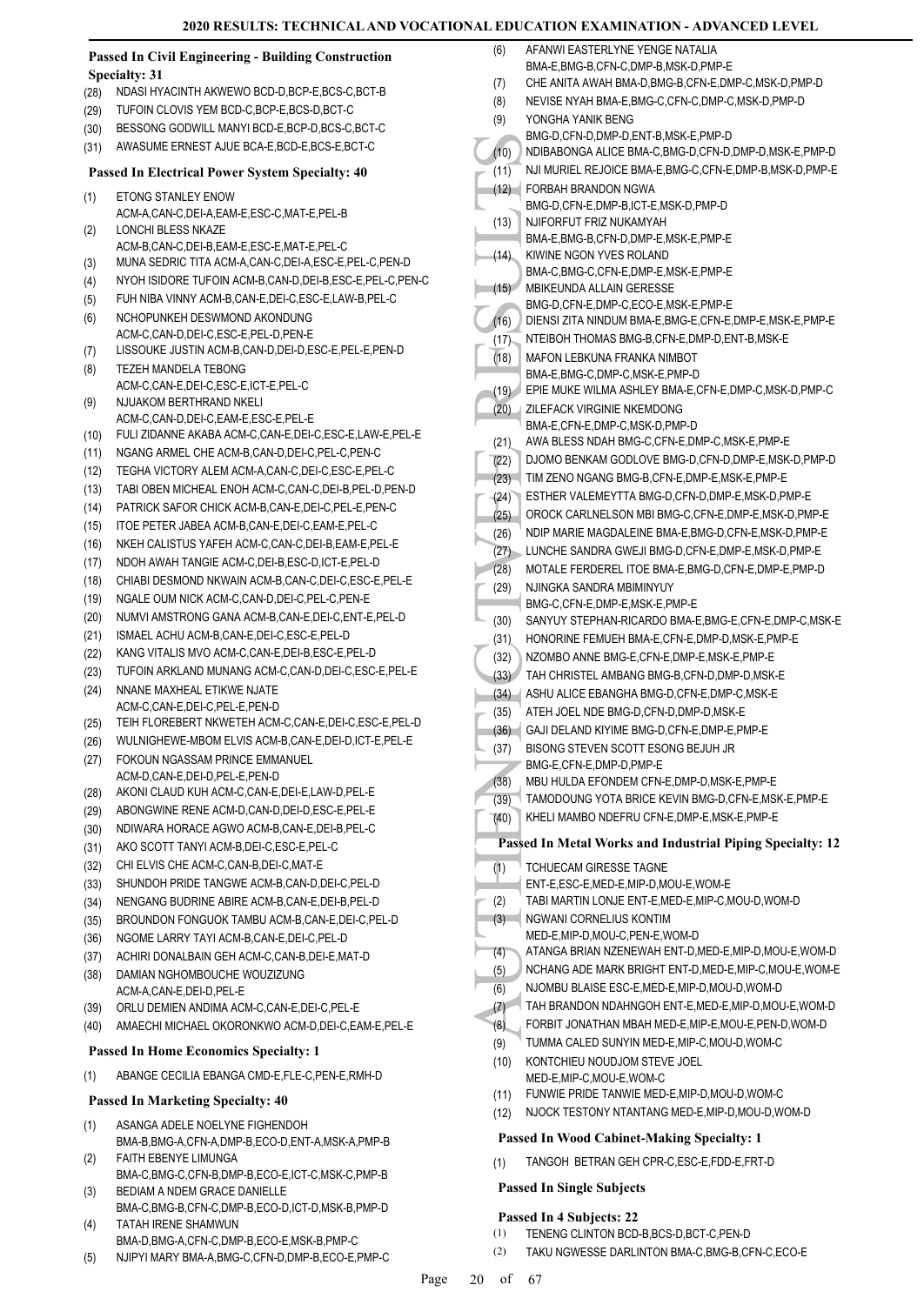#### Passed In Civil Engineering - Building Construction Specialty: 31

(28) NDASI HYACINTH AKWEWO BCD-D,BCP-E,BCS-C,BCT-B
(29) TUFOIN CLOVIS YEM BCD-C,BCP-E,BCS-D,BCT-C
(30) BESSONG GODWILL MANYI BCD-E,BCP-D,BCS-C,BCT-C
(31) AWASUME ERNEST AJUE BCA-E,BCD-E,BCS-E,BCT-C

#### Passed In Electrical Power System Specialty: 40

(1) ETONG STANLEY ENOW ACM-A,CAN-C,DEI-A,EAM-E,ESC-C,MAT-E,PEL-B
(2) LONCHI BLESS NKAZE ACM-B,CAN-C,DEI-B,EAM-E,ESC-E,MAT-E,PEL-C
(3) MUNA SEDRIC TITA ACM-A,CAN-C,DEI-A,ESC-E,PEL-C,PEN-D
(4) NYOH ISIDORE TUFOIN ACM-B,CAN-D,DEI-B,ESC-E,PEL-C,PEN-C
(5) FUH NIBA VINNY ACM-B,CAN-E,DEI-C,ESC-E,LAW-B,PEL-C
(6) NCHOPUNKEH DESWMOND AKONDUNG ACM-C,CAN-D,DEI-C,ESC-E,PEL-D,PEN-E
(7) LISSOUKE JUSTIN ACM-B,CAN-D,DEI-D,ESC-E,PEL-E,PEN-D
(8) TEZEH MANDELA TEBONG ACM-C,CAN-E,DEI-C,ESC-E,ICT-E,PEL-C
(9) NJUAKOM BERTHRAND NKELI ACM-C,CAN-D,DEI-C,EAM-E,ESC-E,PEL-E
(10) FULI ZIDANNE AKABA ACM-C,CAN-E,DEI-C,ESC-E,LAW-E,PEL-E
(11) NGANG ARMEL CHE ACM-B,CAN-D,DEI-C,PEL-C,PEN-C
(12) TEGHA VICTORY ALEM ACM-A,CAN-C,DEI-C,ESC-E,PEL-C
(13) TABI OBEN MICHEAL ENOH ACM-C,CAN-C,DEI-B,PEL-D,PEN-D
(14) PATRICK SAFOR CHICK ACM-B,CAN-E,DEI-C,PEL-E,PEN-C
(15) ITOE PETER JABEA ACM-B,CAN-E,DEI-C,EAM-E,PEL-C
(16) NKEH CALISTUS YAFEH ACM-C,CAN-C,DEI-B,EAM-E,PEL-E
(17) NDOH AWAH TANGIE ACM-C,DEI-B,ESC-D,ICT-E,PEL-D
(18) CHIABI DESMOND NKWAIN ACM-B,CAN-C,DEI-C,ESC-E,PEL-E
(19) NGALE OUM NICK ACM-C,CAN-D,DEI-C,PEL-C,PEN-E
(20) NUMVI AMSTRONG GANA ACM-B,CAN-E,DEI-C,ENT-E,PEL-D
(21) ISMAEL ACHU ACM-B,CAN-E,DEI-C,ESC-E,PEL-D
(22) KANG VITALIS MVO ACM-C,CAN-E,DEI-B,ESC-E,PEL-D
(23) TUFOIN ARKLAND MUNANG ACM-C,CAN-D,DEI-C,ESC-E,PEL-E
(24) NNANE MAXHEAL ETIKWE NJATE ACM-C,CAN-E,DEI-C,PEL-E,PEN-D
(25) TEIH FLOREBERT NKWETEH ACM-C,CAN-E,DEI-C,ESC-E,PEL-D
(26) WULNIGHEWE-MBOM ELVIS ACM-B,CAN-E,DEI-D,ICT-E,PEL-E
(27) FOKOUN NGASSAM PRINCE EMMANUEL ACM-D,CAN-E,DEI-D,PEL-E,PEN-D
(28) AKONI CLAUD KUH ACM-C,CAN-E,DEI-E,LAW-D,PEL-E
(29) ABONGWINE RENE ACM-D,CAN-D,DEI-D,ESC-E,PEL-E
(30) NDIWARA HORACE AGWO ACM-B,CAN-E,DEI-B,PEL-C
(31) AKO SCOTT TANYI ACM-B,DEI-C,ESC-E,PEL-C
(32) CHI ELVIS CHE ACM-C,CAN-B,DEI-C,MAT-E
(33) SHUNDOH PRIDE TANGWE ACM-B,CAN-D,DEI-C,PEL-D
(34) NENGANG BUDRINE ABIRE ACM-B,CAN-E,DEI-B,PEL-D
(35) BROUNDON FONGUOK TAMBU ACM-B,CAN-E,DEI-C,PEL-D
(36) NGOME LARRY TAYI ACM-B,CAN-E,DEI-C,PEL-D
(37) ACHIRI DONALBAIN GEH ACM-C,CAN-B,DEI-E,MAT-D
(38) DAMIAN NGHOMBOUCHE WOUZIZUNG ACM-A,CAN-E,DEI-D,PEL-E
(39) ORLU DEMIEN ANDIMA ACM-C,CAN-E,DEI-C,PEL-E
(40) AMAECHI MICHAEL OKORONKWO ACM-D,DEI-C,EAM-E,PEL-E

#### Passed In Home Economics Specialty: 1

(1) ABANGE CECILIA EBANGA CMD-E,FLE-C,PEN-E,RMH-D

#### Passed In Marketing Specialty: 40

(1) ASANGA ADELE NOELYNE FIGHENDOH BMA-B,BMG-A,CFN-A,DMP-B,ECO-D,ENT-A,MSK-A,PMP-B
(2) FAITH EBENYE LIMUNGA BMA-C,BMG-C,CFN-B,DMP-B,ECO-E,ICT-C,MSK-C,PMP-B
(3) BEDIAM A NDEM GRACE DANIELLE BMA-C,BMG-B,CFN-C,DMP-B,ECO-D,ICT-D,MSK-B,PMP-D
(4) TATAH IRENE SHAMWUN BMA-D,BMG-A,CFN-C,DMP-B,ECO-E,MSK-B,PMP-C
(5) NJIPYI MARY BMA-A,BMG-C,CFN-D,DMP-B,ECO-E,PMP-C
(6) AFANWI EASTERLYNE YENGE NATALIA BMA-E,BMG-B,CFN-C,DMP-B,MSK-D,PMP-E
(7) CHE ANITA AWAH BMA-D,BMG-B,CFN-E,DMP-C,MSK-D,PMP-D
(8) NEVISE NYAH BMA-E,BMG-C,CFN-C,DMP-C,MSK-D,PMP-D
(9) YONGHA YANIK BENG BMG-D,CFN-D,DMP-D,ENT-B,MSK-E,PMP-D
(10) NDIBABONGA ALICE BMA-C,BMG-D,CFN-D,DMP-D,MSK-E,PMP-D
(11) NJI MURIEL REJOICE BMA-E,BMG-C,CFN-E,DMP-B,MSK-D,PMP-E
(12) FORBAH BRANDON NGWA BMG-D,CFN-E,DMP-B,ICT-E,MSK-D,PMP-D
(13) NJIFORFUT FRIZ NUKAMYAH BMA-E,BMG-B,CFN-D,DMP-E,MSK-E,PMP-E
(14) KIWINE NGON YVES ROLAND BMA-C,BMG-C,CFN-E,DMP-E,MSK-E,PMP-E
(15) MBIKEUNDA ALLAIN GERESSE BMG-D,CFN-E,DMP-C,ECO-E,MSK-E,PMP-E
(16) DIENSI ZITA NINDUM BMA-E,BMG-E,CFN-E,DMP-E,MSK-E,PMP-E
(17) NTEIBOH THOMAS BMG-B,CFN-E,DMP-D,ENT-B,MSK-E
(18) MAFON LEBKUNA FRANKA NIMBOT BMA-E,BMG-C,DMP-C,MSK-E,PMP-D
(19) EPIE MUKE WILMA ASHLEY BMA-E,CFN-E,DMP-C,MSK-D,PMP-C
(20) ZILEFACK VIRGINIE NKEMDONG BMA-E,CFN-E,DMP-C,MSK-D,PMP-D
(21) AWA BLESS NDAH BMG-C,CFN-E,DMP-C,MSK-E,PMP-E
(22) DJOMO BENKAM GODLOVE BMG-D,CFN-D,DMP-E,MSK-D,PMP-D
(23) TIM ZENO NGANG BMG-B,CFN-E,DMP-E,MSK-E,PMP-E
(24) ESTHER VALEMEYTTA BMG-D,CFN-D,DMP-E,MSK-D,PMP-E
(25) OROCK CARLNELSON MBI BMG-C,CFN-E,DMP-E,MSK-D,PMP-E
(26) NDIP MARIE MAGDALEINE BMA-E,BMG-D,CFN-E,MSK-D,PMP-E
(27) LUNCHE SANDRA GWEJI BMG-D,CFN-E,DMP-E,MSK-D,PMP-E
(28) MOTALE FERDEREL ITOE BMA-E,BMG-D,CFN-E,DMP-E,PMP-D
(29) NJINGKA SANDRA MBIMINYUY BMG-C,CFN-E,DMP-E,MSK-E,PMP-E
(30) SANYUY STEPHAN-RICARDO BMA-E,BMG-E,CFN-E,DMP-C,MSK-E
(31) HONORINE FEMUEH BMA-E,CFN-E,DMP-D,MSK-E,PMP-E
(32) NZOMBO ANNE BMG-E,CFN-E,DMP-E,MSK-E,PMP-E
(33) TAH CHRISTEL AMBANG BMG-B,CFN-D,DMP-D,MSK-E
(34) ASHU ALICE EBANGHA BMG-D,CFN-E,DMP-C,MSK-E
(35) ATEH JOEL NDE BMG-D,CFN-D,DMP-D,MSK-E
(36) GAJI DELAND KIYIME BMG-D,CFN-E,DMP-E,PMP-E
(37) BISONG STEVEN SCOTT ESONG BEJUH JR BMG-E,CFN-E,DMP-D,PMP-E
(38) MBU HULDA EFONDEM CFN-E,DMP-D,MSK-E,PMP-E
(39) TAMODOUNG YOTA BRICE KEVIN BMG-D,CFN-E,MSK-E,PMP-E
(40) KHELI MAMBO NDEFRU CFN-E,DMP-E,MSK-E,PMP-E

#### Passed In Metal Works and Industrial Piping Specialty: 12

(1) TCHUECAM GIRESSE TAGNE ENT-E,ESC-E,MED-E,MIP-D,MOU-E,WOM-E
(2) TABI MARTIN LONJE ENT-E,MED-E,MIP-C,MOU-D,WOM-D
(3) NGWANI CORNELIUS KONTIM MED-E,MIP-D,MOU-C,PEN-E,WOM-D
(4) ATANGA BRIAN NZENEWAH ENT-D,MED-E,MIP-D,MOU-E,WOM-D
(5) NCHANG ADE MARK BRIGHT ENT-D,MED-E,MIP-C,MOU-E,WOM-E
(6) NJOMBU BLAISE ESC-E,MED-E,MIP-D,MOU-D,WOM-D
(7) TAH BRANDON NDAHNGOH ENT-E,MED-E,MIP-D,MOU-E,WOM-D
(8) FORBIT JONATHAN MBAH MED-E,MIP-E,MOU-E,PEN-D,WOM-D
(9) TUMMA CALED SUNYIN MED-E,MIP-C,MOU-D,WOM-C
(10) KONTCHIEU NOUDJOM STEVE JOEL MED-E,MIP-C,MOU-E,WOM-C
(11) FUNWIE PRIDE TANWIE MED-E,MIP-D,MOU-D,WOM-C
(12) NJOCK TESTONY NTANTANG MED-E,MIP-D,MOU-D,WOM-D

#### Passed In Wood Cabinet-Making Specialty: 1

(1) TANGOH BETRAN GEH CPR-C,ESC-E,FDD-E,FRT-D

#### Passed In Single Subjects

#### Passed In 4 Subjects: 22

(1) TENENG CLINTON BCD-B,BCS-D,BCT-C,PEN-D
(2) TAKU NGWESSE DARLINTON BMA-C,BMG-B,CFN-C,ECO-E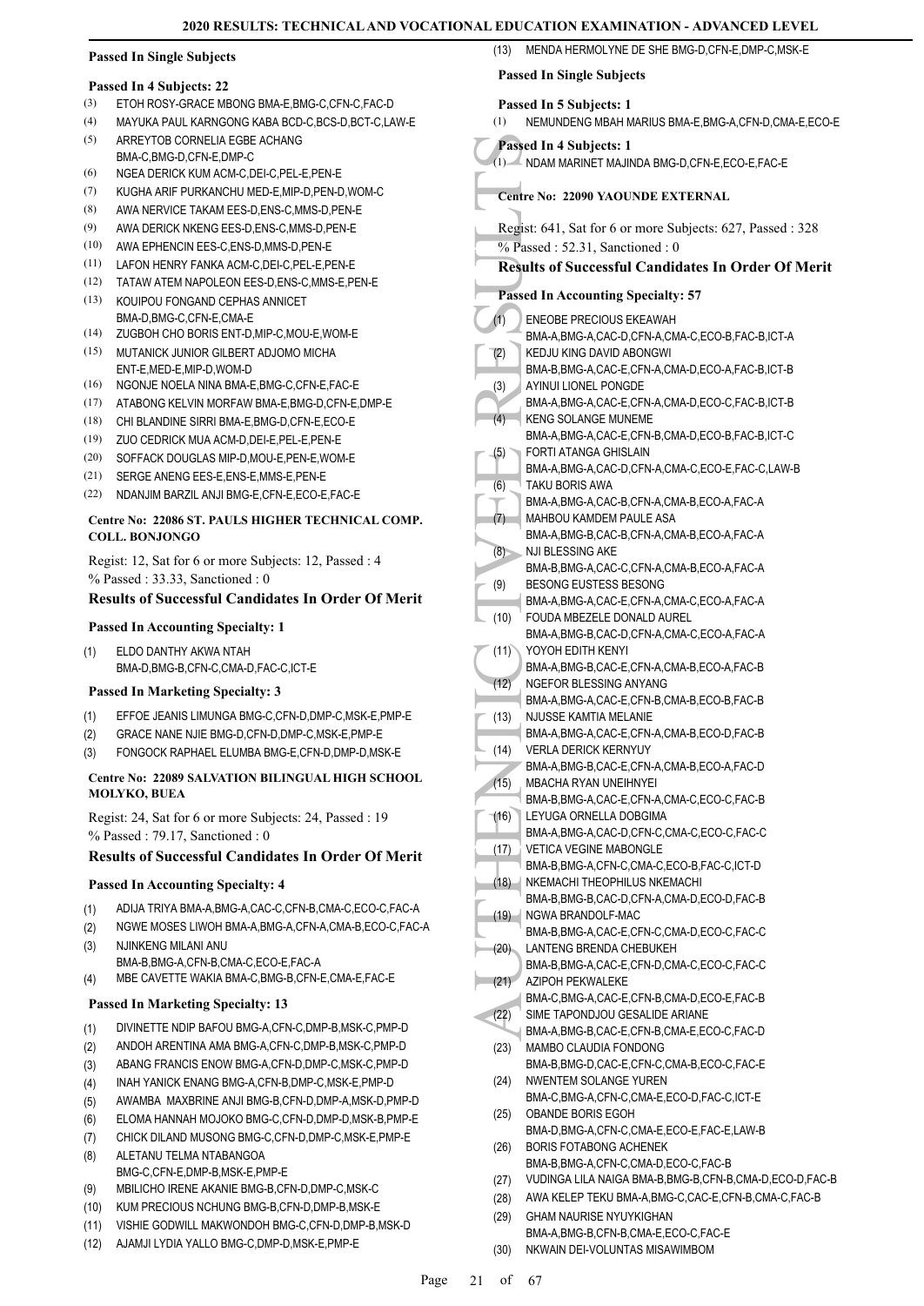### Passed In Single Subjects

#### Passed In 4 Subjects: 22

(3) ETOH ROSY-GRACE MBONG BMA-E,BMG-C,CFN-C,FAC-D
(4) MAYUKA PAUL KARNGONG KABA BCD-C,BCS-D,BCT-C,LAW-E
(5) ARREYTOB CORNELIA EGBE ACHANG BMA-C,BMG-D,CFN-E,DMP-C
(6) NGEA DERICK KUM ACM-C,DEI-C,PEL-E,PEN-E
(7) KUGHA ARIF PURKANCHU MED-E,MIP-D,PEN-D,WOM-C
(8) AWA NERVICE TAKAM EES-D,ENS-C,MMS-D,PEN-E
(9) AWA DERICK NKENG EES-D,ENS-C,MMS-D,PEN-E
(10) AWA EPHENCIN EES-C,ENS-D,MMS-D,PEN-E
(11) LAFON HENRY FANKA ACM-C,DEI-C,PEL-E,PEN-E
(12) TATAW ATEM NAPOLEON EES-D,ENS-C,MMS-E,PEN-E
(13) KOUIPOU FONGAND CEPHAS ANNICET BMA-D,BMG-C,CFN-E,CMA-E
(14) ZUGBOH CHO BORIS ENT-D,MIP-C,MOU-E,WOM-E
(15) MUTANICK JUNIOR GILBERT ADJOMO MICHA ENT-E,MED-E,MIP-D,WOM-D
(16) NGONJE NOELA NINA BMA-E,BMG-C,CFN-E,FAC-E
(17) ATABONG KELVIN MORFAW BMA-E,BMG-D,CFN-E,DMP-E
(18) CHI BLANDINE SIRRI BMA-E,BMG-D,CFN-E,ECO-E
(19) ZUO CEDRICK MUA ACM-D,DEI-E,PEL-E,PEN-E
(20) SOFFACK DOUGLAS MIP-D,MOU-E,PEN-E,WOM-E
(21) SERGE ANENG EES-E,ENS-E,MMS-E,PEN-E
(22) NDANJIM BARZIL ANJI BMG-E,CFN-E,ECO-E,FAC-E

### Centre No: 22086 ST. PAULS HIGHER TECHNICAL COMP. COLL. BONJONGO

Regist: 12, Sat for 6 or more Subjects: 12, Passed : 4
% Passed : 33.33, Sanctioned : 0

### Results of Successful Candidates In Order Of Merit

#### Passed In Accounting Specialty: 1

(1) ELDO DANTHY AKWA NTAH BMA-D,BMG-B,CFN-C,CMA-D,FAC-C,ICT-E

#### Passed In Marketing Specialty: 3

(1) EFFOE JEANIS LIMUNGA BMG-C,CFN-D,DMP-C,MSK-E,PMP-E
(2) GRACE NANE NJIE BMG-D,CFN-D,DMP-C,MSK-E,PMP-E
(3) FONGOCK RAPHAEL ELUMBA BMG-E,CFN-D,DMP-D,MSK-E

### Centre No: 22089 SALVATION BILINGUAL HIGH SCHOOL MOLYKO, BUEA

Regist: 24, Sat for 6 or more Subjects: 24, Passed : 19
% Passed : 79.17, Sanctioned : 0

### Results of Successful Candidates In Order Of Merit

#### Passed In Accounting Specialty: 4

(1) ADIJA TRIYA BMA-A,BMG-A,CAC-C,CFN-B,CMA-C,ECO-C,FAC-A
(2) NGWE MOSES LIWOH BMA-A,BMG-A,CFN-A,CMA-B,ECO-C,FAC-A
(3) NJINKENG MILANI ANU BMA-B,BMG-A,CFN-B,CMA-C,ECO-E,FAC-A
(4) MBE CAVETTE WAKIA BMA-C,BMG-B,CFN-E,CMA-E,FAC-E

#### Passed In Marketing Specialty: 13

(1) DIVINETTE NDIP BAFOU BMG-A,CFN-C,DMP-B,MSK-C,PMP-D
(2) ANDOH ARENTINA AMA BMG-C,CFN-C,DMP-B,MSK-C,PMP-D
(3) ABANG FRANCIS ENOW BMG-A,CFN-D,DMP-C,MSK-C,PMP-D
(4) INAH YANICK ENANG BMG-A,CFN-B,DMP-C,MSK-E,PMP-D
(5) AWAMBA MAXBRINE ANJI BMG-B,CFN-D,DMP-A,MSK-D,PMP-D
(6) ELOMA HANNAH MOJOKO BMG-C,CFN-D,DMP-D,MSK-B,PMP-E
(7) CHICK DILAND MUSONG BMG-C,CFN-D,DMP-C,MSK-E,PMP-E
(8) ALETANU TELMA NTABANGOA BMG-C,CFN-E,DMP-B,MSK-E,PMP-E
(9) MBILICHO IRENE AKANIE BMG-B,CFN-D,DMP-C,MSK-C
(10) KUM PRECIOUS NCHUNG BMG-B,CFN-D,DMP-B,MSK-E
(11) VISHIE GODWILL MAKWONDOH BMG-C,CFN-D,DMP-B,MSK-D
(12) AJAMJI LYDIA YALLO BMG-C,DMP-D,MSK-E,PMP-E
(13) MENDA HERMOLYNE DE SHE BMG-D,CFN-E,DMP-C,MSK-E

### Passed In Single Subjects

#### Passed In 5 Subjects: 1

(1) NEMUNDENG MBAH MARIUS BMA-E,BMG-A,CFN-D,CMA-E,ECO-E

#### Passed In 4 Subjects: 1

(1) NDAM MARINET MAJINDA BMG-D,CFN-E,ECO-E,FAC-E

### Centre No: 22090 YAOUNDE EXTERNAL

Regist: 641, Sat for 6 or more Subjects: 627, Passed : 328
% Passed : 52.31, Sanctioned : 0

### Results of Successful Candidates In Order Of Merit

#### Passed In Accounting Specialty: 57

(1) ENEOBE PRECIOUS EKEAWAH BMA-A,BMG-A,CAC-D,CFN-A,CMA-C,ECO-B,FAC-B,ICT-A
(2) KEDJU KING DAVID ABONGWI BMA-B,BMG-A,CAC-E,CFN-A,CMA-D,ECO-A,FAC-B,ICT-B
(3) AYINUI LIONEL PONGDE BMA-A,BMG-A,CAC-E,CFN-A,CMA-D,ECO-C,FAC-B,ICT-B
(4) KENG SOLANGE MUNEME BMA-A,BMG-A,CAC-E,CFN-B,CMA-D,ECO-B,FAC-B,ICT-C
(5) FORTI ATANGA GHISLAIN BMA-A,BMG-A,CAC-D,CFN-A,CMA-C,ECO-E,FAC-C,LAW-B
(6) TAKU BORIS AWA BMA-A,BMG-A,CAC-B,CFN-A,CMA-B,ECO-A,FAC-A
(7) MAHBOU KAMDEM PAULE ASA BMA-A,BMG-B,CAC-B,CFN-A,CMA-B,ECO-A,FAC-A
(8) NJI BLESSING AKE BMA-B,BMG-A,CAC-C,CFN-A,CMA-B,ECO-A,FAC-A
(9) BESONG EUSTESS BESONG BMA-A,BMG-A,CAC-E,CFN-A,CMA-C,ECO-A,FAC-A
(10) FOUDA MBEZELE DONALD AUREL BMA-A,BMG-B,CAC-D,CFN-A,CMA-C,ECO-A,FAC-A
(11) YOYOH EDITH KENYI BMA-A,BMG-B,CAC-E,CFN-A,CMA-B,ECO-A,FAC-B
(12) NGEFOR BLESSING ANYANG BMA-A,BMG-A,CAC-E,CFN-B,CMA-B,ECO-B,FAC-B
(13) NJUSSE KAMTIA MELANIE BMA-A,BMG-A,CAC-E,CFN-A,CMA-B,ECO-D,FAC-B
(14) VERLA DERICK KERNYUY BMA-A,BMG-B,CAC-E,CFN-A,CMA-B,ECO-A,FAC-D
(15) MBACHA RYAN UNEIHNYEI BMA-B,BMG-A,CAC-E,CFN-A,CMA-C,ECO-C,FAC-B
(16) LEYUGA ORNELLA DOBGIMA BMA-A,BMG-A,CAC-D,CFN-C,CMA-C,ECO-C,FAC-C
(17) VETICA VEGINE MABONGLE BMA-B,BMG-A,CFN-C,CMA-C,ECO-B,FAC-C,ICT-D
(18) NKEMACHI THEOPHILUS NKEMACHI BMA-B,BMG-B,CAC-D,CFN-A,CMA-D,ECO-D,FAC-B
(19) NGWA BRANDOLF-MAC BMA-B,BMG-A,CAC-E,CFN-C,CMA-D,ECO-C,FAC-C
(20) LANTENG BRENDA CHEBUKEH BMA-B,BMG-A,CAC-E,CFN-D,CMA-C,ECO-C,FAC-C
(21) AZIPOH PEKWALEKE BMA-C,BMG-A,CAC-E,CFN-B,CMA-D,ECO-E,FAC-B
(22) SIME TAPONDJOU GESALIDE ARIANE BMA-A,BMG-B,CAC-E,CFN-B,CMA-E,ECO-C,FAC-D
(23) MAMBO CLAUDIA FONDONG BMA-B,BMG-D,CAC-E,CFN-C,CMA-B,ECO-C,FAC-E
(24) NWENTEM SOLANGE YUREN BMA-C,BMG-A,CFN-C,CMA-E,ECO-D,FAC-C,ICT-E
(25) OBANDE BORIS EGOH BMA-D,BMG-A,CFN-C,CMA-E,ECO-E,FAC-E,LAW-B
(26) BORIS FOTABONG ACHENEK BMA-B,BMG-A,CFN-C,CMA-D,ECO-C,FAC-B
(27) VUDINGA LILA NAIGA BMA-B,BMG-B,CFN-B,CMA-D,ECO-D,FAC-B
(28) AWA KELEP TEKU BMA-A,BMG-C,CAC-E,CFN-B,CMA-C,FAC-B
(29) GHAM NAURISE NYUYKIGHAN BMA-A,BMG-B,CFN-B,CMA-E,ECO-C,FAC-E
(30) NKWAIN DEI-VOLUNTAS MISAWIMBOM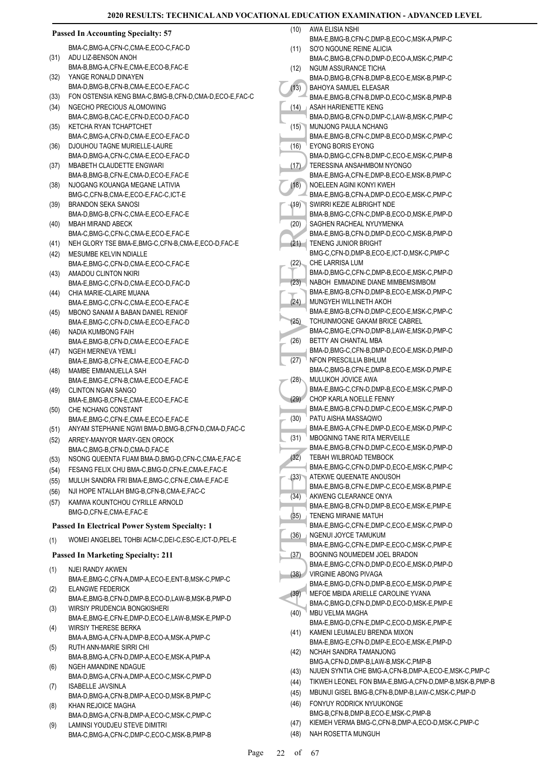### Passed In Accounting Specialty: 57

BMA-C,BMG-A,CFN-C,CMA-E,ECO-C,FAC-D

(31) ADU LIZ-BENSON ANOH
BMA-B,BMG-A,CFN-E,CMA-E,ECO-B,FAC-E

(32) YANGE RONALD DINAYEN
BMA-D,BMG-B,CFN-B,CMA-E,ECO-E,FAC-C

(33) FON OSTENSIA KENG BMA-C,BMG-B,CFN-D,CMA-D,ECO-E,FAC-C

(34) NGECHO PRECIOUS ALOMOWING
BMA-C,BMG-B,CAC-E,CFN-D,ECO-D,FAC-D

(35) KETCHA RYAN TCHAPTCHET
BMA-C,BMG-A,CFN-D,CMA-E,ECO-E,FAC-D

(36) DJOUHOU TAGNE MURIELLE-LAURE
BMA-D,BMG-A,CFN-C,CMA-E,ECO-E,FAC-D

(37) MBABETH CLAUDETTE ENGWARI
BMA-B,BMG-B,CFN-E,CMA-D,ECO-E,FAC-E

(38) NJOGANG KOUANGA MEGANE LATIVIA
BMG-C,CFN-B,CMA-E,ECO-E,FAC-C,ICT-E

(39) BRANDON SEKA SANOSI
BMA-D,BMG-B,CFN-C,CMA-E,ECO-E,FAC-E

(40) MBAH MIRAND ABECK
BMA-C,BMG-C,CFN-C,CMA-E,ECO-E,FAC-E

(41) NEH GLORY TSE BMA-E,BMG-C,CFN-B,CMA-E,ECO-D,FAC-E

(42) MESUMBE KELVIN NDIALLE
BMA-E,BMG-C,CFN-D,CMA-E,ECO-C,FAC-E

(43) AMADOU CLINTON NKIRI
BMA-E,BMG-C,CFN-D,CMA-E,ECO-D,FAC-D

(44) CHIA MARIE-CLAIRE MUANA
BMA-E,BMG-C,CFN-C,CMA-E,ECO-E,FAC-E

(45) MBONO SANAM A BABAN DANIEL RENIOF
BMA-E,BMG-C,CFN-D,CMA-E,ECO-E,FAC-D

(46) NADIA KUMBONG FAIH
BMA-E,BMG-B,CFN-D,CMA-E,ECO-E,FAC-E

(47) NGEH MERNEVA YEMLI
BMA-E,BMG-B,CFN-E,CMA-E,ECO-E,FAC-D

(48) MAMBE EMMANUELLA SAH
BMA-E,BMG-E,CFN-B,CMA-E,ECO-E,FAC-E

(49) CLINTON NGAN SANGO
BMA-E,BMG-B,CFN-E,CMA-E,ECO-E,FAC-E

(50) CHE NCHANG CONSTANT
BMA-E,BMG-C,CFN-E,CMA-E,ECO-E,FAC-E

(51) ANYAM STEPHANIE NGWI BMA-D,BMG-B,CFN-D,CMA-D,FAC-C

(52) ARREY-MANYOR MARY-GEN OROCK
BMA-C,BMG-B,CFN-D,CMA-D,FAC-E

(53) NSONG QUEENTA FUAM BMA-D,BMG-D,CFN-C,CMA-E,FAC-E

(54) FESANG FELIX CHU BMA-C,BMG-D,CFN-E,CMA-E,FAC-E

(55) MULUH SANDRA FRI BMA-E,BMG-C,CFN-E,CMA-E,FAC-E

(56) NJI HOPE NTALLAH BMG-B,CFN-B,CMA-E,FAC-C

(57) KAMWA KOUNTCHOU CYRILLE ARNOLD
BMG-D,CFN-E,CMA-E,FAC-E

### Passed In Electrical Power System Specialty: 1

(1) WOMEI ANGELBEL TOHBI ACM-C,DEI-C,ESC-E,ICT-D,PEL-E

### Passed In Marketing Specialty: 211

(1) NJEI RANDY AKWEN
BMA-E,BMG-C,CFN-A,DMP-A,ECO-E,ENT-B,MSK-C,PMP-C

(2) ELANGWE FEDERICK
BMA-E,BMG-B,CFN-D,DMP-B,ECO-D,LAW-B,MSK-B,PMP-D

(3) WIRSIY PRUDENCIA BONGKISHERI
BMA-E,BMG-E,CFN-E,DMP-D,ECO-E,LAW-B,MSK-E,PMP-D

(4) WIRSIY THERESE BERKA
BMA-A,BMG-A,CFN-A,DMP-B,ECO-A,MSK-A,PMP-C

(5) RUTH ANN-MARIE SIRRI CHI
BMA-B,BMG-A,CFN-D,DMP-A,ECO-E,MSK-A,PMP-A

(6) NGEH AMANDINE NDAGUE
BMA-D,BMG-A,CFN-A,DMP-A,ECO-C,MSK-C,PMP-D

(7) ISABELLE JAVSINLA
BMA-D,BMG-A,CFN-B,DMP-A,ECO-D,MSK-B,PMP-C

(8) KHAN REJOICE MAGHA
BMA-D,BMG-A,CFN-B,DMP-A,ECO-C,MSK-C,PMP-C

(9) LAMINSI YOUDJEU STEVE DIMITRI
BMA-C,BMG-A,CFN-C,DMP-C,ECO-C,MSK-B,PMP-B

(10) AWA ELISIA NSHI
BMA-E,BMG-B,CFN-C,DMP-B,ECO-C,MSK-A,PMP-C

(11) SO'O NGOUNE REINE ALICIA
BMA-C,BMG-B,CFN-D,DMP-D,ECO-A,MSK-C,PMP-C

(12) NGUM ASSURANCE TICHA
BMA-D,BMG-B,CFN-B,DMP-B,ECO-E,MSK-B,PMP-C

(13) BAHOYA SAMUEL ELEASAR
BMA-E,BMG-B,CFN-B,DMP-D,ECO-C,MSK-B,PMP-B

(14) ASAH HARIENETTE KENG
BMA-D,BMG-B,CFN-D,DMP-C,LAW-B,MSK-C,PMP-C

(15) MUNJONG PAULA NCHANG
BMA-E,BMG-B,CFN-C,DMP-B,ECO-D,MSK-C,PMP-C

(16) EYONG BORIS EYONG
BMA-D,BMG-C,CFN-B,DMP-C,ECO-E,MSK-C,PMP-B

(17) TERESSINA ANSAHMBOM NYONGO
BMA-E,BMG-A,CFN-E,DMP-B,ECO-E,MSK-B,PMP-C

(18) NOELEEN AGINI KONYI KWEH
BMA-E,BMG-B,CFN-A,DMP-D,ECO-E,MSK-C,PMP-C

(19) SWIRRI KEZIE ALBRIGHT NDE
BMA-B,BMG-C,CFN-C,DMP-B,ECO-D,MSK-E,PMP-D

(20) SAGHEN RACHEAL NYUYMENKA
BMA-E,BMG-B,CFN-D,DMP-D,ECO-C,MSK-B,PMP-D

(21) TENENG JUNIOR BRIGHT
BMG-C,CFN-D,DMP-B,ECO-E,ICT-D,MSK-C,PMP-C

(22) CHE LARRISA LUM
BMA-D,BMG-C,CFN-C,DMP-B,ECO-E,MSK-C,PMP-D

(23) NABOH EMMADINE DIANE MIMBEMSIMBOM
BMA-E,BMG-B,CFN-D,DMP-B,ECO-E,MSK-D,PMP-C

(24) MUNGYEH WILLINETH AKOH
BMA-E,BMG-B,CFN-D,DMP-C,ECO-E,MSK-C,PMP-C

(25) TCHUINMOGNE GAKAM BRICE CABREL
BMA-C,BMG-E,CFN-D,DMP-B,LAW-E,MSK-D,PMP-C

(26) BETTY AN CHANTAL MBA
BMA-D,BMG-C,CFN-B,DMP-D,ECO-E,MSK-D,PMP-D

(27) NFON PRESCILLIA BIHLUM
BMA-C,BMG-B,CFN-E,DMP-B,ECO-E,MSK-D,PMP-E

(28) MULUKOH JOVICE AWA
BMA-E,BMG-C,CFN-D,DMP-B,ECO-E,MSK-C,PMP-D

(29) CHOP KARLA NOELLE FENNY
BMA-E,BMG-B,CFN-D,DMP-C,ECO-E,MSK-C,PMP-D

(30) PATU AISHA MASSAQWO
BMA-E,BMG-A,CFN-E,DMP-D,ECO-E,MSK-D,PMP-C

(31) MBOGNING TANE RITA MERVEILLE
BMA-E,BMG-B,CFN-D,DMP-C,ECO-E,MSK-D,PMP-D

(32) TEBAH WILBROAD TEMBOCK
BMA-E,BMG-C,CFN-D,DMP-D,ECO-E,MSK-C,PMP-C

(33) ATEKWE QUEENATE ANOUSOH
BMA-E,BMG-B,CFN-E,DMP-C,ECO-E,MSK-B,PMP-E

(34) AKWENG CLEARANCE ONYA
BMA-E,BMG-B,CFN-D,DMP-B,ECO-E,MSK-E,PMP-E

(35) TENENG MIRANIE MATUH
BMA-E,BMG-C,CFN-E,DMP-C,ECO-E,MSK-C,PMP-D

(36) NGENUI JOYCE TAMUKUM
BMA-E,BMG-C,CFN-E,DMP-E,ECO-C,MSK-C,PMP-E

(37) BOGNING NOUMEDEM JOEL BRADON
BMA-E,BMG-C,CFN-D,DMP-D,ECO-E,MSK-D,PMP-D

(38) VIRGINIE ABONG PIVAGA
BMA-E,BMG-D,CFN-D,DMP-B,ECO-E,MSK-D,PMP-E

(39) MEFOE MBIDA ARIELLE CAROLINE YVANA
BMA-C,BMG-D,CFN-D,DMP-D,ECO-D,MSK-E,PMP-E

(40) MBU VELMA MAGHA
BMA-E,BMG-D,CFN-E,DMP-C,ECO-D,MSK-E,PMP-E

(41) KAMENI LEUMALEU BRENDA MIXON
BMA-E,BMG-E,CFN-D,DMP-E,ECO-E,MSK-E,PMP-D

(42) NCHAH SANDRA TAMANJONG
BMG-A,CFN-D,DMP-B,LAW-B,MSK-C,PMP-B

(43) NJUEN SYNTIA CHE BMG-A,CFN-B,DMP-A,ECO-E,MSK-C,PMP-C

(44) TIKWEH LEONEL FON BMA-E,BMG-A,CFN-D,DMP-B,MSK-B,PMP-B

(45) MBUNUI GISEL BMG-B,CFN-B,DMP-B,LAW-C,MSK-C,PMP-D

(46) FONYUY RODRICK NYUUKONGE
BMG-B,CFN-B,DMP-B,ECO-E,MSK-C,PMP-B

(47) KIEMEH VERMA BMG-C,CFN-B,DMP-A,ECO-D,MSK-C,PMP-C

(48) NAH ROSETTA MUNGUH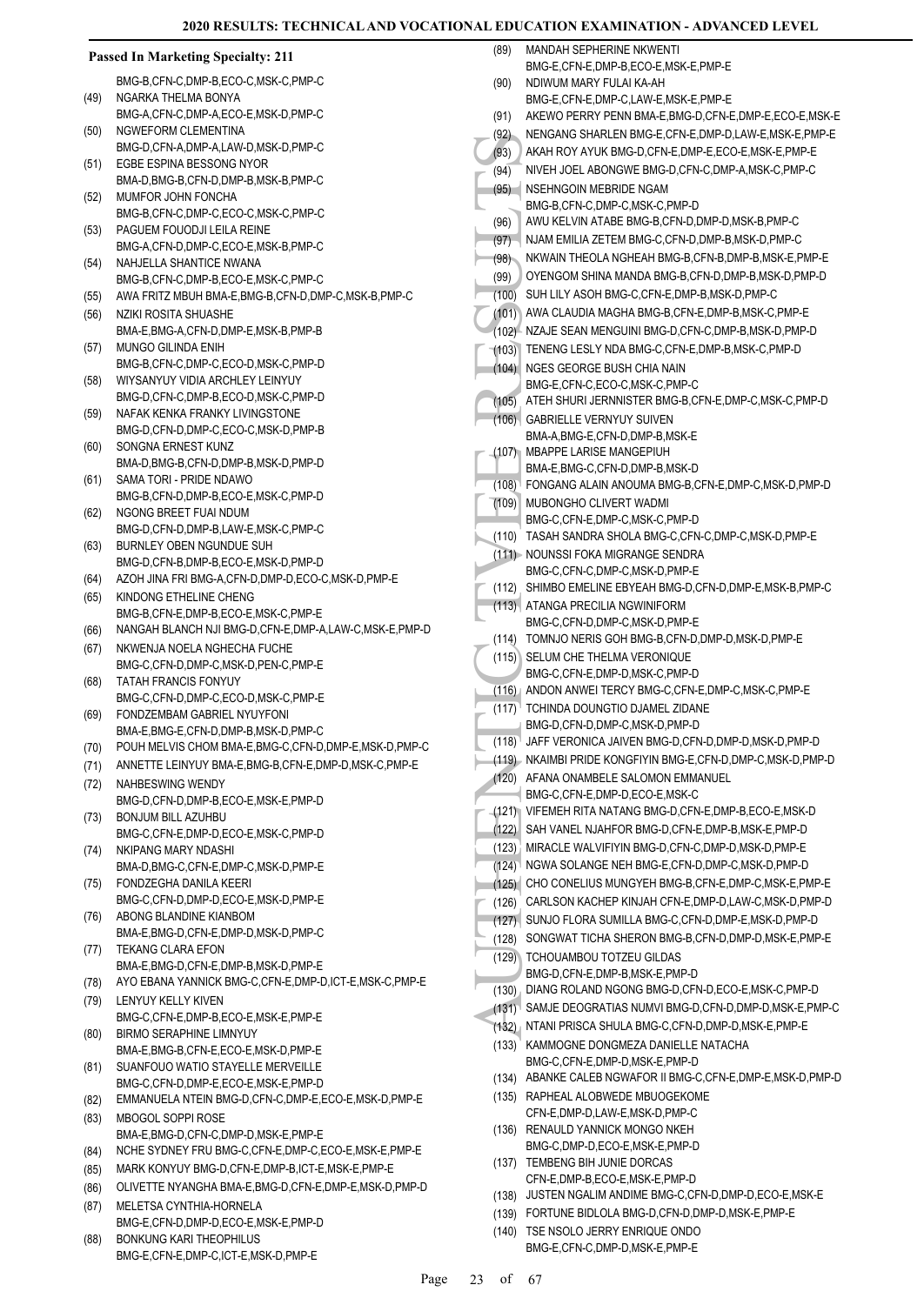## Passed In Marketing Specialty: 211

BMG-B,CFN-C,DMP-B,ECO-C,MSK-C,PMP-C

(49) NGARKA THELMA BONYA
BMG-A,CFN-C,DMP-A,ECO-E,MSK-D,PMP-C

(50) NGWEFORM CLEMENTINA
BMG-D,CFN-A,DMP-A,LAW-D,MSK-D,PMP-C

(51) EGBE ESPINA BESSONG NYOR
BMA-D,BMG-B,CFN-D,DMP-B,MSK-B,PMP-C

(52) MUMFOR JOHN FONCHA
BMG-B,CFN-C,DMP-C,ECO-C,MSK-C,PMP-C

(53) PAGUEM FOUODJI LEILA REINE
BMG-A,CFN-D,DMP-C,ECO-E,MSK-B,PMP-C

(54) NAHJELLA SHANTICE NWANA
BMG-B,CFN-C,DMP-B,ECO-E,MSK-C,PMP-C

(55) AWA FRITZ MBUH BMA-E,BMG-B,CFN-D,DMP-C,MSK-B,PMP-C

(56) NZIKI ROSITA SHUASHE
BMA-E,BMG-A,CFN-D,DMP-E,MSK-B,PMP-B

(57) MUNGO GILINDA ENIH
BMG-B,CFN-C,DMP-C,ECO-D,MSK-C,PMP-D

(58) WIYSANYUY VIDIA ARCHLEY LEINYUY
BMG-D,CFN-C,DMP-B,ECO-D,MSK-C,PMP-D

(59) NAFAK KENKA FRANKY LIVINGSTONE
BMG-D,CFN-D,DMP-C,ECO-C,MSK-D,PMP-B

(60) SONGNA ERNEST KUNZ
BMA-D,BMG-B,CFN-D,DMP-B,MSK-D,PMP-D

(61) SAMA TORI - PRIDE NDAWO
BMG-B,CFN-D,DMP-B,ECO-E,MSK-C,PMP-D

(62) NGONG BREET FUAI NDUM
BMG-D,CFN-D,DMP-B,LAW-E,MSK-C,PMP-C

(63) BURNLEY OBEN NGUNDUE SUH
BMG-D,CFN-B,DMP-B,ECO-E,MSK-D,PMP-D

(64) AZOH JINA FRI BMG-A,CFN-D,DMP-D,ECO-C,MSK-D,PMP-E

(65) KINDONG ETHELINE CHENG
BMG-B,CFN-E,DMP-B,ECO-E,MSK-C,PMP-E

(66) NANGAH BLANCH NJI BMG-D,CFN-E,DMP-A,LAW-C,MSK-E,PMP-D

(67) NKWENJA NOELA NGHECHA FUCHE
BMG-C,CFN-D,DMP-C,MSK-D,PEN-C,PMP-E

(68) TATAH FRANCIS FONYUY
BMG-C,CFN-D,DMP-C,ECO-D,MSK-C,PMP-E

(69) FONDZEMBAM GABRIEL NYUYFONI
BMA-E,BMG-E,CFN-D,DMP-B,MSK-D,PMP-C

(70) POUH MELVIS CHOM BMA-E,BMG-C,CFN-D,DMP-E,MSK-D,PMP-C

(71) ANNETTE LEINYUY BMA-E,BMG-B,CFN-E,DMP-D,MSK-C,PMP-E

(72) NAHBESWING WENDY
BMG-D,CFN-D,DMP-B,ECO-E,MSK-E,PMP-D

(73) BONJUM BILL AZUHBU
BMG-C,CFN-E,DMP-D,ECO-E,MSK-C,PMP-D

(74) NKIPANG MARY NDASHI
BMA-D,BMG-C,CFN-E,DMP-C,MSK-D,PMP-E

(75) FONDZEGHA DANILA KEERI
BMG-C,CFN-D,DMP-D,ECO-E,MSK-D,PMP-E

(76) ABONG BLANDINE KIANBOM
BMA-E,BMG-D,CFN-E,DMP-D,MSK-D,PMP-C

(77) TEKANG CLARA EFON
BMA-E,BMG-D,CFN-E,DMP-B,MSK-D,PMP-E

(78) AYO EBANA YANNICK BMG-C,CFN-E,DMP-D,ICT-E,MSK-C,PMP-E

(79) LENYUY KELLY KIVEN
BMG-C,CFN-E,DMP-B,ECO-E,MSK-E,PMP-E

(80) BIRMO SERAPHINE LIMNYUY
BMA-E,BMG-B,CFN-E,ECO-E,MSK-D,PMP-E

(81) SUANFOUO WATIO STAYELLE MERVEILLE
BMG-C,CFN-D,DMP-E,ECO-E,MSK-E,PMP-D

(82) EMMANUELA NTEIN BMG-D,CFN-C,DMP-E,ECO-E,MSK-D,PMP-E

(83) MBOGOL SOPPI ROSE
BMA-E,BMG-D,CFN-C,DMP-D,MSK-E,PMP-E

(84) NCHE SYDNEY FRU BMG-C,CFN-E,DMP-C,ECO-E,MSK-E,PMP-E

(85) MARK KONYUY BMG-D,CFN-E,DMP-B,ICT-E,MSK-E,PMP-E

(86) OLIVETTE NYANGHA BMA-E,BMG-D,CFN-E,DMP-E,MSK-D,PMP-D

(87) MELETSA CYNTHIA-HORNELA
BMG-E,CFN-D,DMP-D,ECO-E,MSK-E,PMP-D

(88) BONKUNG KARI THEOPHILUS
BMG-E,CFN-E,DMP-C,ICT-E,MSK-D,PMP-E

(89) MANDAH SEPHERINE NKWENTI
BMG-E,CFN-E,DMP-B,ECO-E,MSK-E,PMP-E

(90) NDIWUM MARY FULAI KA-AH
BMG-E,CFN-E,DMP-C,LAW-E,MSK-E,PMP-E

(91) AKEWO PERRY PENN BMA-E,BMG-D,CFN-E,DMP-E,ECO-E,MSK-E

(92) NENGANG SHARLEN BMG-E,CFN-E,DMP-D,LAW-E,MSK-E,PMP-E

(93) AKAH ROY AYUK BMG-D,CFN-E,DMP-E,ECO-E,MSK-E,PMP-E

(94) NIVEH JOEL ABONGWE BMG-D,CFN-C,DMP-A,MSK-C,PMP-C

(95) NSEHNGOIN MEBRIDE NGAM
BMG-B,CFN-C,DMP-C,MSK-C,PMP-D

(96) AWU KELVIN ATABE BMG-B,CFN-D,DMP-D,MSK-B,PMP-C

(97) NJAM EMILIA ZETEM BMG-C,CFN-D,DMP-B,MSK-D,PMP-C

(98) NKWAIN THEOLA NGHEAH BMG-B,CFN-B,DMP-B,MSK-E,PMP-E

(99) OYENGOM SHINA MANDA BMG-B,CFN-D,DMP-B,MSK-D,PMP-D

(100) SUH LILY ASOH BMG-C,CFN-E,DMP-B,MSK-D,PMP-C

(101) AWA CLAUDIA MAGHA BMG-B,CFN-E,DMP-B,MSK-C,PMP-E

(102) NZAJE SEAN MENGUINI BMG-D,CFN-C,DMP-B,MSK-D,PMP-D

(103) TENENG LESLY NDA BMG-C,CFN-E,DMP-B,MSK-C,PMP-D

(104) NGES GEORGE BUSH CHIA NAIN
BMG-E,CFN-C,ECO-C,MSK-C,PMP-C

(105) ATEH SHURI JERNNISTER BMG-B,CFN-E,DMP-C,MSK-C,PMP-D

(106) GABRIELLE VERNYUY SUIVEN
BMA-A,BMG-E,CFN-D,DMP-B,MSK-E

(107) MBAPPE LARISE MANGEPIUH
BMA-E,BMG-C,CFN-D,DMP-B,MSK-D

(108) FONGANG ALAIN ANOUMA BMG-B,CFN-E,DMP-C,MSK-D,PMP-D

(109) MUBONGHO CLIVERT WADMI
BMG-C,CFN-E,DMP-C,MSK-C,PMP-D

(110) TASAH SANDRA SHOLA BMG-C,CFN-C,DMP-C,MSK-D,PMP-E

(111) NOUNSSI FOKA MIGRANGE SENDRA
BMG-C,CFN-C,DMP-C,MSK-D,PMP-E

(112) SHIMBO EMELINE EBYEAH BMG-D,CFN-D,DMP-E,MSK-B,PMP-C

(113) ATANGA PRECILIA NGWINIFORM
BMG-C,CFN-D,DMP-C,MSK-D,PMP-E

(114) TOMNJO NERIS GOH BMG-B,CFN-D,DMP-D,MSK-D,PMP-E

(115) SELUM CHE THELMA VERONIQUE
BMG-C,CFN-E,DMP-D,MSK-C,PMP-D

(116) ANDON ANWEI TERCY BMG-C,CFN-E,DMP-C,MSK-C,PMP-E

(117) TCHINDA DOUNGTIO DJAMEL ZIDANE
BMG-D,CFN-D,DMP-C,MSK-D,PMP-D

(118) JAFF VERONICA JAIVEN BMG-D,CFN-D,DMP-D,MSK-D,PMP-D

(119) NKAIMBI PRIDE KONGFIYIN BMG-E,CFN-D,DMP-C,MSK-D,PMP-D

(120) AFANA ONAMBELE SALOMON EMMANUEL
BMG-C,CFN-E,DMP-D,ECO-E,MSK-C

(121) VIFEMEH RITA NATANG BMG-D,CFN-E,DMP-B,ECO-E,MSK-D

(122) SAH VANEL NJAHFOR BMG-D,CFN-E,DMP-B,MSK-E,PMP-D

(123) MIRACLE WALVIFIYIN BMG-D,CFN-C,DMP-D,MSK-D,PMP-E

(124) NGWA SOLANGE NEH BMG-E,CFN-D,DMP-C,MSK-D,PMP-D

(125) CHO CONELIUS MUNGYEH BMG-B,CFN-E,DMP-C,MSK-E,PMP-E

(126) CARLSON KACHEP KINJAH CFN-E,DMP-D,LAW-C,MSK-D,PMP-D

(127) SUNJO FLORA SUMILLA BMG-C,CFN-D,DMP-E,MSK-D,PMP-D

(128) SONGWAT TICHA SHERON BMG-B,CFN-D,DMP-D,MSK-E,PMP-E

(129) TCHOUAMBOU TOTZEU GILDAS
BMG-D,CFN-E,DMP-B,MSK-E,PMP-D

(130) DIANG ROLAND NGONG BMG-D,CFN-D,ECO-E,MSK-C,PMP-D

(131) SAMJE DEOGRATIAS NUMVI BMG-D,CFN-D,DMP-D,MSK-E,PMP-C

(132) NTANI PRISCA SHULA BMG-C,CFN-D,DMP-D,MSK-E,PMP-E

(133) KAMMOGNE DONGMEZA DANIELLE NATACHA
BMG-C,CFN-E,DMP-D,MSK-E,PMP-D

(134) ABANKE CALEB NGWAFOR II BMG-C,CFN-E,DMP-E,MSK-D,PMP-D

(135) RAPHEAL ALOBWEDE MBUOGEKOME
CFN-E,DMP-D,LAW-E,MSK-D,PMP-C

(136) RENAULD YANNICK MONGO NKEH
BMG-C,DMP-D,ECO-E,MSK-E,PMP-D

(137) TEMBENG BIH JUNIE DORCAS
CFN-E,DMP-B,ECO-E,MSK-E,PMP-D

(138) JUSTEN NGALIM ANDIME BMG-C,CFN-D,DMP-D,ECO-E,MSK-E

(139) FORTUNE BIDLOLA BMG-D,CFN-D,DMP-D,MSK-E,PMP-E

(140) TSE NSOLO JERRY ENRIQUE ONDO
BMG-E,CFN-C,DMP-D,MSK-E,PMP-E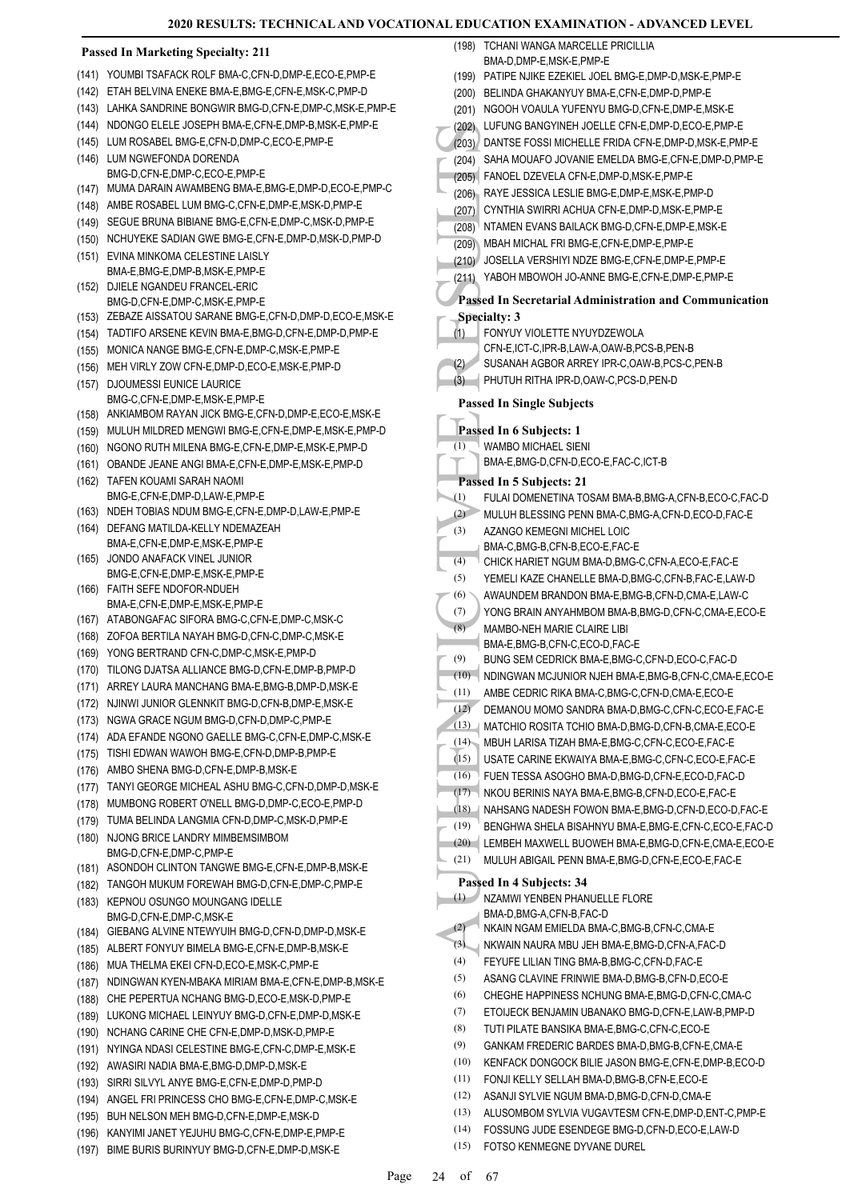## 2020 RESULTS: TECHNICAL AND VOCATIONAL EDUCATION EXAMINATION - ADVANCED LEVEL

### Passed In Marketing Specialty: 211

(141) YOUMBI TSAFACK ROLF BMA-C,CFN-D,DMP-E,ECO-E,PMP-E
(142) ETAH BELVINA ENEKE BMA-E,BMG-E,CFN-E,MSK-C,PMP-D
(143) LAHKA SANDRINE BONGWIR BMG-D,CFN-E,DMP-C,MSK-E,PMP-E
(144) NDONGO ELELE JOSEPH BMA-E,CFN-E,DMP-B,MSK-E,PMP-E
(145) LUM ROSABEL BMG-E,CFN-D,DMP-C,ECO-E,PMP-E
(146) LUM NGWEFONDA DORENDA BMG-D,CFN-E,DMP-C,ECO-E,PMP-E
(147) MUMA DARAIN AWAMBENG BMA-E,BMG-E,DMP-D,ECO-E,PMP-C
(148) AMBE ROSABEL LUM BMG-C,CFN-E,DMP-E,MSK-D,PMP-E
(149) SEGUE BRUNA BIBIANE BMG-E,CFN-E,DMP-C,MSK-D,PMP-E
(150) NCHUYEKE SADIAN GWE BMG-E,CFN-E,DMP-D,MSK-D,PMP-D
(151) EVINA MINKOMA CELESTINE LAISLY BMA-E,BMG-E,DMP-B,MSK-E,PMP-E
(152) DJIELE NGANDEU FRANCEL-ERIC BMG-D,CFN-E,DMP-C,MSK-E,PMP-E
(153) ZEBAZE AISSATOU SARANE BMG-E,CFN-D,DMP-D,ECO-E,MSK-E
(154) TADTIFO ARSENE KEVIN BMA-E,BMG-D,CFN-E,DMP-D,PMP-E
(155) MONICA NANGE BMG-E,CFN-E,DMP-C,MSK-E,PMP-E
(156) MEH VIRLY ZOW CFN-E,DMP-D,ECO-E,MSK-E,PMP-D
(157) DJOUMESSI EUNICE LAURICE BMG-C,CFN-E,DMP-E,MSK-E,PMP-E
(158) ANKIAMBOM RAYAN JICK BMG-E,CFN-D,DMP-E,ECO-E,MSK-E
(159) MULUH MILDRED MENGWI BMG-E,CFN-E,DMP-E,MSK-E,PMP-D
(160) NGONO RUTH MILENA BMG-E,CFN-E,DMP-E,MSK-E,PMP-D
(161) OBANDE JEANE ANGI BMA-E,CFN-E,DMP-E,MSK-E,PMP-D
(162) TAFEN KOUAMI SARAH NAOMI BMG-E,CFN-E,DMP-D,LAW-E,PMP-E
(163) NDEH TOBIAS NDUM BMG-E,CFN-E,DMP-D,LAW-E,PMP-E
(164) DEFANG MATILDA-KELLY NDEMAZEAH BMA-E,CFN-E,DMP-E,MSK-E,PMP-E
(165) JONDO ANAFACK VINEL JUNIOR BMG-E,CFN-E,DMP-E,MSK-E,PMP-E
(166) FAITH SEFE NDOFOR-NDUEH BMA-E,CFN-E,DMP-E,MSK-E,PMP-E
(167) ATABONGAFAC SIFORA BMG-C,CFN-E,DMP-C,MSK-C
(168) ZOFOA BERTILA NAYAH BMG-D,CFN-C,DMP-C,MSK-E
(169) YONG BERTRAND CFN-C,DMP-C,MSK-E,PMP-D
(170) TILONG DJATSA ALLIANCE BMG-D,CFN-E,DMP-B,PMP-D
(171) ARREY LAURA MANCHANG BMA-E,BMG-B,DMP-D,MSK-E
(172) NJINWI JUNIOR GLENNKIT BMG-D,CFN-B,DMP-E,MSK-E
(173) NGWA GRACE NGUM BMG-D,CFN-D,DMP-C,PMP-E
(174) ADA EFANDE NGONO GAELLE BMG-C,CFN-E,DMP-C,MSK-E
(175) TISHI EDWAN WAWOH BMG-E,CFN-D,DMP-B,PMP-E
(176) AMBO SHENA BMG-D,CFN-E,DMP-B,MSK-E
(177) TANYI GEORGE MICHEAL ASHU BMG-C,CFN-D,DMP-D,MSK-E
(178) MUMBONG ROBERT O'NELL BMG-D,DMP-C,ECO-E,PMP-D
(179) TUMA BELINDA LANGMIA CFN-D,DMP-C,MSK-D,PMP-E
(180) NJONG BRICE LANDRY MIMBEMSIMBOM BMG-D,CFN-E,DMP-C,PMP-E
(181) ASONDOH CLINTON TANGWE BMG-E,CFN-E,DMP-B,MSK-E
(182) TANGOH MUKUM FOREWAH BMG-D,CFN-E,DMP-C,PMP-E
(183) KEPNOU OSUNGO MOUNGANG IDELLE BMG-D,CFN-E,DMP-C,MSK-E
(184) GIEBANG ALVINE NTEWYUIH BMG-D,CFN-D,DMP-D,MSK-E
(185) ALBERT FONYUY BIMELA BMG-E,CFN-E,DMP-B,MSK-E
(186) MUA THELMA EKEI CFN-D,ECO-E,MSK-C,PMP-E
(187) NDINGWAN KYEN-MBAKA MIRIAM BMA-E,CFN-E,DMP-B,MSK-E
(188) CHE PEPERTUA NCHANG BMG-D,ECO-E,MSK-D,PMP-E
(189) LUKONG MICHAEL LEINYUY BMG-D,CFN-E,DMP-D,MSK-E
(190) NCHANG CARINE CHE CFN-E,DMP-D,MSK-D,PMP-E
(191) NYINGA NDASI CELESTINE BMG-E,CFN-C,DMP-E,MSK-E
(192) AWASIRI NADIA BMA-E,BMG-D,DMP-D,MSK-E
(193) SIRRI SILVYL ANYE BMG-E,CFN-E,DMP-D,PMP-D
(194) ANGEL FRI PRINCESS CHO BMG-E,CFN-E,DMP-C,MSK-E
(195) BUH NELSON MEH BMG-D,CFN-E,DMP-E,MSK-D
(196) KANYIMI JANET YEJUHU BMG-C,CFN-E,DMP-E,PMP-E
(197) BIME BURIS BURINYUY BMG-D,CFN-E,DMP-D,MSK-E
(198) TCHANI WANGA MARCELLE PRICILLIA BMA-D,DMP-E,MSK-E,PMP-E
(199) PATIPE NJIKE EZEKIEL JOEL BMG-E,DMP-D,MSK-E,PMP-E
(200) BELINDA GHAKANYUY BMA-E,CFN-E,DMP-D,PMP-E
(201) NGOOH VOAULA YUFENYU BMG-D,CFN-E,DMP-E,MSK-E
(202) LUFUNG BANGYINEH JOELLE CFN-E,DMP-D,ECO-E,PMP-E
(203) DANTSE FOSSI MICHELLE FRIDA CFN-E,DMP-D,MSK-E,PMP-E
(204) SAHA MOUAFO JOVANIE EMELDA BMG-E,CFN-E,DMP-D,PMP-E
(205) FANOEL DZEVELA CFN-E,DMP-D,MSK-E,PMP-E
(206) RAYE JESSICA LESLIE BMG-E,DMP-E,MSK-E,PMP-D
(207) CYNTHIA SWIRRI ACHUA CFN-E,DMP-D,MSK-E,PMP-E
(208) NTAMEN EVANS BAILACK BMG-D,CFN-E,DMP-E,MSK-E
(209) MBAH MICHAL FRI BMG-E,CFN-E,DMP-E,PMP-E
(210) JOSELLA VERSHIYI NDZE BMG-E,CFN-E,DMP-E,PMP-E
(211) YABOH MBOWOH JO-ANNE BMG-E,CFN-E,DMP-E,PMP-E

### Passed In Secretarial Administration and Communication Specialty: 3

(1) FONYUY VIOLETTE NYUYDZEWOLA CFN-E,ICT-C,IPR-B,LAW-A,OAW-B,PCS-B,PEN-B
(2) SUSANAH AGBOR ARREY IPR-C,OAW-B,PCS-C,PEN-B
(3) PHUTUH RITHA IPR-D,OAW-C,PCS-D,PEN-D

### Passed In Single Subjects

### Passed In 6 Subjects: 1

(1) WAMBO MICHAEL SIENI BMA-E,BMG-D,CFN-D,ECO-E,FAC-C,ICT-B

### Passed In 5 Subjects: 21

(1) FULAI DOMENETINA TOSAM BMA-B,BMG-A,CFN-B,ECO-C,FAC-D
(2) MULUH BLESSING PENN BMA-C,BMG-A,CFN-D,ECO-D,FAC-E
(3) AZANGO KEMEGNI MICHEL LOIC BMA-C,BMG-B,CFN-B,ECO-E,FAC-E
(4) CHICK HARIET NGUM BMA-D,BMG-C,CFN-A,ECO-E,FAC-E
(5) YEMELI KAZE CHANELLE BMA-D,BMG-C,CFN-B,FAC-E,LAW-D
(6) AWAUNDEM BRANDON BMA-E,BMG-B,CFN-D,CMA-E,LAW-C
(7) YONG BRAIN ANYAHMBOM BMA-B,BMG-D,CFN-C,CMA-E,ECO-E
(8) MAMBO-NEH MARIE CLAIRE LIBI BMA-E,BMG-B,CFN-C,ECO-D,FAC-E
(9) BUNG SEM CEDRICK BMA-E,BMG-C,CFN-D,ECO-C,FAC-D
(10) NDINGWAN MCJUNIOR NJEH BMA-E,BMG-B,CFN-C,CMA-E,ECO-E
(11) AMBE CEDRIC RIKA BMA-C,BMG-C,CFN-D,CMA-E,ECO-E
(12) DEMANOU MOMO SANDRA BMA-D,BMG-C,CFN-C,ECO-E,FAC-E
(13) MATCHIO ROSITA TCHIO BMA-D,BMG-D,CFN-B,CMA-E,ECO-E
(14) MBUH LARISA TIZAH BMA-E,BMG-C,CFN-C,ECO-E,FAC-E
(15) USATE CARINE EKWAIYA BMA-E,BMG-C,CFN-C,ECO-E,FAC-E
(16) FUEN TESSA ASOGHO BMA-D,BMG-D,CFN-E,ECO-D,FAC-D
(17) NKOU BERINIS NAYA BMA-E,BMG-B,CFN-D,ECO-E,FAC-E
(18) NAHSANG NADESH FOWON BMA-E,BMG-D,CFN-D,ECO-D,FAC-E
(19) BENGHWA SHELA BISAHNYU BMA-E,BMG-E,CFN-C,ECO-E,FAC-D
(20) LEMBEH MAXWELL BUOWEH BMA-E,BMG-D,CFN-E,CMA-E,ECO-E
(21) MULUH ABIGAIL PENN BMA-E,BMG-D,CFN-E,ECO-E,FAC-E

### Passed In 4 Subjects: 34

(1) NZAMWI YENBEN PHANUELLE FLORE BMA-D,BMG-A,CFN-B,FAC-D
(2) NKAIN NGAM EMIELDA BMA-C,BMG-B,CFN-C,CMA-E
(3) NKWAIN NAURA MBU JEH BMA-E,BMG-B,CFN-A,FAC-D
(4) FEYUFE LILIAN TING BMA-B,BMG-C,CFN-D,FAC-E
(5) ASANG CLAVINE FRINWIE BMA-D,BMG-B,CFN-D,ECO-E
(6) CHEGHE HAPPINESS NCHUNG BMA-E,BMG-D,CFN-C,CMA-C
(7) ETOIJECK BENJAMIN UBANAKO BMG-D,CFN-E,LAW-B,PMP-D
(8) TUTI PILATE BANSIKA BMA-E,BMG-C,CFN-C,ECO-E
(9) GANKAM FREDERIC BARDES BMA-D,BMG-B,CFN-E,CMA-E
(10) KENFACK DONGOCK BILIE JASON BMG-E,CFN-E,DMP-B,ECO-D
(11) FONJI KELLY SELLAH BMA-D,BMG-B,CFN-E,ECO-E
(12) ASANJI SYLVIE NGUM BMA-D,BMG-D,CFN-D,CMA-E
(13) ALUSOMBOM SYLVIA VUGAVTESM CFN-E,DMP-D,ENT-C,PMP-E
(14) FOSSUNG JUDE ESENDEGE BMG-D,CFN-D,ECO-E,LAW-D
(15) FOTSO KENMEGNE DYVANE DUREL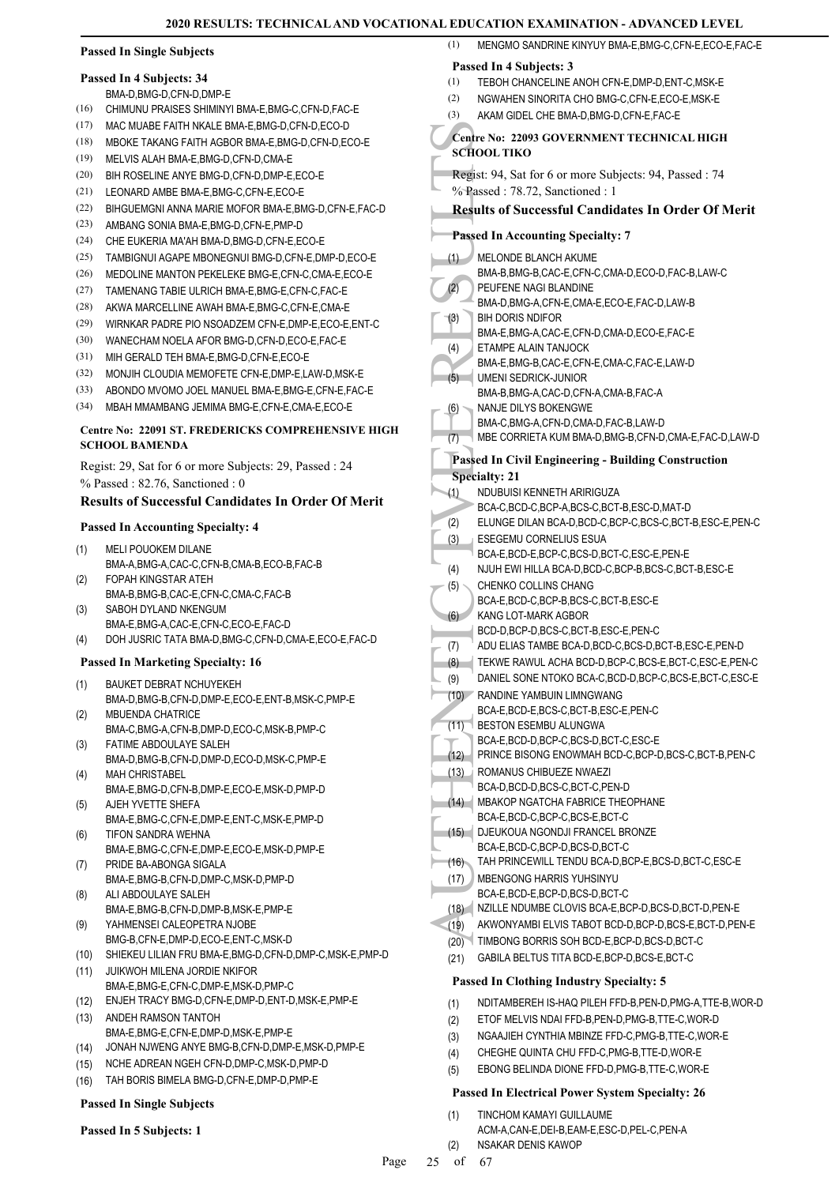### Passed In Single Subjects

#### Passed In 4 Subjects: 34

BMA-D,BMG-D,CFN-D,DMP-E

(16) CHIMUNU PRAISES SHIMINYI BMA-E,BMG-C,CFN-D,FAC-E
(17) MAC MUABE FAITH NKALE BMA-E,BMG-D,CFN-D,ECO-D
(18) MBOKE TAKANG FAITH AGBOR BMA-E,BMG-D,CFN-D,ECO-E
(19) MELVIS ALAH BMA-E,BMG-D,CFN-D,CMA-E
(20) BIH ROSELINE ANYE BMG-D,CFN-D,DMP-E,ECO-E
(21) LEONARD AMBE BMA-E,BMG-C,CFN-E,ECO-E
(22) BIHGUEMGNI ANNA MARIE MOFOR BMA-E,BMG-D,CFN-E,FAC-D
(23) AMBANG SONIA BMA-E,BMG-D,CFN-E,PMP-D
(24) CHE EUKERIA MA'AH BMA-D,BMG-D,CFN-E,ECO-E
(25) TAMBIGNUI AGAPE MBONEGNUI BMG-D,CFN-E,DMP-D,ECO-E
(26) MEDOLINE MANTON PEKELEKE BMG-E,CFN-C,CMA-E,ECO-E
(27) TAMENANG TABIE ULRICH BMA-E,BMG-E,CFN-C,FAC-E
(28) AKWA MARCELLINE AWAH BMA-E,BMG-C,CFN-E,CMA-E
(29) WIRNKAR PADRE PIO NSOADZEM CFN-E,DMP-E,ECO-E,ENT-C
(30) WANECHAM NOELA AFOR BMG-D,CFN-D,ECO-E,FAC-E
(31) MIH GERALD TEH BMA-E,BMG-D,CFN-E,ECO-E
(32) MONJIH CLOUDIA MEMOFETE CFN-E,DMP-E,LAW-D,MSK-E
(33) ABONDO MVOMO JOEL MANUEL BMA-E,BMG-E,CFN-E,FAC-E
(34) MBAH MMAMBANG JEMIMA BMG-E,CFN-E,CMA-E,ECO-E

## Centre No: 22091 ST. FREDERICKS COMPREHENSIVE HIGH SCHOOL BAMENDA

Regist: 29, Sat for 6 or more Subjects: 29, Passed : 24

% Passed : 82.76, Sanctioned : 0

### Results of Successful Candidates In Order Of Merit

#### Passed In Accounting Specialty: 4

(1) MELI POUOKEM DILANE
BMA-A,BMG-A,CAC-C,CFN-B,CMA-B,ECO-B,FAC-B
(2) FOPAH KINGSTAR ATEH
BMA-B,BMG-B,CAC-E,CFN-C,CMA-C,FAC-B
(3) SABOH DYLAND NKENGUM
BMA-E,BMG-A,CAC-E,CFN-C,ECO-E,FAC-D
(4) DOH JUSRIC TATA BMA-D,BMG-C,CFN-D,CMA-E,ECO-E,FAC-D

#### Passed In Marketing Specialty: 16

(1) BAUKET DEBRAT NCHUYEKEH
BMA-D,BMG-B,CFN-D,DMP-E,ECO-E,ENT-B,MSK-C,PMP-E
(2) MBUENDA CHATRICE
BMA-C,BMG-A,CFN-B,DMP-D,ECO-C,MSK-B,PMP-C
(3) FATIME ABDOULAYE SALEH
BMA-D,BMG-B,CFN-D,DMP-D,ECO-D,MSK-C,PMP-E
(4) MAH CHRISTABEL
BMA-E,BMG-D,CFN-B,DMP-E,ECO-E,MSK-D,PMP-D
(5) AJEH YVETTE SHEFA
BMA-E,BMG-C,CFN-E,DMP-E,ENT-C,MSK-E,PMP-D
(6) TIFON SANDRA WEHNA
BMA-E,BMG-C,CFN-E,DMP-E,ECO-E,MSK-D,PMP-E
(7) PRIDE BA-ABONGA SIGALA
BMA-E,BMG-B,CFN-D,DMP-C,MSK-D,PMP-D
(8) ALI ABDOULAYE SALEH
BMA-E,BMG-B,CFN-D,DMP-B,MSK-E,PMP-E
(9) YAHMENSEI CALEOPETRA NJOBE
BMG-B,CFN-E,DMP-D,ECO-E,ENT-C,MSK-D
(10) SHIEKEU LILIAN FRU BMA-E,BMG-D,CFN-D,DMP-C,MSK-E,PMP-D
(11) JUIKWOH MILENA JORDIE NKIFOR
BMA-E,BMG-E,CFN-C,DMP-E,MSK-D,PMP-C
(12) ENJEH TRACY BMG-D,CFN-E,DMP-D,ENT-D,MSK-E,PMP-E
(13) ANDEH RAMSON TANTOH
BMA-E,BMG-E,CFN-E,DMP-D,MSK-E,PMP-E
(14) JONAH NJWENG ANYE BMG-B,CFN-D,DMP-E,MSK-D,PMP-E
(15) NCHE ADREAN NGEH CFN-D,DMP-C,MSK-D,PMP-D
(16) TAH BORIS BIMELA BMG-D,CFN-E,DMP-D,PMP-E

#### Passed In Single Subjects

#### Passed In 5 Subjects: 1

(1) MENGMO SANDRINE KINYUY BMA-E,BMG-C,CFN-E,ECO-E,FAC-E

#### Passed In 4 Subjects: 3

(1) TEBOH CHANCELINE ANOH CFN-E,DMP-D,ENT-C,MSK-E
(2) NGWAHEN SINORITA CHO BMG-C,CFN-E,ECO-E,MSK-E
(3) AKAM GIDEL CHE BMA-D,BMG-D,CFN-E,FAC-E

## Centre No: 22093 GOVERNMENT TECHNICAL HIGH SCHOOL TIKO

Regist: 94, Sat for 6 or more Subjects: 94, Passed : 74

% Passed : 78.72, Sanctioned : 1

### Results of Successful Candidates In Order Of Merit

#### Passed In Accounting Specialty: 7

(1) MELONDE BLANCH AKUME
BMA-B,BMG-B,CAC-E,CFN-C,CMA-D,ECO-D,FAC-B,LAW-C
(2) PEUFENE NAGI BLANDINE
BMA-D,BMG-A,CFN-E,CMA-E,ECO-E,FAC-D,LAW-B
(3) BIH DORIS NDIFOR
BMA-E,BMG-A,CAC-E,CFN-D,CMA-D,ECO-E,FAC-E
(4) ETAMPE ALAIN TANJOCK
BMA-E,BMG-B,CAC-E,CFN-E,CMA-C,FAC-E,LAW-D
(5) UMENI SEDRICK-JUNIOR
BMA-B,BMG-A,CAC-D,CFN-A,CMA-B,FAC-A
(6) NANJE DILYS BOKENGWE
BMA-C,BMG-A,CFN-D,CMA-D,FAC-B,LAW-D
(7) MBE CORRIETA KUM BMA-D,BMG-B,CFN-D,CMA-E,FAC-D,LAW-D

#### Passed In Civil Engineering - Building Construction Specialty: 21

(1) NDUBUISI KENNETH ARIRIGUZA
BCA-C,BCD-C,BCP-A,BCS-C,BCT-B,ESC-D,MAT-D
(2) ELUNGE DILAN BCA-D,BCD-C,BCP-C,BCS-C,BCT-B,ESC-E,PEN-C
(3) ESEGEMU CORNELIUS ESUA
BCA-E,BCD-E,BCP-C,BCS-D,BCT-C,ESC-E,PEN-E
(4) NJUH EWI HILLA BCA-D,BCD-C,BCP-B,BCS-C,BCT-B,ESC-E
(5) CHENKO COLLINS CHANG
BCA-E,BCD-C,BCP-B,BCS-C,BCT-B,ESC-E
(6) KANG LOT-MARK AGBOR
BCD-D,BCP-D,BCS-C,BCT-B,ESC-E,PEN-C
(7) ADU ELIAS TAMBE BCA-D,BCD-C,BCS-D,BCT-B,ESC-E,PEN-D
(8) TEKWE RAWUL ACHA BCD-D,BCP-C,BCS-E,BCT-C,ESC-E,PEN-C
(9) DANIEL SONE NTOKO BCA-C,BCD-D,BCP-C,BCS-E,BCT-C,ESC-E
(10) RANDINE YAMBUIN LIMNGWANG
BCA-E,BCD-E,BCS-C,BCT-B,ESC-E,PEN-C
(11) BESTON ESEMBU ALUNGWA
BCA-E,BCD-D,BCP-C,BCS-D,BCT-C,ESC-E
(12) PRINCE BISONG ENOWMAH BCD-C,BCP-D,BCS-C,BCT-B,PEN-C
(13) ROMANUS CHIBUEZE NWAEZI
BCA-D,BCD-D,BCS-C,BCT-C,PEN-D
(14) MBAKOP NGATCHA FABRICE THEOPHANE
BCA-E,BCD-C,BCP-C,BCS-E,BCT-C
(15) DJEUKOUA NGONDJI FRANCEL BRONZE
BCA-E,BCD-C,BCP-D,BCS-D,BCT-C
(16) TAH PRINCEWILL TENDU BCA-D,BCP-E,BCS-D,BCT-C,ESC-E
(17) MBENGONG HARRIS YUHSINYU
BCA-E,BCD-E,BCP-D,BCS-D,BCT-C
(18) NZILLE NDUMBE CLOVIS BCA-E,BCP-D,BCS-D,BCT-D,PEN-E
(19) AKWONYAMBI ELVIS TABOT BCD-D,BCP-D,BCS-E,BCT-D,PEN-E
(20) TIMBONG BORRIS SOH BCD-E,BCP-D,BCS-D,BCT-C
(21) GABILA BELTUS TITA BCD-E,BCP-D,BCS-E,BCT-C

#### Passed In Clothing Industry Specialty: 5

(1) NDITAMBEREH IS-HAQ PILEH FFD-B,PEN-D,PMG-A,TTE-B,WOR-D
(2) ETOF MELVIS NDAI FFD-B,PEN-D,PMG-B,TTE-C,WOR-D
(3) NGAAJIEH CYNTHIA MBINZE FFD-C,PMG-B,TTE-C,WOR-E
(4) CHEGHE QUINTA CHU FFD-C,PMG-B,TTE-D,WOR-E
(5) EBONG BELINDA DIONE FFD-D,PMG-B,TTE-C,WOR-E

#### Passed In Electrical Power System Specialty: 26

(1) TINCHOM KAMAYI GUILLAUME
ACM-A,CAN-E,DEI-B,EAM-E,ESC-D,PEL-C,PEN-A
(2) NSAKAR DENIS KAWOP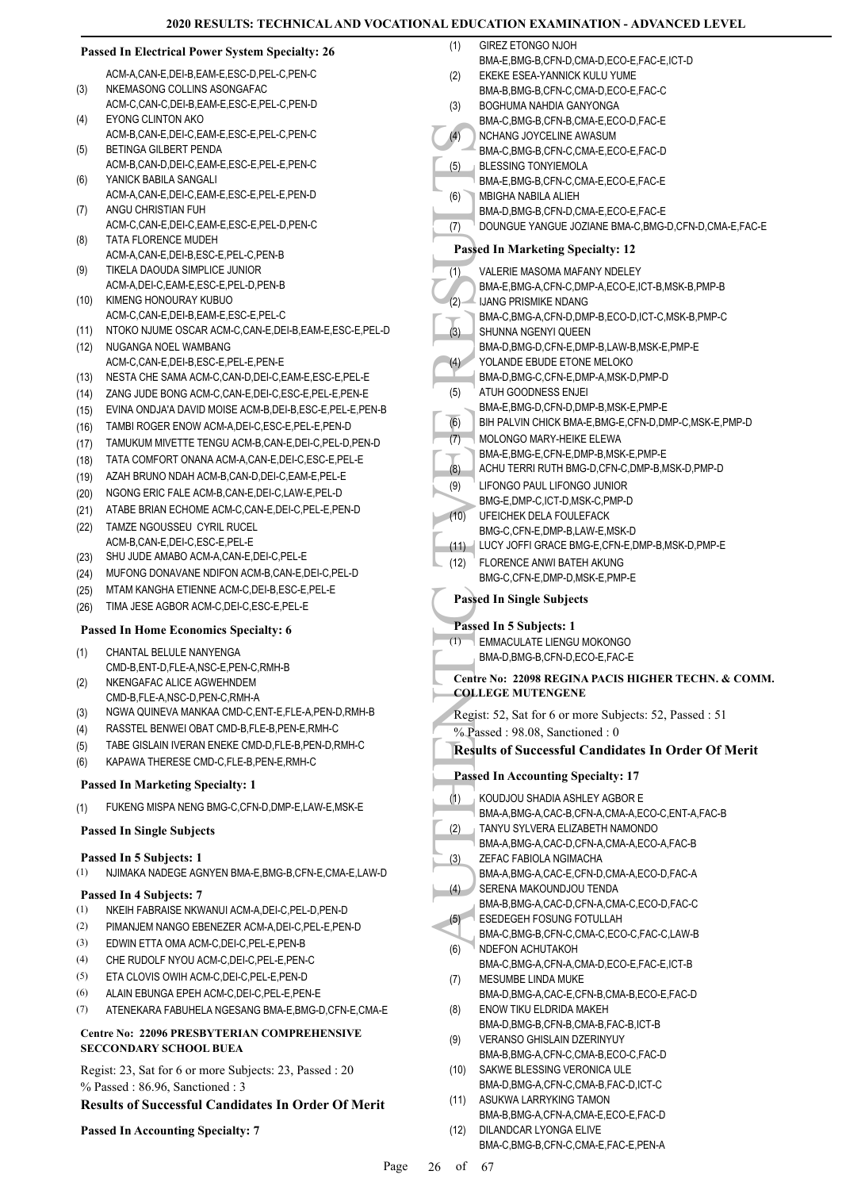**Passed In Electrical Power System Specialty: 26**

ACM-A,CAN-E,DEI-B,EAM-E,ESC-D,PEL-C,PEN-C
(3) NKEMASONG COLLINS ASONGAFAC
ACM-C,CAN-C,DEI-B,EAM-E,ESC-E,PEL-C,PEN-D
(4) EYONG CLINTON AKO
ACM-B,CAN-E,DEI-C,EAM-E,ESC-E,PEL-C,PEN-C
(5) BETINGA GILBERT PENDA
ACM-B,CAN-D,DEI-C,EAM-E,ESC-E,PEL-E,PEN-C
(6) YANICK BABILA SANGALI
ACM-A,CAN-E,DEI-C,EAM-E,ESC-E,PEL-E,PEN-D
(7) ANGU CHRISTIAN FUH
ACM-C,CAN-E,DEI-C,EAM-E,ESC-E,PEL-D,PEN-C
(8) TATA FLORENCE MUDEH
ACM-A,CAN-E,DEI-B,ESC-E,PEL-C,PEN-B
(9) TIKELA DAOUDA SIMPLICE JUNIOR
ACM-A,DEI-C,EAM-E,ESC-E,PEL-D,PEN-B
(10) KIMENG HONOURAY KUBUO
ACM-C,CAN-E,DEI-B,EAM-E,ESC-E,PEL-C
(11) NTOKO NJUME OSCAR ACM-C,CAN-E,DEI-B,EAM-E,ESC-E,PEL-D
(12) NUGANGA NOEL WAMBANG
ACM-C,CAN-E,DEI-B,ESC-E,PEL-E,PEN-E
(13) NESTA CHE SAMA ACM-C,CAN-D,DEI-C,EAM-E,ESC-E,PEL-E
(14) ZANG JUDE BONG ACM-C,CAN-E,DEI-C,ESC-E,PEL-E,PEN-E
(15) EVINA ONDJA'A DAVID MOISE ACM-B,DEI-B,ESC-E,PEL-E,PEN-B
(16) TAMBI ROGER ENOW ACM-A,DEI-C,ESC-E,PEL-E,PEN-D
(17) TAMUKUM MIVETTE TENGU ACM-B,CAN-E,DEI-C,PEL-D,PEN-D
(18) TATA COMFORT ONANA ACM-A,CAN-E,DEI-C,ESC-E,PEL-E
(19) AZAH BRUNO NDAH ACM-B,CAN-D,DEI-C,EAM-E,PEL-E
(20) NGONG ERIC FALE ACM-B,CAN-E,DEI-C,LAW-E,PEL-D
(21) ATABE BRIAN ECHOME ACM-C,CAN-E,DEI-C,PEL-E,PEN-D
(22) TAMZE NGOUSSEU CYRIL RUCEL
ACM-B,CAN-E,DEI-C,ESC-E,PEL-E
(23) SHU JUDE AMABO ACM-A,CAN-E,DEI-C,PEL-E
(24) MUFONG DONAVANE NDIFON ACM-B,CAN-E,DEI-C,PEL-D
(25) MTAM KANGHA ETIENNE ACM-C,DEI-B,ESC-E,PEL-E
(26) TIMA JESE AGBOR ACM-C,DEI-C,ESC-E,PEL-E

**Passed In Home Economics Specialty: 6**

(1) CHANTAL BELULE NANYENGA
CMD-B,ENT-D,FLE-A,NSC-E,PEN-C,RMH-B
(2) NKENGAFAC ALICE AGWEHNDEM
CMD-B,FLE-A,NSC-D,PEN-C,RMH-A
(3) NGWA QUINEVA MANKAA CMD-C,ENT-E,FLE-A,PEN-D,RMH-B
(4) RASSTEL BENWEI OBAT CMD-B,FLE-B,PEN-E,RMH-C
(5) TABE GISLAIN IVERAN ENEKE CMD-D,FLE-B,PEN-D,RMH-C
(6) KAPAWA THERESE CMD-C,FLE-B,PEN-E,RMH-C

**Passed In Marketing Specialty: 1**

(1) FUKENG MISPA NENG BMG-C,CFN-D,DMP-E,LAW-E,MSK-E

**Passed In Single Subjects**

**Passed In 5 Subjects: 1**

(1) NJIMAKA NADEGE AGNYEN BMA-E,BMG-B,CFN-E,CMA-E,LAW-D

**Passed In 4 Subjects: 7**

(1) NKEIH FABRAISE NKWANUI ACM-A,DEI-C,PEL-D,PEN-D
(2) PIMANJEM NANGO EBENEZER ACM-A,DEI-C,PEL-E,PEN-D
(3) EDWIN ETTA OMA ACM-C,DEI-C,PEL-E,PEN-B
(4) CHE RUDOLF NYOU ACM-C,DEI-C,PEL-E,PEN-C
(5) ETA CLOVIS OWIH ACM-C,DEI-C,PEL-E,PEN-D
(6) ALAIN EBUNGA EPEH ACM-C,DEI-C,PEL-E,PEN-E
(7) ATENEKARA FABUHELA NGESANG BMA-E,BMG-D,CFN-E,CMA-E

**Centre No: 22096 PRESBYTERIAN COMPREHENSIVE SECCONDARY SCHOOL BUEA**

Regist: 23, Sat for 6 or more Subjects: 23, Passed : 20
% Passed : 86.96, Sanctioned : 3

**Results of Successful Candidates In Order Of Merit**

**Passed In Accounting Specialty: 7**

(1) GIREZ ETONGO NJOH
BMA-E,BMG-B,CFN-D,CMA-D,ECO-E,FAC-E,ICT-D
(2) EKEKE ESEA-YANNICK KULU YUME
BMA-B,BMG-B,CFN-C,CMA-D,ECO-E,FAC-C
(3) BOGHUMA NAHDIA GANYONGA
BMA-C,BMG-B,CFN-B,CMA-E,ECO-D,FAC-E
(4) NCHANG JOYCELINE AWASUM
BMA-C,BMG-B,CFN-C,CMA-E,ECO-E,FAC-D
(5) BLESSING TONYIEMOLA
BMA-E,BMG-B,CFN-C,CMA-E,ECO-E,FAC-E
(6) MBIGHA NABILA ALIEH
BMA-D,BMG-B,CFN-D,CMA-E,ECO-E,FAC-E
(7) DOUNGUE YANGUE JOZIANE BMA-C,BMG-D,CFN-D,CMA-E,FAC-E

**Passed In Marketing Specialty: 12**

(1) VALERIE MASOMA MAFANY NDELEY
BMA-E,BMG-A,CFN-C,DMP-A,ECO-E,ICT-B,MSK-B,PMP-B
(2) IJANG PRISMIKE NDANG
BMA-C,BMG-A,CFN-D,DMP-B,ECO-D,ICT-C,MSK-B,PMP-C
(3) SHUNNA NGENYI QUEEN
BMA-D,BMG-D,CFN-E,DMP-B,LAW-B,MSK-E,PMP-E
(4) YOLANDE EBUDE ETONE MELOKO
BMA-D,BMG-C,CFN-E,DMP-A,MSK-D,PMP-D
(5) ATUH GOODNESS ENJEI
BMA-E,BMG-D,CFN-D,DMP-B,MSK-E,PMP-E
(6) BIH PALVIN CHICK BMA-E,BMG-E,CFN-D,DMP-C,MSK-E,PMP-D
(7) MOLONGO MARY-HEIKE ELEWA
BMA-E,BMG-E,CFN-E,DMP-B,MSK-E,PMP-E
(8) ACHU TERRI RUTH BMG-D,CFN-C,DMP-B,MSK-D,PMP-D
(9) LIFONGO PAUL LIFONGO JUNIOR
BMG-E,DMP-C,ICT-D,MSK-C,PMP-D
(10) UFEICHEK DELA FOULEFACK
BMG-C,CFN-E,DMP-B,LAW-E,MSK-D
(11) LUCY JOFFI GRACE BMG-E,CFN-E,DMP-B,MSK-D,PMP-E
(12) FLORENCE ANWI BATEH AKUNG
BMG-C,CFN-E,DMP-D,MSK-E,PMP-E

**Passed In Single Subjects**

**Passed In 5 Subjects: 1**

(1) EMMACULATE LIENGU MOKONGO
BMA-D,BMG-B,CFN-D,ECO-E,FAC-E

**Centre No: 22098 REGINA PACIS HIGHER TECHN. & COMM. COLLEGE MUTENGENE**

Regist: 52, Sat for 6 or more Subjects: 52, Passed : 51
% Passed : 98.08, Sanctioned : 0

**Results of Successful Candidates In Order Of Merit**

**Passed In Accounting Specialty: 17**

(1) KOUDJOU SHADIA ASHLEY AGBOR E
BMA-A,BMG-A,CAC-B,CFN-A,CMA-A,ECO-C,ENT-A,FAC-B
(2) TANYU SYLVERA ELIZABETH NAMONDO
BMA-A,BMG-A,CAC-D,CFN-A,CMA-A,ECO-A,FAC-B
(3) ZEFAC FABIOLA NGIMACHA
BMA-A,BMG-A,CAC-E,CFN-D,CMA-A,ECO-D,FAC-A
(4) SERENA MAKOUNDJOU TENDA
BMA-B,BMG-A,CAC-D,CFN-A,CMA-C,ECO-D,FAC-C
(5) ESEDEGEH FOSUNG FOTULLAH
BMA-C,BMG-B,CFN-C,CMA-C,ECO-C,FAC-C,LAW-B
(6) NDEFON ACHUTAKOH
BMA-C,BMG-A,CFN-A,CMA-D,ECO-E,FAC-E,ICT-B
(7) MESUMBE LINDA MUKE
BMA-D,BMG-A,CAC-E,CFN-B,CMA-B,ECO-E,FAC-D
(8) ENOW TIKU ELDRIDA MAKEH
BMA-D,BMG-B,CFN-B,CMA-B,FAC-B,ICT-B
(9) VERANSO GHISLAIN DZERINYUY
BMA-B,BMG-A,CFN-C,CMA-B,ECO-C,FAC-D
(10) SAKWE BLESSING VERONICA ULE
BMA-D,BMG-A,CFN-C,CMA-B,FAC-D,ICT-C
(11) ASUKWA LARRYKING TAMON
BMA-B,BMG-A,CFN-A,CMA-E,ECO-E,FAC-D
(12) DILANDCAR LYONGA ELIVE
BMA-C,BMG-B,CFN-C,CMA-E,FAC-E,PEN-A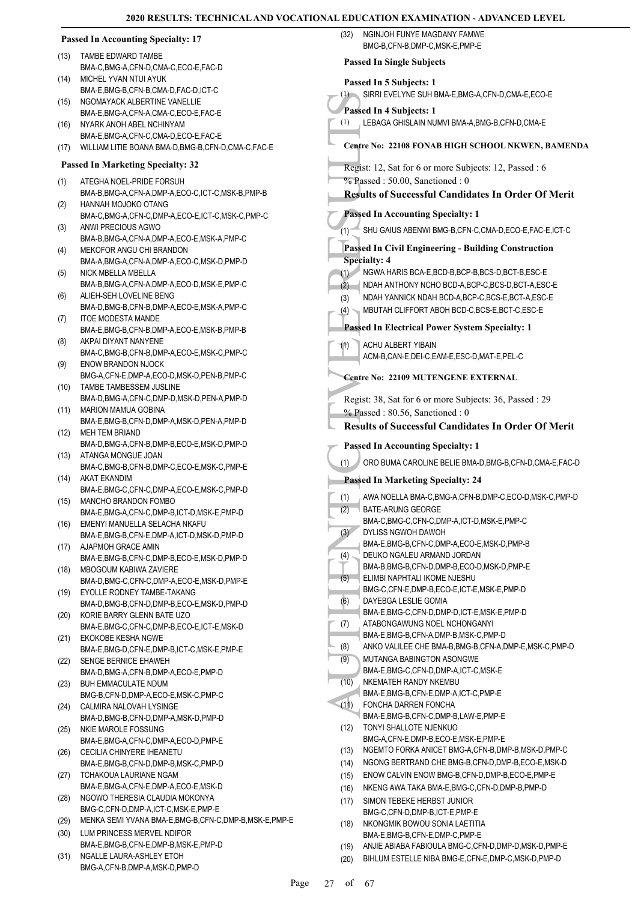**Passed In Accounting Specialty: 17**

(13) TAMBE EDWARD TAMBE BMA-C,BMG-A,CFN-D,CMA-C,ECO-E,FAC-D
(14) MICHEL YVAN NTUI AYUK BMA-E,BMG-B,CFN-B,CMA-D,FAC-D,ICT-C
(15) NGOMAYACK ALBERTINE VANELLIE BMA-E,BMG-A,CFN-A,CMA-C,ECO-E,FAC-E
(16) NYARK ANOH ABEL NCHINYAM BMA-E,BMG-A,CFN-C,CMA-D,ECO-E,FAC-E
(17) WILLIAM LITIE BOANA BMA-D,BMG-B,CFN-D,CMA-C,FAC-E

**Passed In Marketing Specialty: 32**

(1) ATEGHA NOEL-PRIDE FORSUH BMA-B,BMG-A,CFN-A,DMP-A,ECO-C,ICT-C,MSK-B,PMP-B
(2) HANNAH MOJOKO OTANG BMA-C,BMG-A,CFN-C,DMP-A,ECO-E,ICT-C,MSK-C,PMP-C
(3) ANWI PRECIOUS AGWO BMA-B,BMG-A,CFN-A,DMP-A,ECO-E,MSK-A,PMP-C
(4) MEKOFOR ANGU CHI BRANDON BMA-A,BMG-A,CFN-A,DMP-A,ECO-C,MSK-D,PMP-D
(5) NICK MBELLA MBELLA BMA-B,BMG-A,CFN-A,DMP-A,ECO-D,MSK-E,PMP-C
(6) ALIEH-SEH LOVELINE BENG BMA-D,BMG-B,CFN-B,DMP-A,ECO-E,MSK-A,PMP-C
(7) ITOE MODESTA MANDE BMA-E,BMG-B,CFN-B,DMP-A,ECO-E,MSK-B,PMP-B
(8) AKPAI DIYANT NANYENE BMA-C,BMG-B,CFN-B,DMP-A,ECO-E,MSK-C,PMP-C
(9) ENOW BRANDON NJOCK BMG-A,CFN-E,DMP-A,ECO-D,MSK-D,PEN-B,PMP-C
(10) TAMBE TAMBESSEM JUSLINE BMA-D,BMG-A,CFN-C,DMP-D,MSK-D,PEN-A,PMP-D
(11) MARION MAMUA GOBINA BMA-E,BMG-B,CFN-D,DMP-A,MSK-D,PEN-A,PMP-D
(12) MEH TEM BRIAND BMA-D,BMG-A,CFN-B,DMP-B,ECO-E,MSK-D,PMP-D
(13) ATANGA MONGUE JOAN BMA-C,BMG-B,CFN-B,DMP-C,ECO-E,MSK-C,PMP-E
(14) AKAT EKANDIM BMA-E,BMG-C,CFN-C,DMP-A,ECO-E,MSK-C,PMP-D
(15) MANCHO BRANDON FOMBO BMA-E,BMG-A,CFN-C,DMP-B,ICT-D,MSK-E,PMP-D
(16) EMENYI MANUELLA SELACHA NKAFU BMA-E,BMG-B,CFN-E,DMP-A,ICT-D,MSK-D,PMP-D
(17) AJAPMOH GRACE AMIN BMA-E,BMG-B,CFN-C,DMP-B,ECO-E,MSK-D,PMP-D
(18) MBOGOUM KABIWA ZAVIERE BMA-D,BMG-C,CFN-C,DMP-A,ECO-E,MSK-D,PMP-E
(19) EYOLLE RODNEY TAMBE-TAKANG BMA-D,BMG-B,CFN-D,DMP-B,ECO-E,MSK-D,PMP-D
(20) KORIE BARRY GLENN BATE UZO BMA-E,BMG-C,CFN-C,DMP-B,ECO-E,ICT-E,MSK-D
(21) EKOKOBE KESHA NGWE BMA-E,BMG-D,CFN-E,DMP-B,ICT-C,MSK-E,PMP-E
(22) SENGE BERNICE EHAWEH BMA-D,BMG-A,CFN-B,DMP-A,ECO-E,PMP-D
(23) BUH EMMACULATE NDUM BMG-B,CFN-D,DMP-A,ECO-E,MSK-C,PMP-C
(24) CALMIRA NALOVAH LYSINGE BMA-D,BMG-B,CFN-D,DMP-A,MSK-D,PMP-D
(25) NKIE MAROLE FOSSUNG BMA-E,BMG-A,CFN-C,DMP-A,ECO-D,PMP-E
(26) CECILIA CHINYERE IHEANETU BMA-E,BMG-B,CFN-D,DMP-B,MSK-C,PMP-D
(27) TCHAKOUA LAURIANE NGAM BMA-E,BMG-A,CFN-E,DMP-A,ECO-E,MSK-D
(28) NGOWO THERESIA CLAUDIA MOKONYA BMG-C,CFN-D,DMP-A,ICT-C,MSK-E,PMP-E
(29) MENKA SEMI YVANA BMA-E,BMG-B,CFN-C,DMP-B,MSK-E,PMP-E
(30) LUM PRINCESS MERVEL NDIFOR BMA-E,BMG-B,CFN-E,DMP-B,MSK-E,PMP-D
(31) NGALLE LAURA-ASHLEY ETOH BMG-A,CFN-B,DMP-A,MSK-D,PMP-D
(32) NGINJOH FUNYE MAGDANY FAMWE BMG-B,CFN-B,DMP-C,MSK-E,PMP-E

**Passed In Single Subjects**

**Passed In 5 Subjects: 1**

(1) SIRRI EVELYNE SUH BMA-E,BMG-A,CFN-D,CMA-E,ECO-E

**Passed In 4 Subjects: 1**

(1) LEBAGA GHISLAIN NUMVI BMA-A,BMG-B,CFN-D,CMA-E

### Centre No: 22108 FONAB HIGH SCHOOL NKWEN, BAMENDA

Regist: 12, Sat for 6 or more Subjects: 12, Passed : 6
% Passed : 50.00, Sanctioned : 0

### Results of Successful Candidates In Order Of Merit

**Passed In Accounting Specialty: 1**

(1) SHU GAIUS ABENWI BMG-B,CFN-C,CMA-D,ECO-E,FAC-E,ICT-C

**Passed In Civil Engineering - Building Construction Specialty: 4**

(1) NGWA HARIS BCA-E,BCD-B,BCP-B,BCS-D,BCT-B,ESC-E
(2) NDAH ANTHONY NCHO BCD-A,BCP-C,BCS-D,BCT-A,ESC-E
(3) NDAH YANNICK NDAH BCD-A,BCP-C,BCS-E,BCT-A,ESC-E
(4) MBUTAH CLIFFORT ABOH BCD-C,BCS-E,BCT-C,ESC-E

**Passed In Electrical Power System Specialty: 1**

(1) ACHU ALBERT YIBAIN ACM-B,CAN-E,DEI-C,EAM-E,ESC-D,MAT-E,PEL-C

### Centre No: 22109 MUTENGENE EXTERNAL

Regist: 38, Sat for 6 or more Subjects: 36, Passed : 29
% Passed : 80.56, Sanctioned : 0

### Results of Successful Candidates In Order Of Merit

**Passed In Accounting Specialty: 1**

(1) ORO BUMA CAROLINE BELIE BMA-D,BMG-B,CFN-D,CMA-E,FAC-D

**Passed In Marketing Specialty: 24**

(1) AWA NOELLA BMA-C,BMG-A,CFN-B,DMP-C,ECO-D,MSK-C,PMP-D
(2) BATE-ARUNG GEORGE BMA-C,BMG-C,CFN-C,DMP-A,ICT-D,MSK-E,PMP-C
(3) DYLISS NGWOH DAWOH BMA-E,BMG-B,CFN-C,DMP-A,ECO-E,MSK-D,PMP-B
(4) DEUKO NGALEU ARMAND JORDAN BMA-B,BMG-B,CFN-D,DMP-B,ECO-D,MSK-D,PMP-E
(5) ELIMBI NAPHTALI IKOME NJESHU BMG-C,CFN-E,DMP-B,ECO-E,ICT-E,MSK-E,PMP-D
(6) DAYEBGA LESLIE GOMIA BMA-E,BMG-C,CFN-D,DMP-D,ICT-E,MSK-E,PMP-D
(7) ATABONGAWUNG NOEL NCHONGANYI BMA-E,BMG-B,CFN-A,DMP-B,MSK-C,PMP-D
(8) ANKO VALILEE CHE BMA-B,BMG-B,CFN-A,DMP-E,MSK-C,PMP-D
(9) MUTANGA BABINGTON ASONGWE BMA-E,BMG-C,CFN-D,DMP-A,ICT-C,MSK-E
(10) NKEMATEH RANDY NKEMBU BMA-E,BMG-B,CFN-E,DMP-A,ICT-C,PMP-E
(11) FONCHA DARREN FONCHA BMA-E,BMG-B,CFN-C,DMP-B,LAW-E,PMP-E
(12) TONYI SHALLOTE NJENKUO BMG-A,CFN-E,DMP-B,ECO-E,MSK-E,PMP-E
(13) NGEMTO FORKA ANICET BMG-A,CFN-B,DMP-B,MSK-D,PMP-C
(14) NGONG BERTRAND CHE BMG-B,CFN-D,DMP-B,ECO-E,MSK-D
(15) ENOW CALVIN ENOW BMG-B,CFN-D,DMP-B,ECO-E,PMP-E
(16) NKENG AWA TAKA BMA-E,BMG-C,CFN-D,DMP-B,PMP-D
(17) SIMON TEBEKE HERBST JUNIOR BMG-C,CFN-D,DMP-B,ICT-E,PMP-E
(18) NKONGMIK BOWOU SONIA LAETITIA BMA-E,BMG-B,CFN-E,DMP-C,PMP-E
(19) ANJIE ABIABA FABIOULA BMG-C,CFN-D,DMP-D,MSK-D,PMP-E
(20) BIHLUM ESTELLE NIBA BMG-E,CFN-E,DMP-C,MSK-D,PMP-D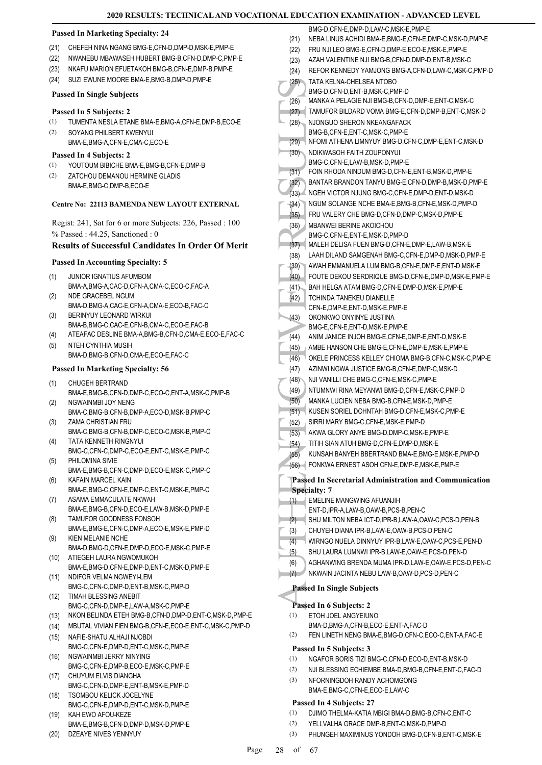#### Passed In Marketing Specialty: 24

(21) CHEFEH NINA NGANG BMG-E,CFN-D,DMP-D,MSK-E,PMP-E
(22) NWANEBU MBAWASEH HUBERT BMG-B,CFN-D,DMP-C,PMP-E
(23) NKAFU MARION EFUETAKOH BMG-B,CFN-E,DMP-B,PMP-E
(24) SUZI EWUNE MOORE BMA-E,BMG-B,DMP-D,PMP-E

#### Passed In Single Subjects

#### Passed In 5 Subjects: 2

(1) TUMENTA NESLA ETANE BMA-E,BMG-A,CFN-E,DMP-B,ECO-E
(2) SOYANG PHILBERT KWENYUI BMA-E,BMG-A,CFN-E,CMA-C,ECO-E

#### Passed In 4 Subjects: 2

(1) YOUTOUM BIBICHE BMA-E,BMG-B,CFN-E,DMP-B
(2) ZATCHOU DEMANOU HERMINE GLADIS BMA-E,BMG-C,DMP-B,ECO-E

### Centre No: 22113 BAMENDA NEW LAYOUT EXTERNAL

Regist: 241, Sat for 6 or more Subjects: 226, Passed : 100
% Passed : 44.25, Sanctioned : 0

### Results of Successful Candidates In Order Of Merit

#### Passed In Accounting Specialty: 5

(1) JUNIOR IGNATIUS AFUMBOM BMA-A,BMG-A,CAC-D,CFN-A,CMA-C,ECO-C,FAC-A
(2) NDE GRACEBEL NGUM BMA-D,BMG-A,CAC-E,CFN-A,CMA-E,ECO-B,FAC-C
(3) BERINYUY LEONARD WIRKUI BMA-B,BMG-C,CAC-E,CFN-B,CMA-C,ECO-E,FAC-B
(4) ATEAFAC DESLINE BMA-A,BMG-B,CFN-D,CMA-E,ECO-E,FAC-C
(5) NTEH CYNTHIA MUSIH BMA-D,BMG-B,CFN-D,CMA-E,ECO-E,FAC-C

#### Passed In Marketing Specialty: 56

(1) CHUGEH BERTRAND BMA-E,BMG-B,CFN-D,DMP-C,ECO-C,ENT-A,MSK-C,PMP-B
(2) NGWAINMBI JOY NENG BMA-C,BMG-B,CFN-B,DMP-A,ECO-D,MSK-B,PMP-C
(3) ZAMA CHRISTIAN FRU BMA-C,BMG-B,CFN-B,DMP-C,ECO-C,MSK-B,PMP-C
(4) TATA KENNETH RINGNYUI BMG-C,CFN-C,DMP-C,ECO-E,ENT-C,MSK-E,PMP-C
(5) PHILOMINA SIVIE BMA-E,BMG-B,CFN-C,DMP-D,ECO-E,MSK-C,PMP-C
(6) KAFAIN MARCEL KAIN BMA-E,BMG-C,CFN-E,DMP-C,ENT-C,MSK-E,PMP-C
(7) ASAMA EMMACULATE NKWAH BMA-E,BMG-B,CFN-D,ECO-E,LAW-B,MSK-D,PMP-E
(8) TAMUFOR GOODNESS FONSOH BMA-E,BMG-E,CFN-C,DMP-A,ECO-E,MSK-E,PMP-D
(9) KIEN MELANIE NCHE BMA-D,BMG-D,CFN-E,DMP-D,ECO-E,MSK-C,PMP-E
(10) ATIEGEH LAURA NGWOMUKOH BMA-E,BMG-D,CFN-E,DMP-D,ENT-C,MSK-D,PMP-E
(11) NDIFOR VELMA NGWEYI-LEM BMG-C,CFN-C,DMP-D,ENT-B,MSK-C,PMP-D
(12) TIMAH BLESSING ANEBIT BMG-C,CFN-D,DMP-E,LAW-A,MSK-C,PMP-E
(13) NKON BELINDA ETEH BMG-B,CFN-D,DMP-D,ENT-C,MSK-D,PMP-E
(14) MBUTAL VIVIAN FIEN BMG-B,CFN-E,ECO-E,ENT-C,MSK-C,PMP-D
(15) NAFIE-SHATU ALHAJI NJOBDI BMG-C,CFN-E,DMP-D,ENT-C,MSK-C,PMP-E
(16) NGWAINMBI JERRY NINYING BMG-C,CFN-E,DMP-B,ECO-E,MSK-C,PMP-E
(17) CHUYUM ELVIS DIANGHA BMG-C,CFN-D,DMP-E,ENT-B,MSK-E,PMP-D
(18) TSOMBOU KELICK JOCELYNE BMG-C,CFN-E,DMP-D,ENT-C,MSK-D,PMP-E
(19) KAH EWO AFOU-KEZE BMA-E,BMG-B,CFN-D,DMP-D,MSK-D,PMP-E
(20) DZEAYE NIVES YENNYUY BMG-D,CFN-E,DMP-D,LAW-C,MSK-E,PMP-E
(21) NEBA LINUS ACHIDI BMA-E,BMG-E,CFN-E,DMP-C,MSK-D,PMP-E
(22) FRU NJI LEO BMG-E,CFN-D,DMP-E,ECO-E,MSK-E,PMP-E
(23) AZAH VALENTINE NJI BMG-B,CFN-D,DMP-D,ENT-B,MSK-C
(24) REFOR KENNEDY YAMJONG BMG-A,CFN-D,LAW-C,MSK-C,PMP-D
(25) TATA KELNA-CHELSEA NTOBO BMG-D,CFN-D,ENT-B,MSK-C,PMP-D
(26) MANKA'A PELAGIE NJI BMG-B,CFN-D,DMP-E,ENT-C,MSK-C
(27) TAMUFOR BILDARD VOMA BMG-E,CFN-D,DMP-B,ENT-C,MSK-D
(28) NJONGUO SHERON NKEANGAFACK BMG-B,CFN-E,ENT-C,MSK-C,PMP-E
(29) NFOMI ATHENA LIMNYUY BMG-D,CFN-C,DMP-E,ENT-C,MSK-D
(30) NDIKWASOH FAITH ZOUPONYUI BMG-C,CFN-E,LAW-B,MSK-D,PMP-E
(31) FOIN RHODA NINDUM BMG-D,CFN-E,ENT-B,MSK-D,PMP-E
(32) BANTAR BRANDON TANYU BMG-E,CFN-D,DMP-B,MSK-D,PMP-E
(33) NGEH VICTOR NJUNG BMG-C,CFN-E,DMP-D,ENT-D,MSK-D
(34) NGUM SOLANGE NCHE BMA-E,BMG-B,CFN-E,MSK-D,PMP-D
(35) FRU VALERY CHE BMG-D,CFN-D,DMP-C,MSK-D,PMP-E
(36) MBANWEI BERINE AKOICHOU BMG-C,CFN-E,ENT-E,MSK-D,PMP-D
(37) MALEH DELISA FUEN BMG-D,CFN-E,DMP-E,LAW-B,MSK-E
(38) LAAH DILAND SAMGENAH BMG-C,CFN-E,DMP-D,MSK-D,PMP-E
(39) AWAH EMMANUELA LUM BMG-B,CFN-E,DMP-E,ENT-D,MSK-E
(40) FOUTE DEKOU SERDRIQUE BMG-D,CFN-E,DMP-D,MSK-E,PMP-E
(41) BAH HELGA ATAM BMG-D,CFN-E,DMP-D,MSK-E,PMP-E
(42) TCHINDA TANEKEU DIANELLE CFN-E,DMP-E,ENT-D,MSK-E,PMP-E
(43) OKONKWO ONYINYE JUSTINA BMG-E,CFN-E,ENT-D,MSK-E,PMP-E
(44) ANIM JANICE INJOH BMG-E,CFN-E,DMP-E,ENT-D,MSK-E
(45) AMBE HANSON CHE BMG-E,CFN-E,DMP-E,MSK-E,PMP-E
(46) OKELE PRINCESS KELLEY CHIOMA BMG-B,CFN-C,MSK-C,PMP-E
(47) AZINWI NGWA JUSTICE BMG-B,CFN-E,DMP-C,MSK-D
(48) NJI VANILLI CHE BMG-C,CFN-E,MSK-C,PMP-E
(49) NTUMNWI RINA MEYANWI BMG-D,CFN-E,MSK-C,PMP-D
(50) MANKA LUCIEN NEBA BMG-B,CFN-E,MSK-D,PMP-E
(51) KUSEN SORIEL DOHNTAH BMG-D,CFN-E,MSK-C,PMP-E
(52) SIRRI MARY BMG-C,CFN-E,MSK-E,PMP-D
(53) AKWA GLORY ANYE BMG-D,DMP-C,MSK-E,PMP-E
(54) TITIH SIAN ATUH BMG-D,CFN-E,DMP-D,MSK-E
(55) KUNSAH BANYEH BBERTRAND BMA-E,BMG-E,MSK-E,PMP-D
(56) FONKWA ERNEST ASOH CFN-E,DMP-E,MSK-E,PMP-E

#### Passed In Secretarial Administration and Communication Specialty: 7

(1) EMELINE MANGWING AFUANJIH ENT-D,IPR-A,LAW-B,OAW-B,PCS-B,PEN-C
(2) SHU MILTON NEBA ICT-D,IPR-B,LAW-A,OAW-C,PCS-D,PEN-B
(3) CHUYEH DIANA IPR-B,LAW-E,OAW-B,PCS-B,PEN-C
(4) WIRNGO NUELA DINNYUY IPR-B,LAW-E,OAW-C,PCS-E,PEN-D
(5) SHU LAURA LUMNWI IPR-B,LAW-E,OAW-E,PCS-D,PEN-D
(6) AGHANWING BRENDA MUMA IPR-D,LAW-E,OAW-E,PCS-D,PEN-C
(7) NKWAIN JACINTA NEBU LAW-B,OAW-D,PCS-D,PEN-C

#### Passed In Single Subjects

#### Passed In 6 Subjects: 2

(1) ETOH JOEL ANGYEIUNO BMA-D,BMG-A,CFN-B,ECO-E,ENT-A,FAC-D
(2) FEN LINETH NENG BMA-E,BMG-D,CFN-C,ECO-C,ENT-A,FAC-E

#### Passed In 5 Subjects: 3

(1) NGAFOR BORIS TIZI BMG-C,CFN-D,ECO-D,ENT-B,MSK-D
(2) NJI BLESSING ECHIEMBE BMA-D,BMG-B,CFN-E,ENT-C,FAC-D
(3) NFORNINGDOH RANDY ACHOMGONG BMA-E,BMG-C,CFN-E,ECO-E,LAW-C

#### Passed In 4 Subjects: 27

(1) DJIMO THELMA-KATIA MBIGI BMA-D,BMG-B,CFN-C,ENT-C
(2) YELLVALHA GRACE DMP-B,ENT-C,MSK-D,PMP-D
(3) PHUNGEH MAXIMINUS YONDOH BMG-D,CFN-B,ENT-C,MSK-E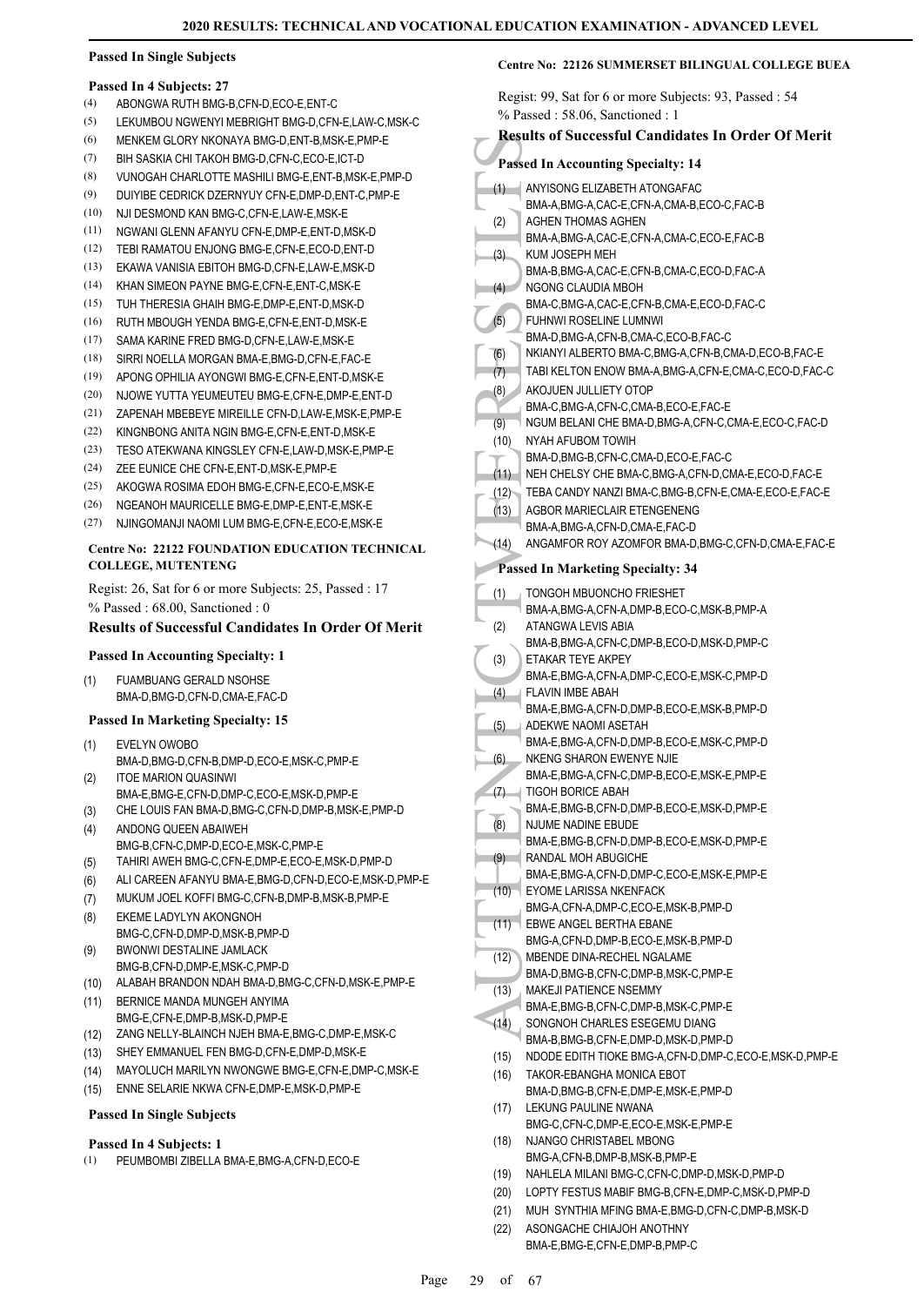### Passed In Single Subjects

#### Passed In 4 Subjects: 27

(4) ABONGWA RUTH BMG-B,CFN-D,ECO-E,ENT-C
(5) LEKUMBOU NGWENYI MEBRIGHT BMG-D,CFN-E,LAW-C,MSK-C
(6) MENKEM GLORY NKONAYA BMG-D,ENT-B,MSK-E,PMP-E
(7) BIH SASKIA CHI TAKOH BMG-D,CFN-C,ECO-E,ICT-D
(8) VUNOGAH CHARLOTTE MASHILI BMG-E,ENT-B,MSK-E,PMP-D
(9) DUIYIBE CEDRICK DZERNYUY CFN-E,DMP-D,ENT-C,PMP-E
(10) NJI DESMOND KAN BMG-C,CFN-E,LAW-E,MSK-E
(11) NGWANI GLENN AFANYU CFN-E,DMP-E,ENT-D,MSK-D
(12) TEBI RAMATOU ENJONG BMG-E,CFN-E,ECO-D,ENT-D
(13) EKAWA VANISIA EBITOH BMG-D,CFN-E,LAW-E,MSK-D
(14) KHAN SIMEON PAYNE BMG-E,CFN-E,ENT-C,MSK-E
(15) TUH THERESIA GHAIH BMG-E,DMP-E,ENT-D,MSK-D
(16) RUTH MBOUGH YENDA BMG-E,CFN-E,ENT-D,MSK-E
(17) SAMA KARINE FRED BMG-D,CFN-E,LAW-E,MSK-E
(18) SIRRI NOELLA MORGAN BMA-E,BMG-D,CFN-E,FAC-E
(19) APONG OPHILIA AYONGWI BMG-E,CFN-E,ENT-D,MSK-E
(20) NJOWE YUTTA YEUMEUTEU BMG-E,CFN-E,DMP-E,ENT-D
(21) ZAPENAH MBEBEYE MIREILLE CFN-D,LAW-E,MSK-E,PMP-E
(22) KINGNBONG ANITA NGIN BMG-E,CFN-E,ENT-D,MSK-E
(23) TESO ATEKWANA KINGSLEY CFN-E,LAW-D,MSK-E,PMP-E
(24) ZEE EUNICE CHE CFN-E,ENT-D,MSK-E,PMP-E
(25) AKOGWA ROSIMA EDOH BMG-E,CFN-E,ECO-E,MSK-E
(26) NGEANOH MAURICELLE BMG-E,DMP-E,ENT-E,MSK-E
(27) NJINGOMANJI NAOMI LUM BMG-E,CFN-E,ECO-E,MSK-E

## Centre No: 22122 FOUNDATION EDUCATION TECHNICAL COLLEGE, MUTENTENG

Regist: 26, Sat for 6 or more Subjects: 25, Passed : 17
% Passed : 68.00, Sanctioned : 0

### Results of Successful Candidates In Order Of Merit

#### Passed In Accounting Specialty: 1

(1) FUAMBUANG GERALD NSOHSE BMA-D,BMG-D,CFN-D,CMA-E,FAC-D

#### Passed In Marketing Specialty: 15

(1) EVELYN OWOBO BMA-D,BMG-D,CFN-B,DMP-D,ECO-E,MSK-C,PMP-E
(2) ITOE MARION QUASINWI BMA-E,BMG-E,CFN-D,DMP-C,ECO-E,MSK-D,PMP-E
(3) CHE LOUIS FAN BMA-D,BMG-C,CFN-D,DMP-B,MSK-E,PMP-D
(4) ANDONG QUEEN ABAIWEH BMG-B,CFN-C,DMP-D,ECO-E,MSK-C,PMP-E
(5) TAHIRI AWEH BMG-C,CFN-E,DMP-E,ECO-E,MSK-D,PMP-D
(6) ALI CAREEN AFANYU BMA-E,BMG-D,CFN-D,ECO-E,MSK-D,PMP-E
(7) MUKUM JOEL KOFFI BMG-C,CFN-B,DMP-B,MSK-B,PMP-E
(8) EKEME LADYLYN AKONGNOH BMG-C,CFN-D,DMP-D,MSK-B,PMP-D
(9) BWONWI DESTALINE JAMLACK BMG-B,CFN-D,DMP-E,MSK-C,PMP-D
(10) ALABAH BRANDON NDAH BMA-D,BMG-C,CFN-D,MSK-E,PMP-E
(11) BERNICE MANDA MUNGEH ANYIMA BMG-E,CFN-E,DMP-B,MSK-D,PMP-E
(12) ZANG NELLY-BLAINCH NJEH BMA-E,BMG-C,DMP-E,MSK-C
(13) SHEY EMMANUEL FEN BMG-D,CFN-E,DMP-D,MSK-E
(14) MAYOLUCH MARILYN NWONGWE BMG-E,CFN-E,DMP-C,MSK-E
(15) ENNE SELARIE NKWA CFN-E,DMP-E,MSK-D,PMP-E

### Passed In Single Subjects

#### Passed In 4 Subjects: 1

(1) PEUMBOMBI ZIBELLA BMA-E,BMG-A,CFN-D,ECO-E

## Centre No: 22126 SUMMERSET BILINGUAL COLLEGE BUEA

Regist: 99, Sat for 6 or more Subjects: 93, Passed : 54
% Passed : 58.06, Sanctioned : 1

### Results of Successful Candidates In Order Of Merit

#### Passed In Accounting Specialty: 14

(1) ANYISONG ELIZABETH ATONGAFAC BMA-A,BMG-A,CAC-E,CFN-A,CMA-B,ECO-C,FAC-B
(2) AGHEN THOMAS AGHEN BMA-A,BMG-A,CAC-E,CFN-A,CMA-C,ECO-E,FAC-B
(3) KUM JOSEPH MEH BMA-B,BMG-A,CAC-E,CFN-B,CMA-C,ECO-D,FAC-A
(4) NGONG CLAUDIA MBOH BMA-C,BMG-A,CAC-E,CFN-B,CMA-E,ECO-D,FAC-C
(5) FUHNWI ROSELINE LUMNWI BMA-D,BMG-A,CFN-B,CMA-C,ECO-B,FAC-C
(6) NKIANYI ALBERTO BMA-C,BMG-A,CFN-B,CMA-D,ECO-B,FAC-E
(7) TABI KELTON ENOW BMA-A,BMG-A,CFN-E,CMA-C,ECO-D,FAC-C
(8) AKOJUEN JULLIETY OTOP BMA-C,BMG-A,CFN-C,CMA-B,ECO-E,FAC-E
(9) NGUM BELANI CHE BMA-D,BMG-A,CFN-C,CMA-E,ECO-C,FAC-D
(10) NYAH AFUBOM TOWIH BMA-D,BMG-B,CFN-C,CMA-D,ECO-E,FAC-C
(11) NEH CHELSY CHE BMA-C,BMG-A,CFN-D,CMA-E,ECO-D,FAC-E
(12) TEBA CANDY NANZI BMA-C,BMG-B,CFN-E,CMA-E,ECO-E,FAC-E
(13) AGBOR MARIECLAIR ETENGENENG BMA-A,BMG-A,CFN-D,CMA-E,FAC-D
(14) ANGAMFOR ROY AZOMFOR BMA-D,BMG-C,CFN-D,CMA-E,FAC-E

#### Passed In Marketing Specialty: 34

(1) TONGOH MBUONCHO FRIESHET BMA-A,BMG-A,CFN-A,DMP-B,ECO-C,MSK-B,PMP-A
(2) ATANGWA LEVIS ABIA BMA-B,BMG-A,CFN-C,DMP-B,ECO-D,MSK-D,PMP-C
(3) ETAKAR TEYE AKPEY BMA-E,BMG-A,CFN-A,DMP-C,ECO-E,MSK-C,PMP-D
(4) FLAVIN IMBE ABAH BMA-E,BMG-A,CFN-D,DMP-B,ECO-E,MSK-B,PMP-D
(5) ADEKWE NAOMI ASETAH BMA-E,BMG-A,CFN-D,DMP-B,ECO-E,MSK-C,PMP-D
(6) NKENG SHARON EWENYE NJIE BMA-E,BMG-A,CFN-C,DMP-B,ECO-E,MSK-E,PMP-E
(7) TIGOH BORICE ABAH BMA-E,BMG-B,CFN-D,DMP-B,ECO-E,MSK-D,PMP-E
(8) NJUME NADINE EBUDE BMA-E,BMG-B,CFN-D,DMP-B,ECO-E,MSK-D,PMP-E
(9) RANDAL MOH ABUGICHE BMA-E,BMG-A,CFN-D,DMP-C,ECO-E,MSK-E,PMP-E
(10) EYOME LARISSA NKENFACK BMG-A,CFN-A,DMP-C,ECO-E,MSK-B,PMP-D
(11) EBWE ANGEL BERTHA EBANE BMG-A,CFN-D,DMP-B,ECO-E,MSK-B,PMP-D
(12) MBENDE DINA-RECHEL NGALAME BMA-D,BMG-B,CFN-C,DMP-B,MSK-C,PMP-E
(13) MAKEJI PATIENCE NSEMMY BMA-E,BMG-B,CFN-C,DMP-B,MSK-C,PMP-E
(14) SONGNOH CHARLES ESEGEMU DIANG BMA-B,BMG-B,CFN-E,DMP-D,MSK-D,PMP-D
(15) NDODE EDITH TIOKE BMG-A,CFN-D,DMP-C,ECO-E,MSK-D,PMP-E
(16) TAKOR-EBANGHA MONICA EBOT BMA-D,BMG-B,CFN-E,DMP-E,MSK-E,PMP-D
(17) LEKUNG PAULINE NWANA BMG-C,CFN-C,DMP-E,ECO-E,MSK-E,PMP-E
(18) NJANGO CHRISTABEL MBONG BMG-A,CFN-B,DMP-B,MSK-B,PMP-E
(19) NAHLELA MILANI BMG-C,CFN-C,DMP-D,MSK-D,PMP-D
(20) LOPTY FESTUS MABIF BMG-B,CFN-E,DMP-C,MSK-D,PMP-D
(21) MUH SYNTHIA MFING BMA-E,BMG-D,CFN-C,DMP-B,MSK-D
(22) ASONGACHE CHIAJOH ANOTHNY BMA-E,BMG-E,CFN-E,DMP-B,PMP-C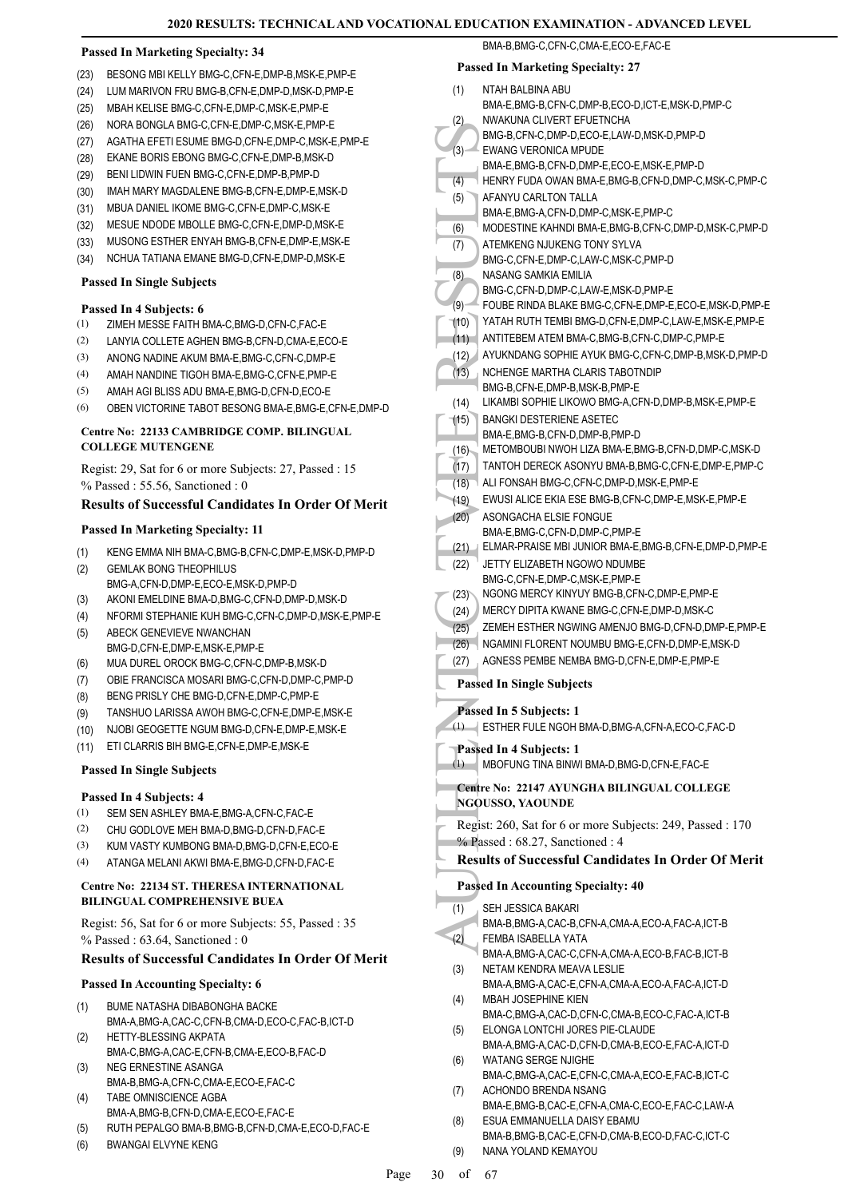**Passed In Marketing Specialty: 34**

(23) BESONG MBI KELLY BMG-C,CFN-E,DMP-B,MSK-E,PMP-E
(24) LUM MARIVON FRU BMG-B,CFN-E,DMP-D,MSK-D,PMP-E
(25) MBAH KELISE BMG-C,CFN-E,DMP-C,MSK-E,PMP-E
(26) NORA BONGLA BMG-C,CFN-E,DMP-C,MSK-E,PMP-E
(27) AGATHA EFETI ESUME BMG-D,CFN-E,DMP-C,MSK-E,PMP-E
(28) EKANE BORIS EBONG BMG-C,CFN-E,DMP-B,MSK-D
(29) BENI LIDWIN FUEN BMG-C,CFN-E,DMP-B,PMP-D
(30) IMAH MARY MAGDALENE BMG-B,CFN-E,DMP-E,MSK-D
(31) MBUA DANIEL IKOME BMG-C,CFN-E,DMP-C,MSK-E
(32) MESUE NDODE MBOLLE BMG-C,CFN-E,DMP-D,MSK-E
(33) MUSONG ESTHER ENYAH BMG-B,CFN-E,DMP-E,MSK-E
(34) NCHUA TATIANA EMANE BMG-D,CFN-E,DMP-D,MSK-E

**Passed In Single Subjects**

**Passed In 4 Subjects: 6**

(1) ZIMEH MESSE FAITH BMA-C,BMG-D,CFN-C,FAC-E
(2) LANYIA COLLETE AGHEN BMG-B,CFN-D,CMA-E,ECO-E
(3) ANONG NADINE AKUM BMA-E,BMG-C,CFN-C,DMP-E
(4) AMAH NANDINE TIGOH BMA-E,BMG-C,CFN-E,PMP-E
(5) AMAH AGI BLISS ADU BMA-E,BMG-D,CFN-D,ECO-E
(6) OBEN VICTORINE TABOT BESONG BMA-E,BMG-E,CFN-E,DMP-D

**Centre No: 22133 CAMBRIDGE COMP. BILINGUAL COLLEGE MUTENGENE**

Regist: 29, Sat for 6 or more Subjects: 27, Passed : 15
% Passed : 55.56, Sanctioned : 0

### Results of Successful Candidates In Order Of Merit

**Passed In Marketing Specialty: 11**

(1) KENG EMMA NIH BMA-C,BMG-B,CFN-C,DMP-E,MSK-D,PMP-D
(2) GEMLAK BONG THEOPHILUS BMG-A,CFN-D,DMP-E,ECO-E,MSK-D,PMP-D
(3) AKONI EMELDINE BMA-D,BMG-C,CFN-D,DMP-D,MSK-D
(4) NFORMI STEPHANIE KUH BMG-C,CFN-C,DMP-D,MSK-E,PMP-E
(5) ABECK GENEVIEVE NWANCHAN BMG-D,CFN-E,DMP-E,MSK-E,PMP-E
(6) MUA DUREL OROCK BMG-C,CFN-C,DMP-B,MSK-D
(7) OBIE FRANCISCA MOSARI BMG-C,CFN-D,DMP-C,PMP-D
(8) BENG PRISLY CHE BMG-D,CFN-E,DMP-C,PMP-E
(9) TANSHUO LARISSA AWOH BMG-C,CFN-E,DMP-E,MSK-E
(10) NJOBI GEOGETTE NGUM BMG-D,CFN-E,DMP-E,MSK-E
(11) ETI CLARRIS BIH BMG-E,CFN-E,DMP-E,MSK-E

**Passed In Single Subjects**

**Passed In 4 Subjects: 4**

(1) SEM SEN ASHLEY BMA-E,BMG-A,CFN-C,FAC-E
(2) CHU GODLOVE MEH BMA-D,BMG-D,CFN-D,FAC-E
(3) KUM VASTY KUMBONG BMA-D,BMG-D,CFN-E,ECO-E
(4) ATANGA MELANI AKWI BMA-E,BMG-D,CFN-D,FAC-E

**Centre No: 22134 ST. THERESA INTERNATIONAL BILINGUAL COMPREHENSIVE BUEA**

Regist: 56, Sat for 6 or more Subjects: 55, Passed : 35
% Passed : 63.64, Sanctioned : 0

### Results of Successful Candidates In Order Of Merit

**Passed In Accounting Specialty: 6**

(1) BUME NATASHA DIBABONGHA BACKE BMA-A,BMG-A,CAC-C,CFN-B,CMA-D,ECO-C,FAC-B,ICT-D
(2) HETTY-BLESSING AKPATA BMA-C,BMG-A,CAC-E,CFN-B,CMA-E,ECO-B,FAC-D
(3) NEG ERNESTINE ASANGA BMA-B,BMG-A,CFN-C,CMA-E,ECO-E,FAC-C
(4) TABE OMNISCIENCE AGBA BMA-A,BMG-B,CFN-D,CMA-E,ECO-E,FAC-E
(5) RUTH PEPALGO BMA-B,BMG-B,CFN-D,CMA-E,ECO-D,FAC-E
(6) BWANGAI ELVYNE KENG BMA-B,BMG-C,CFN-C,CMA-E,ECO-E,FAC-E

**Passed In Marketing Specialty: 27**

(1) NTAH BALBINA ABU BMA-E,BMG-B,CFN-C,DMP-B,ECO-D,ICT-E,MSK-D,PMP-C
(2) NWAKUNA CLIVERT EFUETNCHA BMG-B,CFN-C,DMP-D,ECO-E,LAW-D,MSK-D,PMP-D
(3) EWANG VERONICA MPUDE BMA-E,BMG-B,CFN-D,DMP-E,ECO-E,MSK-E,PMP-D
(4) HENRY FUDA OWAN BMA-E,BMG-B,CFN-D,DMP-C,MSK-C,PMP-C
(5) AFANYU CARLTON TALLA BMA-E,BMG-A,CFN-D,DMP-C,MSK-E,PMP-C
(6) MODESTINE KAHNDI BMA-E,BMG-B,CFN-C,DMP-D,MSK-C,PMP-D
(7) ATEMKENG NJUKENG TONY SYLVA BMG-C,CFN-E,DMP-C,LAW-C,MSK-C,PMP-D
(8) NASANG SAMKIA EMILIA BMG-C,CFN-D,DMP-C,LAW-E,MSK-D,PMP-E
(9) FOUBE RINDA BLAKE BMG-C,CFN-E,DMP-E,ECO-E,MSK-D,PMP-E
(10) YATAH RUTH TEMBI BMG-D,CFN-E,DMP-C,LAW-E,MSK-E,PMP-E
(11) ANTITEBEM ATEM BMA-C,BMG-B,CFN-C,DMP-C,PMP-E
(12) AYUKNDANG SOPHIE AYUK BMG-C,CFN-C,DMP-B,MSK-D,PMP-D
(13) NCHENGE MARTHA CLARIS TABOTNDIP BMG-B,CFN-E,DMP-B,MSK-B,PMP-E
(14) LIKAMBI SOPHIE LIKOWO BMG-A,CFN-D,DMP-B,MSK-E,PMP-E
(15) BANGKI DESTERIENE ASETEC BMA-E,BMG-B,CFN-D,DMP-B,PMP-D
(16) METOMBOUBI NWOH LIZA BMA-E,BMG-B,CFN-D,DMP-C,MSK-D
(17) TANTOH DERECK ASONYU BMA-B,BMG-C,CFN-E,DMP-E,PMP-C
(18) ALI FONSAH BMG-C,CFN-C,DMP-D,MSK-E,PMP-E
(19) EWUSI ALICE EKIA ESE BMG-B,CFN-C,DMP-E,MSK-E,PMP-E
(20) ASONGACHA ELSIE FONGUE BMA-E,BMG-C,CFN-D,DMP-C,PMP-E
(21) ELMAR-PRAISE MBI JUNIOR BMA-E,BMG-B,CFN-E,DMP-D,PMP-E
(22) JETTY ELIZABETH NGOWO NDUMBE BMG-C,CFN-E,DMP-C,MSK-E,PMP-E
(23) NGONG MERCY KINYUY BMG-B,CFN-C,DMP-E,PMP-E
(24) MERCY DIPITA KWANE BMG-C,CFN-E,DMP-D,MSK-C
(25) ZEMEH ESTHER NGWING AMENJO BMG-D,CFN-D,DMP-E,PMP-E
(26) NGAMINI FLORENT NOUMBU BMG-E,CFN-D,DMP-E,MSK-D
(27) AGNESS PEMBE NEMBA BMG-D,CFN-E,DMP-E,PMP-E

**Passed In Single Subjects**

**Passed In 5 Subjects: 1**

(1) ESTHER FULE NGOH BMA-D,BMG-A,CFN-A,ECO-C,FAC-D

**Passed In 4 Subjects: 1**

(1) MBOFUNG TINA BINWI BMA-D,BMG-D,CFN-E,FAC-E

**Centre No: 22147 AYUNGHA BILINGUAL COLLEGE NGOUSSO, YAOUNDE**

Regist: 260, Sat for 6 or more Subjects: 249, Passed : 170
% Passed : 68.27, Sanctioned : 4

### Results of Successful Candidates In Order Of Merit

**Passed In Accounting Specialty: 40**

(1) SEH JESSICA BAKARI BMA-B,BMG-A,CAC-B,CFN-A,CMA-A,ECO-A,FAC-A,ICT-B
(2) FEMBA ISABELLA YATA BMA-A,BMG-A,CAC-C,CFN-A,CMA-A,ECO-B,FAC-B,ICT-B
(3) NETAM KENDRA MEAVA LESLIE BMA-A,BMG-A,CAC-E,CFN-A,CMA-A,ECO-A,FAC-A,ICT-D
(4) MBAH JOSEPHINE KIEN BMA-C,BMG-A,CAC-D,CFN-C,CMA-B,ECO-C,FAC-A,ICT-B
(5) ELONGA LONTCHI JORES PIE-CLAUDE BMA-A,BMG-A,CAC-D,CFN-D,CMA-B,ECO-E,FAC-A,ICT-D
(6) WATANG SERGE NJIGHE BMA-C,BMG-A,CAC-E,CFN-C,CMA-A,ECO-E,FAC-B,ICT-C
(7) ACHONDO BRENDA NSANG BMA-E,BMG-B,CAC-E,CFN-A,CMA-C,ECO-E,FAC-C,LAW-A
(8) ESUA EMMANUELLA DAISY EBAMU BMA-B,BMG-B,CAC-E,CFN-D,CMA-B,ECO-D,FAC-C,ICT-C
(9) NANA YOLAND KEMAYOU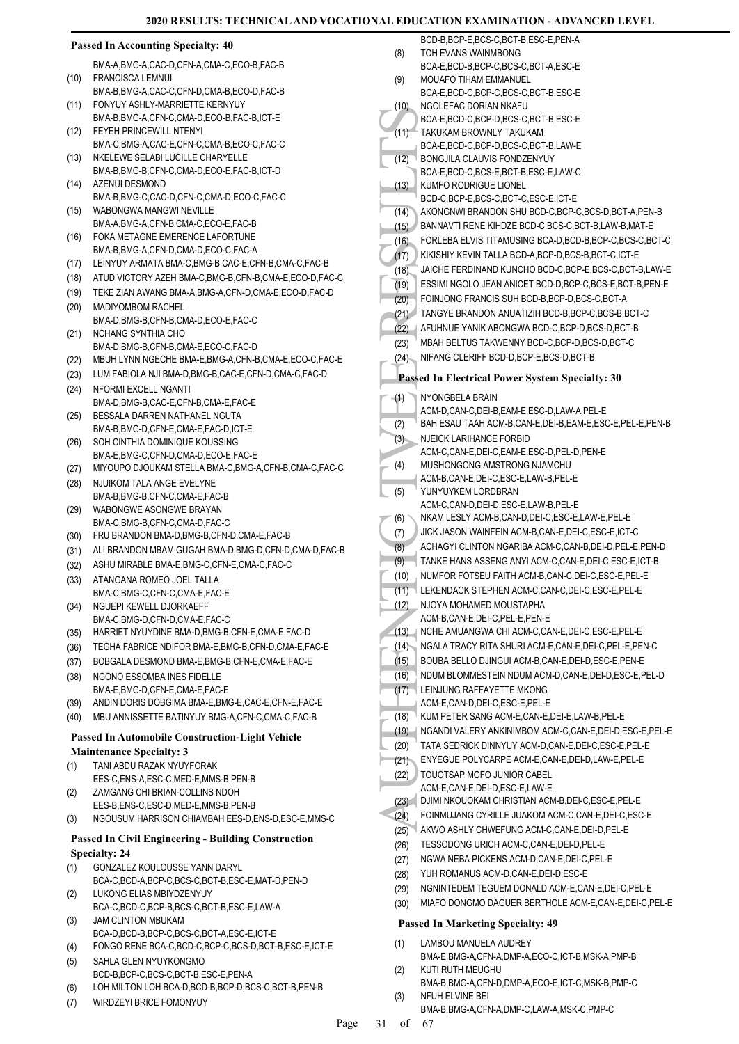### Passed In Accounting Specialty: 40

BMA-A,BMG-A,CAC-D,CFN-A,CMA-C,ECO-B,FAC-B

(10) FRANCISCA LEMNUI
BMA-B,BMG-A,CAC-C,CFN-D,CMA-B,ECO-D,FAC-B

(11) FONYUY ASHLY-MARRIETTE KERNYUY
BMA-B,BMG-A,CFN-C,CMA-D,ECO-B,FAC-B,ICT-E

(12) FEYEH PRINCEWILL NTENYI
BMA-C,BMG-A,CAC-E,CFN-C,CMA-B,ECO-C,FAC-C

(13) NKELEWE SELABI LUCILLE CHARYELLE
BMA-B,BMG-B,CFN-C,CMA-D,ECO-E,FAC-B,ICT-D

(14) AZENUI DESMOND
BMA-B,BMG-C,CAC-D,CFN-C,CMA-D,ECO-C,FAC-C

(15) WABONGWA MANGWI NEVILLE
BMA-A,BMG-A,CFN-B,CMA-C,ECO-E,FAC-B

(16) FOKA METAGNE EMERENCE LAFORTUNE
BMA-B,BMG-A,CFN-D,CMA-D,ECO-C,FAC-A

(17) LEINYUY ARMATA BMA-C,BMG-B,CAC-E,CFN-B,CMA-C,FAC-B

(18) ATUD VICTORY AZEH BMA-C,BMG-B,CFN-B,CMA-E,ECO-D,FAC-C

(19) TEKE ZIAN AWANG BMA-A,BMG-A,CFN-D,CMA-E,ECO-D,FAC-D

(20) MADIYOMBOM RACHEL
BMA-D,BMG-B,CFN-B,CMA-D,ECO-E,FAC-C

(21) NCHANG SYNTHIA CHO
BMA-D,BMG-B,CFN-B,CMA-E,ECO-C,FAC-D

(22) MBUH LYNN NGECHE BMA-E,BMG-A,CFN-B,CMA-E,ECO-C,FAC-E

(23) LUM FABIOLA NJI BMA-D,BMG-B,CAC-E,CFN-D,CMA-C,FAC-D

(24) NFORMI EXCELL NGANTI
BMA-D,BMG-B,CAC-E,CFN-B,CMA-E,FAC-E

(25) BESSALA DARREN NATHANEL NGUTA
BMA-B,BMG-D,CFN-E,CMA-E,FAC-D,ICT-E

(26) SOH CINTHIA DOMINIQUE KOUSSING
BMA-E,BMG-C,CFN-D,CMA-D,ECO-E,FAC-E

(27) MIYOUPO DJOUKAM STELLA BMA-C,BMG-A,CFN-B,CMA-C,FAC-C

(28) NJUIKOM TALA ANGE EVELYNE
BMA-B,BMG-B,CFN-C,CMA-E,FAC-B

(29) WABONGWE ASONGWE BRAYAN
BMA-C,BMG-B,CFN-C,CMA-D,FAC-C

(30) FRU BRANDON BMA-D,BMG-B,CFN-D,CMA-E,FAC-B

(31) ALI BRANDON MBAM GUGAH BMA-D,BMG-D,CFN-D,CMA-D,FAC-B

(32) ASHU MIRABLE BMA-E,BMG-C,CFN-E,CMA-C,FAC-C

(33) ATANGANA ROMEO JOEL TALLA
BMA-C,BMG-C,CFN-C,CMA-E,FAC-E

(34) NGUEPI KEWELL DJORKAEFF
BMA-C,BMG-D,CFN-D,CMA-E,FAC-C

(35) HARRIET NYUYDINE BMA-D,BMG-B,CFN-E,CMA-E,FAC-D

(36) TEGHA FABRICE NDIFOR BMA-E,BMG-B,CFN-D,CMA-E,FAC-E

(37) BOBGALA DESMOND BMA-E,BMG-B,CFN-E,CMA-E,FAC-E

(38) NGONO ESSOMBA INES FIDELLE
BMA-E,BMG-D,CFN-E,CMA-E,FAC-E

(39) ANDIN DORIS DOBGIMA BMA-E,BMG-E,CAC-E,CFN-E,FAC-E

(40) MBU ANNISSETTE BATINYUY BMG-A,CFN-C,CMA-C,FAC-B

### Passed In Automobile Construction-Light Vehicle Maintenance Specialty: 3

(1) TANI ABDU RAZAK NYUYFORAK
EES-C,ENS-A,ESC-C,MED-E,MMS-B,PEN-B

(2) ZAMGANG CHI BRIAN-COLLINS NDOH
EES-B,ENS-C,ESC-D,MED-E,MMS-B,PEN-B

(3) NGOUSUM HARRISON CHIAMBAH EES-D,ENS-D,ESC-E,MMS-C

### Passed In Civil Engineering - Building Construction Specialty: 24

(1) GONZALEZ KOULOUSSE YANN DARYL
BCA-C,BCD-A,BCP-C,BCS-C,BCT-B,ESC-E,MAT-D,PEN-D

(2) LUKONG ELIAS MBIYDZENYUY
BCA-C,BCD-C,BCP-B,BCS-C,BCT-B,ESC-E,LAW-A

(3) JAM CLINTON MBUKAM
BCA-D,BCD-B,BCP-C,BCS-C,BCT-A,ESC-E,ICT-E

(4) FONGO RENE BCA-C,BCD-C,BCP-C,BCS-D,BCT-B,ESC-E,ICT-E

(5) SAHLA GLEN NYUYKONGMO
BCD-B,BCP-C,BCS-C,BCT-B,ESC-E,PEN-A

(6) LOH MILTON LOH BCA-D,BCD-B,BCP-D,BCS-C,BCT-B,PEN-B

(7) WIRDZEYI BRICE FOMONYUY
BCD-B,BCP-E,BCS-C,BCT-B,ESC-E,PEN-A

(8) TOH EVANS WAINMBONG
BCA-E,BCD-B,BCP-C,BCS-C,BCT-A,ESC-E

(9) MOUAFO TIHAM EMMANUEL
BCA-E,BCD-C,BCP-C,BCS-C,BCT-B,ESC-E

(10) NGOLEFAC DORIAN NKAFU
BCA-E,BCD-C,BCP-D,BCS-C,BCT-B,ESC-E

(11) TAKUKAM BROWNLY TAKUKAM
BCA-E,BCD-C,BCP-D,BCS-C,BCT-B,LAW-E

(12) BONGJILA CLAUVIS FONDZENYUY
BCA-E,BCD-C,BCS-E,BCT-B,ESC-E,LAW-C

(13) KUMFO RODRIGUE LIONEL
BCD-C,BCP-E,BCS-C,BCT-C,ESC-E,ICT-E

(14) AKONGNWI BRANDON SHU BCD-C,BCP-C,BCS-D,BCT-A,PEN-B

(15) BANNAVTI RENE KIHDZE BCD-C,BCS-C,BCT-B,LAW-B,MAT-E

(16) FORLEBA ELVIS TITAMUSING BCA-D,BCD-B,BCP-C,BCS-C,BCT-C

(17) KIKISHIY KEVIN TALLA BCD-A,BCP-D,BCS-B,BCT-C,ICT-E

(18) JAICHE FERDINAND KUNCHO BCD-C,BCP-E,BCS-C,BCT-B,LAW-E

(19) ESSIMI NGOLO JEAN ANICET BCD-D,BCP-C,BCS-E,BCT-B,PEN-E

(20) FOINJONG FRANCIS SUH BCD-B,BCP-D,BCS-C,BCT-A

(21) TANGYE BRANDON ANUATIZIH BCD-B,BCP-C,BCS-B,BCT-C

(22) AFUHNUE YANIK ABONGWA BCD-C,BCP-D,BCS-D,BCT-B

(23) MBAH BELTUS TAKWENNY BCD-C,BCP-D,BCS-D,BCT-C

(24) NIFANG CLERIFF BCD-D,BCP-E,BCS-D,BCT-B

### Passed In Electrical Power System Specialty: 30

(1) NYONGBELA BRAIN
ACM-D,CAN-C,DEI-B,EAM-E,ESC-D,LAW-A,PEL-E

(2) BAH ESAU TAAH ACM-B,CAN-E,DEI-B,EAM-E,ESC-E,PEL-E,PEN-B

(3) NJEICK LARIHANCE FORBID
ACM-C,CAN-E,DEI-C,EAM-E,ESC-D,PEL-D,PEN-E

(4) MUSHONGONG AMSTRONG NJAMCHU
ACM-B,CAN-E,DEI-C,ESC-E,LAW-B,PEL-E

(5) YUNYUYKEM LORDBRAN
ACM-C,CAN-D,DEI-D,ESC-E,LAW-B,PEL-E

(6) NKAM LESLY ACM-B,CAN-D,DEI-C,ESC-E,LAW-E,PEL-E

(7) JICK JASON WAINFEIN ACM-B,CAN-E,DEI-C,ESC-E,ICT-C

(8) ACHAGYI CLINTON NGARIBA ACM-C,CAN-B,DEI-D,PEL-E,PEN-D

(9) TANKE HANS ASSENG ANYI ACM-C,CAN-E,DEI-C,ESC-E,ICT-B

(10) NUMFOR FOTSEU FAITH ACM-B,CAN-C,DEI-C,ESC-E,PEL-E

(11) LEKENDACK STEPHEN ACM-C,CAN-C,DEI-C,ESC-E,PEL-E

(12) NJOYA MOHAMED MOUSTAPHA
ACM-B,CAN-E,DEI-C,PEL-E,PEN-E

(13) NCHE AMUANGWA CHI ACM-C,CAN-E,DEI-C,ESC-E,PEL-E

(14) NGALA TRACY RITA SHURI ACM-E,CAN-E,DEI-C,PEL-E,PEN-C

(15) BOUBA BELLO DJINGUI ACM-B,CAN-E,DEI-D,ESC-E,PEN-E

(16) NDUM BLOMMESTEIN NDUM ACM-D,CAN-E,DEI-D,ESC-E,PEL-D

(17) LEINJUNG RAFFAYETTE MKONG
ACM-E,CAN-D,DEI-C,ESC-E,PEL-E

(18) KUM PETER SANG ACM-E,CAN-E,DEI-E,LAW-B,PEL-E

(19) NGANDI VALERY ANKINIMBOM ACM-C,CAN-E,DEI-D,ESC-E,PEL-E

(20) TATA SEDRICK DINNYUY ACM-D,CAN-E,DEI-C,ESC-E,PEL-E

(21) ENYEGUE POLYCARPE ACM-E,CAN-E,DEI-D,LAW-E,PEL-E

(22) TOUOTSAP MOFO JUNIOR CABEL
ACM-E,CAN-E,DEI-D,ESC-E,LAW-E

(23) DJIMI NKOUOKAM CHRISTIAN ACM-B,DEI-C,ESC-E,PEL-E

(24) FOINMUJANG CYRILLE JUAKOM ACM-C,CAN-E,DEI-C,ESC-E

(25) AKWO ASHLY CHWEFUNG ACM-C,CAN-E,DEI-D,PEL-E

(26) TESSODONG URICH ACM-C,CAN-E,DEI-D,PEL-E

(27) NGWA NEBA PICKENS ACM-D,CAN-E,DEI-C,PEL-E

(28) YUH ROMANUS ACM-D,CAN-E,DEI-D,ESC-E

(29) NGNINTEDEM TEGUEM DONALD ACM-E,CAN-E,DEI-C,PEL-E

(30) MIAFO DONGMO DAGUER BERTHOLE ACM-E,CAN-E,DEI-C,PEL-E

### Passed In Marketing Specialty: 49

(1) LAMBOU MANUELA AUDREY
BMA-E,BMG-A,CFN-A,DMP-A,ECO-C,ICT-B,MSK-A,PMP-B

(2) KUTI RUTH MEUGHU
BMA-B,BMG-A,CFN-D,DMP-A,ECO-E,ICT-C,MSK-B,PMP-C

(3) NFUH ELVINE BEI
BMA-B,BMG-A,CFN-A,DMP-C,LAW-A,MSK-C,PMP-C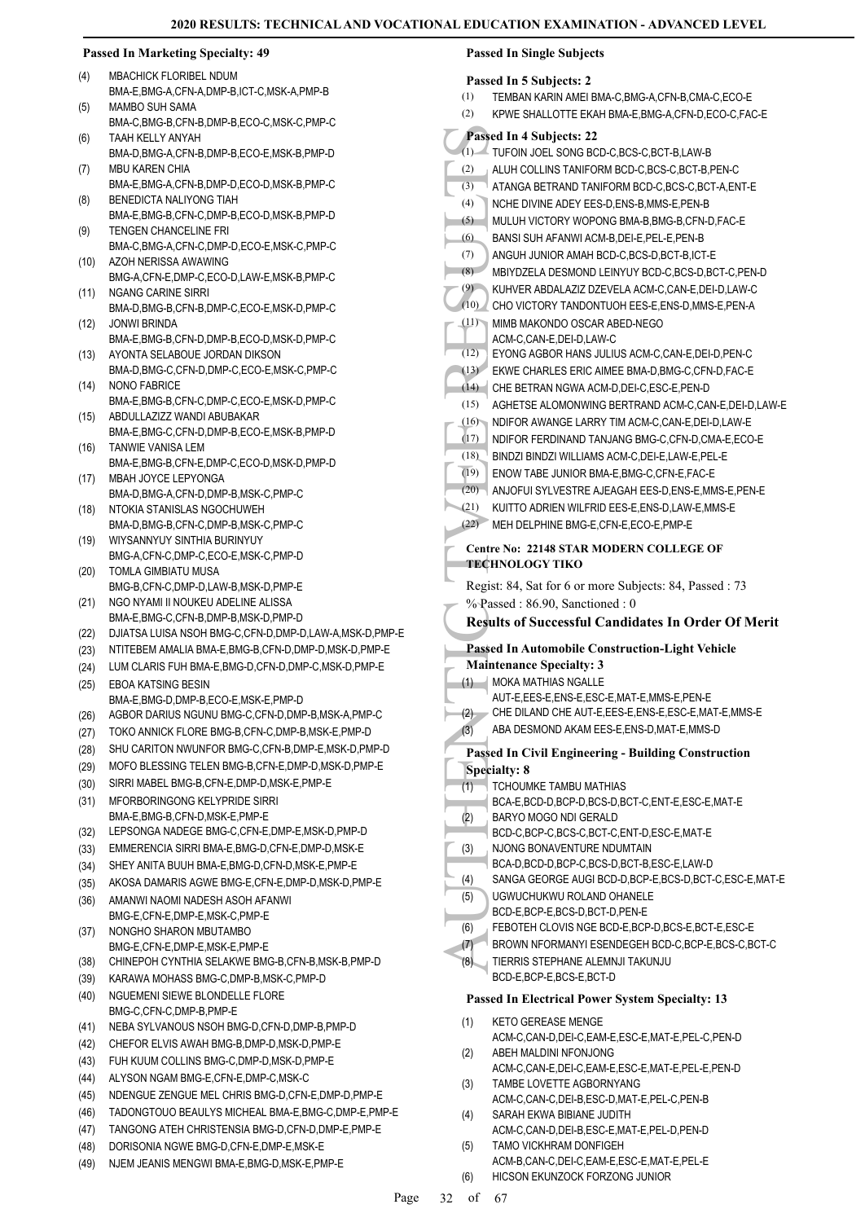### Passed In Marketing Specialty: 49

(4) MBACHICK FLORIBEL NDUM
BMA-E,BMG-A,CFN-A,DMP-B,ICT-C,MSK-A,PMP-B

(5) MAMBO SUH SAMA
BMA-C,BMG-B,CFN-B,DMP-B,ECO-C,MSK-C,PMP-C

(6) TAAH KELLY ANYAH
BMA-D,BMG-A,CFN-B,DMP-B,ECO-E,MSK-B,PMP-D

(7) MBU KAREN CHIA
BMA-E,BMG-A,CFN-B,DMP-D,ECO-D,MSK-B,PMP-C

(8) BENEDICTA NALIYONG TIAH
BMA-E,BMG-B,CFN-C,DMP-B,ECO-D,MSK-B,PMP-D

(9) TENGEN CHANCELINE FRI
BMA-C,BMG-A,CFN-C,DMP-D,ECO-E,MSK-C,PMP-C

(10) AZOH NERISSA AWAWING
BMG-A,CFN-E,DMP-C,ECO-D,LAW-E,MSK-B,PMP-C

(11) NGANG CARINE SIRRI
BMA-D,BMG-B,CFN-B,DMP-C,ECO-E,MSK-D,PMP-C

(12) JONWI BRINDA
BMA-E,BMG-B,CFN-D,DMP-B,ECO-D,MSK-D,PMP-C

(13) AYONTA SELABOUE JORDAN DIKSON
BMA-D,BMG-C,CFN-D,DMP-C,ECO-E,MSK-C,PMP-C

(14) NONO FABRICE
BMA-E,BMG-B,CFN-C,DMP-C,ECO-E,MSK-D,PMP-C

(15) ABDULLAZIZZ WANDI ABUBAKAR
BMA-E,BMG-C,CFN-D,DMP-B,ECO-E,MSK-B,PMP-D

(16) TANWIE VANISA LEM
BMA-E,BMG-B,CFN-E,DMP-C,ECO-D,MSK-D,PMP-D

(17) MBAH JOYCE LEPYONGA
BMA-D,BMG-A,CFN-D,DMP-B,MSK-C,PMP-C

(18) NTOKIA STANISLAS NGOCHUWEH
BMA-D,BMG-B,CFN-C,DMP-B,MSK-C,PMP-C

(19) WIYSANNYUY SINTHIA BURINYUY
BMG-A,CFN-C,DMP-C,ECO-E,MSK-C,PMP-D

(20) TOMLA GIMBIATU MUSA
BMG-B,CFN-C,DMP-D,LAW-B,MSK-D,PMP-E

(21) NGO NYAMI II NOUKEU ADELINE ALISSA
BMA-E,BMG-C,CFN-B,DMP-B,MSK-D,PMP-D

(22) DJIATSA LUISA NSOH BMG-C,CFN-D,DMP-D,LAW-A,MSK-D,PMP-E

(23) NTITEBEM AMALIA BMA-E,BMG-B,CFN-D,DMP-D,MSK-D,PMP-E

(24) LUM CLARIS FUH BMA-E,BMG-D,CFN-D,DMP-C,MSK-D,PMP-E

(25) EBOA KATSING BESIN
BMA-E,BMG-D,DMP-B,ECO-E,MSK-E,PMP-D

(26) AGBOR DARIUS NGUNU BMG-C,CFN-D,DMP-B,MSK-A,PMP-C

(27) TOKO ANNICK FLORE BMG-B,CFN-C,DMP-B,MSK-E,PMP-D

(28) SHU CARITON NWUNFOR BMG-C,CFN-B,DMP-E,MSK-D,PMP-D

(29) MOFO BLESSING TELEN BMG-B,CFN-E,DMP-D,MSK-D,PMP-E

(30) SIRRI MABEL BMG-B,CFN-E,DMP-D,MSK-E,PMP-E

(31) MFORBORINGONG KELYPRIDE SIRRI
BMA-E,BMG-B,CFN-D,MSK-E,PMP-E

(32) LEPSONGA NADEGE BMG-C,CFN-E,DMP-E,MSK-D,PMP-D

(33) EMMERENCIA SIRRI BMA-E,BMG-D,CFN-E,DMP-D,MSK-E

(34) SHEY ANITA BUUH BMA-E,BMG-D,CFN-D,MSK-E,PMP-E

(35) AKOSA DAMARIS AGWE BMG-E,CFN-E,DMP-D,MSK-D,PMP-E

(36) AMANWI NAOMI NADESH ASOH AFANWI
BMG-E,CFN-E,DMP-E,MSK-C,PMP-E

(37) NONGHO SHARON MBUTAMBO
BMG-E,CFN-E,DMP-E,MSK-E,PMP-E

(38) CHINEPOH CYNTHIA SELAKWE BMG-B,CFN-B,MSK-B,PMP-D

(39) KARAWA MOHASS BMG-C,DMP-B,MSK-C,PMP-D

(40) NGUEMENI SIEWE BLONDELLE FLORE
BMG-C,CFN-C,DMP-B,PMP-E

(41) NEBA SYLVANOUS NSOH BMG-D,CFN-D,DMP-B,PMP-D

(42) CHEFOR ELVIS AWAH BMG-B,DMP-D,MSK-D,PMP-E

(43) FUH KUUM COLLINS BMG-C,DMP-D,MSK-D,PMP-E

(44) ALYSON NGAM BMG-E,CFN-E,DMP-C,MSK-C

(45) NDENGUE ZENGUE MEL CHRIS BMG-D,CFN-E,DMP-D,PMP-E

(46) TADONGTOUO BEAULYS MICHEAL BMA-E,BMG-C,DMP-E,PMP-E

(47) TANGONG ATEH CHRISTENSIA BMG-D,CFN-D,DMP-E,PMP-E

(48) DORISONIA NGWE BMG-D,CFN-E,DMP-E,MSK-E

(49) NJEM JEANIS MENGWI BMA-E,BMG-D,MSK-E,PMP-E

### Passed In Single Subjects

#### Passed In 5 Subjects: 2

(1) TEMBAN KARIN AMEI BMA-C,BMG-A,CFN-B,CMA-C,ECO-E

(2) KPWE SHALLOTTE EKAH BMA-E,BMG-A,CFN-D,ECO-C,FAC-E

#### Passed In 4 Subjects: 22

(1) TUFOIN JOEL SONG BCD-C,BCS-C,BCT-B,LAW-B

(2) ALUH COLLINS TANIFORM BCD-C,BCS-C,BCT-B,PEN-C

(3) ATANGA BETRAND TANIFORM BCD-C,BCS-C,BCT-A,ENT-E

(4) NCHE DIVINE ADEY EES-D,ENS-B,MMS-E,PEN-B

(5) MULUH VICTORY WOPONG BMA-B,BMG-B,CFN-D,FAC-E

(6) BANSI SUH AFANWI ACM-B,DEI-E,PEL-E,PEN-B

(7) ANGUH JUNIOR AMAH BCD-C,BCS-D,BCT-B,ICT-E

(8) MBIYDZELA DESMOND LEINYUY BCD-C,BCS-D,BCT-C,PEN-D

(9) KUHVER ABDALAZIZ DZEVELA ACM-C,CAN-E,DEI-D,LAW-C

(10) CHO VICTORY TANDONTUOH EES-E,ENS-D,MMS-E,PEN-A

(11) MIMB MAKONDO OSCAR ABED-NEGO
ACM-C,CAN-E,DEI-D,LAW-C

(12) EYONG AGBOR HANS JULIUS ACM-C,CAN-E,DEI-D,PEN-C

(13) EKWE CHARLES ERIC AIMEE BMA-D,BMG-C,CFN-D,FAC-E

(14) CHE BETRAN NGWA ACM-D,DEI-C,ESC-E,PEN-D

(15) AGHETSE ALOMONWING BERTRAND ACM-C,CAN-E,DEI-D,LAW-E

(16) NDIFOR AWANGE LARRY TIM ACM-C,CAN-E,DEI-D,LAW-E

(17) NDIFOR FERDINAND TANJANG BMG-C,CFN-D,CMA-E,ECO-E

(18) BINDZI BINDZI WILLIAMS ACM-C,DEI-E,LAW-E,PEL-E

(19) ENOW TABE JUNIOR BMA-E,BMG-C,CFN-E,FAC-E

(20) ANJOFUI SYLVESTRE AJEAGAH EES-D,ENS-E,MMS-E,PEN-E

(21) KUITTO ADRIEN WILFRID EES-E,ENS-D,LAW-E,MMS-E

(22) MEH DELPHINE BMG-E,CFN-E,ECO-E,PMP-E

## Centre No: 22148 STAR MODERN COLLEGE OF TECHNOLOGY TIKO

Regist: 84, Sat for 6 or more Subjects: 84, Passed : 73

% Passed : 86.90, Sanctioned : 0

### Results of Successful Candidates In Order Of Merit

#### Passed In Automobile Construction-Light Vehicle Maintenance Specialty: 3

(1) MOKA MATHIAS NGALLE
AUT-E,EES-E,ENS-E,ESC-E,MAT-E,MMS-E,PEN-E

(2) CHE DILAND CHE AUT-E,EES-E,ENS-E,ESC-E,MAT-E,MMS-E

(3) ABA DESMOND AKAM EES-E,ENS-D,MAT-E,MMS-D

#### Passed In Civil Engineering - Building Construction Specialty: 8

(1) TCHOUMKE TAMBU MATHIAS
BCA-E,BCD-D,BCP-D,BCS-D,BCT-C,ENT-E,ESC-E,MAT-E

(2) BARYO MOGO NDI GERALD
BCD-C,BCP-C,BCS-C,BCT-C,ENT-D,ESC-E,MAT-E

(3) NJONG BONAVENTURE NDUMTAIN
BCA-D,BCD-D,BCP-C,BCS-D,BCT-B,ESC-E,LAW-D

(4) SANGA GEORGE AUGI BCD-D,BCP-E,BCS-D,BCT-C,ESC-E,MAT-E

(5) UGWUCHUKWU ROLAND OHANELE
BCD-E,BCP-E,BCS-D,BCT-D,PEN-E

(6) FEBOTEH CLOVIS NGE BCD-E,BCP-D,BCS-E,BCT-E,ESC-E

(7) BROWN NFORMANYI ESENDEGEH BCD-C,BCP-E,BCS-C,BCT-C

(8) TIERRIS STEPHANE ALEMNJI TAKUNJU
BCD-E,BCP-E,BCS-E,BCT-D

#### Passed In Electrical Power System Specialty: 13

(1) KETO GEREASE MENGE
ACM-C,CAN-D,DEI-C,EAM-E,ESC-E,MAT-E,PEL-C,PEN-D

(2) ABEH MALDINI NFONJONG
ACM-C,CAN-E,DEI-C,EAM-E,ESC-E,MAT-E,PEL-E,PEN-D

(3) TAMBE LOVETTE AGBORNYANG
ACM-C,CAN-C,DEI-B,ESC-D,MAT-E,PEL-C,PEN-B

(4) SARAH EKWA BIBIANE JUDITH
ACM-C,CAN-D,DEI-B,ESC-E,MAT-E,PEL-D,PEN-D

(5) TAMO VICKHRAM DONFIGEH
ACM-B,CAN-C,DEI-C,EAM-E,ESC-E,MAT-E,PEL-E

(6) HICSON EKUNZOCK FORZONG JUNIOR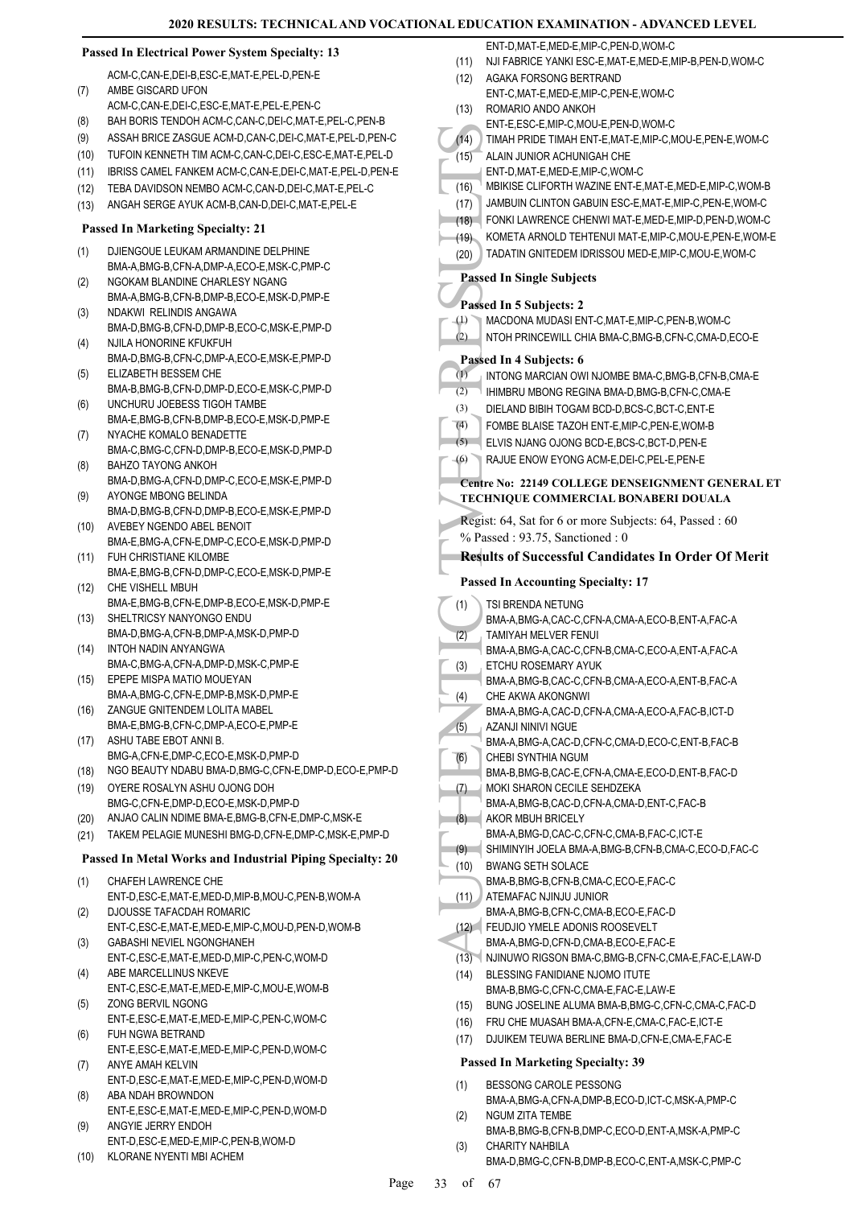### Passed In Electrical Power System Specialty: 13

ACM-C,CAN-E,DEI-B,ESC-E,MAT-E,PEL-D,PEN-E

(7) AMBE GISCARD UFON
ACM-C,CAN-E,DEI-C,ESC-E,MAT-E,PEL-E,PEN-C

(8) BAH BORIS TENDOH ACM-C,CAN-C,DEI-C,MAT-E,PEL-C,PEN-B

(9) ASSAH BRICE ZASGUE ACM-D,CAN-C,DEI-C,MAT-E,PEL-D,PEN-C

(10) TUFOIN KENNETH TIM ACM-C,CAN-C,DEI-C,ESC-E,MAT-E,PEL-D

(11) IBRISS CAMEL FANKEM ACM-C,CAN-E,DEI-C,MAT-E,PEL-D,PEN-E

(12) TEBA DAVIDSON NEMBO ACM-C,CAN-D,DEI-C,MAT-E,PEL-C

(13) ANGAH SERGE AYUK ACM-B,CAN-D,DEI-C,MAT-E,PEL-E

### Passed In Marketing Specialty: 21

(1) DJIENGOUE LEUKAM ARMANDINE DELPHINE
BMA-A,BMG-B,CFN-A,DMP-A,ECO-E,MSK-C,PMP-C

(2) NGOKAM BLANDINE CHARLESY NGANG
BMA-A,BMG-B,CFN-B,DMP-B,ECO-E,MSK-D,PMP-E

(3) NDAKWI RELINDIS ANGAWA
BMA-D,BMG-B,CFN-D,DMP-B,ECO-C,MSK-E,PMP-D

(4) NJILA HONORINE KFUKFUH
BMA-D,BMG-B,CFN-C,DMP-A,ECO-E,MSK-E,PMP-D

(5) ELIZABETH BESSEM CHE
BMA-B,BMG-B,CFN-D,DMP-D,ECO-E,MSK-C,PMP-D

(6) UNCHURU JOEBESS TIGOH TAMBE
BMA-E,BMG-B,CFN-B,DMP-B,ECO-E,MSK-D,PMP-E

(7) NYACHE KOMALO BENADETTE
BMA-C,BMG-C,CFN-D,DMP-B,ECO-E,MSK-D,PMP-D

(8) BAHZO TAYONG ANKOH
BMA-D,BMG-A,CFN-D,DMP-C,ECO-E,MSK-E,PMP-D

(9) AYONGE MBONG BELINDA
BMA-D,BMG-B,CFN-D,DMP-B,ECO-E,MSK-E,PMP-D

(10) AVEBEY NGENDO ABEL BENOIT
BMA-E,BMG-A,CFN-E,DMP-C,ECO-E,MSK-D,PMP-D

(11) FUH CHRISTIANE KILOMBE
BMA-E,BMG-B,CFN-D,DMP-C,ECO-E,MSK-D,PMP-E

(12) CHE VISHELL MBUH
BMA-E,BMG-B,CFN-E,DMP-B,ECO-E,MSK-D,PMP-E

(13) SHELTRICSY NANYONGO ENDU
BMA-D,BMG-A,CFN-B,DMP-A,MSK-D,PMP-D

(14) INTOH NADIN ANYANGWA
BMA-C,BMG-A,CFN-A,DMP-D,MSK-C,PMP-E

(15) EPEPE MISPA MATIO MOUEYAN
BMA-A,BMG-C,CFN-E,DMP-B,MSK-D,PMP-E

(16) ZANGUE GNITENDEM LOLITA MABEL
BMA-E,BMG-B,CFN-C,DMP-A,ECO-E,PMP-E

(17) ASHU TABE EBOT ANNI B.
BMG-A,CFN-E,DMP-C,ECO-E,MSK-D,PMP-D

(18) NGO BEAUTY NDABU BMA-D,BMG-C,CFN-E,DMP-D,ECO-E,PMP-D

(19) OYERE ROSALYN ASHU OJONG DOH
BMG-C,CFN-E,DMP-D,ECO-E,MSK-D,PMP-D

(20) ANJAO CALIN NDIME BMA-E,BMG-B,CFN-E,DMP-C,MSK-E

(21) TAKEM PELAGIE MUNESHI BMG-D,CFN-E,DMP-C,MSK-E,PMP-D

### Passed In Metal Works and Industrial Piping Specialty: 20

(1) CHAFEH LAWRENCE CHE
ENT-D,ESC-E,MAT-E,MED-D,MIP-B,MOU-C,PEN-B,WOM-A

(2) DJOUSSE TAFACDAH ROMARIC
ENT-C,ESC-E,MAT-E,MED-E,MIP-C,MOU-D,PEN-D,WOM-B

(3) GABASHI NEVIEL NGONGHANEH
ENT-C,ESC-E,MAT-E,MED-D,MIP-C,PEN-C,WOM-D

(4) ABE MARCELLINUS NKEVE
ENT-C,ESC-E,MAT-E,MED-E,MIP-C,MOU-E,WOM-B

(5) ZONG BERVIL NGONG
ENT-E,ESC-E,MAT-E,MED-E,MIP-C,PEN-C,WOM-C

(6) FUH NGWA BETRAND
ENT-E,ESC-E,MAT-E,MED-E,MIP-C,PEN-D,WOM-C

(7) ANYE AMAH KELVIN
ENT-D,ESC-E,MAT-E,MED-E,MIP-C,PEN-D,WOM-D

(8) ABA NDAH BROWNDON
ENT-E,ESC-E,MAT-E,MED-E,MIP-C,PEN-D,WOM-D

(9) ANGYIE JERRY ENDOH
ENT-D,ESC-E,MED-E,MIP-C,PEN-B,WOM-D

(10) KLORANE NYENTI MBI ACHEM
ENT-D,MAT-E,MED-E,MIP-C,PEN-D,WOM-C

(11) NJI FABRICE YANKI ESC-E,MAT-E,MED-E,MIP-B,PEN-D,WOM-C

(12) AGAKA FORSONG BERTRAND
ENT-C,MAT-E,MED-E,MIP-C,PEN-E,WOM-C

(13) ROMARIO ANDO ANKOH
ENT-E,ESC-E,MIP-C,MOU-E,PEN-D,WOM-C

(14) TIMAH PRIDE TIMAH ENT-E,MAT-E,MIP-C,MOU-E,PEN-E,WOM-C

(15) ALAIN JUNIOR ACHUNIGAH CHE
ENT-D,MAT-E,MED-E,MIP-C,WOM-C

(16) MBIKISE CLIFORTH WAZINE ENT-E,MAT-E,MED-E,MIP-C,WOM-B

(17) JAMBUIN CLINTON GABUIN ESC-E,MAT-E,MIP-C,PEN-E,WOM-C

(18) FONKI LAWRENCE CHENWI MAT-E,MED-E,MIP-D,PEN-D,WOM-C

(19) KOMETA ARNOLD TEHTENUI MAT-E,MIP-C,MOU-E,PEN-E,WOM-E

(20) TADATIN GNITEDEM IDRISSOU MED-E,MIP-C,MOU-E,WOM-C

### Passed In Single Subjects

#### Passed In 5 Subjects: 2

(1) MACDONA MUDASI ENT-C,MAT-E,MIP-C,PEN-B,WOM-C

(2) NTOH PRINCEWILL CHIA BMA-C,BMG-B,CFN-C,CMA-D,ECO-E

#### Passed In 4 Subjects: 6

(1) INTONG MARCIAN OWI NJOMBE BMA-C,BMG-B,CFN-B,CMA-E

(2) IHIMBRU MBONG REGINA BMA-D,BMG-B,CFN-C,CMA-E

(3) DIELAND BIBIH TOGAM BCD-D,BCS-C,BCT-C,ENT-E

(4) FOMBE BLAISE TAZOH ENT-E,MIP-C,PEN-E,WOM-B

(5) ELVIS NJANG OJONG BCD-E,BCS-E,BCT-D,PEN-E

(6) RAJUE ENOW EYONG ACM-E,DEI-C,PEL-E,PEN-E

## Centre No: 22149 COLLEGE DENSEIGNMENT GENERAL ET TECHNIQUE COMMERCIAL BONABERI DOUALA

Regist: 64, Sat for 6 or more Subjects: 64, Passed : 60
% Passed : 93.75, Sanctioned : 0

### Results of Successful Candidates In Order Of Merit

### Passed In Accounting Specialty: 17

(1) TSI BRENDA NETUNG
BMA-A,BMG-A,CAC-C,CFN-A,CMA-A,ECO-B,ENT-A,FAC-A

(2) TAMIYAH MELVER FENUI
BMA-A,BMG-A,CAC-C,CFN-B,CMA-C,ECO-A,ENT-A,FAC-A

(3) ETCHU ROSEMARY AYUK
BMA-A,BMG-B,CAC-C,CFN-B,CMA-A,ECO-A,ENT-B,FAC-A

(4) CHE AKWA AKONGNWI
BMA-A,BMG-A,CAC-D,CFN-A,CMA-A,ECO-A,FAC-B,ICT-D

(5) AZANJI NINIVI NGUE
BMA-A,BMG-A,CAC-D,CFN-C,CMA-D,ECO-C,ENT-B,FAC-B

(6) CHEBI SYNTHIA NGUM
BMA-B,BMG-B,CAC-E,CFN-A,CMA-E,ECO-D,ENT-B,FAC-D

(7) MOKI SHARON CECILE SEHDZEKA
BMA-A,BMG-B,CAC-D,CFN-A,CMA-D,ENT-C,FAC-B

(8) AKOR MBUH BRICELY
BMA-A,BMG-D,CAC-C,CFN-C,CMA-B,FAC-C,ICT-E

(9) SHIMINYIH JOELA BMA-A,BMG-B,CFN-B,CMA-C,ECO-D,FAC-C

(10) BWANG SETH SOLACE
BMA-B,BMG-B,CFN-B,CMA-C,ECO-E,FAC-C

(11) ATEMAFAC NJINJU JUNIOR
BMA-A,BMG-B,CFN-C,CMA-B,ECO-E,FAC-D

(12) FEUDJIO YMELE ADONIS ROOSEVELT
BMA-A,BMG-D,CFN-D,CMA-B,ECO-E,FAC-E

(13) NJINUWO RIGSON BMA-C,BMG-B,CFN-C,CMA-E,FAC-E,LAW-D

(14) BLESSING FANIDIANE NJOMO ITUTE
BMA-B,BMG-C,CFN-C,CMA-E,FAC-E,LAW-E

(15) BUNG JOSELINE ALUMA BMA-B,BMG-C,CFN-C,CMA-C,FAC-D

(16) FRU CHE MUASAH BMA-A,CFN-E,CMA-C,FAC-E,ICT-E

(17) DJUIKEM TEUWA BERLINE BMA-D,CFN-E,CMA-E,FAC-E

### Passed In Marketing Specialty: 39

(1) BESSONG CAROLE PESSONG
BMA-A,BMG-A,CFN-A,DMP-B,ECO-D,ICT-C,MSK-A,PMP-C

(2) NGUM ZITA TEMBE
BMA-B,BMG-B,CFN-B,DMP-C,ECO-D,ENT-A,MSK-A,PMP-C

(3) CHARITY NAHBILA
BMA-D,BMG-C,CFN-B,DMP-B,ECO-C,ENT-A,MSK-C,PMP-C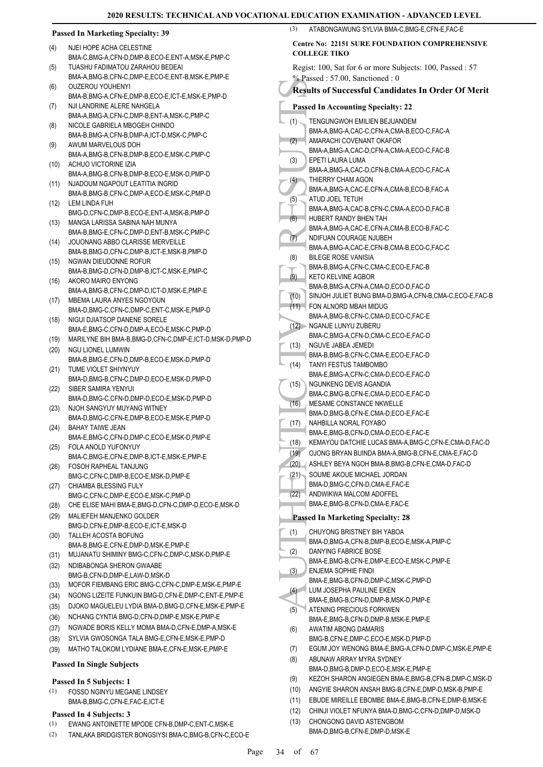**Passed In Marketing Specialty: 39**

(4) NJEI HOPE ACHA CELESTINE
BMA-C,BMG-A,CFN-D,DMP-B,ECO-E,ENT-A,MSK-E,PMP-C
(5) TUASHU FADIMATOU ZARAHOU BEDEAI
BMA-A,BMG-B,CFN-C,DMP-E,ECO-E,ENT-B,MSK-E,PMP-E
(6) OUZEROU YOUHENYI
BMA-B,BMG-A,CFN-E,DMP-B,ECO-E,ICT-E,MSK-E,PMP-D
(7) NJI LANDRINE ALERE NAHGELA
BMA-A,BMG-A,CFN-C,DMP-B,ENT-A,MSK-C,PMP-C
(8) NICOLE GABRIELA MBOGEH CHINDO
BMA-B,BMG-A,CFN-B,DMP-A,ICT-D,MSK-C,PMP-C
(9) AWUM MARVELOUS DOH
BMA-A,BMG-B,CFN-B,DMP-B,ECO-E,MSK-C,PMP-C
(10) ACHUO VICTORINE IZIA
BMA-A,BMG-B,CFN-B,DMP-B,ECO-E,MSK-D,PMP-D
(11) NJADOUM NGAPOUT LEATITIA INGRID
BMA-B,BMG-B,CFN-C,DMP-A,ECO-E,MSK-C,PMP-D
(12) LEM LINDA FUH
BMG-D,CFN-C,DMP-B,ECO-E,ENT-A,MSK-B,PMP-D
(13) MANGA LARISSA SABINA NAH MUNYA
BMA-B,BMG-E,CFN-C,DMP-D,ENT-B,MSK-C,PMP-C
(14) JOUONANG ABBO CLARISSE MERVEILLE
BMA-B,BMG-D,CFN-C,DMP-B,ICT-E,MSK-B,PMP-D
(15) NGWAN DIEUDONNE ROFUR
BMA-B,BMG-D,CFN-D,DMP-B,ICT-C,MSK-E,PMP-C
(16) AKORO MAIRO ENYONG
BMA-A,BMG-B,CFN-C,DMP-D,ICT-D,MSK-E,PMP-E
(17) MBEMA LAURA ANYES NGOYOUN
BMA-D,BMG-C,CFN-C,DMP-C,ENT-C,MSK-E,PMP-D
(18) NIGUI DJIATSOP DANENE SORELE
BMA-E,BMG-C,CFN-D,DMP-A,ECO-E,MSK-C,PMP-D
(19) MARILYNE BIH BMA-B,BMG-D,CFN-C,DMP-E,ICT-D,MSK-D,PMP-D
(20) NGU LIONEL LUMWIN
BMA-B,BMG-E,CFN-D,DMP-B,ECO-E,MSK-D,PMP-D
(21) TUME VIOLET SHIYNYUY
BMA-D,BMG-B,CFN-C,DMP-D,ECO-E,MSK-D,PMP-D
(22) SIBER SAMIRA YENYUI
BMA-D,BMG-C,CFN-D,DMP-D,ECO-E,MSK-D,PMP-D
(23) NJOH SANGYUY MUYANG WITNEY
BMA-D,BMG-C,CFN-E,DMP-B,ECO-E,MSK-E,PMP-D
(24) BAHAY TAIWE JEAN
BMA-E,BMG-C,CFN-D,DMP-C,ECO-E,MSK-D,PMP-E
(25) FOLA ANOLD YUFONYUY
BMA-C,BMG-E,CFN-E,DMP-B,ICT-E,MSK-E,PMP-E
(26) FOSOH RAPHEAL TANJUNG
BMG-C,CFN-C,DMP-B,ECO-E,MSK-D,PMP-E
(27) CHIAMBA BLESSING FULY
BMG-C,CFN-C,DMP-E,ECO-E,MSK-C,PMP-D
(28) CHE ELISE MAHI BMA-E,BMG-D,CFN-C,DMP-D,ECO-E,MSK-D
(29) MALIEFEH MANJENKO GOLDER
BMG-D,CFN-E,DMP-B,ECO-E,ICT-E,MSK-D
(30) TALLEH ACOSTA BOFUNG
BMA-B,BMG-E,CFN-E,DMP-D,MSK-E,PMP-E
(31) MUJANATU SHIMINY BMG-C,CFN-C,DMP-C,MSK-D,PMP-E
(32) NDIBABONGA SHERON GWAABE
BMG-B,CFN-D,DMP-E,LAW-D,MSK-D
(33) MOFOR FIEMBANG ERIC BMG-C,CFN-C,DMP-E,MSK-E,PMP-E
(34) NGONG LIZEITE FUNKUIN BMG-D,CFN-E,DMP-C,ENT-E,PMP-E
(35) DJOKO MAGUELEU LYDIA BMA-D,BMG-D,CFN-E,MSK-E,PMP-E
(36) NCHANG CYNTIA BMG-D,CFN-D,DMP-E,MSK-E,PMP-E
(37) NGWADE BORIS KELLY MOMA BMA-D,CFN-E,DMP-A,MSK-E
(38) SYLVIA GWOSONGA TALA BMG-E,CFN-E,MSK-E,PMP-D
(39) MATHO TALOKOM LYDIANE BMA-E,CFN-E,MSK-E,PMP-E

**Passed In Single Subjects**

**Passed In 5 Subjects: 1**

(1) FOSSO NGINYU MEGANE LINDSEY
BMA-B,BMG-C,CFN-E,FAC-E,ICT-E

**Passed In 4 Subjects: 3**

(1) EWANG ANTOINETTE MPODE CFN-B,DMP-C,ENT-C,MSK-E
(2) TANLAKA BRIDGISTER BONGSIYSI BMA-C,BMG-B,CFN-C,ECO-E
(3) ATABONGAWUNG SYLVIA BMA-C,BMG-E,CFN-E,FAC-E

**Centre No: 22151 SURE FOUNDATION COMPREHENSIVE COLLEGE TIKO**

Regist: 100, Sat for 6 or more Subjects: 100, Passed : 57
% Passed : 57.00, Sanctioned : 0

**Results of Successful Candidates In Order Of Merit**

**Passed In Accounting Specialty: 22**

(1) TENGUNGWOH EMILIEN BEJUANDEM
BMA-A,BMG-A,CAC-C,CFN-A,CMA-B,ECO-C,FAC-A
(2) AMARACHI COVENANT OKAFOR
BMA-A,BMG-A,CAC-D,CFN-A,CMA-A,ECO-C,FAC-B
(3) EPETI LAURA LUMA
BMA-A,BMG-A,CAC-D,CFN-B,CMA-A,ECO-C,FAC-A
(4) THIERRY CHAM AGON
BMA-A,BMG-A,CAC-E,CFN-A,CMA-B,ECO-B,FAC-A
(5) ATUD JOEL TETUH
BMA-A,BMG-A,CAC-B,CFN-C,CMA-A,ECO-D,FAC-B
(6) HUBERT RANDY BHEN TAH
BMA-A,BMG-A,CAC-E,CFN-A,CMA-B,ECO-B,FAC-C
(7) NDIFUAN COURAGE NJUBEH
BMA-A,BMG-A,CAC-E,CFN-B,CMA-B,ECO-C,FAC-C
(8) BILEGE ROSE VANISIA
BMA-B,BMG-A,CFN-C,CMA-C,ECO-E,FAC-B
(9) KETO KELVINE AGBOR
BMA-B,BMG-A,CFN-A,CMA-D,ECO-D,FAC-D
(10) SINJOH JULIET BUNG BMA-D,BMG-A,CFN-B,CMA-C,ECO-E,FAC-B
(11) FON ALNORD MBAH MIDUG
BMA-A,BMG-B,CFN-C,CMA-D,ECO-C,FAC-E
(12) NGANJE LUNYU ZUBERU
BMA-C,BMG-A,CFN-D,CMA-C,ECO-E,FAC-D
(13) NGUVE JABEA JEMEDI
BMA-B,BMG-B,CFN-C,CMA-E,ECO-E,FAC-D
(14) TANYI FESTUS TAMBOMBO
BMA-E,BMG-A,CFN-C,CMA-D,ECO-E,FAC-D
(15) NGUNKENG DEVIS AGANDIA
BMA-C,BMG-B,CFN-E,CMA-D,ECO-E,FAC-D
(16) MESAME CONSTANCE NKWELLE
BMA-D,BMG-B,CFN-E,CMA-D,ECO-E,FAC-E
(17) NAHBILLA NORAL FOYABO
BMA-E,BMG-B,CFN-D,CMA-D,ECO-E,FAC-E
(18) KEMAYOU DATCHIE LUCAS BMA-A,BMG-C,CFN-E,CMA-D,FAC-D
(19) OJONG BRYAN BUINDA BMA-A,BMG-B,CFN-E,CMA-E,FAC-D
(20) ASHLEY BEYA NGOH BMA-B,BMG-B,CFN-E,CMA-D,FAC-D
(21) SOUME AKOUE MICHAEL JORDAN
BMA-D,BMG-C,CFN-D,CMA-E,FAC-E
(22) ANDWIKWA MALCOM ADOFFEL
BMA-E,BMG-B,CFN-D,CMA-E,FAC-E

**Passed In Marketing Specialty: 28**

(1) CHUYONG BRISTNEY BIH YABOA
BMA-D,BMG-A,CFN-B,DMP-B,ECO-E,MSK-A,PMP-C
(2) DANYING FABRICE BOSE
BMA-E,BMG-B,CFN-E,DMP-E,ECO-E,MSK-C,PMP-E
(3) ENJEMA SOPHIE FINDI
BMA-E,BMG-B,CFN-D,DMP-C,MSK-C,PMP-D
(4) LUM JOSEPHA PAULINE EKEN
BMA-E,BMG-B,CFN-D,DMP-B,MSK-D,PMP-E
(5) ATENING PRECIOUS FORKWEN
BMA-E,BMG-B,CFN-D,DMP-B,MSK-E,PMP-E
(6) AWATIM ABONG DAMARIS
BMG-B,CFN-E,DMP-C,ECO-E,MSK-D,PMP-D
(7) EGUM JOY WENONG BMA-E,BMG-A,CFN-D,DMP-C,MSK-E,PMP-E
(8) ABUNAW ARRAY MYRA SYDNEY
BMA-D,BMG-B,DMP-D,ECO-E,MSK-E,PMP-E
(9) KEZOH SHARON ANGIEGEN BMA-E,BMG-B,CFN-B,DMP-C,MSK-D
(10) ANGYIE SHARON ANSAH BMG-B,CFN-E,DMP-D,MSK-B,PMP-E
(11) EBUDE MIREILLE EBOMBE BMA-E,BMG-B,CFN-E,DMP-B,MSK-E
(12) CHINJI VIOLET NFUNYA BMA-D,BMG-C,CFN-D,DMP-D,MSK-D
(13) CHONGONG DAVID ASTENGBOM
BMA-D,BMG-B,CFN-E,DMP-D,MSK-E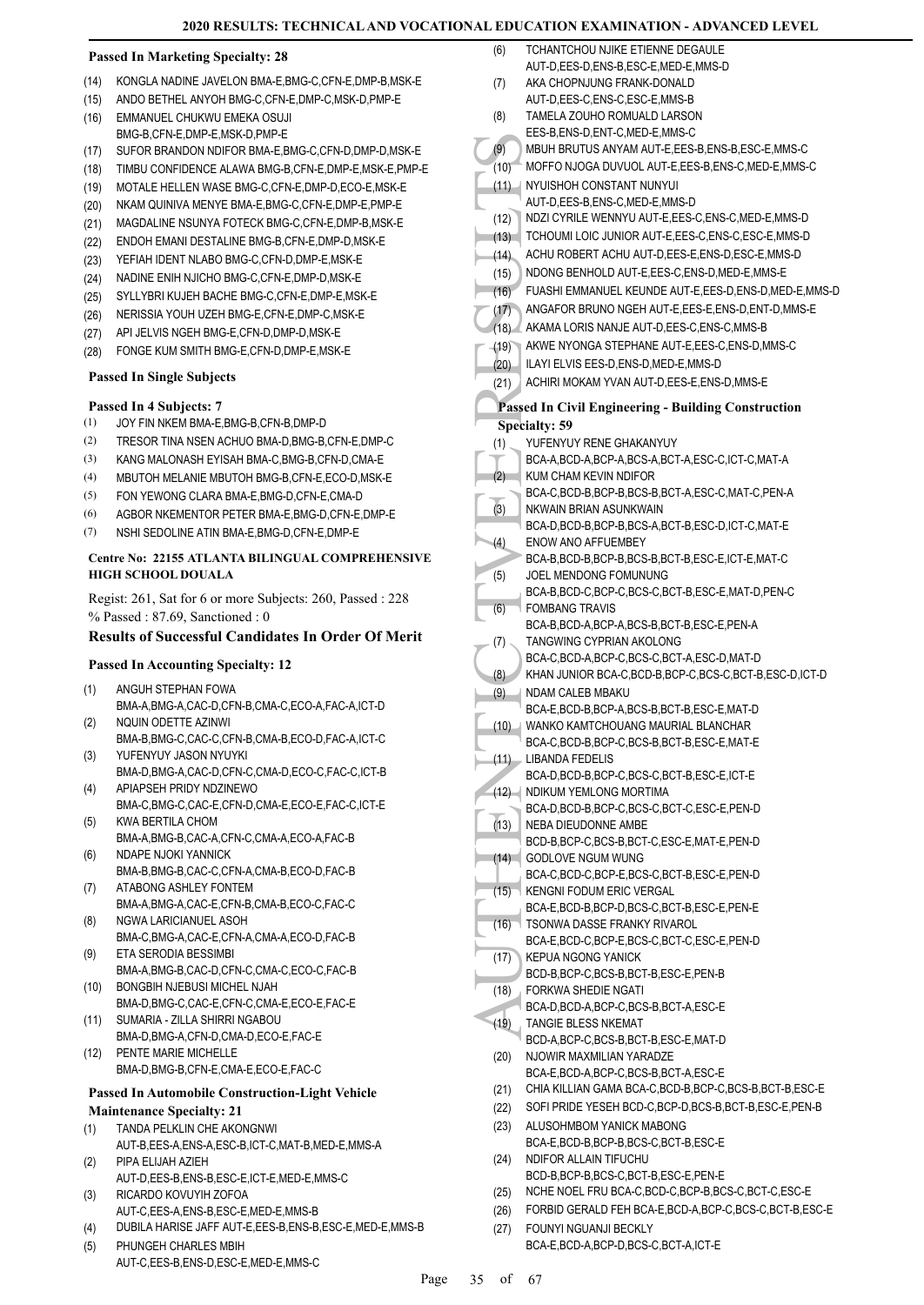### Passed In Marketing Specialty: 28

(14) KONGLA NADINE JAVELON BMA-E,BMG-C,CFN-E,DMP-B,MSK-E
(15) ANDO BETHEL ANYOH BMG-C,CFN-E,DMP-C,MSK-D,PMP-E
(16) EMMANUEL CHUKWU EMEKA OSUJI BMG-B,CFN-E,DMP-E,MSK-D,PMP-E
(17) SUFOR BRANDON NDIFOR BMA-E,BMG-C,CFN-D,DMP-D,MSK-E
(18) TIMBU CONFIDENCE ALAWA BMG-B,CFN-E,DMP-E,MSK-E,PMP-E
(19) MOTALE HELLEN WASE BMG-C,CFN-E,DMP-D,ECO-E,MSK-E
(20) NKAM QUINIVA MENYE BMA-E,BMG-C,CFN-E,DMP-E,PMP-E
(21) MAGDALINE NSUNYA FOTECK BMG-C,CFN-E,DMP-B,MSK-E
(22) ENDOH EMANI DESTALINE BMG-B,CFN-E,DMP-D,MSK-E
(23) YEFIAH IDENT NLABO BMG-C,CFN-D,DMP-E,MSK-E
(24) NADINE ENIH NJICHO BMG-C,CFN-E,DMP-D,MSK-E
(25) SYLLYBRI KUJEH BACHE BMG-C,CFN-E,DMP-E,MSK-E
(26) NERISSIA YOUH UZEH BMG-E,CFN-E,DMP-C,MSK-E
(27) API JELVIS NGEH BMG-E,CFN-D,DMP-D,MSK-E
(28) FONGE KUM SMITH BMG-E,CFN-D,DMP-E,MSK-E

### Passed In Single Subjects

#### Passed In 4 Subjects: 7

(1) JOY FIN NKEM BMA-E,BMG-B,CFN-B,DMP-D
(2) TRESOR TINA NSEN ACHUO BMA-D,BMG-B,CFN-E,DMP-C
(3) KANG MALONASH EYISAH BMA-C,BMG-B,CFN-D,CMA-E
(4) MBUTOH MELANIE MBUTOH BMG-B,CFN-E,ECO-D,MSK-E
(5) FON YEWONG CLARA BMA-E,BMG-D,CFN-E,CMA-D
(6) AGBOR NKEMENTOR PETER BMA-E,BMG-D,CFN-E,DMP-E
(7) NSHI SEDOLINE ATIN BMA-E,BMG-D,CFN-E,DMP-E

### Centre No: 22155 ATLANTA BILINGUAL COMPREHENSIVE HIGH SCHOOL DOUALA

Regist: 261, Sat for 6 or more Subjects: 260, Passed : 228
% Passed : 87.69, Sanctioned : 0

### Results of Successful Candidates In Order Of Merit

### Passed In Accounting Specialty: 12

(1) ANGUH STEPHAN FOWA BMA-A,BMG-A,CAC-D,CFN-B,CMA-C,ECO-A,FAC-A,ICT-D
(2) NQUIN ODETTE AZINWI BMA-B,BMG-C,CAC-C,CFN-B,CMA-B,ECO-D,FAC-A,ICT-C
(3) YUFENYUY JASON NYUYKI BMA-D,BMG-A,CAC-D,CFN-C,CMA-D,ECO-C,FAC-C,ICT-B
(4) APIAPSEH PRIDY NDZINEWO BMA-C,BMG-C,CAC-E,CFN-D,CMA-E,ECO-E,FAC-C,ICT-E
(5) KWA BERTILA CHOM BMA-A,BMG-B,CAC-A,CFN-C,CMA-A,ECO-A,FAC-B
(6) NDAPE NJOKI YANNICK BMA-B,BMG-B,CAC-C,CFN-A,CMA-B,ECO-D,FAC-B
(7) ATABONG ASHLEY FONTEM BMA-A,BMG-A,CAC-E,CFN-B,CMA-B,ECO-C,FAC-C
(8) NGWA LARICIANUEL ASOH BMA-C,BMG-A,CAC-E,CFN-A,CMA-A,ECO-D,FAC-B
(9) ETA SERODIA BESSIMBI BMA-A,BMG-B,CAC-D,CFN-C,CMA-C,ECO-C,FAC-B
(10) BONGBIH NJEBUSI MICHEL NJAH BMA-D,BMG-C,CAC-E,CFN-C,CMA-E,ECO-E,FAC-E
(11) SUMARIA - ZILLA SHIRRI NGABOU BMA-D,BMG-A,CFN-D,CMA-D,ECO-E,FAC-E
(12) PENTE MARIE MICHELLE BMA-D,BMG-B,CFN-E,CMA-E,ECO-E,FAC-C

### Passed In Automobile Construction-Light Vehicle Maintenance Specialty: 21

(1) TANDA PELKLIN CHE AKONGNWI AUT-B,EES-A,ENS-A,ESC-B,ICT-C,MAT-B,MED-E,MMS-A
(2) PIPA ELIJAH AZIEH AUT-D,EES-B,ENS-B,ESC-E,ICT-E,MED-E,MMS-C
(3) RICARDO KOVUYIH ZOFOA AUT-C,EES-A,ENS-B,ESC-E,MED-E,MMS-B
(4) DUBILA HARISE JAFF AUT-E,EES-B,ENS-B,ESC-E,MED-E,MMS-B
(5) PHUNGEH CHARLES MBIH AUT-C,EES-B,ENS-D,ESC-E,MED-E,MMS-C
(6) TCHANTCHOU NJIKE ETIENNE DEGAULE AUT-D,EES-D,ENS-B,ESC-E,MED-E,MMS-D
(7) AKA CHOPNJUNG FRANK-DONALD AUT-D,EES-C,ENS-C,ESC-E,MMS-B
(8) TAMELA ZOUHO ROMUALD LARSON EES-B,ENS-D,ENT-C,MED-E,MMS-C
(9) MBUH BRUTUS ANYAM AUT-E,EES-B,ENS-B,ESC-E,MMS-C
(10) MOFFO NJOGA DUVUOL AUT-E,EES-B,ENS-C,MED-E,MMS-C
(11) NYUISHOH CONSTANT NUNYUI AUT-D,EES-B,ENS-C,MED-E,MMS-D
(12) NDZI CYRILE WENNYU AUT-E,EES-C,ENS-C,MED-E,MMS-D
(13) TCHOUMI LOIC JUNIOR AUT-E,EES-C,ENS-C,ESC-E,MMS-D
(14) ACHU ROBERT ACHU AUT-D,EES-E,ENS-D,ESC-E,MMS-D
(15) NDONG BENHOLD AUT-E,EES-C,ENS-D,MED-E,MMS-E
(16) FUASHI EMMANUEL KEUNDE AUT-E,EES-D,ENS-D,MED-E,MMS-D
(17) ANGAFOR BRUNO NGEH AUT-E,EES-E,ENS-D,ENT-D,MMS-E
(18) AKAMA LORIS NANJE AUT-D,EES-C,ENS-C,MMS-B
(19) AKWE NYONGA STEPHANE AUT-E,EES-C,ENS-D,MMS-C
(20) ILAYI ELVIS EES-D,ENS-D,MED-E,MMS-D
(21) ACHIRI MOKAM YVAN AUT-D,EES-E,ENS-D,MMS-E

### Passed In Civil Engineering - Building Construction Specialty: 59

(1) YUFENYUY RENE GHAKANYUY BCA-A,BCD-A,BCP-A,BCS-A,BCT-A,ESC-C,ICT-C,MAT-A
(2) KUM CHAM KEVIN NDIFOR BCA-C,BCD-B,BCP-B,BCS-B,BCT-A,ESC-C,MAT-C,PEN-A
(3) NKWAIN BRIAN ASUNKWAIN BCA-D,BCD-B,BCP-B,BCS-A,BCT-B,ESC-D,ICT-C,MAT-E
(4) ENOW ANO AFFUEMBEY BCA-B,BCD-B,BCP-B,BCS-B,BCT-B,ESC-E,ICT-E,MAT-C
(5) JOEL MENDONG FOMUNUNG BCA-B,BCD-C,BCP-C,BCS-C,BCT-B,ESC-E,MAT-D,PEN-C
(6) FOMBANG TRAVIS BCA-B,BCD-A,BCP-A,BCS-B,BCT-B,ESC-E,PEN-A
(7) TANGWING CYPRIAN AKOLONG BCA-C,BCD-A,BCP-C,BCS-C,BCT-A,ESC-D,MAT-D
(8) KHAN JUNIOR BCA-C,BCD-B,BCP-C,BCS-C,BCT-B,ESC-D,ICT-D
(9) NDAM CALEB MBAKU BCA-E,BCD-B,BCP-A,BCS-B,BCT-B,ESC-E,MAT-D
(10) WANKO KAMTCHOUANG MAURIAL BLANCHAR BCA-C,BCD-B,BCP-C,BCS-B,BCT-B,ESC-E,MAT-E
(11) LIBANDA FEDELIS BCA-D,BCD-B,BCP-C,BCS-C,BCT-B,ESC-E,ICT-E
(12) NDIKUM YEMLONG MORTIMA BCA-D,BCD-B,BCP-C,BCS-C,BCT-C,ESC-E,PEN-D
(13) NEBA DIEUDONNE AMBE BCD-B,BCP-C,BCS-B,BCT-C,ESC-E,MAT-E,PEN-D
(14) GODLOVE NGUM WUNG BCA-C,BCD-C,BCP-E,BCS-C,BCT-B,ESC-E,PEN-D
(15) KENGNI FODUM ERIC VERGAL BCA-E,BCD-B,BCP-D,BCS-C,BCT-B,ESC-E,PEN-E
(16) TSONWA DASSE FRANKY RIVAROL BCA-E,BCD-C,BCP-E,BCS-C,BCT-C,ESC-E,PEN-D
(17) KEPUA NGONG YANICK BCD-B,BCP-C,BCS-B,BCT-B,ESC-E,PEN-B
(18) FORKWA SHEDIE NGATI BCA-D,BCD-A,BCP-C,BCS-B,BCT-A,ESC-E
(19) TANGIE BLESS NKEMAT BCD-A,BCP-C,BCS-B,BCT-B,ESC-E,MAT-D
(20) NJOWIR MAXMILIAN YARADZE BCA-E,BCD-A,BCP-C,BCS-B,BCT-A,ESC-E
(21) CHIA KILLIAN GAMA BCA-C,BCD-B,BCP-C,BCS-B,BCT-B,ESC-E
(22) SOFI PRIDE YESEH BCD-C,BCP-D,BCS-B,BCT-B,ESC-E,PEN-B
(23) ALUSOHMBOM YANICK MABONG BCA-E,BCD-B,BCP-B,BCS-C,BCT-B,ESC-E
(24) NDIFOR ALLAIN TIFUCHU BCD-B,BCP-B,BCS-C,BCT-B,ESC-E,PEN-E
(25) NCHE NOEL FRU BCA-C,BCD-C,BCP-B,BCS-C,BCT-C,ESC-E
(26) FORBID GERALD FEH BCA-E,BCD-A,BCP-C,BCS-C,BCT-B,ESC-E
(27) FOUNYI NGUANJI BECKLY BCA-E,BCD-A,BCP-D,BCS-C,BCT-A,ICT-E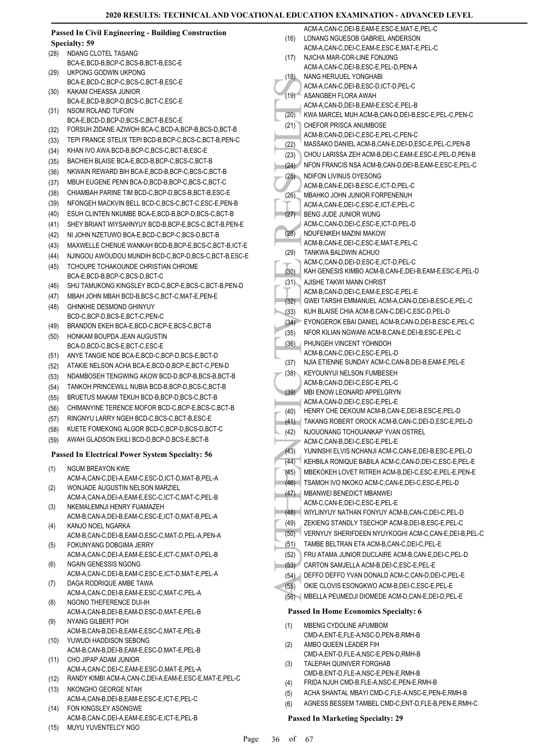### Passed In Civil Engineering - Building Construction Specialty: 59

(28) NDANG CLOTEL TASANG BCA-E,BCD-B,BCP-C,BCS-B,BCT-B,ESC-E
(29) UKPONG GODWIN UKPONG BCA-E,BCD-C,BCP-C,BCS-C,BCT-B,ESC-E
(30) KAKAM CHEASSA JUNIOR BCA-E,BCD-B,BCP-D,BCS-C,BCT-C,ESC-E
(31) NSOM ROLAND TUFOIN BCA-E,BCD-D,BCP-D,BCS-C,BCT-B,ESC-E
(32) FORSUH ZIDANE AZIWOH BCA-C,BCD-A,BCP-B,BCS-D,BCT-B
(33) TEPI FRANCE STELIX TEPI BCD-B,BCP-C,BCS-C,BCT-B,PEN-C
(34) KHAN IVO AWA BCD-B,BCP-C,BCS-C,BCT-B,ESC-E
(35) BACHIEH BLAISE BCA-E,BCD-B,BCP-C,BCS-C,BCT-B
(36) NKWAIN REWARD BIH BCA-E,BCD-B,BCP-C,BCS-C,BCT-B
(37) MBUH EUGENE PENN BCA-D,BCD-B,BCP-C,BCS-C,BCT-C
(38) CHIAMBAH PARINE TIM BCD-C,BCP-D,BCS-B,BCT-B,ESC-E
(39) NFONGEH MACKVIN BELL BCD-C,BCS-C,BCT-C,ESC-E,PEN-B
(40) ESUH CLINTEN NKUMBE BCA-E,BCD-B,BCP-D,BCS-C,BCT-B
(41) SHEY BRIANT WIYSAHNYUY BCD-B,BCP-E,BCS-C,BCT-B,PEN-E
(42) NI JOHN NZETUWO BCA-E,BCD-C,BCP-C,BCS-D,BCT-B
(43) MAXWELLE CHENUE WANKAH BCD-B,BCP-E,BCS-C,BCT-B,ICT-E
(44) NJINGOU AWOUDOU MUNDIH BCD-C,BCP-D,BCS-C,BCT-B,ESC-E
(45) TCHOUPE TCHAKOUNDE CHRISTIAN CHROME BCA-E,BCD-B,BCP-C,BCS-D,BCT-C
(46) SHU TAMUKONG KINGSLEY BCD-C,BCP-E,BCS-C,BCT-B,PEN-D
(47) MBAH JOHN MBAH BCD-B,BCS-C,BCT-C,MAT-E,PEN-E
(48) GHINKHIE DESMOND GHINYUY BCD-C,BCP-D,BCS-E,BCT-C,PEN-C
(49) BRANDON EKEH BCA-E,BCD-C,BCP-E,BCS-C,BCT-B
(50) HONKAM BOUPDA JEAN AUGUSTIN BCA-D,BCD-C,BCS-E,BCT-C,ESC-E
(51) ANYE TANGIE NDE BCA-E,BCD-C,BCP-D,BCS-E,BCT-D
(52) ATAKIE NELSON ACHA BCA-E,BCD-D,BCP-E,BCT-C,PEN-D
(53) NDAMBOSEH TENGWING AKOW BCD-D,BCP-B,BCS-B,BCT-B
(54) TANKOH PRINCEWILL NUBIA BCD-B,BCP-D,BCS-C,BCT-B
(55) BRUETUS MAKAM TEKUH BCD-B,BCP-D,BCS-C,BCT-B
(56) CHIMANYINE TERENCE MOFOR BCD-C,BCP-E,BCS-C,BCT-B
(57) RINGNYU LARRY NGEH BCD-C,BCS-C,BCT-B,ESC-E
(58) KUETE FOMEKONG ALGOR BCD-C,BCP-D,BCS-D,BCT-C
(59) AWAH GLADSON EKILI BCD-D,BCP-D,BCS-E,BCT-B

### Passed In Electrical Power System Specialty: 56

(1) NGUM BREAYON KWE ACM-A,CAN-C,DEI-A,EAM-C,ESC-D,ICT-D,MAT-B,PEL-A
(2) WONJADE AUGUSTIN NELSON MARZIEL ACM-A,CAN-A,DEI-A,EAM-E,ESC-C,ICT-C,MAT-C,PEL-B
(3) NKEMALEMNJI HENRY FUAMAZEH ACM-B,CAN-A,DEI-B,EAM-C,ESC-E,ICT-D,MAT-B,PEL-A
(4) KANJO NOEL NGARKA ACM-B,CAN-C,DEI-B,EAM-D,ESC-C,MAT-D,PEL-A,PEN-A
(5) FOKUNYANG DOBGIMA JERRY ACM-A,CAN-C,DEI-A,EAM-E,ESC-E,ICT-C,MAT-D,PEL-B
(6) NGAIN GENESSIS NGONG ACM-A,CAN-C,DEI-B,EAM-C,ESC-E,ICT-D,MAT-E,PEL-A
(7) DAGA RODRIQUE AMBE TAWA ACM-A,CAN-C,DEI-B,EAM-E,ESC-C,MAT-C,PEL-A
(8) NGONO THEFERENCE DUI-IH ACM-A,CAN-B,DEI-B,EAM-D,ESC-D,MAT-E,PEL-B
(9) NYANG GILBERT POH ACM-B,CAN-B,DEI-B,EAM-E,ESC-C,MAT-E,PEL-B
(10) YUWUDI HADDISON SEBONG ACM-B,CAN-B,DEI-B,EAM-E,ESC-D,MAT-E,PEL-B
(11) CHO JIPAP ADAM JUNIOR ACM-A,CAN-C,DEI-C,EAM-E,ESC-D,MAT-E,PEL-A
(12) RANDY KIMBI ACM-A,CAN-C,DEI-A,EAM-E,ESC-E,MAT-E,PEL-C
(13) NKONGHO GEORGE NTAH ACM-A,CAN-B,DEI-B,EAM-E,ESC-E,ICT-E,PEL-C
(14) FON KINGSLEY ASONGWE ACM-B,CAN-C,DEI-A,EAM-E,ESC-E,ICT-E,PEL-B
(15) MUYU YUVENTELCY NGO ACM-A,CAN-C,DEI-B,EAM-E,ESC-E,MAT-E,PEL-C
(16) LONANG NGUESOB GABRIEL ANDERSON ACM-A,CAN-C,DEI-C,EAM-E,ESC-E,MAT-E,PEL-C
(17) NJICHA MAR-COR-LINE FONJ0NG ACM-A,CAN-C,DEI-B,ESC-E,PEL-D,PEN-A
(18) NANG HERIJUEL YONGHABI ACM-A,CAN-C,DEI-B,ESC-D,ICT-D,PEL-C
(19) ASANGBEH FLORA AWAH ACM-A,CAN-D,DEI-B,EAM-E,ESC-E,PEL-B
(20) KWA MARCEL MUH ACM-B,CAN-D,DEI-B,ESC-E,PEL-C,PEN-C
(21) CHEFOR PRISCA ANUMBOSE ACM-B,CAN-D,DEI-C,ESC-E,PEL-C,PEN-C
(22) MASSAKO DANIEL ACM-B,CAN-E,DEI-D,ESC-E,PEL-C,PEN-B
(23) CHOU LARISSA ZEH ACM-B,DEI-C,EAM-E,ESC-E,PEL-D,PEN-B
(24) NFON FRANCIS NSA ACM-B,CAN-D,DEI-B,EAM-E,ESC-E,PEL-C
(25) NDIFON LIVINUS OYESONG ACM-B,CAN-E,DEI-B,ESC-E,ICT-D,PEL-C
(26) MBAHKO JOHN JUNIOR FORPENENUH ACM-A,CAN-E,DEI-C,ESC-E,ICT-E,PEL-C
(27) BENG JUDE JUNIOR WUNG ACM-C,CAN-D,DEI-C,ESC-E,ICT-D,PEL-D
(28) NDUFENKEH MAZINI MAKOW ACM-B,CAN-E,DEI-C,ESC-E,MAT-E,PEL-C
(29) TANKWA BALDWIN ACHUO ACM-C,CAN-D,DEI-D,ESC-E,ICT-D,PEL-C
(30) KAH GENESIS KIMBO ACM-B,CAN-E,DEI-B,EAM-E,ESC-E,PEL-D
(31) AJISHE TAKWI MANN CHRIST ACM-B,CAN-D,DEI-C,EAM-E,ESC-E,PEL-E
(32) GWEI TARSHI EMMANUEL ACM-A,CAN-D,DEI-B,ESC-E,PEL-C
(33) KUH BLAISE CHIA ACM-B,CAN-C,DEI-C,ESC-D,PEL-D
(34) EYONGEROK EBAI DANIEL ACM-B,CAN-D,DEI-B,ESC-E,PEL-C
(35) NFOR KILIAN NGWANI ACM-B,CAN-E,DEI-B,ESC-E,PEL-C
(36) PHUNGEH VINCENT YOHNDOH ACM-B,CAN-C,DEI-C,ESC-E,PEL-D
(37) NJIA ETIENNE SUNDAY ACM-C,CAN-B,DEI-B,EAM-E,PEL-E
(38) KEYOUNYUI NELSON FUMBESEH ACM-B,CAN-D,DEI-C,ESC-E,PEL-C
(39) MBI ENOW LEONARD APPELGRYN ACM-A,CAN-D,DEI-C,ESC-E,PEL-E
(40) HENRY CHE DEKOUM ACM-B,CAN-E,DEI-B,ESC-E,PEL-D
(41) TAKANG ROBERT OROCK ACM-B,CAN-C,DEI-D,ESC-E,PEL-D
(42) NJOUONANG TCHOUANKAP YVAN OSTREL ACM-C,CAN-B,DEI-C,ESC-E,PEL-E
(43) YUNINSHI ELVIS NCHANJI ACM-C,CAN-E,DEI-B,ESC-E,PEL-D
(44) KEHBILA RONIQUE BABILA ACM-C,CAN-D,DEI-C,ESC-E,PEL-E
(45) MBEKOKEH LOVET RITREH ACM-B,DEI-C,ESC-E,PEL-E,PEN-E
(46) TSAMOH IVO NKOKO ACM-C,CAN-E,DEI-C,ESC-E,PEL-D
(47) MBANWEI BENEDICT MBANWEI ACM-C,CAN-E,DEI-C,ESC-E,PEL-E
(48) WIYLINYUY NATHAN FONYUY ACM-B,CAN-C,DEI-C,PEL-D
(49) ZEKIENG STANDLY TSECHOP ACM-B,DEI-B,ESC-E,PEL-C
(50) VERNYUY SHERIFDEEN NYUYKOGHI ACM-C,CAN-E,DEI-B,PEL-C
(51) TAMBE BELTRAN ETA ACM-B,CAN-C,DEI-C,PEL-E
(52) FRU ATAMA JUNIOR DUCLAIRE ACM-B,CAN-E,DEI-C,PEL-D
(53) CARTON SAMJELLA ACM-B,DEI-C,ESC-E,PEL-E
(54) DEFFO DEFFO YVAN DONALD ACM-C,CAN-D,DEI-C,PEL-E
(55) OKIE CLOVIS ESONGKWO ACM-B,DEI-C,ESC-E,PEL-E
(56) MBELLA PEUMEDJI DIOMEDE ACM-D,CAN-E,DEI-D,PEL-E

### Passed In Home Economics Specialty: 6

(1) MBENG CYDOLINE AFUMBOM CMD-A,ENT-E,FLE-A,NSC-D,PEN-B,RMH-B
(2) AMBO QUEEN LEADER FIH CMD-A,ENT-D,FLE-A,NSC-E,PEN-D,RMH-B
(3) TALEPAH QUINIVER FORGHAB CMD-B,ENT-D,FLE-A,NSC-E,PEN-E,RMH-B
(4) FRIDA NJUH CMD-B,FLE-A,NSC-E,PEN-E,RMH-B
(5) ACHA SHANTAL MBAYI CMD-C,FLE-A,NSC-E,PEN-E,RMH-B
(6) AGNESS BESSEM TAMBEL CMD-C,ENT-D,FLE-B,PEN-E,RMH-C

### Passed In Marketing Specialty: 29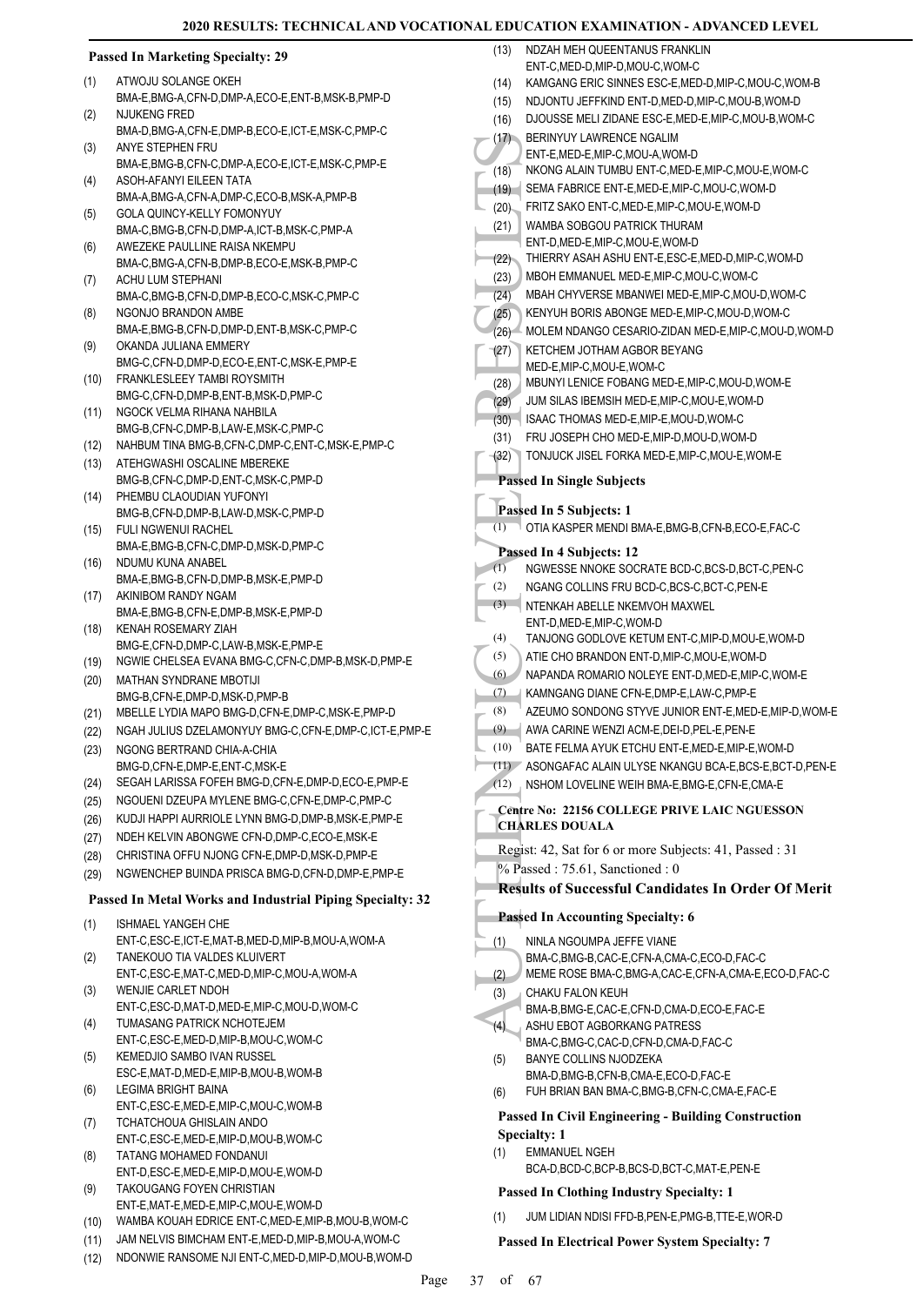### Passed In Marketing Specialty: 29

(1) ATWOJU SOLANGE OKEH
BMA-E,BMG-A,CFN-D,DMP-A,ECO-E,ENT-B,MSK-B,PMP-D
(2) NJUKENG FRED
BMA-D,BMG-A,CFN-E,DMP-B,ECO-E,ICT-E,MSK-C,PMP-C
(3) ANYE STEPHEN FRU
BMA-E,BMG-B,CFN-C,DMP-A,ECO-E,ICT-E,MSK-C,PMP-E
(4) ASOH-AFANYI EILEEN TATA
BMA-A,BMG-A,CFN-A,DMP-C,ECO-B,MSK-A,PMP-B
(5) GOLA QUINCY-KELLY FOMONYUY
BMA-C,BMG-B,CFN-D,DMP-A,ICT-B,MSK-C,PMP-A
(6) AWEZEKE PAULLINE RAISA NKEMPU
BMA-C,BMG-A,CFN-B,DMP-B,ECO-E,MSK-B,PMP-C
(7) ACHU LUM STEPHANI
BMA-C,BMG-B,CFN-D,DMP-B,ECO-C,MSK-C,PMP-C
(8) NGONJO BRANDON AMBE
BMA-E,BMG-B,CFN-D,DMP-D,ENT-B,MSK-C,PMP-C
(9) OKANDA JULIANA EMMERY
BMG-C,CFN-D,DMP-D,ECO-E,ENT-C,MSK-E,PMP-E
(10) FRANKLESLEEY TAMBI ROYSMITH
BMG-C,CFN-D,DMP-B,ENT-B,MSK-D,PMP-C
(11) NGOCK VELMA RIHANA NAHBILA
BMG-B,CFN-C,DMP-B,LAW-E,MSK-C,PMP-C
(12) NAHBUM TINA BMG-B,CFN-C,DMP-C,ENT-C,MSK-E,PMP-C
(13) ATEHGWASHI OSCALINE MBEREKE
BMG-B,CFN-C,DMP-D,ENT-C,MSK-C,PMP-D
(14) PHEMBU CLAOUDIAN YUFONYI
BMG-B,CFN-D,DMP-B,LAW-D,MSK-C,PMP-D
(15) FULI NGWENUI RACHEL
BMA-E,BMG-B,CFN-C,DMP-D,MSK-D,PMP-C
(16) NDUMU KUNA ANABEL
BMA-E,BMG-B,CFN-D,DMP-B,MSK-E,PMP-D
(17) AKINIBOM RANDY NGAM
BMA-E,BMG-B,CFN-E,DMP-B,MSK-E,PMP-D
(18) KENAH ROSEMARY ZIAH
BMG-E,CFN-D,DMP-C,LAW-B,MSK-E,PMP-E
(19) NGWIE CHELSEA EVANA BMG-C,CFN-C,DMP-B,MSK-D,PMP-E
(20) MATHAN SYNDRANE MBOTIJI
BMG-B,CFN-E,DMP-D,MSK-D,PMP-B
(21) MBELLE LYDIA MAPO BMG-D,CFN-E,DMP-C,MSK-E,PMP-D
(22) NGAH JULIUS DZELAMONYUY BMG-C,CFN-E,DMP-C,ICT-E,PMP-E
(23) NGONG BERTRAND CHIA-A-CHIA
BMG-D,CFN-E,DMP-E,ENT-C,MSK-E
(24) SEGAH LARISSA FOFEH BMG-D,CFN-E,DMP-D,ECO-E,PMP-E
(25) NGOUENI DZEUPA MYLENE BMG-C,CFN-E,DMP-C,PMP-C
(26) KUDJI HAPPI AURRIOLE LYNN BMG-D,DMP-B,MSK-E,PMP-E
(27) NDEH KELVIN ABONGWE CFN-D,DMP-C,ECO-E,MSK-E
(28) CHRISTINA OFFU NJONG CFN-E,DMP-D,MSK-D,PMP-E
(29) NGWENCHEP BUINDA PRISCA BMG-D,CFN-D,DMP-E,PMP-E

### Passed In Metal Works and Industrial Piping Specialty: 32

(1) ISHMAEL YANGEH CHE
ENT-C,ESC-E,ICT-E,MAT-B,MED-D,MIP-B,MOU-A,WOM-A
(2) TANEKOUO TIA VALDES KLUIVERT
ENT-C,ESC-E,MAT-C,MED-D,MIP-C,MOU-A,WOM-A
(3) WENJIE CARLET NDOH
ENT-C,ESC-D,MAT-D,MED-E,MIP-C,MOU-D,WOM-C
(4) TUMASANG PATRICK NCHOTEJEM
ENT-C,ESC-E,MED-D,MIP-B,MOU-C,WOM-C
(5) KEMEDJIO SAMBO IVAN RUSSEL
ESC-E,MAT-D,MED-E,MIP-B,MOU-B,WOM-B
(6) LEGIMA BRIGHT BAINA
ENT-C,ESC-E,MED-E,MIP-C,MOU-C,WOM-B
(7) TCHATCHOUA GHISLAIN ANDO
ENT-C,ESC-E,MED-E,MIP-D,MOU-B,WOM-C
(8) TATANG MOHAMED FONDANUI
ENT-D,ESC-E,MED-E,MIP-D,MOU-E,WOM-D
(9) TAKOUGANG FOYEN CHRISTIAN
ENT-E,MAT-E,MED-E,MIP-C,MOU-E,WOM-D
(10) WAMBA KOUAH EDRICE ENT-C,MED-E,MIP-B,MOU-B,WOM-C
(11) JAM NELVIS BIMCHAM ENT-E,MED-D,MIP-B,MOU-A,WOM-C
(12) NDONWIE RANSOME NJI ENT-C,MED-D,MIP-D,MOU-B,WOM-D
(13) NDZAH MEH QUEENTANUS FRANKLIN
ENT-C,MED-D,MIP-D,MOU-C,WOM-C
(14) KAMGANG ERIC SINNES ESC-E,MED-D,MIP-C,MOU-C,WOM-B
(15) NDJONTU JEFFKIND ENT-D,MED-D,MIP-C,MOU-B,WOM-D
(16) DJOUSSE MELI ZIDANE ESC-E,MED-E,MIP-C,MOU-B,WOM-C
(17) BERINYUY LAWRENCE NGALIM
ENT-E,MED-E,MIP-C,MOU-A,WOM-D
(18) NKONG ALAIN TUMBU ENT-C,MED-E,MIP-C,MOU-E,WOM-C
(19) SEMA FABRICE ENT-E,MED-E,MIP-C,MOU-C,WOM-D
(20) FRITZ SAKO ENT-C,MED-E,MIP-C,MOU-E,WOM-D
(21) WAMBA SOBGOU PATRICK THURAM
ENT-D,MED-E,MIP-C,MOU-E,WOM-D
(22) THIERRY ASAH ASHU ENT-E,ESC-E,MED-D,MIP-C,WOM-D
(23) MBOH EMMANUEL MED-E,MIP-C,MOU-C,WOM-C
(24) MBAH CHYVERSE MBANWEI MED-E,MIP-C,MOU-D,WOM-C
(25) KENYUH BORIS ABONGE MED-E,MIP-C,MOU-D,WOM-C
(26) MOLEM NDANGO CESARIO-ZIDAN MED-E,MIP-C,MOU-D,WOM-D
(27) KETCHEM JOTHAM AGBOR BEYANG
MED-E,MIP-C,MOU-E,WOM-C
(28) MBUNYI LENICE FOBANG MED-E,MIP-C,MOU-D,WOM-E
(29) JUM SILAS IBEMSIH MED-E,MIP-C,MOU-E,WOM-D
(30) ISAAC THOMAS MED-E,MIP-E,MOU-D,WOM-C
(31) FRU JOSEPH CHO MED-E,MIP-D,MOU-D,WOM-D
(32) TONJUCK JISEL FORKA MED-E,MIP-C,MOU-E,WOM-E

### Passed In Single Subjects

#### Passed In 5 Subjects: 1

(1) OTIA KASPER MENDI BMA-E,BMG-B,CFN-B,ECO-E,FAC-C

#### Passed In 4 Subjects: 12

(1) NGWESSE NNOKE SOCRATE BCD-C,BCS-D,BCT-C,PEN-C
(2) NGANG COLLINS FRU BCD-C,BCS-C,BCT-C,PEN-E
(3) NTENKAH ABELLE NKEMVOH MAXWEL
ENT-D,MED-E,MIP-C,WOM-D
(4) TANJONG GODLOVE KETUM ENT-C,MIP-D,MOU-E,WOM-D
(5) ATIE CHO BRANDON ENT-D,MIP-C,MOU-E,WOM-D
(6) NAPANDA ROMARIO NOLEYE ENT-D,MED-E,MIP-C,WOM-E
(7) KAMNGANG DIANE CFN-E,DMP-E,LAW-C,PMP-E
(8) AZEUMO SONDONG STYVE JUNIOR ENT-E,MED-E,MIP-D,WOM-E
(9) AWA CARINE WENZI ACM-E,DEI-D,PEL-E,PEN-E
(10) BATE FELMA AYUK ETCHU ENT-E,MED-E,MIP-E,WOM-D
(11) ASONGAFAC ALAIN ULYSE NKANGU BCA-E,BCS-E,BCT-D,PEN-E
(12) NSHOM LOVELINE WEIH BMA-E,BMG-E,CFN-E,CMA-E

## Centre No: 22156 COLLEGE PRIVE LAIC NGUESSON CHARLES DOUALA

Regist: 42, Sat for 6 or more Subjects: 41, Passed : 31
% Passed : 75.61, Sanctioned : 0

### Results of Successful Candidates In Order Of Merit

#### Passed In Accounting Specialty: 6

(1) NINLA NGOUMPA JEFFE VIANE
BMA-C,BMG-B,CAC-E,CFN-A,CMA-C,ECO-D,FAC-C
(2) MEME ROSE BMA-C,BMG-A,CAC-E,CFN-A,CMA-E,ECO-D,FAC-C
(3) CHAKU FALON KEUH
BMA-B,BMG-E,CAC-E,CFN-D,CMA-D,ECO-E,FAC-E
(4) ASHU EBOT AGBORKANG PATRESS
BMA-C,BMG-C,CAC-D,CFN-D,CMA-D,FAC-C
(5) BANYE COLLINS NJODZEKA
BMA-D,BMG-B,CFN-B,CMA-E,ECO-D,FAC-E
(6) FUH BRIAN BAN BMA-C,BMG-B,CFN-C,CMA-E,FAC-E

#### Passed In Civil Engineering - Building Construction Specialty: 1

(1) EMMANUEL NGEH
BCA-D,BCD-C,BCP-B,BCS-D,BCT-C,MAT-E,PEN-E

#### Passed In Clothing Industry Specialty: 1

(1) JUM LIDIAN NDISI FFD-B,PEN-E,PMG-B,TTE-E,WOR-D

#### Passed In Electrical Power System Specialty: 7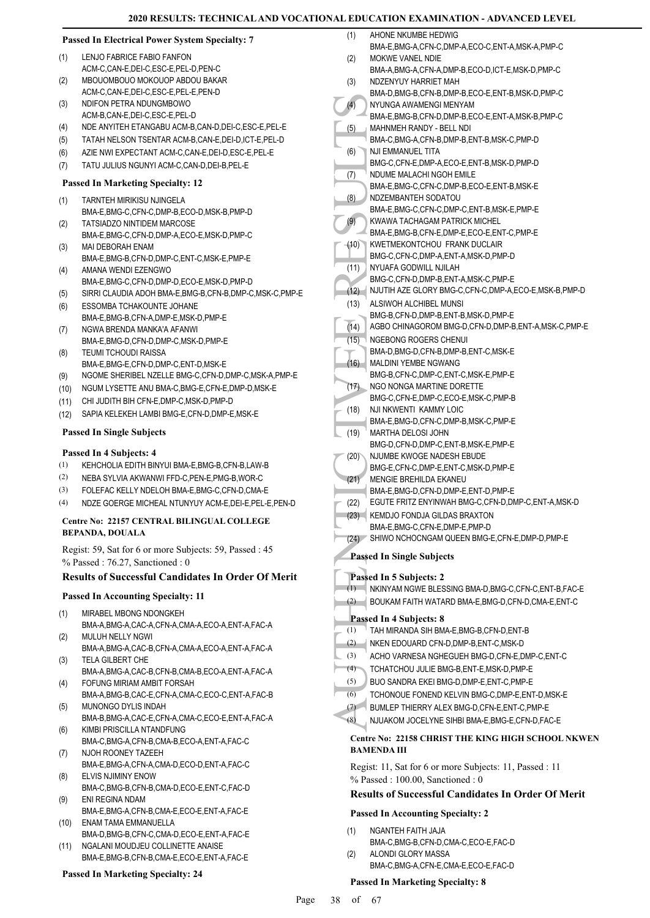**Passed In Electrical Power System Specialty: 7**

(1) LENJO FABRICE FABIO FANFON ACM-C,CAN-E,DEI-C,ESC-E,PEL-D,PEN-C
(2) MBOUOMBOUO MOKOUOP ABDOU BAKAR ACM-C,CAN-E,DEI-C,ESC-E,PEL-E,PEN-D
(3) NDIFON PETRA NDUNGMBOWO ACM-B,CAN-E,DEI-C,ESC-E,PEL-D
(4) NDE ANYITEH ETANGABU ACM-B,CAN-D,DEI-C,ESC-E,PEL-E
(5) TATAH NELSON TSENTAR ACM-B,CAN-E,DEI-D,ICT-E,PEL-D
(6) AZIE NWI EXPECTANT ACM-C,CAN-E,DEI-D,ESC-E,PEL-E
(7) TATU JULIUS NGUNYI ACM-C,CAN-D,DEI-B,PEL-E

**Passed In Marketing Specialty: 12**

(1) TARNTEH MIRIKISU NJINGELA BMA-E,BMG-C,CFN-C,DMP-B,ECO-D,MSK-B,PMP-D
(2) TATSIADZO NINTIDEM MARCOSE BMA-E,BMG-C,CFN-D,DMP-A,ECO-E,MSK-D,PMP-C
(3) MAI DEBORAH ENAM BMA-E,BMG-B,CFN-D,DMP-C,ENT-C,MSK-E,PMP-E
(4) AMANA WENDI EZENGWO BMA-E,BMG-C,CFN-D,DMP-D,ECO-E,MSK-D,PMP-D
(5) SIRRI CLAUDIA ADOH BMA-E,BMG-B,CFN-B,DMP-C,MSK-C,PMP-E
(6) ESSOMBA TCHAKOUNTE JOHANE BMA-E,BMG-B,CFN-A,DMP-E,MSK-D,PMP-E
(7) NGWA BRENDA MANKA'A AFANWI BMA-E,BMG-D,CFN-D,DMP-C,MSK-D,PMP-E
(8) TEUMI TCHOUDI RAISSA BMA-E,BMG-E,CFN-D,DMP-C,ENT-D,MSK-E
(9) NGOME SHERIBEL NZELLE BMG-C,CFN-D,DMP-C,MSK-A,PMP-E
(10) NGUM LYSETTE ANU BMA-C,BMG-E,CFN-E,DMP-D,MSK-E
(11) CHI JUDITH BIH CFN-E,DMP-C,MSK-D,PMP-D
(12) SAPIA KELEKEH LAMBI BMG-E,CFN-D,DMP-E,MSK-E

**Passed In Single Subjects**

**Passed In 4 Subjects: 4**

(1) KEHCHOLIA EDITH BINYUI BMA-E,BMG-B,CFN-B,LAW-B
(2) NEBA SYLVIA AKWANWI FFD-C,PEN-E,PMG-B,WOR-C
(3) FOLEFAC KELLY NDELOH BMA-E,BMG-C,CFN-D,CMA-E
(4) NDZE GOERGE MICHEAL NTUNYUY ACM-E,DEI-E,PEL-E,PEN-D

**Centre No: 22157 CENTRAL BILINGUAL COLLEGE BEPANDA, DOUALA**

Regist: 59, Sat for 6 or more Subjects: 59, Passed : 45
% Passed : 76.27, Sanctioned : 0

### Results of Successful Candidates In Order Of Merit

**Passed In Accounting Specialty: 11**

(1) MIRABEL MBONG NDONGKEH BMA-A,BMG-A,CAC-A,CFN-A,CMA-A,ECO-A,ENT-A,FAC-A
(2) MULUH NELLY NGWI BMA-A,BMG-A,CAC-B,CFN-A,CMA-A,ECO-A,ENT-A,FAC-A
(3) TELA GILBERT CHE BMA-A,BMG-A,CAC-B,CFN-B,CMA-B,ECO-A,ENT-A,FAC-A
(4) FOFUNG MIRIAM AMBIT FORSAH BMA-A,BMG-B,CAC-E,CFN-A,CMA-C,ECO-C,ENT-A,FAC-B
(5) MUNONGO DYLIS INDAH BMA-B,BMG-A,CAC-E,CFN-A,CMA-C,ECO-E,ENT-A,FAC-A
(6) KIMBI PRISCILLA NTANDFUNG BMA-C,BMG-A,CFN-B,CMA-B,ECO-A,ENT-A,FAC-C
(7) NJOH ROONEY TAZEEH BMA-E,BMG-A,CFN-A,CMA-D,ECO-D,ENT-A,FAC-C
(8) ELVIS NJIMINY ENOW BMA-C,BMG-B,CFN-B,CMA-D,ECO-E,ENT-C,FAC-D
(9) ENI REGINA NDAM BMA-E,BMG-A,CFN-B,CMA-E,ECO-E,ENT-A,FAC-E
(10) ENAM TAMA EMMANUELLA BMA-D,BMG-B,CFN-C,CMA-D,ECO-E,ENT-A,FAC-E
(11) NGALANI MOUDJEU COLLINETTE ANAISE BMA-E,BMG-B,CFN-B,CMA-E,ECO-E,ENT-A,FAC-E

**Passed In Marketing Specialty: 24**

(1) AHONE NKUMBE HEDWIG BMA-E,BMG-A,CFN-C,DMP-A,ECO-C,ENT-A,MSK-A,PMP-C
(2) MOKWE VANEL NDIE BMA-A,BMG-A,CFN-A,DMP-B,ECO-D,ICT-E,MSK-D,PMP-C
(3) NDZENYUY HARRIET MAH BMA-D,BMG-B,CFN-B,DMP-B,ECO-E,ENT-B,MSK-D,PMP-C
(4) NYUNGA AWAMENGI MENYAM BMA-E,BMG-B,CFN-D,DMP-B,ECO-E,ENT-A,MSK-B,PMP-C
(5) MAHNMEH RANDY - BELL NDI BMA-C,BMG-A,CFN-B,DMP-B,ENT-B,MSK-C,PMP-D
(6) NJI EMMANUEL TITA BMG-C,CFN-E,DMP-A,ECO-E,ENT-B,MSK-D,PMP-D
(7) NDUME MALACHI NGOH EMILE BMA-E,BMG-C,CFN-C,DMP-B,ECO-E,ENT-B,MSK-E
(8) NDZEMBANTEH SODATOU BMA-E,BMG-C,CFN-C,DMP-C,ENT-B,MSK-E,PMP-E
(9) KWAWA TACHAGAM PATRICK MICHEL BMA-E,BMG-B,CFN-E,DMP-E,ECO-E,ENT-C,PMP-E
(10) KWETMEKONTCHOU FRANK DUCLAIR BMG-C,CFN-C,DMP-A,ENT-A,MSK-D,PMP-D
(11) NYUAFA GODWILL NJILAH BMG-C,CFN-D,DMP-B,ENT-A,MSK-C,PMP-E
(12) NJUTIH AZE GLORY BMG-C,CFN-C,DMP-A,ECO-E,MSK-B,PMP-D
(13) ALSIWOH ALCHIBEL MUNSI BMG-B,CFN-D,DMP-B,ENT-B,MSK-D,PMP-E
(14) AGBO CHINAGOROM BMG-D,CFN-D,DMP-B,ENT-A,MSK-C,PMP-E
(15) NGEBONG ROGERS CHENUI BMA-D,BMG-D,CFN-B,DMP-B,ENT-C,MSK-E
(16) MALDINI YEMBE NGWANG BMG-B,CFN-C,DMP-C,ENT-C,MSK-E,PMP-E
(17) NGO NONGA MARTINE DORETTE BMG-C,CFN-E,DMP-C,ECO-E,MSK-C,PMP-B
(18) NJI NKWENTI KAMMY LOIC BMA-E,BMG-D,CFN-C,DMP-B,MSK-C,PMP-E
(19) MARTHA DELOSI JOHN BMG-D,CFN-D,DMP-C,ENT-B,MSK-E,PMP-E
(20) NJUMBE KWOGE NADESH EBUDE BMG-E,CFN-C,DMP-E,ENT-C,MSK-D,PMP-E
(21) MENGIE BREHILDA EKANEU BMA-E,BMG-D,CFN-D,DMP-E,ENT-D,PMP-E
(22) EGUTE FRITZ ENYINWAH BMG-C,CFN-D,DMP-C,ENT-A,MSK-D
(23) KEMDJO FONDJA GILDAS BRAXTON BMA-E,BMG-C,CFN-E,DMP-E,PMP-D
(24) SHIWO NCHOCNGAM QUEEN BMG-E,CFN-E,DMP-D,PMP-E

**Passed In Single Subjects**

**Passed In 5 Subjects: 2**

(1) NKINYAM NGWE BLESSING BMA-D,BMG-C,CFN-C,ENT-B,FAC-E
(2) BOUKAM FAITH WATARD BMA-E,BMG-D,CFN-D,CMA-E,ENT-C

**Passed In 4 Subjects: 8**

(1) TAH MIRANDA SIH BMA-E,BMG-B,CFN-D,ENT-B
(2) NKEN EDOUARD CFN-D,DMP-B,ENT-C,MSK-D
(3) ACHO VARNESA NGHEGUEH BMG-D,CFN-E,DMP-C,ENT-C
(4) TCHATCHOU JULIE BMG-B,ENT-E,MSK-D,PMP-E
(5) BUO SANDRA EKEI BMG-D,DMP-E,ENT-C,PMP-E
(6) TCHONOUE FONEND KELVIN BMG-C,DMP-E,ENT-D,MSK-E
(7) BUMLEP THIERRY ALEX BMG-D,CFN-E,ENT-C,PMP-E
(8) NJUAKOM JOCELYNE SIHBI BMA-E,BMG-E,CFN-D,FAC-E

**Centre No: 22158 CHRIST THE KING HIGH SCHOOL NKWEN BAMENDA III**

Regist: 11, Sat for 6 or more Subjects: 11, Passed : 11
% Passed : 100.00, Sanctioned : 0

### Results of Successful Candidates In Order Of Merit

**Passed In Accounting Specialty: 2**

(1) NGANTEH FAITH JAJA BMA-C,BMG-B,CFN-D,CMA-C,ECO-E,FAC-D
(2) ALONDI GLORY MASSA BMA-C,BMG-A,CFN-E,CMA-E,ECO-E,FAC-D

**Passed In Marketing Specialty: 8**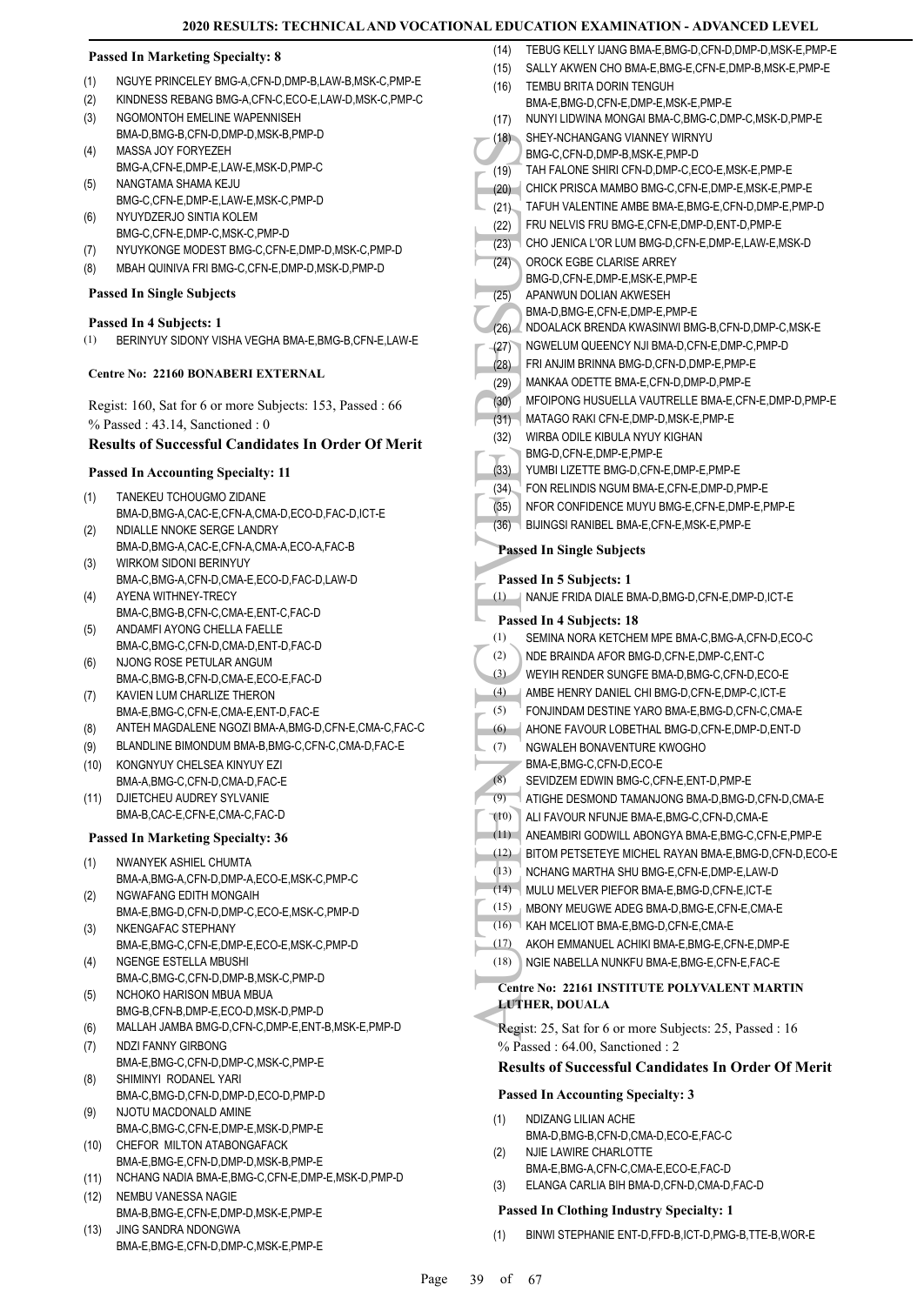#### Passed In Marketing Specialty: 8

(1) NGUYE PRINCELEY BMG-A,CFN-D,DMP-B,LAW-B,MSK-C,PMP-E
(2) KINDNESS REBANG BMG-A,CFN-C,ECO-E,LAW-D,MSK-C,PMP-C
(3) NGOMONTOH EMELINE WAPENNISEH BMA-D,BMG-B,CFN-D,DMP-D,MSK-B,PMP-D
(4) MASSA JOY FORYEZEH BMG-A,CFN-E,DMP-E,LAW-E,MSK-D,PMP-C
(5) NANGTAMA SHAMA KEJU BMG-C,CFN-E,DMP-E,LAW-E,MSK-C,PMP-D
(6) NYUYDZERJO SINTIA KOLEM BMG-C,CFN-E,DMP-C,MSK-C,PMP-D
(7) NYUYKONGE MODEST BMG-C,CFN-E,DMP-D,MSK-C,PMP-D
(8) MBAH QUINIVA FRI BMG-C,CFN-E,DMP-D,MSK-D,PMP-D

#### Passed In Single Subjects

#### Passed In 4 Subjects: 1

(1) BERINYUY SIDONY VISHA VEGHA BMA-E,BMG-B,CFN-E,LAW-E

#### Centre No: 22160 BONABERI EXTERNAL

Regist: 160, Sat for 6 or more Subjects: 153, Passed : 66
% Passed : 43.14, Sanctioned : 0

### Results of Successful Candidates In Order Of Merit

#### Passed In Accounting Specialty: 11

(1) TANEKEU TCHOUGMO ZIDANE BMA-D,BMG-A,CAC-E,CFN-A,CMA-D,ECO-D,FAC-D,ICT-E
(2) NDIALLE NNOKE SERGE LANDRY BMA-D,BMG-A,CAC-E,CFN-A,CMA-A,ECO-A,FAC-B
(3) WIRKOM SIDONI BERINYUY BMA-C,BMG-A,CFN-D,CMA-E,ECO-D,FAC-D,LAW-D
(4) AYENA WITHNEY-TRECY BMA-C,BMG-B,CFN-C,CMA-E,ENT-C,FAC-D
(5) ANDAMFI AYONG CHELLA FAELLE BMA-C,BMG-C,CFN-D,CMA-D,ENT-D,FAC-D
(6) NJONG ROSE PETULAR ANGUM BMA-C,BMG-B,CFN-D,CMA-E,ECO-E,FAC-D
(7) KAVIEN LUM CHARLIZE THERON BMA-E,BMG-C,CFN-E,CMA-E,ENT-D,FAC-E
(8) ANTEH MAGDALENE NGOZI BMA-A,BMG-D,CFN-E,CMA-C,FAC-C
(9) BLANDLINE BIMONDUM BMA-B,BMG-C,CFN-C,CMA-D,FAC-E
(10) KONGNYUY CHELSEA KINYUY EZI BMA-A,BMG-C,CFN-D,CMA-D,FAC-E
(11) DJIETCHEU AUDREY SYLVANIE BMA-B,CAC-E,CFN-E,CMA-C,FAC-D

#### Passed In Marketing Specialty: 36

(1) NWANYEK ASHIEL CHUMTA BMA-A,BMG-A,CFN-D,DMP-A,ECO-E,MSK-C,PMP-C
(2) NGWAFANG EDITH MONGAIH BMA-E,BMG-D,CFN-D,DMP-C,ECO-E,MSK-C,PMP-D
(3) NKENGAFAC STEPHANY BMA-E,BMG-C,CFN-E,DMP-E,ECO-E,MSK-C,PMP-D
(4) NGENGE ESTELLA MBUSHI BMA-C,BMG-C,CFN-D,DMP-B,MSK-C,PMP-D
(5) NCHOKO HARISON MBUA MBUA BMG-B,CFN-B,DMP-E,ECO-D,MSK-D,PMP-D
(6) MALLAH JAMBA BMG-D,CFN-C,DMP-E,ENT-B,MSK-E,PMP-D
(7) NDZI FANNY GIRBONG BMA-E,BMG-C,CFN-D,DMP-C,MSK-C,PMP-E
(8) SHIMINYI RODANEL YARI BMA-C,BMG-D,CFN-D,DMP-D,ECO-D,PMP-D
(9) NJOTU MACDONALD AMINE BMA-C,BMG-C,CFN-E,DMP-E,MSK-D,PMP-E
(10) CHEFOR MILTON ATABONGAFACK BMA-E,BMG-E,CFN-D,DMP-D,MSK-B,PMP-E
(11) NCHANG NADIA BMA-E,BMG-C,CFN-E,DMP-E,MSK-D,PMP-D
(12) NEMBU VANESSA NAGIE BMA-B,BMG-E,CFN-E,DMP-D,MSK-E,PMP-E
(13) JING SANDRA NDONGWA BMA-E,BMG-E,CFN-D,DMP-C,MSK-E,PMP-E
(14) TEBUG KELLY IJANG BMA-E,BMG-D,CFN-D,DMP-D,MSK-E,PMP-E
(15) SALLY AKWEN CHO BMA-E,BMG-E,CFN-E,DMP-B,MSK-E,PMP-E
(16) TEMBU BRITA DORIN TENGUH BMA-E,BMG-D,CFN-E,DMP-E,MSK-E,PMP-E
(17) NUNYI LIDWINA MONGAI BMA-C,BMG-C,DMP-C,MSK-D,PMP-E
(18) SHEY-NCHANGANG VIANNEY WIRNYU BMG-C,CFN-D,DMP-B,MSK-E,PMP-D
(19) TAH FALONE SHIRI CFN-D,DMP-C,ECO-E,MSK-E,PMP-E
(20) CHICK PRISCA MAMBO BMG-C,CFN-E,DMP-E,MSK-E,PMP-E
(21) TAFUH VALENTINE AMBE BMA-E,BMG-E,CFN-D,DMP-E,PMP-D
(22) FRU NELVIS FRU BMG-E,CFN-E,DMP-D,ENT-D,PMP-E
(23) CHO JENICA L'OR LUM BMG-D,CFN-E,DMP-E,LAW-E,MSK-D
(24) OROCK EGBE CLARISE ARREY BMG-D,CFN-E,DMP-E,MSK-E,PMP-E
(25) APANWUN DOLIAN AKWESEH BMA-D,BMG-E,CFN-E,DMP-E,PMP-E
(26) NDOALACK BRENDA KWASINWI BMG-B,CFN-D,DMP-C,MSK-E
(27) NGWELUM QUEENCY NJI BMA-D,CFN-E,DMP-C,PMP-D
(28) FRI ANJIM BRINNA BMG-D,CFN-D,DMP-E,PMP-E
(29) MANKAA ODETTE BMA-E,CFN-D,DMP-D,PMP-E
(30) MFOIPONG HUSUELLA VAUTRELLE BMA-E,CFN-E,DMP-D,PMP-E
(31) MATAGO RAKI CFN-E,DMP-D,MSK-E,PMP-E
(32) WIRBA ODILE KIBULA NYUY KIGHAN BMG-D,CFN-E,DMP-E,PMP-E
(33) YUMBI LIZETTE BMG-D,CFN-E,DMP-E,PMP-E
(34) FON RELINDIS NGUM BMA-E,CFN-E,DMP-D,PMP-E
(35) NFOR CONFIDENCE MUYU BMG-E,CFN-E,DMP-E,PMP-E
(36) BIJINGSI RANIBEL BMA-E,CFN-E,MSK-E,PMP-E

#### Passed In Single Subjects

#### Passed In 5 Subjects: 1

(1) NANJE FRIDA DIALE BMA-D,BMG-D,CFN-E,DMP-D,ICT-E

#### Passed In 4 Subjects: 18

(1) SEMINA NORA KETCHEM MPE BMA-C,BMG-A,CFN-D,ECO-C
(2) NDE BRAINDA AFOR BMG-D,CFN-E,DMP-C,ENT-C
(3) WEYIH RENDER SUNGFE BMA-D,BMG-C,CFN-D,ECO-E
(4) AMBE HENRY DANIEL CHI BMG-D,CFN-E,DMP-C,ICT-E
(5) FONJINDAM DESTINE YARO BMA-E,BMG-D,CFN-C,CMA-E
(6) AHONE FAVOUR LOBETHAL BMG-D,CFN-E,DMP-D,ENT-D
(7) NGWALEH BONAVENTURE KWOGHO BMA-E,BMG-C,CFN-D,ECO-E
(8) SEVIDZEM EDWIN BMG-C,CFN-E,ENT-D,PMP-E
(9) ATIGHE DESMOND TAMANJONG BMA-D,BMG-D,CFN-D,CMA-E
(10) ALI FAVOUR NFUNJE BMA-E,BMG-C,CFN-D,CMA-E
(11) ANEAMBIRI GODWILL ABONGYA BMA-E,BMG-C,CFN-E,PMP-E
(12) BITOM PETSETEYE MICHEL RAYAN BMA-E,BMG-D,CFN-D,ECO-E
(13) NCHANG MARTHA SHU BMG-E,CFN-E,DMP-E,LAW-D
(14) MULU MELVER PIEFOR BMA-E,BMG-D,CFN-E,ICT-E
(15) MBONY MEUGWE ADEG BMA-D,BMG-E,CFN-E,CMA-E
(16) KAH MCELIOT BMA-E,BMG-D,CFN-E,CMA-E
(17) AKOH EMMANUEL ACHIKI BMA-E,BMG-E,CFN-E,DMP-E
(18) NGIE NABELLA NUNKFU BMA-E,BMG-E,CFN-E,FAC-E

#### Centre No: 22161 INSTITUTE POLYVALENT MARTIN LUTHER, DOUALA

Regist: 25, Sat for 6 or more Subjects: 25, Passed : 16
% Passed : 64.00, Sanctioned : 2

### Results of Successful Candidates In Order Of Merit

#### Passed In Accounting Specialty: 3

(1) NDIZANG LILIAN ACHE BMA-D,BMG-B,CFN-D,CMA-D,ECO-E,FAC-C
(2) NJIE LAWIRE CHARLOTTE BMA-E,BMG-A,CFN-C,CMA-E,ECO-E,FAC-D
(3) ELANGA CARLIA BIH BMA-D,CFN-D,CMA-D,FAC-D

#### Passed In Clothing Industry Specialty: 1

(1) BINWI STEPHANIE ENT-D,FFD-B,ICT-D,PMG-B,TTE-B,WOR-E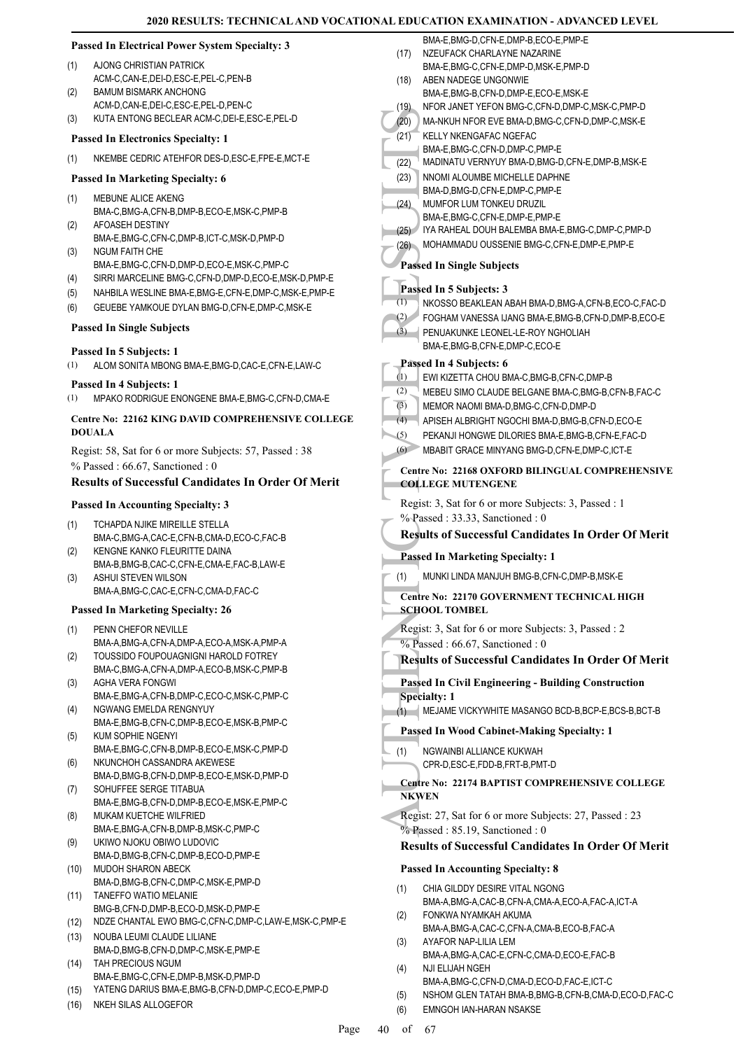**Passed In Electrical Power System Specialty: 3**

(1) AJONG CHRISTIAN PATRICK ACM-C,CAN-E,DEI-D,ESC-E,PEL-C,PEN-B
(2) BAMUM BISMARK ANCHONG ACM-D,CAN-E,DEI-C,ESC-E,PEL-D,PEN-C
(3) KUTA ENTONG BECLEAR ACM-C,DEI-E,ESC-E,PEL-D

**Passed In Electronics Specialty: 1**

(1) NKEMBE CEDRIC ATEHFOR DES-D,ESC-E,FPE-E,MCT-E

**Passed In Marketing Specialty: 6**

(1) MEBUNE ALICE AKENG BMA-C,BMG-A,CFN-B,DMP-B,ECO-E,MSK-C,PMP-B
(2) AFOASEH DESTINY BMA-E,BMG-C,CFN-C,DMP-B,ICT-C,MSK-D,PMP-D
(3) NGUM FAITH CHE BMA-E,BMG-C,CFN-D,DMP-D,ECO-E,MSK-C,PMP-C
(4) SIRRI MARCELINE BMG-C,CFN-D,DMP-D,ECO-E,MSK-D,PMP-E
(5) NAHBILA WESLINE BMA-E,BMG-E,CFN-E,DMP-C,MSK-E,PMP-E
(6) GEUEBE YAMKOUE DYLAN BMG-D,CFN-E,DMP-C,MSK-E

**Passed In Single Subjects**

**Passed In 5 Subjects: 1**

(1) ALOM SONITA MBONG BMA-E,BMG-D,CAC-E,CFN-E,LAW-C

**Passed In 4 Subjects: 1**

(1) MPAKO RODRIGUE ENONGENE BMA-E,BMG-C,CFN-D,CMA-E

**Centre No: 22162 KING DAVID COMPREHENSIVE COLLEGE DOUALA**

Regist: 58, Sat for 6 or more Subjects: 57, Passed : 38
% Passed : 66.67, Sanctioned : 0

### Results of Successful Candidates In Order Of Merit

**Passed In Accounting Specialty: 3**

(1) TCHAPDA NJIKE MIREILLE STELLA BMA-C,BMG-A,CAC-E,CFN-B,CMA-D,ECO-C,FAC-B
(2) KENGNE KANKO FLEURITTE DAINA BMA-B,BMG-B,CAC-C,CFN-E,CMA-E,FAC-B,LAW-E
(3) ASHUI STEVEN WILSON BMA-A,BMG-C,CAC-E,CFN-C,CMA-D,FAC-C

**Passed In Marketing Specialty: 26**

(1) PENN CHEFOR NEVILLE BMA-A,BMG-A,CFN-A,DMP-A,ECO-A,MSK-A,PMP-A
(2) TOUSSIDO FOUPOUAGNIGNI HAROLD FOTREY BMA-C,BMG-A,CFN-A,DMP-A,ECO-B,MSK-C,PMP-B
(3) AGHA VERA FONGWI BMA-E,BMG-A,CFN-B,DMP-C,ECO-C,MSK-C,PMP-C
(4) NGWANG EMELDA RENGNYUY BMA-E,BMG-B,CFN-C,DMP-B,ECO-E,MSK-B,PMP-C
(5) KUM SOPHIE NGENYI BMA-E,BMG-C,CFN-B,DMP-B,ECO-E,MSK-C,PMP-D
(6) NKUNCHOH CASSANDRA AKEWESE BMA-D,BMG-B,CFN-D,DMP-B,ECO-E,MSK-D,PMP-D
(7) SOHUFFEE SERGE TITABUA BMA-E,BMG-B,CFN-D,DMP-B,ECO-E,MSK-E,PMP-C
(8) MUKAM KUETCHE WILFRIED BMA-E,BMG-A,CFN-B,DMP-B,MSK-C,PMP-C
(9) UKIWO NJOKU OBIWO LUDOVIC BMA-D,BMG-B,CFN-C,DMP-B,ECO-D,PMP-E
(10) MUDOH SHARON ABECK BMA-D,BMG-B,CFN-C,DMP-C,MSK-E,PMP-D
(11) TANEFFO WATIO MELANIE BMG-B,CFN-D,DMP-B,ECO-D,MSK-D,PMP-E
(12) NDZE CHANTAL EWO BMG-C,CFN-C,DMP-C,LAW-E,MSK-C,PMP-E
(13) NOUBA LEUMI CLAUDE LILIANE BMA-D,BMG-B,CFN-D,DMP-C,MSK-E,PMP-E
(14) TAH PRECIOUS NGUM BMA-E,BMG-C,CFN-E,DMP-B,MSK-D,PMP-D
(15) YATENG DARIUS BMA-E,BMG-B,CFN-D,DMP-C,ECO-E,PMP-D
(16) NKEH SILAS ALLOGEFOR BMA-E,BMG-D,CFN-E,DMP-B,ECO-E,PMP-E
(17) NZEUFACK CHARLAYNE NAZARINE BMA-E,BMG-C,CFN-E,DMP-D,MSK-E,PMP-D
(18) ABEN NADEGE UNGONWIE BMA-E,BMG-B,CFN-D,DMP-E,ECO-E,MSK-E
(19) NFOR JANET YEFON BMG-C,CFN-D,DMP-C,MSK-C,PMP-D
(20) MA-NKUH NFOR EVE BMA-D,BMG-C,CFN-D,DMP-C,MSK-E
(21) KELLY NKENGAFAC NGEFAC BMA-E,BMG-C,CFN-D,DMP-C,PMP-E
(22) MADINATU VERNYUY BMA-D,BMG-D,CFN-E,DMP-B,MSK-E
(23) NNOMI ALOUMBE MICHELLE DAPHNE BMA-D,BMG-D,CFN-E,DMP-C,PMP-E
(24) MUMFOR LUM TONKEU DRUZIL BMA-E,BMG-C,CFN-E,DMP-E,PMP-E
(25) IYA RAHEAL DOUH BALEMBA BMA-E,BMG-C,DMP-C,PMP-D
(26) MOHAMMADU OUSSENIE BMG-C,CFN-E,DMP-E,PMP-E

**Passed In Single Subjects**

**Passed In 5 Subjects: 3**

(1) NKOSSO BEAKLEAN ABAH BMA-D,BMG-A,CFN-B,ECO-C,FAC-D
(2) FOGHAM VANESSA IJANG BMA-E,BMG-B,CFN-D,DMP-B,ECO-E
(3) PENUAKUNKE LEONEL-LE-ROY NGHOLIAH BMA-E,BMG-B,CFN-E,DMP-C,ECO-E

**Passed In 4 Subjects: 6**

(1) EWI KIZETTA CHOU BMA-C,BMG-B,CFN-C,DMP-B
(2) MEBEU SIMO CLAUDE BELGANE BMA-C,BMG-B,CFN-B,FAC-C
(3) MEMOR NAOMI BMA-D,BMG-C,CFN-D,DMP-D
(4) APISEH ALBRIGHT NGOCHI BMA-D,BMG-B,CFN-D,ECO-E
(5) PEKANJI HONGWE DILORIES BMA-E,BMG-B,CFN-E,FAC-D
(6) MBABIT GRACE MINYANG BMG-D,CFN-E,DMP-C,ICT-E

**Centre No: 22168 OXFORD BILINGUAL COMPREHENSIVE COLLEGE MUTENGENE**

Regist: 3, Sat for 6 or more Subjects: 3, Passed : 1
% Passed : 33.33, Sanctioned : 0

### Results of Successful Candidates In Order Of Merit

**Passed In Marketing Specialty: 1**

(1) MUNKI LINDA MANJUH BMG-B,CFN-C,DMP-B,MSK-E

**Centre No: 22170 GOVERNMENT TECHNICAL HIGH SCHOOL TOMBEL**

Regist: 3, Sat for 6 or more Subjects: 3, Passed : 2
% Passed : 66.67, Sanctioned : 0

### Results of Successful Candidates In Order Of Merit

**Passed In Civil Engineering - Building Construction Specialty: 1**

(1) MEJAME VICKYWHITE MASANGO BCD-B,BCP-E,BCS-B,BCT-B

**Passed In Wood Cabinet-Making Specialty: 1**

(1) NGWAINBI ALLIANCE KUKWAH CPR-D,ESC-E,FDD-B,FRT-B,PMT-D

**Centre No: 22174 BAPTIST COMPREHENSIVE COLLEGE NKWEN**

Regist: 27, Sat for 6 or more Subjects: 27, Passed : 23
% Passed : 85.19, Sanctioned : 0

### Results of Successful Candidates In Order Of Merit

**Passed In Accounting Specialty: 8**

(1) CHIA GILDDY DESIRE VITAL NGONG BMA-A,BMG-A,CAC-B,CFN-A,CMA-A,ECO-A,FAC-A,ICT-A
(2) FONKWA NYAMKAH AKUMA BMA-A,BMG-A,CAC-C,CFN-A,CMA-B,ECO-B,FAC-A
(3) AYAFOR NAP-LILIA LEM BMA-A,BMG-A,CAC-E,CFN-C,CMA-D,ECO-E,FAC-B
(4) NJI ELIJAH NGEH BMA-A,BMG-C,CFN-D,CMA-D,ECO-D,FAC-E,ICT-C
(5) NSHOM GLEN TATAH BMA-B,BMG-B,CFN-B,CMA-D,ECO-D,FAC-C
(6) EMNGOH IAN-HARAN NSAKSE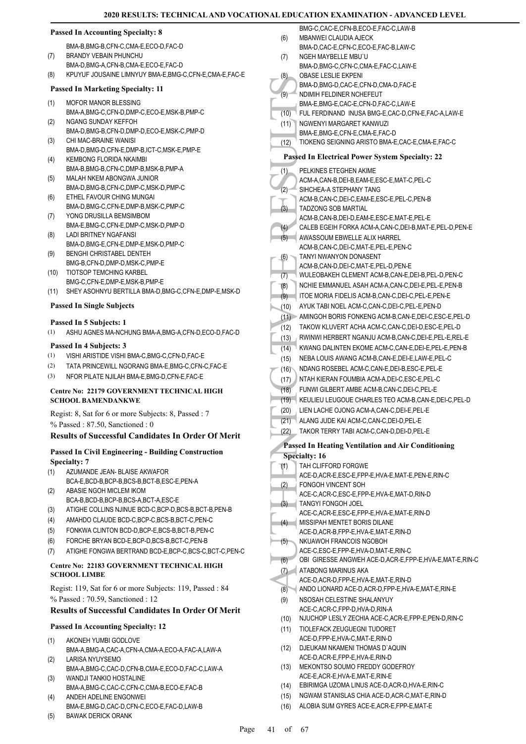### Passed In Accounting Specialty: 8

BMA-B,BMG-B,CFN-C,CMA-E,ECO-D,FAC-D

(7) BRANDY VEBAIN PHUNCHU
BMA-D,BMG-A,CFN-B,CMA-E,ECO-E,FAC-D

(8) KPUYUF JOUSAINE LIMNYUY BMA-E,BMG-C,CFN-E,CMA-E,FAC-E

### Passed In Marketing Specialty: 11

(1) MOFOR MANOR BLESSING
BMA-A,BMG-C,CFN-D,DMP-C,ECO-E,MSK-B,PMP-C

(2) NGANG SUNDAY KEFFOH
BMA-D,BMG-B,CFN-D,DMP-D,ECO-E,MSK-C,PMP-D

(3) CHI MAC-BRAINE WANISI
BMA-D,BMG-D,CFN-E,DMP-B,ICT-C,MSK-E,PMP-E

(4) KEMBONG FLORIDA NKAIMBI
BMA-B,BMG-B,CFN-C,DMP-B,MSK-B,PMP-A

(5) MALAH NKEM ABONGWA JUNIOR
BMA-D,BMG-B,CFN-C,DMP-C,MSK-D,PMP-C

(6) ETHEL FAVOUR CHING MUNGAI
BMA-D,BMG-C,CFN-E,DMP-B,MSK-C,PMP-C

(7) YONG DRUSILLA BEMSIMBOM
BMA-E,BMG-C,CFN-E,DMP-C,MSK-D,PMP-D

(8) LADI BRITNEY NGAFANSI
BMA-D,BMG-E,CFN-E,DMP-E,MSK-D,PMP-C

(9) BENGHI CHRISTABEL DENTEH
BMG-B,CFN-D,DMP-D,MSK-C,PMP-E

(10) TIOTSOP TEMCHING KARBEL
BMG-C,CFN-E,DMP-E,MSK-B,PMP-E

(11) SHEY ASOHNYU BERTILLA BMA-D,BMG-C,CFN-E,DMP-E,MSK-D

### Passed In Single Subjects

#### Passed In 5 Subjects: 1

(1) ASHU AGNES MA-NCHUNG BMA-A,BMG-A,CFN-D,ECO-D,FAC-D

#### Passed In 4 Subjects: 3

(1) VISHI ARISTIDE VISHI BMA-C,BMG-C,CFN-D,FAC-E

(2) TATA PRINCEWILL NGORANG BMA-E,BMG-C,CFN-C,FAC-E

(3) NFOR PILATE NJILAH BMA-E,BMG-D,CFN-E,FAC-E

### Centre No: 22179 GOVERNMENT TECHNICAL HIGH SCHOOL BAMENDANKWE

Regist: 8, Sat for 6 or more Subjects: 8, Passed : 7
% Passed : 87.50, Sanctioned : 0

### Results of Successful Candidates In Order Of Merit

#### Passed In Civil Engineering - Building Construction Specialty: 7

(1) AZUMANDE JEAN- BLAISE AKWAFOR
BCA-E,BCD-B,BCP-B,BCS-B,BCT-B,ESC-E,PEN-A

(2) ABASIE NGOH MICLEM IKOM
BCA-B,BCD-B,BCP-B,BCS-A,BCT-A,ESC-E

(3) ATIGHE COLLINS NJINUE BCD-C,BCP-D,BCS-B,BCT-B,PEN-B

(4) AMAHDO CLAUDE BCD-C,BCP-C,BCS-B,BCT-C,PEN-C

(5) FONKWA CLINTON BCD-D,BCP-E,BCS-B,BCT-B,PEN-C

(6) FORCHE BRYAN BCD-E,BCP-D,BCS-B,BCT-C,PEN-B

(7) ATIGHE FONGWA BERTRAND BCD-E,BCP-C,BCS-C,BCT-C,PEN-C

### Centre No: 22183 GOVERNMENT TECHNICAL HIGH SCHOOL LIMBE

Regist: 119, Sat for 6 or more Subjects: 119, Passed : 84
% Passed : 70.59, Sanctioned : 12

### Results of Successful Candidates In Order Of Merit

#### Passed In Accounting Specialty: 12

(1) AKONEH YUMBI GODLOVE
BMA-A,BMG-A,CAC-A,CFN-A,CMA-A,ECO-A,FAC-A,LAW-A

(2) LARISA NYUYSEMO
BMA-A,BMG-C,CAC-D,CFN-B,CMA-E,ECO-D,FAC-C,LAW-A

(3) WANDJI TANKIO HOSTALINE
BMA-A,BMG-C,CAC-C,CFN-C,CMA-B,ECO-E,FAC-B

(4) ANDEH ADELINE ENGONWEI
BMA-E,BMG-D,CAC-D,CFN-C,ECO-E,FAC-D,LAW-B

(5) BAWAK DERICK ORANK
BMG-C,CAC-E,CFN-B,ECO-E,FAC-C,LAW-B

(6) MBANWEI CLAUDIA AJECK
BMA-D,CAC-E,CFN-C,ECO-E,FAC-B,LAW-C

(7) NGEH MAYBELLE MBU`U
BMA-D,BMG-C,CFN-C,CMA-E,FAC-C,LAW-E

(8) OBASE LESLIE EKPENI
BMA-D,BMG-D,CAC-E,CFN-D,CMA-D,FAC-E

(9) NDIMIH FELDINER NCHEFEUT
BMA-E,BMG-E,CAC-E,CFN-D,FAC-C,LAW-E

(10) FUL FERDINAND INUSA BMG-E,CAC-D,CFN-E,FAC-A,LAW-E

(11) NGWENYI MARGARET KANWUZI
BMA-E,BMG-E,CFN-E,CMA-E,FAC-D

(12) TIOKENG SEIGNING ARISTO BMA-E,CAC-E,CMA-E,FAC-C

#### Passed In Electrical Power System Specialty: 22

(1) PELKINES ETEGHEN AKIME
ACM-A,CAN-B,DEI-B,EAM-E,ESC-E,MAT-C,PEL-C

(2) SIHCHEA-A STEPHANY TANG
ACM-B,CAN-C,DEI-C,EAM-E,ESC-E,PEL-C,PEN-B

(3) TADZONG SOB MARTIAL
ACM-B,CAN-B,DEI-D,EAM-E,ESC-E,MAT-E,PEL-E

(4) CALEB EGEIH FORKA ACM-A,CAN-C,DEI-B,MAT-E,PEL-D,PEN-E

(5) AWASSOUM EBWELLE ALIX HARREL
ACM-B,CAN-C,DEI-C,MAT-E,PEL-E,PEN-C

(6) TANYI NWANYON DONASENT
ACM-B,CAN-D,DEI-C,MAT-E,PEL-D,PEN-E

(7) WULEOBAKEH CLEMENT ACM-B,CAN-E,DEI-B,PEL-D,PEN-C

(8) NCHIE EMMANUEL ASAH ACM-A,CAN-C,DEI-E,PEL-E,PEN-B

(9) ITOE MORIA FIDELIS ACM-B,CAN-C,DEI-C,PEL-E,PEN-E

(10) AYUK TABI NOEL ACM-C,CAN-C,DEI-C,PEL-E,PEN-D

(11) AMINGOH BORIS FONKENG ACM-B,CAN-E,DEI-C,ESC-E,PEL-D

(12) TAKOW KLUVERT ACHA ACM-C,CAN-C,DEI-D,ESC-E,PEL-D

(13) RWINWI HERBERT NGANJU ACM-B,CAN-C,DEI-E,PEL-E,REL-E

(14) KWANG DALINTEN EKOME ACM-C,CAN-E,DEI-E,PEL-E,PEN-B

(15) NEBA LOUIS AWANG ACM-B,CAN-E,DEI-E,LAW-E,PEL-C

(16) NDANG ROSEBEL ACM-C,CAN-E,DEI-B,ESC-E,PEL-E

(17) NTAH KIERAN FOUMBIA ACM-A,DEI-C,ESC-E,PEL-C

(18) FUNWI GILBERT AMBE ACM-B,CAN-C,DEI-C,PEL-E

(19) KEULIEU LEUGOUE CHARLES TEO ACM-B,CAN-E,DEI-C,PEL-D

(20) LIEN LACHE OJONG ACM-A,CAN-C,DEI-E,PEL-E

(21) ALANG JUDE KAI ACM-C,CAN-C,DEI-D,PEL-E

(22) TAKOR TERRY TABI ACM-C,CAN-D,DEI-D,PEL-E

#### Passed In Heating Ventilation and Air Conditioning Specialty: 16

(1) TAH CLIFFORD FORGWE
ACE-D,ACR-E,ESC-E,FPP-E,HVA-E,MAT-E,PEN-E,RIN-C

(2) FONGOH VINCENT SOH
ACE-C,ACR-C,ESC-E,FPP-E,HVA-E,MAT-D,RIN-D

(3) TANGYI FONGOH JOEL
ACE-C,ACR-E,ESC-E,FPP-E,HVA-E,MAT-E,RIN-D

(4) MISSIPAH MENTET BORIS DILANE
ACE-D,ACR-B,FPP-E,HVA-E,MAT-E,RIN-D

(5) NKUAWOH FRANCOIS NGOBOH
ACE-C,ESC-E,FPP-E,HVA-D,MAT-E,RIN-C

(6) OBI GIRESSE ANGWEH ACE-D,ACR-E,FPP-E,HVA-E,MAT-E,RIN-C

(7) ATABONG MARINUS AKA
ACE-D,ACR-D,FPP-E,HVA-E,MAT-E,RIN-D

(8) ANDO LIONARD ACE-D,ACR-D,FPP-E,HVA-E,MAT-E,RIN-E

(9) NSOSAH CELESTINE SHALANYUY
ACE-C,ACR-C,FPP-D,HVA-D,RIN-A

(10) NJUCHOP LESLY ZECHIA ACE-C,ACR-E,FPP-E,PEN-D,RIN-C

(11) TIOLEFACK ZEUGUEGNI TUDORET
ACE-D,FPP-E,HVA-C,MAT-E,RIN-D

(12) DJEUKAM NKAMENI THOMAS D`AQUIN
ACE-D,ACR-E,FPP-E,HVA-E,RIN-D

(13) MEKONTSO SOUMO FREDDY GODEFROY
ACE-E,ACR-E,HVA-E,MAT-E,RIN-E

(14) EBIRIMGA UZOMA LINUS ACE-D,ACR-D,HVA-E,RIN-C

(15) NGWAM STANISLAS CHIA ACE-D,ACR-C,MAT-E,RIN-D

(16) ALOBIA SUM GYRES ACE-E,ACR-E,FPP-E,MAT-E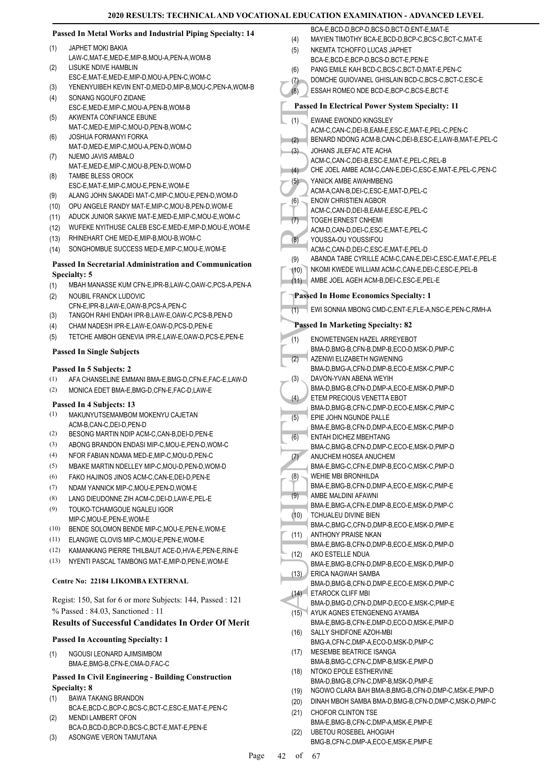### Passed In Metal Works and Industrial Piping Specialty: 14

(1) JAPHET MOKI BAKIA
LAW-C,MAT-E,MED-E,MIP-B,MOU-A,PEN-A,WOM-B
(2) LISUKE NDIVE HAMBLIN
ESC-E,MAT-E,MED-E,MIP-D,MOU-A,PEN-C,WOM-C
(3) YENENYUIBEH KEVIN ENT-D,MED-D,MIP-B,MOU-C,PEN-A,WOM-B
(4) SONANG NGOUFO ZIDANE
ESC-E,MED-E,MIP-C,MOU-A,PEN-B,WOM-B
(5) AKWENTA CONFIANCE EBUNE
MAT-C,MED-E,MIP-C,MOU-D,PEN-B,WOM-C
(6) JOSHUA FORMANYI FORKA
MAT-D,MED-E,MIP-C,MOU-A,PEN-D,WOM-D
(7) NJEMO JAVIS AMBALO
MAT-E,MED-E,MIP-C,MOU-B,PEN-D,WOM-D
(8) TAMBE BLESS OROCK
ESC-E,MAT-E,MIP-C,MOU-E,PEN-E,WOM-E
(9) ALANG JOHN SAKADEI MAT-C,MIP-C,MOU-E,PEN-D,WOM-D
(10) OPU ANGELE RANDY MAT-E,MIP-C,MOU-B,PEN-D,WOM-E
(11) ADUCK JUNIOR SAKWE MAT-E,MED-E,MIP-C,MOU-E,WOM-C
(12) WUFEKE NYITHUSE CALEB ESC-E,MED-E,MIP-D,MOU-E,WOM-E
(13) RHINEHART CHE MED-E,MIP-B,MOU-B,WOM-C
(14) SONGHOMBUE SUCCESS MED-E,MIP-C,MOU-E,WOM-E

### Passed In Secretarial Administration and Communication Specialty: 5

(1) MBAH MANASSE KUM CFN-E,IPR-B,LAW-C,OAW-C,PCS-A,PEN-A
(2) NOUBIL FRANCK LUDOVIC
CFN-E,IPR-B,LAW-E,OAW-B,PCS-A,PEN-C
(3) TANGOH RAHI ENDAH IPR-B,LAW-E,OAW-C,PCS-B,PEN-D
(4) CHAM NADESH IPR-E,LAW-E,OAW-D,PCS-D,PEN-E
(5) TETCHE AMBOH GENEVIA IPR-E,LAW-E,OAW-D,PCS-E,PEN-E

### Passed In Single Subjects

#### Passed In 5 Subjects: 2

(1) AFA CHANSELINE EMMANI BMA-E,BMG-D,CFN-E,FAC-E,LAW-D
(2) MONICA EDET BMA-E,BMG-D,CFN-E,FAC-D,LAW-E

#### Passed In 4 Subjects: 13

(1) MAKUNYUTSEMAMBOM MOKENYU CAJETAN
ACM-B,CAN-C,DEI-D,PEN-D
(2) BESONG MARTIN NDIP ACM-C,CAN-B,DEI-D,PEN-E
(3) ABONG BRANDON ENDASI MIP-C,MOU-E,PEN-D,WOM-C
(4) NFOR FABIAN NDAMA MED-E,MIP-C,MOU-D,PEN-C
(5) MBAKE MARTIN NDELLEY MIP-C,MOU-D,PEN-D,WOM-D
(6) FAKO HAJINOS JINOS ACM-C,CAN-E,DEI-D,PEN-E
(7) NDAM YANNICK MIP-C,MOU-E,PEN-D,WOM-E
(8) LANG DIEUDONNE ZIH ACM-C,DEI-D,LAW-E,PEL-E
(9) TOUKO-TCHAMGOUE NGALEU IGOR
MIP-C,MOU-E,PEN-E,WOM-E
(10) BENDE SOLOMON BENDE MIP-C,MOU-E,PEN-E,WOM-E
(11) ELANGWE CLOVIS MIP-C,MOU-E,PEN-E,WOM-E
(12) KAMANKANG PIERRE THILBAUT ACE-D,HVA-E,PEN-E,RIN-E
(13) NYENTI PASCAL TAMBONG MAT-E,MIP-D,PEN-E,WOM-E

### Centre No: 22184 LIKOMBA EXTERNAL

Regist: 150, Sat for 6 or more Subjects: 144, Passed : 121
% Passed : 84.03, Sanctioned : 11

### Results of Successful Candidates In Order Of Merit

### Passed In Accounting Specialty: 1

(1) NGOUSI LEONARD AJIMSIMBOM
BMA-E,BMG-B,CFN-E,CMA-D,FAC-C

### Passed In Civil Engineering - Building Construction Specialty: 8

(1) BAWA TAKANG BRANDON
BCA-E,BCD-C,BCP-C,BCS-C,BCT-C,ESC-E,MAT-E,PEN-C
(2) MENDI LAMBERT OFON
BCA-D,BCD-D,BCP-D,BCS-C,BCT-E,MAT-E,PEN-E
(3) ASONGWE VERON TAMUTANA
BCA-E,BCD-D,BCP-D,BCS-D,BCT-D,ENT-E,MAT-E
(4) MAYIEN TIMOTHY BCA-E,BCD-D,BCP-C,BCS-C,BCT-C,MAT-E
(5) NKEMTA TCHOFFO LUCAS JAPHET
BCA-E,BCD-E,BCP-D,BCS-D,BCT-E,PEN-E
(6) PANG EMILE KAH BCD-C,BCS-C,BCT-D,MAT-E,PEN-C
(7) DOMCHE GUIOVANEL GHISLAIN BCD-C,BCS-C,BCT-C,ESC-E
(8) ESSAH ROMEO NDE BCD-E,BCP-C,BCS-E,BCT-E

### Passed In Electrical Power System Specialty: 11

(1) EWANE EWONDO KINGSLEY
ACM-C,CAN-C,DEI-B,EAM-E,ESC-E,MAT-E,PEL-C,PEN-C
(2) BENARD NDONG ACM-B,CAN-C,DEI-B,ESC-E,LAW-B,MAT-E,PEL-C
(3) JOHANS JILEFAC ATE ACHA
ACM-C,CAN-C,DEI-B,ESC-E,MAT-E,PEL-C,REL-B
(4) CHE JOEL AMBE ACM-C,CAN-E,DEI-C,ESC-E,MAT-E,PEL-C,PEN-C
(5) YANICK AMBE AWAHMBENG
ACM-A,CAN-B,DEI-C,ESC-E,MAT-D,PEL-C
(6) ENOW CHRISTIEN AGBOR
ACM-C,CAN-D,DEI-B,EAM-E,ESC-E,PEL-C
(7) TOGEH ERNEST CNHEMI
ACM-D,CAN-D,DEI-C,ESC-E,MAT-E,PEL-C
(8) YOUSSA-OU YOUSSIFOU
ACM-C,CAN-D,DEI-C,ESC-E,MAT-E,PEL-D
(9) ABANDA TABE CYRILLE ACM-C,CAN-E,DEI-C,ESC-E,MAT-E,PEL-E
(10) NKOMI KWEDE WILLIAM ACM-C,CAN-E,DEI-C,ESC-E,PEL-B
(11) AMBE JOEL AGEH ACM-B,DEI-C,ESC-E,PEL-E

### Passed In Home Economics Specialty: 1

(1) EWI SONNIA MBONG CMD-C,ENT-E,FLE-A,NSC-E,PEN-C,RMH-A

### Passed In Marketing Specialty: 82

(1) ENOWETENGEN HAZEL ARREYEBOT
BMA-D,BMG-B,CFN-B,DMP-B,ECO-D,MSK-D,PMP-C
(2) AZENWI ELIZABETH NGWENING
BMA-D,BMG-A,CFN-D,DMP-B,ECO-E,MSK-C,PMP-C
(3) DAVON-YVAN ABENA WEYIH
BMA-D,BMG-B,CFN-D,DMP-A,ECO-E,MSK-D,PMP-D
(4) ETEM PRECIOUS VENETTA EBOT
BMA-D,BMG-B,CFN-C,DMP-D,ECO-E,MSK-C,PMP-C
(5) EPIE JOHN NGUNDE PALLE
BMA-E,BMG-B,CFN-D,DMP-A,ECO-E,MSK-C,PMP-D
(6) ENTAH DICHEZ MBEHTANG
BMA-C,BMG-B,CFN-D,DMP-C,ECO-E,MSK-D,PMP-D
(7) ANUCHEM HOSEA ANUCHEM
BMA-E,BMG-C,CFN-E,DMP-B,ECO-C,MSK-C,PMP-D
(8) WEHIE MBI BRONHILDA
BMA-E,BMG-B,CFN-D,DMP-A,ECO-E,MSK-C,PMP-E
(9) AMBE MALDINI AFAWNI
BMA-E,BMG-A,CFN-E,DMP-B,ECO-E,MSK-D,PMP-C
(10) TCHUALEU DIVINE BIEN
BMA-C,BMG-C,CFN-D,DMP-B,ECO-E,MSK-D,PMP-E
(11) ANTHONY PRAISE NKAN
BMA-E,BMG-B,CFN-D,DMP-B,ECO-E,MSK-D,PMP-D
(12) AKO ESTELLE NDUA
BMA-E,BMG-B,CFN-D,DMP-B,ECO-E,MSK-D,PMP-D
(13) ERICA NAGWAH SAMBA
BMA-D,BMG-B,CFN-D,DMP-E,ECO-E,MSK-D,PMP-C
(14) ETAROCK CLIFF MBI
BMA-D,BMG-D,CFN-D,DMP-D,ECO-E,MSK-C,PMP-E
(15) AYUK AGNES ETENGENENG AYAMBA
BMA-E,BMG-B,CFN-E,DMP-E,ECO-D,MSK-E,PMP-D
(16) SALLY SHIDFONE AZOH-MBI
BMG-A,CFN-C,DMP-A,ECO-D,MSK-D,PMP-C
(17) MESEMBE BEATRICE ISANGA
BMA-B,BMG-C,CFN-C,DMP-B,MSK-E,PMP-D
(18) NTOKO EPOLE ESTHERVINE
BMA-D,BMG-B,CFN-C,DMP-B,MSK-D,PMP-E
(19) NGOWO CLARA BAH BMA-B,BMG-B,CFN-D,DMP-C,MSK-E,PMP-D
(20) DINAH MBOH SAMBA BMA-D,BMG-B,CFN-D,DMP-C,MSK-D,PMP-C
(21) CHOFOR CLINTON TSE
BMA-E,BMG-B,CFN-C,DMP-A,MSK-E,PMP-E
(22) UBETOU ROSEBEL AHOGIAH
BMG-B,CFN-C,DMP-A,ECO-E,MSK-E,PMP-E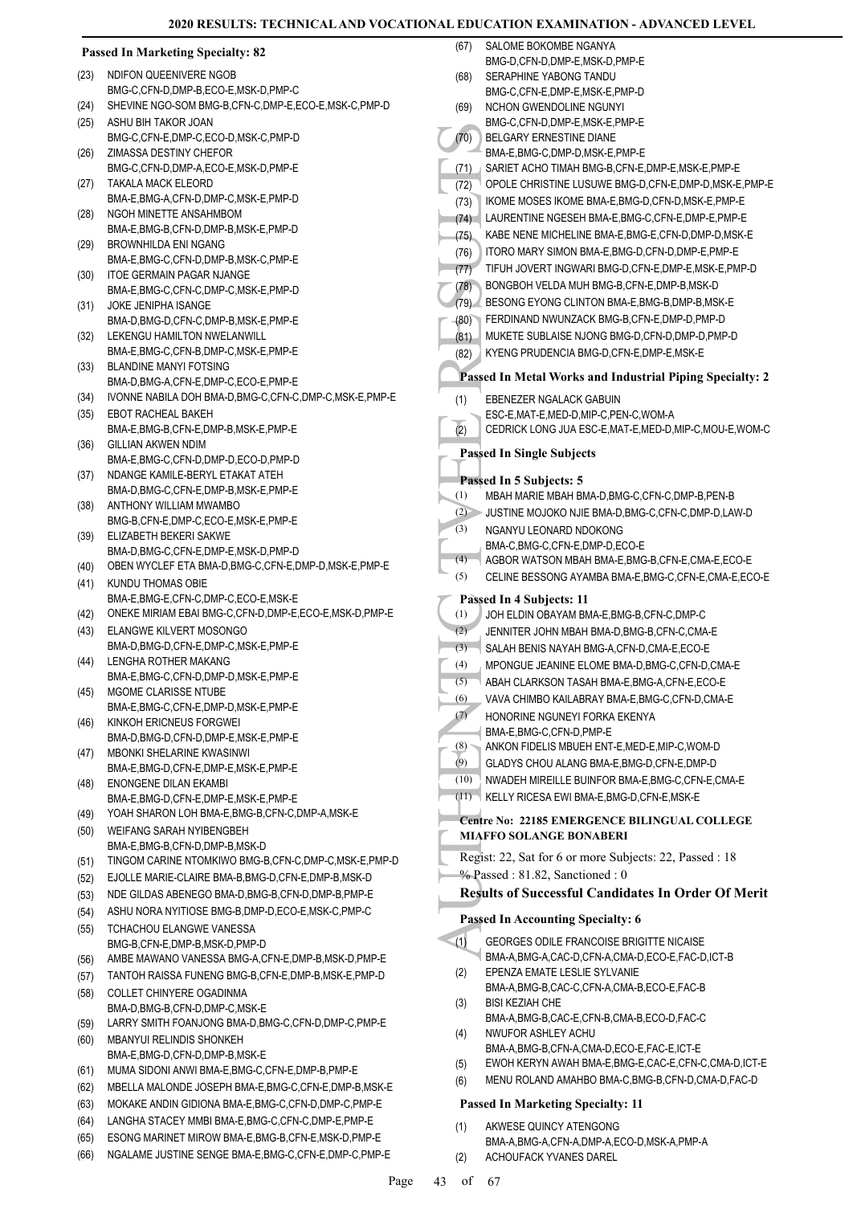### Passed In Marketing Specialty: 82

(23) NDIFON QUEENIVERE NGOB BMG-C,CFN-D,DMP-B,ECO-E,MSK-D,PMP-C
(24) SHEVINE NGO-SOM BMG-B,CFN-C,DMP-E,ECO-E,MSK-C,PMP-D
(25) ASHU BIH TAKOR JOAN BMG-C,CFN-E,DMP-C,ECO-D,MSK-C,PMP-D
(26) ZIMASSA DESTINY CHEFOR BMG-C,CFN-D,DMP-A,ECO-E,MSK-D,PMP-E
(27) TAKALA MACK ELEORD BMA-E,BMG-A,CFN-D,DMP-C,MSK-E,PMP-D
(28) NGOH MINETTE ANSAHMBOM BMA-E,BMG-B,CFN-D,DMP-B,MSK-E,PMP-D
(29) BROWNHILDA ENI NGANG BMA-E,BMG-C,CFN-D,DMP-B,MSK-C,PMP-E
(30) ITOE GERMAIN PAGAR NJANGE BMA-E,BMG-C,CFN-C,DMP-C,MSK-E,PMP-D
(31) JOKE JENIPHA ISANGE BMA-D,BMG-D,CFN-C,DMP-B,MSK-E,PMP-E
(32) LEKENGU HAMILTON NWELANWILL BMA-E,BMG-C,CFN-B,DMP-C,MSK-E,PMP-E
(33) BLANDINE MANYI FOTSING BMA-D,BMG-A,CFN-E,DMP-C,ECO-E,PMP-E
(34) IVONNE NABILA DOH BMA-D,BMG-C,CFN-C,DMP-C,MSK-E,PMP-E
(35) EBOT RACHEAL BAKEH BMA-E,BMG-B,CFN-E,DMP-B,MSK-E,PMP-E
(36) GILLIAN AKWEN NDIM BMA-E,BMG-C,CFN-D,DMP-D,ECO-D,PMP-D
(37) NDANGE KAMILE-BERYL ETAKAT ATEH BMA-D,BMG-C,CFN-E,DMP-B,MSK-E,PMP-E
(38) ANTHONY WILLIAM MWAMBO BMG-B,CFN-E,DMP-C,ECO-E,MSK-E,PMP-E
(39) ELIZABETH BEKERI SAKWE BMA-D,BMG-C,CFN-E,DMP-E,MSK-D,PMP-D
(40) OBEN WYCLEF ETA BMA-D,BMG-C,CFN-E,DMP-D,MSK-E,PMP-E
(41) KUNDU THOMAS OBIE BMA-E,BMG-E,CFN-C,DMP-C,ECO-E,MSK-E
(42) ONEKE MIRIAM EBAI BMG-C,CFN-D,DMP-E,ECO-E,MSK-D,PMP-E
(43) ELANGWE KILVERT MOSONGO BMA-D,BMG-D,CFN-E,DMP-C,MSK-E,PMP-E
(44) LENGHA ROTHER MAKANG BMA-E,BMG-C,CFN-D,DMP-D,MSK-E,PMP-E
(45) MGOME CLARISSE NTUBE BMA-E,BMG-C,CFN-E,DMP-D,MSK-E,PMP-E
(46) KINKOH ERICNEUS FORGWEI BMA-D,BMG-D,CFN-D,DMP-E,MSK-E,PMP-E
(47) MBONKI SHELARINE KWASINWI BMA-E,BMG-D,CFN-E,DMP-E,MSK-E,PMP-E
(48) ENONGENE DILAN EKAMBI BMA-E,BMG-D,CFN-E,DMP-E,MSK-E,PMP-E
(49) YOAH SHARON LOH BMA-E,BMG-B,CFN-C,DMP-A,MSK-E
(50) WEIFANG SARAH NYIBENGBEH BMA-E,BMG-B,CFN-D,DMP-B,MSK-D
(51) TINGOM CARINE NTOMKIWO BMG-B,CFN-C,DMP-C,MSK-E,PMP-D
(52) EJOLLE MARIE-CLAIRE BMA-B,BMG-D,CFN-E,DMP-B,MSK-D
(53) NDE GILDAS ABENEGO BMA-D,BMG-B,CFN-D,DMP-B,PMP-E
(54) ASHU NORA NYITIOSE BMG-B,DMP-D,ECO-E,MSK-C,PMP-C
(55) TCHACHOU ELANGWE VANESSA BMG-B,CFN-E,DMP-B,MSK-D,PMP-D
(56) AMBE MAWANO VANESSA BMG-A,CFN-E,DMP-B,MSK-D,PMP-E
(57) TANTOH RAISSA FUNENG BMG-B,CFN-E,DMP-B,MSK-E,PMP-D
(58) COLLET CHINYERE OGADINMA BMA-D,BMG-B,CFN-D,DMP-C,MSK-E
(59) LARRY SMITH FOANJONG BMA-D,BMG-C,CFN-D,DMP-C,PMP-E
(60) MBANYUI RELINDIS SHONKEH BMA-E,BMG-D,CFN-D,DMP-B,MSK-E
(61) MUMA SIDONI ANWI BMA-E,BMG-C,CFN-E,DMP-B,PMP-E
(62) MBELLA MALONDE JOSEPH BMA-E,BMG-C,CFN-E,DMP-B,MSK-E
(63) MOKAKE ANDIN GIDIONA BMA-E,BMG-C,CFN-D,DMP-C,PMP-E
(64) LANGHA STACEY MMBI BMA-E,BMG-C,CFN-C,DMP-E,PMP-E
(65) ESONG MARINET MIROW BMA-E,BMG-B,CFN-E,MSK-D,PMP-E
(66) NGALAME JUSTINE SENGE BMA-E,BMG-C,CFN-E,DMP-C,PMP-E
(67) SALOME BOKOMBE NGANYA BMG-D,CFN-D,DMP-E,MSK-D,PMP-E
(68) SERAPHINE YABONG TANDU BMG-C,CFN-E,DMP-E,MSK-E,PMP-D
(69) NCHON GWENDOLINE NGUNYI BMG-C,CFN-D,DMP-E,MSK-E,PMP-E
(70) BELGARY ERNESTINE DIANE BMA-E,BMG-C,DMP-D,MSK-E,PMP-E
(71) SARIET ACHO TIMAH BMG-B,CFN-E,DMP-E,MSK-E,PMP-E
(72) OPOLE CHRISTINE LUSUWE BMG-D,CFN-E,DMP-D,MSK-E,PMP-E
(73) IKOME MOSES IKOME BMA-E,BMG-D,CFN-D,MSK-E,PMP-E
(74) LAURENTINE NGESEH BMA-E,BMG-C,CFN-E,DMP-E,PMP-E
(75) KABE NENE MICHELINE BMA-E,BMG-E,CFN-D,DMP-D,MSK-E
(76) ITORO MARY SIMON BMA-E,BMG-D,CFN-D,DMP-E,PMP-E
(77) TIFUH JOVERT INGWARI BMG-D,CFN-E,DMP-E,MSK-E,PMP-D
(78) BONGBOH VELDA MUH BMG-B,CFN-E,DMP-B,MSK-D
(79) BESONG EYONG CLINTON BMA-E,BMG-B,DMP-B,MSK-E
(80) FERDINAND NWUNZACK BMG-B,CFN-E,DMP-D,PMP-D
(81) MUKETE SUBLAISE NJONG BMG-D,CFN-D,DMP-D,PMP-D
(82) KYENG PRUDENCIA BMG-D,CFN-E,DMP-E,MSK-E

### Passed In Metal Works and Industrial Piping Specialty: 2

(1) EBENEZER NGALACK GABUIN ESC-E,MAT-E,MED-D,MIP-C,PEN-C,WOM-A
(2) CEDRICK LONG JUA ESC-E,MAT-E,MED-D,MIP-C,MOU-E,WOM-C

### Passed In Single Subjects

#### Passed In 5 Subjects: 5

(1) MBAH MARIE MBAH BMA-D,BMG-C,CFN-C,DMP-B,PEN-B
(2) JUSTINE MOJOKO NJIE BMA-D,BMG-C,CFN-C,DMP-D,LAW-D
(3) NGANYU LEONARD NDOKONG BMA-C,BMG-C,CFN-E,DMP-D,ECO-E
(4) AGBOR WATSON MBAH BMA-E,BMG-B,CFN-E,CMA-E,ECO-E
(5) CELINE BESSONG AYAMBA BMA-E,BMG-C,CFN-E,CMA-E,ECO-E

#### Passed In 4 Subjects: 11

(1) JOH ELDIN OBAYAM BMA-E,BMG-B,CFN-C,DMP-C
(2) JENNITER JOHN MBAH BMA-D,BMG-B,CFN-C,CMA-E
(3) SALAH BENIS NAYAH BMG-A,CFN-D,CMA-E,ECO-E
(4) MPONGUE JEANINE ELOME BMA-D,BMG-C,CFN-D,CMA-E
(5) ABAH CLARKSON TASAH BMA-E,BMG-A,CFN-E,ECO-E
(6) VAVA CHIMBO KAILABRAY BMA-E,BMG-C,CFN-D,CMA-E
(7) HONORINE NGUNEYI FORKA EKENYA BMA-E,BMG-C,CFN-D,PMP-E
(8) ANKON FIDELIS MBUEH ENT-E,MED-E,MIP-C,WOM-D
(9) GLADYS CHOU ALANG BMA-E,BMG-D,CFN-E,DMP-D
(10) NWADEH MIREILLE BUINFOR BMA-E,BMG-C,CFN-E,CMA-E
(11) KELLY RICESA EWI BMA-E,BMG-D,CFN-E,MSK-E

## Centre No: 22185 EMERGENCE BILINGUAL COLLEGE MIAFFO SOLANGE BONABERI

Regist: 22, Sat for 6 or more Subjects: 22, Passed : 18

% Passed : 81.82, Sanctioned : 0

### Results of Successful Candidates In Order Of Merit

#### Passed In Accounting Specialty: 6

(1) GEORGES ODILE FRANCOISE BRIGITTE NICAISE BMA-A,BMG-A,CAC-D,CFN-A,CMA-D,ECO-E,FAC-D,ICT-B
(2) EPENZA EMATE LESLIE SYLVANIE BMA-A,BMG-B,CAC-C,CFN-A,CMA-B,ECO-E,FAC-B
(3) BISI KEZIAH CHE BMA-A,BMG-B,CAC-E,CFN-B,CMA-B,ECO-D,FAC-C
(4) NWUFOR ASHLEY ACHU BMA-A,BMG-B,CFN-A,CMA-D,ECO-E,FAC-E,ICT-E
(5) EWOH KERYN AWAH BMA-E,BMG-E,CAC-E,CFN-C,CMA-D,ICT-E
(6) MENU ROLAND AMAHBO BMA-C,BMG-B,CFN-D,CMA-D,FAC-D

#### Passed In Marketing Specialty: 11

(1) AKWESE QUINCY ATENGONG BMA-A,BMG-A,CFN-A,DMP-A,ECO-D,MSK-A,PMP-A
(2) ACHOUFACK YVANES DAREL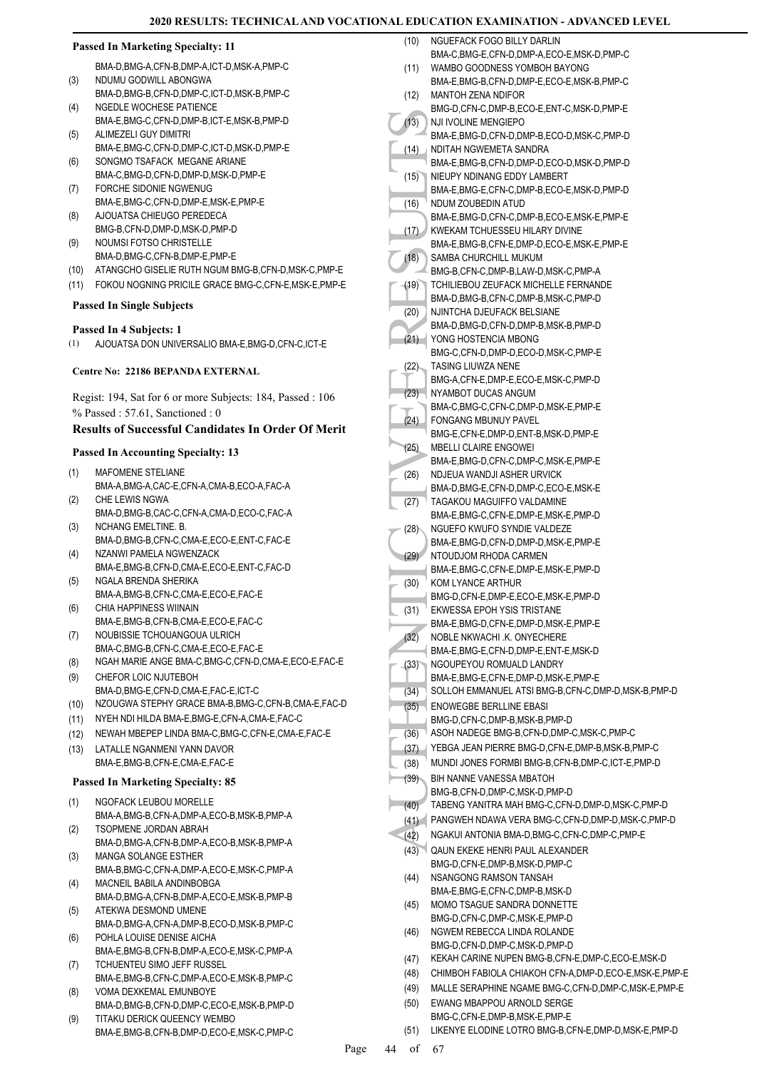**Passed In Marketing Specialty: 11**

BMA-D,BMG-A,CFN-B,DMP-A,ICT-D,MSK-A,PMP-C

(3) NDUMU GODWILL ABONGWA
BMA-D,BMG-B,CFN-D,DMP-C,ICT-D,MSK-B,PMP-C
(4) NGEDLE WOCHESE PATIENCE
BMA-E,BMG-C,CFN-D,DMP-B,ICT-E,MSK-B,PMP-D
(5) ALIMEZELI GUY DIMITRI
BMA-E,BMG-C,CFN-D,DMP-C,ICT-D,MSK-D,PMP-E
(6) SONGMO TSAFACK MEGANE ARIANE
BMA-C,BMG-D,CFN-D,DMP-D,MSK-D,PMP-E
(7) FORCHE SIDONIE NGWENUG
BMA-E,BMG-C,CFN-D,DMP-E,MSK-E,PMP-E
(8) AJOUATSA CHIEUGO PEREDECA
BMG-B,CFN-D,DMP-D,MSK-D,PMP-D
(9) NOUMSI FOTSO CHRISTELLE
BMA-D,BMG-C,CFN-B,DMP-E,PMP-E
(10) ATANGCHO GISELIE RUTH NGUM BMG-B,CFN-D,MSK-C,PMP-E
(11) FOKOU NOGNING PRICILE GRACE BMG-C,CFN-E,MSK-E,PMP-E

**Passed In Single Subjects**

**Passed In 4 Subjects: 1**

(1) AJOUATSA DON UNIVERSALIO BMA-E,BMG-D,CFN-C,ICT-E

**Centre No: 22186 BEPANDA EXTERNAL**

Regist: 194, Sat for 6 or more Subjects: 184, Passed : 106
% Passed : 57.61, Sanctioned : 0

### Results of Successful Candidates In Order Of Merit

**Passed In Accounting Specialty: 13**

(1) MAFOMENE STELIANE
BMA-A,BMG-A,CAC-E,CFN-A,CMA-B,ECO-A,FAC-A
(2) CHE LEWIS NGWA
BMA-D,BMG-B,CAC-C,CFN-A,CMA-D,ECO-C,FAC-A
(3) NCHANG EMELTINE. B.
BMA-D,BMG-B,CFN-C,CMA-E,ECO-E,ENT-C,FAC-E
(4) NZANWI PAMELA NGWENZACK
BMA-E,BMG-B,CFN-D,CMA-E,ECO-E,ENT-C,FAC-D
(5) NGALA BRENDA SHERIKA
BMA-A,BMG-B,CFN-C,CMA-E,ECO-E,FAC-E
(6) CHIA HAPPINESS WIINAIN
BMA-E,BMG-B,CFN-B,CMA-E,ECO-E,FAC-C
(7) NOUBISSIE TCHOUANGOUA ULRICH
BMA-C,BMG-B,CFN-C,CMA-E,ECO-E,FAC-E
(8) NGAH MARIE ANGE BMA-C,BMG-C,CFN-D,CMA-E,ECO-E,FAC-E
(9) CHEFOR LOIC NJUTEBOH
BMA-D,BMG-E,CFN-D,CMA-E,FAC-E,ICT-C
(10) NZOUGWA STEPHY GRACE BMA-B,BMG-C,CFN-B,CMA-E,FAC-D
(11) NYEH NDI HILDA BMA-E,BMG-E,CFN-A,CMA-E,FAC-C
(12) NEWAH MBEPEP LINDA BMA-C,BMG-C,CFN-E,CMA-E,FAC-E
(13) LATALLE NGANMENI YANN DAVOR
BMA-E,BMG-B,CFN-E,CMA-E,FAC-E

**Passed In Marketing Specialty: 85**

(1) NGOFACK LEUBOU MORELLE
BMA-A,BMG-B,CFN-A,DMP-A,ECO-B,MSK-B,PMP-A
(2) TSOPMENE JORDAN ABRAH
BMA-D,BMG-A,CFN-B,DMP-A,ECO-B,MSK-B,PMP-A
(3) MANGA SOLANGE ESTHER
BMA-B,BMG-C,CFN-A,DMP-A,ECO-E,MSK-C,PMP-A
(4) MACNEIL BABILA ANDINBOBGA
BMA-D,BMG-A,CFN-B,DMP-A,ECO-E,MSK-B,PMP-B
(5) ATEKWA DESMOND UMENE
BMA-D,BMG-A,CFN-A,DMP-B,ECO-D,MSK-B,PMP-C
(6) POHLA LOUISE DENISE AICHA
BMA-E,BMG-B,CFN-B,DMP-A,ECO-E,MSK-C,PMP-A
(7) TCHUENTEU SIMO JEFF RUSSEL
BMA-E,BMG-B,CFN-C,DMP-A,ECO-E,MSK-B,PMP-C
(8) VOMA DEXKEMAL EMUNBOYE
BMA-D,BMG-B,CFN-D,DMP-C,ECO-E,MSK-B,PMP-D
(9) TITAKU DERICK QUEENCY WEMBO
BMA-E,BMG-B,CFN-B,DMP-D,ECO-E,MSK-C,PMP-C
(10) NGUEFACK FOGO BILLY DARLIN
BMA-C,BMG-E,CFN-D,DMP-A,ECO-E,MSK-D,PMP-C
(11) WAMBO GOODNESS YOMBOH BAYONG
BMA-E,BMG-B,CFN-D,DMP-E,ECO-E,MSK-B,PMP-C
(12) MANTOH ZENA NDIFOR
BMG-D,CFN-C,DMP-B,ECO-E,ENT-C,MSK-D,PMP-E
(13) NJI IVOLINE MENGIEPO
BMA-E,BMG-D,CFN-D,DMP-B,ECO-D,MSK-C,PMP-D
(14) NDITAH NGWEMETA SANDRA
BMA-E,BMG-B,CFN-D,DMP-D,ECO-D,MSK-D,PMP-D
(15) NIEUPY NDINANG EDDY LAMBERT
BMA-E,BMG-E,CFN-C,DMP-B,ECO-E,MSK-D,PMP-D
(16) NDUM ZOUBEDIN ATUD
BMA-E,BMG-D,CFN-C,DMP-B,ECO-E,MSK-E,PMP-E
(17) KWEKAM TCHUESSEU HILARY DIVINE
BMA-E,BMG-B,CFN-E,DMP-D,ECO-E,MSK-E,PMP-E
(18) SAMBA CHURCHILL MUKUM
BMG-B,CFN-C,DMP-B,LAW-D,MSK-C,PMP-A
(19) TCHILIEBOU ZEUFACK MICHELLE FERNANDE
BMA-D,BMG-B,CFN-C,DMP-B,MSK-C,PMP-D
(20) NJINTCHA DJEUFACK BELSIANE
BMA-D,BMG-D,CFN-D,DMP-B,MSK-B,PMP-D
(21) YONG HOSTENCIA MBONG
BMG-C,CFN-D,DMP-D,ECO-D,MSK-C,PMP-E
(22) TASING LIUWZA NENE
BMG-A,CFN-E,DMP-E,ECO-E,MSK-C,PMP-D
(23) NYAMBOT DUCAS ANGUM
BMA-C,BMG-C,CFN-C,DMP-D,MSK-E,PMP-E
(24) FONGANG MBUNUY PAVEL
BMG-E,CFN-E,DMP-D,ENT-B,MSK-D,PMP-E
(25) MBELLI CLAIRE ENGOWEI
BMA-E,BMG-D,CFN-C,DMP-C,MSK-E,PMP-E
(26) NDJEUA WANDJI ASHER URVICK
BMA-D,BMG-E,CFN-D,DMP-C,ECO-E,MSK-E
(27) TAGAKOU MAGUIFFO VALDAMINE
BMA-E,BMG-C,CFN-E,DMP-E,MSK-E,PMP-D
(28) NGUEFO KWUFO SYNDIE VALDEZE
BMA-E,BMG-D,CFN-D,DMP-D,MSK-E,PMP-E
(29) NTOUDJOM RHODA CARMEN
BMA-E,BMG-C,CFN-E,DMP-E,MSK-E,PMP-D
(30) KOM LYANCE ARTHUR
BMG-D,CFN-E,DMP-E,ECO-E,MSK-E,PMP-D
(31) EKWESSA EPOH YSIS TRISTANE
BMA-E,BMG-D,CFN-E,DMP-D,MSK-E,PMP-E
(32) NOBLE NKWACHI .K. ONYECHERE
BMA-E,BMG-E,CFN-D,DMP-E,ENT-E,MSK-D
(33) NGOUPEYOU ROMUALD LANDRY
BMA-E,BMG-E,CFN-E,DMP-D,MSK-E,PMP-E
(34) SOLLOH EMMANUEL ATSI BMG-B,CFN-C,DMP-D,MSK-B,PMP-D
(35) ENOWEGBE BERLLINE EBASI
BMG-D,CFN-C,DMP-B,MSK-B,PMP-D
(36) ASOH NADEGE BMG-B,CFN-D,DMP-C,MSK-C,PMP-C
(37) YEBGA JEAN PIERRE BMG-D,CFN-E,DMP-B,MSK-B,PMP-C
(38) MUNDI JONES FORMBI BMG-B,CFN-B,DMP-C,ICT-E,PMP-D
(39) BIH NANNE VANESSA MBATOH
BMG-B,CFN-D,DMP-C,MSK-D,PMP-D
(40) TABENG YANITRA MAH BMG-C,CFN-D,DMP-D,MSK-C,PMP-D
(41) PANGWEH NDAWA VERA BMG-C,CFN-D,DMP-D,MSK-C,PMP-D
(42) NGAKUI ANTONIA BMA-D,BMG-C,CFN-C,DMP-C,PMP-E
(43) QAUN EKEKE HENRI PAUL ALEXANDER
BMG-D,CFN-E,DMP-B,MSK-D,PMP-C
(44) NSANGONG RAMSON TANSAH
BMA-E,BMG-E,CFN-C,DMP-B,MSK-D
(45) MOMO TSAGUE SANDRA DONNETTE
BMG-D,CFN-C,DMP-C,MSK-E,PMP-D
(46) NGWEM REBECCA LINDA ROLANDE
BMG-D,CFN-D,DMP-C,MSK-D,PMP-D
(47) KEKAH CARINE NUPEN BMG-B,CFN-E,DMP-C,ECO-E,MSK-D
(48) CHIMBOH FABIOLA CHIAKOH CFN-A,DMP-D,ECO-E,MSK-E,PMP-E
(49) MALLE SERAPHINE NGAME BMG-C,CFN-D,DMP-C,MSK-E,PMP-E
(50) EWANG MBAPPOU ARNOLD SERGE
BMG-C,CFN-E,DMP-B,MSK-E,PMP-E
(51) LIKENYE ELODINE LOTRO BMG-B,CFN-E,DMP-D,MSK-E,PMP-D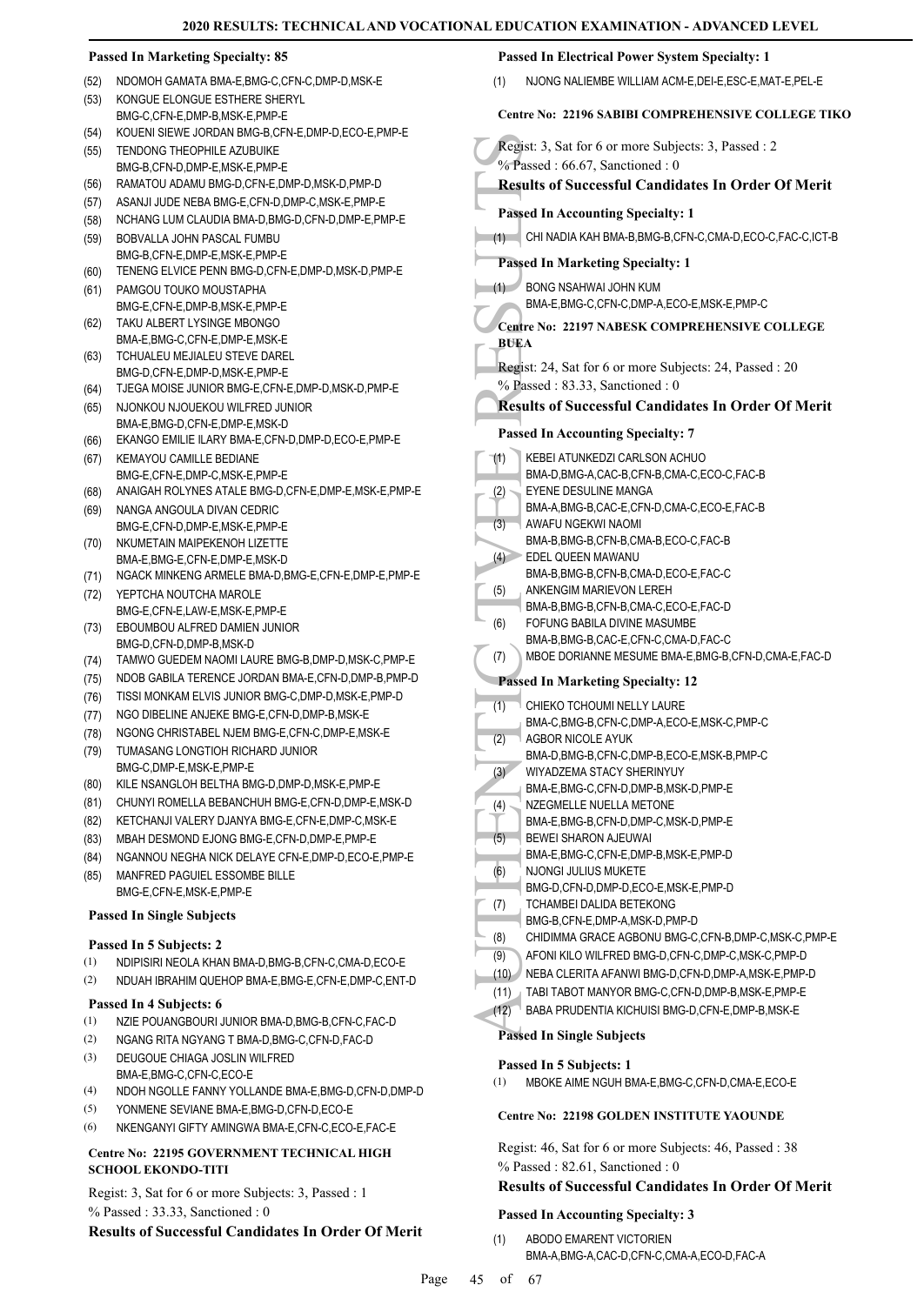### Passed In Marketing Specialty: 85

(52) NDOMOH GAMATA BMA-E,BMG-C,CFN-C,DMP-D,MSK-E
(53) KONGUE ELONGUE ESTHERE SHERYL BMG-C,CFN-E,DMP-B,MSK-E,PMP-E
(54) KOUENI SIEWE JORDAN BMG-B,CFN-E,DMP-D,ECO-E,PMP-E
(55) TENDONG THEOPHILE AZUBUIKE BMG-B,CFN-D,DMP-E,MSK-E,PMP-E
(56) RAMATOU ADAMU BMG-D,CFN-E,DMP-D,MSK-D,PMP-D
(57) ASANJI JUDE NEBA BMG-E,CFN-D,DMP-C,MSK-E,PMP-E
(58) NCHANG LUM CLAUDIA BMA-D,BMG-D,CFN-D,DMP-E,PMP-E
(59) BOBVALLA JOHN PASCAL FUMBU BMG-B,CFN-E,DMP-E,MSK-E,PMP-E
(60) TENENG ELVICE PENN BMG-D,CFN-E,DMP-D,MSK-D,PMP-E
(61) PAMGOU TOUKO MOUSTAPHA BMG-E,CFN-E,DMP-B,MSK-E,PMP-E
(62) TAKU ALBERT LYSINGE MBONGO BMA-E,BMG-C,CFN-E,DMP-E,MSK-E
(63) TCHUALEU MEJIALEU STEVE DAREL BMG-D,CFN-E,DMP-D,MSK-E,PMP-E
(64) TJEGA MOISE JUNIOR BMG-E,CFN-E,DMP-D,MSK-D,PMP-E
(65) NJONKOU NJOUEKOU WILFRED JUNIOR BMA-E,BMG-D,CFN-E,DMP-E,MSK-D
(66) EKANGO EMILIE ILARY BMA-E,CFN-D,DMP-D,ECO-E,PMP-E
(67) KEMAYOU CAMILLE BEDIANE BMG-E,CFN-E,DMP-C,MSK-E,PMP-E
(68) ANAIGAH ROLYNES ATALE BMG-D,CFN-E,DMP-E,MSK-E,PMP-E
(69) NANGA ANGOULA DIVAN CEDRIC BMG-E,CFN-D,DMP-E,MSK-E,PMP-E
(70) NKUMETAIN MAIPEKENOH LIZETTE BMA-E,BMG-E,CFN-E,DMP-E,MSK-D
(71) NGACK MINKENG ARMELE BMA-D,BMG-E,CFN-E,DMP-E,PMP-E
(72) YEPTCHA NOUTCHA MAROLE BMG-E,CFN-E,LAW-E,MSK-E,PMP-E
(73) EBOUMBOU ALFRED DAMIEN JUNIOR BMG-D,CFN-D,DMP-B,MSK-D
(74) TAMWO GUEDEM NAOMI LAURE BMG-B,DMP-D,MSK-C,PMP-E
(75) NDOB GABILA TERENCE JORDAN BMA-E,CFN-D,DMP-B,PMP-D
(76) TISSI MONKAM ELVIS JUNIOR BMG-C,DMP-D,MSK-E,PMP-D
(77) NGO DIBELINE ANJEKE BMG-E,CFN-D,DMP-B,MSK-E
(78) NGONG CHRISTABEL NJEM BMG-E,CFN-C,DMP-E,MSK-E
(79) TUMASANG LONGTIOH RICHARD JUNIOR BMG-C,DMP-E,MSK-E,PMP-E
(80) KILE NSANGLOH BELTHA BMG-D,DMP-D,MSK-E,PMP-E
(81) CHUNYI ROMELLA BEBANCHUH BMG-E,CFN-D,DMP-E,MSK-D
(82) KETCHANJI VALERY DJANYA BMG-E,CFN-E,DMP-C,MSK-E
(83) MBAH DESMOND EJONG BMG-E,CFN-D,DMP-E,PMP-E
(84) NGANNOU NEGHA NICK DELAYE CFN-E,DMP-D,ECO-E,PMP-E
(85) MANFRED PAGUIEL ESSOMBE BILLE BMG-E,CFN-E,MSK-E,PMP-E

### Passed In Single Subjects

#### Passed In 5 Subjects: 2

(1) NDIPISIRI NEOLA KHAN BMA-D,BMG-B,CFN-C,CMA-D,ECO-E
(2) NDUAH IBRAHIM QUEHOP BMA-E,BMG-E,CFN-E,DMP-C,ENT-D

#### Passed In 4 Subjects: 6

(1) NZIE POUANGBOURI JUNIOR BMA-D,BMG-B,CFN-C,FAC-D
(2) NGANG RITA NGYANG T BMA-D,BMG-C,CFN-D,FAC-D
(3) DEUGOUE CHIAGA JOSLIN WILFRED BMA-E,BMG-C,CFN-C,ECO-E
(4) NDOH NGOLLE FANNY YOLLANDE BMA-E,BMG-D,CFN-D,DMP-D
(5) YONMENE SEVIANE BMA-E,BMG-D,CFN-D,ECO-E
(6) NKENGANYI GIFTY AMINGWA BMA-E,CFN-C,ECO-E,FAC-E

## Centre No: 22195 GOVERNMENT TECHNICAL HIGH SCHOOL EKONDO-TITI

Regist: 3, Sat for 6 or more Subjects: 3, Passed : 1
% Passed : 33.33, Sanctioned : 0

### Results of Successful Candidates In Order Of Merit

### Passed In Electrical Power System Specialty: 1

(1) NJONG NALIEMBE WILLIAM ACM-E,DEI-E,ESC-E,MAT-E,PEL-E

## Centre No: 22196 SABIBI COMPREHENSIVE COLLEGE TIKO

Regist: 3, Sat for 6 or more Subjects: 3, Passed : 2
% Passed : 66.67, Sanctioned : 0

### Results of Successful Candidates In Order Of Merit

### Passed In Accounting Specialty: 1

(1) CHI NADIA KAH BMA-B,BMG-B,CFN-C,CMA-D,ECO-C,FAC-C,ICT-B

### Passed In Marketing Specialty: 1

(1) BONG NSAHWAI JOHN KUM BMA-E,BMG-C,CFN-C,DMP-A,ECO-E,MSK-E,PMP-C

## Centre No: 22197 NABESK COMPREHENSIVE COLLEGE BUEA

Regist: 24, Sat for 6 or more Subjects: 24, Passed : 20
% Passed : 83.33, Sanctioned : 0

### Results of Successful Candidates In Order Of Merit

### Passed In Accounting Specialty: 7

(1) KEBEI ATUNKEDZI CARLSON ACHUO BMA-D,BMG-A,CAC-B,CFN-B,CMA-C,ECO-C,FAC-B
(2) EYENE DESULINE MANGA BMA-A,BMG-B,CAC-E,CFN-D,CMA-C,ECO-E,FAC-B
(3) AWAFU NGEKWI NAOMI BMA-B,BMG-B,CFN-B,CMA-B,ECO-C,FAC-B
(4) EDEL QUEEN MAWANU BMA-B,BMG-B,CFN-B,CMA-D,ECO-E,FAC-C
(5) ANKENGIM MARIEVON LEREH BMA-B,BMG-B,CFN-B,CMA-C,ECO-E,FAC-D
(6) FOFUNG BABILA DIVINE MASUMBE BMA-B,BMG-B,CAC-E,CFN-C,CMA-D,FAC-C
(7) MBOE DORIANNE MESUME BMA-E,BMG-B,CFN-D,CMA-E,FAC-D

### Passed In Marketing Specialty: 12

(1) CHIEKO TCHOUMI NELLY LAURE BMA-C,BMG-B,CFN-C,DMP-A,ECO-E,MSK-C,PMP-C
(2) AGBOR NICOLE AYUK BMA-D,BMG-B,CFN-C,DMP-B,ECO-E,MSK-B,PMP-C
(3) WIYADZEMA STACY SHERINYUY BMA-E,BMG-C,CFN-D,DMP-B,MSK-D,PMP-E
(4) NZEGMELLE NUELLA METONE BMA-E,BMG-B,CFN-D,DMP-C,MSK-D,PMP-E
(5) BEWEI SHARON AJEUWAI BMA-E,BMG-C,CFN-E,DMP-B,MSK-E,PMP-D
(6) NJONGI JULIUS MUKETE BMG-D,CFN-D,DMP-D,ECO-E,MSK-E,PMP-D
(7) TCHAMBEI DALIDA BETEKONG BMG-B,CFN-E,DMP-A,MSK-D,PMP-D
(8) CHIDIMMA GRACE AGBONU BMG-C,CFN-B,DMP-C,MSK-C,PMP-E
(9) AFONI KILO WILFRED BMG-D,CFN-C,DMP-C,MSK-C,PMP-D
(10) NEBA CLERITA AFANWI BMG-D,CFN-D,DMP-A,MSK-E,PMP-D
(11) TABI TABOT MANYOR BMG-C,CFN-D,DMP-B,MSK-E,PMP-E
(12) BABA PRUDENTIA KICHUISI BMG-D,CFN-E,DMP-B,MSK-E

### Passed In Single Subjects

#### Passed In 5 Subjects: 1

(1) MBOKE AIME NGUH BMA-E,BMG-C,CFN-D,CMA-E,ECO-E

## Centre No: 22198 GOLDEN INSTITUTE YAOUNDE

Regist: 46, Sat for 6 or more Subjects: 46, Passed : 38
% Passed : 82.61, Sanctioned : 0

### Results of Successful Candidates In Order Of Merit

### Passed In Accounting Specialty: 3

(1) ABODO EMARENT VICTORIEN BMA-A,BMG-A,CAC-D,CFN-C,CMA-A,ECO-D,FAC-A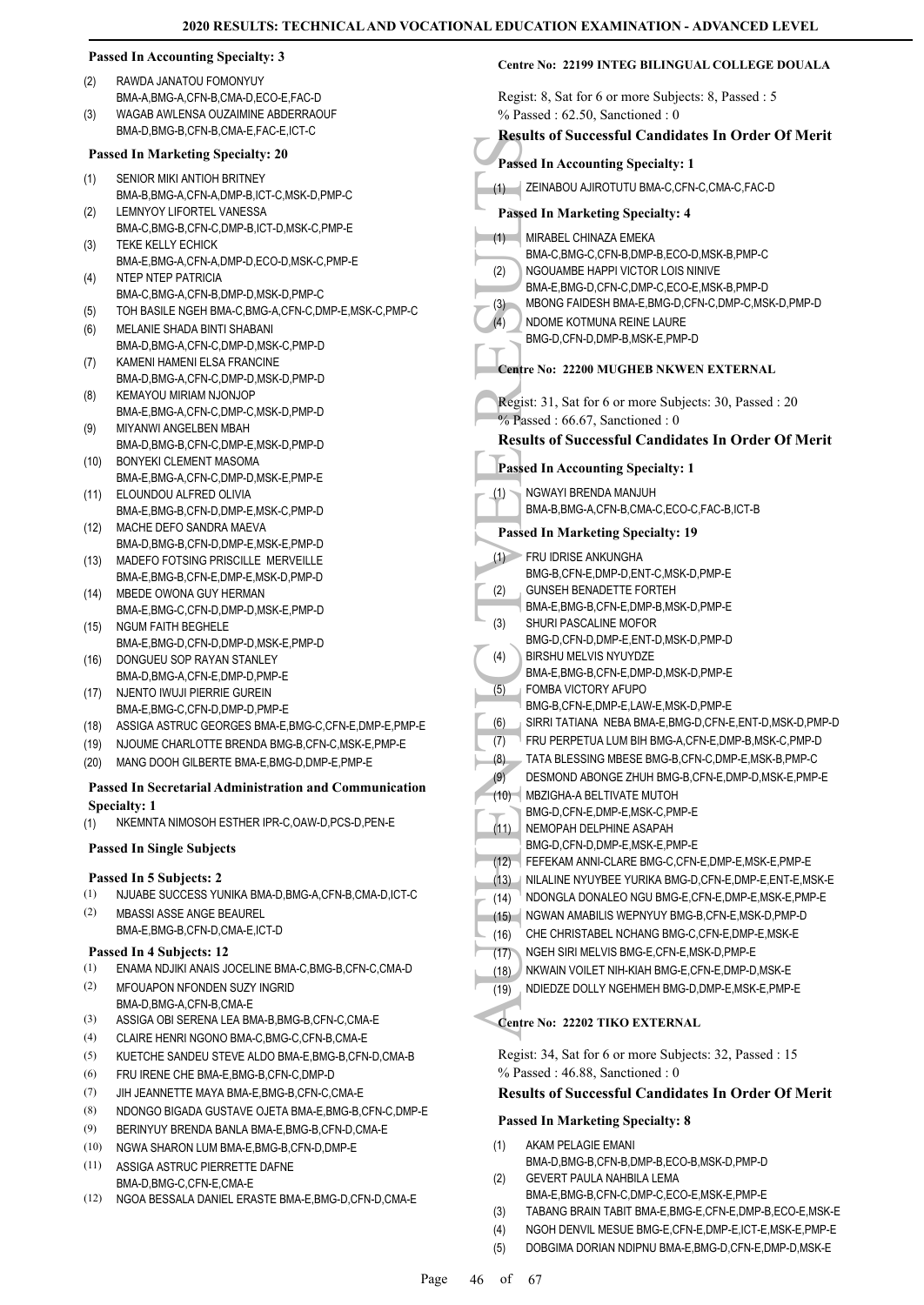#### Passed In Accounting Specialty: 3

(2) RAWDA JANATOU FOMONYUY
BMA-A,BMG-A,CFN-B,CMA-D,ECO-E,FAC-D

(3) WAGAB AWLENSA OUZAIMINE ABDERRAOUF
BMA-D,BMG-B,CFN-B,CMA-E,FAC-E,ICT-C

#### Passed In Marketing Specialty: 20

(1) SENIOR MIKI ANTIOH BRITNEY
BMA-B,BMG-A,CFN-A,DMP-B,ICT-C,MSK-D,PMP-C

(2) LEMNYOY LIFORTEL VANESSA
BMA-C,BMG-B,CFN-C,DMP-B,ICT-D,MSK-C,PMP-E

(3) TEKE KELLY ECHICK
BMA-E,BMG-A,CFN-A,DMP-D,ECO-D,MSK-C,PMP-E

(4) NTEP NTEP PATRICIA
BMA-C,BMG-A,CFN-B,DMP-D,MSK-D,PMP-C

(5) TOH BASILE NGEH BMA-C,BMG-A,CFN-C,DMP-E,MSK-C,PMP-C

(6) MELANIE SHADA BINTI SHABANI
BMA-D,BMG-A,CFN-C,DMP-D,MSK-C,PMP-D

(7) KAMENI HAMENI ELSA FRANCINE
BMA-D,BMG-A,CFN-C,DMP-D,MSK-D,PMP-D

(8) KEMAYOU MIRIAM NJONJOP
BMA-E,BMG-A,CFN-C,DMP-C,MSK-D,PMP-D

(9) MIYANWI ANGELBEN MBAH
BMA-D,BMG-B,CFN-C,DMP-E,MSK-D,PMP-D

(10) BONYEKI CLEMENT MASOMA
BMA-E,BMG-A,CFN-C,DMP-D,MSK-E,PMP-E

(11) ELOUNDOU ALFRED OLIVIA
BMA-E,BMG-B,CFN-D,DMP-E,MSK-C,PMP-D

(12) MACHE DEFO SANDRA MAEVA
BMA-D,BMG-B,CFN-D,DMP-E,MSK-E,PMP-D

(13) MADEFO FOTSING PRISCILLE MERVEILLE
BMA-E,BMG-B,CFN-E,DMP-E,MSK-D,PMP-D

(14) MBEDE OWONA GUY HERMAN
BMA-E,BMG-C,CFN-D,DMP-D,MSK-E,PMP-D

(15) NGUM FAITH BEGHELE
BMA-E,BMG-D,CFN-D,DMP-D,MSK-E,PMP-D

(16) DONGUEU SOP RAYAN STANLEY
BMA-D,BMG-A,CFN-E,DMP-D,PMP-E

(17) NJENTO IWUJI PIERRIE GUREIN
BMA-E,BMG-C,CFN-D,DMP-D,PMP-E

(18) ASSIGA ASTRUC GEORGES BMA-E,BMG-C,CFN-E,DMP-E,PMP-E

(19) NJOUME CHARLOTTE BRENDA BMG-B,CFN-C,MSK-E,PMP-E

(20) MANG DOOH GILBERTE BMA-E,BMG-D,DMP-E,PMP-E

#### Passed In Secretarial Administration and Communication Specialty: 1

(1) NKEMNTA NIMOSOH ESTHER IPR-C,OAW-D,PCS-D,PEN-E

#### Passed In Single Subjects

#### Passed In 5 Subjects: 2

(1) NJUABE SUCCESS YUNIKA BMA-D,BMG-A,CFN-B,CMA-D,ICT-C

(2) MBASSI ASSE ANGE BEAUREL
BMA-E,BMG-B,CFN-D,CMA-E,ICT-D

#### Passed In 4 Subjects: 12

(1) ENAMA NDJIKI ANAIS JOCELINE BMA-C,BMG-B,CFN-C,CMA-D

(2) MFOUAPON NFONDEN SUZY INGRID
BMA-D,BMG-A,CFN-B,CMA-E

(3) ASSIGA OBI SERENA LEA BMA-B,BMG-B,CFN-C,CMA-E

(4) CLAIRE HENRI NGONO BMA-C,BMG-C,CFN-B,CMA-E

(5) KUETCHE SANDEU STEVE ALDO BMA-E,BMG-B,CFN-D,CMA-B

(6) FRU IRENE CHE BMA-E,BMG-B,CFN-C,DMP-D

(7) JIH JEANNETTE MAYA BMA-E,BMG-B,CFN-C,CMA-E

(8) NDONGO BIGADA GUSTAVE OJETA BMA-E,BMG-B,CFN-C,DMP-E

(9) BERINYUY BRENDA BANLA BMA-E,BMG-B,CFN-D,CMA-E

(10) NGWA SHARON LUM BMA-E,BMG-B,CFN-D,DMP-E

(11) ASSIGA ASTRUC PIERRETTE DAFNE
BMA-D,BMG-C,CFN-E,CMA-E

(12) NGOA BESSALA DANIEL ERASTE BMA-E,BMG-D,CFN-D,CMA-E

### Centre No: 22199 INTEG BILINGUAL COLLEGE DOUALA

Regist: 8, Sat for 6 or more Subjects: 8, Passed : 5
% Passed : 62.50, Sanctioned : 0

### Results of Successful Candidates In Order Of Merit

#### Passed In Accounting Specialty: 1

(1) ZEINABOU AJIROTUTU BMA-C,CFN-C,CMA-C,FAC-D

#### Passed In Marketing Specialty: 4

(1) MIRABEL CHINAZA EMEKA
BMA-C,BMG-C,CFN-B,DMP-B,ECO-D,MSK-B,PMP-C

(2) NGOUAMBE HAPPI VICTOR LOIS NINIVE
BMA-E,BMG-D,CFN-C,DMP-C,ECO-E,MSK-B,PMP-D

(3) MBONG FAIDESH BMA-E,BMG-D,CFN-C,DMP-C,MSK-D,PMP-D

(4) NDOME KOTMUNA REINE LAURE
BMG-D,CFN-D,DMP-B,MSK-E,PMP-D

### Centre No: 22200 MUGHEB NKWEN EXTERNAL

Regist: 31, Sat for 6 or more Subjects: 30, Passed : 20
% Passed : 66.67, Sanctioned : 0

### Results of Successful Candidates In Order Of Merit

#### Passed In Accounting Specialty: 1

(1) NGWAYI BRENDA MANJUH
BMA-B,BMG-A,CFN-B,CMA-C,ECO-C,FAC-B,ICT-B

#### Passed In Marketing Specialty: 19

(1) FRU IDRISE ANKUNGHA
BMG-B,CFN-E,DMP-D,ENT-C,MSK-D,PMP-E

(2) GUNSEH BENADETTE FORTEH
BMA-E,BMG-B,CFN-E,DMP-B,MSK-D,PMP-E

(3) SHURI PASCALINE MOFOR
BMG-D,CFN-D,DMP-E,ENT-D,MSK-D,PMP-D

(4) BIRSHU MELVIS NYUYDZE
BMA-E,BMG-B,CFN-E,DMP-D,MSK-D,PMP-E

(5) FOMBA VICTORY AFUPO
BMG-B,CFN-E,DMP-E,LAW-E,MSK-D,PMP-E

(6) SIRRI TATIANA NEBA BMA-E,BMG-D,CFN-E,ENT-D,MSK-D,PMP-D

(7) FRU PERPETUA LUM BIH BMG-A,CFN-E,DMP-B,MSK-C,PMP-D

(8) TATA BLESSING MBESE BMG-B,CFN-C,DMP-E,MSK-B,PMP-C

(9) DESMOND ABONGE ZHUH BMG-B,CFN-E,DMP-D,MSK-E,PMP-E

(10) MBZIGHA-A BELTIVATE MUTOH
BMG-D,CFN-E,DMP-E,MSK-C,PMP-E

(11) NEMOPAH DELPHINE ASAPAH
BMG-D,CFN-D,DMP-E,MSK-E,PMP-E

(12) FEFEKAM ANNI-CLARE BMG-C,CFN-E,DMP-E,MSK-E,PMP-E

(13) NILALINE NYUYBEE YURIKA BMG-D,CFN-E,DMP-E,ENT-E,MSK-E

(14) NDONGLA DONALEO NGU BMG-E,CFN-E,DMP-E,MSK-E,PMP-E

(15) NGWAN AMABILIS WEPNYUY BMG-B,CFN-E,MSK-D,PMP-D

(16) CHE CHRISTABEL NCHANG BMG-C,CFN-E,DMP-E,MSK-E

(17) NGEH SIRI MELVIS BMG-E,CFN-E,MSK-D,PMP-E

(18) NKWAIN VOILET NIH-KIAH BMG-E,CFN-E,DMP-D,MSK-E

(19) NDIEDZE DOLLY NGEHMEH BMG-D,DMP-E,MSK-E,PMP-E

### Centre No: 22202 TIKO EXTERNAL

Regist: 34, Sat for 6 or more Subjects: 32, Passed : 15
% Passed : 46.88, Sanctioned : 0

### Results of Successful Candidates In Order Of Merit

#### Passed In Marketing Specialty: 8

(1) AKAM PELAGIE EMANI
BMA-D,BMG-B,CFN-B,DMP-B,ECO-B,MSK-D,PMP-D

(2) GEVERT PAULA NAHBILA LEMA
BMA-E,BMG-B,CFN-C,DMP-C,ECO-E,MSK-E,PMP-E

(3) TABANG BRAIN TABIT BMA-E,BMG-E,CFN-E,DMP-B,ECO-E,MSK-E

(4) NGOH DENVIL MESUE BMG-E,CFN-E,DMP-E,ICT-E,MSK-E,PMP-E

(5) DOBGIMA DORIAN NDIPNU BMA-E,BMG-D,CFN-E,DMP-D,MSK-E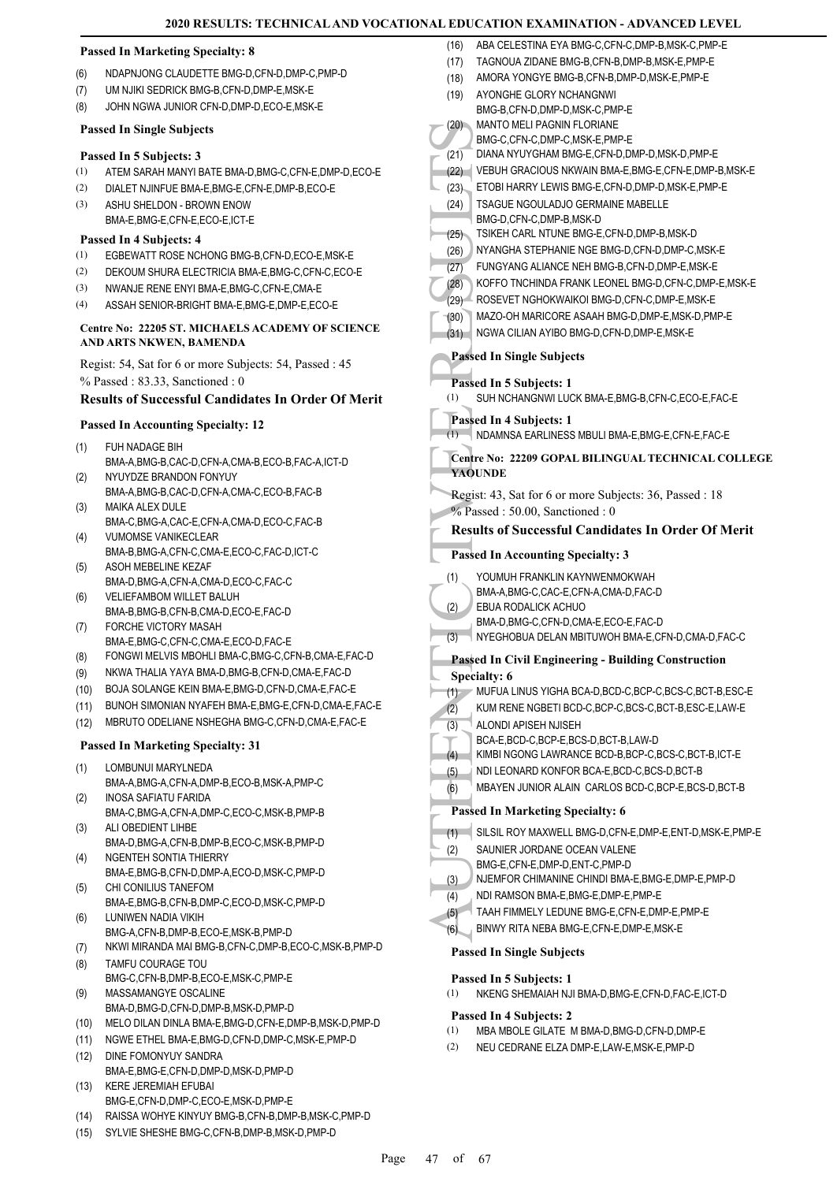**Passed In Marketing Specialty: 8**

(6) NDAPNJONG CLAUDETTE BMG-D,CFN-D,DMP-C,PMP-D
(7) UM NJIKI SEDRICK BMG-B,CFN-D,DMP-E,MSK-E
(8) JOHN NGWA JUNIOR CFN-D,DMP-D,ECO-E,MSK-E

**Passed In Single Subjects**

**Passed In 5 Subjects: 3**

(1) ATEM SARAH MANYI BATE BMA-D,BMG-C,CFN-E,DMP-D,ECO-E
(2) DIALET NJINFUE BMA-E,BMG-E,CFN-E,DMP-B,ECO-E
(3) ASHU SHELDON - BROWN ENOW BMA-E,BMG-E,CFN-E,ECO-E,ICT-E

**Passed In 4 Subjects: 4**

(1) EGBEWATT ROSE NCHONG BMG-B,CFN-D,ECO-E,MSK-E
(2) DEKOUM SHURA ELECTRICIA BMA-E,BMG-C,CFN-C,ECO-E
(3) NWANJE RENE ENYI BMA-E,BMG-C,CFN-E,CMA-E
(4) ASSAH SENIOR-BRIGHT BMA-E,BMG-E,DMP-E,ECO-E

**Centre No: 22205 ST. MICHAELS ACADEMY OF SCIENCE AND ARTS NKWEN, BAMENDA**

Regist: 54, Sat for 6 or more Subjects: 54, Passed : 45
% Passed : 83.33, Sanctioned : 0

**Results of Successful Candidates In Order Of Merit**

**Passed In Accounting Specialty: 12**

(1) FUH NADAGE BIH BMA-A,BMG-B,CAC-D,CFN-A,CMA-B,ECO-B,FAC-A,ICT-D
(2) NYUYDZE BRANDON FONYUY BMA-A,BMG-B,CAC-D,CFN-A,CMA-C,ECO-B,FAC-B
(3) MAIKA ALEX DULE BMA-C,BMG-A,CAC-E,CFN-A,CMA-D,ECO-C,FAC-B
(4) VUMOMSE VANIKECLEAR BMA-B,BMG-A,CFN-C,CMA-E,ECO-C,FAC-D,ICT-C
(5) ASOH MEBELINE KEZAF BMA-D,BMG-A,CFN-A,CMA-D,ECO-C,FAC-C
(6) VELIEFAMBOM WILLET BALUH BMA-B,BMG-B,CFN-B,CMA-D,ECO-E,FAC-D
(7) FORCHE VICTORY MASAH BMA-E,BMG-C,CFN-C,CMA-E,ECO-D,FAC-E
(8) FONGWI MELVIS MBOHLI BMA-C,BMG-C,CFN-B,CMA-E,FAC-D
(9) NKWA THALIA YAYA BMA-D,BMG-B,CFN-D,CMA-E,FAC-D
(10) BOJA SOLANGE KEIN BMA-E,BMG-D,CFN-D,CMA-E,FAC-E
(11) BUNOH SIMONIAN NYAFEH BMA-E,BMG-E,CFN-D,CMA-E,FAC-E
(12) MBRUTO ODELIANE NSHEGHA BMG-C,CFN-D,CMA-E,FAC-E

**Passed In Marketing Specialty: 31**

(1) LOMBUNUI MARYLNEDA BMA-A,BMG-A,CFN-A,DMP-B,ECO-B,MSK-A,PMP-C
(2) INOSA SAFIATU FARIDA BMA-C,BMG-A,CFN-A,DMP-C,ECO-C,MSK-B,PMP-B
(3) ALI OBEDIENT LIHBE BMA-D,BMG-A,CFN-B,DMP-B,ECO-C,MSK-B,PMP-D
(4) NGENTEH SONTIA THIERRY BMA-E,BMG-B,CFN-D,DMP-A,ECO-D,MSK-C,PMP-D
(5) CHI CONILIUS TANEFOM BMA-E,BMG-B,CFN-B,DMP-C,ECO-D,MSK-C,PMP-D
(6) LUNIWEN NADIA VIKIH BMG-A,CFN-B,DMP-B,ECO-E,MSK-B,PMP-D
(7) NKWI MIRANDA MAI BMG-B,CFN-C,DMP-B,ECO-C,MSK-B,PMP-D
(8) TAMFU COURAGE TOU BMG-C,CFN-B,DMP-B,ECO-E,MSK-C,PMP-E
(9) MASSAMANGYE OSCALINE BMA-D,BMG-D,CFN-D,DMP-B,MSK-D,PMP-D
(10) MELO DILAN DINLA BMA-E,BMG-D,CFN-E,DMP-B,MSK-D,PMP-D
(11) NGWE ETHEL BMA-E,BMG-D,CFN-D,DMP-C,MSK-E,PMP-D
(12) DINE FOMONYUY SANDRA BMA-E,BMG-E,CFN-D,DMP-D,MSK-D,PMP-D
(13) KERE JEREMIAH EFUBAI BMG-E,CFN-D,DMP-C,ECO-E,MSK-D,PMP-E
(14) RAISSA WOHYE KINYUY BMG-B,CFN-B,DMP-B,MSK-C,PMP-D
(15) SYLVIE SHESHE BMG-C,CFN-B,DMP-B,MSK-D,PMP-D
(16) ABA CELESTINA EYA BMG-C,CFN-C,DMP-B,MSK-C,PMP-E
(17) TAGNOUA ZIDANE BMG-B,CFN-B,DMP-B,MSK-E,PMP-E
(18) AMORA YONGYE BMG-B,CFN-B,DMP-D,MSK-E,PMP-E
(19) AYONGHE GLORY NCHANGNWI BMG-B,CFN-D,DMP-D,MSK-C,PMP-E
(20) MANTO MELI PAGNIN FLORIANE BMG-C,CFN-C,DMP-C,MSK-E,PMP-E
(21) DIANA NYUYGHAM BMG-E,CFN-D,DMP-D,MSK-D,PMP-E
(22) VEBUH GRACIOUS NKWAIN BMA-E,BMG-E,CFN-E,DMP-B,MSK-E
(23) ETOBI HARRY LEWIS BMG-E,CFN-D,DMP-D,MSK-E,PMP-E
(24) TSAGUE NGOULADJO GERMAINE MABELLE BMG-D,CFN-C,DMP-B,MSK-D
(25) TSIKEH CARL NTUNE BMG-E,CFN-D,DMP-B,MSK-D
(26) NYANGHA STEPHANIE NGE BMG-D,CFN-D,DMP-C,MSK-E
(27) FUNGYANG ALIANCE NEH BMG-B,CFN-D,DMP-E,MSK-E
(28) KOFFO TNCHINDA FRANK LEONEL BMG-D,CFN-C,DMP-E,MSK-E
(29) ROSEVET NGHOKWAIKOI BMG-D,CFN-C,DMP-E,MSK-E
(30) MAZO-OH MARICORE ASAAH BMG-D,DMP-E,MSK-D,PMP-E
(31) NGWA CILIAN AYIBO BMG-D,CFN-D,DMP-E,MSK-E

**Passed In Single Subjects**

**Passed In 5 Subjects: 1**

(1) SUH NCHANGNWI LUCK BMA-E,BMG-B,CFN-C,ECO-E,FAC-E

**Passed In 4 Subjects: 1**

(1) NDAMNSA EARLINESS MBULI BMA-E,BMG-E,CFN-E,FAC-E

**Centre No: 22209 GOPAL BILINGUAL TECHNICAL COLLEGE YAOUNDE**

Regist: 43, Sat for 6 or more Subjects: 36, Passed : 18
% Passed : 50.00, Sanctioned : 0

**Results of Successful Candidates In Order Of Merit**

**Passed In Accounting Specialty: 3**

(1) YOUMUH FRANKLIN KAYNWENMOKWAH BMA-A,BMG-C,CAC-E,CFN-A,CMA-D,FAC-D
(2) EBUA RODALICK ACHUO BMA-D,BMG-C,CFN-D,CMA-E,ECO-E,FAC-D
(3) NYEGHOBUA DELAN MBITUWOH BMA-E,CFN-D,CMA-D,FAC-C

**Passed In Civil Engineering - Building Construction Specialty: 6**

(1) MUFUA LINUS YIGHA BCA-D,BCD-C,BCP-C,BCS-C,BCT-B,ESC-E
(2) KUM RENE NGBETI BCD-C,BCP-C,BCS-C,BCT-B,ESC-E,LAW-E
(3) ALONDI APISEH NJISEH BCA-E,BCD-C,BCP-E,BCS-D,BCT-B,LAW-D
(4) KIMBI NGONG LAWRANCE BCD-B,BCP-C,BCS-C,BCT-B,ICT-E
(5) NDI LEONARD KONFOR BCA-E,BCD-C,BCS-D,BCT-B
(6) MBAYEN JUNIOR ALAIN CARLOS BCD-C,BCP-E,BCS-D,BCT-B

**Passed In Marketing Specialty: 6**

(1) SILSIL ROY MAXWELL BMG-D,CFN-E,DMP-E,ENT-D,MSK-E,PMP-E
(2) SAUNIER JORDANE OCEAN VALENE BMG-E,CFN-E,DMP-D,ENT-C,PMP-D
(3) NJEMFOR CHIMANINE CHINDI BMA-E,BMG-E,DMP-E,PMP-D
(4) NDI RAMSON BMA-E,BMG-E,DMP-E,PMP-E
(5) TAAH FIMMELY LEDUNE BMG-E,CFN-E,DMP-E,PMP-E
(6) BINWY RITA NEBA BMG-E,CFN-E,DMP-E,MSK-E

**Passed In Single Subjects**

**Passed In 5 Subjects: 1**

(1) NKENG SHEMAIAH NJI BMA-D,BMG-E,CFN-D,FAC-E,ICT-D

**Passed In 4 Subjects: 2**

(1) MBA MBOLE GILATE M BMA-D,BMG-D,CFN-D,DMP-E
(2) NEU CEDRANE ELZA DMP-E,LAW-E,MSK-E,PMP-D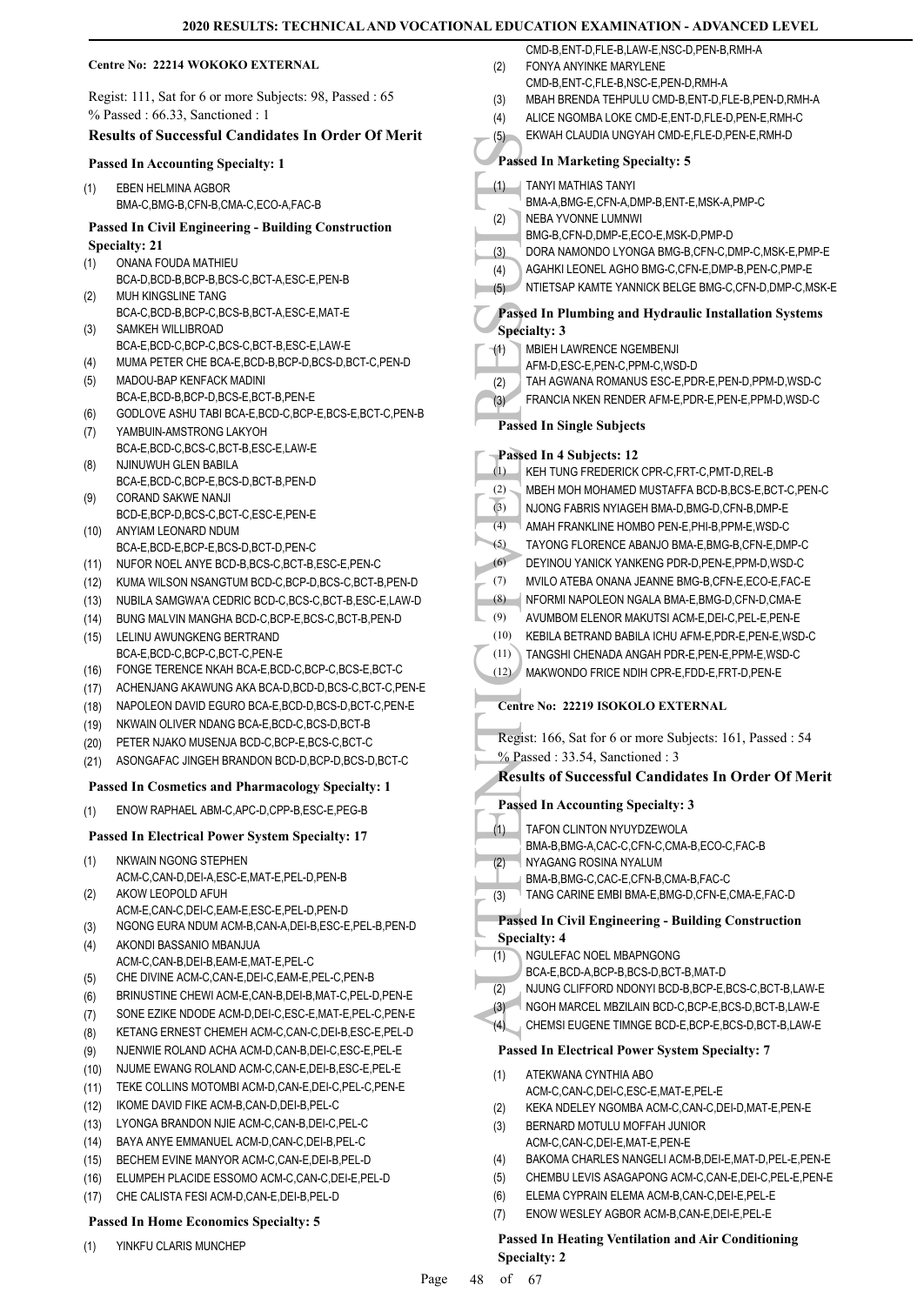**Centre No: 22214 WOKOKO EXTERNAL**

Regist: 111, Sat for 6 or more Subjects: 98, Passed : 65
% Passed : 66.33, Sanctioned : 1

### Results of Successful Candidates In Order Of Merit

**Passed In Accounting Specialty: 1**

(1) EBEN HELMINA AGBOR
BMA-C,BMG-B,CFN-B,CMA-C,ECO-A,FAC-B

**Passed In Civil Engineering - Building Construction Specialty: 21**

(1) ONANA FOUDA MATHIEU
BCA-D,BCD-B,BCP-B,BCS-C,BCT-A,ESC-E,PEN-B
(2) MUH KINGSLINE TANG
BCA-C,BCD-B,BCP-C,BCS-B,BCT-A,ESC-E,MAT-E
(3) SAMKEH WILLIBROAD
BCA-E,BCD-C,BCP-C,BCS-C,BCT-B,ESC-E,LAW-E
(4) MUMA PETER CHE BCA-E,BCD-B,BCP-D,BCS-D,BCT-C,PEN-D
(5) MADOU-BAP KENFACK MADINI
BCA-E,BCD-B,BCP-D,BCS-E,BCT-B,PEN-E
(6) GODLOVE ASHU TABI BCA-E,BCD-C,BCP-E,BCS-E,BCT-C,PEN-B
(7) YAMBUIN-AMSTRONG LAKYOH
BCA-E,BCD-C,BCS-C,BCT-B,ESC-E,LAW-E
(8) NJINUWUH GLEN BABILA
BCA-E,BCD-C,BCP-E,BCS-D,BCT-B,PEN-D
(9) CORAND SAKWE NANJI
BCD-E,BCP-D,BCS-C,BCT-C,ESC-E,PEN-E
(10) ANYIAM LEONARD NDUM
BCA-E,BCD-E,BCP-E,BCS-D,BCT-D,PEN-C
(11) NUFOR NOEL ANYE BCD-B,BCS-C,BCT-B,ESC-E,PEN-C
(12) KUMA WILSON NSANGTUM BCD-C,BCP-D,BCS-C,BCT-B,PEN-D
(13) NUBILA SAMGWA'A CEDRIC BCD-C,BCS-C,BCT-B,ESC-E,LAW-D
(14) BUNG MALVIN MANGHA BCD-C,BCP-E,BCS-C,BCT-B,PEN-D
(15) LELINU AWUNGKENG BERTRAND
BCA-E,BCD-C,BCP-C,BCT-C,PEN-E
(16) FONGE TERENCE NKAH BCA-E,BCD-C,BCP-C,BCS-E,BCT-C
(17) ACHENJANG AKAWUNG AKA BCA-D,BCD-D,BCS-C,BCT-C,PEN-E
(18) NAPOLEON DAVID EGURO BCA-E,BCD-D,BCS-D,BCT-C,PEN-E
(19) NKWAIN OLIVER NDANG BCA-E,BCD-C,BCS-D,BCT-B
(20) PETER NJAKO MUSENJA BCD-C,BCP-E,BCS-C,BCT-C
(21) ASONGAFAC JINGEH BRANDON BCD-D,BCP-D,BCS-D,BCT-C

**Passed In Cosmetics and Pharmacology Specialty: 1**

(1) ENOW RAPHAEL ABM-C,APC-D,CPP-B,ESC-E,PEG-B

**Passed In Electrical Power System Specialty: 17**

(1) NKWAIN NGONG STEPHEN
ACM-C,CAN-D,DEI-A,ESC-E,MAT-E,PEL-D,PEN-B
(2) AKOW LEOPOLD AFUH
ACM-E,CAN-C,DEI-C,EAM-E,ESC-E,PEL-D,PEN-D
(3) NGONG EURA NDUM ACM-B,CAN-A,DEI-B,ESC-E,PEL-B,PEN-D
(4) AKONDI BASSANIO MBANJUA
ACM-C,CAN-B,DEI-B,EAM-E,MAT-E,PEL-C
(5) CHE DIVINE ACM-C,CAN-E,DEI-C,EAM-E,PEL-C,PEN-B
(6) BRINUSTINE CHEWI ACM-E,CAN-B,DEI-B,MAT-C,PEL-D,PEN-E
(7) SONE EZIKE NDODE ACM-D,DEI-C,ESC-E,MAT-E,PEL-C,PEN-E
(8) KETANG ERNEST CHEMEH ACM-C,CAN-C,DEI-B,ESC-E,PEL-D
(9) NJENWIE ROLAND ACHA ACM-D,CAN-B,DEI-C,ESC-E,PEL-E
(10) NJUME EWANG ROLAND ACM-C,CAN-E,DEI-B,ESC-E,PEL-E
(11) TEKE COLLINS MOTOMBI ACM-D,CAN-E,DEI-C,PEL-C,PEN-E
(12) IKOME DAVID FIKE ACM-B,CAN-D,DEI-B,PEL-C
(13) LYONGA BRANDON NJIE ACM-C,CAN-B,DEI-C,PEL-C
(14) BAYA ANYE EMMANUEL ACM-D,CAN-C,DEI-B,PEL-C
(15) BECHEM EVINE MANYOR ACM-C,CAN-E,DEI-B,PEL-D
(16) ELUMPEH PLACIDE ESSOMO ACM-C,CAN-C,DEI-E,PEL-D
(17) CHE CALISTA FESI ACM-D,CAN-E,DEI-B,PEL-D

**Passed In Home Economics Specialty: 5**

(1) YINKFU CLARIS MUNCHEP
CMD-B,ENT-D,FLE-B,LAW-E,NSC-D,PEN-B,RMH-A
(2) FONYA ANYINKE MARYLENE
CMD-B,ENT-C,FLE-B,NSC-E,PEN-D,RMH-A
(3) MBAH BRENDA TEHPULU CMD-B,ENT-D,FLE-B,PEN-D,RMH-A
(4) ALICE NGOMBA LOKE CMD-E,ENT-D,FLE-D,PEN-E,RMH-C
(5) EKWAH CLAUDIA UNGYAH CMD-E,FLE-D,PEN-E,RMH-D

**Passed In Marketing Specialty: 5**

(1) TANYI MATHIAS TANYI
BMA-A,BMG-E,CFN-A,DMP-B,ENT-E,MSK-A,PMP-C
(2) NEBA YVONNE LUMNWI
BMG-B,CFN-D,DMP-E,ECO-E,MSK-D,PMP-D
(3) DORA NAMONDO LYONGA BMG-B,CFN-C,DMP-C,MSK-E,PMP-E
(4) AGAHKI LEONEL AGHO BMG-C,CFN-E,DMP-B,PEN-C,PMP-E
(5) NTIETSAP KAMTE YANNICK BELGE BMG-C,CFN-D,DMP-C,MSK-E

**Passed In Plumbing and Hydraulic Installation Systems Specialty: 3**

(1) MBIEH LAWRENCE NGEMBENJI
AFM-D,ESC-E,PEN-C,PPM-C,WSD-D
(2) TAH AGWANA ROMANUS ESC-E,PDR-E,PEN-D,PPM-D,WSD-C
(3) FRANCIA NKEN RENDER AFM-E,PDR-E,PEN-E,PPM-D,WSD-C

**Passed In Single Subjects**

**Passed In 4 Subjects: 12**

(1) KEH TUNG FREDERICK CPR-C,FRT-C,PMT-D,REL-B
(2) MBEH MOH MOHAMED MUSTAFFA BCD-B,BCS-E,BCT-C,PEN-C
(3) NJONG FABRIS NYIAGEH BMA-D,BMG-D,CFN-B,DMP-E
(4) AMAH FRANKLINE HOMBO PEN-E,PHI-B,PPM-E,WSD-C
(5) TAYONG FLORENCE ABANJO BMA-E,BMG-B,CFN-E,DMP-C
(6) DEYINOU YANICK YANKENG PDR-D,PEN-E,PPM-D,WSD-C
(7) MVILO ATEBA ONANA JEANNE BMG-B,CFN-E,ECO-E,FAC-E
(8) NFORMI NAPOLEON NGALA BMA-E,BMG-D,CFN-D,CMA-E
(9) AVUMBOM ELENOR MAKUTSI ACM-E,DEI-C,PEL-E,PEN-E
(10) KEBILA BETRAND BABILA ICHU AFM-E,PDR-E,PEN-E,WSD-C
(11) TANGSHI CHENADA ANGAH PDR-E,PEN-E,PPM-E,WSD-C
(12) MAKWONDO FRICE NDIH CPR-E,FDD-E,FRT-D,PEN-E

**Centre No: 22219 ISOKOLO EXTERNAL**

Regist: 166, Sat for 6 or more Subjects: 161, Passed : 54
% Passed : 33.54, Sanctioned : 3

### Results of Successful Candidates In Order Of Merit

**Passed In Accounting Specialty: 3**

(1) TAFON CLINTON NYUYDZEWOLA
BMA-B,BMG-A,CAC-C,CFN-C,CMA-B,ECO-C,FAC-B
(2) NYAGANG ROSINA NYALUM
BMA-B,BMG-C,CAC-E,CFN-B,CMA-B,FAC-C
(3) TANG CARINE EMBI BMA-E,BMG-D,CFN-E,CMA-E,FAC-D

**Passed In Civil Engineering - Building Construction Specialty: 4**

(1) NGULEFAC NOEL MBAPNGONG
BCA-E,BCD-A,BCP-B,BCS-D,BCT-B,MAT-D
(2) NJUNG CLIFFORD NDONYI BCD-B,BCP-E,BCS-C,BCT-B,LAW-E
(3) NGOH MARCEL MBZILAIN BCD-C,BCP-E,BCS-D,BCT-B,LAW-E
(4) CHEMSI EUGENE TIMNGE BCD-E,BCP-E,BCS-D,BCT-B,LAW-E

**Passed In Electrical Power System Specialty: 7**

(1) ATEKWANA CYNTHIA ABO
ACM-C,CAN-C,DEI-C,ESC-E,MAT-E,PEL-E
(2) KEKA NDELEY NGOMBA ACM-C,CAN-C,DEI-D,MAT-E,PEN-E
(3) BERNARD MOTULU MOFFAH JUNIOR
ACM-C,CAN-C,DEI-E,MAT-E,PEN-E
(4) BAKOMA CHARLES NANGELI ACM-B,DEI-E,MAT-D,PEL-E,PEN-E
(5) CHEMBU LEVIS ASAGAPONG ACM-C,CAN-E,DEI-C,PEL-E,PEN-E
(6) ELEMA CYPRAIN ELEMA ACM-B,CAN-C,DEI-E,PEL-E
(7) ENOW WESLEY AGBOR ACM-B,CAN-E,DEI-E,PEL-E

**Passed In Heating Ventilation and Air Conditioning Specialty: 2**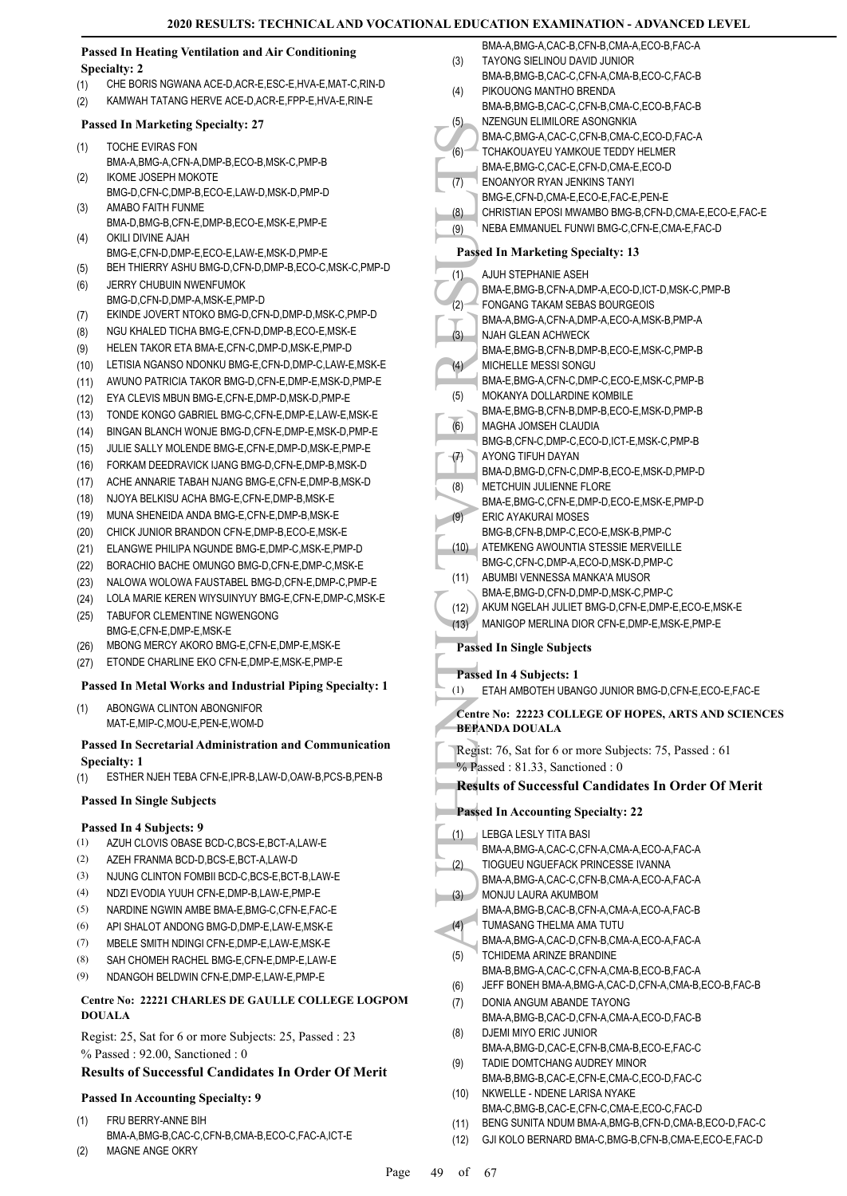**Passed In Heating Ventilation and Air Conditioning Specialty: 2**

(1) CHE BORIS NGWANA ACE-D,ACR-E,ESC-E,HVA-E,MAT-C,RIN-D
(2) KAMWAH TATANG HERVE ACE-D,ACR-E,FPP-E,HVA-E,RIN-E

**Passed In Marketing Specialty: 27**

(1) TOCHE EVIRAS FON BMA-A,BMG-A,CFN-A,DMP-B,ECO-B,MSK-C,PMP-B
(2) IKOME JOSEPH MOKOTE BMG-D,CFN-C,DMP-B,ECO-E,LAW-D,MSK-D,PMP-D
(3) AMABO FAITH FUNME BMA-D,BMG-B,CFN-E,DMP-B,ECO-E,MSK-E,PMP-E
(4) OKILI DIVINE AJAH BMG-E,CFN-D,DMP-E,ECO-E,LAW-E,MSK-D,PMP-E
(5) BEH THIERRY ASHU BMG-D,CFN-D,DMP-B,ECO-C,MSK-C,PMP-D
(6) JERRY CHUBUIN NWENFUMOK BMG-D,CFN-D,DMP-A,MSK-E,PMP-D
(7) EKINDE JOVERT NTOKO BMG-D,CFN-D,DMP-D,MSK-C,PMP-D
(8) NGU KHALED TICHA BMG-E,CFN-D,DMP-B,ECO-E,MSK-E
(9) HELEN TAKOR ETA BMA-E,CFN-C,DMP-D,MSK-E,PMP-D
(10) LETISIA NGANSO NDONKU BMG-E,CFN-D,DMP-C,LAW-E,MSK-E
(11) AWUNO PATRICIA TAKOR BMG-D,CFN-E,DMP-E,MSK-D,PMP-E
(12) EYA CLEVIS MBUN BMG-E,CFN-E,DMP-D,MSK-D,PMP-E
(13) TONDE KONGO GABRIEL BMG-C,CFN-E,DMP-E,LAW-E,MSK-E
(14) BINGAN BLANCH WONJE BMG-D,CFN-E,DMP-E,MSK-D,PMP-E
(15) JULIE SALLY MOLENDE BMG-E,CFN-E,DMP-D,MSK-E,PMP-E
(16) FORKAM DEEDRAVICK IJANG BMG-D,CFN-E,DMP-B,MSK-D
(17) ACHE ANNARIE TABAH NJANG BMG-E,CFN-E,DMP-B,MSK-D
(18) NJOYA BELKISU ACHA BMG-E,CFN-E,DMP-B,MSK-E
(19) MUNA SHENEIDA ANDA BMG-E,CFN-E,DMP-B,MSK-E
(20) CHICK JUNIOR BRANDON CFN-E,DMP-B,ECO-E,MSK-E
(21) ELANGWE PHILIPA NGUNDE BMG-E,DMP-C,MSK-E,PMP-D
(22) BORACHIO BACHE OMUNGO BMG-D,CFN-E,DMP-C,MSK-E
(23) NALOWA WOLOWA FAUSTABEL BMG-D,CFN-E,DMP-C,PMP-E
(24) LOLA MARIE KEREN WIYSUINYUY BMG-E,CFN-E,DMP-C,MSK-E
(25) TABUFOR CLEMENTINE NGWENGONG BMG-E,CFN-E,DMP-E,MSK-E
(26) MBONG MERCY AKORO BMG-E,CFN-E,DMP-E,MSK-E
(27) ETONDE CHARLINE EKO CFN-E,DMP-E,MSK-E,PMP-E

**Passed In Metal Works and Industrial Piping Specialty: 1**

(1) ABONGWA CLINTON ABONGNIFOR MAT-E,MIP-C,MOU-E,PEN-E,WOM-D

**Passed In Secretarial Administration and Communication Specialty: 1**

(1) ESTHER NJEH TEBA CFN-E,IPR-B,LAW-D,OAW-B,PCS-B,PEN-B

**Passed In Single Subjects**

**Passed In 4 Subjects: 9**

(1) AZUH CLOVIS OBASE BCD-C,BCS-E,BCT-A,LAW-E
(2) AZEH FRANMA BCD-D,BCS-E,BCT-A,LAW-D
(3) NJUNG CLINTON FOMBII BCD-C,BCS-E,BCT-B,LAW-E
(4) NDZI EVODIA YUUH CFN-E,DMP-B,LAW-E,PMP-E
(5) NARDINE NGWIN AMBE BMA-E,BMG-C,CFN-E,FAC-E
(6) API SHALOT ANDONG BMG-D,DMP-E,LAW-E,MSK-E
(7) MBELE SMITH NDINGI CFN-E,DMP-E,LAW-E,MSK-E
(8) SAH CHOMEH RACHEL BMG-E,CFN-E,DMP-E,LAW-E
(9) NDANGOH BELDWIN CFN-E,DMP-E,LAW-E,PMP-E

**Centre No: 22221 CHARLES DE GAULLE COLLEGE LOGPOM DOUALA**

Regist: 25, Sat for 6 or more Subjects: 25, Passed : 23
% Passed : 92.00, Sanctioned : 0

### Results of Successful Candidates In Order Of Merit

**Passed In Accounting Specialty: 9**

(1) FRU BERRY-ANNE BIH BMA-A,BMG-B,CAC-C,CFN-B,CMA-B,ECO-C,FAC-A,ICT-E
(2) MAGNE ANGE OKRY BMA-A,BMG-A,CAC-B,CFN-B,CMA-A,ECO-B,FAC-A
(3) TAYONG SIELINOU DAVID JUNIOR BMA-B,BMG-B,CAC-C,CFN-A,CMA-B,ECO-C,FAC-B
(4) PIKOUONG MANTHO BRENDA BMA-B,BMG-B,CAC-C,CFN-B,CMA-C,ECO-B,FAC-B
(5) NZENGUN ELIMILORE ASONGNKIA BMA-C,BMG-A,CAC-C,CFN-B,CMA-C,ECO-D,FAC-A
(6) TCHAKOUAYEU YAMKOUE TEDDY HELMER BMA-E,BMG-C,CAC-E,CFN-D,CMA-E,ECO-D
(7) ENOANYOR RYAN JENKINS TANYI BMG-E,CFN-D,CMA-E,ECO-E,FAC-E,PEN-E
(8) CHRISTIAN EPOSI MWAMBO BMG-B,CFN-D,CMA-E,ECO-E,FAC-E
(9) NEBA EMMANUEL FUNWI BMG-C,CFN-E,CMA-E,FAC-D

**Passed In Marketing Specialty: 13**

(1) AJUH STEPHANIE ASEH BMA-E,BMG-B,CFN-A,DMP-A,ECO-D,ICT-D,MSK-C,PMP-B
(2) FONGANG TAKAM SEBAS BOURGEOIS BMA-A,BMG-A,CFN-A,DMP-A,ECO-A,MSK-B,PMP-A
(3) NJAH GLEAN ACHWECK BMA-E,BMG-B,CFN-B,DMP-B,ECO-E,MSK-C,PMP-B
(4) MICHELLE MESSI SONGU BMA-E,BMG-A,CFN-C,DMP-C,ECO-E,MSK-C,PMP-B
(5) MOKANYA DOLLARDINE KOMBILE BMA-E,BMG-B,CFN-B,DMP-B,ECO-E,MSK-D,PMP-B
(6) MAGHA JOMSEH CLAUDIA BMG-B,CFN-C,DMP-C,ECO-D,ICT-E,MSK-C,PMP-B
(7) AYONG TIFUH DAYAN BMA-D,BMG-D,CFN-C,DMP-B,ECO-E,MSK-D,PMP-D
(8) METCHUIN JULIENNE FLORE BMA-E,BMG-C,CFN-E,DMP-D,ECO-E,MSK-E,PMP-D
(9) ERIC AYAKURAI MOSES BMG-B,CFN-B,DMP-C,ECO-E,MSK-B,PMP-C
(10) ATEMKENG AWOUNTIA STESSIE MERVEILLE BMG-C,CFN-C,DMP-A,ECO-D,MSK-D,PMP-C
(11) ABUMBI VENNESSA MANKA'A MUSOR BMA-E,BMG-D,CFN-D,DMP-D,MSK-C,PMP-C
(12) AKUM NGELAH JULIET BMG-D,CFN-E,DMP-E,ECO-E,MSK-E
(13) MANIGOP MERLINA DIOR CFN-E,DMP-E,MSK-E,PMP-E

**Passed In Single Subjects**

**Passed In 4 Subjects: 1**

(1) ETAH AMBOTEH UBANGO JUNIOR BMG-D,CFN-E,ECO-E,FAC-E

**Centre No: 22223 COLLEGE OF HOPES, ARTS AND SCIENCES BEPANDA DOUALA**

Regist: 76, Sat for 6 or more Subjects: 75, Passed : 61
% Passed : 81.33, Sanctioned : 0

### Results of Successful Candidates In Order Of Merit

**Passed In Accounting Specialty: 22**

(1) LEBGA LESLY TITA BASI BMA-A,BMG-A,CAC-C,CFN-A,CMA-A,ECO-A,FAC-A
(2) TIOGUEU NGUEFACK PRINCESSE IVANNA BMA-A,BMG-A,CAC-C,CFN-B,CMA-A,ECO-A,FAC-A
(3) MONJU LAURA AKUMBOM BMA-A,BMG-B,CAC-B,CFN-A,CMA-A,ECO-A,FAC-B
(4) TUMASANG THELMA AMA TUTU BMA-A,BMG-A,CAC-D,CFN-B,CMA-A,ECO-A,FAC-A
(5) TCHIDEMA ARINZE BRANDINE BMA-B,BMG-A,CAC-C,CFN-A,CMA-B,ECO-B,FAC-A
(6) JEFF BONEH BMA-A,BMG-A,CAC-D,CFN-A,CMA-B,ECO-B,FAC-B
(7) DONIA ANGUM ABANDE TAYONG BMA-A,BMG-B,CAC-D,CFN-A,CMA-A,ECO-D,FAC-B
(8) DJEMI MIYO ERIC JUNIOR BMA-A,BMG-D,CAC-E,CFN-B,CMA-B,ECO-E,FAC-C
(9) TADIE DOMTCHANG AUDREY MINOR BMA-B,BMG-B,CAC-E,CFN-E,CMA-C,ECO-D,FAC-C
(10) NKWELLE - NDENE LARISA NYAKE BMA-C,BMG-B,CAC-E,CFN-C,CMA-E,ECO-C,FAC-D
(11) BENG SUNITA NDUM BMA-A,BMG-B,CFN-D,CMA-B,ECO-D,FAC-C
(12) GJI KOLO BERNARD BMA-C,BMG-B,CFN-B,CMA-E,ECO-E,FAC-D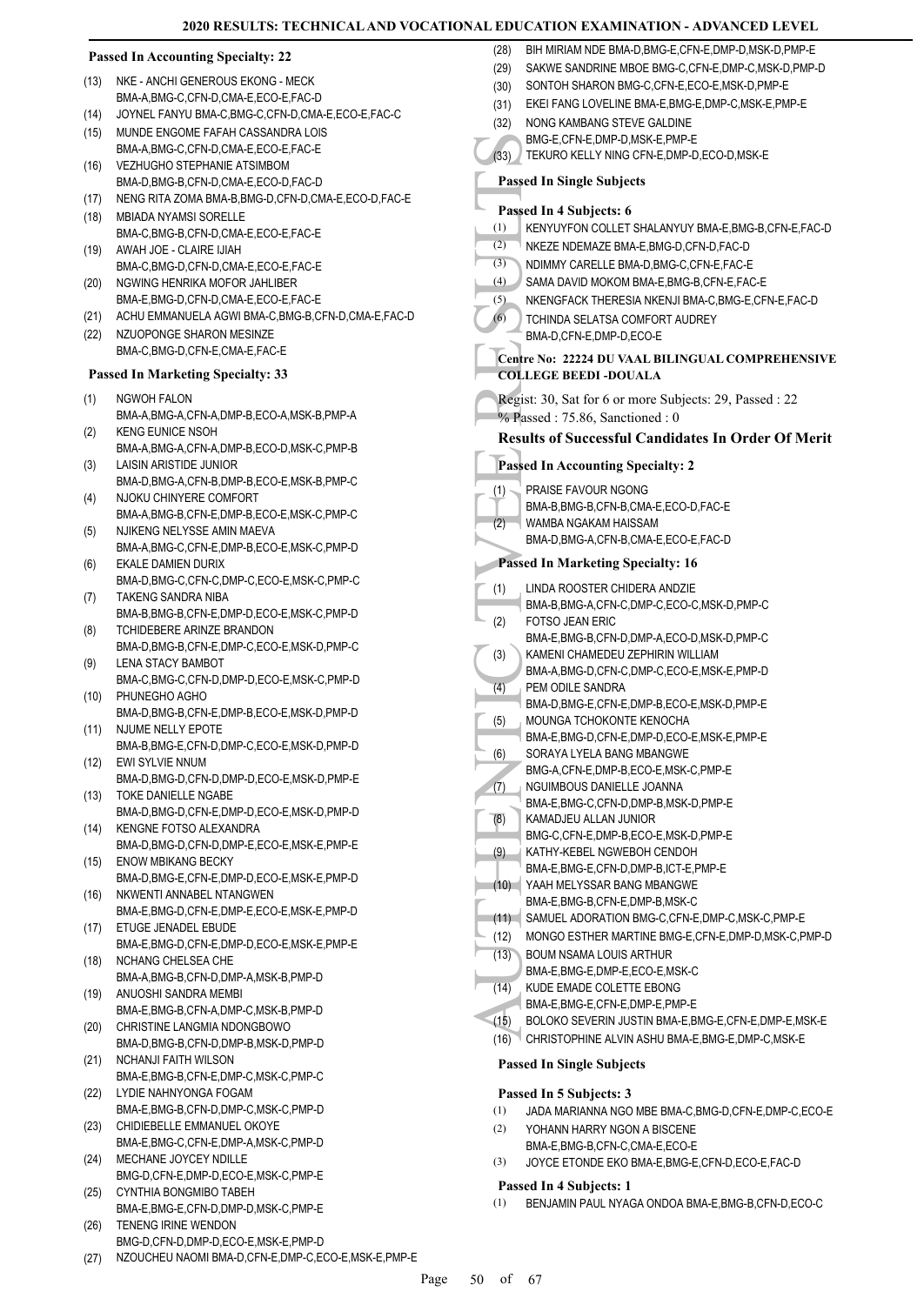**Passed In Accounting Specialty: 22**

(13) NKE - ANCHI GENEROUS EKONG - MECK BMA-A,BMG-C,CFN-D,CMA-E,ECO-E,FAC-D
(14) JOYNEL FANYU BMA-C,BMG-C,CFN-D,CMA-E,ECO-E,FAC-C
(15) MUNDE ENGOME FAFAH CASSANDRA LOIS BMA-A,BMG-C,CFN-D,CMA-E,ECO-E,FAC-E
(16) VEZHUGHO STEPHANIE ATSIMBOM BMA-D,BMG-B,CFN-D,CMA-E,ECO-D,FAC-D
(17) NENG RITA ZOMA BMA-B,BMG-D,CFN-D,CMA-E,ECO-D,FAC-E
(18) MBIADA NYAMSI SORELLE BMA-C,BMG-B,CFN-D,CMA-E,ECO-E,FAC-E
(19) AWAH JOE - CLAIRE IJIAH BMA-C,BMG-D,CFN-D,CMA-E,ECO-E,FAC-E
(20) NGWING HENRIKA MOFOR JAHLIBER BMA-E,BMG-D,CFN-D,CMA-E,ECO-E,FAC-E
(21) ACHU EMMANUELA AGWI BMA-C,BMG-B,CFN-D,CMA-E,FAC-D
(22) NZUOPONGE SHARON MESINZE BMA-C,BMG-D,CFN-E,CMA-E,FAC-E

**Passed In Marketing Specialty: 33**

(1) NGWOH FALON BMA-A,BMG-A,CFN-A,DMP-B,ECO-A,MSK-B,PMP-A
(2) KENG EUNICE NSOH BMA-A,BMG-A,CFN-A,DMP-B,ECO-D,MSK-C,PMP-B
(3) LAISIN ARISTIDE JUNIOR BMA-D,BMG-A,CFN-B,DMP-B,ECO-E,MSK-B,PMP-C
(4) NJOKU CHINYERE COMFORT BMA-A,BMG-B,CFN-E,DMP-B,ECO-E,MSK-C,PMP-C
(5) NJIKENG NELYSSE AMIN MAEVA BMA-A,BMG-C,CFN-E,DMP-B,ECO-E,MSK-C,PMP-D
(6) EKALE DAMIEN DURIX BMA-D,BMG-C,CFN-C,DMP-C,ECO-E,MSK-C,PMP-C
(7) TAKENG SANDRA NIBA BMA-B,BMG-B,CFN-E,DMP-D,ECO-E,MSK-C,PMP-D
(8) TCHIDEBERE ARINZE BRANDON BMA-D,BMG-B,CFN-E,DMP-C,ECO-E,MSK-D,PMP-C
(9) LENA STACY BAMBOT BMA-C,BMG-C,CFN-D,DMP-D,ECO-E,MSK-C,PMP-D
(10) PHUNEGHO AGHO BMA-D,BMG-B,CFN-E,DMP-B,ECO-E,MSK-D,PMP-D
(11) NJUME NELLY EPOTE BMA-B,BMG-E,CFN-D,DMP-C,ECO-E,MSK-D,PMP-D
(12) EWI SYLVIE NNUM BMA-D,BMG-D,CFN-D,DMP-D,ECO-E,MSK-D,PMP-E
(13) TOKE DANIELLE NGABE BMA-D,BMG-D,CFN-E,DMP-D,ECO-E,MSK-D,PMP-D
(14) KENGNE FOTSO ALEXANDRA BMA-D,BMG-D,CFN-D,DMP-E,ECO-E,MSK-E,PMP-E
(15) ENOW MBIKANG BECKY BMA-D,BMG-E,CFN-E,DMP-D,ECO-E,MSK-E,PMP-D
(16) NKWENTI ANNABEL NTANGWEN BMA-E,BMG-D,CFN-E,DMP-E,ECO-E,MSK-E,PMP-D
(17) ETUGE JENADEL EBUDE BMA-E,BMG-D,CFN-E,DMP-D,ECO-E,MSK-E,PMP-E
(18) NCHANG CHELSEA CHE BMA-A,BMG-B,CFN-D,DMP-A,MSK-B,PMP-D
(19) ANUOSHI SANDRA MEMBI BMA-E,BMG-B,CFN-A,DMP-C,MSK-B,PMP-D
(20) CHRISTINE LANGMIA NDONGBOWO BMA-D,BMG-B,CFN-D,DMP-B,MSK-D,PMP-D
(21) NCHANJI FAITH WILSON BMA-E,BMG-B,CFN-E,DMP-C,MSK-C,PMP-C
(22) LYDIE NAHNYONGA FOGAM BMA-E,BMG-B,CFN-D,DMP-C,MSK-C,PMP-D
(23) CHIDIEBELLE EMMANUEL OKOYE BMA-E,BMG-C,CFN-E,DMP-A,MSK-C,PMP-D
(24) MECHANE JOYCEY NDILLE BMG-D,CFN-E,DMP-D,ECO-E,MSK-C,PMP-E
(25) CYNTHIA BONGMIBO TABEH BMA-E,BMG-E,CFN-D,DMP-D,MSK-C,PMP-E
(26) TENENG IRINE WENDON BMG-D,CFN-D,DMP-D,ECO-E,MSK-E,PMP-D
(27) NZOUCHEU NAOMI BMA-D,CFN-E,DMP-C,ECO-E,MSK-E,PMP-E
(28) BIH MIRIAM NDE BMA-D,BMG-E,CFN-E,DMP-D,MSK-D,PMP-E
(29) SAKWE SANDRINE MBOE BMG-C,CFN-E,DMP-C,MSK-D,PMP-D
(30) SONTOH SHARON BMG-C,CFN-E,ECO-E,MSK-D,PMP-E
(31) EKEI FANG LOVELINE BMA-E,BMG-E,DMP-C,MSK-E,PMP-E
(32) NONG KAMBANG STEVE GALDINE BMG-E,CFN-E,DMP-D,MSK-E,PMP-E
(33) TEKURO KELLY NING CFN-E,DMP-D,ECO-D,MSK-E

**Passed In Single Subjects**

**Passed In 4 Subjects: 6**

(1) KENYUYFON COLLET SHALANYUY BMA-E,BMG-B,CFN-E,FAC-D
(2) NKEZE NDEMAZE BMA-E,BMG-D,CFN-D,FAC-D
(3) NDIMMY CARELLE BMA-D,BMG-C,CFN-E,FAC-E
(4) SAMA DAVID MOKOM BMA-E,BMG-B,CFN-E,FAC-E
(5) NKENGFACK THERESIA NKENJI BMA-C,BMG-E,CFN-E,FAC-D
(6) TCHINDA SELATSA COMFORT AUDREY BMA-D,CFN-E,DMP-D,ECO-E

**Centre No: 22224 DU VAAL BILINGUAL COMPREHENSIVE COLLEGE BEEDI -DOUALA**

Regist: 30, Sat for 6 or more Subjects: 29, Passed : 22
% Passed : 75.86, Sanctioned : 0

**Results of Successful Candidates In Order Of Merit**

**Passed In Accounting Specialty: 2**

(1) PRAISE FAVOUR NGONG BMA-B,BMG-B,CFN-B,CMA-E,ECO-D,FAC-E
(2) WAMBA NGAKAM HAISSAM BMA-D,BMG-A,CFN-B,CMA-E,ECO-E,FAC-D

**Passed In Marketing Specialty: 16**

(1) LINDA ROOSTER CHIDERA ANDZIE BMA-B,BMG-A,CFN-C,DMP-C,ECO-C,MSK-D,PMP-C
(2) FOTSO JEAN ERIC BMA-E,BMG-B,CFN-D,DMP-A,ECO-D,MSK-D,PMP-C
(3) KAMENI CHAMEDEU ZEPHIRIN WILLIAM BMA-A,BMG-D,CFN-C,DMP-C,ECO-E,MSK-E,PMP-D
(4) PEM ODILE SANDRA BMA-D,BMG-E,CFN-E,DMP-B,ECO-E,MSK-D,PMP-E
(5) MOUNGA TCHOKONTE KENOCHA BMA-E,BMG-D,CFN-E,DMP-D,ECO-E,MSK-E,PMP-E
(6) SORAYA LYELA BANG MBANGWE BMG-A,CFN-E,DMP-B,ECO-E,MSK-C,PMP-E
(7) NGUIMBOUS DANIELLE JOANNA BMA-E,BMG-C,CFN-D,DMP-B,MSK-D,PMP-E
(8) KAMADJEU ALLAN JUNIOR BMG-C,CFN-E,DMP-B,ECO-E,MSK-D,PMP-E
(9) KATHY-KEBEL NGWEBOH CENDOH BMA-E,BMG-E,CFN-D,DMP-B,ICT-E,PMP-E
(10) YAAH MELYSSAR BANG MBANGWE BMA-E,BMG-B,CFN-E,DMP-B,MSK-C
(11) SAMUEL ADORATION BMG-C,CFN-E,DMP-C,MSK-C,PMP-E
(12) MONGO ESTHER MARTINE BMG-E,CFN-E,DMP-D,MSK-C,PMP-D
(13) BOUM NSAMA LOUIS ARTHUR BMA-E,BMG-E,DMP-E,ECO-E,MSK-C
(14) KUDE EMADE COLETTE EBONG BMA-E,BMG-E,CFN-E,DMP-E,PMP-E
(15) BOLOKO SEVERIN JUSTIN BMA-E,BMG-E,CFN-E,DMP-E,MSK-E
(16) CHRISTOPHINE ALVIN ASHU BMA-E,BMG-E,DMP-C,MSK-E

**Passed In Single Subjects**

**Passed In 5 Subjects: 3**

(1) JADA MARIANNA NGO MBE BMA-C,BMG-D,CFN-E,DMP-C,ECO-E
(2) YOHANN HARRY NGON A BISCENE BMA-E,BMG-B,CFN-C,CMA-E,ECO-E
(3) JOYCE ETONDE EKO BMA-E,BMG-E,CFN-D,ECO-E,FAC-D

**Passed In 4 Subjects: 1**

(1) BENJAMIN PAUL NYAGA ONDOA BMA-E,BMG-B,CFN-D,ECO-C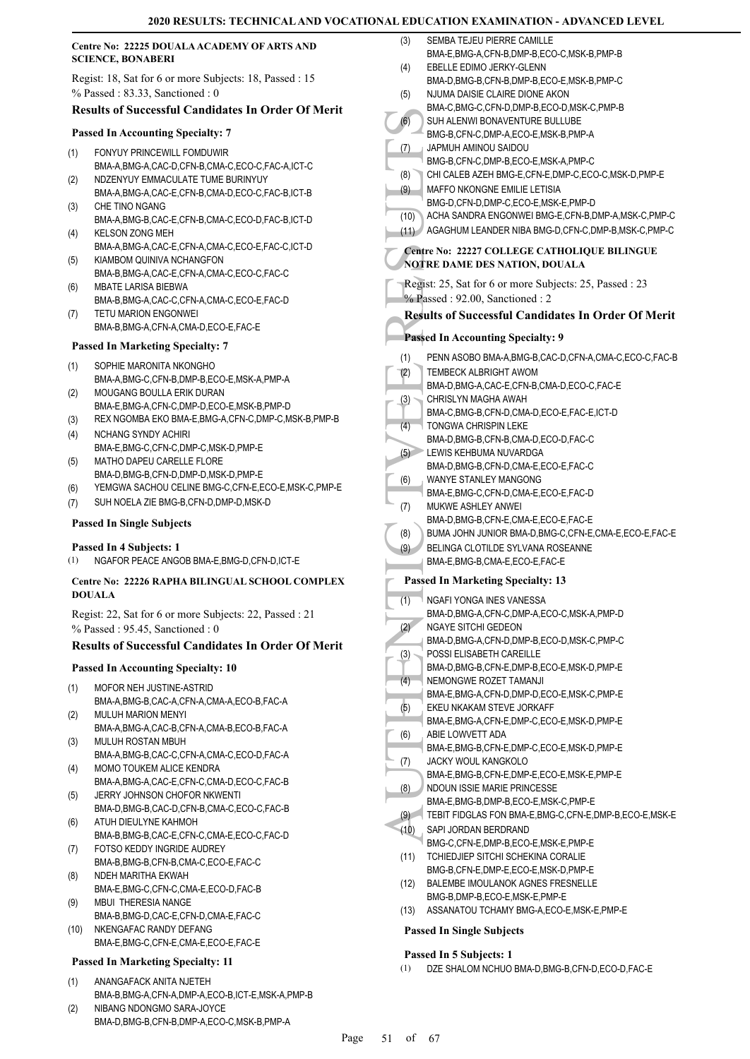#### Centre No: 22225 DOUALA ACADEMY OF ARTS AND SCIENCE, BONABERI

Regist: 18, Sat for 6 or more Subjects: 18, Passed : 15
% Passed : 83.33, Sanctioned : 0

### Results of Successful Candidates In Order Of Merit

**Passed In Accounting Specialty: 7**

(1) FONYUY PRINCEWILL FOMDUWIR
BMA-A,BMG-A,CAC-D,CFN-B,CMA-C,ECO-C,FAC-A,ICT-C
(2) NDZENYUY EMMACULATE TUME BURINYUY
BMA-A,BMG-A,CAC-E,CFN-B,CMA-D,ECO-C,FAC-B,ICT-B
(3) CHE TINO NGANG
BMA-A,BMG-B,CAC-E,CFN-B,CMA-C,ECO-D,FAC-B,ICT-D
(4) KELSON ZONG MEH
BMA-A,BMG-A,CAC-E,CFN-A,CMA-C,ECO-E,FAC-C,ICT-D
(5) KIAMBOM QUINIVA NCHANGFON
BMA-B,BMG-A,CAC-E,CFN-A,CMA-C,ECO-C,FAC-C
(6) MBATE LARISA BIEBWA
BMA-A,BMG-A,CAC-C,CFN-A,CMA-C,ECO-E,FAC-D
(7) TETU MARION ENGONWEI
BMA-B,BMG-A,CFN-A,CMA-D,ECO-E,FAC-E

**Passed In Marketing Specialty: 7**

(1) SOPHIE MARONITA NKONGHO
BMA-A,BMG-C,CFN-B,DMP-B,ECO-E,MSK-A,PMP-A
(2) MOUGANG BOULLA ERIK DURAN
BMA-E,BMG-A,CFN-C,DMP-D,ECO-E,MSK-B,PMP-D
(3) REX NGOMBA EKO BMA-E,BMG-A,CFN-C,DMP-C,MSK-B,PMP-B
(4) NCHANG SYNDY ACHIRI
BMA-E,BMG-C,CFN-C,DMP-C,MSK-D,PMP-E
(5) MATHO DAPEU CARELLE FLORE
BMA-D,BMG-B,CFN-D,DMP-D,MSK-D,PMP-E
(6) YEMGWA SACHOU CELINE BMG-C,CFN-E,ECO-E,MSK-C,PMP-E
(7) SUH NOELA ZIE BMG-B,CFN-D,DMP-D,MSK-D

**Passed In Single Subjects**

**Passed In 4 Subjects: 1**

(1) NGAFOR PEACE ANGOB BMA-E,BMG-D,CFN-D,ICT-E

#### Centre No: 22226 RAPHA BILINGUAL SCHOOL COMPLEX DOUALA

Regist: 22, Sat for 6 or more Subjects: 22, Passed : 21
% Passed : 95.45, Sanctioned : 0

### Results of Successful Candidates In Order Of Merit

**Passed In Accounting Specialty: 10**

(1) MOFOR NEH JUSTINE-ASTRID
BMA-A,BMG-B,CAC-A,CFN-A,CMA-A,ECO-B,FAC-A
(2) MULUH MARION MENYI
BMA-A,BMG-A,CAC-B,CFN-A,CMA-B,ECO-B,FAC-A
(3) MULUH ROSTAN MBUH
BMA-A,BMG-B,CAC-C,CFN-A,CMA-C,ECO-D,FAC-A
(4) MOMO TOUKEM ALICE KENDRA
BMA-A,BMG-A,CAC-E,CFN-C,CMA-D,ECO-C,FAC-B
(5) JERRY JOHNSON CHOFOR NKWENTI
BMA-D,BMG-B,CAC-D,CFN-B,CMA-C,ECO-C,FAC-B
(6) ATUH DIEULYNE KAHMOH
BMA-B,BMG-B,CAC-E,CFN-C,CMA-E,ECO-C,FAC-D
(7) FOTSO KEDDY INGRIDE AUDREY
BMA-B,BMG-B,CFN-B,CMA-C,ECO-E,FAC-C
(8) NDEH MARITHA EKWAH
BMA-E,BMG-C,CFN-C,CMA-E,ECO-D,FAC-B
(9) MBUI THERESIA NANGE
BMA-B,BMG-D,CAC-E,CFN-D,CMA-E,FAC-C
(10) NKENGAFAC RANDY DEFANG
BMA-E,BMG-C,CFN-E,CMA-E,ECO-E,FAC-E

**Passed In Marketing Specialty: 11**

(1) ANANGAFACK ANITA NJETEH
BMA-B,BMG-A,CFN-A,DMP-A,ECO-B,ICT-E,MSK-A,PMP-B
(2) NIBANG NDONGMO SARA-JOYCE
BMA-D,BMG-B,CFN-B,DMP-A,ECO-C,MSK-B,PMP-A
(3) SEMBA TEJEU PIERRE CAMILLE
BMA-E,BMG-A,CFN-B,DMP-B,ECO-C,MSK-B,PMP-B
(4) EBELLE EDIMO JERKY-GLENN
BMA-D,BMG-B,CFN-B,DMP-B,ECO-E,MSK-B,PMP-C
(5) NJUMA DAISIE CLAIRE DIONE AKON
BMA-C,BMG-C,CFN-D,DMP-B,ECO-D,MSK-C,PMP-B
(6) SUH ALENWI BONAVENTURE BULLUBE
BMG-B,CFN-C,DMP-A,ECO-E,MSK-B,PMP-A
(7) JAPMUH AMINOU SAIDOU
BMG-B,CFN-C,DMP-B,ECO-E,MSK-A,PMP-C
(8) CHI CALEB AZEH BMG-E,CFN-E,DMP-C,ECO-C,MSK-D,PMP-E
(9) MAFFO NKONGNE EMILIE LETISIA
BMG-D,CFN-D,DMP-C,ECO-E,MSK-E,PMP-D
(10) ACHA SANDRA ENGONWEI BMG-E,CFN-B,DMP-A,MSK-C,PMP-C
(11) AGAGHUM LEANDER NIBA BMG-D,CFN-C,DMP-B,MSK-C,PMP-C

#### Centre No: 22227 COLLEGE CATHOLIQUE BILINGUE NOTRE DAME DES NATION, DOUALA

Regist: 25, Sat for 6 or more Subjects: 25, Passed : 23
% Passed : 92.00, Sanctioned : 2

### Results of Successful Candidates In Order Of Merit

**Passed In Accounting Specialty: 9**

(1) PENN ASOBO BMA-A,BMG-B,CAC-D,CFN-A,CMA-C,ECO-C,FAC-B
(2) TEMBECK ALBRIGHT AWOM
BMA-D,BMG-A,CAC-E,CFN-B,CMA-D,ECO-C,FAC-E
(3) CHRISLYN MAGHA AWAH
BMA-C,BMG-B,CFN-D,CMA-D,ECO-E,FAC-E,ICT-D
(4) TONGWA CHRISPIN LEKE
BMA-D,BMG-B,CFN-B,CMA-B,ECO-D,FAC-C
(5) LEWIS KEHBUMA NUVARDGA
BMA-D,BMG-B,CFN-D,CMA-E,ECO-E,FAC-C
(6) WANYE STANLEY MANGONG
BMA-E,BMG-C,CFN-D,CMA-E,ECO-E,FAC-D
(7) MUKWE ASHLEY ANWEI
BMA-D,BMG-B,CFN-E,CMA-E,ECO-E,FAC-E
(8) BUMA JOHN JUNIOR BMA-D,BMG-C,CFN-E,CMA-E,ECO-E,FAC-E
(9) BELINGA CLOTILDE SYLVANA ROSEANNE
BMA-E,BMG-B,CMA-E,ECO-E,FAC-E

**Passed In Marketing Specialty: 13**

(1) NGAFI YONGA INES VANESSA
BMA-D,BMG-A,CFN-C,DMP-A,ECO-C,MSK-A,PMP-D
(2) NGAYE SITCHI GEDEON
BMA-D,BMG-A,CFN-D,DMP-B,ECO-D,MSK-C,PMP-C
(3) POSSI ELISABETH CAREILLE
BMA-D,BMG-B,CFN-E,DMP-B,ECO-E,MSK-D,PMP-E
(4) NEMONGWE ROZET TAMANJI
BMA-E,BMG-A,CFN-D,DMP-D,ECO-E,MSK-C,PMP-E
(5) EKEU NKAKAM STEVE JORKAFF
BMA-E,BMG-A,CFN-E,DMP-C,ECO-E,MSK-D,PMP-E
(6) ABIE LOWVETT ADA
BMA-E,BMG-B,CFN-E,DMP-C,ECO-E,MSK-D,PMP-E
(7) JACKY WOUL KANGKOLO
BMA-E,BMG-B,CFN-E,DMP-E,ECO-E,MSK-E,PMP-E
(8) NDOUN ISSIE MARIE PRINCESSE
BMA-E,BMG-B,DMP-B,ECO-E,MSK-C,PMP-E
(9) TEBIT FIDGLAS FON BMA-E,BMG-C,CFN-E,DMP-B,ECO-E,MSK-E
(10) SAPI JORDAN BERDRAND
BMG-C,CFN-E,DMP-B,ECO-E,MSK-E,PMP-E
(11) TCHIEDJIEP SITCHI SCHEKINA CORALIE
BMG-B,CFN-E,DMP-E,ECO-E,MSK-D,PMP-E
(12) BALEMBE IMOULANOK AGNES FRESNELLE
BMG-B,DMP-B,ECO-E,MSK-E,PMP-E
(13) ASSANATOU TCHAMY BMG-A,ECO-E,MSK-E,PMP-E

**Passed In Single Subjects**

**Passed In 5 Subjects: 1**

(1) DZE SHALOM NCHUO BMA-D,BMG-B,CFN-D,ECO-D,FAC-E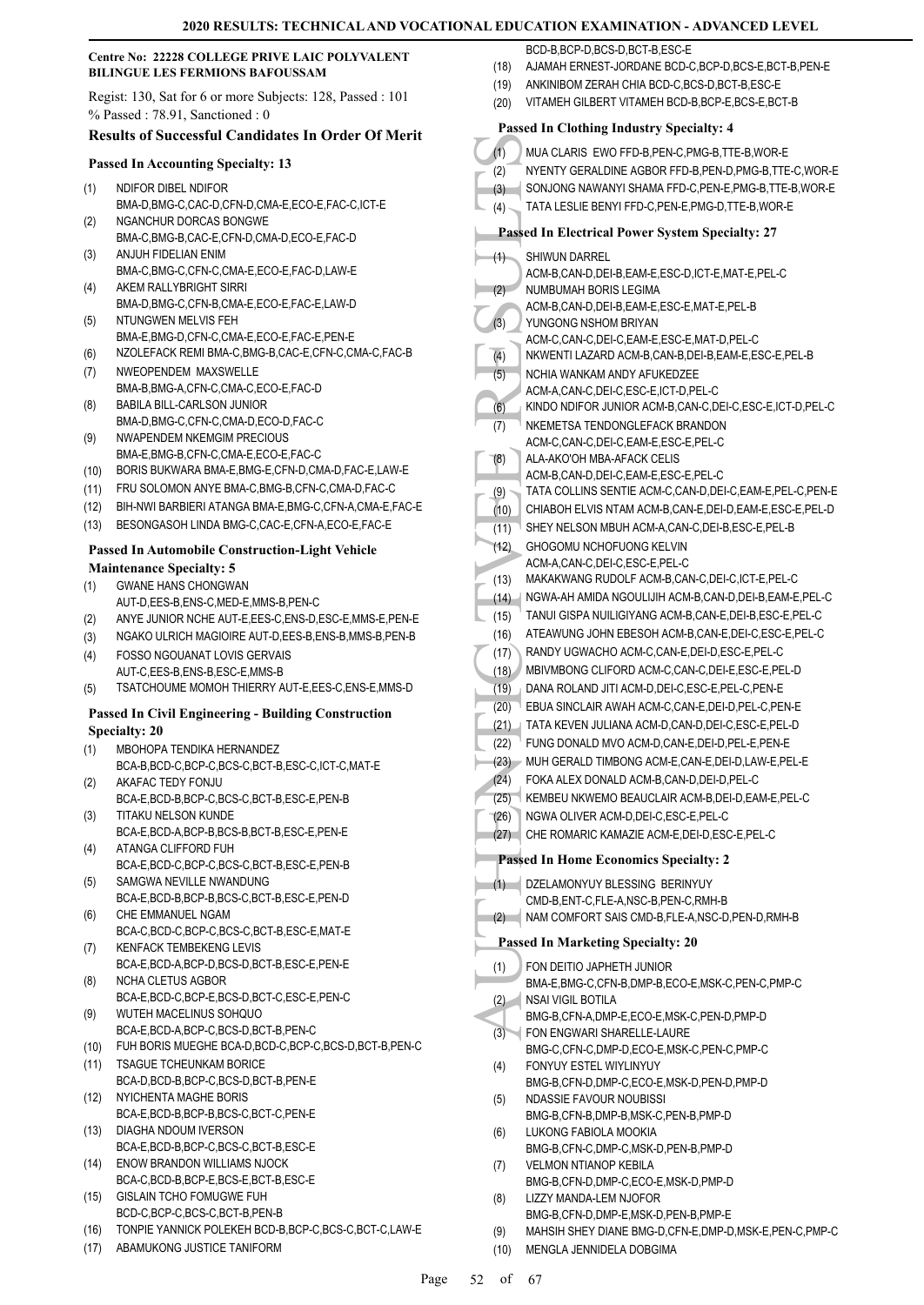## Centre No: 22228 COLLEGE PRIVE LAIC POLYVALENT BILINGUE LES FERMIONS BAFOUSSAM

Regist: 130, Sat for 6 or more Subjects: 128, Passed : 101
% Passed : 78.91, Sanctioned : 0

### Results of Successful Candidates In Order Of Merit

#### Passed In Accounting Specialty: 13

(1) NDIFOR DIBEL NDIFOR BMA-D,BMG-C,CAC-D,CFN-D,CMA-E,ECO-E,FAC-C,ICT-E
(2) NGANCHUR DORCAS BONGWE BMA-C,BMG-B,CAC-E,CFN-D,CMA-D,ECO-E,FAC-D
(3) ANJUH FIDELIAN ENIM BMA-C,BMG-C,CFN-C,CMA-E,ECO-E,FAC-D,LAW-E
(4) AKEM RALLYBRIGHT SIRRI BMA-D,BMG-C,CFN-B,CMA-E,ECO-E,FAC-E,LAW-D
(5) NTUNGWEN MELVIS FEH BMA-E,BMG-D,CFN-C,CMA-E,ECO-E,FAC-E,PEN-E
(6) NZOLEFACK REMI BMA-C,BMG-B,CAC-E,CFN-C,CMA-C,FAC-B
(7) NWEOPENDEM MAXSWELLE BMA-B,BMG-A,CFN-C,CMA-C,ECO-E,FAC-D
(8) BABILA BILL-CARLSON JUNIOR BMA-D,BMG-C,CFN-C,CMA-D,ECO-D,FAC-C
(9) NWAPENDEM NKEMGIM PRECIOUS BMA-E,BMG-B,CFN-C,CMA-E,ECO-E,FAC-C
(10) BORIS BUKWARA BMA-E,BMG-E,CFN-D,CMA-D,FAC-E,LAW-E
(11) FRU SOLOMON ANYE BMA-C,BMG-B,CFN-C,CMA-D,FAC-C
(12) BIH-NWI BARBIERI ATANGA BMA-E,BMG-C,CFN-A,CMA-E,FAC-E
(13) BESONGASOH LINDA BMG-C,CAC-E,CFN-A,ECO-E,FAC-E

#### Passed In Automobile Construction-Light Vehicle Maintenance Specialty: 5

(1) GWANE HANS CHONGWAN AUT-D,EES-B,ENS-C,MED-E,MMS-B,PEN-C
(2) ANYE JUNIOR NCHE AUT-E,EES-C,ENS-D,ESC-E,MMS-E,PEN-E
(3) NGAKO ULRICH MAGIOIRE AUT-D,EES-B,ENS-B,MMS-B,PEN-B
(4) FOSSO NGOUANAT LOVIS GERVAIS AUT-C,EES-B,ENS-B,ESC-E,MMS-B
(5) TSATCHOUME MOMOH THIERRY AUT-E,EES-C,ENS-E,MMS-D

#### Passed In Civil Engineering - Building Construction Specialty: 20

(1) MBOHOPA TENDIKA HERNANDEZ BCA-B,BCD-C,BCP-C,BCS-C,BCT-B,ESC-C,ICT-C,MAT-E
(2) AKAFAC TEDY FONJU BCA-E,BCD-B,BCP-C,BCS-C,BCT-B,ESC-E,PEN-B
(3) TITAKU NELSON KUNDE BCA-E,BCD-A,BCP-B,BCS-B,BCT-B,ESC-E,PEN-E
(4) ATANGA CLIFFORD FUH BCA-E,BCD-C,BCP-C,BCS-C,BCT-B,ESC-E,PEN-B
(5) SAMGWA NEVILLE NWANDUNG BCA-E,BCD-B,BCP-B,BCS-C,BCT-B,ESC-E,PEN-D
(6) CHE EMMANUEL NGAM BCA-C,BCD-C,BCP-C,BCS-C,BCT-B,ESC-E,MAT-E
(7) KENFACK TEMBEKENG LEVIS BCA-E,BCD-A,BCP-D,BCS-D,BCT-B,ESC-E,PEN-E
(8) NCHA CLETUS AGBOR BCA-E,BCD-C,BCP-E,BCS-D,BCT-C,ESC-E,PEN-C
(9) WUTEH MACELINUS SOHQUO BCA-E,BCD-A,BCP-C,BCS-D,BCT-B,PEN-C
(10) FUH BORIS MUEGHE BCA-D,BCD-C,BCP-C,BCS-D,BCT-B,PEN-C
(11) TSAGUE TCHEUNKAM BORICE BCA-D,BCD-B,BCP-C,BCS-D,BCT-B,PEN-E
(12) NYICHENTA MAGHE BORIS BCA-E,BCD-B,BCP-B,BCS-C,BCT-C,PEN-E
(13) DIAGHA NDOUM IVERSON BCA-E,BCD-B,BCP-C,BCS-C,BCT-B,ESC-E
(14) ENOW BRANDON WILLIAMS NJOCK BCA-C,BCD-B,BCP-E,BCS-E,BCT-B,ESC-E
(15) GISLAIN TCHO FOMUGWE FUH BCD-C,BCP-C,BCS-C,BCT-B,PEN-B
(16) TONPIE YANNICK POLEKEH BCD-B,BCP-C,BCS-C,BCT-C,LAW-E
(17) ABAMUKONG JUSTICE TANIFORM BCD-B,BCP-D,BCS-D,BCT-B,ESC-E
(18) AJAMAH ERNEST-JORDANE BCD-C,BCP-D,BCS-E,BCT-B,PEN-E
(19) ANKINIBOM ZERAH CHIA BCD-C,BCS-D,BCT-B,ESC-E
(20) VITAMEH GILBERT VITAMEH BCD-B,BCP-E,BCS-E,BCT-B

#### Passed In Clothing Industry Specialty: 4

(1) MUA CLARIS EWO FFD-B,PEN-C,PMG-B,TTE-B,WOR-E
(2) NYENTY GERALDINE AGBOR FFD-B,PEN-D,PMG-B,TTE-C,WOR-E
(3) SONJONG NAWANYI SHAMA FFD-C,PEN-E,PMG-B,TTE-B,WOR-E
(4) TATA LESLIE BENYI FFD-C,PEN-E,PMG-D,TTE-B,WOR-E

#### Passed In Electrical Power System Specialty: 27

(1) SHIWUN DARREL ACM-B,CAN-D,DEI-B,EAM-E,ESC-D,ICT-E,MAT-E,PEL-C
(2) NUMBUMAH BORIS LEGIMA ACM-B,CAN-D,DEI-B,EAM-E,ESC-E,MAT-E,PEL-B
(3) YUNGONG NSHOM BRIYAN ACM-C,CAN-C,DEI-C,EAM-E,ESC-E,MAT-D,PEL-C
(4) NKWENTI LAZARD ACM-B,CAN-B,DEI-B,EAM-E,ESC-E,PEL-B
(5) NCHIA WANKAM ANDY AFUKEDZEE ACM-A,CAN-C,DEI-C,ESC-E,ICT-D,PEL-C
(6) KINDO NDIFOR JUNIOR ACM-B,CAN-C,DEI-C,ESC-E,ICT-D,PEL-C
(7) NKEMETSA TENDONGLEFACK BRANDON ACM-C,CAN-C,DEI-C,EAM-E,ESC-E,PEL-C
(8) ALA-AKO'OH MBA-AFACK CELIS ACM-B,CAN-D,DEI-C,EAM-E,ESC-E,PEL-C
(9) TATA COLLINS SENTIE ACM-C,CAN-D,DEI-C,EAM-E,PEL-C,PEN-E
(10) CHIABOH ELVIS NTAM ACM-B,CAN-E,DEI-D,EAM-E,ESC-E,PEL-D
(11) SHEY NELSON MBUH ACM-A,CAN-C,DEI-B,ESC-E,PEL-B
(12) GHOGOMU NCHOFUONG KELVIN ACM-A,CAN-C,DEI-C,ESC-E,PEL-C
(13) MAKAKWANG RUDOLF ACM-B,CAN-C,DEI-C,ICT-E,PEL-C
(14) NGWA-AH AMIDA NGOULIJIH ACM-B,CAN-D,DEI-B,EAM-E,PEL-C
(15) TANUI GISPA NUILIGIYANG ACM-B,CAN-E,DEI-B,ESC-E,PEL-C
(16) ATEAWUNG JOHN EBESOH ACM-B,CAN-E,DEI-C,ESC-E,PEL-C
(17) RANDY UGWACHO ACM-C,CAN-E,DEI-D,ESC-E,PEL-C
(18) MBIVMBONG CLIFORD ACM-C,CAN-C,DEI-E,ESC-E,PEL-D
(19) DANA ROLAND JITI ACM-D,DEI-C,ESC-E,PEL-C,PEN-E
(20) EBUA SINCLAIR AWAH ACM-C,CAN-E,DEI-D,PEL-C,PEN-E
(21) TATA KEVEN JULIANA ACM-D,CAN-D,DEI-C,ESC-E,PEL-D
(22) FUNG DONALD MVO ACM-D,CAN-E,DEI-D,PEL-E,PEN-E
(23) MUH GERALD TIMBONG ACM-E,CAN-E,DEI-D,LAW-E,PEL-E
(24) FOKA ALEX DONALD ACM-B,CAN-D,DEI-D,PEL-C
(25) KEMBEU NKWEMO BEAUCLAIR ACM-B,DEI-D,EAM-E,PEL-C
(26) NGWA OLIVER ACM-D,DEI-C,ESC-E,PEL-C
(27) CHE ROMARIC KAMAZIE ACM-E,DEI-D,ESC-E,PEL-C

#### Passed In Home Economics Specialty: 2

(1) DZELAMONYUY BLESSING BERINYUY CMD-B,ENT-C,FLE-A,NSC-B,PEN-C,RMH-B
(2) NAM COMFORT SAIS CMD-B,FLE-A,NSC-D,PEN-D,RMH-B

#### Passed In Marketing Specialty: 20

(1) FON DEITIO JAPHETH JUNIOR BMA-E,BMG-C,CFN-B,DMP-B,ECO-E,MSK-C,PEN-C,PMP-C
(2) NSAI VIGIL BOTILA BMG-B,CFN-A,DMP-E,ECO-E,MSK-C,PEN-D,PMP-D
(3) FON ENGWARI SHARELLE-LAURE BMG-C,CFN-C,DMP-D,ECO-E,MSK-C,PEN-C,PMP-C
(4) FONYUY ESTEL WIYLINYUY BMG-B,CFN-D,DMP-C,ECO-E,MSK-D,PEN-D,PMP-D
(5) NDASSIE FAVOUR NOUBISSI BMG-B,CFN-B,DMP-B,MSK-C,PEN-B,PMP-D
(6) LUKONG FABIOLA MOOKIA BMG-B,CFN-C,DMP-C,MSK-D,PEN-B,PMP-D
(7) VELMON NTIANOP KEBILA BMG-B,CFN-D,DMP-C,ECO-E,MSK-D,PMP-D
(8) LIZZY MANDA-LEM NJOFOR BMG-B,CFN-D,DMP-E,MSK-D,PEN-B,PMP-E
(9) MAHSIH SHEY DIANE BMG-D,CFN-E,DMP-D,MSK-E,PEN-C,PMP-C
(10) MENGLA JENNIDELA DOBGIMA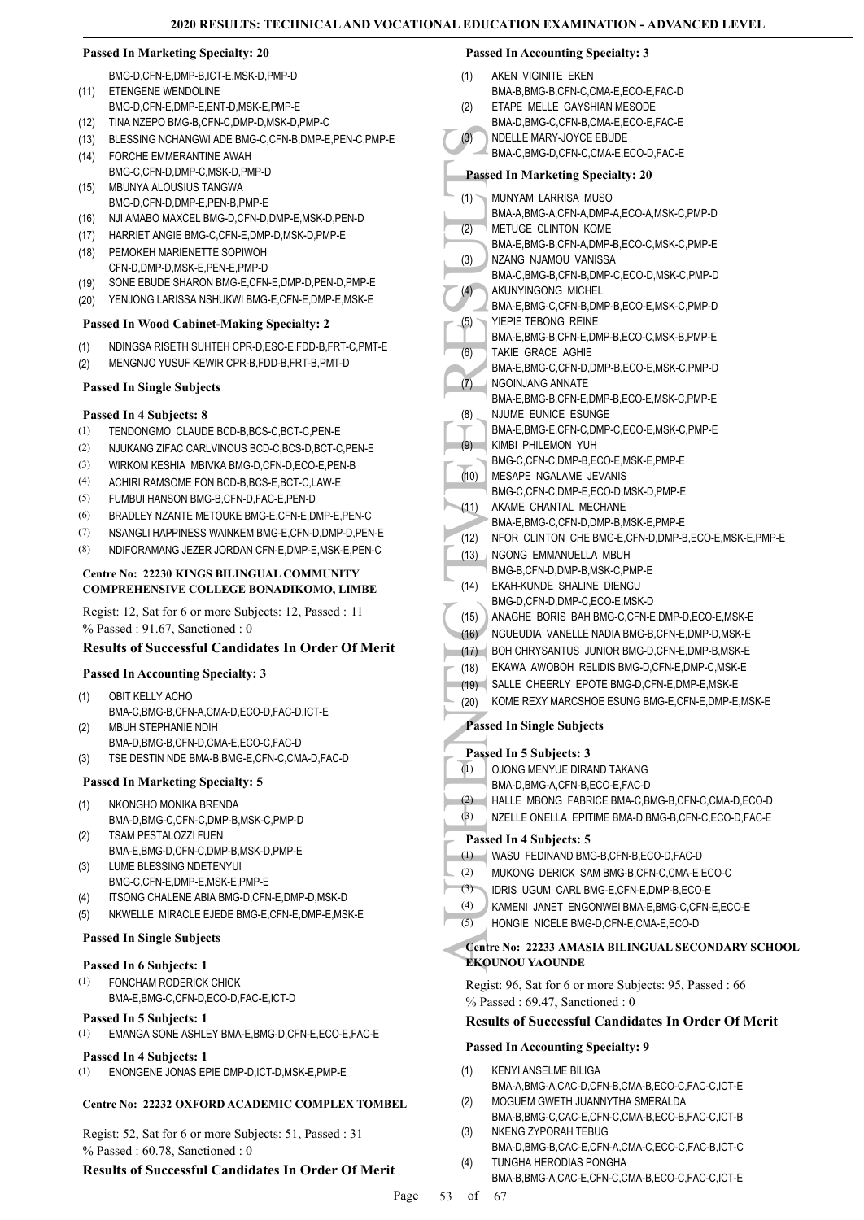**Passed In Marketing Specialty: 20**

BMG-D,CFN-E,DMP-B,ICT-E,MSK-D,PMP-D

(11) ETENGENE WENDOLINE
BMG-D,CFN-E,DMP-E,ENT-D,MSK-E,PMP-E
(12) TINA NZEPO BMG-B,CFN-C,DMP-D,MSK-D,PMP-C
(13) BLESSING NCHANGWI ADE BMG-C,CFN-B,DMP-E,PEN-C,PMP-E
(14) FORCHE EMMERANTINE AWAH
BMG-C,CFN-D,DMP-C,MSK-D,PMP-D
(15) MBUNYA ALOUSIUS TANGWA
BMG-D,CFN-D,DMP-E,PEN-B,PMP-E
(16) NJI AMABO MAXCEL BMG-D,CFN-D,DMP-E,MSK-D,PEN-D
(17) HARRIET ANGIE BMG-C,CFN-E,DMP-D,MSK-D,PMP-E
(18) PEMOKEH MARIENETTE SOPIWOH
CFN-D,DMP-D,MSK-E,PEN-E,PMP-D
(19) SONE EBUDE SHARON BMG-E,CFN-E,DMP-D,PEN-D,PMP-E
(20) YENJONG LARISSA NSHUKWI BMG-E,CFN-E,DMP-E,MSK-E

**Passed In Wood Cabinet-Making Specialty: 2**

(1) NDINGSA RISETH SUHTEH CPR-D,ESC-E,FDD-B,FRT-C,PMT-E
(2) MENGNJO YUSUF KEWIR CPR-B,FDD-B,FRT-B,PMT-D

**Passed In Single Subjects**

**Passed In 4 Subjects: 8**

(1) TENDONGMO CLAUDE BCD-B,BCS-C,BCT-C,PEN-E
(2) NJUKANG ZIFAC CARLVINOUS BCD-C,BCS-D,BCT-C,PEN-E
(3) WIRKOM KESHIA MBIVKA BMG-D,CFN-D,ECO-E,PEN-B
(4) ACHIRI RAMSOME FON BCD-B,BCS-E,BCT-C,LAW-E
(5) FUMBUI HANSON BMG-B,CFN-D,FAC-E,PEN-D
(6) BRADLEY NZANTE METOUKE BMG-E,CFN-E,DMP-E,PEN-C
(7) NSANGLI HAPPINESS WAINKEM BMG-E,CFN-D,DMP-D,PEN-E
(8) NDIFORAMANG JEZER JORDAN CFN-E,DMP-E,MSK-E,PEN-C

**Centre No: 22230 KINGS BILINGUAL COMMUNITY COMPREHENSIVE COLLEGE BONADIKOMO, LIMBE**

Regist: 12, Sat for 6 or more Subjects: 12, Passed : 11
% Passed : 91.67, Sanctioned : 0

**Results of Successful Candidates In Order Of Merit**

**Passed In Accounting Specialty: 3**

(1) OBIT KELLY ACHO
BMA-C,BMG-B,CFN-A,CMA-D,ECO-D,FAC-D,ICT-E
(2) MBUH STEPHANIE NDIH
BMA-D,BMG-B,CFN-D,CMA-E,ECO-C,FAC-D
(3) TSE DESTIN NDE BMA-B,BMG-E,CFN-C,CMA-D,FAC-D

**Passed In Marketing Specialty: 5**

(1) NKONGHO MONIKA BRENDA
BMA-D,BMG-C,CFN-C,DMP-B,MSK-C,PMP-D
(2) TSAM PESTALOZZI FUEN
BMA-E,BMG-D,CFN-C,DMP-B,MSK-D,PMP-E
(3) LUME BLESSING NDETENYUI
BMG-C,CFN-E,DMP-E,MSK-E,PMP-E
(4) ITSONG CHALENE ABIA BMG-D,CFN-E,DMP-D,MSK-D
(5) NKWELLE MIRACLE EJEDE BMG-E,CFN-E,DMP-E,MSK-E

**Passed In Single Subjects**

**Passed In 6 Subjects: 1**

(1) FONCHAM RODERICK CHICK
BMA-E,BMG-C,CFN-D,ECO-D,FAC-E,ICT-D

**Passed In 5 Subjects: 1**

(1) EMANGA SONE ASHLEY BMA-E,BMG-D,CFN-E,ECO-E,FAC-E

**Passed In 4 Subjects: 1**

(1) ENONGENE JONAS EPIE DMP-D,ICT-D,MSK-E,PMP-E

**Centre No: 22232 OXFORD ACADEMIC COMPLEX TOMBEL**

Regist: 52, Sat for 6 or more Subjects: 51, Passed : 31
% Passed : 60.78, Sanctioned : 0

**Results of Successful Candidates In Order Of Merit**

**Passed In Accounting Specialty: 3**

(1) AKEN VIGINITE EKEN
BMA-B,BMG-B,CFN-C,CMA-E,ECO-E,FAC-D
(2) ETAPE MELLE GAYSHIAN MESODE
BMA-D,BMG-C,CFN-B,CMA-E,ECO-E,FAC-E
(3) NDELLE MARY-JOYCE EBUDE
BMA-C,BMG-D,CFN-C,CMA-E,ECO-D,FAC-E

**Passed In Marketing Specialty: 20**

(1) MUNYAM LARRISA MUSO
BMA-A,BMG-A,CFN-A,DMP-A,ECO-A,MSK-C,PMP-D
(2) METUGE CLINTON KOME
BMA-E,BMG-B,CFN-A,DMP-B,ECO-C,MSK-C,PMP-E
(3) NZANG NJAMOU VANISSA
BMA-C,BMG-B,CFN-B,DMP-C,ECO-D,MSK-C,PMP-D
(4) AKUNYINGONG MICHEL
BMA-E,BMG-C,CFN-B,DMP-B,ECO-E,MSK-C,PMP-D
(5) YIEPIE TEBONG REINE
BMA-E,BMG-B,CFN-E,DMP-B,ECO-C,MSK-B,PMP-E
(6) TAKIE GRACE AGHIE
BMA-E,BMG-C,CFN-D,DMP-B,ECO-E,MSK-C,PMP-D
(7) NGOINJANG ANNATE
BMA-E,BMG-B,CFN-E,DMP-B,ECO-E,MSK-C,PMP-E
(8) NJUME EUNICE ESUNGE
BMA-E,BMG-E,CFN-C,DMP-C,ECO-E,MSK-C,PMP-E
(9) KIMBI PHILEMON YUH
BMG-C,CFN-C,DMP-B,ECO-E,MSK-E,PMP-E
(10) MESAPE NGALAME JEVANIS
BMG-C,CFN-C,DMP-E,ECO-D,MSK-D,PMP-E
(11) AKAME CHANTAL MECHANE
BMA-E,BMG-C,CFN-D,DMP-B,MSK-E,PMP-E
(12) NFOR CLINTON CHE BMG-E,CFN-D,DMP-B,ECO-E,MSK-E,PMP-E
(13) NGONG EMMANUELLA MBUH
BMG-B,CFN-D,DMP-B,MSK-C,PMP-E
(14) EKAH-KUNDE SHALINE DIENGU
BMG-D,CFN-D,DMP-C,ECO-E,MSK-D
(15) ANAGHE BORIS BAH BMG-C,CFN-E,DMP-D,ECO-E,MSK-E
(16) NGUEUDIA VANELLE NADIA BMG-B,CFN-E,DMP-D,MSK-E
(17) BOH CHRYSANTUS JUNIOR BMG-D,CFN-E,DMP-B,MSK-E
(18) EKAWA AWOBOH RELIDIS BMG-D,CFN-E,DMP-C,MSK-E
(19) SALLE CHEERLY EPOTE BMG-D,CFN-E,DMP-E,MSK-E
(20) KOME REXY MARCSHOE ESUNG BMG-E,CFN-E,DMP-E,MSK-E

**Passed In Single Subjects**

**Passed In 5 Subjects: 3**

(1) OJONG MENYUE DIRAND TAKANG
BMA-D,BMG-A,CFN-B,ECO-E,FAC-D
(2) HALLE MBONG FABRICE BMA-C,BMG-B,CFN-C,CMA-D,ECO-D
(3) NZELLE ONELLA EPITIME BMA-D,BMG-B,CFN-C,ECO-D,FAC-E

**Passed In 4 Subjects: 5**

(1) WASU FEDINAND BMG-B,CFN-B,ECO-D,FAC-D
(2) MUKONG DERICK SAM BMG-B,CFN-C,CMA-E,ECO-C
(3) IDRIS UGUM CARL BMG-E,CFN-E,DMP-B,ECO-E
(4) KAMENI JANET ENGONWEI BMA-E,BMG-C,CFN-E,ECO-E
(5) HONGIE NICELE BMG-D,CFN-E,CMA-E,ECO-D

**Centre No: 22233 AMASIA BILINGUAL SECONDARY SCHOOL EKOUNOU YAOUNDE**

Regist: 96, Sat for 6 or more Subjects: 95, Passed : 66
% Passed : 69.47, Sanctioned : 0

**Results of Successful Candidates In Order Of Merit**

**Passed In Accounting Specialty: 9**

(1) KENYI ANSELME BILIGA
BMA-A,BMG-A,CAC-D,CFN-B,CMA-B,ECO-C,FAC-C,ICT-E
(2) MOGUEM GWETH JUANNYTHA SMERALDA
BMA-B,BMG-C,CAC-E,CFN-C,CMA-B,ECO-B,FAC-C,ICT-B
(3) NKENG ZYPORAH TEBUG
BMA-D,BMG-B,CAC-E,CFN-A,CMA-C,ECO-C,FAC-B,ICT-C
(4) TUNGHA HERODIAS PONGHA
BMA-B,BMG-A,CAC-E,CFN-C,CMA-B,ECO-C,FAC-C,ICT-E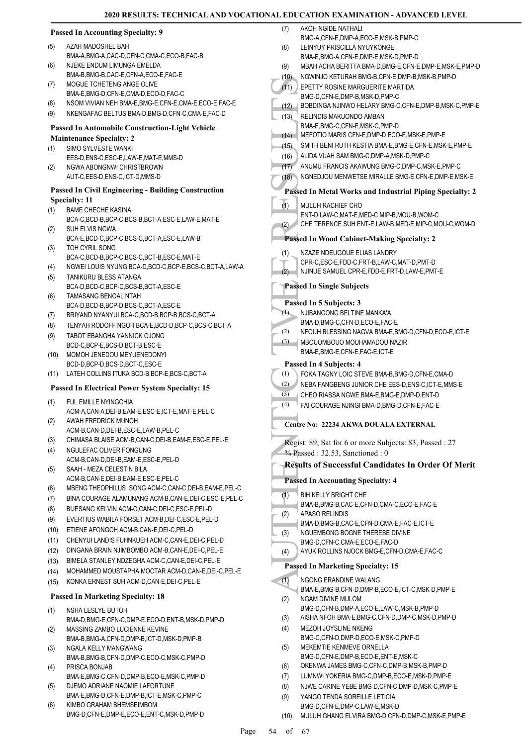### Passed In Accounting Specialty: 9

(5) AZAH MADOSHEL BAH
BMA-A,BMG-A,CAC-D,CFN-C,CMA-C,ECO-B,FAC-B
(6) NJEKE ENDUM LIMUNGA EMELDA
BMA-B,BMG-B,CAC-E,CFN-A,ECO-E,FAC-E
(7) MOGUE TCHETENG ANGE OLIVE
BMA-E,BMG-D,CFN-E,CMA-D,ECO-D,FAC-C
(8) NSOM VIVIAN NEH BMA-E,BMG-E,CFN-E,CMA-E,ECO-E,FAC-E
(9) NKENGAFAC BELTUS BMA-D,BMG-D,CFN-C,CMA-E,FAC-D

### Passed In Automobile Construction-Light Vehicle Maintenance Specialty: 2

(1) SIMO SYLVESTE WANKI
EES-D,ENS-C,ESC-E,LAW-E,MAT-E,MMS-D
(2) NGWA ABONGNWI CHRISTBROWN
AUT-C,EES-D,ENS-C,ICT-D,MMS-D

### Passed In Civil Engineering - Building Construction Specialty: 11

(1) BAME CHECHE KASINA
BCA-C,BCD-B,BCP-C,BCS-B,BCT-A,ESC-E,LAW-E,MAT-E
(2) SUH ELVIS NGWA
BCA-E,BCD-C,BCP-C,BCS-C,BCT-A,ESC-E,LAW-B
(3) TOH CYRIL SONG
BCA-C,BCD-B,BCP-C,BCS-C,BCT-B,ESC-E,MAT-E
(4) NGWEI LOUIS NYUNG BCA-D,BCD-C,BCP-E,BCS-C,BCT-A,LAW-A
(5) TANIKURU BLESS ATANGA
BCA-D,BCD-C,BCP-C,BCS-B,BCT-A,ESC-E
(6) TAMASANG BENOAL NTAH
BCA-D,BCD-B,BCP-D,BCS-C,BCT-A,ESC-E
(7) BRIYAND NYANYUI BCA-C,BCD-B,BCP-B,BCS-C,BCT-A
(8) TENYAH RODOFF NGOH BCA-E,BCD-D,BCP-C,BCS-C,BCT-A
(9) TABOT EBANGHA YANNICK OJONG
BCD-C,BCP-E,BCS-D,BCT-B,ESC-E
(10) MOMOH JENEDOU MEYUENEDONYI
BCD-D,BCP-D,BCS-D,BCT-C,ESC-E
(11) LATEH COLLINS ITUKA BCD-B,BCP-E,BCS-C,BCT-A

### Passed In Electrical Power System Specialty: 15

(1) FUL EMILLE NYINGCHIA
ACM-A,CAN-A,DEI-B,EAM-E,ESC-E,ICT-E,MAT-E,PEL-C
(2) AWAH FREDRICK MUNOH
ACM-B,CAN-D,DEI-B,ESC-E,LAW-B,PEL-C
(3) CHIMASA BLAISE ACM-B,CAN-C,DEI-B,EAM-E,ESC-E,PEL-E
(4) NGULEFAC OLIVER FONGUNG
ACM-B,CAN-D,DEI-B,EAM-E,ESC-E,PEL-D
(5) SAAH - MEZA CELESTIN BILA
ACM-B,CAN-E,DEI-B,EAM-E,ESC-E,PEL-C
(6) MBENG THEOPHILUS SONG ACM-C,CAN-C,DEI-B,EAM-E,PEL-C
(7) BINA COURAGE ALAMUNANG ACM-B,CAN-E,DEI-C,ESC-E,PEL-C
(8) BIJESANG KELVIN ACM-C,CAN-C,DEI-C,ESC-E,PEL-D
(9) EVERTIUS WABILA FORSET ACM-B,DEI-C,ESC-E,PEL-D
(10) ETIENE AFONGOH ACM-B,CAN-E,DEI-C,PEL-D
(11) CHENYUI LANDIS FUHNKUEH ACM-C,CAN-E,DEI-C,PEL-D
(12) DINGANA BRAIN NJIMBOMBO ACM-B,CAN-E,DEI-C,PEL-E
(13) BIMELA STANLEY NDZEGHA ACM-C,CAN-E,DEI-C,PEL-E
(14) MOHAMMED MOUSTAPHA MOCTAR ACM-D,CAN-E,DEI-C,PEL-E
(15) KONKA ERNEST SUH ACM-D,CAN-E,DEI-C,PEL-E

### Passed In Marketing Specialty: 18

(1) NSHA LESLYE BUTOH
BMA-D,BMG-E,CFN-C,DMP-E,ECO-D,ENT-B,MSK-D,PMP-D
(2) MASSING ZAMBO LUCIENNE KEVINE
BMA-B,BMG-A,CFN-D,DMP-B,ICT-D,MSK-D,PMP-B
(3) NGALA KELLY MANGWANG
BMA-B,BMG-B,CFN-D,DMP-C,ECO-C,MSK-C,PMP-D
(4) PRISCA BONJAB
BMA-E,BMG-C,CFN-D,DMP-B,ECO-E,MSK-C,PMP-D
(5) DJEMO ADRIANE NAOMIE LAFORTUNE
BMA-E,BMG-D,CFN-E,DMP-B,ICT-E,MSK-E,PMP-C
(6) KIMBO GRAHAM BHEMSEIMBOM
BMG-D,CFN-E,DMP-E,ECO-E,ENT-C,MSK-D,PMP-D
(7) AKOH NGIDE NATHALI
BMG-A,CFN-E,DMP-A,ECO-E,MSK-B,PMP-C
(8) LEINYUY PRISCILLA NYUYKONGE
BMA-E,BMG-A,CFN-E,DMP-E,MSK-D,PMP-D
(9) MBAH ACHA BERITTA BMA-D,BMG-E,CFN-E,DMP-E,MSK-E,PMP-D
(10) NGWINJO KETURAH BMG-B,CFN-E,DMP-B,MSK-B,PMP-D
(11) EPETTY ROSINE MARGUERITE MARTIDA
BMG-D,CFN-E,DMP-B,MSK-D,PMP-C
(12) BOBDINGA NJINWO HELARY BMG-C,CFN-E,DMP-B,MSK-C,PMP-E
(13) RELINDIS MAKUONDO AMBAN
BMA-E,BMG-C,CFN-E,MSK-C,PMP-D
(14) MEFOTIO MARIS CFN-E,DMP-D,ECO-E,MSK-E,PMP-E
(15) SMITH BENI RUTH KESTIA BMA-E,BMG-E,CFN-E,MSK-E,PMP-E
(16) ALIDA VUAH SAM BMG-C,DMP-A,MSK-D,PMP-C
(17) ANUMU FRANCIS AKAWUNG BMG-C,DMP-C,MSK-E,PMP-C
(18) NGNEDJOU MENWETSE MIRALLE BMG-E,CFN-E,DMP-E,MSK-E

### Passed In Metal Works and Industrial Piping Specialty: 2

(1) MULUH RACHIEF CHO
ENT-D,LAW-C,MAT-E,MED-C,MIP-B,MOU-B,WOM-C
(2) CHE TERENCE SUH ENT-E,LAW-B,MED-E,MIP-C,MOU-C,WOM-D

### Passed In Wood Cabinet-Making Specialty: 2

(1) NZAZE NDEUGOUE ELIAS LANDRY
CPR-C,ESC-E,FDD-C,FRT-B,LAW-C,MAT-D,PMT-D
(2) NJINUE SAMUEL CPR-E,FDD-E,FRT-D,LAW-E,PMT-E

### Passed In Single Subjects

#### Passed In 5 Subjects: 3

(1) NJIBANGONG BELTINE MANKA'A
BMA-D,BMG-C,CFN-D,ECO-E,FAC-E
(2) NFOUH BLESSING NAGVA BMA-E,BMG-D,CFN-D,ECO-E,ICT-E
(3) MBOUOMBOUO MOUHAMADOU NAZIR
BMA-E,BMG-E,CFN-E,FAC-E,ICT-E

#### Passed In 4 Subjects: 4

(1) FOKA TAGNY LOIC STEVE BMA-B,BMG-D,CFN-E,CMA-D
(2) NEBA FANGBENG JUNIOR CHE EES-D,ENS-C,ICT-E,MMS-E
(3) CHEO RIASSA NGWE BMA-E,BMG-E,DMP-D,ENT-D
(4) FAI COURAGE NJINGI BMA-D,BMG-D,CFN-E,FAC-E

## Centre No: 22234 AKWA DOUALA EXTERNAL

Regist: 89, Sat for 6 or more Subjects: 83, Passed : 27
% Passed : 32.53, Sanctioned : 0

## Results of Successful Candidates In Order Of Merit

### Passed In Accounting Specialty: 4

(1) BIH KELLY BRIGHT CHE
BMA-B,BMG-B,CAC-E,CFN-D,CMA-C,ECO-E,FAC-E
(2) APASO RELINDIS
BMA-D,BMG-B,CAC-E,CFN-D,CMA-E,FAC-E,ICT-E
(3) NGUEMBONG BOGNE THERESE DIVINE
BMG-D,CFN-C,CMA-E,ECO-E,FAC-D
(4) AYUK ROLLINS NJOCK BMG-E,CFN-D,CMA-D,FAC-C

### Passed In Marketing Specialty: 15

(1) NGONG ERANDINE WALANG
BMA-E,BMG-B,CFN-D,DMP-B,ECO-E,ICT-C,MSK-D,PMP-E
(2) NGAM DIVINE MULOM
BMG-D,CFN-B,DMP-A,ECO-E,LAW-C,MSK-B,PMP-D
(3) AISHA NFOH BMA-E,BMG-C,CFN-D,DMP-C,MSK-D,PMP-D
(4) MEZOH JOYSLINE NKENG
BMG-C,CFN-D,DMP-D,ECO-E,MSK-C,PMP-D
(5) MEKEMTIE KENMEVE ORNELLA
BMG-D,CFN-E,DMP-B,ECO-E,ENT-E,MSK-C
(6) OKENWA JAMES BMG-C,CFN-C,DMP-B,MSK-B,PMP-D
(7) LUMNWI YOKERIA BMG-C,DMP-B,ECO-E,MSK-D,PMP-E
(8) NJWE CARINE YEBE BMG-D,CFN-C,DMP-D,MSK-C,PMP-E
(9) YANGO TENDA SOREILLE LETICIA
BMG-D,CFN-E,DMP-C,LAW-E,MSK-D
(10) MULUH GHANG ELVIRA BMG-D,CFN-D,DMP-C,MSK-E,PMP-E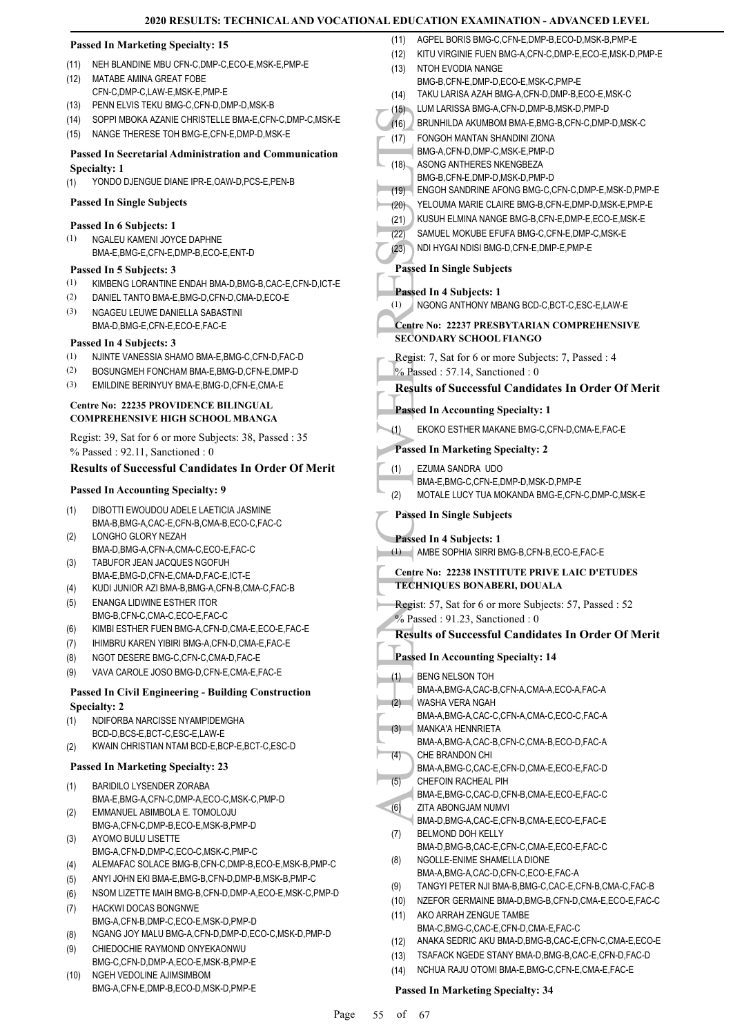### Passed In Marketing Specialty: 15

(11) NEH BLANDINE MBU CFN-C,DMP-C,ECO-E,MSK-E,PMP-E
(12) MATABE AMINA GREAT FOBE CFN-C,DMP-C,LAW-E,MSK-E,PMP-E
(13) PENN ELVIS TEKU BMG-C,CFN-D,DMP-D,MSK-B
(14) SOPPI MBOKA AZANIE CHRISTELLE BMA-E,CFN-C,DMP-C,MSK-E
(15) NANGE THERESE TOH BMG-E,CFN-E,DMP-D,MSK-E

### Passed In Secretarial Administration and Communication Specialty: 1

(1) YONDO DJENGUE DIANE IPR-E,OAW-D,PCS-E,PEN-B

### Passed In Single Subjects

#### Passed In 6 Subjects: 1

(1) NGALEU KAMENI JOYCE DAPHNE BMA-E,BMG-E,CFN-E,DMP-B,ECO-E,ENT-D

#### Passed In 5 Subjects: 3

(1) KIMBENG LORANTINE ENDAH BMA-D,BMG-B,CAC-E,CFN-D,ICT-E
(2) DANIEL TANTO BMA-E,BMG-D,CFN-D,CMA-D,ECO-E
(3) NGAGEU LEUWE DANIELLA SABASTINI BMA-D,BMG-E,CFN-E,ECO-E,FAC-E

#### Passed In 4 Subjects: 3

(1) NJINTE VANESSIA SHAMO BMA-E,BMG-C,CFN-D,FAC-D
(2) BOSUNGMEH FONCHAM BMA-E,BMG-D,CFN-E,DMP-D
(3) EMILDINE BERINYUY BMA-E,BMG-D,CFN-E,CMA-E

## Centre No: 22235 PROVIDENCE BILINGUAL COMPREHENSIVE HIGH SCHOOL MBANGA

Regist: 39, Sat for 6 or more Subjects: 38, Passed : 35
% Passed : 92.11, Sanctioned : 0

### Results of Successful Candidates In Order Of Merit

### Passed In Accounting Specialty: 9

(1) DIBOTTI EWOUDOU ADELE LAETICIA JASMINE BMA-B,BMG-A,CAC-E,CFN-B,CMA-B,ECO-C,FAC-C
(2) LONGHO GLORY NEZAH BMA-D,BMG-A,CFN-A,CMA-C,ECO-E,FAC-C
(3) TABUFOR JEAN JACQUES NGOFUH BMA-E,BMG-D,CFN-E,CMA-D,FAC-E,ICT-E
(4) KUDI JUNIOR AZI BMA-B,BMG-A,CFN-B,CMA-C,FAC-B
(5) ENANGA LIDWINE ESTHER ITOR BMG-B,CFN-C,CMA-C,ECO-E,FAC-C
(6) KIMBI ESTHER FUEN BMG-A,CFN-D,CMA-E,ECO-E,FAC-E
(7) IHIMBRU KAREN YIBIRI BMG-A,CFN-D,CMA-E,FAC-E
(8) NGOT DESERE BMG-C,CFN-C,CMA-D,FAC-E
(9) VAVA CAROLE JOSO BMG-D,CFN-E,CMA-E,FAC-E

### Passed In Civil Engineering - Building Construction Specialty: 2

(1) NDIFORBA NARCISSE NYAMPIDEMGHA BCD-D,BCS-E,BCT-C,ESC-E,LAW-E
(2) KWAIN CHRISTIAN NTAM BCD-E,BCP-E,BCT-C,ESC-D

### Passed In Marketing Specialty: 23

(1) BARIDILO LYSENDER ZORABA BMA-E,BMG-A,CFN-C,DMP-A,ECO-C,MSK-C,PMP-D
(2) EMMANUEL ABIMBOLA E. TOMOLOJU BMG-A,CFN-C,DMP-B,ECO-E,MSK-B,PMP-D
(3) AYOMO BULU LISETTE BMG-A,CFN-D,DMP-C,ECO-C,MSK-C,PMP-C
(4) ALEMAFAC SOLACE BMG-B,CFN-C,DMP-B,ECO-E,MSK-B,PMP-C
(5) ANYI JOHN EKI BMA-E,BMG-B,CFN-D,DMP-B,MSK-B,PMP-C
(6) NSOM LIZETTE MAIH BMG-B,CFN-D,DMP-A,ECO-E,MSK-C,PMP-D
(7) HACKWI DOCAS BONGNWE BMG-A,CFN-B,DMP-C,ECO-E,MSK-D,PMP-D
(8) NGANG JOY MALU BMG-A,CFN-D,DMP-D,ECO-C,MSK-D,PMP-D
(9) CHIEDOCHIE RAYMOND ONYEKAONWU BMG-C,CFN-D,DMP-A,ECO-E,MSK-B,PMP-E
(10) NGEH VEDOLINE AJIMSIMBOM BMG-A,CFN-E,DMP-B,ECO-D,MSK-D,PMP-E
(11) AGPEL BORIS BMG-C,CFN-E,DMP-B,ECO-D,MSK-B,PMP-E
(12) KITU VIRGINIE FUEN BMG-A,CFN-C,DMP-E,ECO-E,MSK-D,PMP-E
(13) NTOH EVODIA NANGE BMG-B,CFN-E,DMP-D,ECO-E,MSK-C,PMP-E
(14) TAKU LARISA AZAH BMG-A,CFN-D,DMP-B,ECO-E,MSK-C
(15) LUM LARISSA BMG-A,CFN-D,DMP-B,MSK-D,PMP-D
(16) BRUNHILDA AKUMBOM BMA-E,BMG-B,CFN-C,DMP-D,MSK-C
(17) FONGOH MANTAN SHANDINI ZIONA BMG-A,CFN-D,DMP-C,MSK-E,PMP-D
(18) ASONG ANTHERES NKENGBEZA BMG-B,CFN-E,DMP-D,MSK-D,PMP-D
(19) ENGOH SANDRINE AFONG BMG-C,CFN-C,DMP-E,MSK-D,PMP-E
(20) YELOUMA MARIE CLAIRE BMG-B,CFN-E,DMP-D,MSK-E,PMP-E
(21) KUSUH ELMINA NANGE BMG-B,CFN-E,DMP-E,ECO-E,MSK-E
(22) SAMUEL MOKUBE EFUFA BMG-C,CFN-E,DMP-C,MSK-E
(23) NDI HYGAI NDISI BMG-D,CFN-E,DMP-E,PMP-E

### Passed In Single Subjects

#### Passed In 4 Subjects: 1

(1) NGONG ANTHONY MBANG BCD-C,BCT-C,ESC-E,LAW-E

## Centre No: 22237 PRESBYTARIAN COMPREHENSIVE SECONDARY SCHOOL FIANGO

Regist: 7, Sat for 6 or more Subjects: 7, Passed : 4
% Passed : 57.14, Sanctioned : 0

### Results of Successful Candidates In Order Of Merit

### Passed In Accounting Specialty: 1

(1) EKOKO ESTHER MAKANE BMG-C,CFN-D,CMA-E,FAC-E

### Passed In Marketing Specialty: 2

(1) EZUMA SANDRA UDO BMA-E,BMG-C,CFN-E,DMP-D,MSK-D,PMP-E
(2) MOTALE LUCY TUA MOKANDA BMG-E,CFN-C,DMP-C,MSK-E

### Passed In Single Subjects

#### Passed In 4 Subjects: 1

(1) AMBE SOPHIA SIRRI BMG-B,CFN-B,ECO-E,FAC-E

## Centre No: 22238 INSTITUTE PRIVE LAIC D'ETUDES TECHNIQUES BONABERI, DOUALA

Regist: 57, Sat for 6 or more Subjects: 57, Passed : 52
% Passed : 91.23, Sanctioned : 0

### Results of Successful Candidates In Order Of Merit

### Passed In Accounting Specialty: 14

(1) BENG NELSON TOH BMA-A,BMG-A,CAC-B,CFN-A,CMA-A,ECO-A,FAC-A
(2) WASHA VERA NGAH BMA-A,BMG-A,CAC-C,CFN-A,CMA-C,ECO-C,FAC-A
(3) MANKA'A HENNRIETA BMA-A,BMG-A,CAC-B,CFN-C,CMA-B,ECO-D,FAC-A
(4) CHE BRANDON CHI BMA-A,BMG-C,CAC-E,CFN-D,CMA-E,ECO-E,FAC-D
(5) CHEFOIN RACHEAL PIH BMA-E,BMG-C,CAC-D,CFN-B,CMA-E,ECO-E,FAC-C
(6) ZITA ABONGJAM NUMVI BMA-D,BMG-A,CAC-E,CFN-B,CMA-E,ECO-E,FAC-E
(7) BELMOND DOH KELLY BMA-D,BMG-B,CAC-E,CFN-C,CMA-E,ECO-E,FAC-C
(8) NGOLLE-ENIME SHAMELLA DIONE BMA-A,BMG-A,CAC-D,CFN-C,ECO-E,FAC-A
(9) TANGYI PETER NJI BMA-B,BMG-C,CAC-E,CFN-B,CMA-C,FAC-B
(10) NZEFOR GERMAINE BMA-D,BMG-B,CFN-D,CMA-E,ECO-E,FAC-C
(11) AKO ARRAH ZENGUE TAMBE BMA-C,BMG-C,CAC-E,CFN-D,CMA-E,FAC-C
(12) ANAKA SEDRIC AKU BMA-D,BMG-B,CAC-E,CFN-C,CMA-E,ECO-E
(13) TSAFACK NGEDE STANY BMA-D,BMG-B,CAC-E,CFN-D,FAC-D
(14) NCHUA RAJU OTOMI BMA-E,BMG-C,CFN-E,CMA-E,FAC-E

### Passed In Marketing Specialty: 34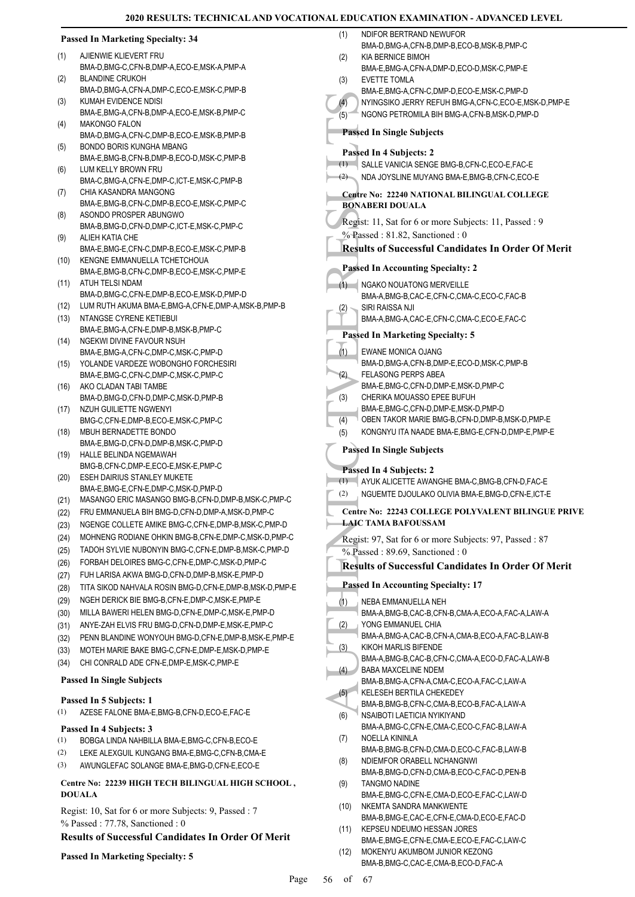**Passed In Marketing Specialty: 34**

(1) AJIENWIE KLIEVERT FRU
BMA-D,BMG-C,CFN-B,DMP-A,ECO-E,MSK-A,PMP-A
(2) BLANDINE CRUKOH
BMA-D,BMG-A,CFN-A,DMP-C,ECO-E,MSK-C,PMP-B
(3) KUMAH EVIDENCE NDISI
BMA-E,BMG-A,CFN-B,DMP-A,ECO-E,MSK-B,PMP-C
(4) MAKONGO FALON
BMA-D,BMG-A,CFN-C,DMP-B,ECO-E,MSK-B,PMP-B
(5) BONDO BORIS KUNGHA MBANG
BMA-E,BMG-B,CFN-B,DMP-B,ECO-D,MSK-C,PMP-B
(6) LUM KELLY BROWN FRU
BMA-C,BMG-A,CFN-E,DMP-C,ICT-E,MSK-C,PMP-B
(7) CHIA KASANDRA MANGONG
BMA-E,BMG-B,CFN-C,DMP-B,ECO-E,MSK-C,PMP-C
(8) ASONDO PROSPER ABUNGWO
BMA-B,BMG-D,CFN-D,DMP-C,ICT-E,MSK-C,PMP-C
(9) ALIEH KATIA CHE
BMA-E,BMG-E,CFN-C,DMP-B,ECO-E,MSK-C,PMP-B
(10) KENGNE EMMANUELLA TCHETCHOUA
BMA-E,BMG-B,CFN-C,DMP-B,ECO-E,MSK-C,PMP-E
(11) ATUH TELSI NDAM
BMA-D,BMG-C,CFN-E,DMP-B,ECO-E,MSK-D,PMP-D
(12) LUM RUTH AKUMA BMA-E,BMG-A,CFN-E,DMP-A,MSK-B,PMP-B
(13) NTANGSE CYRENE KETIEBUI
BMA-E,BMG-A,CFN-E,DMP-B,MSK-B,PMP-C
(14) NGEKWI DIVINE FAVOUR NSUH
BMA-E,BMG-A,CFN-C,DMP-C,MSK-C,PMP-D
(15) YOLANDE VARDEZE WOBONGHO FORCHESIRI
BMA-E,BMG-C,CFN-C,DMP-C,MSK-C,PMP-C
(16) AKO CLADAN TABI TAMBE
BMA-D,BMG-D,CFN-D,DMP-C,MSK-D,PMP-B
(17) NZUH GUILIETTE NGWENYI
BMG-C,CFN-E,DMP-B,ECO-E,MSK-C,PMP-C
(18) MBUH BERNADETTE BONDO
BMA-E,BMG-D,CFN-D,DMP-B,MSK-C,PMP-D
(19) HALLE BELINDA NGEMAWAH
BMG-B,CFN-C,DMP-E,ECO-E,MSK-E,PMP-C
(20) ESEH DAIRIUS STANLEY MUKETE
BMA-E,BMG-E,CFN-E,DMP-C,MSK-D,PMP-D
(21) MASANGO ERIC MASANGO BMG-B,CFN-D,DMP-B,MSK-C,PMP-C
(22) FRU EMMANUELA BIH BMG-D,CFN-D,DMP-A,MSK-D,PMP-C
(23) NGENGE COLLETE AMIKE BMG-C,CFN-E,DMP-B,MSK-C,PMP-D
(24) MOHNENG RODIANE OHKIN BMG-B,CFN-E,DMP-C,MSK-D,PMP-C
(25) TADOH SYLVIE NUBONYIN BMG-C,CFN-E,DMP-B,MSK-C,PMP-D
(26) FORBAH DELOIRES BMG-C,CFN-E,DMP-C,MSK-D,PMP-C
(27) FUH LARISA AKWA BMG-D,CFN-D,DMP-B,MSK-E,PMP-D
(28) TITA SIKOD NAHVALA ROSIN BMG-D,CFN-E,DMP-B,MSK-D,PMP-E
(29) NGEH DERICK BIE BMG-B,CFN-E,DMP-C,MSK-E,PMP-E
(30) MILLA BAWERI HELEN BMG-D,CFN-E,DMP-C,MSK-E,PMP-D
(31) ANYE-ZAH ELVIS FRU BMG-D,CFN-D,DMP-E,MSK-E,PMP-C
(32) PENN BLANDINE WONYOUH BMG-D,CFN-E,DMP-B,MSK-E,PMP-E
(33) MOTEH MARIE BAKE BMG-C,CFN-E,DMP-E,MSK-D,PMP-E
(34) CHI CONRALD ADE CFN-E,DMP-E,MSK-C,PMP-E

**Passed In Single Subjects**

**Passed In 5 Subjects: 1**

(1) AZESE FALONE BMA-E,BMG-B,CFN-D,ECO-E,FAC-E

**Passed In 4 Subjects: 3**

(1) BOBGA LINDA NAHBILLA BMA-E,BMG-C,CFN-B,ECO-E
(2) LEKE ALEXGUIL KUNGANG BMA-E,BMG-C,CFN-B,CMA-E
(3) AWUNGLEFAC SOLANGE BMA-E,BMG-D,CFN-E,ECO-E

**Centre No: 22239 HIGH TECH BILINGUAL HIGH SCHOOL , DOUALA**

Regist: 10, Sat for 6 or more Subjects: 9, Passed : 7
% Passed : 77.78, Sanctioned : 0

**Results of Successful Candidates In Order Of Merit**

**Passed In Marketing Specialty: 5**

(1) NDIFOR BERTRAND NEWUFOR
BMA-D,BMG-A,CFN-B,DMP-B,ECO-B,MSK-B,PMP-C
(2) KIA BERNICE BIMOH
BMA-E,BMG-A,CFN-A,DMP-D,ECO-D,MSK-C,PMP-E
(3) EVETTE TOMLA
BMA-E,BMG-A,CFN-C,DMP-D,ECO-E,MSK-C,PMP-D
(4) NYINGSIKO JERRY REFUH BMG-A,CFN-C,ECO-E,MSK-D,PMP-E
(5) NGONG PETROMILA BIH BMG-A,CFN-B,MSK-D,PMP-D

**Passed In Single Subjects**

**Passed In 4 Subjects: 2**

(1) SALLE VANICIA SENGE BMG-B,CFN-C,ECO-E,FAC-E
(2) NDA JOYSLINE MUYANG BMA-E,BMG-B,CFN-C,ECO-E

**Centre No: 22240 NATIONAL BILINGUAL COLLEGE BONABERI DOUALA**

Regist: 11, Sat for 6 or more Subjects: 11, Passed : 9
% Passed : 81.82, Sanctioned : 0

**Results of Successful Candidates In Order Of Merit**

**Passed In Accounting Specialty: 2**

(1) NGAKO NOUATONG MERVEILLE
BMA-A,BMG-B,CAC-E,CFN-C,CMA-C,ECO-C,FAC-B
(2) SIRI RAISSA NJI
BMA-A,BMG-A,CAC-E,CFN-C,CMA-C,ECO-E,FAC-C

**Passed In Marketing Specialty: 5**

(1) EWANE MONICA OJANG
BMA-D,BMG-A,CFN-B,DMP-E,ECO-D,MSK-C,PMP-B
(2) FELASONG PERPS ABEA
BMA-E,BMG-C,CFN-D,DMP-E,MSK-D,PMP-C
(3) CHERIKA MOUASSO EPEE BUFUH
BMA-E,BMG-C,CFN-D,DMP-E,MSK-D,PMP-D
(4) OBEN TAKOR MARIE BMG-B,CFN-D,DMP-B,MSK-D,PMP-E
(5) KONGNYU ITA NAADE BMA-E,BMG-E,CFN-D,DMP-E,PMP-E

**Passed In Single Subjects**

**Passed In 4 Subjects: 2**

(1) AYUK ALICETTE AWANGHE BMA-C,BMG-B,CFN-D,FAC-E
(2) NGUEMTE DJOULAKO OLIVIA BMA-E,BMG-D,CFN-E,ICT-E

**Centre No: 22243 COLLEGE POLYVALENT BILINGUE PRIVE LAIC TAMA BAFOUSSAM**

Regist: 97, Sat for 6 or more Subjects: 97, Passed : 87
% Passed : 89.69, Sanctioned : 0

**Results of Successful Candidates In Order Of Merit**

**Passed In Accounting Specialty: 17**

(1) NEBA EMMANUELLA NEH
BMA-A,BMG-B,CAC-B,CFN-B,CMA-A,ECO-A,FAC-A,LAW-A
(2) YONG EMMANUEL CHIA
BMA-A,BMG-A,CAC-B,CFN-A,CMA-B,ECO-A,FAC-B,LAW-B
(3) KIKOH MARLIS BIFENDE
BMA-A,BMG-B,CAC-B,CFN-C,CMA-A,ECO-D,FAC-A,LAW-B
(4) BABA MAXCELINE NDEM
BMA-B,BMG-A,CFN-A,CMA-C,ECO-A,FAC-C,LAW-A
(5) KELESEH BERTILA CHEKEDEY
BMA-B,BMG-B,CFN-C,CMA-B,ECO-B,FAC-A,LAW-A
(6) NSAIBOTI LAETICIA NYIKIYAND
BMA-A,BMG-C,CFN-E,CMA-C,ECO-C,FAC-B,LAW-A
(7) NOELLA KININLA
BMA-B,BMG-B,CFN-D,CMA-D,ECO-C,FAC-B,LAW-B
(8) NDIEMFOR ORABELL NCHANGNWI
BMA-B,BMG-D,CFN-D,CMA-B,ECO-C,FAC-D,PEN-B
(9) TANGMO NADINE
BMA-E,BMG-C,CFN-E,CMA-D,ECO-E,FAC-C,LAW-D
(10) NKEMTA SANDRA MANKWENTE
BMA-B,BMG-E,CAC-E,CFN-E,CMA-D,ECO-E,FAC-D
(11) KEPSEU NDEUMO HESSAN JORES
BMA-E,BMG-E,CFN-E,CMA-E,ECO-E,FAC-C,LAW-C
(12) MOKENYU AKUMBOM JUNIOR KEZONG
BMA-B,BMG-C,CAC-E,CMA-B,ECO-D,FAC-A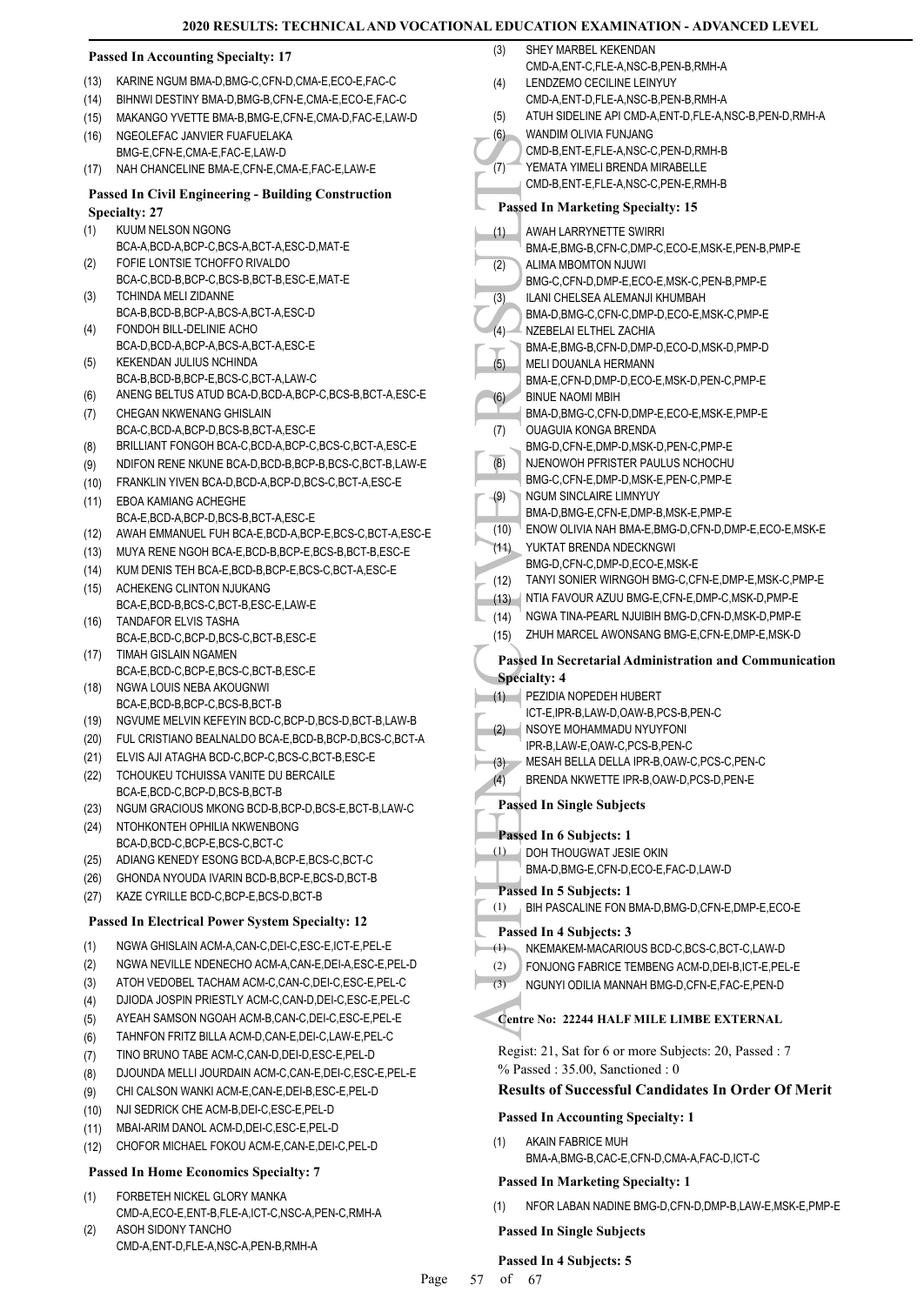#### Passed In Accounting Specialty: 17

(13) KARINE NGUM BMA-D,BMG-C,CFN-D,CMA-E,ECO-E,FAC-C
(14) BIHNWI DESTINY BMA-D,BMG-B,CFN-E,CMA-E,ECO-E,FAC-C
(15) MAKANGO YVETTE BMA-B,BMG-E,CFN-E,CMA-D,FAC-E,LAW-D
(16) NGEOLEFAC JANVIER FUAFUELAKA BMG-E,CFN-E,CMA-E,FAC-E,LAW-D
(17) NAH CHANCELINE BMA-E,CFN-E,CMA-E,FAC-E,LAW-E

#### Passed In Civil Engineering - Building Construction Specialty: 27

(1) KUUM NELSON NGONG BCA-A,BCD-A,BCP-C,BCS-A,BCT-A,ESC-D,MAT-E
(2) FOFIE LONTSIE TCHOFFO RIVALDO BCA-C,BCD-B,BCP-C,BCS-B,BCT-B,ESC-E,MAT-E
(3) TCHINDA MELI ZIDANNE BCA-B,BCD-B,BCP-A,BCS-A,BCT-A,ESC-D
(4) FONDOH BILL-DELINIE ACHO BCA-D,BCD-A,BCP-A,BCS-A,BCT-A,ESC-E
(5) KEKENDAN JULIUS NCHINDA BCA-B,BCD-B,BCP-E,BCS-C,BCT-A,LAW-C
(6) ANENG BELTUS ATUD BCA-D,BCD-A,BCP-C,BCS-B,BCT-A,ESC-E
(7) CHEGAN NKWENANG GHISLAIN BCA-C,BCD-A,BCP-D,BCS-B,BCT-A,ESC-E
(8) BRILLIANT FONGOH BCA-C,BCD-A,BCP-C,BCS-C,BCT-A,ESC-E
(9) NDIFON RENE NKUNE BCA-D,BCD-B,BCP-B,BCS-C,BCT-B,LAW-E
(10) FRANKLIN YIVEN BCA-D,BCD-A,BCP-D,BCS-C,BCT-A,ESC-E
(11) EBOA KAMIANG ACHEGHE BCA-E,BCD-A,BCP-D,BCS-B,BCT-A,ESC-E
(12) AWAH EMMANUEL FUH BCA-E,BCD-A,BCP-E,BCS-C,BCT-A,ESC-E
(13) MUYA RENE NGOH BCA-E,BCD-B,BCP-E,BCS-B,BCT-B,ESC-E
(14) KUM DENIS TEH BCA-E,BCD-B,BCP-E,BCS-C,BCT-A,ESC-E
(15) ACHEKENG CLINTON NJUKANG BCA-E,BCD-B,BCS-C,BCT-B,ESC-E,LAW-E
(16) TANDAFOR ELVIS TASHA BCA-E,BCD-C,BCP-D,BCS-C,BCT-B,ESC-E
(17) TIMAH GISLAIN NGAMEN BCA-E,BCD-C,BCP-E,BCS-C,BCT-B,ESC-E
(18) NGWA LOUIS NEBA AKOUGNWI BCA-E,BCD-B,BCP-C,BCS-B,BCT-B
(19) NGVUME MELVIN KEFEYIN BCD-C,BCP-D,BCS-D,BCT-B,LAW-B
(20) FUL CRISTIANO BEALNALDO BCA-E,BCD-B,BCP-D,BCS-C,BCT-A
(21) ELVIS AJI ATAGHA BCD-C,BCP-C,BCS-C,BCT-B,ESC-E
(22) TCHOUKEU TCHUISSA VANITE DU BERCAILE BCA-E,BCD-C,BCP-D,BCS-B,BCT-B
(23) NGUM GRACIOUS MKONG BCD-B,BCP-D,BCS-E,BCT-B,LAW-C
(24) NTOHKONTEH OPHILIA NKWENBONG BCA-D,BCD-C,BCP-E,BCS-C,BCT-C
(25) ADIANG KENEDY ESONG BCD-A,BCP-E,BCS-C,BCT-C
(26) GHONDA NYOUDA IVARIN BCD-B,BCP-E,BCS-D,BCT-B
(27) KAZE CYRILLE BCD-C,BCP-E,BCS-D,BCT-B

#### Passed In Electrical Power System Specialty: 12

(1) NGWA GHISLAIN ACM-A,CAN-C,DEI-C,ESC-E,ICT-E,PEL-E
(2) NGWA NEVILLE NDENECHO ACM-A,CAN-E,DEI-A,ESC-E,PEL-D
(3) ATOH VEDOBEL TACHAM ACM-C,CAN-C,DEI-C,ESC-E,PEL-C
(4) DJIODA JOSPIN PRIESTLY ACM-C,CAN-D,DEI-C,ESC-E,PEL-C
(5) AYEAH SAMSON NGOAH ACM-B,CAN-C,DEI-C,ESC-E,PEL-E
(6) TAHNFON FRITZ BILLA ACM-D,CAN-E,DEI-C,LAW-E,PEL-C
(7) TINO BRUNO TABE ACM-C,CAN-D,DEI-D,ESC-E,PEL-D
(8) DJOUNDA MELLI JOURDAIN ACM-C,CAN-E,DEI-C,ESC-E,PEL-E
(9) CHI CALSON WANKI ACM-E,CAN-E,DEI-B,ESC-E,PEL-D
(10) NJI SEDRICK CHE ACM-B,DEI-C,ESC-E,PEL-D
(11) MBAI-ARIM DANOL ACM-D,DEI-C,ESC-E,PEL-D
(12) CHOFOR MICHAEL FOKOU ACM-E,CAN-E,DEI-C,PEL-D

#### Passed In Home Economics Specialty: 7

(1) FORBETEH NICKEL GLORY MANKA CMD-A,ECO-E,ENT-B,FLE-A,ICT-C,NSC-A,PEN-C,RMH-A
(2) ASOH SIDONY TANCHO CMD-A,ENT-D,FLE-A,NSC-A,PEN-B,RMH-A
(3) SHEY MARBEL KEKENDAN CMD-A,ENT-C,FLE-A,NSC-B,PEN-B,RMH-A
(4) LENDZEMO CECILINE LEINYUY CMD-A,ENT-D,FLE-A,NSC-B,PEN-B,RMH-A
(5) ATUH SIDELINE API CMD-A,ENT-D,FLE-A,NSC-B,PEN-D,RMH-A
(6) WANDIM OLIVIA FUNJANG CMD-B,ENT-E,FLE-A,NSC-C,PEN-D,RMH-B
(7) YEMATA YIMELI BRENDA MIRABELLE CMD-B,ENT-E,FLE-A,NSC-C,PEN-E,RMH-B

#### Passed In Marketing Specialty: 15

(1) AWAH LARRYNETTE SWIRRI BMA-E,BMG-B,CFN-C,DMP-C,ECO-E,MSK-E,PEN-B,PMP-E
(2) ALIMA MBOMTON NJUWI BMG-C,CFN-D,DMP-E,ECO-E,MSK-C,PEN-B,PMP-E
(3) ILANI CHELSEA ALEMANJI KHUMBAH BMA-D,BMG-C,CFN-C,DMP-D,ECO-E,MSK-C,PMP-E
(4) NZEBELAI ELTHEL ZACHIA BMA-E,BMG-B,CFN-D,DMP-D,ECO-D,MSK-D,PMP-D
(5) MELI DOUANLA HERMANN BMA-E,CFN-D,DMP-D,ECO-E,MSK-D,PEN-C,PMP-E
(6) BINUE NAOMI MBIH BMA-D,BMG-C,CFN-D,DMP-E,ECO-E,MSK-E,PMP-E
(7) OUAGUIA KONGA BRENDA BMG-D,CFN-E,DMP-D,MSK-D,PEN-C,PMP-E
(8) NJENOWOH PFRISTER PAULUS NCHOCHU BMG-C,CFN-E,DMP-D,MSK-E,PEN-C,PMP-E
(9) NGUM SINCLAIRE LIMNYUY BMA-D,BMG-E,CFN-E,DMP-B,MSK-E,PMP-E
(10) ENOW OLIVIA NAH BMA-E,BMG-D,CFN-D,DMP-E,ECO-E,MSK-E
(11) YUKTAT BRENDA NDECKNGWI BMG-D,CFN-C,DMP-D,ECO-E,MSK-E
(12) TANYI SONIER WIRNGOH BMG-C,CFN-E,DMP-E,MSK-C,PMP-E
(13) NTIA FAVOUR AZUU BMG-E,CFN-E,DMP-C,MSK-D,PMP-E
(14) NGWA TINA-PEARL NJUIBIH BMG-D,CFN-D,MSK-D,PMP-E
(15) ZHUH MARCEL AWONSANG BMG-E,CFN-E,DMP-E,MSK-D

#### Passed In Secretarial Administration and Communication Specialty: 4

(1) PEZIDIA NOPEDEH HUBERT ICT-E,IPR-B,LAW-D,OAW-B,PCS-B,PEN-C
(2) NSOYE MOHAMMADU NYUYFONI IPR-B,LAW-E,OAW-C,PCS-B,PEN-C
(3) MESAH BELLA DELLA IPR-B,OAW-C,PCS-C,PEN-C
(4) BRENDA NKWETTE IPR-B,OAW-D,PCS-D,PEN-E

#### Passed In Single Subjects

#### Passed In 6 Subjects: 1

(1) DOH THOUGWAT JESIE OKIN BMA-D,BMG-E,CFN-D,ECO-E,FAC-D,LAW-D

#### Passed In 5 Subjects: 1

(1) BIH PASCALINE FON BMA-D,BMG-D,CFN-E,DMP-E,ECO-E

#### Passed In 4 Subjects: 3

(1) NKEMAKEM-MACARIOUS BCD-C,BCS-C,BCT-C,LAW-D
(2) FONJONG FABRICE TEMBENG ACM-D,DEI-B,ICT-E,PEL-E
(3) NGUNYI ODILIA MANNAH BMG-D,CFN-E,FAC-E,PEN-D

### Centre No: 22244 HALF MILE LIMBE EXTERNAL

Regist: 21, Sat for 6 or more Subjects: 20, Passed : 7
% Passed : 35.00, Sanctioned : 0

### Results of Successful Candidates In Order Of Merit

#### Passed In Accounting Specialty: 1

(1) AKAIN FABRICE MUH BMA-A,BMG-B,CAC-E,CFN-D,CMA-A,FAC-D,ICT-C

#### Passed In Marketing Specialty: 1

(1) NFOR LABAN NADINE BMG-D,CFN-D,DMP-B,LAW-E,MSK-E,PMP-E

#### Passed In Single Subjects

#### Passed In 4 Subjects: 5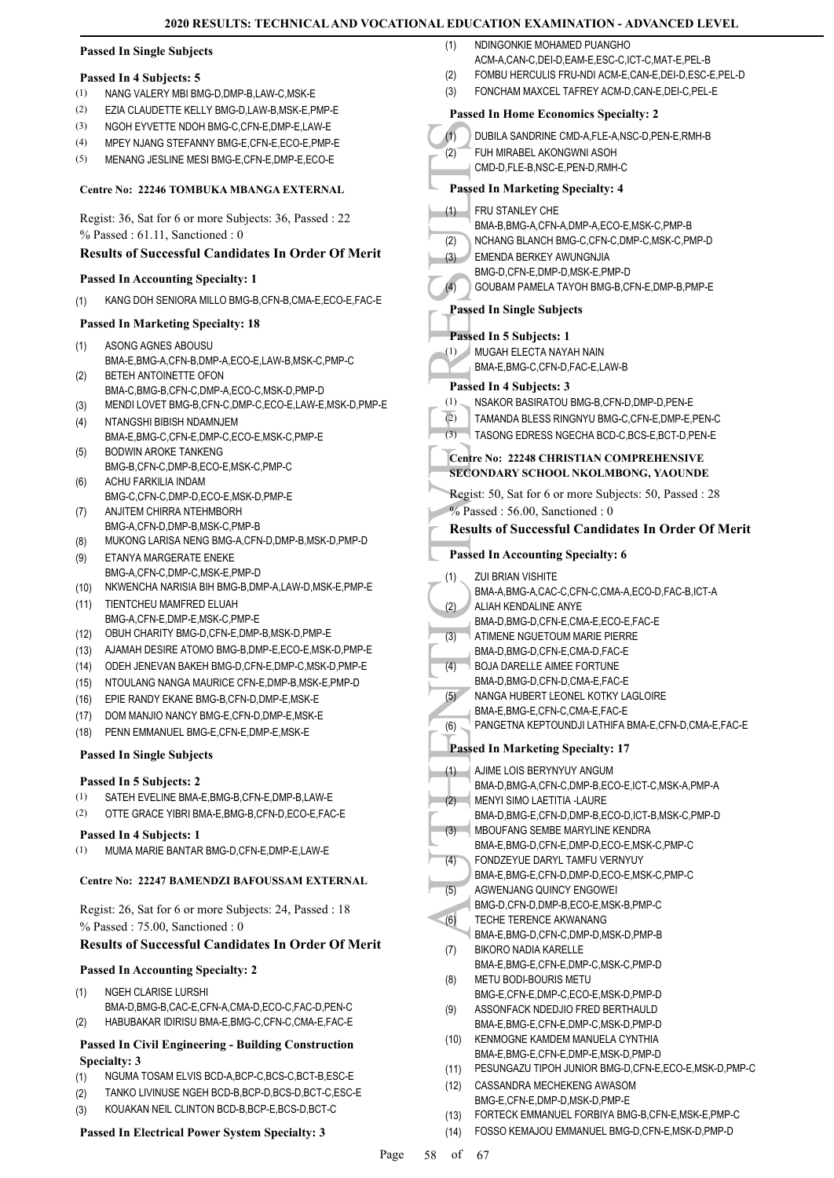#### Passed In Single Subjects

**Passed In 4 Subjects: 5**

(1) NANG VALERY MBI BMG-D,DMP-B,LAW-C,MSK-E
(2) EZIA CLAUDETTE KELLY BMG-D,LAW-B,MSK-E,PMP-E
(3) NGOH EYVETTE NDOH BMG-C,CFN-E,DMP-E,LAW-E
(4) MPEY NJANG STEFANNY BMG-E,CFN-E,ECO-E,PMP-E
(5) MENANG JESLINE MESI BMG-E,CFN-E,DMP-E,ECO-E

### Centre No: 22246 TOMBUKA MBANGA EXTERNAL

Regist: 36, Sat for 6 or more Subjects: 36, Passed : 22
% Passed : 61.11, Sanctioned : 0

#### Results of Successful Candidates In Order Of Merit

**Passed In Accounting Specialty: 1**

(1) KANG DOH SENIORA MILLO BMG-B,CFN-B,CMA-E,ECO-E,FAC-E

**Passed In Marketing Specialty: 18**

(1) ASONG AGNES ABOUSU BMA-E,BMG-A,CFN-B,DMP-A,ECO-E,LAW-B,MSK-C,PMP-C
(2) BETEH ANTOINETTE OFON BMA-C,BMG-B,CFN-C,DMP-A,ECO-C,MSK-D,PMP-D
(3) MENDI LOVET BMG-B,CFN-C,DMP-C,ECO-E,LAW-E,MSK-D,PMP-E
(4) NTANGSHI BIBISH NDAMNJEM BMA-E,BMG-C,CFN-E,DMP-C,ECO-E,MSK-C,PMP-E
(5) BODWIN AROKE TANKENG BMG-B,CFN-C,DMP-B,ECO-E,MSK-C,PMP-C
(6) ACHU FARKILIA INDAM BMG-C,CFN-C,DMP-D,ECO-E,MSK-D,PMP-E
(7) ANJITEM CHIRRA NTEHMBORH BMG-A,CFN-D,DMP-B,MSK-C,PMP-B
(8) MUKONG LARISA NENG BMG-A,CFN-D,DMP-B,MSK-D,PMP-D
(9) ETANYA MARGERATE ENEKE BMG-A,CFN-C,DMP-C,MSK-E,PMP-D
(10) NKWENCHA NARISIA BIH BMG-B,DMP-A,LAW-D,MSK-E,PMP-E
(11) TIENTCHEU MAMFRED ELUAH BMG-A,CFN-E,DMP-E,MSK-C,PMP-E
(12) OBUH CHARITY BMG-D,CFN-E,DMP-B,MSK-D,PMP-E
(13) AJAMAH DESIRE ATOMO BMG-B,DMP-E,ECO-E,MSK-D,PMP-E
(14) ODEH JENEVAN BAKEH BMG-D,CFN-E,DMP-C,MSK-D,PMP-E
(15) NTOULANG NANGA MAURICE CFN-E,DMP-B,MSK-E,PMP-D
(16) EPIE RANDY EKANE BMG-B,CFN-D,DMP-E,MSK-E
(17) DOM MANJIO NANCY BMG-E,CFN-D,DMP-E,MSK-E
(18) PENN EMMANUEL BMG-E,CFN-E,DMP-E,MSK-E

#### Passed In Single Subjects

**Passed In 5 Subjects: 2**

(1) SATEH EVELINE BMA-E,BMG-B,CFN-E,DMP-B,LAW-E
(2) OTTE GRACE YIBRI BMA-E,BMG-B,CFN-D,ECO-E,FAC-E

**Passed In 4 Subjects: 1**

(1) MUMA MARIE BANTAR BMG-D,CFN-E,DMP-E,LAW-E

### Centre No: 22247 BAMENDZI BAFOUSSAM EXTERNAL

Regist: 26, Sat for 6 or more Subjects: 24, Passed : 18
% Passed : 75.00, Sanctioned : 0

#### Results of Successful Candidates In Order Of Merit

**Passed In Accounting Specialty: 2**

(1) NGEH CLARISE LURSHI BMA-D,BMG-B,CAC-E,CFN-A,CMA-D,ECO-C,FAC-D,PEN-C
(2) HABUBAKAR IDIRISU BMA-E,BMG-C,CFN-C,CMA-E,FAC-E

**Passed In Civil Engineering - Building Construction Specialty: 3**

(1) NGUMA TOSAM ELVIS BCD-A,BCP-C,BCS-C,BCT-B,ESC-E
(2) TANKO LIVINUSE NGEH BCD-B,BCP-D,BCS-D,BCT-C,ESC-E
(3) KOUAKAN NEIL CLINTON BCD-B,BCP-E,BCS-D,BCT-C

**Passed In Electrical Power System Specialty: 3**

(1) NDINGONKIE MOHAMED PUANGHO ACM-A,CAN-C,DEI-D,EAM-E,ESC-C,ICT-C,MAT-E,PEL-B
(2) FOMBU HERCULIS FRU-NDI ACM-E,CAN-E,DEI-D,ESC-E,PEL-D
(3) FONCHAM MAXCEL TAFREY ACM-D,CAN-E,DEI-C,PEL-E

**Passed In Home Economics Specialty: 2**

(1) DUBILA SANDRINE CMD-A,FLE-A,NSC-D,PEN-E,RMH-B
(2) FUH MIRABEL AKONGWNI ASOH CMD-D,FLE-B,NSC-E,PEN-D,RMH-C

**Passed In Marketing Specialty: 4**

(1) FRU STANLEY CHE BMA-B,BMG-A,CFN-A,DMP-A,ECO-E,MSK-C,PMP-B
(2) NCHANG BLANCH BMG-C,CFN-C,DMP-C,MSK-C,PMP-D
(3) EMENDA BERKEY AWUNGNJIA BMG-D,CFN-E,DMP-D,MSK-E,PMP-D
(4) GOUBAM PAMELA TAYOH BMG-B,CFN-E,DMP-B,PMP-E

#### Passed In Single Subjects

**Passed In 5 Subjects: 1**

(1) MUGAH ELECTA NAYAH NAIN BMA-E,BMG-C,CFN-D,FAC-E,LAW-B

**Passed In 4 Subjects: 3**

(1) NSAKOR BASIRATOU BMG-B,CFN-D,DMP-D,PEN-E
(2) TAMANDA BLESS RINGNYU BMG-C,CFN-E,DMP-E,PEN-C
(3) TASONG EDRESS NGECHA BCD-C,BCS-E,BCT-D,PEN-E

### Centre No: 22248 CHRISTIAN COMPREHENSIVE SECONDARY SCHOOL NKOLMBONG, YAOUNDE

Regist: 50, Sat for 6 or more Subjects: 50, Passed : 28
% Passed : 56.00, Sanctioned : 0

#### Results of Successful Candidates In Order Of Merit

**Passed In Accounting Specialty: 6**

(1) ZUI BRIAN VISHITE BMA-A,BMG-A,CAC-C,CFN-C,CMA-A,ECO-D,FAC-B,ICT-A
(2) ALIAH KENDALINE ANYE BMA-D,BMG-D,CFN-E,CMA-E,ECO-E,FAC-E
(3) ATIMENE NGUETOUM MARIE PIERRE BMA-D,BMG-D,CFN-E,CMA-D,FAC-E
(4) BOJA DARELLE AIMEE FORTUNE BMA-D,BMG-D,CFN-D,CMA-E,FAC-E
(5) NANGA HUBERT LEONEL KOTKY LAGLOIRE BMA-E,BMG-E,CFN-C,CMA-E,FAC-E
(6) PANGETNA KEPTOUNDJI LATHIFA BMA-E,CFN-D,CMA-E,FAC-E

**Passed In Marketing Specialty: 17**

(1) AJIME LOIS BERYNYUY ANGUM BMA-D,BMG-A,CFN-C,DMP-B,ECO-E,ICT-C,MSK-A,PMP-A
(2) MENYI SIMO LAETITIA -LAURE BMA-D,BMG-E,CFN-D,DMP-B,ECO-D,ICT-B,MSK-C,PMP-D
(3) MBOUFANG SEMBE MARYLINE KENDRA BMA-E,BMG-D,CFN-E,DMP-D,ECO-E,MSK-C,PMP-C
(4) FONDZEYUE DARYL TAMFU VERNYUY BMA-E,BMG-E,CFN-D,DMP-D,ECO-E,MSK-C,PMP-C
(5) AGWENJANG QUINCY ENGOWEI BMG-D,CFN-D,DMP-B,ECO-E,MSK-B,PMP-C
(6) TECHE TERENCE AKWANANG BMA-E,BMG-D,CFN-C,DMP-D,MSK-D,PMP-B
(7) BIKORO NADIA KARELLE BMA-E,BMG-E,CFN-E,DMP-C,MSK-C,PMP-D
(8) METU BODI-BOURIS METU BMG-E,CFN-E,DMP-C,ECO-E,MSK-D,PMP-D
(9) ASSONFACK NDEDJIO FRED BERTHAULD BMA-E,BMG-E,CFN-E,DMP-C,MSK-D,PMP-D
(10) KENMOGNE KAMDEM MANUELA CYNTHIA BMA-E,BMG-E,CFN-E,DMP-E,MSK-D,PMP-D
(11) PESUNGAZU TIPOH JUNIOR BMG-D,CFN-E,ECO-E,MSK-D,PMP-C
(12) CASSANDRA MECHEKENG AWASOM BMG-E,CFN-E,DMP-D,MSK-D,PMP-E
(13) FORTECK EMMANUEL FORBIYA BMG-B,CFN-E,MSK-E,PMP-C
(14) FOSSO KEMAJOU EMMANUEL BMG-D,CFN-E,MSK-D,PMP-D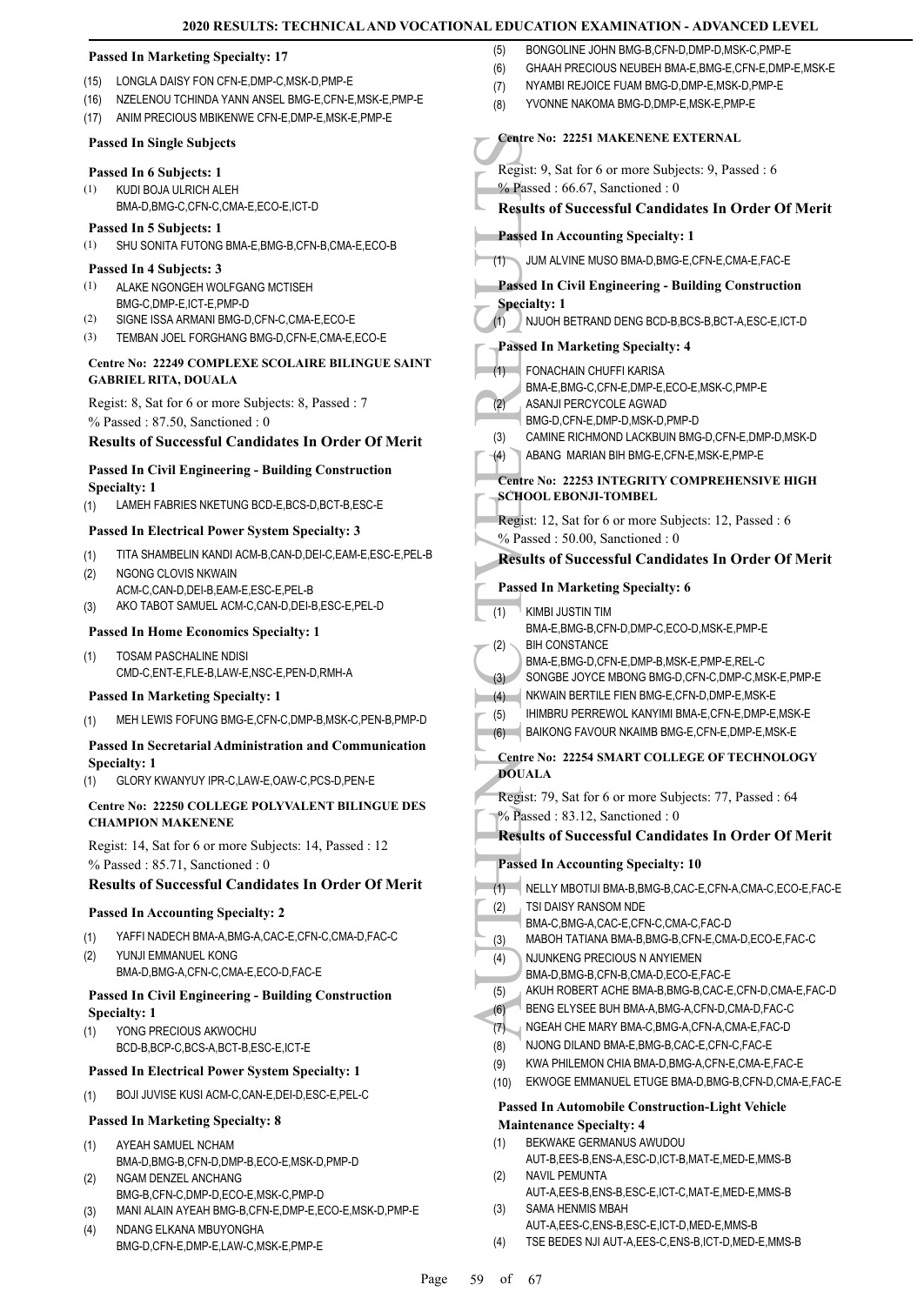#### Passed In Marketing Specialty: 17

(15) LONGLA DAISY FON CFN-E,DMP-C,MSK-D,PMP-E
(16) NZELENOU TCHINDA YANN ANSEL BMG-E,CFN-E,MSK-E,PMP-E
(17) ANIM PRECIOUS MBIKENWE CFN-E,DMP-E,MSK-E,PMP-E

#### Passed In Single Subjects

#### Passed In 6 Subjects: 1

(1) KUDI BOJA ULRICH ALEH BMA-D,BMG-C,CFN-C,CMA-E,ECO-E,ICT-D

#### Passed In 5 Subjects: 1

(1) SHU SONITA FUTONG BMA-E,BMG-B,CFN-B,CMA-E,ECO-B

#### Passed In 4 Subjects: 3

(1) ALAKE NGONGEH WOLFGANG MCTISEH BMG-C,DMP-E,ICT-E,PMP-D
(2) SIGNE ISSA ARMANI BMG-D,CFN-C,CMA-E,ECO-E
(3) TEMBAN JOEL FORGHANG BMG-D,CFN-E,CMA-E,ECO-E

### Centre No: 22249 COMPLEXE SCOLAIRE BILINGUE SAINT GABRIEL RITA, DOUALA

Regist: 8, Sat for 6 or more Subjects: 8, Passed : 7
% Passed : 87.50, Sanctioned : 0

#### Results of Successful Candidates In Order Of Merit

#### Passed In Civil Engineering - Building Construction Specialty: 1

(1) LAMEH FABRIES NKETUNG BCD-E,BCS-D,BCT-B,ESC-E

#### Passed In Electrical Power System Specialty: 3

(1) TITA SHAMBELIN KANDI ACM-B,CAN-D,DEI-C,EAM-E,ESC-E,PEL-B
(2) NGONG CLOVIS NKWAIN ACM-C,CAN-D,DEI-B,EAM-E,ESC-E,PEL-B
(3) AKO TABOT SAMUEL ACM-C,CAN-D,DEI-B,ESC-E,PEL-D

#### Passed In Home Economics Specialty: 1

(1) TOSAM PASCHALINE NDISI CMD-C,ENT-E,FLE-B,LAW-E,NSC-E,PEN-D,RMH-A

#### Passed In Marketing Specialty: 1

(1) MEH LEWIS FOFUNG BMG-E,CFN-C,DMP-B,MSK-C,PEN-B,PMP-D

#### Passed In Secretarial Administration and Communication Specialty: 1

(1) GLORY KWANYUY IPR-C,LAW-E,OAW-C,PCS-D,PEN-E

### Centre No: 22250 COLLEGE POLYVALENT BILINGUE DES CHAMPION MAKENENE

Regist: 14, Sat for 6 or more Subjects: 14, Passed : 12
% Passed : 85.71, Sanctioned : 0

#### Results of Successful Candidates In Order Of Merit

#### Passed In Accounting Specialty: 2

(1) YAFFI NADECH BMA-A,BMG-A,CAC-E,CFN-C,CMA-D,FAC-C
(2) YUNJI EMMANUEL KONG BMA-D,BMG-A,CFN-C,CMA-E,ECO-D,FAC-E

#### Passed In Civil Engineering - Building Construction Specialty: 1

(1) YONG PRECIOUS AKWOCHU BCD-B,BCP-C,BCS-A,BCT-B,ESC-E,ICT-E

#### Passed In Electrical Power System Specialty: 1

(1) BOJI JUVISE KUSI ACM-C,CAN-E,DEI-D,ESC-E,PEL-C

#### Passed In Marketing Specialty: 8

(1) AYEAH SAMUEL NCHAM BMA-D,BMG-B,CFN-D,DMP-B,ECO-E,MSK-D,PMP-D
(2) NGAM DENZEL ANCHANG BMG-B,CFN-C,DMP-D,ECO-E,MSK-C,PMP-D
(3) MANI ALAIN AYEAH BMG-B,CFN-E,DMP-E,ECO-E,MSK-D,PMP-E
(4) NDANG ELKANA MBUYONGHA BMG-D,CFN-E,DMP-E,LAW-C,MSK-E,PMP-E
(5) BONGOLINE JOHN BMG-B,CFN-D,DMP-D,MSK-C,PMP-E
(6) GHAAH PRECIOUS NEUBEH BMA-E,BMG-E,CFN-E,DMP-E,MSK-E
(7) NYAMBI REJOICE FUAM BMG-D,DMP-E,MSK-D,PMP-E
(8) YVONNE NAKOMA BMG-D,DMP-E,MSK-E,PMP-E

### Centre No: 22251 MAKENENE EXTERNAL

Regist: 9, Sat for 6 or more Subjects: 9, Passed : 6
% Passed : 66.67, Sanctioned : 0

#### Results of Successful Candidates In Order Of Merit

#### Passed In Accounting Specialty: 1

(1) JUM ALVINE MUSO BMA-D,BMG-E,CFN-E,CMA-E,FAC-E

#### Passed In Civil Engineering - Building Construction Specialty: 1

(1) NJUOH BETRAND DENG BCD-B,BCS-B,BCT-A,ESC-E,ICT-D

#### Passed In Marketing Specialty: 4

(1) FONACHAIN CHUFFI KARISA BMA-E,BMG-C,CFN-E,DMP-E,ECO-E,MSK-C,PMP-E
(2) ASANJI PERCYCOLE AGWAD BMG-D,CFN-E,DMP-D,MSK-D,PMP-D
(3) CAMINE RICHMOND LACKBUIN BMG-D,CFN-E,DMP-D,MSK-D
(4) ABANG MARIAN BIH BMG-E,CFN-E,MSK-E,PMP-E

### Centre No: 22253 INTEGRITY COMPREHENSIVE HIGH SCHOOL EBONJI-TOMBEL

Regist: 12, Sat for 6 or more Subjects: 12, Passed : 6
% Passed : 50.00, Sanctioned : 0

#### Results of Successful Candidates In Order Of Merit

#### Passed In Marketing Specialty: 6

(1) KIMBI JUSTIN TIM BMA-E,BMG-B,CFN-D,DMP-C,ECO-D,MSK-E,PMP-E
(2) BIH CONSTANCE BMA-E,BMG-D,CFN-E,DMP-B,MSK-E,PMP-E,REL-C
(3) SONGBE JOYCE MBONG BMG-D,CFN-C,DMP-C,MSK-E,PMP-E
(4) NKWAIN BERTILE FIEN BMG-E,CFN-D,DMP-E,MSK-E
(5) IHIMBRU PERREWOL KANYIMI BMA-E,CFN-E,DMP-E,MSK-E
(6) BAIKONG FAVOUR NKAIMB BMG-E,CFN-E,DMP-E,MSK-E

### Centre No: 22254 SMART COLLEGE OF TECHNOLOGY DOUALA

Regist: 79, Sat for 6 or more Subjects: 77, Passed : 64
% Passed : 83.12, Sanctioned : 0

#### Results of Successful Candidates In Order Of Merit

#### Passed In Accounting Specialty: 10

(1) NELLY MBOTIJI BMA-B,BMG-B,CAC-E,CFN-A,CMA-C,ECO-E,FAC-E
(2) TSI DAISY RANSOM NDE BMA-C,BMG-A,CAC-E,CFN-C,CMA-C,FAC-D
(3) MABOH TATIANA BMA-B,BMG-B,CFN-E,CMA-D,ECO-E,FAC-C
(4) NJUNKENG PRECIOUS N ANYIEMEN BMA-D,BMG-B,CFN-B,CMA-D,ECO-E,FAC-E
(5) AKUH ROBERT ACHE BMA-B,BMG-B,CAC-E,CFN-D,CMA-E,FAC-D
(6) BENG ELYSEE BUH BMA-A,BMG-A,CFN-D,CMA-D,FAC-C
(7) NGEAH CHE MARY BMA-C,BMG-A,CFN-A,CMA-E,FAC-D
(8) NJONG DILAND BMA-E,BMG-B,CAC-E,CFN-C,FAC-E
(9) KWA PHILEMON CHIA BMA-D,BMG-A,CFN-E,CMA-E,FAC-E
(10) EKWOGE EMMANUEL ETUGE BMA-D,BMG-B,CFN-D,CMA-E,FAC-E

#### Passed In Automobile Construction-Light Vehicle Maintenance Specialty: 4

(1) BEKWAKE GERMANUS AWUDOU AUT-B,EES-B,ENS-A,ESC-D,ICT-B,MAT-E,MED-E,MMS-B
(2) NAVIL PEMUNTA AUT-A,EES-B,ENS-B,ESC-E,ICT-C,MAT-E,MED-E,MMS-B
(3) SAMA HENMIS MBAH AUT-A,EES-C,ENS-B,ESC-E,ICT-D,MED-E,MMS-B
(4) TSE BEDES NJI AUT-A,EES-C,ENS-B,ICT-D,MED-E,MMS-B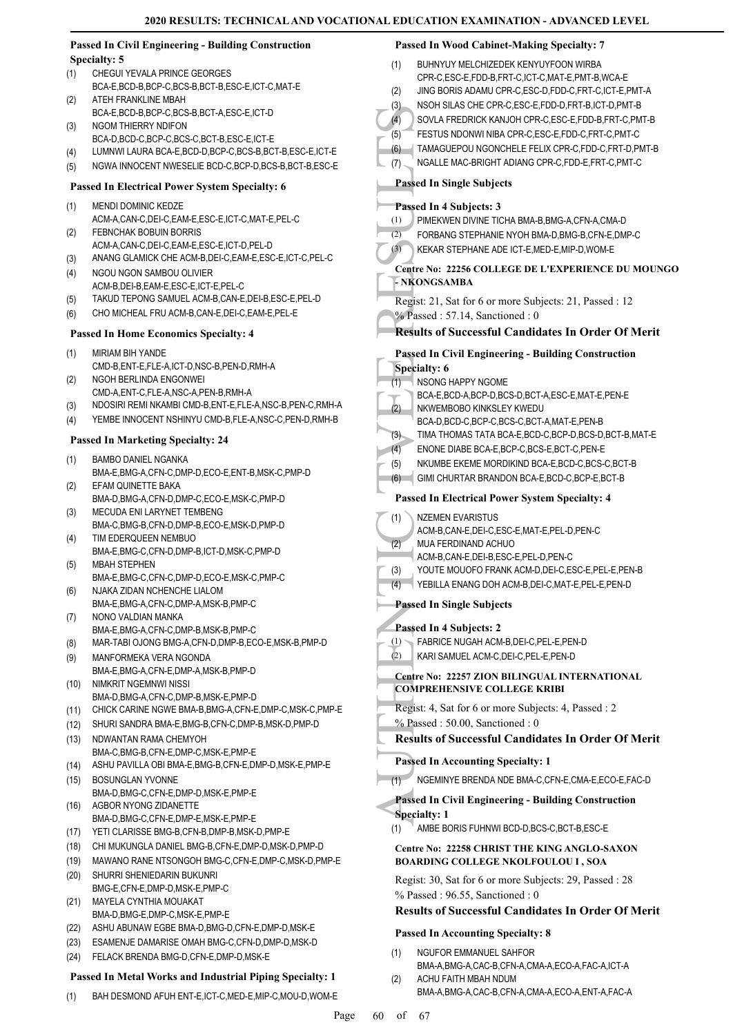### Passed In Civil Engineering - Building Construction Specialty: 5

(1) CHEGUI YEVALA PRINCE GEORGES BCA-E,BCD-B,BCP-C,BCS-B,BCT-B,ESC-E,ICT-C,MAT-E
(2) ATEH FRANKLINE MBAH BCA-E,BCD-B,BCP-C,BCS-B,BCT-A,ESC-E,ICT-D
(3) NGOM THIERRY NDIFON BCA-D,BCD-C,BCP-C,BCS-C,BCT-B,ESC-E,ICT-E
(4) LUMNWI LAURA BCA-E,BCD-D,BCP-C,BCS-B,BCT-B,ESC-E,ICT-E
(5) NGWA INNOCENT NWESELIE BCD-C,BCP-D,BCS-B,BCT-B,ESC-E

### Passed In Electrical Power System Specialty: 6

(1) MENDI DOMINIC KEDZE ACM-A,CAN-C,DEI-C,EAM-E,ESC-E,ICT-C,MAT-E,PEL-C
(2) FEBNCHAK BOBUIN BORRIS ACM-A,CAN-C,DEI-C,EAM-E,ESC-E,ICT-D,PEL-D
(3) ANANG GLAMICK CHE ACM-B,DEI-B,EAM-E,ESC-E,ICT-C,PEL-C
(4) NGOU NGON SAMBOU OLIVIER ACM-B,DEI-B,EAM-E,ESC-E,ICT-E,PEL-C
(5) TAKUD TEPONG SAMUEL ACM-B,CAN-E,DEI-B,ESC-E,PEL-D
(6) CHO MICHEAL FRU ACM-B,CAN-E,DEI-C,EAM-E,PEL-E

### Passed In Home Economics Specialty: 4

(1) MIRIAM BIH YANDE CMD-B,ENT-E,FLE-A,ICT-D,NSC-B,PEN-D,RMH-A
(2) NGOH BERLINDA ENGONWEI CMD-A,ENT-C,FLE-A,NSC-A,PEN-B,RMH-A
(3) NDOSIRI REMI NKAMBI CMD-B,ENT-E,FLE-A,NSC-B,PEN-C,RMH-A
(4) YEMBE INNOCENT NSHINYU CMD-B,FLE-A,NSC-C,PEN-D,RMH-B

### Passed In Marketing Specialty: 24

(1) BAMBO DANIEL NGANKA BMA-E,BMG-A,CFN-C,DMP-D,ECO-E,ENT-B,MSK-C,PMP-D
(2) EFAM QUINETTE BAKA BMA-D,BMG-A,CFN-D,DMP-C,ECO-E,MSK-C,PMP-D
(3) MECUDA ENI LARYNET TEMBENG BMA-C,BMG-B,CFN-D,DMP-B,ECO-E,MSK-D,PMP-D
(4) TIM EDERQUEEN NEMBUO BMA-E,BMG-C,CFN-D,DMP-B,ICT-D,MSK-C,PMP-D
(5) MBAH STEPHEN BMA-E,BMG-C,CFN-C,DMP-D,ECO-E,MSK-C,PMP-C
(6) NJAKA ZIDAN NCHENCHE LIALOM BMA-E,BMG-A,CFN-C,DMP-A,MSK-B,PMP-C
(7) NONO VALDIAN MANKA BMA-E,BMG-A,CFN-C,DMP-B,MSK-B,PMP-C
(8) MAR-TABI OJONG BMG-A,CFN-D,DMP-B,ECO-E,MSK-B,PMP-D
(9) MANFORMEKA VERA NGONDA BMA-E,BMG-A,CFN-E,DMP-A,MSK-B,PMP-D
(10) NIMKRIT NGEMNWI NISSI BMA-D,BMG-A,CFN-C,DMP-B,MSK-E,PMP-D
(11) CHICK CARINE NGWE BMA-B,BMG-A,CFN-E,DMP-C,MSK-C,PMP-E
(12) SHURI SANDRA BMA-E,BMG-B,CFN-C,DMP-B,MSK-D,PMP-D
(13) NDWANTAN RAMA CHEMYOH BMA-C,BMG-B,CFN-E,DMP-C,MSK-E,PMP-E
(14) ASHU PAVILLA OBI BMA-E,BMG-B,CFN-E,DMP-D,MSK-E,PMP-E
(15) BOSUNGLAN YVONNE BMA-D,BMG-C,CFN-E,DMP-D,MSK-E,PMP-E
(16) AGBOR NYONG ZIDANETTE BMA-D,BMG-C,CFN-E,DMP-E,MSK-E,PMP-E
(17) YETI CLARISSE BMG-B,CFN-B,DMP-B,MSK-D,PMP-E
(18) CHI MUKUNGLA DANIEL BMG-B,CFN-E,DMP-D,MSK-D,PMP-D
(19) MAWANO RANE NTSONGOH BMG-C,CFN-E,DMP-C,MSK-D,PMP-E
(20) SHURRI SHENIEDARIN BUKUNRI BMG-E,CFN-E,DMP-D,MSK-E,PMP-C
(21) MAYELA CYNTHIA MOUAKAT BMA-D,BMG-E,DMP-C,MSK-E,PMP-E
(22) ASHU ABUNAW EGBE BMA-D,BMG-D,CFN-E,DMP-D,MSK-E
(23) ESAMENJE DAMARISE OMAH BMG-C,CFN-D,DMP-D,MSK-D
(24) FELACK BRENDA BMG-D,CFN-E,DMP-D,MSK-E

### Passed In Metal Works and Industrial Piping Specialty: 1

(1) BAH DESMOND AFUH ENT-E,ICT-C,MED-E,MIP-C,MOU-D,WOM-E

### Passed In Wood Cabinet-Making Specialty: 7

(1) BUHNYUY MELCHIZEDEK KENYUYFOON WIRBA CPR-C,ESC-E,FDD-B,FRT-C,ICT-C,MAT-E,PMT-B,WCA-E
(2) JING BORIS ADAMU CPR-C,ESC-D,FDD-C,FRT-C,ICT-E,PMT-A
(3) NSOH SILAS CHE CPR-C,ESC-E,FDD-D,FRT-B,ICT-D,PMT-B
(4) SOVLA FREDRICK KANJOH CPR-C,ESC-E,FDD-B,FRT-C,PMT-B
(5) FESTUS NDONWI NIBA CPR-C,ESC-E,FDD-C,FRT-C,PMT-C
(6) TAMAGUEPOU NGONCHELE FELIX CPR-C,FDD-C,FRT-D,PMT-B
(7) NGALLE MAC-BRIGHT ADIANG CPR-C,FDD-E,FRT-C,PMT-C

### Passed In Single Subjects

### Passed In 4 Subjects: 3

(1) PIMEKWEN DIVINE TICHA BMA-B,BMG-A,CFN-A,CMA-D
(2) FORBANG STEPHANIE NYOH BMA-D,BMG-B,CFN-E,DMP-C
(3) KEKAR STEPHANE ADE ICT-E,MED-E,MIP-D,WOM-E

### Centre No: 22256 COLLEGE DE L'EXPERIENCE DU MOUNGO - NKONGSAMBA

Regist: 21, Sat for 6 or more Subjects: 21, Passed : 12
% Passed : 57.14, Sanctioned : 0

### Results of Successful Candidates In Order Of Merit

### Passed In Civil Engineering - Building Construction Specialty: 6

(1) NSONG HAPPY NGOME BCA-E,BCD-A,BCP-D,BCS-D,BCT-A,ESC-E,MAT-E,PEN-E
(2) NKWEMBOBO KINKSLEY KWEDU BCA-D,BCD-C,BCP-C,BCS-C,BCT-A,MAT-E,PEN-B
(3) TIMA THOMAS TATA BCA-E,BCD-C,BCP-D,BCS-D,BCT-B,MAT-E
(4) ENONE DIABE BCA-E,BCP-C,BCS-E,BCT-C,PEN-E
(5) NKUMBE EKEME MORDIKIND BCA-E,BCD-C,BCS-C,BCT-B
(6) GIMI CHURTAR BRANDON BCA-E,BCD-C,BCP-E,BCT-B

### Passed In Electrical Power System Specialty: 4

(1) NZEMEN EVARISTUS ACM-B,CAN-E,DEI-C,ESC-E,MAT-E,PEL-D,PEN-C
(2) MUA FERDINAND ACHUO ACM-B,CAN-E,DEI-B,ESC-E,PEL-D,PEN-C
(3) YOUTE MOUOFO FRANK ACM-D,DEI-C,ESC-E,PEL-E,PEN-B
(4) YEBILLA ENANG DOH ACM-B,DEI-C,MAT-E,PEL-E,PEN-D

### Passed In Single Subjects

### Passed In 4 Subjects: 2

(1) FABRICE NUGAH ACM-B,DEI-C,PEL-E,PEN-D
(2) KARI SAMUEL ACM-C,DEI-C,PEL-E,PEN-D

### Centre No: 22257 ZION BILINGUAL INTERNATIONAL COMPREHENSIVE COLLEGE KRIBI

Regist: 4, Sat for 6 or more Subjects: 4, Passed : 2
% Passed : 50.00, Sanctioned : 0

### Results of Successful Candidates In Order Of Merit

### Passed In Accounting Specialty: 1

(1) NGEMINYE BRENDA NDE BMA-C,CFN-E,CMA-E,ECO-E,FAC-D

### Passed In Civil Engineering - Building Construction Specialty: 1

(1) AMBE BORIS FUHNWI BCD-D,BCS-C,BCT-B,ESC-E

### Centre No: 22258 CHRIST THE KING ANGLO-SAXON BOARDING COLLEGE NKOLFOULOU I , SOA

Regist: 30, Sat for 6 or more Subjects: 29, Passed : 28
% Passed : 96.55, Sanctioned : 0

### Results of Successful Candidates In Order Of Merit

### Passed In Accounting Specialty: 8

(1) NGUFOR EMMANUEL SAHFOR BMA-A,BMG-A,CAC-B,CFN-A,CMA-A,ECO-A,FAC-A,ICT-A
(2) ACHU FAITH MBAH NDUM BMA-A,BMG-A,CAC-B,CFN-A,CMA-A,ECO-A,ENT-A,FAC-A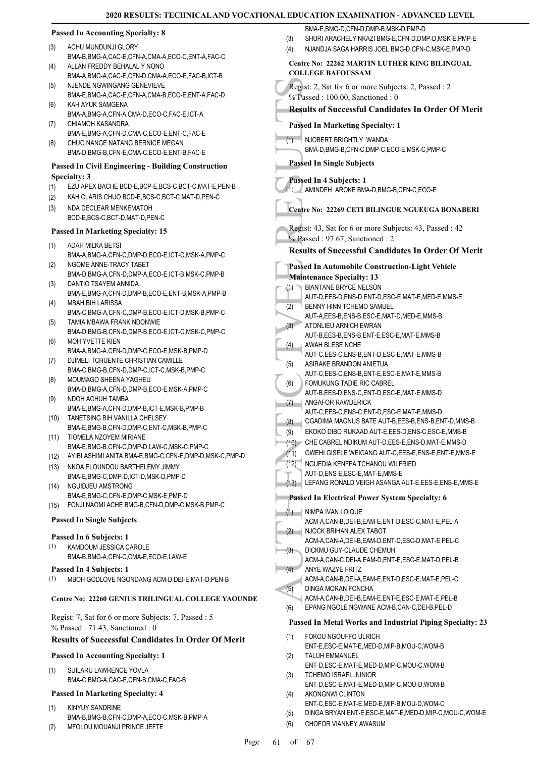**Passed In Accounting Specialty: 8**

(3) ACHU MUNDUNJI GLORY
BMA-B,BMG-A,CAC-E,CFN-A,CMA-A,ECO-C,ENT-A,FAC-C

(4) ALLAN FREDDY BEHALAL Y NONO
BMA-A,BMG-A,CAC-E,CFN-D,CMA-A,ECO-E,FAC-B,ICT-B

(5) NJENDE NGWINGANG GENEVIEVE
BMA-E,BMG-A,CAC-E,CFN-A,CMA-B,ECO-E,ENT-A,FAC-D

(6) KAH AYUK SAMGENA
BMA-A,BMG-A,CFN-A,CMA-D,ECO-C,FAC-E,ICT-A

(7) CHIAMOH KASANDRA
BMA-E,BMG-A,CFN-D,CMA-C,ECO-E,ENT-C,FAC-E

(8) CHUO NANGE NATANG BERNICE MEGAN
BMA-D,BMG-B,CFN-E,CMA-C,ECO-E,ENT-B,FAC-E

**Passed In Civil Engineering - Building Construction Specialty: 3**

(1) EZU APEX BACHE BCD-E,BCP-E,BCS-C,BCT-C,MAT-E,PEN-B

(2) KAH CLARIS CHUO BCD-E,BCS-C,BCT-C,MAT-D,PEN-C

(3) NDA DECLEAR MENKEMATOH
BCD-E,BCS-C,BCT-D,MAT-D,PEN-C

**Passed In Marketing Specialty: 15**

(1) ADAH MILKA BETSI
BMA-A,BMG-A,CFN-C,DMP-D,ECO-E,ICT-C,MSK-A,PMP-C

(2) NGOME ANNE-TRACY TABET
BMA-D,BMG-A,CFN-D,DMP-A,ECO-E,ICT-B,MSK-C,PMP-B

(3) DANTIO TSAYEM ANNIDA
BMA-E,BMG-A,CFN-D,DMP-B,ECO-E,ENT-B,MSK-A,PMP-B

(4) MBAH BIH LARISSA
BMA-C,BMG-A,CFN-C,DMP-B,ECO-E,ICT-D,MSK-B,PMP-C

(5) TAMIA MBAWA FRANK NDONWIE
BMA-D,BMG-B,CFN-D,DMP-B,ECO-E,ICT-C,MSK-C,PMP-C

(6) MOH YVETTE KIEN
BMA-A,BMG-A,CFN-D,DMP-C,ECO-E,MSK-B,PMP-D

(7) DJIMELI TCHUENTE CHRISTIAN CAMILLE
BMA-C,BMG-B,CFN-D,DMP-C,ICT-C,MSK-B,PMP-C

(8) MOUMAGO SHEENA YAGHEU
BMA-D,BMG-A,CFN-D,DMP-B,ECO-E,MSK-A,PMP-C

(9) NDOH ACHUH TAMBA
BMA-E,BMG-A,CFN-D,DMP-B,ICT-E,MSK-B,PMP-B

(10) TANETSING BIH VANILLA CHELSEY
BMA-E,BMG-B,CFN-D,DMP-C,ENT-C,MSK-B,PMP-C

(11) TIOMELA NZOYEM MIRIANE
BMA-E,BMG-B,CFN-C,DMP-D,LAW-C,MSK-C,PMP-C

(12) AYIBI ASHIMI ANITA BMA-E,BMG-C,CFN-E,DMP-E,MSK-C,PMP-D

(13) NKOA ELOUNDOU BARTHELEMY JIMMY
BMA-E,BMG-C,DMP-D,ICT-D,MSK-D,PMP-D

(14) NGUIDJEU AMSTRONG
BMA-E,BMG-C,CFN-E,DMP-C,MSK-E,PMP-D

(15) FONJI NAOMI ACHE BMG-B,CFN-D,DMP-C,MSK-B,PMP-C

**Passed In Single Subjects**

**Passed In 6 Subjects: 1**

(1) KAMDOUM JESSICA CAROLE
BMA-B,BMG-A,CFN-C,CMA-E,ECO-E,LAW-E

**Passed In 4 Subjects: 1**

(1) MBOH GODLOVE NGONDANG ACM-D,DEI-E,MAT-D,PEN-B

#### Centre No: 22260 GENIUS TRILINGUAL COLLEGE YAOUNDE

Regist: 7, Sat for 6 or more Subjects: 7, Passed : 5
% Passed : 71.43, Sanctioned : 0

### Results of Successful Candidates In Order Of Merit

**Passed In Accounting Specialty: 1**

(1) SUILARU LAWRENCE YOVLA
BMA-C,BMG-A,CAC-E,CFN-B,CMA-C,FAC-B

**Passed In Marketing Specialty: 4**

(1) KINYUY SANDRINE
BMA-B,BMG-B,CFN-C,DMP-A,ECO-C,MSK-B,PMP-A

(2) MFOLOU MOUANJI PRINCE JEFTE
BMA-E,BMG-D,CFN-D,DMP-B,MSK-D,PMP-D

(3) SHURI ARACHELY NKAZI BMG-E,CFN-D,DMP-D,MSK-E,PMP-E

(4) NJANDJA SAGA HARRIS JOEL BMG-D,CFN-C,MSK-E,PMP-D

#### Centre No: 22262 MARTIN LUTHER KING BILINGUAL COLLEGE BAFOUSSAM

Regist: 2, Sat for 6 or more Subjects: 2, Passed : 2
% Passed : 100.00, Sanctioned : 0

### Results of Successful Candidates In Order Of Merit

**Passed In Marketing Specialty: 1**

(1) NJOBERT BRIGHTLY WANDA
BMA-D,BMG-B,CFN-C,DMP-C,ECO-E,MSK-C,PMP-C

**Passed In Single Subjects**

**Passed In 4 Subjects: 1**

(1) AMINDEH AROKE BMA-D,BMG-B,CFN-C,ECO-E

#### Centre No: 22269 CETI BILINGUE NGUEUGA BONABERI

Regist: 43, Sat for 6 or more Subjects: 43, Passed : 42
% Passed : 97.67, Sanctioned : 2

### Results of Successful Candidates In Order Of Merit

**Passed In Automobile Construction-Light Vehicle Maintenance Specialty: 13**

(1) BIANTANE BRYCE NELSON
AUT-D,EES-D,ENS-D,ENT-D,ESC-E,MAT-E,MED-E,MMS-E

(2) BENNY HINN TCHEMO SAMUEL
AUT-A,EES-B,ENS-B,ESC-E,MAT-D,MED-E,MMS-B

(3) ATONLIEU ARNICH EWRAN
AUT-B,EES-B,ENS-B,ENT-E,ESC-E,MAT-E,MMS-B

(4) AWAH BLESE NCHE
AUT-C,EES-C,ENS-B,ENT-D,ESC-E,MAT-E,MMS-B

(5) ASIRAKE BRANDON ANIETUA
AUT-C,EES-C,ENS-B,ENT-E,ESC-E,MAT-E,MMS-B

(6) FOMUKUNG TADIE RIC CABREL
AUT-B,EES-D,ENS-C,ENT-D,ESC-E,MAT-E,MMS-D

(7) ANGAFOR RAWDERICK
AUT-C,EES-C,ENS-C,ENT-D,ESC-E,MAT-E,MMS-D

(8) OGADIMA MAGNUS BATE AUT-B,EES-B,ENS-B,ENT-D,MMS-B

(9) EKOKO DIBO RIJKAAD AUT-E,EES-D,ENS-C,ESC-E,MMS-B

(10) CHE CABREL NDIKUM AUT-D,EES-E,ENS-D,MAT-E,MMS-D

(11) GWEHI GISELE WEIGANG AUT-C,EES-E,ENS-E,ENT-E,MMS-E

(12) NGUEDIA KENFFA TCHANOU WILFRIED
AUT-D,ENS-E,ESC-E,MAT-E,MMS-E

(13) LEFANG RONALD VEIGH ASANGA AUT-E,EES-E,ENS-E,MMS-E

**Passed In Electrical Power System Specialty: 6**

(1) NIMPA IVAN LOIQUE
ACM-A,CAN-B,DEI-B,EAM-E,ENT-D,ESC-C,MAT-E,PEL-A

(2) NJOCK BRIHAN ALEX TABOT
ACM-A,CAN-A,DEI-B,EAM-D,ENT-D,ESC-D,MAT-E,PEL-C

(3) DICKMU GUY-CLAUDE CHEMUH
ACM-A,CAN-C,DEI-A,EAM-D,ENT-E,ESC-E,MAT-D,PEL-B

(4) ANYE WAZYE FRITZ
ACM-A,CAN-B,DEI-A,EAM-E,ENT-D,ESC-E,MAT-E,PEL-C

(5) DINGA MORAN FONCHA
ACM-A,CAN-B,DEI-B,EAM-E,ENT-E,ESC-E,MAT-E,PEL-B

(6) EPANG NGOLE NGWANE ACM-B,CAN-C,DEI-B,PEL-D

**Passed In Metal Works and Industrial Piping Specialty: 23**

(1) FOKOU NGOUFFO ULRICH
ENT-E,ESC-E,MAT-E,MED-B,MIP-B,MOU-C,WOM-B

(2) TALUH EMMANUEL
ENT-D,ESC-E,MAT-E,MED-D,MIP-C,MOU-C,WOM-B

(3) TCHEMO ISRAEL JUNIOR
ENT-D,ESC-E,MAT-E,MED-D,MIP-C,MOU-D,WOM-B

(4) AKONGNWI CLINTON
ENT-C,ESC-E,MAT-E,MED-E,MIP-B,MOU-D,WOM-C

(5) DINGA BRYAN ENT-E,ESC-E,MAT-E,MED-D,MIP-C,MOU-C,WOM-E

(6) CHOFOR VIANNEY AWASUM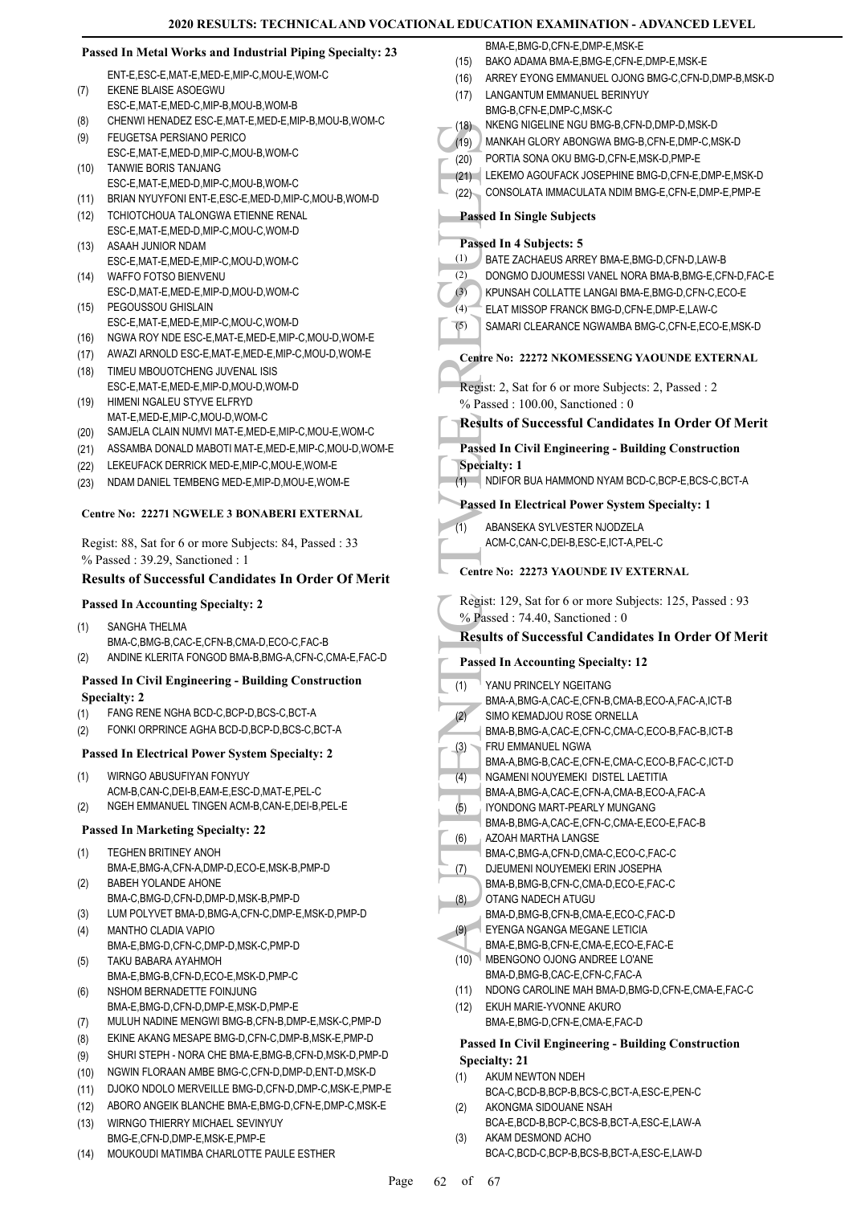### Passed In Metal Works and Industrial Piping Specialty: 23

ENT-E,ESC-E,MAT-E,MED-E,MIP-C,MOU-E,WOM-C

(7) EKENE BLAISE ASOEGWU
ESC-E,MAT-E,MED-C,MIP-B,MOU-B,WOM-B
(8) CHENWI HENADEZ ESC-E,MAT-E,MED-E,MIP-B,MOU-B,WOM-C
(9) FEUGETSA PERSIANO PERICO
ESC-E,MAT-E,MED-D,MIP-C,MOU-B,WOM-C
(10) TANWIE BORIS TANJANG
ESC-E,MAT-E,MED-D,MIP-C,MOU-B,WOM-C
(11) BRIAN NYUYFONI ENT-E,ESC-E,MED-D,MIP-C,MOU-B,WOM-D
(12) TCHIOTCHOUA TALONGWA ETIENNE RENAL
ESC-E,MAT-E,MED-D,MIP-C,MOU-C,WOM-D
(13) ASAAH JUNIOR NDAM
ESC-E,MAT-E,MED-E,MIP-C,MOU-D,WOM-C
(14) WAFFO FOTSO BIENVENU
ESC-D,MAT-E,MED-E,MIP-D,MOU-D,WOM-C
(15) PEGOUSSOU GHISLAIN
ESC-E,MAT-E,MED-E,MIP-C,MOU-C,WOM-D
(16) NGWA ROY NDE ESC-E,MAT-E,MED-E,MIP-C,MOU-D,WOM-E
(17) AWAZI ARNOLD ESC-E,MAT-E,MED-E,MIP-C,MOU-D,WOM-E
(18) TIMEU MBOUOTCHENG JUVENAL ISIS
ESC-E,MAT-E,MED-E,MIP-D,MOU-D,WOM-D
(19) HIMENI NGALEU STYVE ELFRYD
MAT-E,MED-E,MIP-C,MOU-D,WOM-C
(20) SAMJELA CLAIN NUMVI MAT-E,MED-E,MIP-C,MOU-E,WOM-C
(21) ASSAMBA DONALD MABOTI MAT-E,MED-E,MIP-C,MOU-D,WOM-E
(22) LEKEUFACK DERRICK MED-E,MIP-C,MOU-E,WOM-E
(23) NDAM DANIEL TEMBENG MED-E,MIP-D,MOU-E,WOM-E

## Centre No: 22271 NGWELE 3 BONABERI EXTERNAL

Regist: 88, Sat for 6 or more Subjects: 84, Passed : 33
% Passed : 39.29, Sanctioned : 1

### Results of Successful Candidates In Order Of Merit

#### Passed In Accounting Specialty: 2

(1) SANGHA THELMA
BMA-C,BMG-B,CAC-E,CFN-B,CMA-D,ECO-C,FAC-B
(2) ANDINE KLERITA FONGOD BMA-B,BMG-A,CFN-C,CMA-E,FAC-D

#### Passed In Civil Engineering - Building Construction Specialty: 2

(1) FANG RENE NGHA BCD-C,BCP-D,BCS-C,BCT-A
(2) FONKI ORPRINCE AGHA BCD-D,BCP-D,BCS-C,BCT-A

#### Passed In Electrical Power System Specialty: 2

(1) WIRNGO ABUSUFIYAN FONYUY
ACM-B,CAN-C,DEI-B,EAM-E,ESC-D,MAT-E,PEL-C
(2) NGEH EMMANUEL TINGEN ACM-B,CAN-E,DEI-B,PEL-E

#### Passed In Marketing Specialty: 22

(1) TEGHEN BRITINEY ANOH
BMA-E,BMG-A,CFN-A,DMP-D,ECO-E,MSK-B,PMP-D
(2) BABEH YOLANDE AHONE
BMA-C,BMG-D,CFN-D,DMP-D,MSK-B,PMP-D
(3) LUM POLYVET BMA-D,BMG-A,CFN-C,DMP-E,MSK-D,PMP-D
(4) MANTHO CLADIA VAPIO
BMA-E,BMG-D,CFN-C,DMP-D,MSK-C,PMP-D
(5) TAKU BABARA AYAHMOH
BMA-E,BMG-B,CFN-D,ECO-E,MSK-D,PMP-C
(6) NSHOM BERNADETTE FOINJUNG
BMA-E,BMG-D,CFN-D,DMP-E,MSK-D,PMP-E
(7) MULUH NADINE MENGWI BMG-B,CFN-B,DMP-E,MSK-C,PMP-D
(8) EKINE AKANG MESAPE BMG-D,CFN-C,DMP-B,MSK-E,PMP-D
(9) SHURI STEPH - NORA CHE BMA-E,BMG-B,CFN-D,MSK-D,PMP-D
(10) NGWIN FLORAAN AMBE BMG-C,CFN-D,DMP-D,ENT-D,MSK-D
(11) DJOKO NDOLO MERVEILLE BMG-D,CFN-D,DMP-C,MSK-E,PMP-E
(12) ABORO ANGEIK BLANCHE BMA-E,BMG-D,CFN-E,DMP-C,MSK-E
(13) WIRNGO THIERRY MICHAEL SEVINYUY
BMG-E,CFN-D,DMP-E,MSK-E,PMP-E
(14) MOUKOUDI MATIMBA CHARLOTTE PAULE ESTHER
BMA-E,BMG-D,CFN-E,DMP-E,MSK-E
(15) BAKO ADAMA BMA-E,BMG-E,CFN-E,DMP-E,MSK-E
(16) ARREY EYONG EMMANUEL OJONG BMG-C,CFN-D,DMP-B,MSK-D
(17) LANGANTUM EMMANUEL BERINYUY
BMG-B,CFN-E,DMP-C,MSK-C
(18) NKENG NIGELINE NGU BMG-B,CFN-D,DMP-D,MSK-D
(19) MANKAH GLORY ABONGWA BMG-B,CFN-E,DMP-C,MSK-D
(20) PORTIA SONA OKU BMG-D,CFN-E,MSK-D,PMP-E
(21) LEKEMO AGOUFACK JOSEPHINE BMG-D,CFN-E,DMP-E,MSK-D
(22) CONSOLATA IMMACULATA NDIM BMG-E,CFN-E,DMP-E,PMP-E

#### Passed In Single Subjects

#### Passed In 4 Subjects: 5

(1) BATE ZACHAEUS ARREY BMA-E,BMG-D,CFN-D,LAW-B
(2) DONGMO DJOUMESSI VANEL NORA BMA-B,BMG-E,CFN-D,FAC-E
(3) KPUNSAH COLLATTE LANGAI BMA-E,BMG-D,CFN-C,ECO-E
(4) ELAT MISSOP FRANCK BMG-D,CFN-E,DMP-E,LAW-C
(5) SAMARI CLEARANCE NGWAMBA BMG-C,CFN-E,ECO-E,MSK-D

## Centre No: 22272 NKOMESSENG YAOUNDE EXTERNAL

Regist: 2, Sat for 6 or more Subjects: 2, Passed : 2
% Passed : 100.00, Sanctioned : 0

### Results of Successful Candidates In Order Of Merit

#### Passed In Civil Engineering - Building Construction Specialty: 1

(1) NDIFOR BUA HAMMOND NYAM BCD-C,BCP-E,BCS-C,BCT-A

#### Passed In Electrical Power System Specialty: 1

(1) ABANSEKA SYLVESTER NJODZELA
ACM-C,CAN-C,DEI-B,ESC-E,ICT-A,PEL-C

## Centre No: 22273 YAOUNDE IV EXTERNAL

Regist: 129, Sat for 6 or more Subjects: 125, Passed : 93
% Passed : 74.40, Sanctioned : 0

### Results of Successful Candidates In Order Of Merit

#### Passed In Accounting Specialty: 12

(1) YANU PRINCELY NGEITANG
BMA-A,BMG-A,CAC-E,CFN-B,CMA-B,ECO-A,FAC-A,ICT-B
(2) SIMO KEMADJOU ROSE ORNELLA
BMA-B,BMG-A,CAC-E,CFN-C,CMA-C,ECO-B,FAC-B,ICT-B
(3) FRU EMMANUEL NGWA
BMA-A,BMG-B,CAC-E,CFN-E,CMA-C,ECO-B,FAC-C,ICT-D
(4) NGAMENI NOUYEMEKI DISTEL LAETITIA
BMA-A,BMG-A,CAC-E,CFN-A,CMA-B,ECO-A,FAC-A
(5) IYONDONG MART-PEARLY MUNGANG
BMA-B,BMG-A,CAC-E,CFN-C,CMA-E,ECO-E,FAC-B
(6) AZOAH MARTHA LANGSE
BMA-C,BMG-A,CFN-D,CMA-C,ECO-C,FAC-C
(7) DJEUMENI NOUYEMEKI ERIN JOSEPHA
BMA-B,BMG-B,CFN-C,CMA-D,ECO-E,FAC-C
(8) OTANG NADECH ATUGU
BMA-D,BMG-B,CFN-B,CMA-E,ECO-C,FAC-D
(9) EYENGA NGANGA MEGANE LETICIA
BMA-E,BMG-B,CFN-E,CMA-E,ECO-E,FAC-E
(10) MBENGONO OJONG ANDREE LO'ANE
BMA-D,BMG-B,CAC-E,CFN-C,FAC-A
(11) NDONG CAROLINE MAH BMA-D,BMG-D,CFN-E,CMA-E,FAC-C
(12) EKUH MARIE-YVONNE AKURO
BMA-E,BMG-D,CFN-E,CMA-E,FAC-D

#### Passed In Civil Engineering - Building Construction Specialty: 21

(1) AKUM NEWTON NDEH
BCA-C,BCD-B,BCP-B,BCS-C,BCT-A,ESC-E,PEN-C
(2) AKONGMA SIDOUANE NSAH
BCA-E,BCD-B,BCP-C,BCS-B,BCT-A,ESC-E,LAW-A
(3) AKAM DESMOND ACHO
BCA-C,BCD-C,BCP-B,BCS-B,BCT-A,ESC-E,LAW-D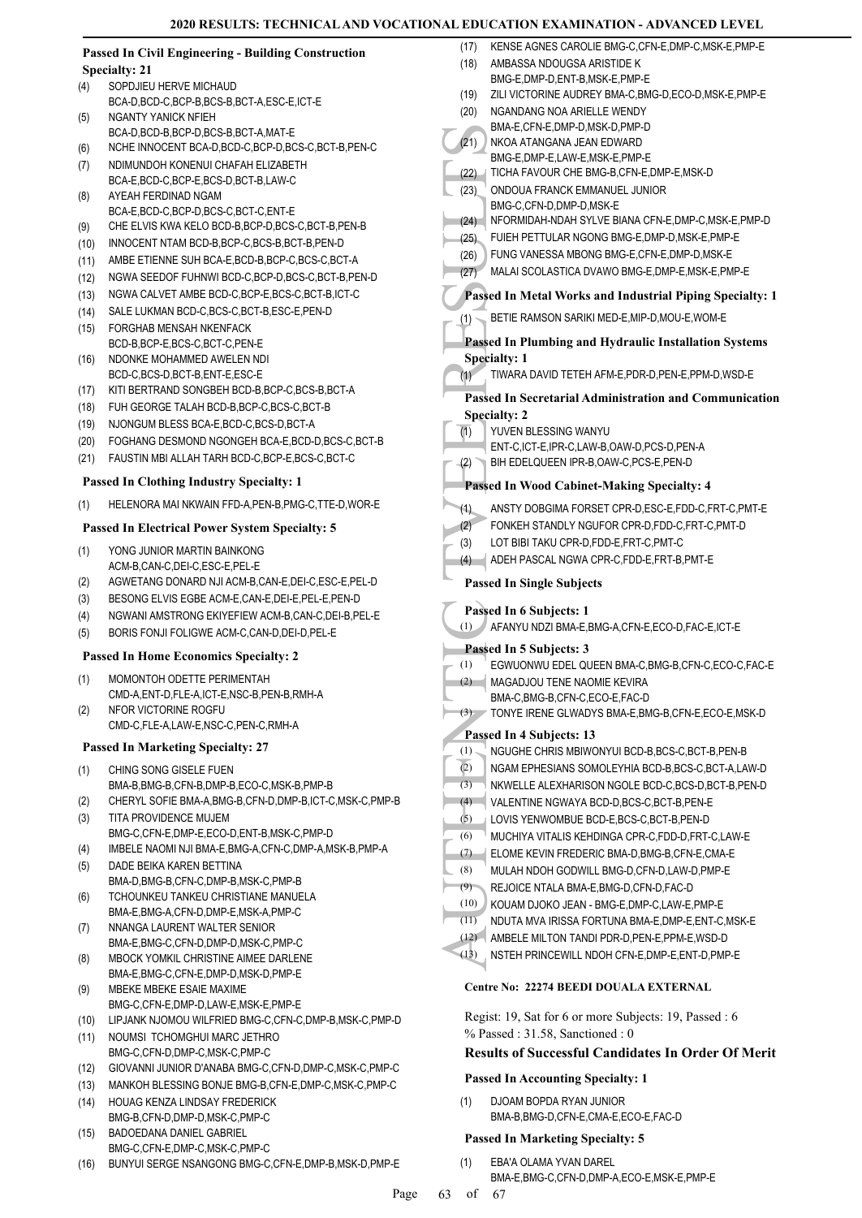### Passed In Civil Engineering - Building Construction Specialty: 21

(4) SOPDJIEU HERVE MICHAUD BCA-D,BCD-C,BCP-B,BCS-B,BCT-A,ESC-E,ICT-E
(5) NGANTY YANICK NFIEH BCA-D,BCD-B,BCP-D,BCS-B,BCT-A,MAT-E
(6) NCHE INNOCENT BCA-D,BCD-C,BCP-D,BCS-C,BCT-B,PEN-C
(7) NDIMUNDOH KONENUI CHAFAH ELIZABETH BCA-E,BCD-C,BCP-E,BCS-D,BCT-B,LAW-C
(8) AYEAH FERDINAD NGAM BCA-E,BCD-C,BCP-D,BCS-C,BCT-C,ENT-E
(9) CHE ELVIS KWA KELO BCD-B,BCP-D,BCS-C,BCT-B,PEN-B
(10) INNOCENT NTAM BCD-B,BCP-C,BCS-B,BCT-B,PEN-D
(11) AMBE ETIENNE SUH BCA-E,BCD-B,BCP-C,BCS-C,BCT-A
(12) NGWA SEEDOF FUHNWI BCD-C,BCP-D,BCS-C,BCT-B,PEN-D
(13) NGWA CALVET AMBE BCD-C,BCP-E,BCS-C,BCT-B,ICT-C
(14) SALE LUKMAN BCD-C,BCS-C,BCT-B,ESC-E,PEN-D
(15) FORGHAB MENSAH NKENFACK BCD-B,BCP-E,BCS-C,BCT-C,PEN-E
(16) NDONKE MOHAMMED AWELEN NDI BCD-C,BCS-D,BCT-B,ENT-E,ESC-E
(17) KITI BERTRAND SONGBEH BCD-B,BCP-C,BCS-B,BCT-A
(18) FUH GEORGE TALAH BCD-B,BCP-C,BCS-C,BCT-B
(19) NJONGUM BLESS BCA-E,BCD-C,BCS-D,BCT-A
(20) FOGHANG DESMOND NGONGEH BCA-E,BCD-D,BCS-C,BCT-B
(21) FAUSTIN MBI ALLAH TARH BCD-C,BCP-E,BCS-C,BCT-C

### Passed In Clothing Industry Specialty: 1

(1) HELENORA MAI NKWAIN FFD-A,PEN-B,PMG-C,TTE-D,WOR-E

### Passed In Electrical Power System Specialty: 5

(1) YONG JUNIOR MARTIN BAINKONG ACM-B,CAN-C,DEI-C,ESC-E,PEL-E
(2) AGWETANG DONARD NJI ACM-B,CAN-E,DEI-C,ESC-E,PEL-D
(3) BESONG ELVIS EGBE ACM-E,CAN-E,DEI-E,PEL-E,PEN-D
(4) NGWANI AMSTRONG EKIYEFIEW ACM-B,CAN-C,DEI-B,PEL-E
(5) BORIS FONJI FOLIGWE ACM-C,CAN-D,DEI-D,PEL-E

### Passed In Home Economics Specialty: 2

(1) MOMONTOH ODETTE PERIMENTAH CMD-A,ENT-D,FLE-A,ICT-E,NSC-B,PEN-B,RMH-A
(2) NFOR VICTORINE ROGFU CMD-C,FLE-A,LAW-E,NSC-C,PEN-C,RMH-A

### Passed In Marketing Specialty: 27

(1) CHING SONG GISELE FUEN BMA-B,BMG-B,CFN-B,DMP-B,ECO-C,MSK-B,PMP-B
(2) CHERYL SOFIE BMA-A,BMG-B,CFN-D,DMP-B,ICT-C,MSK-C,PMP-B
(3) TITA PROVIDENCE MUJEM BMG-C,CFN-E,DMP-E,ECO-D,ENT-B,MSK-C,PMP-D
(4) IMBELE NAOMI NJI BMA-E,BMG-A,CFN-C,DMP-A,MSK-B,PMP-A
(5) DADE BEIKA KAREN BETTINA BMA-D,BMG-B,CFN-C,DMP-B,MSK-C,PMP-B
(6) TCHOUNKEU TANKEU CHRISTIANE MANUELA BMA-E,BMG-A,CFN-D,DMP-E,MSK-A,PMP-C
(7) NNANGA LAURENT WALTER SENIOR BMA-E,BMG-C,CFN-D,DMP-D,MSK-C,PMP-C
(8) MBOCK YOMKIL CHRISTINE AIMEE DARLENE BMA-E,BMG-C,CFN-E,DMP-D,MSK-D,PMP-E
(9) MBEKE MBEKE ESAIE MAXIME BMG-C,CFN-E,DMP-D,LAW-E,MSK-E,PMP-E
(10) LIPJANK NJOMOU WILFRIED BMG-C,CFN-C,DMP-B,MSK-C,PMP-D
(11) NOUMSI TCHOMGHUI MARC JETHRO BMG-C,CFN-D,DMP-C,MSK-C,PMP-C
(12) GIOVANNI JUNIOR D'ANABA BMG-C,CFN-D,DMP-C,MSK-C,PMP-C
(13) MANKOH BLESSING BONJE BMG-B,CFN-E,DMP-C,MSK-C,PMP-C
(14) HOUAG KENZA LINDSAY FREDERICK BMG-B,CFN-D,DMP-D,MSK-C,PMP-C
(15) BADOEDANA DANIEL GABRIEL BMG-C,CFN-E,DMP-C,MSK-C,PMP-C
(16) BUNYUI SERGE NSANGONG BMG-C,CFN-E,DMP-B,MSK-D,PMP-E
(17) KENSE AGNES CAROLIE BMG-C,CFN-E,DMP-C,MSK-E,PMP-E
(18) AMBASSA NDOUGSA ARISTIDE K BMG-E,DMP-D,ENT-B,MSK-E,PMP-E
(19) ZILI VICTORINE AUDREY BMA-C,BMG-D,ECO-D,MSK-E,PMP-E
(20) NGANDANG NOA ARIELLE WENDY BMA-E,CFN-E,DMP-D,MSK-D,PMP-D
(21) NKOA ATANGANA JEAN EDWARD BMG-E,DMP-E,LAW-E,MSK-E,PMP-E
(22) TICHA FAVOUR CHE BMG-B,CFN-E,DMP-E,MSK-D
(23) ONDOUA FRANCK EMMANUEL JUNIOR BMG-C,CFN-D,DMP-D,MSK-E
(24) NFORMIDAH-NDAH SYLVE BIANA CFN-E,DMP-C,MSK-E,PMP-D
(25) FUIEH PETTULAR NGONG BMG-E,DMP-D,MSK-E,PMP-E
(26) FUNG VANESSA MBONG BMG-E,CFN-E,DMP-D,MSK-E
(27) MALAI SCOLASTICA DVAWO BMG-E,DMP-E,MSK-E,PMP-E

### Passed In Metal Works and Industrial Piping Specialty: 1

(1) BETIE RAMSON SARIKI MED-E,MIP-D,MOU-E,WOM-E

### Passed In Plumbing and Hydraulic Installation Systems Specialty: 1

(1) TIWARA DAVID TETEH AFM-E,PDR-D,PEN-E,PPM-D,WSD-E

### Passed In Secretarial Administration and Communication Specialty: 2

(1) YUVEN BLESSING WANYU ENT-C,ICT-E,IPR-C,LAW-B,OAW-D,PCS-D,PEN-A
(2) BIH EDELQUEEN IPR-B,OAW-C,PCS-E,PEN-D

### Passed In Wood Cabinet-Making Specialty: 4

(1) ANSTY DOBGIMA FORSET CPR-D,ESC-E,FDD-C,FRT-C,PMT-E
(2) FONKEH STANDLY NGUFOR CPR-D,FDD-C,FRT-C,PMT-D
(3) LOT BIBI TAKU CPR-D,FDD-E,FRT-C,PMT-C
(4) ADEH PASCAL NGWA CPR-C,FDD-E,FRT-B,PMT-E

### Passed In Single Subjects

### Passed In 6 Subjects: 1

(1) AFANYU NDZI BMA-E,BMG-A,CFN-E,ECO-D,FAC-E,ICT-E

### Passed In 5 Subjects: 3

(1) EGWUONWU EDEL QUEEN BMA-C,BMG-B,CFN-C,ECO-C,FAC-E
(2) MAGADJOU TENE NAOMIE KEVIRA BMA-C,BMG-B,CFN-C,ECO-E,FAC-D
(3) TONYE IRENE GLWADYS BMA-E,BMG-B,CFN-E,ECO-E,MSK-D

### Passed In 4 Subjects: 13

(1) NGUGHE CHRIS MBIWONYUI BCD-B,BCS-C,BCT-B,PEN-B
(2) NGAM EPHESIANS SOMOLEYHIA BCD-B,BCS-C,BCT-A,LAW-D
(3) NKWELLE ALEXHARISON NGOLE BCD-C,BCS-D,BCT-B,PEN-D
(4) VALENTINE NGWAYA BCD-D,BCS-C,BCT-B,PEN-E
(5) LOVIS YENWOMBUE BCD-E,BCS-C,BCT-B,PEN-D
(6) MUCHIYA VITALIS KEHDINGA CPR-C,FDD-D,FRT-C,LAW-E
(7) ELOME KEVIN FREDERIC BMA-D,BMG-B,CFN-E,CMA-E
(8) MULAH NDOH GODWILL BMG-D,CFN-D,LAW-D,PMP-E
(9) REJOICE NTALA BMA-E,BMG-D,CFN-D,FAC-D
(10) KOUAM DJOKO JEAN - BMG-E,DMP-C,LAW-E,PMP-E
(11) NDUTA MVA IRISSA FORTUNA BMA-E,DMP-E,ENT-C,MSK-E
(12) AMBELE MILTON TANDI PDR-D,PEN-E,PPM-E,WSD-D
(13) NSTEH PRINCEWILL NDOH CFN-E,DMP-E,ENT-D,PMP-E

#### Centre No: 22274 BEEDI DOUALA EXTERNAL

Regist: 19, Sat for 6 or more Subjects: 19, Passed : 6
% Passed : 31.58, Sanctioned : 0

### Results of Successful Candidates In Order Of Merit

### Passed In Accounting Specialty: 1

(1) DJOAM BOPDA RYAN JUNIOR BMA-B,BMG-D,CFN-E,CMA-E,ECO-E,FAC-D

### Passed In Marketing Specialty: 5

(1) EBA'A OLAMA YVAN DAREL BMA-E,BMG-C,CFN-D,DMP-A,ECO-E,MSK-E,PMP-E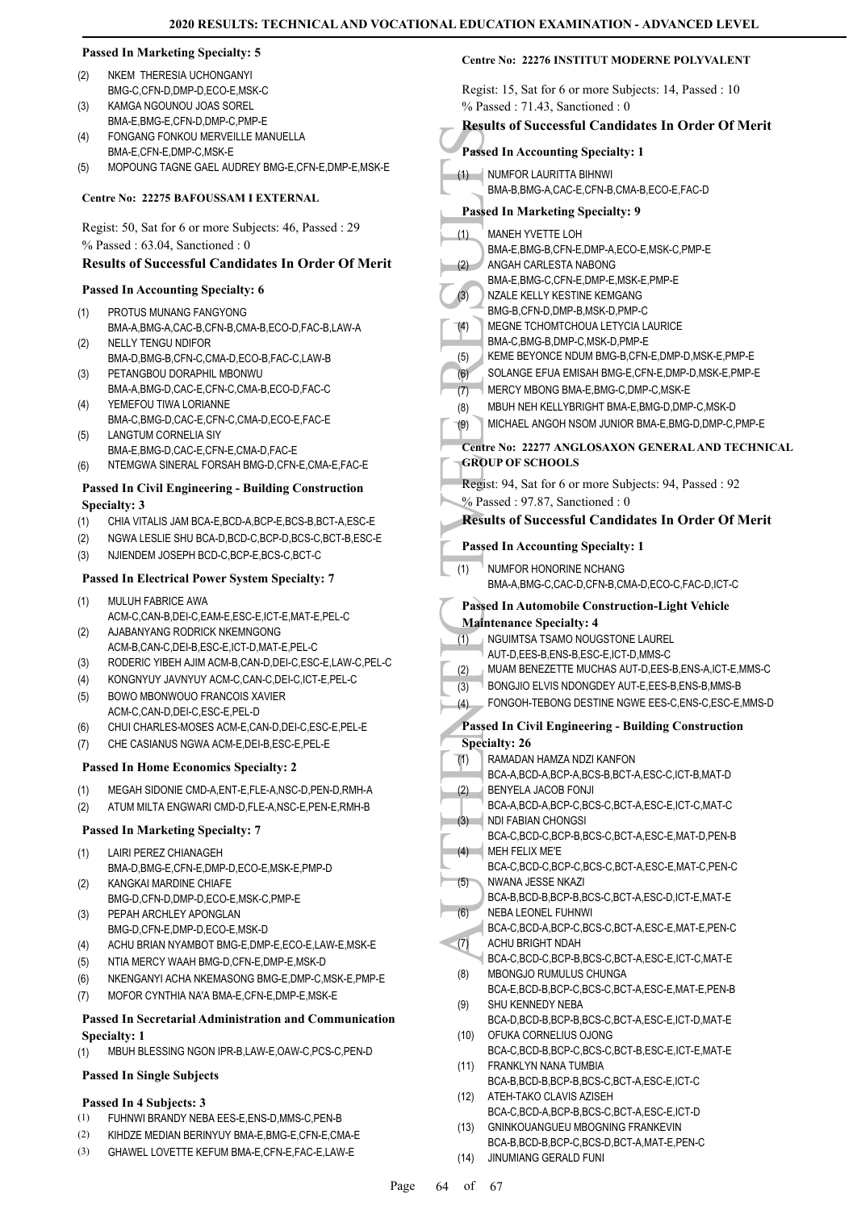#### Passed In Marketing Specialty: 5

(2) NKEM THERESIA UCHONGANYI
BMG-C,CFN-D,DMP-D,ECO-E,MSK-C
(3) KAMGA NGOUNOU JOAS SOREL
BMA-E,BMG-E,CFN-D,DMP-C,PMP-E
(4) FONGANG FONKOU MERVEILLE MANUELLA
BMA-E,CFN-E,DMP-C,MSK-E
(5) MOPOUNG TAGNE GAEL AUDREY BMG-E,CFN-E,DMP-E,MSK-E

#### Centre No: 22275 BAFOUSSAM I EXTERNAL

Regist: 50, Sat for 6 or more Subjects: 46, Passed : 29
% Passed : 63.04, Sanctioned : 0

### Results of Successful Candidates In Order Of Merit

#### Passed In Accounting Specialty: 6

(1) PROTUS MUNANG FANGYONG
BMA-A,BMG-A,CAC-B,CFN-B,CMA-B,ECO-D,FAC-B,LAW-A
(2) NELLY TENGU NDIFOR
BMA-D,BMG-B,CFN-C,CMA-D,ECO-B,FAC-C,LAW-B
(3) PETANGBOU DORAPHIL MBONWU
BMA-A,BMG-D,CAC-E,CFN-C,CMA-B,ECO-D,FAC-C
(4) YEMEFOU TIWA LORIANNE
BMA-C,BMG-D,CAC-E,CFN-C,CMA-D,ECO-E,FAC-E
(5) LANGTUM CORNELIA SIY
BMA-E,BMG-D,CAC-E,CFN-E,CMA-D,FAC-E
(6) NTEMGWA SINERAL FORSAH BMG-D,CFN-E,CMA-E,FAC-E

#### Passed In Civil Engineering - Building Construction Specialty: 3

(1) CHIA VITALIS JAM BCA-E,BCD-A,BCP-E,BCS-B,BCT-A,ESC-E
(2) NGWA LESLIE SHU BCA-D,BCD-C,BCP-D,BCS-C,BCT-B,ESC-E
(3) NJIENDEM JOSEPH BCD-C,BCP-E,BCS-C,BCT-C

#### Passed In Electrical Power System Specialty: 7

(1) MULUH FABRICE AWA
ACM-C,CAN-B,DEI-C,EAM-E,ESC-E,ICT-E,MAT-E,PEL-C
(2) AJABANYANG RODRICK NKEMNGONG
ACM-B,CAN-C,DEI-B,ESC-E,ICT-D,MAT-E,PEL-C
(3) RODERIC YIBEH AJIM ACM-B,CAN-D,DEI-C,ESC-E,LAW-C,PEL-C
(4) KONGNYUY JAVNYUY ACM-C,CAN-C,DEI-C,ICT-E,PEL-C
(5) BOWO MBONWOUO FRANCOIS XAVIER
ACM-C,CAN-D,DEI-C,ESC-E,PEL-D
(6) CHUI CHARLES-MOSES ACM-E,CAN-D,DEI-C,ESC-E,PEL-E
(7) CHE CASIANUS NGWA ACM-E,DEI-B,ESC-E,PEL-E

#### Passed In Home Economics Specialty: 2

(1) MEGAH SIDONIE CMD-A,ENT-E,FLE-A,NSC-D,PEN-D,RMH-A
(2) ATUM MILTA ENGWARI CMD-D,FLE-A,NSC-E,PEN-E,RMH-B

#### Passed In Marketing Specialty: 7

(1) LAIRI PEREZ CHIANAGEH
BMA-D,BMG-E,CFN-E,DMP-D,ECO-E,MSK-E,PMP-D
(2) KANGKAI MARDINE CHIAFE
BMG-D,CFN-D,DMP-D,ECO-E,MSK-C,PMP-E
(3) PEPAH ARCHLEY APONGLAN
BMG-D,CFN-E,DMP-D,ECO-E,MSK-D
(4) ACHU BRIAN NYAMBOT BMG-E,DMP-E,ECO-E,LAW-E,MSK-E
(5) NTIA MERCY WAAH BMG-D,CFN-E,DMP-E,MSK-D
(6) NKENGANYI ACHA NKEMASONG BMG-E,DMP-C,MSK-E,PMP-E
(7) MOFOR CYNTHIA NA'A BMA-E,CFN-E,DMP-E,MSK-E

#### Passed In Secretarial Administration and Communication Specialty: 1

(1) MBUH BLESSING NGON IPR-B,LAW-E,OAW-C,PCS-C,PEN-D

#### Passed In Single Subjects

#### Passed In 4 Subjects: 3

(1) FUHNWI BRANDY NEBA EES-E,ENS-D,MMS-C,PEN-B
(2) KIHDZE MEDIAN BERINYUY BMA-E,BMG-E,CFN-E,CMA-E
(3) GHAWEL LOVETTE KEFUM BMA-E,CFN-E,FAC-E,LAW-E

#### Centre No: 22276 INSTITUT MODERNE POLYVALENT

Regist: 15, Sat for 6 or more Subjects: 14, Passed : 10
% Passed : 71.43, Sanctioned : 0

### Results of Successful Candidates In Order Of Merit

#### Passed In Accounting Specialty: 1

(1) NUMFOR LAURITTA BIHNWI
BMA-B,BMG-A,CAC-E,CFN-B,CMA-B,ECO-E,FAC-D

#### Passed In Marketing Specialty: 9

(1) MANEH YVETTE LOH
BMA-E,BMG-B,CFN-E,DMP-A,ECO-E,MSK-C,PMP-E
(2) ANGAH CARLESTA NABONG
BMA-E,BMG-C,CFN-E,DMP-E,MSK-E,PMP-E
(3) NZALE KELLY KESTINE KEMGANG
BMG-B,CFN-D,DMP-B,MSK-D,PMP-C
(4) MEGNE TCHOMTCHOUA LETYCIA LAURICE
BMA-C,BMG-B,DMP-C,MSK-D,PMP-E
(5) KEME BEYONCE NDUM BMG-B,CFN-E,DMP-D,MSK-E,PMP-E
(6) SOLANGE EFUA EMISAH BMG-E,CFN-E,DMP-D,MSK-E,PMP-E
(7) MERCY MBONG BMA-E,BMG-C,DMP-C,MSK-E
(8) MBUH NEH KELLYBRIGHT BMA-E,BMG-D,DMP-C,MSK-D
(9) MICHAEL ANGOH NSOM JUNIOR BMA-E,BMG-D,DMP-C,PMP-E

#### Centre No: 22277 ANGLOSAXON GENERAL AND TECHNICAL GROUP OF SCHOOLS

Regist: 94, Sat for 6 or more Subjects: 94, Passed : 92
% Passed : 97.87, Sanctioned : 0

### Results of Successful Candidates In Order Of Merit

#### Passed In Accounting Specialty: 1

(1) NUMFOR HONORINE NCHANG
BMA-A,BMG-C,CAC-D,CFN-B,CMA-D,ECO-C,FAC-D,ICT-C

#### Passed In Automobile Construction-Light Vehicle Maintenance Specialty: 4

(1) NGUIMTSA TSAMO NOUGSTONE LAUREL
AUT-D,EES-B,ENS-B,ESC-E,ICT-D,MMS-C
(2) MUAM BENEZETTE MUCHAS AUT-D,EES-B,ENS-A,ICT-E,MMS-C
(3) BONGJIO ELVIS NDONGDEY AUT-E,EES-B,ENS-B,MMS-B
(4) FONGOH-TEBONG DESTINE NGWE EES-C,ENS-C,ESC-E,MMS-D

#### Passed In Civil Engineering - Building Construction Specialty: 26

(1) RAMADAN HAMZA NDZI KANFON
BCA-A,BCD-A,BCP-A,BCS-B,BCT-A,ESC-C,ICT-B,MAT-D
(2) BENYELA JACOB FONJI
BCA-A,BCD-A,BCP-C,BCS-C,BCT-A,ESC-E,ICT-C,MAT-C
(3) NDI FABIAN CHONGSI
BCA-C,BCD-C,BCP-B,BCS-C,BCT-A,ESC-E,MAT-D,PEN-B
(4) MEH FELIX ME'E
BCA-C,BCD-C,BCP-C,BCS-C,BCT-A,ESC-E,MAT-C,PEN-C
(5) NWANA JESSE NKAZI
BCA-B,BCD-B,BCP-B,BCS-C,BCT-A,ESC-D,ICT-E,MAT-E
(6) NEBA LEONEL FUHNWI
BCA-C,BCD-A,BCP-C,BCS-C,BCT-A,ESC-E,MAT-E,PEN-C
(7) ACHU BRIGHT NDAH
BCA-C,BCD-C,BCP-B,BCS-C,BCT-A,ESC-E,ICT-C,MAT-E
(8) MBONGJO RUMULUS CHUNGA
BCA-E,BCD-B,BCP-C,BCS-C,BCT-A,ESC-E,MAT-E,PEN-B
(9) SHU KENNEDY NEBA
BCA-D,BCD-B,BCP-B,BCS-C,BCT-A,ESC-E,ICT-D,MAT-E
(10) OFUKA CORNELIUS OJONG
BCA-C,BCD-B,BCP-C,BCS-C,BCT-B,ESC-E,ICT-E,MAT-E
(11) FRANKLYN NANA TUMBIA
BCA-B,BCD-B,BCP-B,BCS-C,BCT-A,ESC-E,ICT-C
(12) ATEH-TAKO CLAVIS AZISEH
BCA-C,BCD-A,BCP-B,BCS-C,BCT-A,ESC-E,ICT-D
(13) GNINKOUANGUEU MBOGNING FRANKEVIN
BCA-B,BCD-B,BCP-C,BCS-D,BCT-A,MAT-E,PEN-C
(14) JINUMIANG GERALD FUNI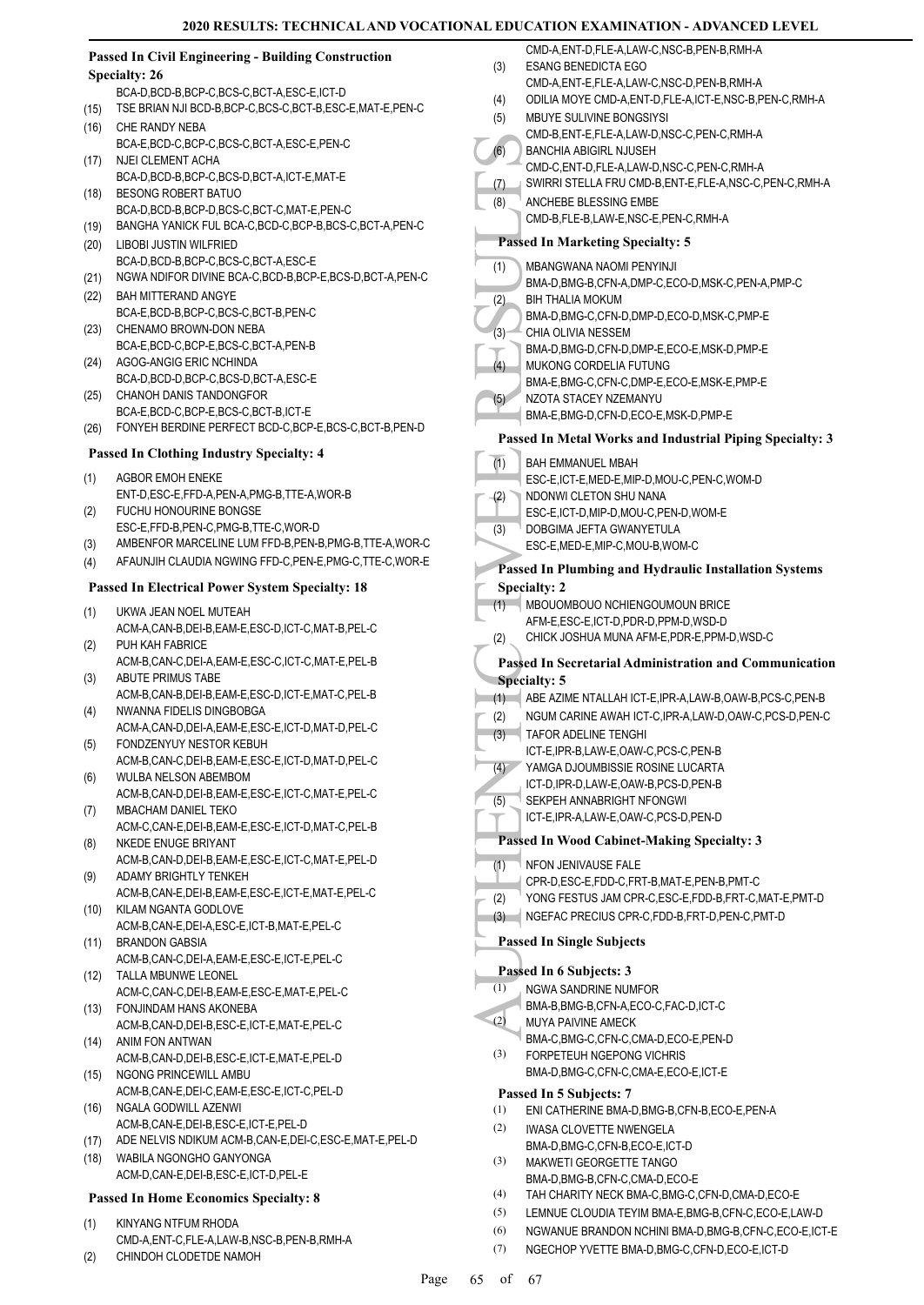### Passed In Civil Engineering - Building Construction Specialty: 26

BCA-D,BCD-B,BCP-C,BCS-C,BCT-A,ESC-E,ICT-D
(15) TSE BRIAN NJI BCD-B,BCP-C,BCS-C,BCT-B,ESC-E,MAT-E,PEN-C
(16) CHE RANDY NEBA BCA-E,BCD-C,BCP-C,BCS-C,BCT-A,ESC-E,PEN-C
(17) NJEI CLEMENT ACHA BCA-D,BCD-B,BCP-C,BCS-D,BCT-A,ICT-E,MAT-E
(18) BESONG ROBERT BATUO BCA-D,BCD-B,BCP-D,BCS-C,BCT-C,MAT-E,PEN-C
(19) BANGHA YANICK FUL BCA-C,BCD-C,BCP-B,BCS-C,BCT-A,PEN-C
(20) LIBOBI JUSTIN WILFRIED BCA-D,BCD-B,BCP-C,BCS-C,BCT-A,ESC-E
(21) NGWA NDIFOR DIVINE BCA-C,BCD-B,BCP-E,BCS-D,BCT-A,PEN-C
(22) BAH MITTERAND ANGYE BCA-E,BCD-B,BCP-C,BCS-C,BCT-B,PEN-C
(23) CHENAMO BROWN-DON NEBA BCA-E,BCD-C,BCP-E,BCS-C,BCT-A,PEN-B
(24) AGOG-ANGIG ERIC NCHINDA BCA-D,BCD-D,BCP-C,BCS-D,BCT-A,ESC-E
(25) CHANOH DANIS TANDONGFOR BCA-E,BCD-C,BCP-E,BCS-C,BCT-B,ICT-E
(26) FONYEH BERDINE PERFECT BCD-C,BCP-E,BCS-C,BCT-B,PEN-D

### Passed In Clothing Industry Specialty: 4

(1) AGBOR EMOH ENEKE ENT-D,ESC-E,FFD-A,PEN-A,PMG-B,TTE-A,WOR-B
(2) FUCHU HONOURINE BONGSE ESC-E,FFD-B,PEN-C,PMG-B,TTE-C,WOR-D
(3) AMBENFOR MARCELINE LUM FFD-B,PEN-B,PMG-B,TTE-A,WOR-C
(4) AFAUNJIH CLAUDIA NGWING FFD-C,PEN-E,PMG-C,TTE-C,WOR-E

### Passed In Electrical Power System Specialty: 18

(1) UKWA JEAN NOEL MUTEAH ACM-A,CAN-B,DEI-B,EAM-E,ESC-D,ICT-C,MAT-B,PEL-C
(2) PUH KAH FABRICE ACM-B,CAN-C,DEI-A,EAM-E,ESC-C,ICT-C,MAT-E,PEL-B
(3) ABUTE PRIMUS TABE ACM-B,CAN-B,DEI-B,EAM-E,ESC-D,ICT-E,MAT-C,PEL-B
(4) NWANNA FIDELIS DINGBOBGA ACM-A,CAN-D,DEI-A,EAM-E,ESC-E,ICT-D,MAT-D,PEL-C
(5) FONDZENYUY NESTOR KEBUH ACM-B,CAN-C,DEI-B,EAM-E,ESC-E,ICT-D,MAT-D,PEL-C
(6) WULBA NELSON ABEMBOM ACM-B,CAN-D,DEI-B,EAM-E,ESC-E,ICT-C,MAT-E,PEL-C
(7) MBACHAM DANIEL TEKO ACM-C,CAN-E,DEI-B,EAM-E,ESC-E,ICT-D,MAT-C,PEL-B
(8) NKEDE ENUGE BRIYANT ACM-B,CAN-D,DEI-B,EAM-E,ESC-E,ICT-C,MAT-E,PEL-D
(9) ADAMY BRIGHTLY TENKEH ACM-B,CAN-E,DEI-B,EAM-E,ESC-E,ICT-E,MAT-E,PEL-C
(10) KILAM NGANTA GODLOVE ACM-B,CAN-E,DEI-A,ESC-E,ICT-B,MAT-E,PEL-C
(11) BRANDON GABSIA ACM-B,CAN-C,DEI-A,EAM-E,ESC-E,ICT-E,PEL-C
(12) TALLA MBUNWE LEONEL ACM-C,CAN-C,DEI-B,EAM-E,ESC-E,MAT-E,PEL-C
(13) FONJINDAM HANS AKONEBA ACM-B,CAN-D,DEI-B,ESC-E,ICT-E,MAT-E,PEL-C
(14) ANIM FON ANTWAN ACM-B,CAN-D,DEI-B,ESC-E,ICT-E,MAT-E,PEL-D
(15) NGONG PRINCEWILL AMBU ACM-B,CAN-E,DEI-C,EAM-E,ESC-E,ICT-C,PEL-D
(16) NGALA GODWILL AZENWI ACM-B,CAN-E,DEI-B,ESC-E,ICT-E,PEL-D
(17) ADE NELVIS NDIKUM ACM-B,CAN-E,DEI-C,ESC-E,MAT-E,PEL-D
(18) WABILA NGONGHO GANYONGA ACM-D,CAN-E,DEI-B,ESC-E,ICT-D,PEL-E

### Passed In Home Economics Specialty: 8

(1) KINYANG NTFUM RHODA CMD-A,ENT-C,FLE-A,LAW-B,NSC-B,PEN-B,RMH-A
(2) CHINDOH CLODETDE NAMOH CMD-A,ENT-D,FLE-A,LAW-C,NSC-B,PEN-B,RMH-A
(3) ESANG BENEDICTA EGO CMD-A,ENT-E,FLE-A,LAW-C,NSC-D,PEN-B,RMH-A
(4) ODILIA MOYE CMD-A,ENT-D,FLE-A,ICT-E,NSC-B,PEN-C,RMH-A
(5) MBUYE SULIVINE BONGSIYSI CMD-B,ENT-E,FLE-A,LAW-D,NSC-C,PEN-C,RMH-A
(6) BANCHIA ABIGIRL NJUSEH CMD-C,ENT-D,FLE-A,LAW-D,NSC-C,PEN-C,RMH-A
(7) SWIRRI STELLA FRU CMD-B,ENT-E,FLE-A,NSC-C,PEN-C,RMH-A
(8) ANCHEBE BLESSING EMBE CMD-B,FLE-B,LAW-E,NSC-E,PEN-C,RMH-A

### Passed In Marketing Specialty: 5

(1) MBANGWANA NAOMI PENYINJI BMA-D,BMG-B,CFN-A,DMP-C,ECO-D,MSK-C,PEN-A,PMP-C
(2) BIH THALIA MOKUM BMA-D,BMG-C,CFN-D,DMP-D,ECO-D,MSK-C,PMP-E
(3) CHIA OLIVIA NESSEM BMA-D,BMG-D,CFN-D,DMP-E,ECO-E,MSK-D,PMP-E
(4) MUKONG CORDELIA FUTUNG BMA-E,BMG-C,CFN-C,DMP-E,ECO-E,MSK-E,PMP-E
(5) NZOTA STACEY NZEMANYU BMA-E,BMG-D,CFN-D,ECO-E,MSK-D,PMP-E

### Passed In Metal Works and Industrial Piping Specialty: 3

(1) BAH EMMANUEL MBAH ESC-E,ICT-E,MED-E,MIP-D,MOU-C,PEN-C,WOM-D
(2) NDONWI CLETON SHU NANA ESC-E,ICT-D,MIP-D,MOU-C,PEN-D,WOM-E
(3) DOBGIMA JEFTA GWANYETULA ESC-E,MED-E,MIP-C,MOU-B,WOM-C

### Passed In Plumbing and Hydraulic Installation Systems Specialty: 2

(1) MBOUOMBOUO NCHIENGOUMOUN BRICE AFM-E,ESC-E,ICT-D,PDR-D,PPM-D,WSD-D
(2) CHICK JOSHUA MUNA AFM-E,PDR-E,PPM-D,WSD-C

### Passed In Secretarial Administration and Communication Specialty: 5

(1) ABE AZIME NTALLAH ICT-E,IPR-A,LAW-B,OAW-B,PCS-C,PEN-B
(2) NGUM CARINE AWAH ICT-C,IPR-A,LAW-D,OAW-C,PCS-D,PEN-C
(3) TAFOR ADELINE TENGHI ICT-E,IPR-B,LAW-E,OAW-C,PCS-C,PEN-B
(4) YAMGA DJOUMBISSIE ROSINE LUCARTA ICT-D,IPR-D,LAW-E,OAW-B,PCS-D,PEN-B
(5) SEKPEH ANNABRIGHT NFONGWI ICT-E,IPR-A,LAW-E,OAW-C,PCS-D,PEN-D

### Passed In Wood Cabinet-Making Specialty: 3

(1) NFON JENIVAUSE FALE CPR-D,ESC-E,FDD-C,FRT-B,MAT-E,PEN-B,PMT-C
(2) YONG FESTUS JAM CPR-C,ESC-E,FDD-B,FRT-C,MAT-E,PMT-D
(3) NGEFAC PRECIUS CPR-C,FDD-B,FRT-D,PEN-C,PMT-D

### Passed In Single Subjects

#### Passed In 6 Subjects: 3

(1) NGWA SANDRINE NUMFOR BMA-B,BMG-B,CFN-A,ECO-C,FAC-D,ICT-C
(2) MUYA PAIVINE AMECK BMA-C,BMG-C,CFN-C,CMA-D,ECO-E,PEN-D
(3) FORPETEUH NGEPONG VICHRIS BMA-D,BMG-C,CFN-C,CMA-E,ECO-E,ICT-E

#### Passed In 5 Subjects: 7

(1) ENI CATHERINE BMA-D,BMG-B,CFN-B,ECO-E,PEN-A
(2) IWASA CLOVETTE NWENGELA BMA-D,BMG-C,CFN-B,ECO-E,ICT-D
(3) MAKWETI GEORGETTE TANGO BMA-D,BMG-B,CFN-C,CMA-D,ECO-E
(4) TAH CHARITY NECK BMA-C,BMG-C,CFN-D,CMA-D,ECO-E
(5) LEMNUE CLOUDIA TEYIM BMA-E,BMG-B,CFN-C,ECO-E,LAW-D
(6) NGWANUE BRANDON NCHINI BMA-D,BMG-B,CFN-C,ECO-E,ICT-E
(7) NGECHOP YVETTE BMA-D,BMG-C,CFN-D,ECO-E,ICT-D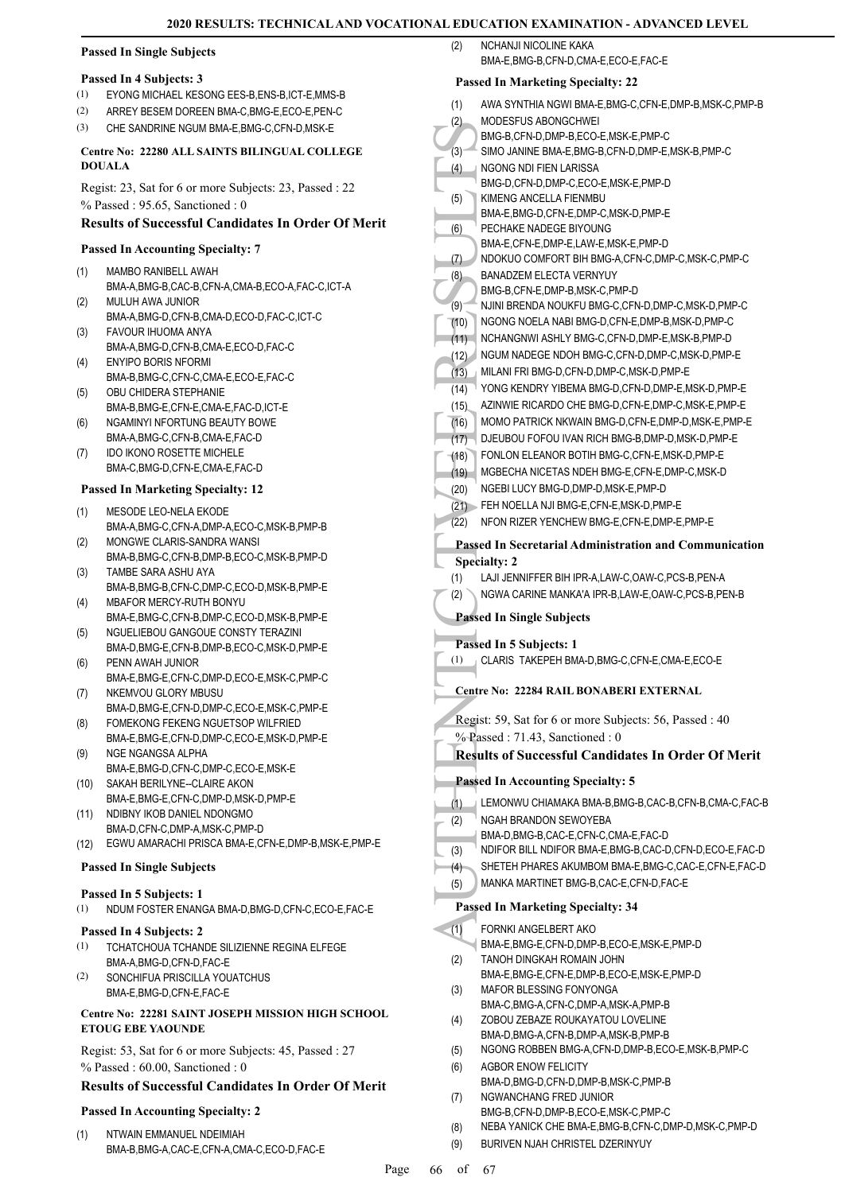**Passed In Single Subjects**

**Passed In 4 Subjects: 3**

(1) EYONG MICHAEL KESONG EES-B,ENS-B,ICT-E,MMS-B
(2) ARREY BESEM DOREEN BMA-C,BMG-E,ECO-E,PEN-C
(3) CHE SANDRINE NGUM BMA-E,BMG-C,CFN-D,MSK-E

**Centre No: 22280 ALL SAINTS BILINGUAL COLLEGE DOUALA**

Regist: 23, Sat for 6 or more Subjects: 23, Passed : 22
% Passed : 95.65, Sanctioned : 0

### Results of Successful Candidates In Order Of Merit

**Passed In Accounting Specialty: 7**

(1) MAMBO RANIBELL AWAH BMA-A,BMG-B,CAC-B,CFN-A,CMA-B,ECO-A,FAC-C,ICT-A
(2) MULUH AWA JUNIOR BMA-A,BMG-D,CFN-B,CMA-D,ECO-D,FAC-C,ICT-C
(3) FAVOUR IHUOMA ANYA BMA-A,BMG-D,CFN-B,CMA-E,ECO-D,FAC-C
(4) ENYIPO BORIS NFORMI BMA-B,BMG-C,CFN-C,CMA-E,ECO-E,FAC-C
(5) OBU CHIDERA STEPHANIE BMA-B,BMG-E,CFN-E,CMA-E,FAC-D,ICT-E
(6) NGAMINYI NFORTUNG BEAUTY BOWE BMA-A,BMG-C,CFN-B,CMA-E,FAC-D
(7) IDO IKONO ROSETTE MICHELE BMA-C,BMG-D,CFN-E,CMA-E,FAC-D

**Passed In Marketing Specialty: 12**

(1) MESODE LEO-NELA EKODE BMA-A,BMG-C,CFN-A,DMP-A,ECO-C,MSK-B,PMP-B
(2) MONGWE CLARIS-SANDRA WANSI BMA-B,BMG-C,CFN-B,DMP-B,ECO-C,MSK-B,PMP-D
(3) TAMBE SARA ASHU AYA BMA-B,BMG-B,CFN-C,DMP-C,ECO-D,MSK-B,PMP-E
(4) MBAFOR MERCY-RUTH BONYU BMA-E,BMG-C,CFN-B,DMP-C,ECO-D,MSK-B,PMP-E
(5) NGUELIEBOU GANGOUE CONSTY TERAZINI BMA-D,BMG-E,CFN-B,DMP-B,ECO-C,MSK-D,PMP-E
(6) PENN AWAH JUNIOR BMA-E,BMG-E,CFN-C,DMP-D,ECO-E,MSK-C,PMP-C
(7) NKEMVOU GLORY MBUSU BMA-D,BMG-E,CFN-D,DMP-C,ECO-E,MSK-C,PMP-E
(8) FOMEKONG FEKENG NGUETSOP WILFRIED BMA-E,BMG-E,CFN-D,DMP-C,ECO-E,MSK-D,PMP-E
(9) NGE NGANGSA ALPHA BMA-E,BMG-D,CFN-C,DMP-C,ECO-E,MSK-E
(10) SAKAH BERILYNE--CLAIRE AKON BMA-E,BMG-E,CFN-C,DMP-D,MSK-D,PMP-E
(11) NDIBNY IKOB DANIEL NDONGMO BMA-D,CFN-C,DMP-A,MSK-C,PMP-D
(12) EGWU AMARACHI PRISCA BMA-E,CFN-E,DMP-B,MSK-E,PMP-E

**Passed In Single Subjects**

**Passed In 5 Subjects: 1**

(1) NDUM FOSTER ENANGA BMA-D,BMG-D,CFN-C,ECO-E,FAC-E

**Passed In 4 Subjects: 2**

(1) TCHATCHOUA TCHANDE SILIZIENNE REGINA ELFEGE BMA-A,BMG-D,CFN-D,FAC-E
(2) SONCHIFUA PRISCILLA YOUATCHUS BMA-E,BMG-D,CFN-E,FAC-E

**Centre No: 22281 SAINT JOSEPH MISSION HIGH SCHOOL ETOUG EBE YAOUNDE**

Regist: 53, Sat for 6 or more Subjects: 45, Passed : 27
% Passed : 60.00, Sanctioned : 0

### Results of Successful Candidates In Order Of Merit

**Passed In Accounting Specialty: 2**

(1) NTWAIN EMMANUEL NDEIMIAH BMA-B,BMG-A,CAC-E,CFN-A,CMA-C,ECO-D,FAC-E
(2) NCHANJI NICOLINE KAKA BMA-E,BMG-B,CFN-D,CMA-E,ECO-E,FAC-E

**Passed In Marketing Specialty: 22**

(1) AWA SYNTHIA NGWI BMA-E,BMG-C,CFN-E,DMP-B,MSK-C,PMP-B
(2) MODESFUS ABONGCHWEI BMG-B,CFN-D,DMP-B,ECO-E,MSK-E,PMP-C
(3) SIMO JANINE BMA-E,BMG-B,CFN-D,DMP-E,MSK-B,PMP-C
(4) NGONG NDI FIEN LARISSA BMG-D,CFN-D,DMP-C,ECO-E,MSK-E,PMP-D
(5) KIMENG ANCELLA FIENMBU BMA-E,BMG-D,CFN-E,DMP-C,MSK-D,PMP-E
(6) PECHAKE NADEGE BIYOUNG BMA-E,CFN-E,DMP-E,LAW-E,MSK-E,PMP-D
(7) NDOKUO COMFORT BIH BMG-A,CFN-C,DMP-C,MSK-C,PMP-C
(8) BANADZEM ELECTA VERNYUY BMG-B,CFN-E,DMP-B,MSK-C,PMP-D
(9) NJINI BRENDA NOUKFU BMG-C,CFN-D,DMP-C,MSK-D,PMP-C
(10) NGONG NOELA NABI BMG-D,CFN-E,DMP-B,MSK-D,PMP-C
(11) NCHANGNWI ASHLY BMG-C,CFN-D,DMP-E,MSK-B,PMP-D
(12) NGUM NADEGE NDOH BMG-C,CFN-D,DMP-C,MSK-D,PMP-E
(13) MILANI FRI BMG-D,CFN-D,DMP-C,MSK-D,PMP-E
(14) YONG KENDRY YIBEMA BMG-D,CFN-D,DMP-E,MSK-D,PMP-E
(15) AZINWIE RICARDO CHE BMG-D,CFN-E,DMP-C,MSK-E,PMP-E
(16) MOMO PATRICK NKWAIN BMG-D,CFN-E,DMP-D,MSK-E,PMP-E
(17) DJEUBOU FOFOU IVAN RICH BMG-B,DMP-D,MSK-D,PMP-E
(18) FONLON ELEANOR BOTIH BMG-C,CFN-E,MSK-D,PMP-E
(19) MGBECHA NICETAS NDEH BMG-E,CFN-E,DMP-C,MSK-D
(20) NGEBI LUCY BMG-D,DMP-D,MSK-E,PMP-D
(21) FEH NOELLA NJI BMG-E,CFN-E,MSK-D,PMP-E
(22) NFON RIZER YENCHEW BMG-E,CFN-E,DMP-E,PMP-E

**Passed In Secretarial Administration and Communication Specialty: 2**

(1) LAJI JENNIFFER BIH IPR-A,LAW-C,OAW-C,PCS-B,PEN-A
(2) NGWA CARINE MANKA'A IPR-B,LAW-E,OAW-C,PCS-B,PEN-B

**Passed In Single Subjects**

**Passed In 5 Subjects: 1**

(1) CLARIS TAKEPEH BMA-D,BMG-C,CFN-E,CMA-E,ECO-E

**Centre No: 22284 RAIL BONABERI EXTERNAL**

Regist: 59, Sat for 6 or more Subjects: 56, Passed : 40
% Passed : 71.43, Sanctioned : 0

### Results of Successful Candidates In Order Of Merit

**Passed In Accounting Specialty: 5**

(1) LEMONWU CHIAMAKA BMA-B,BMG-B,CAC-B,CFN-B,CMA-C,FAC-B
(2) NGAH BRANDON SEWOYEBA BMA-D,BMG-B,CAC-E,CFN-C,CMA-E,FAC-D
(3) NDIFOR BILL NDIFOR BMA-E,BMG-B,CAC-D,CFN-D,ECO-E,FAC-D
(4) SHETEH PHARES AKUMBOM BMA-E,BMG-C,CAC-E,CFN-E,FAC-D
(5) MANKA MARTINET BMG-B,CAC-E,CFN-D,FAC-E

**Passed In Marketing Specialty: 34**

(1) FORNKI ANGELBERT AKO BMA-E,BMG-E,CFN-D,DMP-B,ECO-E,MSK-E,PMP-D
(2) TANOH DINGKAH ROMAIN JOHN BMA-E,BMG-E,CFN-E,DMP-B,ECO-E,MSK-E,PMP-D
(3) MAFOR BLESSING FONYONGA BMA-C,BMG-A,CFN-C,DMP-A,MSK-A,PMP-B
(4) ZOBOU ZEBAZE ROUKAYATOU LOVELINE BMA-D,BMG-A,CFN-B,DMP-A,MSK-B,PMP-B
(5) NGONG ROBBEN BMG-A,CFN-D,DMP-B,ECO-E,MSK-B,PMP-C
(6) AGBOR ENOW FELICITY BMA-D,BMG-D,CFN-D,DMP-B,MSK-C,PMP-B
(7) NGWANCHANG FRED JUNIOR BMG-B,CFN-D,DMP-B,ECO-E,MSK-C,PMP-C
(8) NEBA YANICK CHE BMA-E,BMG-B,CFN-C,DMP-D,MSK-C,PMP-D
(9) BURIVEN NJAH CHRISTEL DZERINYUY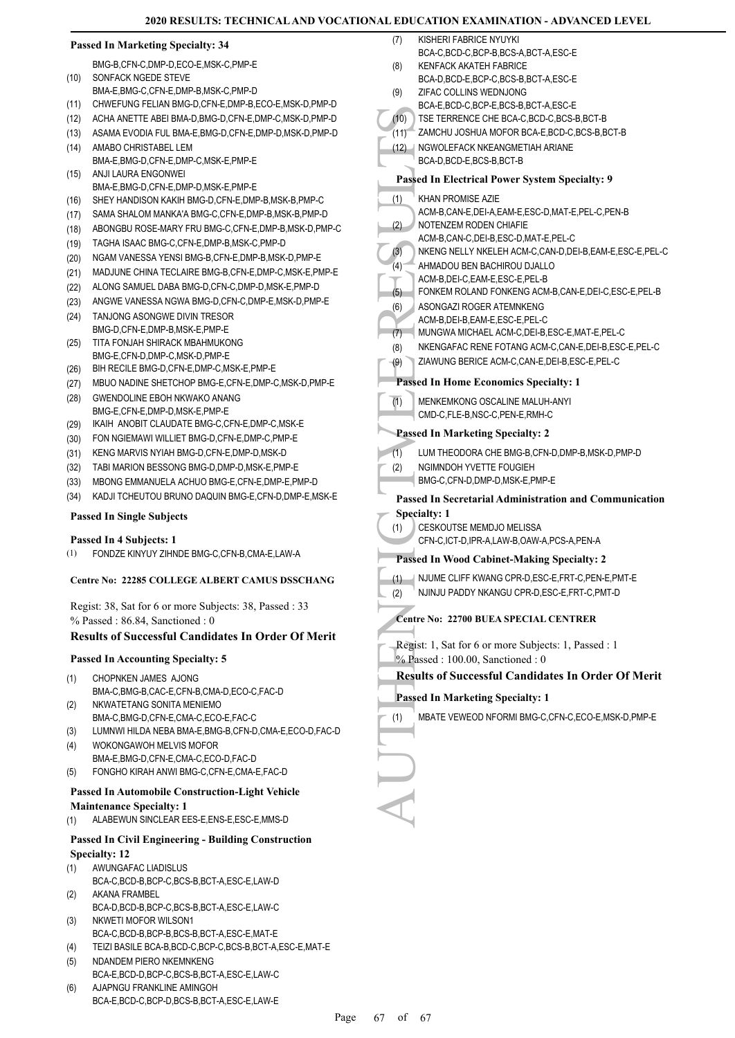**Passed In Marketing Specialty: 34**

BMG-B,CFN-C,DMP-D,ECO-E,MSK-C,PMP-E

(10) SONFACK NGEDE STEVE
BMA-E,BMG-C,CFN-E,DMP-B,MSK-C,PMP-D

(11) CHWEFUNG FELIAN BMG-D,CFN-E,DMP-B,ECO-E,MSK-D,PMP-D

(12) ACHA ANETTE ABEI BMA-D,BMG-D,CFN-E,DMP-C,MSK-D,PMP-D

(13) ASAMA EVODIA FUL BMA-E,BMG-D,CFN-E,DMP-D,MSK-D,PMP-D

(14) AMABO CHRISTABEL LEM
BMA-E,BMG-D,CFN-E,DMP-C,MSK-E,PMP-E

(15) ANJI LAURA ENGONWEI
BMA-E,BMG-D,CFN-E,DMP-D,MSK-E,PMP-E

(16) SHEY HANDISON KAKIH BMG-D,CFN-E,DMP-B,MSK-B,PMP-C

(17) SAMA SHALOM MANKA'A BMG-C,CFN-E,DMP-B,MSK-B,PMP-D

(18) ABONGBU ROSE-MARY FRU BMG-C,CFN-E,DMP-B,MSK-D,PMP-C

(19) TAGHA ISAAC BMG-C,CFN-E,DMP-B,MSK-C,PMP-D

(20) NGAM VANESSA YENSI BMG-B,CFN-E,DMP-B,MSK-D,PMP-E

(21) MADJUNE CHINA TECLAIRE BMG-B,CFN-E,DMP-C,MSK-E,PMP-E

(22) ALONG SAMUEL DABA BMG-D,CFN-C,DMP-D,MSK-E,PMP-D

(23) ANGWE VANESSA NGWA BMG-D,CFN-C,DMP-E,MSK-D,PMP-E

(24) TANJONG ASONGWE DIVIN TRESOR
BMG-D,CFN-E,DMP-B,MSK-E,PMP-E

(25) TITA FONJAH SHIRACK MBAHMUKONG
BMG-E,CFN-D,DMP-C,MSK-D,PMP-E

(26) BIH RECILE BMG-D,CFN-E,DMP-C,MSK-E,PMP-E

(27) MBUO NADINE SHETCHOP BMG-E,CFN-E,DMP-C,MSK-D,PMP-E

(28) GWENDOLINE EBOH NKWAKO ANANG
BMG-E,CFN-E,DMP-D,MSK-E,PMP-E

(29) IKAIH ANOBIT CLAUDATE BMG-C,CFN-E,DMP-C,MSK-E

(30) FON NGIEMAWI WILLIET BMG-D,CFN-E,DMP-C,PMP-E

(31) KENG MARVIS NYIAH BMG-D,CFN-E,DMP-D,MSK-D

(32) TABI MARION BESSONG BMG-D,DMP-D,MSK-E,PMP-E

(33) MBONG EMMANUELA ACHUO BMG-E,CFN-E,DMP-E,PMP-D

(34) KADJI TCHEUTOU BRUNO DAQUIN BMG-E,CFN-D,DMP-E,MSK-E

**Passed In Single Subjects**

**Passed In 4 Subjects: 1**

(1) FONDZE KINYUY ZIHNDE BMG-C,CFN-B,CMA-E,LAW-A

**Centre No: 22285 COLLEGE ALBERT CAMUS DSSCHANG**

Regist: 38, Sat for 6 or more Subjects: 38, Passed : 33
% Passed : 86.84, Sanctioned : 0

### Results of Successful Candidates In Order Of Merit

**Passed In Accounting Specialty: 5**

(1) CHOPNKEN JAMES AJONG
BMA-C,BMG-B,CAC-E,CFN-B,CMA-D,ECO-C,FAC-D

(2) NKWATETANG SONITA MENIEMO
BMA-C,BMG-D,CFN-E,CMA-C,ECO-E,FAC-C

(3) LUMNWI HILDA NEBA BMA-E,BMG-B,CFN-D,CMA-E,ECO-D,FAC-D

(4) WOKONGAWOH MELVIS MOFOR
BMA-E,BMG-D,CFN-E,CMA-C,ECO-D,FAC-D

(5) FONGHO KIRAH ANWI BMG-C,CFN-E,CMA-E,ECO-E,FAC-D

**Passed In Automobile Construction-Light Vehicle Maintenance Specialty: 1**

(1) ALABEWUN SINCLEAR EES-E,ENS-E,ESC-E,MMS-D

**Passed In Civil Engineering - Building Construction Specialty: 12**

(1) AWUNGAFAC LIADISLUS
BCA-C,BCD-B,BCP-C,BCS-B,BCT-A,ESC-E,LAW-D

(2) AKANA FRAMBEL
BCA-D,BCD-B,BCP-C,BCS-B,BCT-A,ESC-E,LAW-C

(3) NKWETI MOFOR WILSON1
BCA-C,BCD-B,BCP-B,BCS-B,BCT-A,ESC-E,MAT-E

(4) TEIZI BASILE BCA-B,BCD-C,BCP-C,BCS-B,BCT-A,ESC-E,MAT-E

(5) NDANDEM PIERO NKEMNKENG
BCA-E,BCD-D,BCP-C,BCS-B,BCT-A,ESC-E,LAW-C

(6) AJAPNGU FRANKLINE AMINGOH
BCA-E,BCD-C,BCP-D,BCS-B,BCT-A,ESC-E,LAW-E

(7) KISHERI FABRICE NYUYKI
BCA-C,BCD-C,BCP-B,BCS-A,BCT-A,ESC-E

(8) KENFACK AKATEH FABRICE
BCA-D,BCD-E,BCP-C,BCS-B,BCT-A,ESC-E

(9) ZIFAC COLLINS WEDNJONG
BCA-E,BCD-C,BCP-E,BCS-B,BCT-A,ESC-E

(10) TSE TERRENCE CHE BCA-C,BCD-C,BCS-B,BCT-B

(11) ZAMCHU JOSHUA MOFOR BCA-E,BCD-C,BCS-B,BCT-B

(12) NGWOLEFACK NKEANGMETIAH ARIANE
BCA-D,BCD-E,BCS-B,BCT-B

**Passed In Electrical Power System Specialty: 9**

(1) KHAN PROMISE AZIE
ACM-B,CAN-E,DEI-A,EAM-E,ESC-D,MAT-E,PEL-C,PEN-B

(2) NOTENZEM RODEN CHIAFIE
ACM-B,CAN-C,DEI-B,ESC-D,MAT-E,PEL-C

(3) NKENG NELLY NKELEH ACM-C,CAN-D,DEI-B,EAM-E,ESC-E,PEL-C

(4) AHMADOU BEN BACHIROU DJALLO
ACM-B,DEI-C,EAM-E,ESC-E,PEL-B

(5) FONKEM ROLAND FONKENG ACM-B,CAN-E,DEI-C,ESC-E,PEL-B

(6) ASONGAZI ROGER ATEMNKENG
ACM-B,DEI-B,EAM-E,ESC-E,PEL-C

(7) MUNGWA MICHAEL ACM-C,DEI-B,ESC-E,MAT-E,PEL-C

(8) NKENGAFAC RENE FOTANG ACM-C,CAN-E,DEI-B,ESC-E,PEL-C

(9) ZIAWUNG BERICE ACM-C,CAN-E,DEI-B,ESC-E,PEL-C

**Passed In Home Economics Specialty: 1**

(1) MENKEMKONG OSCALINE MALUH-ANYI
CMD-C,FLE-B,NSC-C,PEN-E,RMH-C

**Passed In Marketing Specialty: 2**

(1) LUM THEODORA CHE BMG-B,CFN-D,DMP-B,MSK-D,PMP-D

(2) NGIMNDOH YVETTE FOUGIEH
BMG-C,CFN-D,DMP-D,MSK-E,PMP-E

**Passed In Secretarial Administration and Communication Specialty: 1**

(1) CESKOUTSE MEMDJO MELISSA
CFN-C,ICT-D,IPR-A,LAW-B,OAW-A,PCS-A,PEN-A

**Passed In Wood Cabinet-Making Specialty: 2**

(1) NJUME CLIFF KWANG CPR-D,ESC-E,FRT-C,PEN-E,PMT-E

(2) NJINJU PADDY NKANGU CPR-D,ESC-E,FRT-C,PMT-D

**Centre No: 22700 BUEA SPECIAL CENTRER**

Regist: 1, Sat for 6 or more Subjects: 1, Passed : 1
% Passed : 100.00, Sanctioned : 0

### Results of Successful Candidates In Order Of Merit

**Passed In Marketing Specialty: 1**

(1) MBATE VEWEOD NFORMI BMG-C,CFN-C,ECO-E,MSK-D,PMP-E